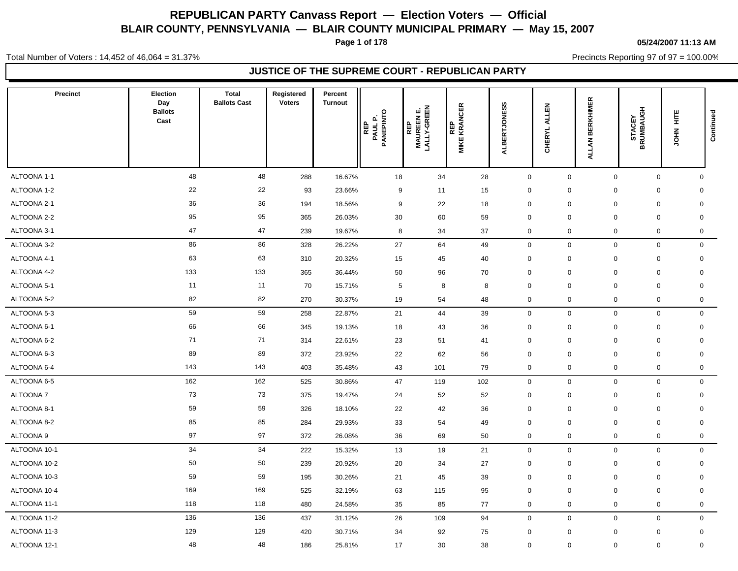# REPUBLICAN PARTY Canvass Report — Election Voters — Official

## BLAIR COUNTY, PENNSYLVANIA — BLAIR COUNTY MUNICIPAL PRIMARY — May 15, 2007

05/24/2007 11:13 AM

Total Number of Voters : 14,452 of 46,064 = 31.37%

Precincts Reporting 97 of 97 = 100.00%

### JUSTICE OF THE SUPREME COURT - REPUBLICAN PARTY

| Precinct | Election Day Ballots Cast | Total Ballots Cast | Registered Voters | Percent Turnout | REP PAUL P. PANEPINTO | REP MAUREEN E. LALLY-GREEN | REP MIKE KRANCER | ALBERTJONESS | CHERYL ALLEN | ALLAN BERKHIMER | STACEY BRUMBAUGH | JOHN HITE | Continued |
|---|---|---|---|---|---|---|---|---|---|---|---|---|---|
| ALTOONA 1-1 | 48 | 48 | 288 | 16.67% | 18 | 34 | 28 | 0 | 0 | 0 | 0 | 0 | |
| ALTOONA 1-2 | 22 | 22 | 93 | 23.66% | 9 | 11 | 15 | 0 | 0 | 0 | 0 | 0 | |
| ALTOONA 2-1 | 36 | 36 | 194 | 18.56% | 9 | 22 | 18 | 0 | 0 | 0 | 0 | 0 | |
| ALTOONA 2-2 | 95 | 95 | 365 | 26.03% | 30 | 60 | 59 | 0 | 0 | 0 | 0 | 0 | |
| ALTOONA 3-1 | 47 | 47 | 239 | 19.67% | 8 | 34 | 37 | 0 | 0 | 0 | 0 | 0 | |
| ALTOONA 3-2 | 86 | 86 | 328 | 26.22% | 27 | 64 | 49 | 0 | 0 | 0 | 0 | 0 | |
| ALTOONA 4-1 | 63 | 63 | 310 | 20.32% | 15 | 45 | 40 | 0 | 0 | 0 | 0 | 0 | |
| ALTOONA 4-2 | 133 | 133 | 365 | 36.44% | 50 | 96 | 70 | 0 | 0 | 0 | 0 | 0 | |
| ALTOONA 5-1 | 11 | 11 | 70 | 15.71% | 5 | 8 | 8 | 0 | 0 | 0 | 0 | 0 | |
| ALTOONA 5-2 | 82 | 82 | 270 | 30.37% | 19 | 54 | 48 | 0 | 0 | 0 | 0 | 0 | |
| ALTOONA 5-3 | 59 | 59 | 258 | 22.87% | 21 | 44 | 39 | 0 | 0 | 0 | 0 | 0 | |
| ALTOONA 6-1 | 66 | 66 | 345 | 19.13% | 18 | 43 | 36 | 0 | 0 | 0 | 0 | 0 | |
| ALTOONA 6-2 | 71 | 71 | 314 | 22.61% | 23 | 51 | 41 | 0 | 0 | 0 | 0 | 0 | |
| ALTOONA 6-3 | 89 | 89 | 372 | 23.92% | 22 | 62 | 56 | 0 | 0 | 0 | 0 | 0 | |
| ALTOONA 6-4 | 143 | 143 | 403 | 35.48% | 43 | 101 | 79 | 0 | 0 | 0 | 0 | 0 | |
| ALTOONA 6-5 | 162 | 162 | 525 | 30.86% | 47 | 119 | 102 | 0 | 0 | 0 | 0 | 0 | |
| ALTOONA 7 | 73 | 73 | 375 | 19.47% | 24 | 52 | 52 | 0 | 0 | 0 | 0 | 0 | |
| ALTOONA 8-1 | 59 | 59 | 326 | 18.10% | 22 | 42 | 36 | 0 | 0 | 0 | 0 | 0 | |
| ALTOONA 8-2 | 85 | 85 | 284 | 29.93% | 33 | 54 | 49 | 0 | 0 | 0 | 0 | 0 | |
| ALTOONA 9 | 97 | 97 | 372 | 26.08% | 36 | 69 | 50 | 0 | 0 | 0 | 0 | 0 | |
| ALTOONA 10-1 | 34 | 34 | 222 | 15.32% | 13 | 19 | 21 | 0 | 0 | 0 | 0 | 0 | |
| ALTOONA 10-2 | 50 | 50 | 239 | 20.92% | 20 | 34 | 27 | 0 | 0 | 0 | 0 | 0 | |
| ALTOONA 10-3 | 59 | 59 | 195 | 30.26% | 21 | 45 | 39 | 0 | 0 | 0 | 0 | 0 | |
| ALTOONA 10-4 | 169 | 169 | 525 | 32.19% | 63 | 115 | 95 | 0 | 0 | 0 | 0 | 0 | |
| ALTOONA 11-1 | 118 | 118 | 480 | 24.58% | 35 | 85 | 77 | 0 | 0 | 0 | 0 | 0 | |
| ALTOONA 11-2 | 136 | 136 | 437 | 31.12% | 26 | 109 | 94 | 0 | 0 | 0 | 0 | 0 | |
| ALTOONA 11-3 | 129 | 129 | 420 | 30.71% | 34 | 92 | 75 | 0 | 0 | 0 | 0 | 0 | |
| ALTOONA 12-1 | 48 | 48 | 186 | 25.81% | 17 | 30 | 38 | 0 | 0 | 0 | 0 | 0 | |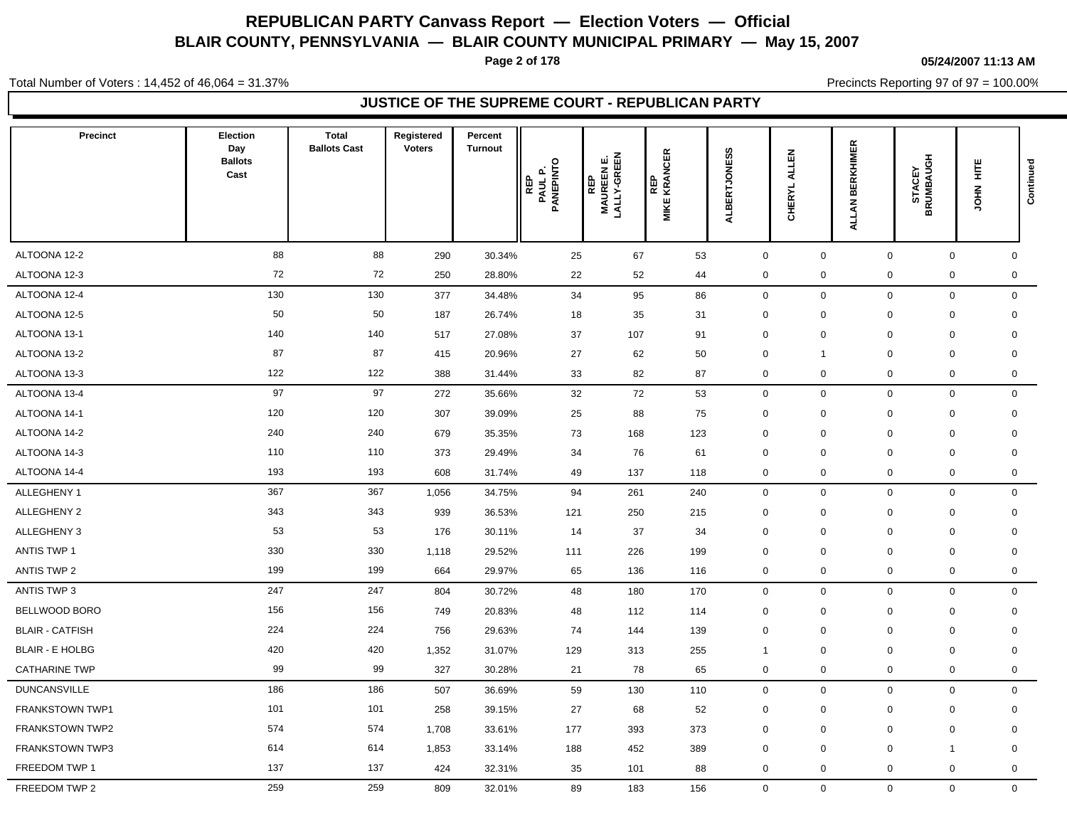# REPUBLICAN PARTY Canvass Report — Election Voters — Official

## BLAIR COUNTY, PENNSYLVANIA — BLAIR COUNTY MUNICIPAL PRIMARY — May 15, 2007

05/24/2007 11:13 AM

Total Number of Voters : 14,452 of 46,064 = 31.37%

Precincts Reporting 97 of 97 = 100.00%

### JUSTICE OF THE SUPREME COURT - REPUBLICAN PARTY

| Precinct | Election Day Ballots Cast | Total Ballots Cast | Registered Voters | Percent Turnout | REP PAUL P. PANEPINTO | REP MAUREEN E. LALLY-GREEN | REP MIKE KRANCER | ALBERTJONESS | CHERYL ALLEN | ALLAN BERKHIMER | STACEY BRUMBAUGH | JOHN HITE | Continued |
|---|---|---|---|---|---|---|---|---|---|---|---|---|---|
| ALTOONA 12-2 | 88 | 88 | 290 | 30.34% | 25 | 67 | 53 | 0 | 0 | 0 | 0 | 0 | |
| ALTOONA 12-3 | 72 | 72 | 250 | 28.80% | 22 | 52 | 44 | 0 | 0 | 0 | 0 | 0 | |
| ALTOONA 12-4 | 130 | 130 | 377 | 34.48% | 34 | 95 | 86 | 0 | 0 | 0 | 0 | 0 | |
| ALTOONA 12-5 | 50 | 50 | 187 | 26.74% | 18 | 35 | 31 | 0 | 0 | 0 | 0 | 0 | |
| ALTOONA 13-1 | 140 | 140 | 517 | 27.08% | 37 | 107 | 91 | 0 | 0 | 0 | 0 | 0 | |
| ALTOONA 13-2 | 87 | 87 | 415 | 20.96% | 27 | 62 | 50 | 0 | 1 | 0 | 0 | 0 | |
| ALTOONA 13-3 | 122 | 122 | 388 | 31.44% | 33 | 82 | 87 | 0 | 0 | 0 | 0 | 0 | |
| ALTOONA 13-4 | 97 | 97 | 272 | 35.66% | 32 | 72 | 53 | 0 | 0 | 0 | 0 | 0 | |
| ALTOONA 14-1 | 120 | 120 | 307 | 39.09% | 25 | 88 | 75 | 0 | 0 | 0 | 0 | 0 | |
| ALTOONA 14-2 | 240 | 240 | 679 | 35.35% | 73 | 168 | 123 | 0 | 0 | 0 | 0 | 0 | |
| ALTOONA 14-3 | 110 | 110 | 373 | 29.49% | 34 | 76 | 61 | 0 | 0 | 0 | 0 | 0 | |
| ALTOONA 14-4 | 193 | 193 | 608 | 31.74% | 49 | 137 | 118 | 0 | 0 | 0 | 0 | 0 | |
| ALLEGHENY 1 | 367 | 367 | 1,056 | 34.75% | 94 | 261 | 240 | 0 | 0 | 0 | 0 | 0 | |
| ALLEGHENY 2 | 343 | 343 | 939 | 36.53% | 121 | 250 | 215 | 0 | 0 | 0 | 0 | 0 | |
| ALLEGHENY 3 | 53 | 53 | 176 | 30.11% | 14 | 37 | 34 | 0 | 0 | 0 | 0 | 0 | |
| ANTIS TWP 1 | 330 | 330 | 1,118 | 29.52% | 111 | 226 | 199 | 0 | 0 | 0 | 0 | 0 | |
| ANTIS TWP 2 | 199 | 199 | 664 | 29.97% | 65 | 136 | 116 | 0 | 0 | 0 | 0 | 0 | |
| ANTIS TWP 3 | 247 | 247 | 804 | 30.72% | 48 | 180 | 170 | 0 | 0 | 0 | 0 | 0 | |
| BELLWOOD BORO | 156 | 156 | 749 | 20.83% | 48 | 112 | 114 | 0 | 0 | 0 | 0 | 0 | |
| BLAIR - CATFISH | 224 | 224 | 756 | 29.63% | 74 | 144 | 139 | 0 | 0 | 0 | 0 | 0 | |
| BLAIR - E HOLBG | 420 | 420 | 1,352 | 31.07% | 129 | 313 | 255 | 1 | 0 | 0 | 0 | 0 | |
| CATHARINE TWP | 99 | 99 | 327 | 30.28% | 21 | 78 | 65 | 0 | 0 | 0 | 0 | 0 | |
| DUNCANSVILLE | 186 | 186 | 507 | 36.69% | 59 | 130 | 110 | 0 | 0 | 0 | 0 | 0 | |
| FRANKSTOWN TWP1 | 101 | 101 | 258 | 39.15% | 27 | 68 | 52 | 0 | 0 | 0 | 0 | 0 | |
| FRANKSTOWN TWP2 | 574 | 574 | 1,708 | 33.61% | 177 | 393 | 373 | 0 | 0 | 0 | 0 | 0 | |
| FRANKSTOWN TWP3 | 614 | 614 | 1,853 | 33.14% | 188 | 452 | 389 | 0 | 0 | 0 | 1 | 0 | |
| FREEDOM TWP 1 | 137 | 137 | 424 | 32.31% | 35 | 101 | 88 | 0 | 0 | 0 | 0 | 0 | |
| FREEDOM TWP 2 | 259 | 259 | 809 | 32.01% | 89 | 183 | 156 | 0 | 0 | 0 | 0 | 0 | |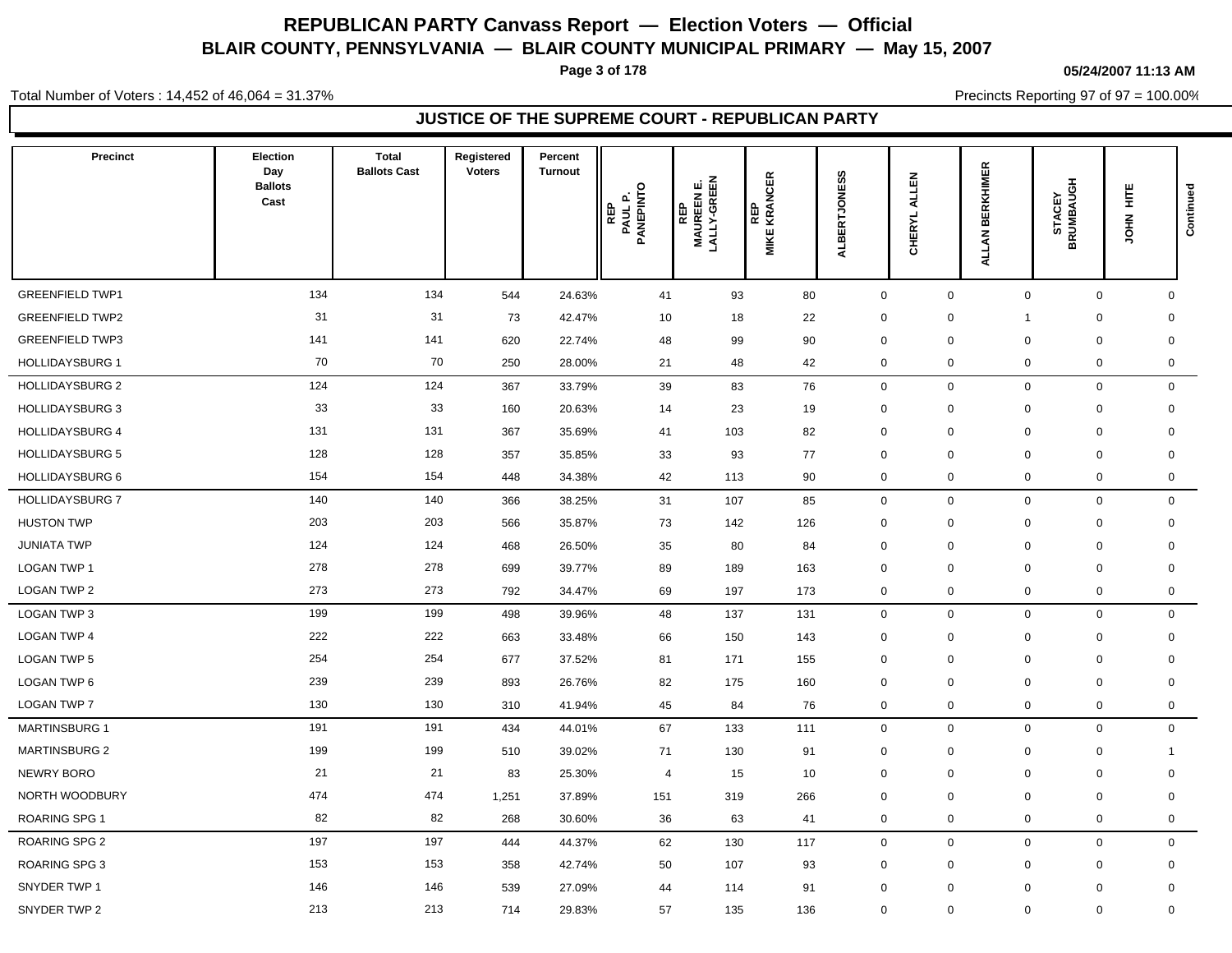# REPUBLICAN PARTY Canvass Report — Election Voters — Official

## BLAIR COUNTY, PENNSYLVANIA — BLAIR COUNTY MUNICIPAL PRIMARY — May 15, 2007

05/24/2007 11:13 AM

Total Number of Voters : 14,452 of 46,064 = 31.37%

Precincts Reporting 97 of 97 = 100.00%

### JUSTICE OF THE SUPREME COURT - REPUBLICAN PARTY

| Precinct | Election Day Ballots Cast | Total Ballots Cast | Registered Voters | Percent Turnout | REP PAUL P. PANEPINTO | REP MAUREEN E. LALLY-GREEN | REP MIKE KRANCER | ALBERTJONESS | CHERYL ALLEN | ALLAN BERKHIMER | STACEY BRUMBAUGH | JOHN HITE | Continued |
|---|---|---|---|---|---|---|---|---|---|---|---|---|---|
| GREENFIELD TWP1 | 134 | 134 | 544 | 24.63% | 41 | 93 | 80 | 0 | 0 | 0 | 0 | 0 | |
| GREENFIELD TWP2 | 31 | 31 | 73 | 42.47% | 10 | 18 | 22 | 0 | 0 | 1 | 0 | 0 | |
| GREENFIELD TWP3 | 141 | 141 | 620 | 22.74% | 48 | 99 | 90 | 0 | 0 | 0 | 0 | 0 | |
| HOLLIDAYSBURG 1 | 70 | 70 | 250 | 28.00% | 21 | 48 | 42 | 0 | 0 | 0 | 0 | 0 | |
| HOLLIDAYSBURG 2 | 124 | 124 | 367 | 33.79% | 39 | 83 | 76 | 0 | 0 | 0 | 0 | 0 | |
| HOLLIDAYSBURG 3 | 33 | 33 | 160 | 20.63% | 14 | 23 | 19 | 0 | 0 | 0 | 0 | 0 | |
| HOLLIDAYSBURG 4 | 131 | 131 | 367 | 35.69% | 41 | 103 | 82 | 0 | 0 | 0 | 0 | 0 | |
| HOLLIDAYSBURG 5 | 128 | 128 | 357 | 35.85% | 33 | 93 | 77 | 0 | 0 | 0 | 0 | 0 | |
| HOLLIDAYSBURG 6 | 154 | 154 | 448 | 34.38% | 42 | 113 | 90 | 0 | 0 | 0 | 0 | 0 | |
| HOLLIDAYSBURG 7 | 140 | 140 | 366 | 38.25% | 31 | 107 | 85 | 0 | 0 | 0 | 0 | 0 | |
| HUSTON TWP | 203 | 203 | 566 | 35.87% | 73 | 142 | 126 | 0 | 0 | 0 | 0 | 0 | |
| JUNIATA TWP | 124 | 124 | 468 | 26.50% | 35 | 80 | 84 | 0 | 0 | 0 | 0 | 0 | |
| LOGAN TWP 1 | 278 | 278 | 699 | 39.77% | 89 | 189 | 163 | 0 | 0 | 0 | 0 | 0 | |
| LOGAN TWP 2 | 273 | 273 | 792 | 34.47% | 69 | 197 | 173 | 0 | 0 | 0 | 0 | 0 | |
| LOGAN TWP 3 | 199 | 199 | 498 | 39.96% | 48 | 137 | 131 | 0 | 0 | 0 | 0 | 0 | |
| LOGAN TWP 4 | 222 | 222 | 663 | 33.48% | 66 | 150 | 143 | 0 | 0 | 0 | 0 | 0 | |
| LOGAN TWP 5 | 254 | 254 | 677 | 37.52% | 81 | 171 | 155 | 0 | 0 | 0 | 0 | 0 | |
| LOGAN TWP 6 | 239 | 239 | 893 | 26.76% | 82 | 175 | 160 | 0 | 0 | 0 | 0 | 0 | |
| LOGAN TWP 7 | 130 | 130 | 310 | 41.94% | 45 | 84 | 76 | 0 | 0 | 0 | 0 | 0 | |
| MARTINSBURG 1 | 191 | 191 | 434 | 44.01% | 67 | 133 | 111 | 0 | 0 | 0 | 0 | 0 | |
| MARTINSBURG 2 | 199 | 199 | 510 | 39.02% | 71 | 130 | 91 | 0 | 0 | 0 | 0 | 1 | |
| NEWRY BORO | 21 | 21 | 83 | 25.30% | 4 | 15 | 10 | 0 | 0 | 0 | 0 | 0 | |
| NORTH WOODBURY | 474 | 474 | 1,251 | 37.89% | 151 | 319 | 266 | 0 | 0 | 0 | 0 | 0 | |
| ROARING SPG 1 | 82 | 82 | 268 | 30.60% | 36 | 63 | 41 | 0 | 0 | 0 | 0 | 0 | |
| ROARING SPG 2 | 197 | 197 | 444 | 44.37% | 62 | 130 | 117 | 0 | 0 | 0 | 0 | 0 | |
| ROARING SPG 3 | 153 | 153 | 358 | 42.74% | 50 | 107 | 93 | 0 | 0 | 0 | 0 | 0 | |
| SNYDER TWP 1 | 146 | 146 | 539 | 27.09% | 44 | 114 | 91 | 0 | 0 | 0 | 0 | 0 | |
| SNYDER TWP 2 | 213 | 213 | 714 | 29.83% | 57 | 135 | 136 | 0 | 0 | 0 | 0 | 0 | |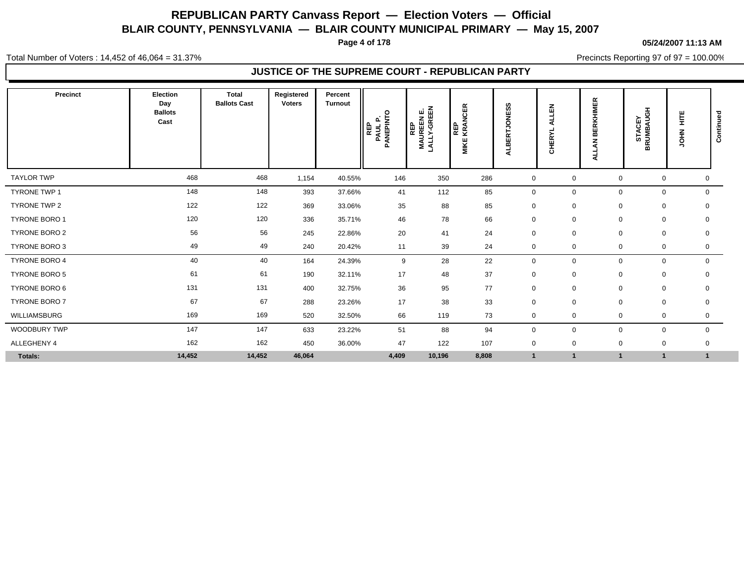# REPUBLICAN PARTY Canvass Report — Election Voters — Official

## BLAIR COUNTY, PENNSYLVANIA — BLAIR COUNTY MUNICIPAL PRIMARY — May 15, 2007

05/24/2007 11:13 AM

Total Number of Voters : 14,452 of 46,064 = 31.37%

Precincts Reporting 97 of 97 = 100.00%

### JUSTICE OF THE SUPREME COURT - REPUBLICAN PARTY

| Precinct | Election Day Ballots Cast | Total Ballots Cast | Registered Voters | Percent Turnout | REP PAUL P. PANEPINTO | REP MAUREEN E. LALLY-GREEN | REP MIKE KRANCER | ALBERTJONESS | CHERYL ALLEN | ALLAN BERKHIMER | STACEY BRUMBAUGH | JOHN HITE | Continued |
|---|---|---|---|---|---|---|---|---|---|---|---|---|---|
| TAYLOR TWP | 468 | 468 | 1,154 | 40.55% | 146 | 350 | 286 | 0 | 0 | 0 | 0 | 0 | |
| TYRONE TWP 1 | 148 | 148 | 393 | 37.66% | 41 | 112 | 85 | 0 | 0 | 0 | 0 | 0 | |
| TYRONE TWP 2 | 122 | 122 | 369 | 33.06% | 35 | 88 | 85 | 0 | 0 | 0 | 0 | 0 | |
| TYRONE BORO 1 | 120 | 120 | 336 | 35.71% | 46 | 78 | 66 | 0 | 0 | 0 | 0 | 0 | |
| TYRONE BORO 2 | 56 | 56 | 245 | 22.86% | 20 | 41 | 24 | 0 | 0 | 0 | 0 | 0 | |
| TYRONE BORO 3 | 49 | 49 | 240 | 20.42% | 11 | 39 | 24 | 0 | 0 | 0 | 0 | 0 | |
| TYRONE BORO 4 | 40 | 40 | 164 | 24.39% | 9 | 28 | 22 | 0 | 0 | 0 | 0 | 0 | |
| TYRONE BORO 5 | 61 | 61 | 190 | 32.11% | 17 | 48 | 37 | 0 | 0 | 0 | 0 | 0 | |
| TYRONE BORO 6 | 131 | 131 | 400 | 32.75% | 36 | 95 | 77 | 0 | 0 | 0 | 0 | 0 | |
| TYRONE BORO 7 | 67 | 67 | 288 | 23.26% | 17 | 38 | 33 | 0 | 0 | 0 | 0 | 0 | |
| WILLIAMSBURG | 169 | 169 | 520 | 32.50% | 66 | 119 | 73 | 0 | 0 | 0 | 0 | 0 | |
| WOODBURY TWP | 147 | 147 | 633 | 23.22% | 51 | 88 | 94 | 0 | 0 | 0 | 0 | 0 | |
| ALLEGHENY 4 | 162 | 162 | 450 | 36.00% | 47 | 122 | 107 | 0 | 0 | 0 | 0 | 0 | |
| **Totals:** | **14,452** | **14,452** | **46,064** | | **4,409** | **10,196** | **8,808** | **1** | **1** | **1** | **1** | **1** | |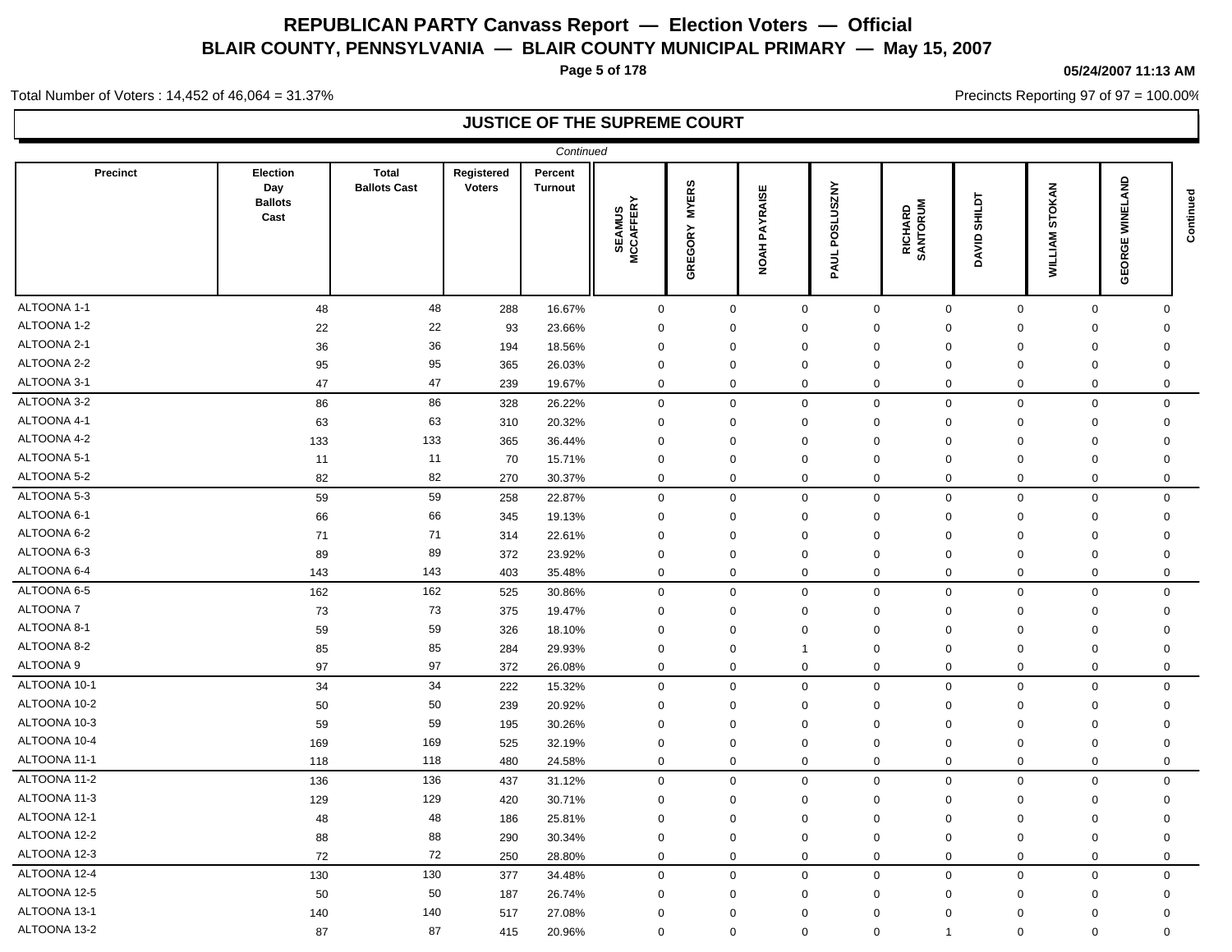# REPUBLICAN PARTY Canvass Report — Election Voters — Official

## BLAIR COUNTY, PENNSYLVANIA — BLAIR COUNTY MUNICIPAL PRIMARY — May 15, 2007

05/24/2007 11:13 AM

Total Number of Voters : 14,452 of 46,064 = 31.37%

Precincts Reporting 97 of 97 = 100.00%

### JUSTICE OF THE SUPREME COURT

*Continued*

| Precinct | Election Day Ballots Cast | Total Ballots Cast | Registered Voters | Percent Turnout | SEAMUS MCCAFFERY | GREGORY MYERS | NOAH PAYRAISE | PAUL POSLUSZNY | RICHARD SANTORUM | DAVID SHILDT | WILLIAM STOKAN | GEORGE WINELAND | Continued |
|---|---|---|---|---|---|---|---|---|---|---|---|---|---|
| ALTOONA 1-1 | 48 | 48 | 288 | 16.67% | 0 | 0 | 0 | 0 | 0 | 0 | 0 | 0 | |
| ALTOONA 1-2 | 22 | 22 | 93 | 23.66% | 0 | 0 | 0 | 0 | 0 | 0 | 0 | 0 | |
| ALTOONA 2-1 | 36 | 36 | 194 | 18.56% | 0 | 0 | 0 | 0 | 0 | 0 | 0 | 0 | |
| ALTOONA 2-2 | 95 | 95 | 365 | 26.03% | 0 | 0 | 0 | 0 | 0 | 0 | 0 | 0 | |
| ALTOONA 3-1 | 47 | 47 | 239 | 19.67% | 0 | 0 | 0 | 0 | 0 | 0 | 0 | 0 | |
| ALTOONA 3-2 | 86 | 86 | 328 | 26.22% | 0 | 0 | 0 | 0 | 0 | 0 | 0 | 0 | |
| ALTOONA 4-1 | 63 | 63 | 310 | 20.32% | 0 | 0 | 0 | 0 | 0 | 0 | 0 | 0 | |
| ALTOONA 4-2 | 133 | 133 | 365 | 36.44% | 0 | 0 | 0 | 0 | 0 | 0 | 0 | 0 | |
| ALTOONA 5-1 | 11 | 11 | 70 | 15.71% | 0 | 0 | 0 | 0 | 0 | 0 | 0 | 0 | |
| ALTOONA 5-2 | 82 | 82 | 270 | 30.37% | 0 | 0 | 0 | 0 | 0 | 0 | 0 | 0 | |
| ALTOONA 5-3 | 59 | 59 | 258 | 22.87% | 0 | 0 | 0 | 0 | 0 | 0 | 0 | 0 | |
| ALTOONA 6-1 | 66 | 66 | 345 | 19.13% | 0 | 0 | 0 | 0 | 0 | 0 | 0 | 0 | |
| ALTOONA 6-2 | 71 | 71 | 314 | 22.61% | 0 | 0 | 0 | 0 | 0 | 0 | 0 | 0 | |
| ALTOONA 6-3 | 89 | 89 | 372 | 23.92% | 0 | 0 | 0 | 0 | 0 | 0 | 0 | 0 | |
| ALTOONA 6-4 | 143 | 143 | 403 | 35.48% | 0 | 0 | 0 | 0 | 0 | 0 | 0 | 0 | |
| ALTOONA 6-5 | 162 | 162 | 525 | 30.86% | 0 | 0 | 0 | 0 | 0 | 0 | 0 | 0 | |
| ALTOONA 7 | 73 | 73 | 375 | 19.47% | 0 | 0 | 0 | 0 | 0 | 0 | 0 | 0 | |
| ALTOONA 8-1 | 59 | 59 | 326 | 18.10% | 0 | 0 | 0 | 0 | 0 | 0 | 0 | 0 | |
| ALTOONA 8-2 | 85 | 85 | 284 | 29.93% | 0 | 0 | 1 | 0 | 0 | 0 | 0 | 0 | |
| ALTOONA 9 | 97 | 97 | 372 | 26.08% | 0 | 0 | 0 | 0 | 0 | 0 | 0 | 0 | |
| ALTOONA 10-1 | 34 | 34 | 222 | 15.32% | 0 | 0 | 0 | 0 | 0 | 0 | 0 | 0 | |
| ALTOONA 10-2 | 50 | 50 | 239 | 20.92% | 0 | 0 | 0 | 0 | 0 | 0 | 0 | 0 | |
| ALTOONA 10-3 | 59 | 59 | 195 | 30.26% | 0 | 0 | 0 | 0 | 0 | 0 | 0 | 0 | |
| ALTOONA 10-4 | 169 | 169 | 525 | 32.19% | 0 | 0 | 0 | 0 | 0 | 0 | 0 | 0 | |
| ALTOONA 11-1 | 118 | 118 | 480 | 24.58% | 0 | 0 | 0 | 0 | 0 | 0 | 0 | 0 | |
| ALTOONA 11-2 | 136 | 136 | 437 | 31.12% | 0 | 0 | 0 | 0 | 0 | 0 | 0 | 0 | |
| ALTOONA 11-3 | 129 | 129 | 420 | 30.71% | 0 | 0 | 0 | 0 | 0 | 0 | 0 | 0 | |
| ALTOONA 12-1 | 48 | 48 | 186 | 25.81% | 0 | 0 | 0 | 0 | 0 | 0 | 0 | 0 | |
| ALTOONA 12-2 | 88 | 88 | 290 | 30.34% | 0 | 0 | 0 | 0 | 0 | 0 | 0 | 0 | |
| ALTOONA 12-3 | 72 | 72 | 250 | 28.80% | 0 | 0 | 0 | 0 | 0 | 0 | 0 | 0 | |
| ALTOONA 12-4 | 130 | 130 | 377 | 34.48% | 0 | 0 | 0 | 0 | 0 | 0 | 0 | 0 | |
| ALTOONA 12-5 | 50 | 50 | 187 | 26.74% | 0 | 0 | 0 | 0 | 0 | 0 | 0 | 0 | |
| ALTOONA 13-1 | 140 | 140 | 517 | 27.08% | 0 | 0 | 0 | 0 | 0 | 0 | 0 | 0 | |
| ALTOONA 13-2 | 87 | 87 | 415 | 20.96% | 0 | 0 | 0 | 0 | 1 | 0 | 0 | 0 | |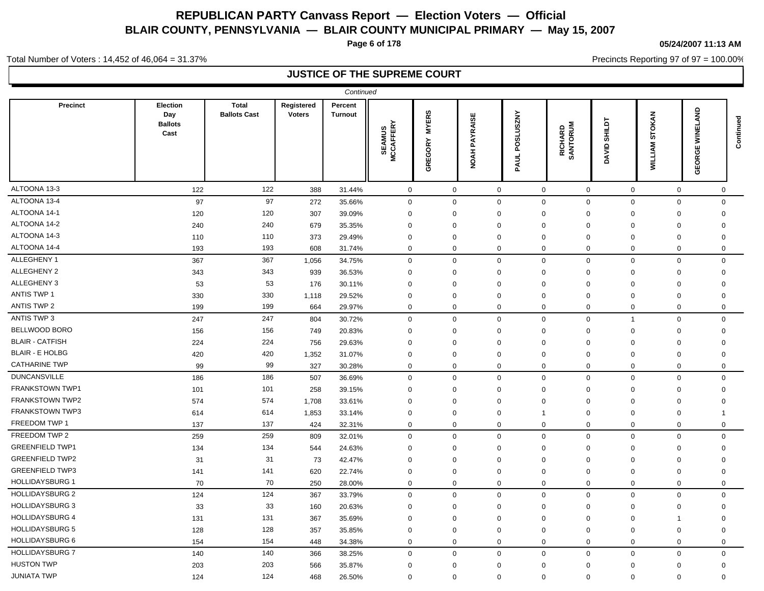# REPUBLICAN PARTY Canvass Report — Election Voters — Official

## BLAIR COUNTY, PENNSYLVANIA — BLAIR COUNTY MUNICIPAL PRIMARY — May 15, 2007

05/24/2007 11:13 AM

Total Number of Voters : 14,452 of 46,064 = 31.37%

Precincts Reporting 97 of 97 = 100.00%

### JUSTICE OF THE SUPREME COURT

*Continued*

| Precinct | Election Day Ballots Cast | Total Ballots Cast | Registered Voters | Percent Turnout | SEAMUS MCCAFFERY | GREGORY MYERS | NOAH PAYRAISE | PAUL POSLUSZNY | RICHARD SANTORUM | DAVID SHILDT | WILLIAM STOKAN | GEORGE WINELAND | Continued |
|---|---|---|---|---|---|---|---|---|---|---|---|---|---|
| ALTOONA 13-3 | 122 | 122 | 388 | 31.44% | 0 | 0 | 0 | 0 | 0 | 0 | 0 | 0 | |
| ALTOONA 13-4 | 97 | 97 | 272 | 35.66% | 0 | 0 | 0 | 0 | 0 | 0 | 0 | 0 | |
| ALTOONA 14-1 | 120 | 120 | 307 | 39.09% | 0 | 0 | 0 | 0 | 0 | 0 | 0 | 0 | |
| ALTOONA 14-2 | 240 | 240 | 679 | 35.35% | 0 | 0 | 0 | 0 | 0 | 0 | 0 | 0 | |
| ALTOONA 14-3 | 110 | 110 | 373 | 29.49% | 0 | 0 | 0 | 0 | 0 | 0 | 0 | 0 | |
| ALTOONA 14-4 | 193 | 193 | 608 | 31.74% | 0 | 0 | 0 | 0 | 0 | 0 | 0 | 0 | |
| ALLEGHENY 1 | 367 | 367 | 1,056 | 34.75% | 0 | 0 | 0 | 0 | 0 | 0 | 0 | 0 | |
| ALLEGHENY 2 | 343 | 343 | 939 | 36.53% | 0 | 0 | 0 | 0 | 0 | 0 | 0 | 0 | |
| ALLEGHENY 3 | 53 | 53 | 176 | 30.11% | 0 | 0 | 0 | 0 | 0 | 0 | 0 | 0 | |
| ANTIS TWP 1 | 330 | 330 | 1,118 | 29.52% | 0 | 0 | 0 | 0 | 0 | 0 | 0 | 0 | |
| ANTIS TWP 2 | 199 | 199 | 664 | 29.97% | 0 | 0 | 0 | 0 | 0 | 0 | 0 | 0 | |
| ANTIS TWP 3 | 247 | 247 | 804 | 30.72% | 0 | 0 | 0 | 0 | 0 | 1 | 0 | 0 | |
| BELLWOOD BORO | 156 | 156 | 749 | 20.83% | 0 | 0 | 0 | 0 | 0 | 0 | 0 | 0 | |
| BLAIR - CATFISH | 224 | 224 | 756 | 29.63% | 0 | 0 | 0 | 0 | 0 | 0 | 0 | 0 | |
| BLAIR - E HOLBG | 420 | 420 | 1,352 | 31.07% | 0 | 0 | 0 | 0 | 0 | 0 | 0 | 0 | |
| CATHARINE TWP | 99 | 99 | 327 | 30.28% | 0 | 0 | 0 | 0 | 0 | 0 | 0 | 0 | |
| DUNCANSVILLE | 186 | 186 | 507 | 36.69% | 0 | 0 | 0 | 0 | 0 | 0 | 0 | 0 | |
| FRANKSTOWN TWP1 | 101 | 101 | 258 | 39.15% | 0 | 0 | 0 | 0 | 0 | 0 | 0 | 0 | |
| FRANKSTOWN TWP2 | 574 | 574 | 1,708 | 33.61% | 0 | 0 | 0 | 0 | 0 | 0 | 0 | 0 | |
| FRANKSTOWN TWP3 | 614 | 614 | 1,853 | 33.14% | 0 | 0 | 0 | 1 | 0 | 0 | 0 | 1 | |
| FREEDOM TWP 1 | 137 | 137 | 424 | 32.31% | 0 | 0 | 0 | 0 | 0 | 0 | 0 | 0 | |
| FREEDOM TWP 2 | 259 | 259 | 809 | 32.01% | 0 | 0 | 0 | 0 | 0 | 0 | 0 | 0 | |
| GREENFIELD TWP1 | 134 | 134 | 544 | 24.63% | 0 | 0 | 0 | 0 | 0 | 0 | 0 | 0 | |
| GREENFIELD TWP2 | 31 | 31 | 73 | 42.47% | 0 | 0 | 0 | 0 | 0 | 0 | 0 | 0 | |
| GREENFIELD TWP3 | 141 | 141 | 620 | 22.74% | 0 | 0 | 0 | 0 | 0 | 0 | 0 | 0 | |
| HOLLIDAYSBURG 1 | 70 | 70 | 250 | 28.00% | 0 | 0 | 0 | 0 | 0 | 0 | 0 | 0 | |
| HOLLIDAYSBURG 2 | 124 | 124 | 367 | 33.79% | 0 | 0 | 0 | 0 | 0 | 0 | 0 | 0 | |
| HOLLIDAYSBURG 3 | 33 | 33 | 160 | 20.63% | 0 | 0 | 0 | 0 | 0 | 0 | 0 | 0 | |
| HOLLIDAYSBURG 4 | 131 | 131 | 367 | 35.69% | 0 | 0 | 0 | 0 | 0 | 0 | 1 | 0 | |
| HOLLIDAYSBURG 5 | 128 | 128 | 357 | 35.85% | 0 | 0 | 0 | 0 | 0 | 0 | 0 | 0 | |
| HOLLIDAYSBURG 6 | 154 | 154 | 448 | 34.38% | 0 | 0 | 0 | 0 | 0 | 0 | 0 | 0 | |
| HOLLIDAYSBURG 7 | 140 | 140 | 366 | 38.25% | 0 | 0 | 0 | 0 | 0 | 0 | 0 | 0 | |
| HUSTON TWP | 203 | 203 | 566 | 35.87% | 0 | 0 | 0 | 0 | 0 | 0 | 0 | 0 | |
| JUNIATA TWP | 124 | 124 | 468 | 26.50% | 0 | 0 | 0 | 0 | 0 | 0 | 0 | 0 | |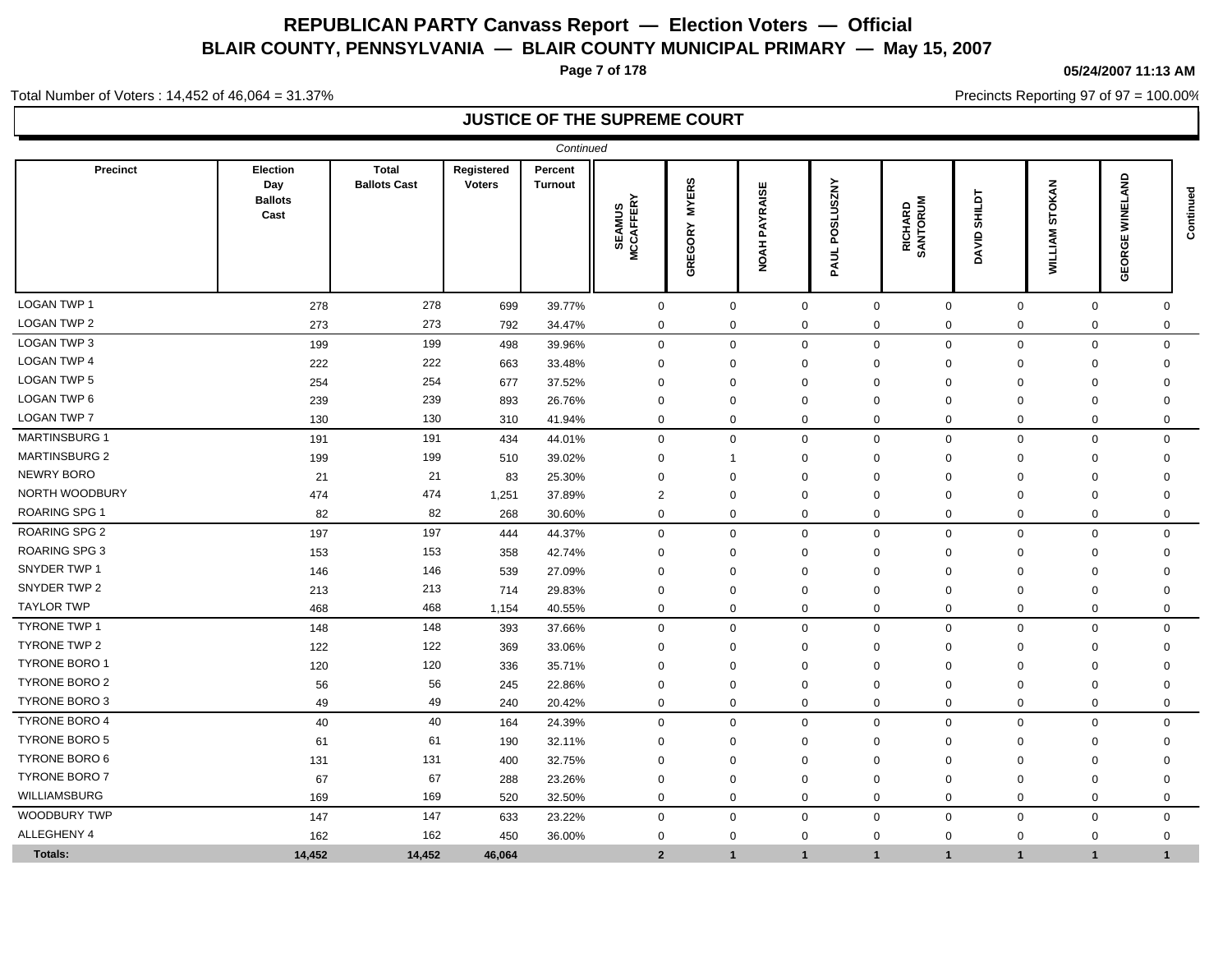# REPUBLICAN PARTY Canvass Report — Election Voters — Official

## BLAIR COUNTY, PENNSYLVANIA — BLAIR COUNTY MUNICIPAL PRIMARY — May 15, 2007

05/24/2007 11:13 AM

Total Number of Voters : 14,452 of 46,064 = 31.37%

Precincts Reporting 97 of 97 = 100.00%

### JUSTICE OF THE SUPREME COURT

*Continued*

| Precinct | Election Day Ballots Cast | Total Ballots Cast | Registered Voters | Percent Turnout | SEAMUS MCCAFFERY | GREGORY MYERS | NOAH PAYRAISE | PAUL POSLUSZNY | RICHARD SANTORUM | DAVID SHILDT | WILLIAM STOKAN | GEORGE WINELAND |
|---|---|---|---|---|---|---|---|---|---|---|---|---|
| LOGAN TWP 1 | 278 | 278 | 699 | 39.77% | 0 | 0 | 0 | 0 | 0 | 0 | 0 | 0 |
| LOGAN TWP 2 | 273 | 273 | 792 | 34.47% | 0 | 0 | 0 | 0 | 0 | 0 | 0 | 0 |
| LOGAN TWP 3 | 199 | 199 | 498 | 39.96% | 0 | 0 | 0 | 0 | 0 | 0 | 0 | 0 |
| LOGAN TWP 4 | 222 | 222 | 663 | 33.48% | 0 | 0 | 0 | 0 | 0 | 0 | 0 | 0 |
| LOGAN TWP 5 | 254 | 254 | 677 | 37.52% | 0 | 0 | 0 | 0 | 0 | 0 | 0 | 0 |
| LOGAN TWP 6 | 239 | 239 | 893 | 26.76% | 0 | 0 | 0 | 0 | 0 | 0 | 0 | 0 |
| LOGAN TWP 7 | 130 | 130 | 310 | 41.94% | 0 | 0 | 0 | 0 | 0 | 0 | 0 | 0 |
| MARTINSBURG 1 | 191 | 191 | 434 | 44.01% | 0 | 0 | 0 | 0 | 0 | 0 | 0 | 0 |
| MARTINSBURG 2 | 199 | 199 | 510 | 39.02% | 0 | 1 | 0 | 0 | 0 | 0 | 0 | 0 |
| NEWRY BORO | 21 | 21 | 83 | 25.30% | 0 | 0 | 0 | 0 | 0 | 0 | 0 | 0 |
| NORTH WOODBURY | 474 | 474 | 1,251 | 37.89% | 2 | 0 | 0 | 0 | 0 | 0 | 0 | 0 |
| ROARING SPG 1 | 82 | 82 | 268 | 30.60% | 0 | 0 | 0 | 0 | 0 | 0 | 0 | 0 |
| ROARING SPG 2 | 197 | 197 | 444 | 44.37% | 0 | 0 | 0 | 0 | 0 | 0 | 0 | 0 |
| ROARING SPG 3 | 153 | 153 | 358 | 42.74% | 0 | 0 | 0 | 0 | 0 | 0 | 0 | 0 |
| SNYDER TWP 1 | 146 | 146 | 539 | 27.09% | 0 | 0 | 0 | 0 | 0 | 0 | 0 | 0 |
| SNYDER TWP 2 | 213 | 213 | 714 | 29.83% | 0 | 0 | 0 | 0 | 0 | 0 | 0 | 0 |
| TAYLOR TWP | 468 | 468 | 1,154 | 40.55% | 0 | 0 | 0 | 0 | 0 | 0 | 0 | 0 |
| TYRONE TWP 1 | 148 | 148 | 393 | 37.66% | 0 | 0 | 0 | 0 | 0 | 0 | 0 | 0 |
| TYRONE TWP 2 | 122 | 122 | 369 | 33.06% | 0 | 0 | 0 | 0 | 0 | 0 | 0 | 0 |
| TYRONE BORO 1 | 120 | 120 | 336 | 35.71% | 0 | 0 | 0 | 0 | 0 | 0 | 0 | 0 |
| TYRONE BORO 2 | 56 | 56 | 245 | 22.86% | 0 | 0 | 0 | 0 | 0 | 0 | 0 | 0 |
| TYRONE BORO 3 | 49 | 49 | 240 | 20.42% | 0 | 0 | 0 | 0 | 0 | 0 | 0 | 0 |
| TYRONE BORO 4 | 40 | 40 | 164 | 24.39% | 0 | 0 | 0 | 0 | 0 | 0 | 0 | 0 |
| TYRONE BORO 5 | 61 | 61 | 190 | 32.11% | 0 | 0 | 0 | 0 | 0 | 0 | 0 | 0 |
| TYRONE BORO 6 | 131 | 131 | 400 | 32.75% | 0 | 0 | 0 | 0 | 0 | 0 | 0 | 0 |
| TYRONE BORO 7 | 67 | 67 | 288 | 23.26% | 0 | 0 | 0 | 0 | 0 | 0 | 0 | 0 |
| WILLIAMSBURG | 169 | 169 | 520 | 32.50% | 0 | 0 | 0 | 0 | 0 | 0 | 0 | 0 |
| WOODBURY TWP | 147 | 147 | 633 | 23.22% | 0 | 0 | 0 | 0 | 0 | 0 | 0 | 0 |
| ALLEGHENY 4 | 162 | 162 | 450 | 36.00% | 0 | 0 | 0 | 0 | 0 | 0 | 0 | 0 |
| **Totals:** | **14,452** | **14,452** | **46,064** | | **2** | **1** | **1** | **1** | **1** | **1** | **1** | **1** |

*Continued*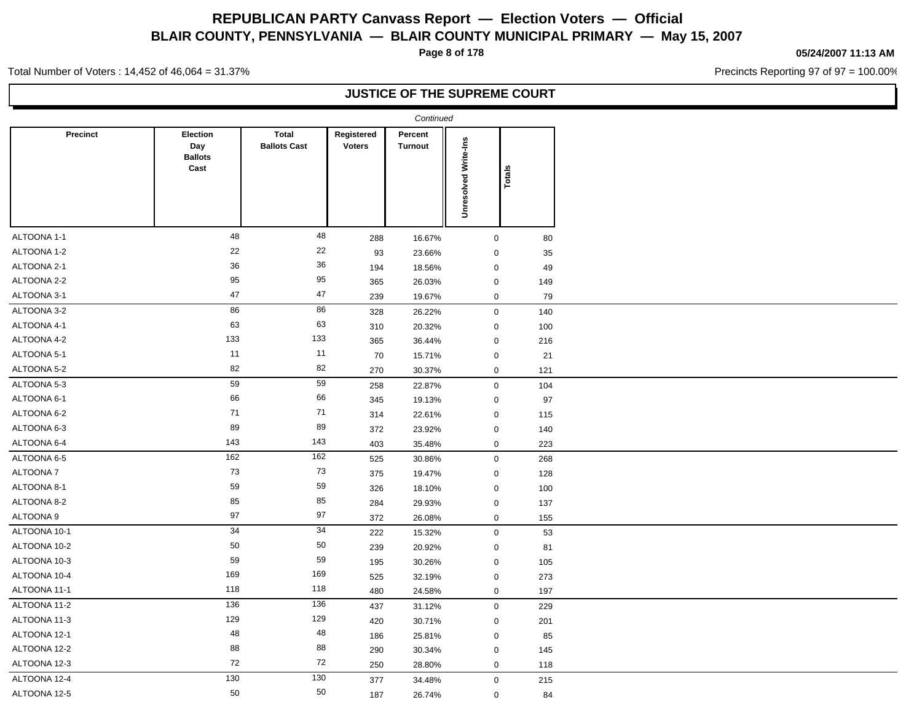# REPUBLICAN PARTY Canvass Report — Election Voters — Official

## BLAIR COUNTY, PENNSYLVANIA — BLAIR COUNTY MUNICIPAL PRIMARY — May 15, 2007

05/24/2007 11:13 AM

Total Number of Voters : 14,452 of 46,064 = 31.37%

Precincts Reporting 97 of 97 = 100.00%

### JUSTICE OF THE SUPREME COURT

*Continued*

| Precinct | Election Day Ballots Cast | Total Ballots Cast | Registered Voters | Percent Turnout | Unresolved Write-Ins | Totals |
|---|---|---|---|---|---|---|
| ALTOONA 1-1 | 48 | 48 | 288 | 16.67% | 0 | 80 |
| ALTOONA 1-2 | 22 | 22 | 93 | 23.66% | 0 | 35 |
| ALTOONA 2-1 | 36 | 36 | 194 | 18.56% | 0 | 49 |
| ALTOONA 2-2 | 95 | 95 | 365 | 26.03% | 0 | 149 |
| ALTOONA 3-1 | 47 | 47 | 239 | 19.67% | 0 | 79 |
| ALTOONA 3-2 | 86 | 86 | 328 | 26.22% | 0 | 140 |
| ALTOONA 4-1 | 63 | 63 | 310 | 20.32% | 0 | 100 |
| ALTOONA 4-2 | 133 | 133 | 365 | 36.44% | 0 | 216 |
| ALTOONA 5-1 | 11 | 11 | 70 | 15.71% | 0 | 21 |
| ALTOONA 5-2 | 82 | 82 | 270 | 30.37% | 0 | 121 |
| ALTOONA 5-3 | 59 | 59 | 258 | 22.87% | 0 | 104 |
| ALTOONA 6-1 | 66 | 66 | 345 | 19.13% | 0 | 97 |
| ALTOONA 6-2 | 71 | 71 | 314 | 22.61% | 0 | 115 |
| ALTOONA 6-3 | 89 | 89 | 372 | 23.92% | 0 | 140 |
| ALTOONA 6-4 | 143 | 143 | 403 | 35.48% | 0 | 223 |
| ALTOONA 6-5 | 162 | 162 | 525 | 30.86% | 0 | 268 |
| ALTOONA 7 | 73 | 73 | 375 | 19.47% | 0 | 128 |
| ALTOONA 8-1 | 59 | 59 | 326 | 18.10% | 0 | 100 |
| ALTOONA 8-2 | 85 | 85 | 284 | 29.93% | 0 | 137 |
| ALTOONA 9 | 97 | 97 | 372 | 26.08% | 0 | 155 |
| ALTOONA 10-1 | 34 | 34 | 222 | 15.32% | 0 | 53 |
| ALTOONA 10-2 | 50 | 50 | 239 | 20.92% | 0 | 81 |
| ALTOONA 10-3 | 59 | 59 | 195 | 30.26% | 0 | 105 |
| ALTOONA 10-4 | 169 | 169 | 525 | 32.19% | 0 | 273 |
| ALTOONA 11-1 | 118 | 118 | 480 | 24.58% | 0 | 197 |
| ALTOONA 11-2 | 136 | 136 | 437 | 31.12% | 0 | 229 |
| ALTOONA 11-3 | 129 | 129 | 420 | 30.71% | 0 | 201 |
| ALTOONA 12-1 | 48 | 48 | 186 | 25.81% | 0 | 85 |
| ALTOONA 12-2 | 88 | 88 | 290 | 30.34% | 0 | 145 |
| ALTOONA 12-3 | 72 | 72 | 250 | 28.80% | 0 | 118 |
| ALTOONA 12-4 | 130 | 130 | 377 | 34.48% | 0 | 215 |
| ALTOONA 12-5 | 50 | 50 | 187 | 26.74% | 0 | 84 |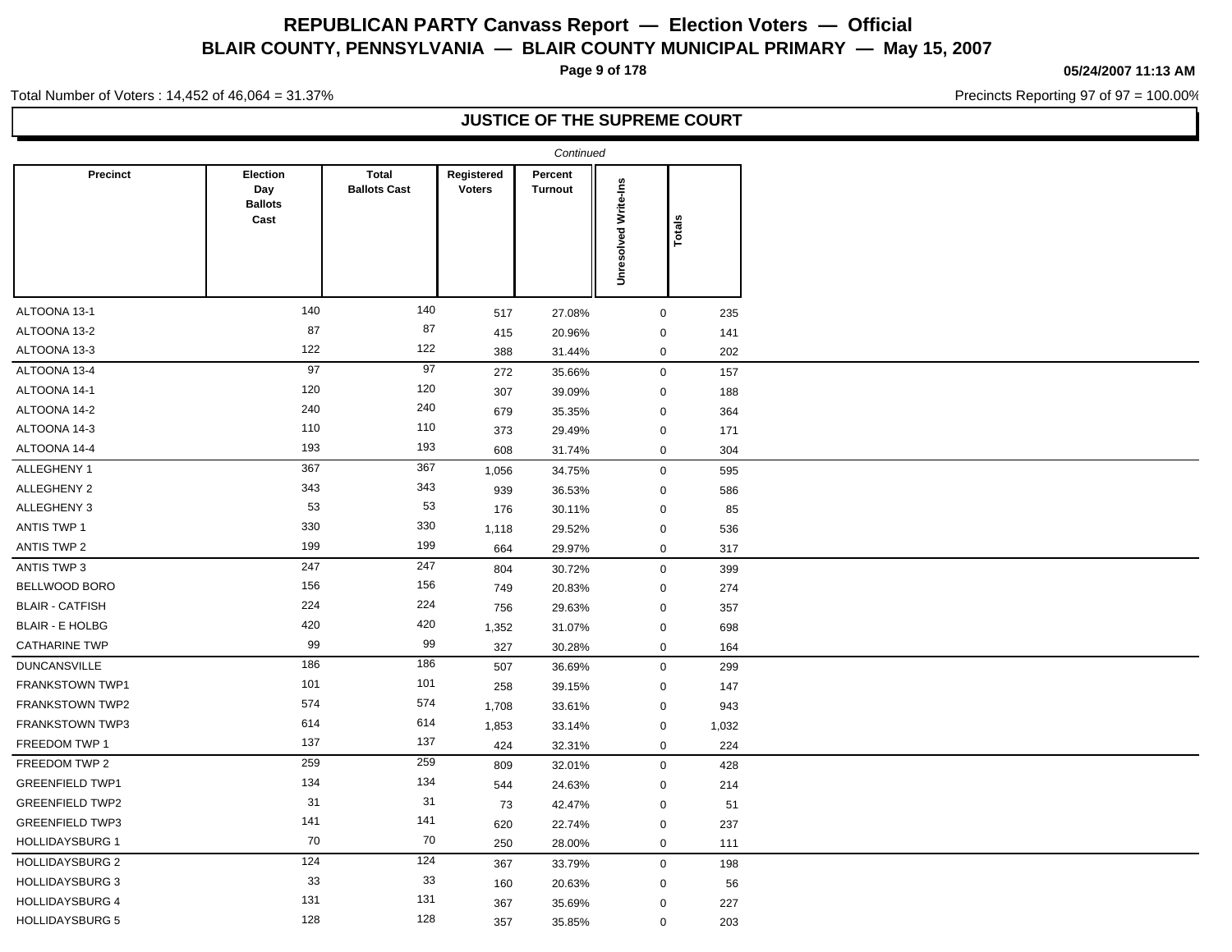# REPUBLICAN PARTY Canvass Report — Election Voters — Official

## BLAIR COUNTY, PENNSYLVANIA — BLAIR COUNTY MUNICIPAL PRIMARY — May 15, 2007

05/24/2007 11:13 AM

Total Number of Voters : 14,452 of 46,064 = 31.37%

Precincts Reporting 97 of 97 = 100.00%

### JUSTICE OF THE SUPREME COURT

*Continued*

| Precinct | Election Day Ballots Cast | Total Ballots Cast | Registered Voters | Percent Turnout | Unresolved Write-Ins | Totals |
|---|---|---|---|---|---|---|
| ALTOONA 13-1 | 140 | 140 | 517 | 27.08% | 0 | 235 |
| ALTOONA 13-2 | 87 | 87 | 415 | 20.96% | 0 | 141 |
| ALTOONA 13-3 | 122 | 122 | 388 | 31.44% | 0 | 202 |
| ALTOONA 13-4 | 97 | 97 | 272 | 35.66% | 0 | 157 |
| ALTOONA 14-1 | 120 | 120 | 307 | 39.09% | 0 | 188 |
| ALTOONA 14-2 | 240 | 240 | 679 | 35.35% | 0 | 364 |
| ALTOONA 14-3 | 110 | 110 | 373 | 29.49% | 0 | 171 |
| ALTOONA 14-4 | 193 | 193 | 608 | 31.74% | 0 | 304 |
| ALLEGHENY 1 | 367 | 367 | 1,056 | 34.75% | 0 | 595 |
| ALLEGHENY 2 | 343 | 343 | 939 | 36.53% | 0 | 586 |
| ALLEGHENY 3 | 53 | 53 | 176 | 30.11% | 0 | 85 |
| ANTIS TWP 1 | 330 | 330 | 1,118 | 29.52% | 0 | 536 |
| ANTIS TWP 2 | 199 | 199 | 664 | 29.97% | 0 | 317 |
| ANTIS TWP 3 | 247 | 247 | 804 | 30.72% | 0 | 399 |
| BELLWOOD BORO | 156 | 156 | 749 | 20.83% | 0 | 274 |
| BLAIR - CATFISH | 224 | 224 | 756 | 29.63% | 0 | 357 |
| BLAIR - E HOLBG | 420 | 420 | 1,352 | 31.07% | 0 | 698 |
| CATHARINE TWP | 99 | 99 | 327 | 30.28% | 0 | 164 |
| DUNCANSVILLE | 186 | 186 | 507 | 36.69% | 0 | 299 |
| FRANKSTOWN TWP1 | 101 | 101 | 258 | 39.15% | 0 | 147 |
| FRANKSTOWN TWP2 | 574 | 574 | 1,708 | 33.61% | 0 | 943 |
| FRANKSTOWN TWP3 | 614 | 614 | 1,853 | 33.14% | 0 | 1,032 |
| FREEDOM TWP 1 | 137 | 137 | 424 | 32.31% | 0 | 224 |
| FREEDOM TWP 2 | 259 | 259 | 809 | 32.01% | 0 | 428 |
| GREENFIELD TWP1 | 134 | 134 | 544 | 24.63% | 0 | 214 |
| GREENFIELD TWP2 | 31 | 31 | 73 | 42.47% | 0 | 51 |
| GREENFIELD TWP3 | 141 | 141 | 620 | 22.74% | 0 | 237 |
| HOLLIDAYSBURG 1 | 70 | 70 | 250 | 28.00% | 0 | 111 |
| HOLLIDAYSBURG 2 | 124 | 124 | 367 | 33.79% | 0 | 198 |
| HOLLIDAYSBURG 3 | 33 | 33 | 160 | 20.63% | 0 | 56 |
| HOLLIDAYSBURG 4 | 131 | 131 | 367 | 35.69% | 0 | 227 |
| HOLLIDAYSBURG 5 | 128 | 128 | 357 | 35.85% | 0 | 203 |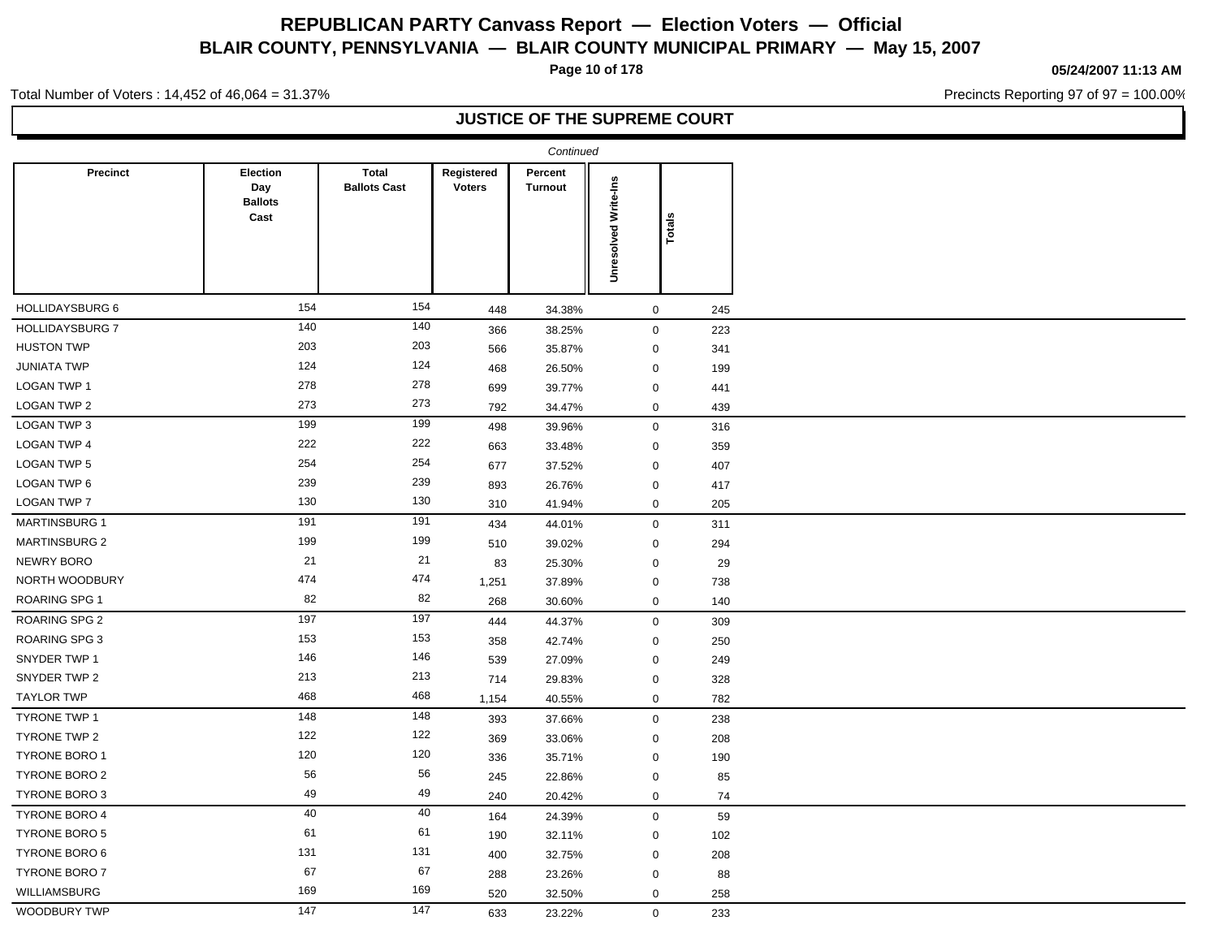# REPUBLICAN PARTY Canvass Report — Election Voters — Official

## BLAIR COUNTY, PENNSYLVANIA — BLAIR COUNTY MUNICIPAL PRIMARY — May 15, 2007

05/24/2007 11:13 AM

Total Number of Voters : 14,452 of 46,064 = 31.37%

Precincts Reporting 97 of 97 = 100.00%

### JUSTICE OF THE SUPREME COURT

*Continued*

| Precinct | Election Day Ballots Cast | Total Ballots Cast | Registered Voters | Percent Turnout | Unresolved Write-Ins | Totals |
|---|---|---|---|---|---|---|
| HOLLIDAYSBURG 6 | 154 | 154 | 448 | 34.38% | 0 | 245 |
| HOLLIDAYSBURG 7 | 140 | 140 | 366 | 38.25% | 0 | 223 |
| HUSTON TWP | 203 | 203 | 566 | 35.87% | 0 | 341 |
| JUNIATA TWP | 124 | 124 | 468 | 26.50% | 0 | 199 |
| LOGAN TWP 1 | 278 | 278 | 699 | 39.77% | 0 | 441 |
| LOGAN TWP 2 | 273 | 273 | 792 | 34.47% | 0 | 439 |
| LOGAN TWP 3 | 199 | 199 | 498 | 39.96% | 0 | 316 |
| LOGAN TWP 4 | 222 | 222 | 663 | 33.48% | 0 | 359 |
| LOGAN TWP 5 | 254 | 254 | 677 | 37.52% | 0 | 407 |
| LOGAN TWP 6 | 239 | 239 | 893 | 26.76% | 0 | 417 |
| LOGAN TWP 7 | 130 | 130 | 310 | 41.94% | 0 | 205 |
| MARTINSBURG 1 | 191 | 191 | 434 | 44.01% | 0 | 311 |
| MARTINSBURG 2 | 199 | 199 | 510 | 39.02% | 0 | 294 |
| NEWRY BORO | 21 | 21 | 83 | 25.30% | 0 | 29 |
| NORTH WOODBURY | 474 | 474 | 1,251 | 37.89% | 0 | 738 |
| ROARING SPG 1 | 82 | 82 | 268 | 30.60% | 0 | 140 |
| ROARING SPG 2 | 197 | 197 | 444 | 44.37% | 0 | 309 |
| ROARING SPG 3 | 153 | 153 | 358 | 42.74% | 0 | 250 |
| SNYDER TWP 1 | 146 | 146 | 539 | 27.09% | 0 | 249 |
| SNYDER TWP 2 | 213 | 213 | 714 | 29.83% | 0 | 328 |
| TAYLOR TWP | 468 | 468 | 1,154 | 40.55% | 0 | 782 |
| TYRONE TWP 1 | 148 | 148 | 393 | 37.66% | 0 | 238 |
| TYRONE TWP 2 | 122 | 122 | 369 | 33.06% | 0 | 208 |
| TYRONE BORO 1 | 120 | 120 | 336 | 35.71% | 0 | 190 |
| TYRONE BORO 2 | 56 | 56 | 245 | 22.86% | 0 | 85 |
| TYRONE BORO 3 | 49 | 49 | 240 | 20.42% | 0 | 74 |
| TYRONE BORO 4 | 40 | 40 | 164 | 24.39% | 0 | 59 |
| TYRONE BORO 5 | 61 | 61 | 190 | 32.11% | 0 | 102 |
| TYRONE BORO 6 | 131 | 131 | 400 | 32.75% | 0 | 208 |
| TYRONE BORO 7 | 67 | 67 | 288 | 23.26% | 0 | 88 |
| WILLIAMSBURG | 169 | 169 | 520 | 32.50% | 0 | 258 |
| WOODBURY TWP | 147 | 147 | 633 | 23.22% | 0 | 233 |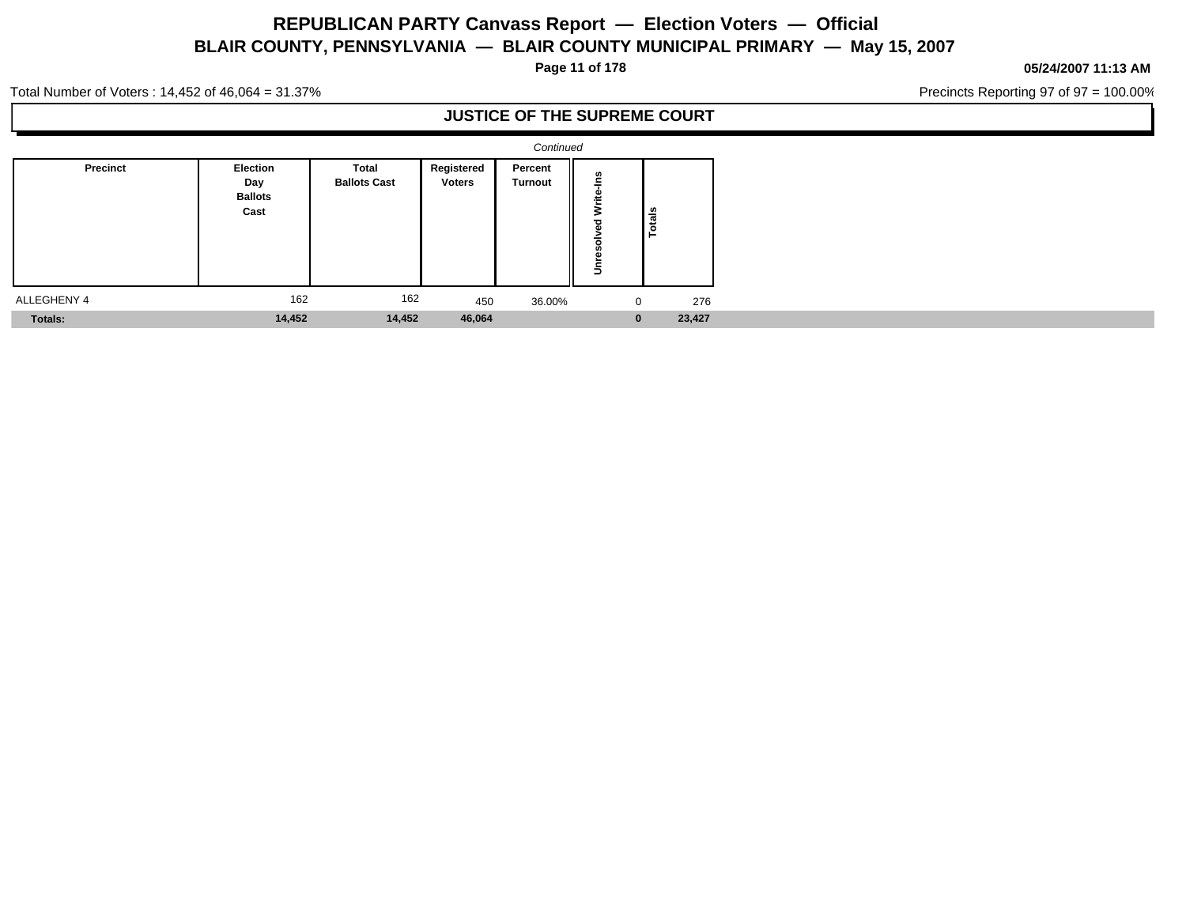# REPUBLICAN PARTY Canvass Report — Election Voters — Official

## BLAIR COUNTY, PENNSYLVANIA — BLAIR COUNTY MUNICIPAL PRIMARY — May 15, 2007

05/24/2007 11:13 AM

Total Number of Voters : 14,452 of 46,064 = 31.37%

Precincts Reporting 97 of 97 = 100.00%

### JUSTICE OF THE SUPREME COURT

*Continued*

| Precinct | Election Day Ballots Cast | Total Ballots Cast | Registered Voters | Percent Turnout | Unresolved Write-Ins | Totals |
|---|---|---|---|---|---|---|
| ALLEGHENY 4 | 162 | 162 | 450 | 36.00% | 0 | 276 |
| **Totals:** | **14,452** | **14,452** | **46,064** | | **0** | **23,427** |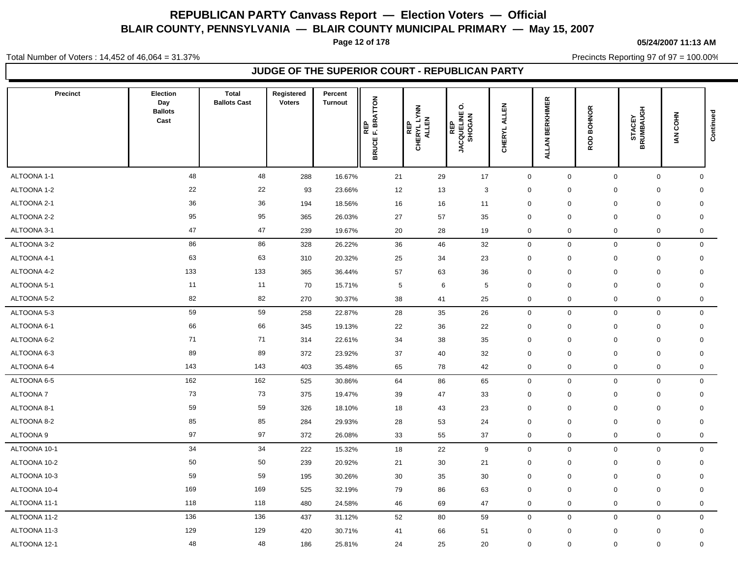# REPUBLICAN PARTY Canvass Report — Election Voters — Official

## BLAIR COUNTY, PENNSYLVANIA — BLAIR COUNTY MUNICIPAL PRIMARY — May 15, 2007

05/24/2007 11:13 AM

Total Number of Voters : 14,452 of 46,064 = 31.37%

Precincts Reporting 97 of 97 = 100.00%

### JUDGE OF THE SUPERIOR COURT - REPUBLICAN PARTY

| Precinct | Election Day Ballots Cast | Total Ballots Cast | Registered Voters | Percent Turnout | REP BRUCE F. BRATTON | REP CHERYL LYNN ALLEN | REP JACQUELINE O. SHOGAN | CHERYL ALLEN | ALLAN BERKHIMER | ROD BOHNOR | STACEY BRUMBAUGH | IAN COHN | Continued |
|---|---|---|---|---|---|---|---|---|---|---|---|---|---|
| ALTOONA 1-1 | 48 | 48 | 288 | 16.67% | 21 | 29 | 17 | 0 | 0 | 0 | 0 | 0 | |
| ALTOONA 1-2 | 22 | 22 | 93 | 23.66% | 12 | 13 | 3 | 0 | 0 | 0 | 0 | 0 | |
| ALTOONA 2-1 | 36 | 36 | 194 | 18.56% | 16 | 16 | 11 | 0 | 0 | 0 | 0 | 0 | |
| ALTOONA 2-2 | 95 | 95 | 365 | 26.03% | 27 | 57 | 35 | 0 | 0 | 0 | 0 | 0 | |
| ALTOONA 3-1 | 47 | 47 | 239 | 19.67% | 20 | 28 | 19 | 0 | 0 | 0 | 0 | 0 | |
| ALTOONA 3-2 | 86 | 86 | 328 | 26.22% | 36 | 46 | 32 | 0 | 0 | 0 | 0 | 0 | |
| ALTOONA 4-1 | 63 | 63 | 310 | 20.32% | 25 | 34 | 23 | 0 | 0 | 0 | 0 | 0 | |
| ALTOONA 4-2 | 133 | 133 | 365 | 36.44% | 57 | 63 | 36 | 0 | 0 | 0 | 0 | 0 | |
| ALTOONA 5-1 | 11 | 11 | 70 | 15.71% | 5 | 6 | 5 | 0 | 0 | 0 | 0 | 0 | |
| ALTOONA 5-2 | 82 | 82 | 270 | 30.37% | 38 | 41 | 25 | 0 | 0 | 0 | 0 | 0 | |
| ALTOONA 5-3 | 59 | 59 | 258 | 22.87% | 28 | 35 | 26 | 0 | 0 | 0 | 0 | 0 | |
| ALTOONA 6-1 | 66 | 66 | 345 | 19.13% | 22 | 36 | 22 | 0 | 0 | 0 | 0 | 0 | |
| ALTOONA 6-2 | 71 | 71 | 314 | 22.61% | 34 | 38 | 35 | 0 | 0 | 0 | 0 | 0 | |
| ALTOONA 6-3 | 89 | 89 | 372 | 23.92% | 37 | 40 | 32 | 0 | 0 | 0 | 0 | 0 | |
| ALTOONA 6-4 | 143 | 143 | 403 | 35.48% | 65 | 78 | 42 | 0 | 0 | 0 | 0 | 0 | |
| ALTOONA 6-5 | 162 | 162 | 525 | 30.86% | 64 | 86 | 65 | 0 | 0 | 0 | 0 | 0 | |
| ALTOONA 7 | 73 | 73 | 375 | 19.47% | 39 | 47 | 33 | 0 | 0 | 0 | 0 | 0 | |
| ALTOONA 8-1 | 59 | 59 | 326 | 18.10% | 18 | 43 | 23 | 0 | 0 | 0 | 0 | 0 | |
| ALTOONA 8-2 | 85 | 85 | 284 | 29.93% | 28 | 53 | 24 | 0 | 0 | 0 | 0 | 0 | |
| ALTOONA 9 | 97 | 97 | 372 | 26.08% | 33 | 55 | 37 | 0 | 0 | 0 | 0 | 0 | |
| ALTOONA 10-1 | 34 | 34 | 222 | 15.32% | 18 | 22 | 9 | 0 | 0 | 0 | 0 | 0 | |
| ALTOONA 10-2 | 50 | 50 | 239 | 20.92% | 21 | 30 | 21 | 0 | 0 | 0 | 0 | 0 | |
| ALTOONA 10-3 | 59 | 59 | 195 | 30.26% | 30 | 35 | 30 | 0 | 0 | 0 | 0 | 0 | |
| ALTOONA 10-4 | 169 | 169 | 525 | 32.19% | 79 | 86 | 63 | 0 | 0 | 0 | 0 | 0 | |
| ALTOONA 11-1 | 118 | 118 | 480 | 24.58% | 46 | 69 | 47 | 0 | 0 | 0 | 0 | 0 | |
| ALTOONA 11-2 | 136 | 136 | 437 | 31.12% | 52 | 80 | 59 | 0 | 0 | 0 | 0 | 0 | |
| ALTOONA 11-3 | 129 | 129 | 420 | 30.71% | 41 | 66 | 51 | 0 | 0 | 0 | 0 | 0 | |
| ALTOONA 12-1 | 48 | 48 | 186 | 25.81% | 24 | 25 | 20 | 0 | 0 | 0 | 0 | 0 | |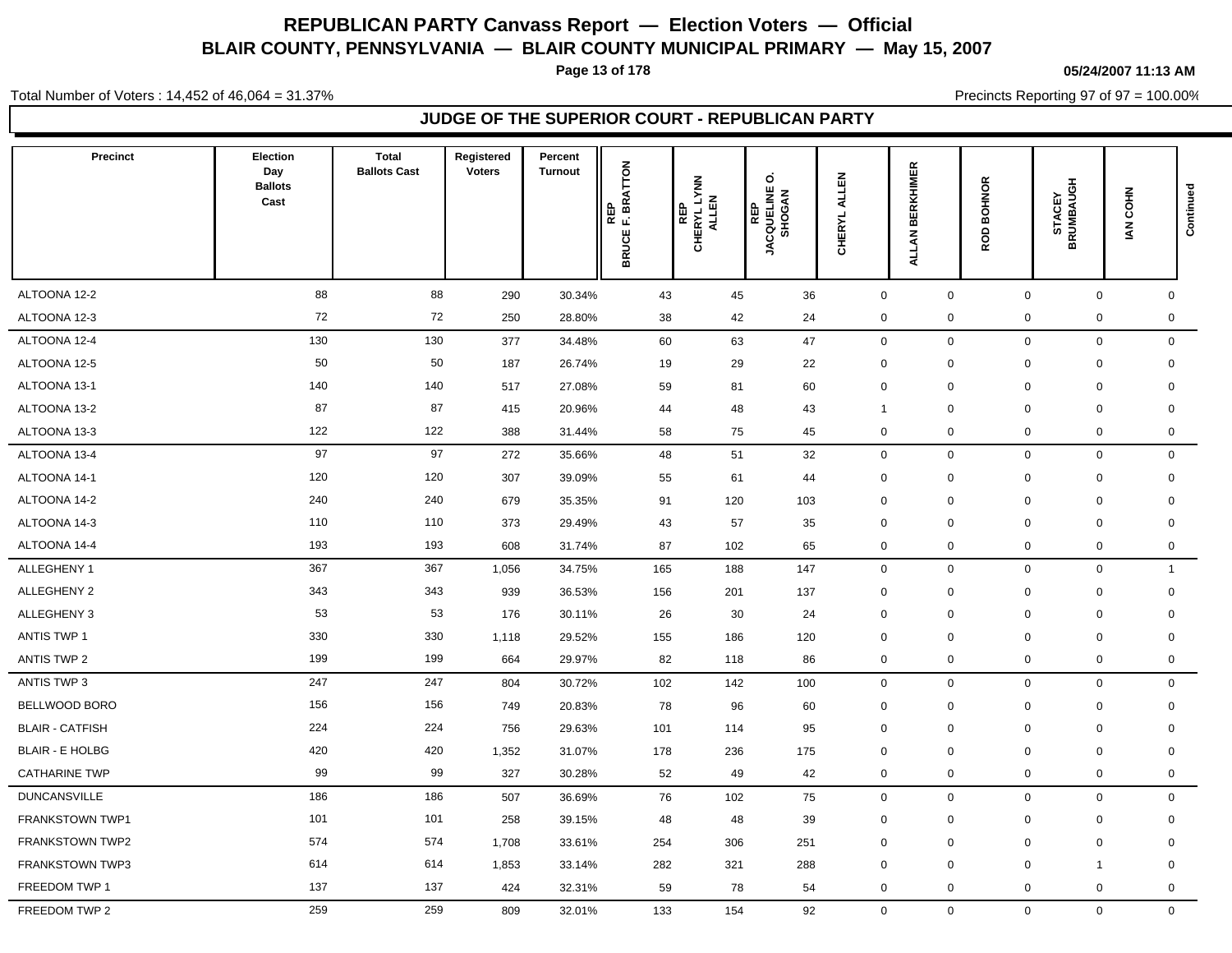# REPUBLICAN PARTY Canvass Report — Election Voters — Official

## BLAIR COUNTY, PENNSYLVANIA — BLAIR COUNTY MUNICIPAL PRIMARY — May 15, 2007

05/24/2007 11:13 AM

Total Number of Voters : 14,452 of 46,064 = 31.37%

Precincts Reporting 97 of 97 = 100.00%

### JUDGE OF THE SUPERIOR COURT - REPUBLICAN PARTY

| Precinct | Election Day Ballots Cast | Total Ballots Cast | Registered Voters | Percent Turnout | REP BRUCE F. BRATTON | REP CHERYL LYNN ALLEN | REP JACQUELINE O. SHOGAN | CHERYL ALLEN | ALLAN BERKHIMER | ROD BOHNOR | STACEY BRUMBAUGH | IAN COHN | Continued |
|---|---|---|---|---|---|---|---|---|---|---|---|---|---|
| ALTOONA 12-2 | 88 | 88 | 290 | 30.34% | 43 | 45 | 36 | 0 | 0 | 0 | 0 | 0 | |
| ALTOONA 12-3 | 72 | 72 | 250 | 28.80% | 38 | 42 | 24 | 0 | 0 | 0 | 0 | 0 | |
| ALTOONA 12-4 | 130 | 130 | 377 | 34.48% | 60 | 63 | 47 | 0 | 0 | 0 | 0 | 0 | |
| ALTOONA 12-5 | 50 | 50 | 187 | 26.74% | 19 | 29 | 22 | 0 | 0 | 0 | 0 | 0 | |
| ALTOONA 13-1 | 140 | 140 | 517 | 27.08% | 59 | 81 | 60 | 0 | 0 | 0 | 0 | 0 | |
| ALTOONA 13-2 | 87 | 87 | 415 | 20.96% | 44 | 48 | 43 | 1 | 0 | 0 | 0 | 0 | |
| ALTOONA 13-3 | 122 | 122 | 388 | 31.44% | 58 | 75 | 45 | 0 | 0 | 0 | 0 | 0 | |
| ALTOONA 13-4 | 97 | 97 | 272 | 35.66% | 48 | 51 | 32 | 0 | 0 | 0 | 0 | 0 | |
| ALTOONA 14-1 | 120 | 120 | 307 | 39.09% | 55 | 61 | 44 | 0 | 0 | 0 | 0 | 0 | |
| ALTOONA 14-2 | 240 | 240 | 679 | 35.35% | 91 | 120 | 103 | 0 | 0 | 0 | 0 | 0 | |
| ALTOONA 14-3 | 110 | 110 | 373 | 29.49% | 43 | 57 | 35 | 0 | 0 | 0 | 0 | 0 | |
| ALTOONA 14-4 | 193 | 193 | 608 | 31.74% | 87 | 102 | 65 | 0 | 0 | 0 | 0 | 0 | |
| ALLEGHENY 1 | 367 | 367 | 1,056 | 34.75% | 165 | 188 | 147 | 0 | 0 | 0 | 0 | 1 | |
| ALLEGHENY 2 | 343 | 343 | 939 | 36.53% | 156 | 201 | 137 | 0 | 0 | 0 | 0 | 0 | |
| ALLEGHENY 3 | 53 | 53 | 176 | 30.11% | 26 | 30 | 24 | 0 | 0 | 0 | 0 | 0 | |
| ANTIS TWP 1 | 330 | 330 | 1,118 | 29.52% | 155 | 186 | 120 | 0 | 0 | 0 | 0 | 0 | |
| ANTIS TWP 2 | 199 | 199 | 664 | 29.97% | 82 | 118 | 86 | 0 | 0 | 0 | 0 | 0 | |
| ANTIS TWP 3 | 247 | 247 | 804 | 30.72% | 102 | 142 | 100 | 0 | 0 | 0 | 0 | 0 | |
| BELLWOOD BORO | 156 | 156 | 749 | 20.83% | 78 | 96 | 60 | 0 | 0 | 0 | 0 | 0 | |
| BLAIR - CATFISH | 224 | 224 | 756 | 29.63% | 101 | 114 | 95 | 0 | 0 | 0 | 0 | 0 | |
| BLAIR - E HOLBG | 420 | 420 | 1,352 | 31.07% | 178 | 236 | 175 | 0 | 0 | 0 | 0 | 0 | |
| CATHARINE TWP | 99 | 99 | 327 | 30.28% | 52 | 49 | 42 | 0 | 0 | 0 | 0 | 0 | |
| DUNCANSVILLE | 186 | 186 | 507 | 36.69% | 76 | 102 | 75 | 0 | 0 | 0 | 0 | 0 | |
| FRANKSTOWN TWP1 | 101 | 101 | 258 | 39.15% | 48 | 48 | 39 | 0 | 0 | 0 | 0 | 0 | |
| FRANKSTOWN TWP2 | 574 | 574 | 1,708 | 33.61% | 254 | 306 | 251 | 0 | 0 | 0 | 0 | 0 | |
| FRANKSTOWN TWP3 | 614 | 614 | 1,853 | 33.14% | 282 | 321 | 288 | 0 | 0 | 0 | 1 | 0 | |
| FREEDOM TWP 1 | 137 | 137 | 424 | 32.31% | 59 | 78 | 54 | 0 | 0 | 0 | 0 | 0 | |
| FREEDOM TWP 2 | 259 | 259 | 809 | 32.01% | 133 | 154 | 92 | 0 | 0 | 0 | 0 | 0 | |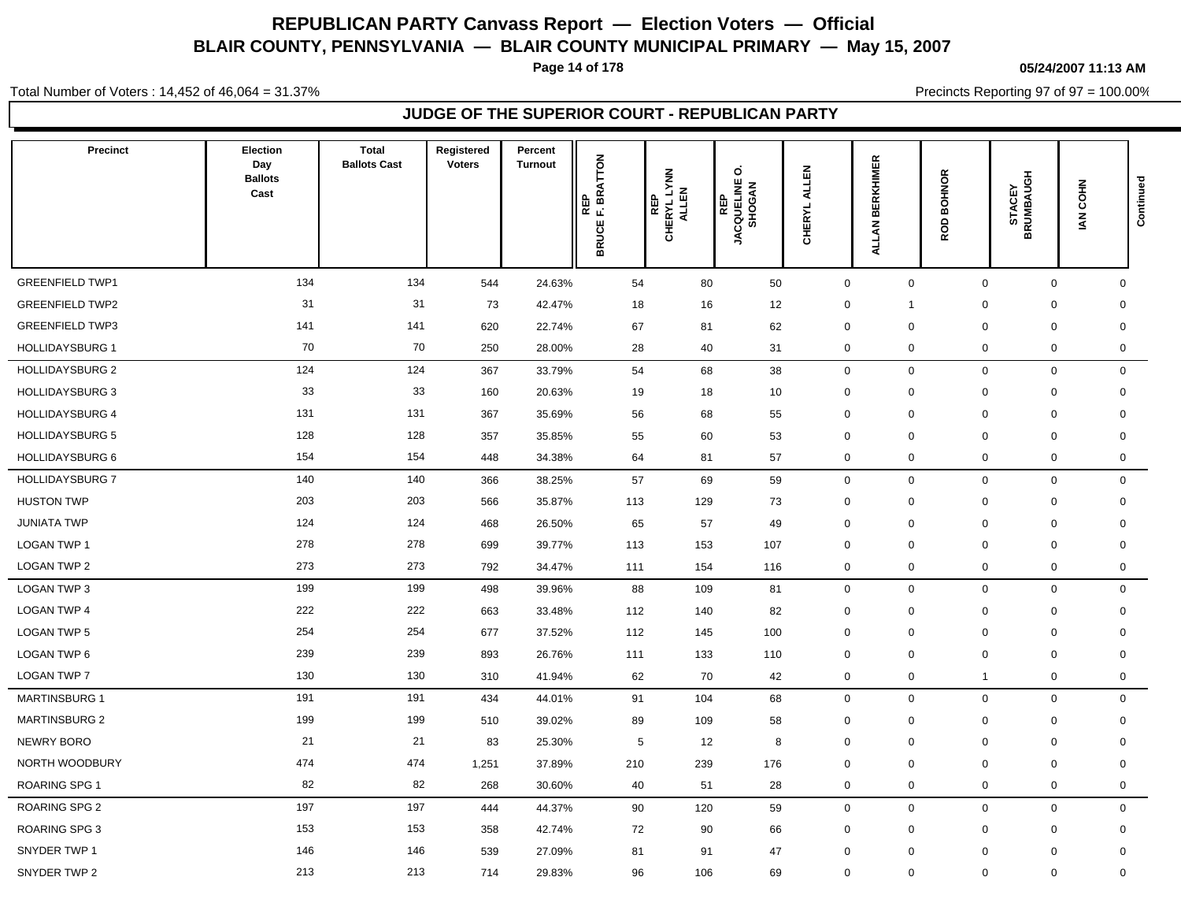# REPUBLICAN PARTY Canvass Report — Election Voters — Official

## BLAIR COUNTY, PENNSYLVANIA — BLAIR COUNTY MUNICIPAL PRIMARY — May 15, 2007

05/24/2007 11:13 AM

Total Number of Voters : 14,452 of 46,064 = 31.37%

Precincts Reporting 97 of 97 = 100.00%

### JUDGE OF THE SUPERIOR COURT - REPUBLICAN PARTY

| Precinct | Election Day Ballots Cast | Total Ballots Cast | Registered Voters | Percent Turnout | REP BRUCE F. BRATTON | REP CHERYL LYNN ALLEN | REP JACQUELINE O. SHOGAN | CHERYL ALLEN | ALLAN BERKHIMER | ROD BOHNOR | STACEY BRUMBAUGH | IAN COHN | Continued |
|---|---|---|---|---|---|---|---|---|---|---|---|---|---|
| GREENFIELD TWP1 | 134 | 134 | 544 | 24.63% | 54 | 80 | 50 | 0 | 0 | 0 | 0 | 0 | |
| GREENFIELD TWP2 | 31 | 31 | 73 | 42.47% | 18 | 16 | 12 | 0 | 1 | 0 | 0 | 0 | |
| GREENFIELD TWP3 | 141 | 141 | 620 | 22.74% | 67 | 81 | 62 | 0 | 0 | 0 | 0 | 0 | |
| HOLLIDAYSBURG 1 | 70 | 70 | 250 | 28.00% | 28 | 40 | 31 | 0 | 0 | 0 | 0 | 0 | |
| HOLLIDAYSBURG 2 | 124 | 124 | 367 | 33.79% | 54 | 68 | 38 | 0 | 0 | 0 | 0 | 0 | |
| HOLLIDAYSBURG 3 | 33 | 33 | 160 | 20.63% | 19 | 18 | 10 | 0 | 0 | 0 | 0 | 0 | |
| HOLLIDAYSBURG 4 | 131 | 131 | 367 | 35.69% | 56 | 68 | 55 | 0 | 0 | 0 | 0 | 0 | |
| HOLLIDAYSBURG 5 | 128 | 128 | 357 | 35.85% | 55 | 60 | 53 | 0 | 0 | 0 | 0 | 0 | |
| HOLLIDAYSBURG 6 | 154 | 154 | 448 | 34.38% | 64 | 81 | 57 | 0 | 0 | 0 | 0 | 0 | |
| HOLLIDAYSBURG 7 | 140 | 140 | 366 | 38.25% | 57 | 69 | 59 | 0 | 0 | 0 | 0 | 0 | |
| HUSTON TWP | 203 | 203 | 566 | 35.87% | 113 | 129 | 73 | 0 | 0 | 0 | 0 | 0 | |
| JUNIATA TWP | 124 | 124 | 468 | 26.50% | 65 | 57 | 49 | 0 | 0 | 0 | 0 | 0 | |
| LOGAN TWP 1 | 278 | 278 | 699 | 39.77% | 113 | 153 | 107 | 0 | 0 | 0 | 0 | 0 | |
| LOGAN TWP 2 | 273 | 273 | 792 | 34.47% | 111 | 154 | 116 | 0 | 0 | 0 | 0 | 0 | |
| LOGAN TWP 3 | 199 | 199 | 498 | 39.96% | 88 | 109 | 81 | 0 | 0 | 0 | 0 | 0 | |
| LOGAN TWP 4 | 222 | 222 | 663 | 33.48% | 112 | 140 | 82 | 0 | 0 | 0 | 0 | 0 | |
| LOGAN TWP 5 | 254 | 254 | 677 | 37.52% | 112 | 145 | 100 | 0 | 0 | 0 | 0 | 0 | |
| LOGAN TWP 6 | 239 | 239 | 893 | 26.76% | 111 | 133 | 110 | 0 | 0 | 0 | 0 | 0 | |
| LOGAN TWP 7 | 130 | 130 | 310 | 41.94% | 62 | 70 | 42 | 0 | 0 | 1 | 0 | 0 | |
| MARTINSBURG 1 | 191 | 191 | 434 | 44.01% | 91 | 104 | 68 | 0 | 0 | 0 | 0 | 0 | |
| MARTINSBURG 2 | 199 | 199 | 510 | 39.02% | 89 | 109 | 58 | 0 | 0 | 0 | 0 | 0 | |
| NEWRY BORO | 21 | 21 | 83 | 25.30% | 5 | 12 | 8 | 0 | 0 | 0 | 0 | 0 | |
| NORTH WOODBURY | 474 | 474 | 1,251 | 37.89% | 210 | 239 | 176 | 0 | 0 | 0 | 0 | 0 | |
| ROARING SPG 1 | 82 | 82 | 268 | 30.60% | 40 | 51 | 28 | 0 | 0 | 0 | 0 | 0 | |
| ROARING SPG 2 | 197 | 197 | 444 | 44.37% | 90 | 120 | 59 | 0 | 0 | 0 | 0 | 0 | |
| ROARING SPG 3 | 153 | 153 | 358 | 42.74% | 72 | 90 | 66 | 0 | 0 | 0 | 0 | 0 | |
| SNYDER TWP 1 | 146 | 146 | 539 | 27.09% | 81 | 91 | 47 | 0 | 0 | 0 | 0 | 0 | |
| SNYDER TWP 2 | 213 | 213 | 714 | 29.83% | 96 | 106 | 69 | 0 | 0 | 0 | 0 | 0 | |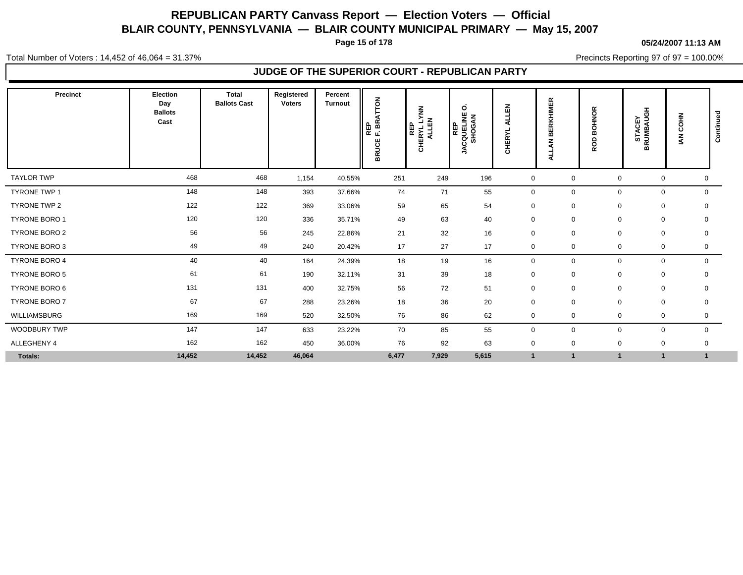# REPUBLICAN PARTY Canvass Report — Election Voters — Official

## BLAIR COUNTY, PENNSYLVANIA — BLAIR COUNTY MUNICIPAL PRIMARY — May 15, 2007

05/24/2007 11:13 AM

Total Number of Voters : 14,452 of 46,064 = 31.37%

Precincts Reporting 97 of 97 = 100.00%

### JUDGE OF THE SUPERIOR COURT - REPUBLICAN PARTY

| Precinct | Election Day Ballots Cast | Total Ballots Cast | Registered Voters | Percent Turnout | REP BRUCE F. BRATTON | REP CHERYL LYNN ALLEN | REP JACQUELINE O. SHOGAN | CHERYL ALLEN | ALLAN BERKHIMER | ROD BOHNOR | STACEY BRUMBAUGH | IAN COHN | Continued |
|---|---|---|---|---|---|---|---|---|---|---|---|---|---|
| TAYLOR TWP | 468 | 468 | 1,154 | 40.55% | 251 | 249 | 196 | 0 | 0 | 0 | 0 | 0 | |
| TYRONE TWP 1 | 148 | 148 | 393 | 37.66% | 74 | 71 | 55 | 0 | 0 | 0 | 0 | 0 | |
| TYRONE TWP 2 | 122 | 122 | 369 | 33.06% | 59 | 65 | 54 | 0 | 0 | 0 | 0 | 0 | |
| TYRONE BORO 1 | 120 | 120 | 336 | 35.71% | 49 | 63 | 40 | 0 | 0 | 0 | 0 | 0 | |
| TYRONE BORO 2 | 56 | 56 | 245 | 22.86% | 21 | 32 | 16 | 0 | 0 | 0 | 0 | 0 | |
| TYRONE BORO 3 | 49 | 49 | 240 | 20.42% | 17 | 27 | 17 | 0 | 0 | 0 | 0 | 0 | |
| TYRONE BORO 4 | 40 | 40 | 164 | 24.39% | 18 | 19 | 16 | 0 | 0 | 0 | 0 | 0 | |
| TYRONE BORO 5 | 61 | 61 | 190 | 32.11% | 31 | 39 | 18 | 0 | 0 | 0 | 0 | 0 | |
| TYRONE BORO 6 | 131 | 131 | 400 | 32.75% | 56 | 72 | 51 | 0 | 0 | 0 | 0 | 0 | |
| TYRONE BORO 7 | 67 | 67 | 288 | 23.26% | 18 | 36 | 20 | 0 | 0 | 0 | 0 | 0 | |
| WILLIAMSBURG | 169 | 169 | 520 | 32.50% | 76 | 86 | 62 | 0 | 0 | 0 | 0 | 0 | |
| WOODBURY TWP | 147 | 147 | 633 | 23.22% | 70 | 85 | 55 | 0 | 0 | 0 | 0 | 0 | |
| ALLEGHENY 4 | 162 | 162 | 450 | 36.00% | 76 | 92 | 63 | 0 | 0 | 0 | 0 | 0 | |
| **Totals:** | **14,452** | **14,452** | **46,064** | | **6,477** | **7,929** | **5,615** | **1** | **1** | **1** | **1** | **1** | |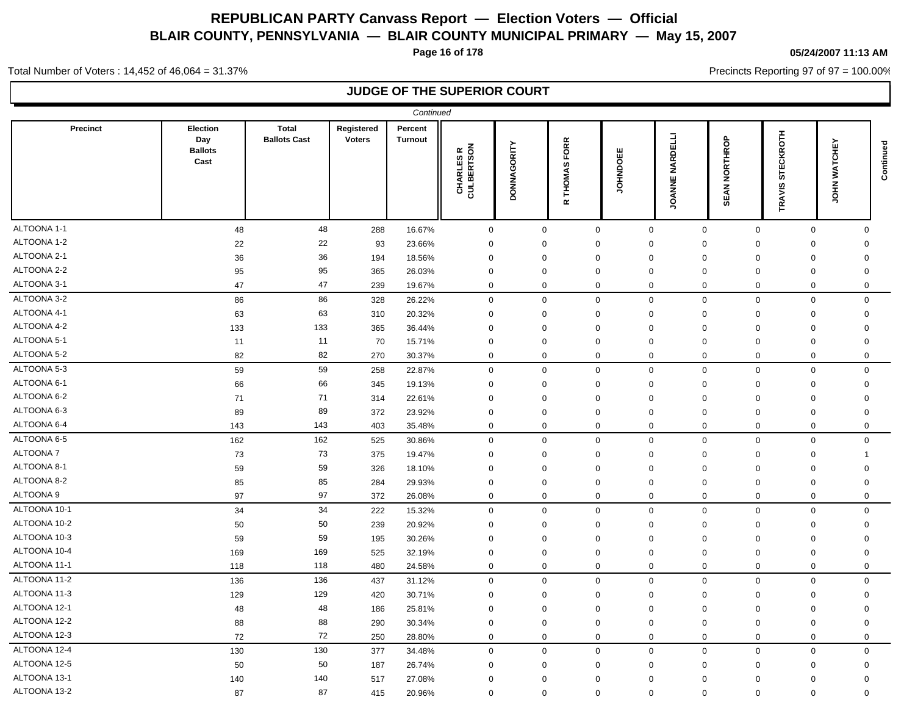# REPUBLICAN PARTY Canvass Report — Election Voters — Official

## BLAIR COUNTY, PENNSYLVANIA — BLAIR COUNTY MUNICIPAL PRIMARY — May 15, 2007

05/24/2007 11:13 AM

Total Number of Voters : 14,452 of 46,064 = 31.37%

Precincts Reporting 97 of 97 = 100.00%

### JUDGE OF THE SUPERIOR COURT

*Continued*

| Precinct | Election Day Ballots Cast | Total Ballots Cast | Registered Voters | Percent Turnout | CHARLES R CULBERTSON | DONNAGORITY | R THOMAS FORR | JOHNDOEE | JOANNE NARDELLI | SEAN NORTHROP | TRAVIS STECKROTH | JOHN WATCHEY |
|---|---|---|---|---|---|---|---|---|---|---|---|---|
| ALTOONA 1-1 | 48 | 48 | 288 | 16.67% | 0 | 0 | 0 | 0 | 0 | 0 | 0 | 0 |
| ALTOONA 1-2 | 22 | 22 | 93 | 23.66% | 0 | 0 | 0 | 0 | 0 | 0 | 0 | 0 |
| ALTOONA 2-1 | 36 | 36 | 194 | 18.56% | 0 | 0 | 0 | 0 | 0 | 0 | 0 | 0 |
| ALTOONA 2-2 | 95 | 95 | 365 | 26.03% | 0 | 0 | 0 | 0 | 0 | 0 | 0 | 0 |
| ALTOONA 3-1 | 47 | 47 | 239 | 19.67% | 0 | 0 | 0 | 0 | 0 | 0 | 0 | 0 |
| ALTOONA 3-2 | 86 | 86 | 328 | 26.22% | 0 | 0 | 0 | 0 | 0 | 0 | 0 | 0 |
| ALTOONA 4-1 | 63 | 63 | 310 | 20.32% | 0 | 0 | 0 | 0 | 0 | 0 | 0 | 0 |
| ALTOONA 4-2 | 133 | 133 | 365 | 36.44% | 0 | 0 | 0 | 0 | 0 | 0 | 0 | 0 |
| ALTOONA 5-1 | 11 | 11 | 70 | 15.71% | 0 | 0 | 0 | 0 | 0 | 0 | 0 | 0 |
| ALTOONA 5-2 | 82 | 82 | 270 | 30.37% | 0 | 0 | 0 | 0 | 0 | 0 | 0 | 0 |
| ALTOONA 5-3 | 59 | 59 | 258 | 22.87% | 0 | 0 | 0 | 0 | 0 | 0 | 0 | 0 |
| ALTOONA 6-1 | 66 | 66 | 345 | 19.13% | 0 | 0 | 0 | 0 | 0 | 0 | 0 | 0 |
| ALTOONA 6-2 | 71 | 71 | 314 | 22.61% | 0 | 0 | 0 | 0 | 0 | 0 | 0 | 0 |
| ALTOONA 6-3 | 89 | 89 | 372 | 23.92% | 0 | 0 | 0 | 0 | 0 | 0 | 0 | 0 |
| ALTOONA 6-4 | 143 | 143 | 403 | 35.48% | 0 | 0 | 0 | 0 | 0 | 0 | 0 | 0 |
| ALTOONA 6-5 | 162 | 162 | 525 | 30.86% | 0 | 0 | 0 | 0 | 0 | 0 | 0 | 0 |
| ALTOONA 7 | 73 | 73 | 375 | 19.47% | 0 | 0 | 0 | 0 | 0 | 0 | 0 | 1 |
| ALTOONA 8-1 | 59 | 59 | 326 | 18.10% | 0 | 0 | 0 | 0 | 0 | 0 | 0 | 0 |
| ALTOONA 8-2 | 85 | 85 | 284 | 29.93% | 0 | 0 | 0 | 0 | 0 | 0 | 0 | 0 |
| ALTOONA 9 | 97 | 97 | 372 | 26.08% | 0 | 0 | 0 | 0 | 0 | 0 | 0 | 0 |
| ALTOONA 10-1 | 34 | 34 | 222 | 15.32% | 0 | 0 | 0 | 0 | 0 | 0 | 0 | 0 |
| ALTOONA 10-2 | 50 | 50 | 239 | 20.92% | 0 | 0 | 0 | 0 | 0 | 0 | 0 | 0 |
| ALTOONA 10-3 | 59 | 59 | 195 | 30.26% | 0 | 0 | 0 | 0 | 0 | 0 | 0 | 0 |
| ALTOONA 10-4 | 169 | 169 | 525 | 32.19% | 0 | 0 | 0 | 0 | 0 | 0 | 0 | 0 |
| ALTOONA 11-1 | 118 | 118 | 480 | 24.58% | 0 | 0 | 0 | 0 | 0 | 0 | 0 | 0 |
| ALTOONA 11-2 | 136 | 136 | 437 | 31.12% | 0 | 0 | 0 | 0 | 0 | 0 | 0 | 0 |
| ALTOONA 11-3 | 129 | 129 | 420 | 30.71% | 0 | 0 | 0 | 0 | 0 | 0 | 0 | 0 |
| ALTOONA 12-1 | 48 | 48 | 186 | 25.81% | 0 | 0 | 0 | 0 | 0 | 0 | 0 | 0 |
| ALTOONA 12-2 | 88 | 88 | 290 | 30.34% | 0 | 0 | 0 | 0 | 0 | 0 | 0 | 0 |
| ALTOONA 12-3 | 72 | 72 | 250 | 28.80% | 0 | 0 | 0 | 0 | 0 | 0 | 0 | 0 |
| ALTOONA 12-4 | 130 | 130 | 377 | 34.48% | 0 | 0 | 0 | 0 | 0 | 0 | 0 | 0 |
| ALTOONA 12-5 | 50 | 50 | 187 | 26.74% | 0 | 0 | 0 | 0 | 0 | 0 | 0 | 0 |
| ALTOONA 13-1 | 140 | 140 | 517 | 27.08% | 0 | 0 | 0 | 0 | 0 | 0 | 0 | 0 |
| ALTOONA 13-2 | 87 | 87 | 415 | 20.96% | 0 | 0 | 0 | 0 | 0 | 0 | 0 | 0 |

*Continued*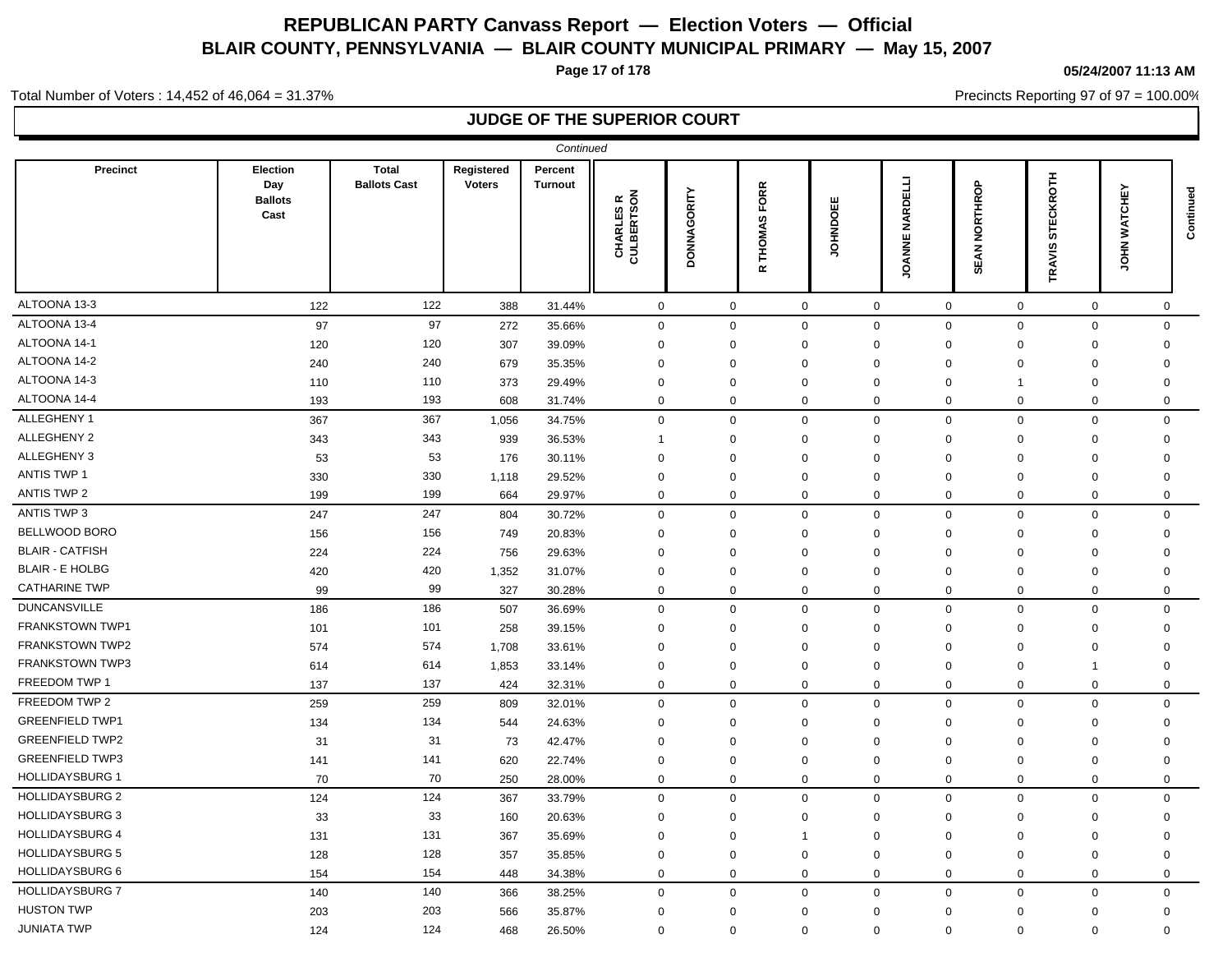# REPUBLICAN PARTY Canvass Report — Election Voters — Official

## BLAIR COUNTY, PENNSYLVANIA — BLAIR COUNTY MUNICIPAL PRIMARY — May 15, 2007

05/24/2007 11:13 AM

Total Number of Voters : 14,452 of 46,064 = 31.37%

Precincts Reporting 97 of 97 = 100.00%

### JUDGE OF THE SUPERIOR COURT

*Continued*

| Precinct | Election Day Ballots Cast | Total Ballots Cast | Registered Voters | Percent Turnout | CHARLES R CULBERTSON | DONNAGORITY | R THOMAS FORR | JOHNDOEE | JOANNE NARDELLI | SEAN NORTHROP | TRAVIS STECKROTH | JOHN WATCHEY | Continued |
|---|---|---|---|---|---|---|---|---|---|---|---|---|---|
| ALTOONA 13-3 | 122 | 122 | 388 | 31.44% | 0 | 0 | 0 | 0 | 0 | 0 | 0 | 0 | |
| ALTOONA 13-4 | 97 | 97 | 272 | 35.66% | 0 | 0 | 0 | 0 | 0 | 0 | 0 | 0 | |
| ALTOONA 14-1 | 120 | 120 | 307 | 39.09% | 0 | 0 | 0 | 0 | 0 | 0 | 0 | 0 | |
| ALTOONA 14-2 | 240 | 240 | 679 | 35.35% | 0 | 0 | 0 | 0 | 0 | 0 | 0 | 0 | |
| ALTOONA 14-3 | 110 | 110 | 373 | 29.49% | 0 | 0 | 0 | 0 | 0 | 1 | 0 | 0 | |
| ALTOONA 14-4 | 193 | 193 | 608 | 31.74% | 0 | 0 | 0 | 0 | 0 | 0 | 0 | 0 | |
| ALLEGHENY 1 | 367 | 367 | 1,056 | 34.75% | 0 | 0 | 0 | 0 | 0 | 0 | 0 | 0 | |
| ALLEGHENY 2 | 343 | 343 | 939 | 36.53% | 1 | 0 | 0 | 0 | 0 | 0 | 0 | 0 | |
| ALLEGHENY 3 | 53 | 53 | 176 | 30.11% | 0 | 0 | 0 | 0 | 0 | 0 | 0 | 0 | |
| ANTIS TWP 1 | 330 | 330 | 1,118 | 29.52% | 0 | 0 | 0 | 0 | 0 | 0 | 0 | 0 | |
| ANTIS TWP 2 | 199 | 199 | 664 | 29.97% | 0 | 0 | 0 | 0 | 0 | 0 | 0 | 0 | |
| ANTIS TWP 3 | 247 | 247 | 804 | 30.72% | 0 | 0 | 0 | 0 | 0 | 0 | 0 | 0 | |
| BELLWOOD BORO | 156 | 156 | 749 | 20.83% | 0 | 0 | 0 | 0 | 0 | 0 | 0 | 0 | |
| BLAIR - CATFISH | 224 | 224 | 756 | 29.63% | 0 | 0 | 0 | 0 | 0 | 0 | 0 | 0 | |
| BLAIR - E HOLBG | 420 | 420 | 1,352 | 31.07% | 0 | 0 | 0 | 0 | 0 | 0 | 0 | 0 | |
| CATHARINE TWP | 99 | 99 | 327 | 30.28% | 0 | 0 | 0 | 0 | 0 | 0 | 0 | 0 | |
| DUNCANSVILLE | 186 | 186 | 507 | 36.69% | 0 | 0 | 0 | 0 | 0 | 0 | 0 | 0 | |
| FRANKSTOWN TWP1 | 101 | 101 | 258 | 39.15% | 0 | 0 | 0 | 0 | 0 | 0 | 0 | 0 | |
| FRANKSTOWN TWP2 | 574 | 574 | 1,708 | 33.61% | 0 | 0 | 0 | 0 | 0 | 0 | 0 | 0 | |
| FRANKSTOWN TWP3 | 614 | 614 | 1,853 | 33.14% | 0 | 0 | 0 | 0 | 0 | 0 | 1 | 0 | |
| FREEDOM TWP 1 | 137 | 137 | 424 | 32.31% | 0 | 0 | 0 | 0 | 0 | 0 | 0 | 0 | |
| FREEDOM TWP 2 | 259 | 259 | 809 | 32.01% | 0 | 0 | 0 | 0 | 0 | 0 | 0 | 0 | |
| GREENFIELD TWP1 | 134 | 134 | 544 | 24.63% | 0 | 0 | 0 | 0 | 0 | 0 | 0 | 0 | |
| GREENFIELD TWP2 | 31 | 31 | 73 | 42.47% | 0 | 0 | 0 | 0 | 0 | 0 | 0 | 0 | |
| GREENFIELD TWP3 | 141 | 141 | 620 | 22.74% | 0 | 0 | 0 | 0 | 0 | 0 | 0 | 0 | |
| HOLLIDAYSBURG 1 | 70 | 70 | 250 | 28.00% | 0 | 0 | 0 | 0 | 0 | 0 | 0 | 0 | |
| HOLLIDAYSBURG 2 | 124 | 124 | 367 | 33.79% | 0 | 0 | 0 | 0 | 0 | 0 | 0 | 0 | |
| HOLLIDAYSBURG 3 | 33 | 33 | 160 | 20.63% | 0 | 0 | 0 | 0 | 0 | 0 | 0 | 0 | |
| HOLLIDAYSBURG 4 | 131 | 131 | 367 | 35.69% | 0 | 0 | 1 | 0 | 0 | 0 | 0 | 0 | |
| HOLLIDAYSBURG 5 | 128 | 128 | 357 | 35.85% | 0 | 0 | 0 | 0 | 0 | 0 | 0 | 0 | |
| HOLLIDAYSBURG 6 | 154 | 154 | 448 | 34.38% | 0 | 0 | 0 | 0 | 0 | 0 | 0 | 0 | |
| HOLLIDAYSBURG 7 | 140 | 140 | 366 | 38.25% | 0 | 0 | 0 | 0 | 0 | 0 | 0 | 0 | |
| HUSTON TWP | 203 | 203 | 566 | 35.87% | 0 | 0 | 0 | 0 | 0 | 0 | 0 | 0 | |
| JUNIATA TWP | 124 | 124 | 468 | 26.50% | 0 | 0 | 0 | 0 | 0 | 0 | 0 | 0 | |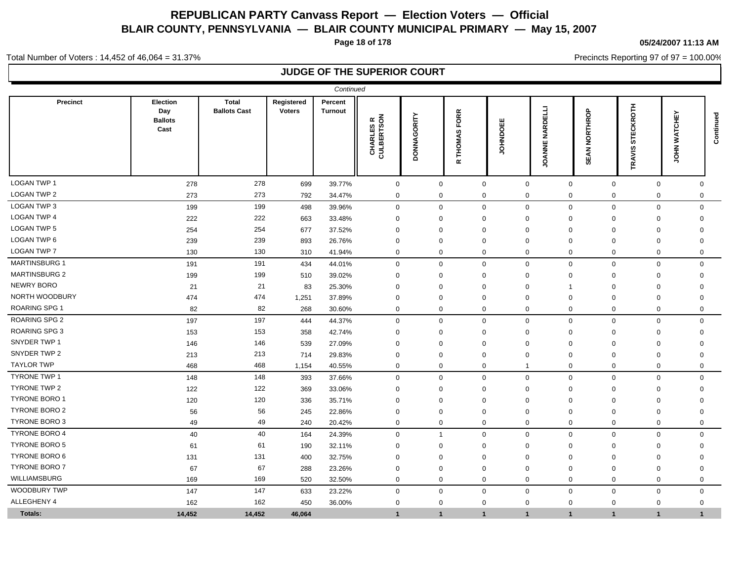# REPUBLICAN PARTY Canvass Report — Election Voters — Official

## BLAIR COUNTY, PENNSYLVANIA — BLAIR COUNTY MUNICIPAL PRIMARY — May 15, 2007

05/24/2007 11:13 AM

Total Number of Voters : 14,452 of 46,064 = 31.37%

Precincts Reporting 97 of 97 = 100.00%

### JUDGE OF THE SUPERIOR COURT

*Continued*

| Precinct | Election Day Ballots Cast | Total Ballots Cast | Registered Voters | Percent Turnout | CHARLES R CULBERTSON | DONNAGORITY | R THOMAS FORR | JOHNDOEE | JOANNE NARDELLI | SEAN NORTHROP | TRAVIS STECKROTH | JOHN WATCHEY | Continued |
|---|---|---|---|---|---|---|---|---|---|---|---|---|---|
| LOGAN TWP 1 | 278 | 278 | 699 | 39.77% | 0 | 0 | 0 | 0 | 0 | 0 | 0 | 0 | |
| LOGAN TWP 2 | 273 | 273 | 792 | 34.47% | 0 | 0 | 0 | 0 | 0 | 0 | 0 | 0 | |
| LOGAN TWP 3 | 199 | 199 | 498 | 39.96% | 0 | 0 | 0 | 0 | 0 | 0 | 0 | 0 | |
| LOGAN TWP 4 | 222 | 222 | 663 | 33.48% | 0 | 0 | 0 | 0 | 0 | 0 | 0 | 0 | |
| LOGAN TWP 5 | 254 | 254 | 677 | 37.52% | 0 | 0 | 0 | 0 | 0 | 0 | 0 | 0 | |
| LOGAN TWP 6 | 239 | 239 | 893 | 26.76% | 0 | 0 | 0 | 0 | 0 | 0 | 0 | 0 | |
| LOGAN TWP 7 | 130 | 130 | 310 | 41.94% | 0 | 0 | 0 | 0 | 0 | 0 | 0 | 0 | |
| MARTINSBURG 1 | 191 | 191 | 434 | 44.01% | 0 | 0 | 0 | 0 | 0 | 0 | 0 | 0 | |
| MARTINSBURG 2 | 199 | 199 | 510 | 39.02% | 0 | 0 | 0 | 0 | 0 | 0 | 0 | 0 | |
| NEWRY BORO | 21 | 21 | 83 | 25.30% | 0 | 0 | 0 | 0 | 1 | 0 | 0 | 0 | |
| NORTH WOODBURY | 474 | 474 | 1,251 | 37.89% | 0 | 0 | 0 | 0 | 0 | 0 | 0 | 0 | |
| ROARING SPG 1 | 82 | 82 | 268 | 30.60% | 0 | 0 | 0 | 0 | 0 | 0 | 0 | 0 | |
| ROARING SPG 2 | 197 | 197 | 444 | 44.37% | 0 | 0 | 0 | 0 | 0 | 0 | 0 | 0 | |
| ROARING SPG 3 | 153 | 153 | 358 | 42.74% | 0 | 0 | 0 | 0 | 0 | 0 | 0 | 0 | |
| SNYDER TWP 1 | 146 | 146 | 539 | 27.09% | 0 | 0 | 0 | 0 | 0 | 0 | 0 | 0 | |
| SNYDER TWP 2 | 213 | 213 | 714 | 29.83% | 0 | 0 | 0 | 0 | 0 | 0 | 0 | 0 | |
| TAYLOR TWP | 468 | 468 | 1,154 | 40.55% | 0 | 0 | 0 | 1 | 0 | 0 | 0 | 0 | |
| TYRONE TWP 1 | 148 | 148 | 393 | 37.66% | 0 | 0 | 0 | 0 | 0 | 0 | 0 | 0 | |
| TYRONE TWP 2 | 122 | 122 | 369 | 33.06% | 0 | 0 | 0 | 0 | 0 | 0 | 0 | 0 | |
| TYRONE BORO 1 | 120 | 120 | 336 | 35.71% | 0 | 0 | 0 | 0 | 0 | 0 | 0 | 0 | |
| TYRONE BORO 2 | 56 | 56 | 245 | 22.86% | 0 | 0 | 0 | 0 | 0 | 0 | 0 | 0 | |
| TYRONE BORO 3 | 49 | 49 | 240 | 20.42% | 0 | 0 | 0 | 0 | 0 | 0 | 0 | 0 | |
| TYRONE BORO 4 | 40 | 40 | 164 | 24.39% | 0 | 1 | 0 | 0 | 0 | 0 | 0 | 0 | |
| TYRONE BORO 5 | 61 | 61 | 190 | 32.11% | 0 | 0 | 0 | 0 | 0 | 0 | 0 | 0 | |
| TYRONE BORO 6 | 131 | 131 | 400 | 32.75% | 0 | 0 | 0 | 0 | 0 | 0 | 0 | 0 | |
| TYRONE BORO 7 | 67 | 67 | 288 | 23.26% | 0 | 0 | 0 | 0 | 0 | 0 | 0 | 0 | |
| WILLIAMSBURG | 169 | 169 | 520 | 32.50% | 0 | 0 | 0 | 0 | 0 | 0 | 0 | 0 | |
| WOODBURY TWP | 147 | 147 | 633 | 23.22% | 0 | 0 | 0 | 0 | 0 | 0 | 0 | 0 | |
| ALLEGHENY 4 | 162 | 162 | 450 | 36.00% | 0 | 0 | 0 | 0 | 0 | 0 | 0 | 0 | |
| **Totals:** | **14,452** | **14,452** | **46,064** | | **1** | **1** | **1** | **1** | **1** | **1** | **1** | **1** | |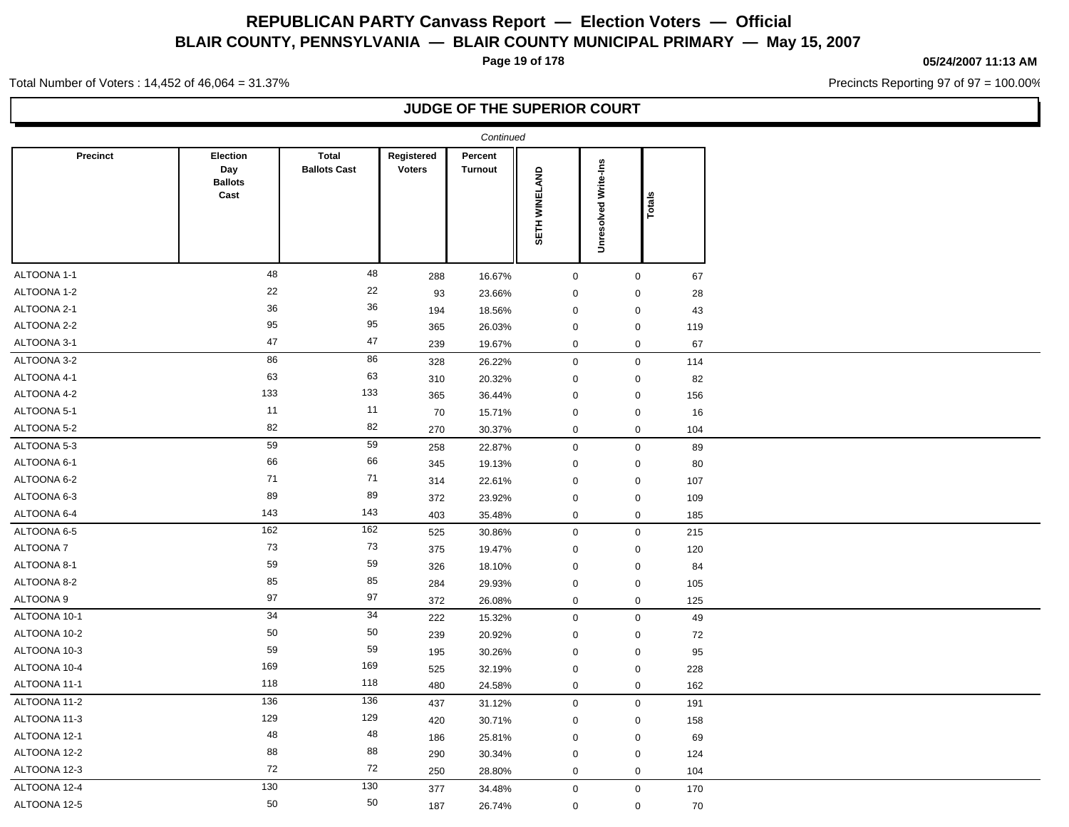# REPUBLICAN PARTY Canvass Report — Election Voters — Official
## BLAIR COUNTY, PENNSYLVANIA — BLAIR COUNTY MUNICIPAL PRIMARY — May 15, 2007

05/24/2007 11:13 AM

Total Number of Voters : 14,452 of 46,064 = 31.37%

Precincts Reporting 97 of 97 = 100.00%

### JUDGE OF THE SUPERIOR COURT

*Continued*

| Precinct | Election Day Ballots Cast | Total Ballots Cast | Registered Voters | Percent Turnout | SETH WINELAND | Unresolved Write-Ins | Totals |
|---|---|---|---|---|---|---|---|
| ALTOONA 1-1 | 48 | 48 | 288 | 16.67% | 0 | 0 | 67 |
| ALTOONA 1-2 | 22 | 22 | 93 | 23.66% | 0 | 0 | 28 |
| ALTOONA 2-1 | 36 | 36 | 194 | 18.56% | 0 | 0 | 43 |
| ALTOONA 2-2 | 95 | 95 | 365 | 26.03% | 0 | 0 | 119 |
| ALTOONA 3-1 | 47 | 47 | 239 | 19.67% | 0 | 0 | 67 |
| ALTOONA 3-2 | 86 | 86 | 328 | 26.22% | 0 | 0 | 114 |
| ALTOONA 4-1 | 63 | 63 | 310 | 20.32% | 0 | 0 | 82 |
| ALTOONA 4-2 | 133 | 133 | 365 | 36.44% | 0 | 0 | 156 |
| ALTOONA 5-1 | 11 | 11 | 70 | 15.71% | 0 | 0 | 16 |
| ALTOONA 5-2 | 82 | 82 | 270 | 30.37% | 0 | 0 | 104 |
| ALTOONA 5-3 | 59 | 59 | 258 | 22.87% | 0 | 0 | 89 |
| ALTOONA 6-1 | 66 | 66 | 345 | 19.13% | 0 | 0 | 80 |
| ALTOONA 6-2 | 71 | 71 | 314 | 22.61% | 0 | 0 | 107 |
| ALTOONA 6-3 | 89 | 89 | 372 | 23.92% | 0 | 0 | 109 |
| ALTOONA 6-4 | 143 | 143 | 403 | 35.48% | 0 | 0 | 185 |
| ALTOONA 6-5 | 162 | 162 | 525 | 30.86% | 0 | 0 | 215 |
| ALTOONA 7 | 73 | 73 | 375 | 19.47% | 0 | 0 | 120 |
| ALTOONA 8-1 | 59 | 59 | 326 | 18.10% | 0 | 0 | 84 |
| ALTOONA 8-2 | 85 | 85 | 284 | 29.93% | 0 | 0 | 105 |
| ALTOONA 9 | 97 | 97 | 372 | 26.08% | 0 | 0 | 125 |
| ALTOONA 10-1 | 34 | 34 | 222 | 15.32% | 0 | 0 | 49 |
| ALTOONA 10-2 | 50 | 50 | 239 | 20.92% | 0 | 0 | 72 |
| ALTOONA 10-3 | 59 | 59 | 195 | 30.26% | 0 | 0 | 95 |
| ALTOONA 10-4 | 169 | 169 | 525 | 32.19% | 0 | 0 | 228 |
| ALTOONA 11-1 | 118 | 118 | 480 | 24.58% | 0 | 0 | 162 |
| ALTOONA 11-2 | 136 | 136 | 437 | 31.12% | 0 | 0 | 191 |
| ALTOONA 11-3 | 129 | 129 | 420 | 30.71% | 0 | 0 | 158 |
| ALTOONA 12-1 | 48 | 48 | 186 | 25.81% | 0 | 0 | 69 |
| ALTOONA 12-2 | 88 | 88 | 290 | 30.34% | 0 | 0 | 124 |
| ALTOONA 12-3 | 72 | 72 | 250 | 28.80% | 0 | 0 | 104 |
| ALTOONA 12-4 | 130 | 130 | 377 | 34.48% | 0 | 0 | 170 |
| ALTOONA 12-5 | 50 | 50 | 187 | 26.74% | 0 | 0 | 70 |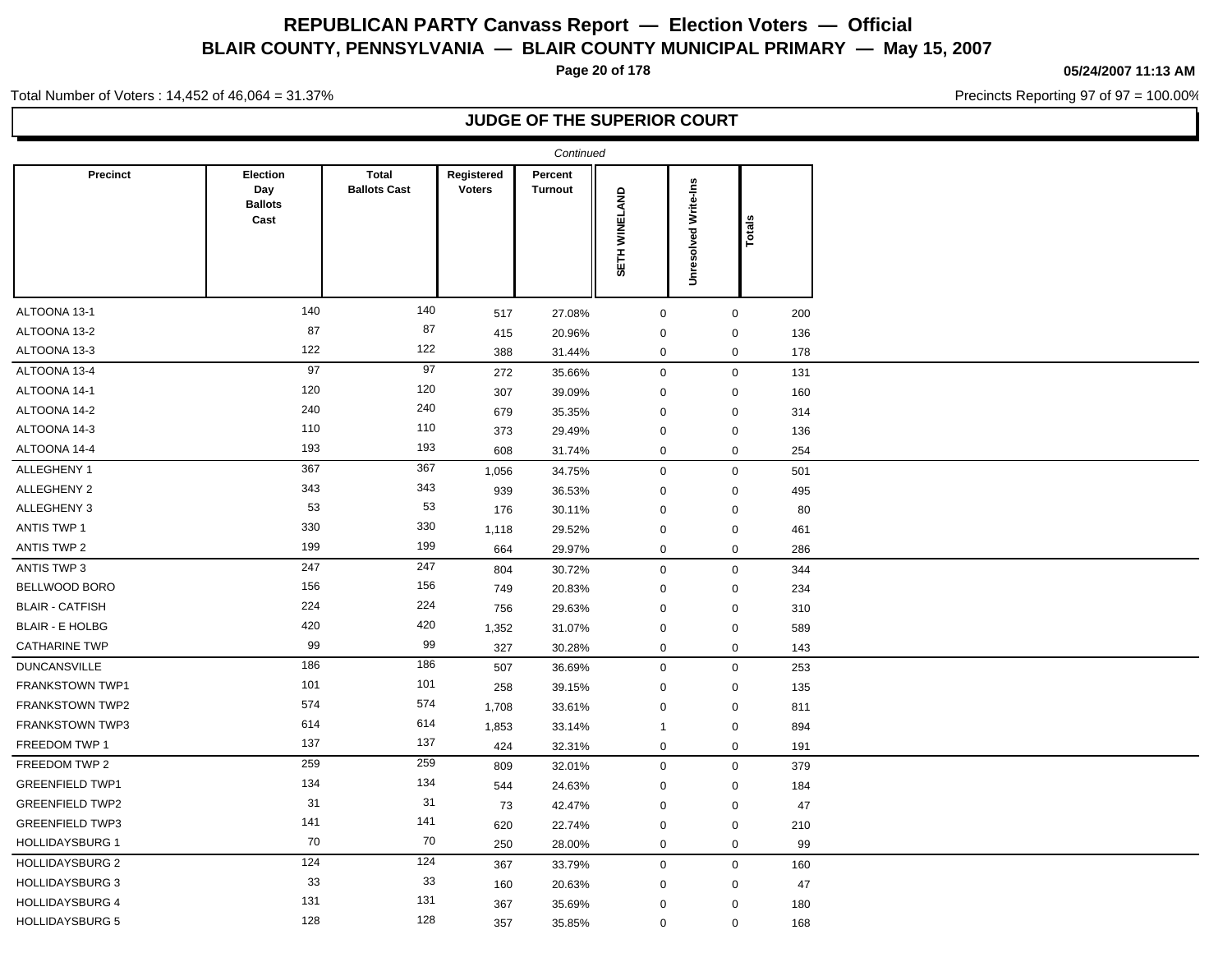# REPUBLICAN PARTY Canvass Report — Election Voters — Official

## BLAIR COUNTY, PENNSYLVANIA — BLAIR COUNTY MUNICIPAL PRIMARY — May 15, 2007

05/24/2007 11:13 AM

Total Number of Voters : 14,452 of 46,064 = 31.37%

Precincts Reporting 97 of 97 = 100.00%

### JUDGE OF THE SUPERIOR COURT

*Continued*

| Precinct | Election Day Ballots Cast | Total Ballots Cast | Registered Voters | Percent Turnout | SETH WINELAND | Unresolved Write-Ins | Totals |
|---|---|---|---|---|---|---|---|
| ALTOONA 13-1 | 140 | 140 | 517 | 27.08% | 0 | 0 | 200 |
| ALTOONA 13-2 | 87 | 87 | 415 | 20.96% | 0 | 0 | 136 |
| ALTOONA 13-3 | 122 | 122 | 388 | 31.44% | 0 | 0 | 178 |
| ALTOONA 13-4 | 97 | 97 | 272 | 35.66% | 0 | 0 | 131 |
| ALTOONA 14-1 | 120 | 120 | 307 | 39.09% | 0 | 0 | 160 |
| ALTOONA 14-2 | 240 | 240 | 679 | 35.35% | 0 | 0 | 314 |
| ALTOONA 14-3 | 110 | 110 | 373 | 29.49% | 0 | 0 | 136 |
| ALTOONA 14-4 | 193 | 193 | 608 | 31.74% | 0 | 0 | 254 |
| ALLEGHENY 1 | 367 | 367 | 1,056 | 34.75% | 0 | 0 | 501 |
| ALLEGHENY 2 | 343 | 343 | 939 | 36.53% | 0 | 0 | 495 |
| ALLEGHENY 3 | 53 | 53 | 176 | 30.11% | 0 | 0 | 80 |
| ANTIS TWP 1 | 330 | 330 | 1,118 | 29.52% | 0 | 0 | 461 |
| ANTIS TWP 2 | 199 | 199 | 664 | 29.97% | 0 | 0 | 286 |
| ANTIS TWP 3 | 247 | 247 | 804 | 30.72% | 0 | 0 | 344 |
| BELLWOOD BORO | 156 | 156 | 749 | 20.83% | 0 | 0 | 234 |
| BLAIR - CATFISH | 224 | 224 | 756 | 29.63% | 0 | 0 | 310 |
| BLAIR - E HOLBG | 420 | 420 | 1,352 | 31.07% | 0 | 0 | 589 |
| CATHARINE TWP | 99 | 99 | 327 | 30.28% | 0 | 0 | 143 |
| DUNCANSVILLE | 186 | 186 | 507 | 36.69% | 0 | 0 | 253 |
| FRANKSTOWN TWP1 | 101 | 101 | 258 | 39.15% | 0 | 0 | 135 |
| FRANKSTOWN TWP2 | 574 | 574 | 1,708 | 33.61% | 0 | 0 | 811 |
| FRANKSTOWN TWP3 | 614 | 614 | 1,853 | 33.14% | 1 | 0 | 894 |
| FREEDOM TWP 1 | 137 | 137 | 424 | 32.31% | 0 | 0 | 191 |
| FREEDOM TWP 2 | 259 | 259 | 809 | 32.01% | 0 | 0 | 379 |
| GREENFIELD TWP1 | 134 | 134 | 544 | 24.63% | 0 | 0 | 184 |
| GREENFIELD TWP2 | 31 | 31 | 73 | 42.47% | 0 | 0 | 47 |
| GREENFIELD TWP3 | 141 | 141 | 620 | 22.74% | 0 | 0 | 210 |
| HOLLIDAYSBURG 1 | 70 | 70 | 250 | 28.00% | 0 | 0 | 99 |
| HOLLIDAYSBURG 2 | 124 | 124 | 367 | 33.79% | 0 | 0 | 160 |
| HOLLIDAYSBURG 3 | 33 | 33 | 160 | 20.63% | 0 | 0 | 47 |
| HOLLIDAYSBURG 4 | 131 | 131 | 367 | 35.69% | 0 | 0 | 180 |
| HOLLIDAYSBURG 5 | 128 | 128 | 357 | 35.85% | 0 | 0 | 168 |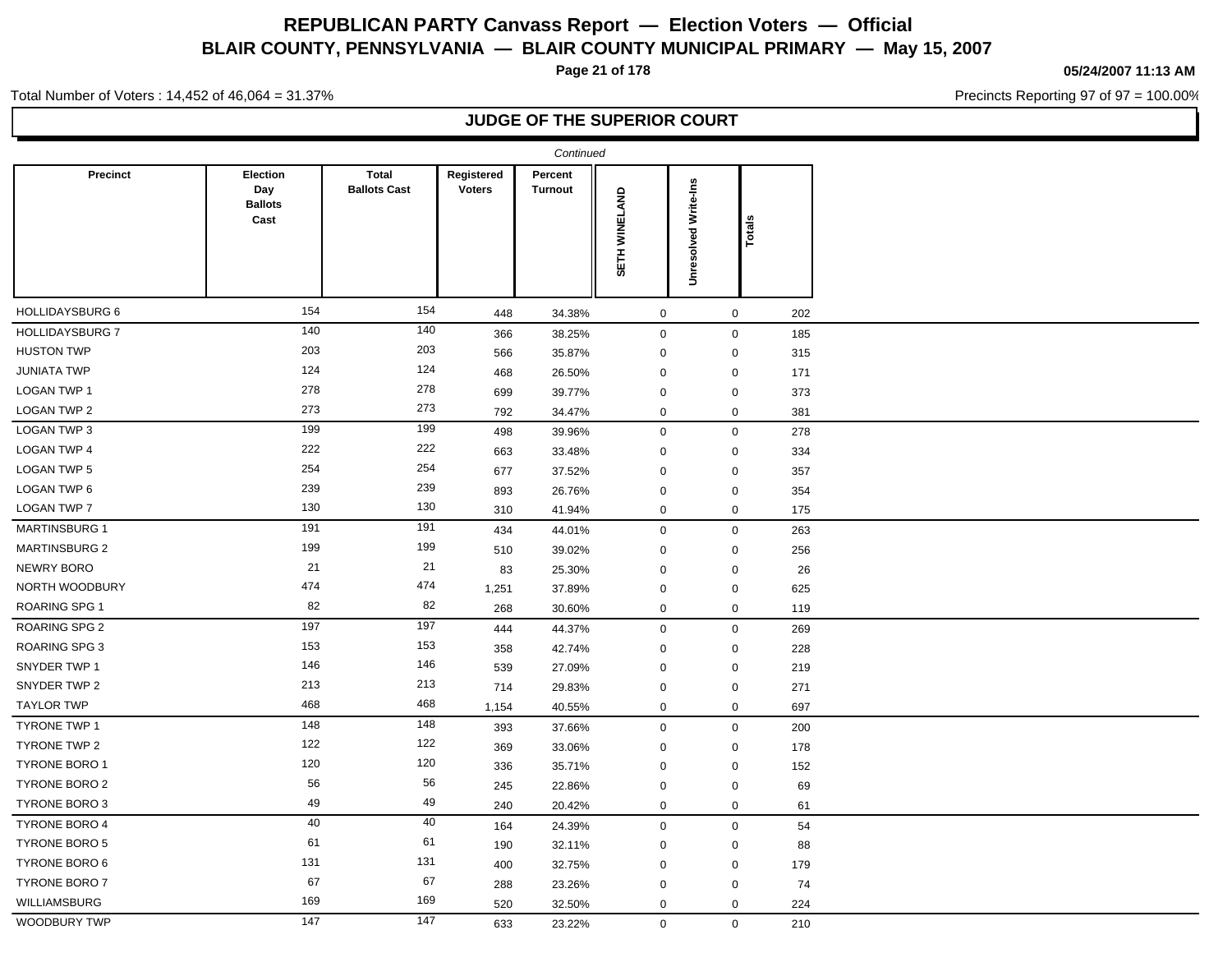# REPUBLICAN PARTY Canvass Report — Election Voters — Official

## BLAIR COUNTY, PENNSYLVANIA — BLAIR COUNTY MUNICIPAL PRIMARY — May 15, 2007

05/24/2007 11:13 AM

Total Number of Voters : 14,452 of 46,064 = 31.37%

Precincts Reporting 97 of 97 = 100.00%

### JUDGE OF THE SUPERIOR COURT

*Continued*

| Precinct | Election Day Ballots Cast | Total Ballots Cast | Registered Voters | Percent Turnout | SETH WINELAND | Unresolved Write-Ins | Totals |
|---|---|---|---|---|---|---|---|
| HOLLIDAYSBURG 6 | 154 | 154 | 448 | 34.38% | 0 | 0 | 202 |
| HOLLIDAYSBURG 7 | 140 | 140 | 366 | 38.25% | 0 | 0 | 185 |
| HUSTON TWP | 203 | 203 | 566 | 35.87% | 0 | 0 | 315 |
| JUNIATA TWP | 124 | 124 | 468 | 26.50% | 0 | 0 | 171 |
| LOGAN TWP 1 | 278 | 278 | 699 | 39.77% | 0 | 0 | 373 |
| LOGAN TWP 2 | 273 | 273 | 792 | 34.47% | 0 | 0 | 381 |
| LOGAN TWP 3 | 199 | 199 | 498 | 39.96% | 0 | 0 | 278 |
| LOGAN TWP 4 | 222 | 222 | 663 | 33.48% | 0 | 0 | 334 |
| LOGAN TWP 5 | 254 | 254 | 677 | 37.52% | 0 | 0 | 357 |
| LOGAN TWP 6 | 239 | 239 | 893 | 26.76% | 0 | 0 | 354 |
| LOGAN TWP 7 | 130 | 130 | 310 | 41.94% | 0 | 0 | 175 |
| MARTINSBURG 1 | 191 | 191 | 434 | 44.01% | 0 | 0 | 263 |
| MARTINSBURG 2 | 199 | 199 | 510 | 39.02% | 0 | 0 | 256 |
| NEWRY BORO | 21 | 21 | 83 | 25.30% | 0 | 0 | 26 |
| NORTH WOODBURY | 474 | 474 | 1,251 | 37.89% | 0 | 0 | 625 |
| ROARING SPG 1 | 82 | 82 | 268 | 30.60% | 0 | 0 | 119 |
| ROARING SPG 2 | 197 | 197 | 444 | 44.37% | 0 | 0 | 269 |
| ROARING SPG 3 | 153 | 153 | 358 | 42.74% | 0 | 0 | 228 |
| SNYDER TWP 1 | 146 | 146 | 539 | 27.09% | 0 | 0 | 219 |
| SNYDER TWP 2 | 213 | 213 | 714 | 29.83% | 0 | 0 | 271 |
| TAYLOR TWP | 468 | 468 | 1,154 | 40.55% | 0 | 0 | 697 |
| TYRONE TWP 1 | 148 | 148 | 393 | 37.66% | 0 | 0 | 200 |
| TYRONE TWP 2 | 122 | 122 | 369 | 33.06% | 0 | 0 | 178 |
| TYRONE BORO 1 | 120 | 120 | 336 | 35.71% | 0 | 0 | 152 |
| TYRONE BORO 2 | 56 | 56 | 245 | 22.86% | 0 | 0 | 69 |
| TYRONE BORO 3 | 49 | 49 | 240 | 20.42% | 0 | 0 | 61 |
| TYRONE BORO 4 | 40 | 40 | 164 | 24.39% | 0 | 0 | 54 |
| TYRONE BORO 5 | 61 | 61 | 190 | 32.11% | 0 | 0 | 88 |
| TYRONE BORO 6 | 131 | 131 | 400 | 32.75% | 0 | 0 | 179 |
| TYRONE BORO 7 | 67 | 67 | 288 | 23.26% | 0 | 0 | 74 |
| WILLIAMSBURG | 169 | 169 | 520 | 32.50% | 0 | 0 | 224 |
| WOODBURY TWP | 147 | 147 | 633 | 23.22% | 0 | 0 | 210 |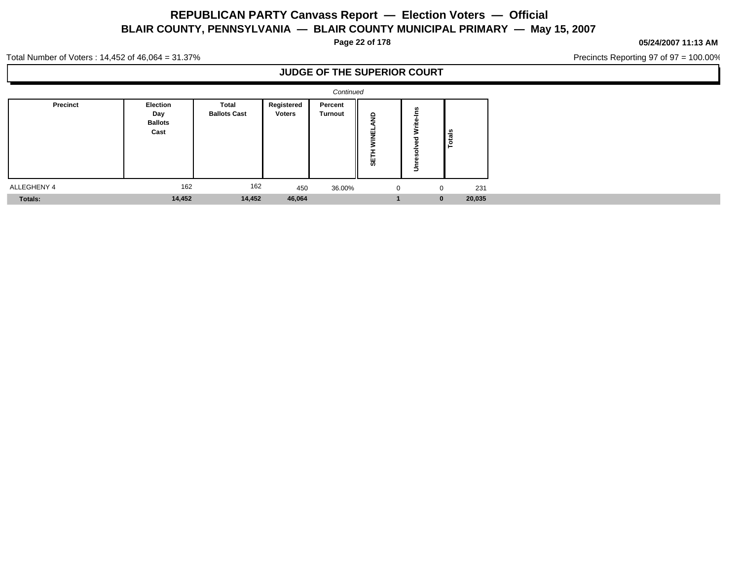# REPUBLICAN PARTY Canvass Report — Election Voters — Official

## BLAIR COUNTY, PENNSYLVANIA — BLAIR COUNTY MUNICIPAL PRIMARY — May 15, 2007

**05/24/2007 11:13 AM**

Total Number of Voters : 14,452 of 46,064 = 31.37%

Precincts Reporting 97 of 97 = 100.00%

### JUDGE OF THE SUPERIOR COURT

*Continued*

| Precinct | Election Day Ballots Cast | Total Ballots Cast | Registered Voters | Percent Turnout | SETH WINELAND | Unresolved Write-Ins | Totals |
|---|---|---|---|---|---|---|---|
| ALLEGHENY 4 | 162 | 162 | 450 | 36.00% | 0 | 0 | 231 |
| **Totals:** | **14,452** | **14,452** | **46,064** | | **1** | **0** | **20,035** |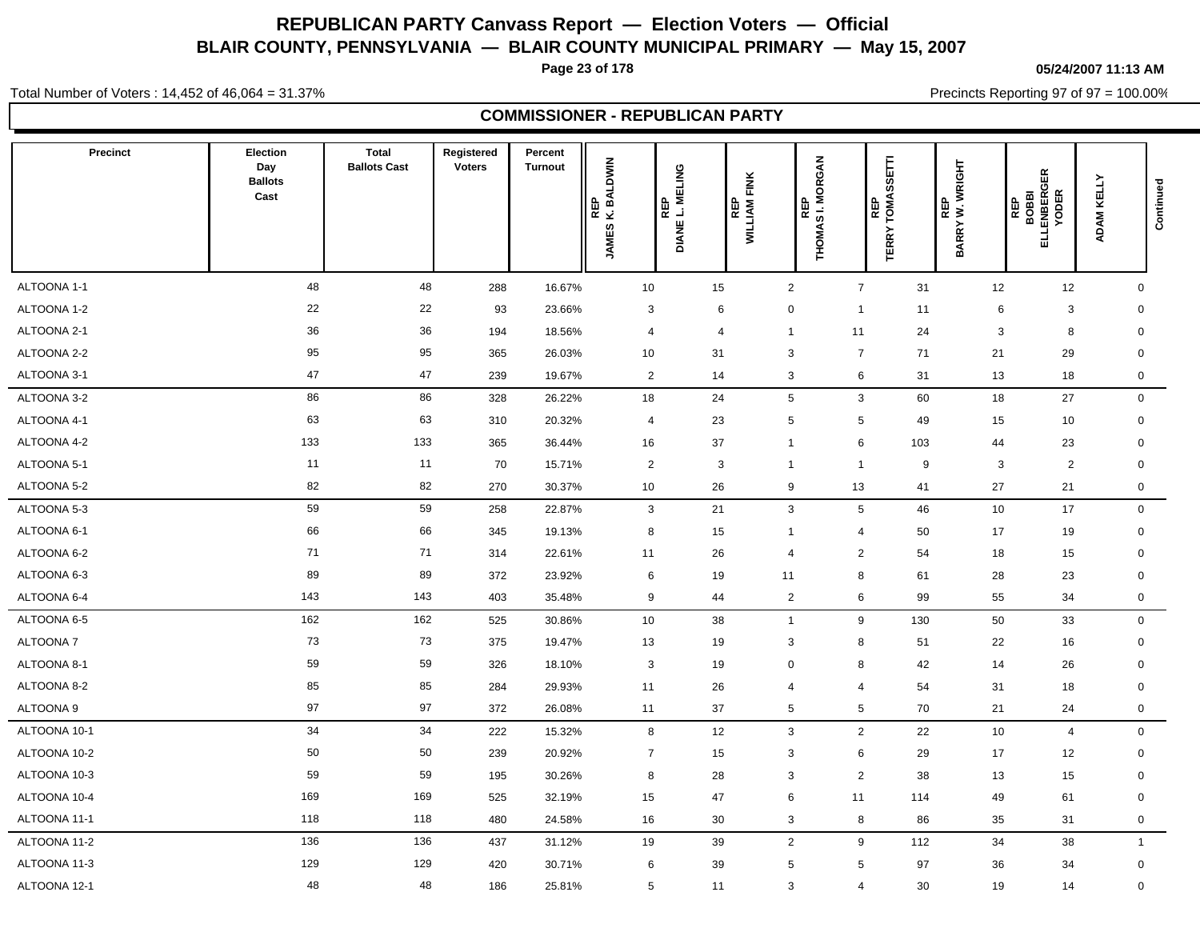# REPUBLICAN PARTY Canvass Report — Election Voters — Official

## BLAIR COUNTY, PENNSYLVANIA — BLAIR COUNTY MUNICIPAL PRIMARY — May 15, 2007

05/24/2007 11:13 AM

Total Number of Voters : 14,452 of 46,064 = 31.37%

Precincts Reporting 97 of 97 = 100.00%

### COMMISSIONER - REPUBLICAN PARTY

| Precinct | Election Day Ballots Cast | Total Ballots Cast | Registered Voters | Percent Turnout | REP JAMES K. BALDWIN | REP DIANE L. MELING | REP WILLIAM FINK | REP THOMAS I. MORGAN | REP TERRY TOMASSETTI | REP BARRY W. WRIGHT | REP BOBBI ELLENBERGER YODER | ADAM KELLY | Continued |
|---|---|---|---|---|---|---|---|---|---|---|---|---|---|
| ALTOONA 1-1 | 48 | 48 | 288 | 16.67% | 10 | 15 | 2 | 7 | 31 | 12 | 12 | 0 | |
| ALTOONA 1-2 | 22 | 22 | 93 | 23.66% | 3 | 6 | 0 | 1 | 11 | 6 | 3 | 0 | |
| ALTOONA 2-1 | 36 | 36 | 194 | 18.56% | 4 | 4 | 1 | 11 | 24 | 3 | 8 | 0 | |
| ALTOONA 2-2 | 95 | 95 | 365 | 26.03% | 10 | 31 | 3 | 7 | 71 | 21 | 29 | 0 | |
| ALTOONA 3-1 | 47 | 47 | 239 | 19.67% | 2 | 14 | 3 | 6 | 31 | 13 | 18 | 0 | |
| ALTOONA 3-2 | 86 | 86 | 328 | 26.22% | 18 | 24 | 5 | 3 | 60 | 18 | 27 | 0 | |
| ALTOONA 4-1 | 63 | 63 | 310 | 20.32% | 4 | 23 | 5 | 5 | 49 | 15 | 10 | 0 | |
| ALTOONA 4-2 | 133 | 133 | 365 | 36.44% | 16 | 37 | 1 | 6 | 103 | 44 | 23 | 0 | |
| ALTOONA 5-1 | 11 | 11 | 70 | 15.71% | 2 | 3 | 1 | 1 | 9 | 3 | 2 | 0 | |
| ALTOONA 5-2 | 82 | 82 | 270 | 30.37% | 10 | 26 | 9 | 13 | 41 | 27 | 21 | 0 | |
| ALTOONA 5-3 | 59 | 59 | 258 | 22.87% | 3 | 21 | 3 | 5 | 46 | 10 | 17 | 0 | |
| ALTOONA 6-1 | 66 | 66 | 345 | 19.13% | 8 | 15 | 1 | 4 | 50 | 17 | 19 | 0 | |
| ALTOONA 6-2 | 71 | 71 | 314 | 22.61% | 11 | 26 | 4 | 2 | 54 | 18 | 15 | 0 | |
| ALTOONA 6-3 | 89 | 89 | 372 | 23.92% | 6 | 19 | 11 | 8 | 61 | 28 | 23 | 0 | |
| ALTOONA 6-4 | 143 | 143 | 403 | 35.48% | 9 | 44 | 2 | 6 | 99 | 55 | 34 | 0 | |
| ALTOONA 6-5 | 162 | 162 | 525 | 30.86% | 10 | 38 | 1 | 9 | 130 | 50 | 33 | 0 | |
| ALTOONA 7 | 73 | 73 | 375 | 19.47% | 13 | 19 | 3 | 8 | 51 | 22 | 16 | 0 | |
| ALTOONA 8-1 | 59 | 59 | 326 | 18.10% | 3 | 19 | 0 | 8 | 42 | 14 | 26 | 0 | |
| ALTOONA 8-2 | 85 | 85 | 284 | 29.93% | 11 | 26 | 4 | 4 | 54 | 31 | 18 | 0 | |
| ALTOONA 9 | 97 | 97 | 372 | 26.08% | 11 | 37 | 5 | 5 | 70 | 21 | 24 | 0 | |
| ALTOONA 10-1 | 34 | 34 | 222 | 15.32% | 8 | 12 | 3 | 2 | 22 | 10 | 4 | 0 | |
| ALTOONA 10-2 | 50 | 50 | 239 | 20.92% | 7 | 15 | 3 | 6 | 29 | 17 | 12 | 0 | |
| ALTOONA 10-3 | 59 | 59 | 195 | 30.26% | 8 | 28 | 3 | 2 | 38 | 13 | 15 | 0 | |
| ALTOONA 10-4 | 169 | 169 | 525 | 32.19% | 15 | 47 | 6 | 11 | 114 | 49 | 61 | 0 | |
| ALTOONA 11-1 | 118 | 118 | 480 | 24.58% | 16 | 30 | 3 | 8 | 86 | 35 | 31 | 0 | |
| ALTOONA 11-2 | 136 | 136 | 437 | 31.12% | 19 | 39 | 2 | 9 | 112 | 34 | 38 | 1 | |
| ALTOONA 11-3 | 129 | 129 | 420 | 30.71% | 6 | 39 | 5 | 5 | 97 | 36 | 34 | 0 | |
| ALTOONA 12-1 | 48 | 48 | 186 | 25.81% | 5 | 11 | 3 | 4 | 30 | 19 | 14 | 0 | |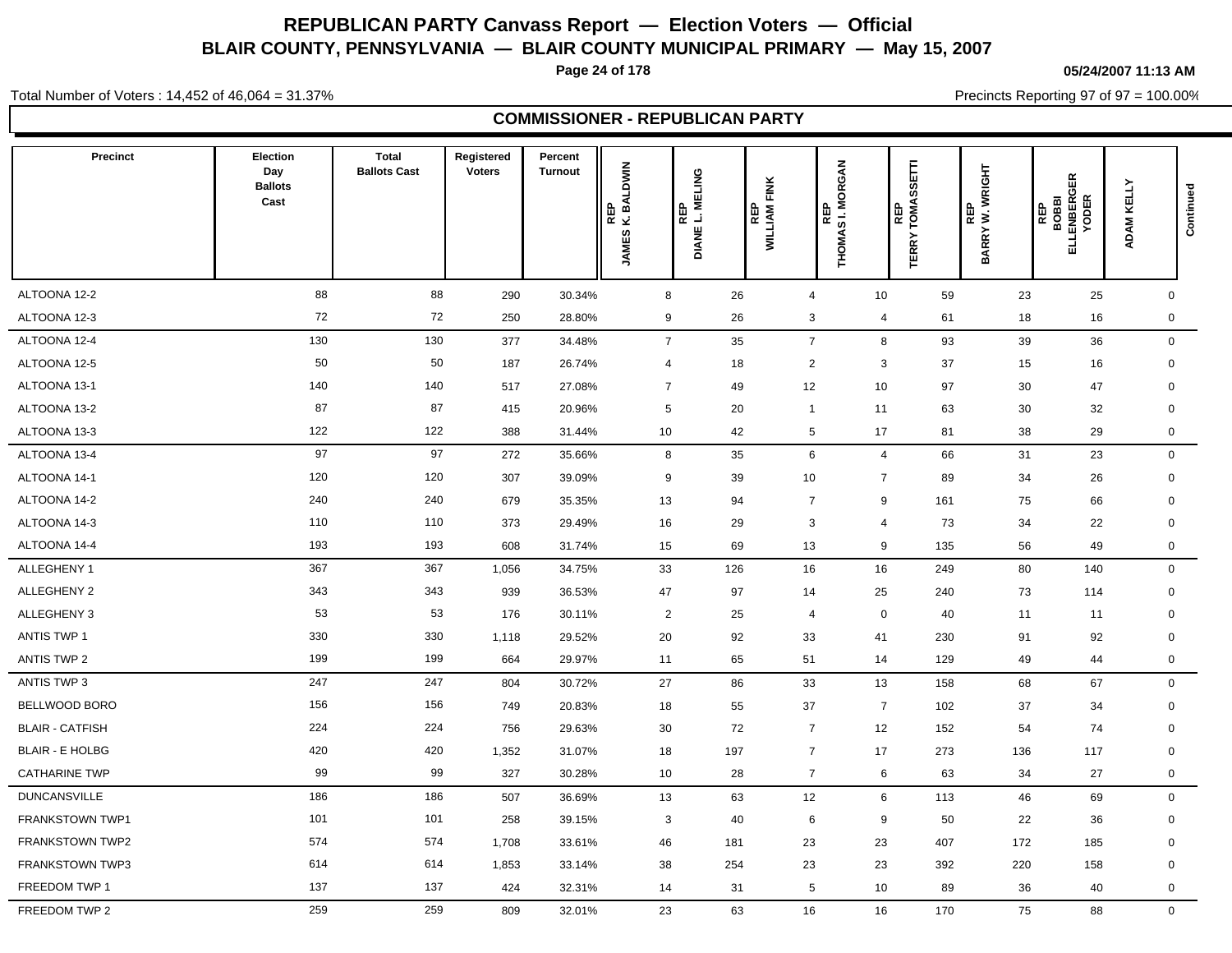# REPUBLICAN PARTY Canvass Report — Election Voters — Official

## BLAIR COUNTY, PENNSYLVANIA — BLAIR COUNTY MUNICIPAL PRIMARY — May 15, 2007

05/24/2007 11:13 AM

Total Number of Voters : 14,452 of 46,064 = 31.37%

Precincts Reporting 97 of 97 = 100.00%

### COMMISSIONER - REPUBLICAN PARTY

| Precinct | Election Day Ballots Cast | Total Ballots Cast | Registered Voters | Percent Turnout | REP JAMES K. BALDWIN | REP DIANE L. MELING | REP WILLIAM FINK | REP THOMAS I. MORGAN | REP TERRY TOMASSETTI | REP BARRY W. WRIGHT | REP BOBBI ELLENBERGER YODER | ADAM KELLY | Continued |
|---|---|---|---|---|---|---|---|---|---|---|---|---|---|
| ALTOONA 12-2 | 88 | 88 | 290 | 30.34% | 8 | 26 | 4 | 10 | 59 | 23 | 25 | 0 | |
| ALTOONA 12-3 | 72 | 72 | 250 | 28.80% | 9 | 26 | 3 | 4 | 61 | 18 | 16 | 0 | |
| ALTOONA 12-4 | 130 | 130 | 377 | 34.48% | 7 | 35 | 7 | 8 | 93 | 39 | 36 | 0 | |
| ALTOONA 12-5 | 50 | 50 | 187 | 26.74% | 4 | 18 | 2 | 3 | 37 | 15 | 16 | 0 | |
| ALTOONA 13-1 | 140 | 140 | 517 | 27.08% | 7 | 49 | 12 | 10 | 97 | 30 | 47 | 0 | |
| ALTOONA 13-2 | 87 | 87 | 415 | 20.96% | 5 | 20 | 1 | 11 | 63 | 30 | 32 | 0 | |
| ALTOONA 13-3 | 122 | 122 | 388 | 31.44% | 10 | 42 | 5 | 17 | 81 | 38 | 29 | 0 | |
| ALTOONA 13-4 | 97 | 97 | 272 | 35.66% | 8 | 35 | 6 | 4 | 66 | 31 | 23 | 0 | |
| ALTOONA 14-1 | 120 | 120 | 307 | 39.09% | 9 | 39 | 10 | 7 | 89 | 34 | 26 | 0 | |
| ALTOONA 14-2 | 240 | 240 | 679 | 35.35% | 13 | 94 | 7 | 9 | 161 | 75 | 66 | 0 | |
| ALTOONA 14-3 | 110 | 110 | 373 | 29.49% | 16 | 29 | 3 | 4 | 73 | 34 | 22 | 0 | |
| ALTOONA 14-4 | 193 | 193 | 608 | 31.74% | 15 | 69 | 13 | 9 | 135 | 56 | 49 | 0 | |
| ALLEGHENY 1 | 367 | 367 | 1,056 | 34.75% | 33 | 126 | 16 | 16 | 249 | 80 | 140 | 0 | |
| ALLEGHENY 2 | 343 | 343 | 939 | 36.53% | 47 | 97 | 14 | 25 | 240 | 73 | 114 | 0 | |
| ALLEGHENY 3 | 53 | 53 | 176 | 30.11% | 2 | 25 | 4 | 0 | 40 | 11 | 11 | 0 | |
| ANTIS TWP 1 | 330 | 330 | 1,118 | 29.52% | 20 | 92 | 33 | 41 | 230 | 91 | 92 | 0 | |
| ANTIS TWP 2 | 199 | 199 | 664 | 29.97% | 11 | 65 | 51 | 14 | 129 | 49 | 44 | 0 | |
| ANTIS TWP 3 | 247 | 247 | 804 | 30.72% | 27 | 86 | 33 | 13 | 158 | 68 | 67 | 0 | |
| BELLWOOD BORO | 156 | 156 | 749 | 20.83% | 18 | 55 | 37 | 7 | 102 | 37 | 34 | 0 | |
| BLAIR - CATFISH | 224 | 224 | 756 | 29.63% | 30 | 72 | 7 | 12 | 152 | 54 | 74 | 0 | |
| BLAIR - E HOLBG | 420 | 420 | 1,352 | 31.07% | 18 | 197 | 7 | 17 | 273 | 136 | 117 | 0 | |
| CATHARINE TWP | 99 | 99 | 327 | 30.28% | 10 | 28 | 7 | 6 | 63 | 34 | 27 | 0 | |
| DUNCANSVILLE | 186 | 186 | 507 | 36.69% | 13 | 63 | 12 | 6 | 113 | 46 | 69 | 0 | |
| FRANKSTOWN TWP1 | 101 | 101 | 258 | 39.15% | 3 | 40 | 6 | 9 | 50 | 22 | 36 | 0 | |
| FRANKSTOWN TWP2 | 574 | 574 | 1,708 | 33.61% | 46 | 181 | 23 | 23 | 407 | 172 | 185 | 0 | |
| FRANKSTOWN TWP3 | 614 | 614 | 1,853 | 33.14% | 38 | 254 | 23 | 23 | 392 | 220 | 158 | 0 | |
| FREEDOM TWP 1 | 137 | 137 | 424 | 32.31% | 14 | 31 | 5 | 10 | 89 | 36 | 40 | 0 | |
| FREEDOM TWP 2 | 259 | 259 | 809 | 32.01% | 23 | 63 | 16 | 16 | 170 | 75 | 88 | 0 | |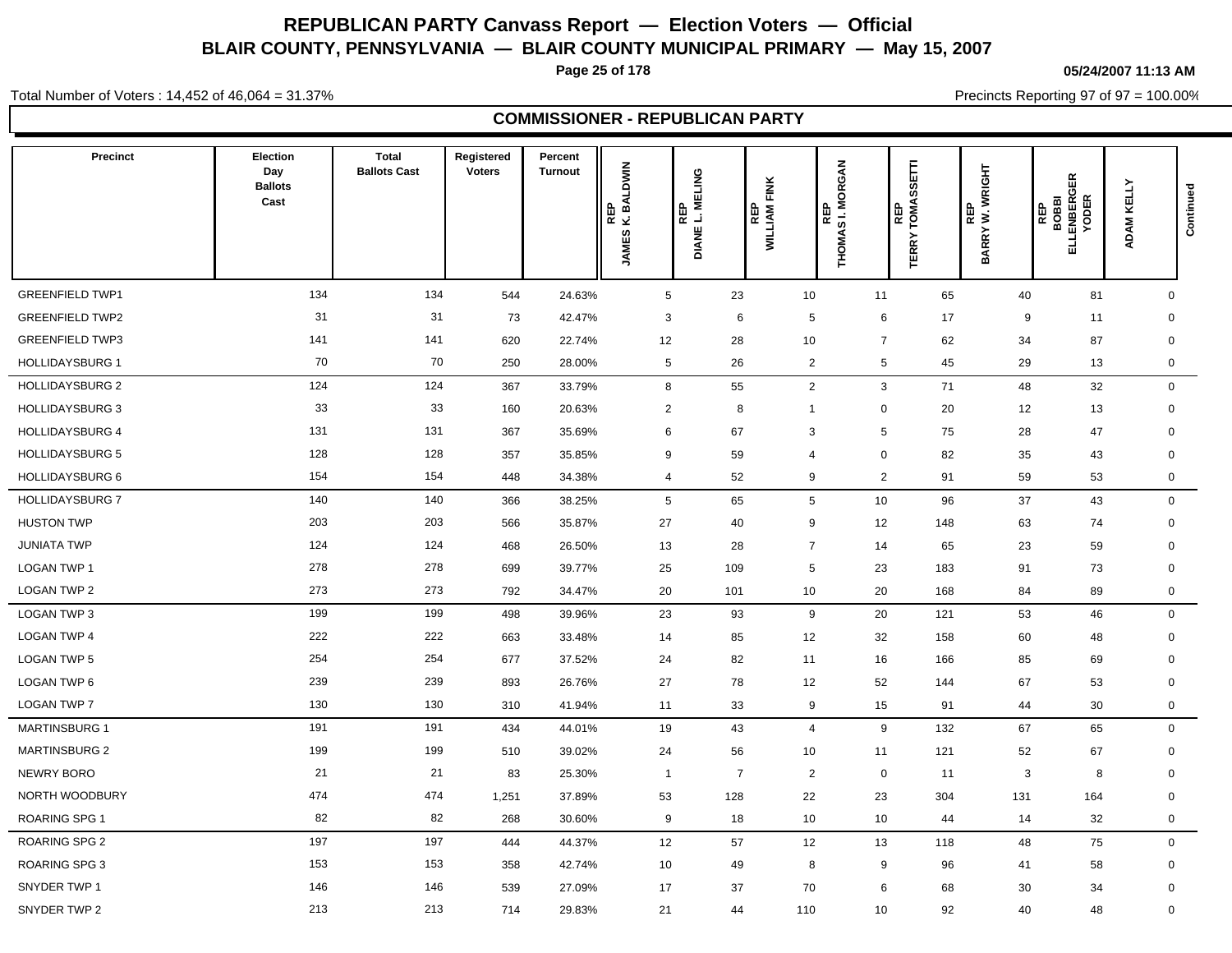# REPUBLICAN PARTY Canvass Report — Election Voters — Official

## BLAIR COUNTY, PENNSYLVANIA — BLAIR COUNTY MUNICIPAL PRIMARY — May 15, 2007

05/24/2007 11:13 AM

Total Number of Voters : 14,452 of 46,064 = 31.37%

Precincts Reporting 97 of 97 = 100.00%

### COMMISSIONER - REPUBLICAN PARTY

| Precinct | Election Day Ballots Cast | Total Ballots Cast | Registered Voters | Percent Turnout | REP JAMES K. BALDWIN | REP DIANE L. MELING | REP WILLIAM FINK | REP THOMAS I. MORGAN | REP TERRY TOMASSETTI | REP BARRY W. WRIGHT | REP BOBBI ELLENBERGER YODER | ADAM KELLY | Continued |
|---|---|---|---|---|---|---|---|---|---|---|---|---|---|
| GREENFIELD TWP1 | 134 | 134 | 544 | 24.63% | 5 | 23 | 10 | 11 | 65 | 40 | 81 | 0 | |
| GREENFIELD TWP2 | 31 | 31 | 73 | 42.47% | 3 | 6 | 5 | 6 | 17 | 9 | 11 | 0 | |
| GREENFIELD TWP3 | 141 | 141 | 620 | 22.74% | 12 | 28 | 10 | 7 | 62 | 34 | 87 | 0 | |
| HOLLIDAYSBURG 1 | 70 | 70 | 250 | 28.00% | 5 | 26 | 2 | 5 | 45 | 29 | 13 | 0 | |
| HOLLIDAYSBURG 2 | 124 | 124 | 367 | 33.79% | 8 | 55 | 2 | 3 | 71 | 48 | 32 | 0 | |
| HOLLIDAYSBURG 3 | 33 | 33 | 160 | 20.63% | 2 | 8 | 1 | 0 | 20 | 12 | 13 | 0 | |
| HOLLIDAYSBURG 4 | 131 | 131 | 367 | 35.69% | 6 | 67 | 3 | 5 | 75 | 28 | 47 | 0 | |
| HOLLIDAYSBURG 5 | 128 | 128 | 357 | 35.85% | 9 | 59 | 4 | 0 | 82 | 35 | 43 | 0 | |
| HOLLIDAYSBURG 6 | 154 | 154 | 448 | 34.38% | 4 | 52 | 9 | 2 | 91 | 59 | 53 | 0 | |
| HOLLIDAYSBURG 7 | 140 | 140 | 366 | 38.25% | 5 | 65 | 5 | 10 | 96 | 37 | 43 | 0 | |
| HUSTON TWP | 203 | 203 | 566 | 35.87% | 27 | 40 | 9 | 12 | 148 | 63 | 74 | 0 | |
| JUNIATA TWP | 124 | 124 | 468 | 26.50% | 13 | 28 | 7 | 14 | 65 | 23 | 59 | 0 | |
| LOGAN TWP 1 | 278 | 278 | 699 | 39.77% | 25 | 109 | 5 | 23 | 183 | 91 | 73 | 0 | |
| LOGAN TWP 2 | 273 | 273 | 792 | 34.47% | 20 | 101 | 10 | 20 | 168 | 84 | 89 | 0 | |
| LOGAN TWP 3 | 199 | 199 | 498 | 39.96% | 23 | 93 | 9 | 20 | 121 | 53 | 46 | 0 | |
| LOGAN TWP 4 | 222 | 222 | 663 | 33.48% | 14 | 85 | 12 | 32 | 158 | 60 | 48 | 0 | |
| LOGAN TWP 5 | 254 | 254 | 677 | 37.52% | 24 | 82 | 11 | 16 | 166 | 85 | 69 | 0 | |
| LOGAN TWP 6 | 239 | 239 | 893 | 26.76% | 27 | 78 | 12 | 52 | 144 | 67 | 53 | 0 | |
| LOGAN TWP 7 | 130 | 130 | 310 | 41.94% | 11 | 33 | 9 | 15 | 91 | 44 | 30 | 0 | |
| MARTINSBURG 1 | 191 | 191 | 434 | 44.01% | 19 | 43 | 4 | 9 | 132 | 67 | 65 | 0 | |
| MARTINSBURG 2 | 199 | 199 | 510 | 39.02% | 24 | 56 | 10 | 11 | 121 | 52 | 67 | 0 | |
| NEWRY BORO | 21 | 21 | 83 | 25.30% | 1 | 7 | 2 | 0 | 11 | 3 | 8 | 0 | |
| NORTH WOODBURY | 474 | 474 | 1,251 | 37.89% | 53 | 128 | 22 | 23 | 304 | 131 | 164 | 0 | |
| ROARING SPG 1 | 82 | 82 | 268 | 30.60% | 9 | 18 | 10 | 10 | 44 | 14 | 32 | 0 | |
| ROARING SPG 2 | 197 | 197 | 444 | 44.37% | 12 | 57 | 12 | 13 | 118 | 48 | 75 | 0 | |
| ROARING SPG 3 | 153 | 153 | 358 | 42.74% | 10 | 49 | 8 | 9 | 96 | 41 | 58 | 0 | |
| SNYDER TWP 1 | 146 | 146 | 539 | 27.09% | 17 | 37 | 70 | 6 | 68 | 30 | 34 | 0 | |
| SNYDER TWP 2 | 213 | 213 | 714 | 29.83% | 21 | 44 | 110 | 10 | 92 | 40 | 48 | 0 | |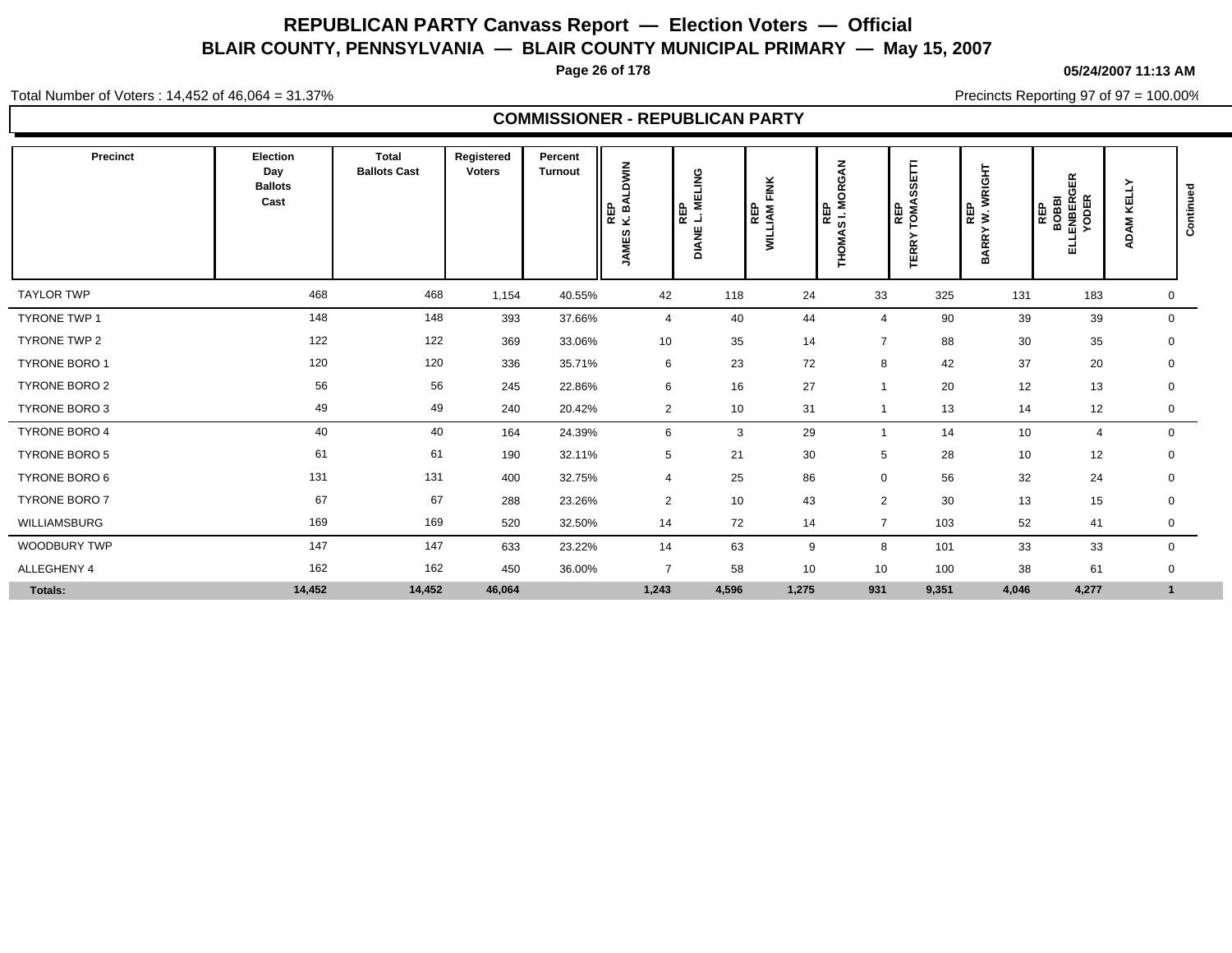# REPUBLICAN PARTY Canvass Report — Election Voters — Official

## BLAIR COUNTY, PENNSYLVANIA — BLAIR COUNTY MUNICIPAL PRIMARY — May 15, 2007

**05/24/2007 11:13 AM**

Total Number of Voters : 14,452 of 46,064 = 31.37%

Precincts Reporting 97 of 97 = 100.00%

### COMMISSIONER - REPUBLICAN PARTY

| Precinct | Election Day Ballots Cast | Total Ballots Cast | Registered Voters | Percent Turnout | REP JAMES K. BALDWIN | REP DIANE L. MELING | REP WILLIAM FINK | REP THOMAS I. MORGAN | REP TERRY TOMASSETTI | REP BARRY W. WRIGHT | REP BOBBI ELLENBERGER YODER | ADAM KELLY | Continued |
|---|---|---|---|---|---|---|---|---|---|---|---|---|---|
| TAYLOR TWP | 468 | 468 | 1,154 | 40.55% | 42 | 118 | 24 | 33 | 325 | 131 | 183 | 0 | |
| TYRONE TWP 1 | 148 | 148 | 393 | 37.66% | 4 | 40 | 44 | 4 | 90 | 39 | 39 | 0 | |
| TYRONE TWP 2 | 122 | 122 | 369 | 33.06% | 10 | 35 | 14 | 7 | 88 | 30 | 35 | 0 | |
| TYRONE BORO 1 | 120 | 120 | 336 | 35.71% | 6 | 23 | 72 | 8 | 42 | 37 | 20 | 0 | |
| TYRONE BORO 2 | 56 | 56 | 245 | 22.86% | 6 | 16 | 27 | 1 | 20 | 12 | 13 | 0 | |
| TYRONE BORO 3 | 49 | 49 | 240 | 20.42% | 2 | 10 | 31 | 1 | 13 | 14 | 12 | 0 | |
| TYRONE BORO 4 | 40 | 40 | 164 | 24.39% | 6 | 3 | 29 | 1 | 14 | 10 | 4 | 0 | |
| TYRONE BORO 5 | 61 | 61 | 190 | 32.11% | 5 | 21 | 30 | 5 | 28 | 10 | 12 | 0 | |
| TYRONE BORO 6 | 131 | 131 | 400 | 32.75% | 4 | 25 | 86 | 0 | 56 | 32 | 24 | 0 | |
| TYRONE BORO 7 | 67 | 67 | 288 | 23.26% | 2 | 10 | 43 | 2 | 30 | 13 | 15 | 0 | |
| WILLIAMSBURG | 169 | 169 | 520 | 32.50% | 14 | 72 | 14 | 7 | 103 | 52 | 41 | 0 | |
| WOODBURY TWP | 147 | 147 | 633 | 23.22% | 14 | 63 | 9 | 8 | 101 | 33 | 33 | 0 | |
| ALLEGHENY 4 | 162 | 162 | 450 | 36.00% | 7 | 58 | 10 | 10 | 100 | 38 | 61 | 0 | |
| **Totals:** | **14,452** | **14,452** | **46,064** | | **1,243** | **4,596** | **1,275** | **931** | **9,351** | **4,046** | **4,277** | **1** | |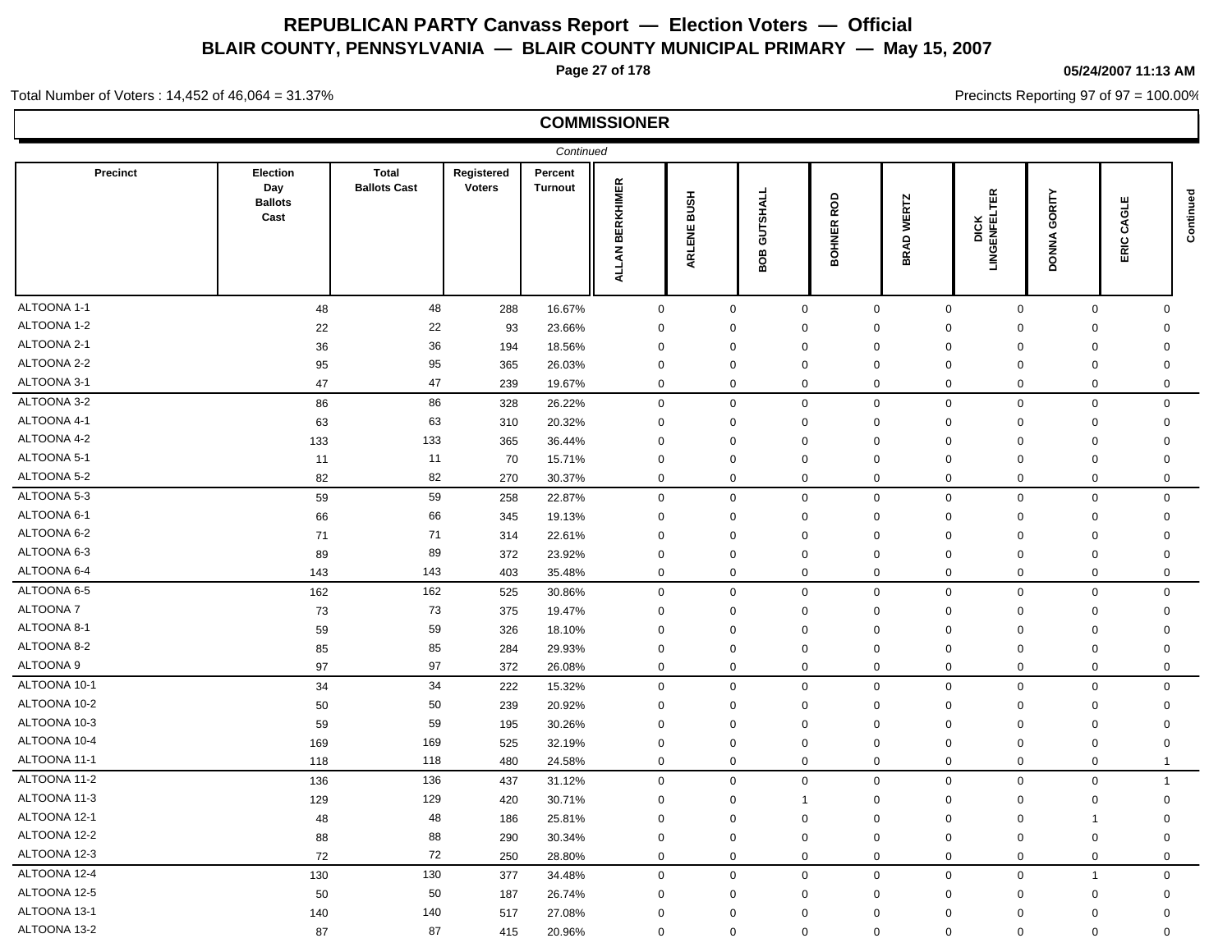# REPUBLICAN PARTY Canvass Report — Election Voters — Official

## BLAIR COUNTY, PENNSYLVANIA — BLAIR COUNTY MUNICIPAL PRIMARY — May 15, 2007

05/24/2007 11:13 AM

Total Number of Voters : 14,452 of 46,064 = 31.37%

Precincts Reporting 97 of 97 = 100.00%

### COMMISSIONER

*Continued*

| Precinct | Election Day Ballots Cast | Total Ballots Cast | Registered Voters | Percent Turnout | ALLAN BERKHIMER | ARLENE BUSH | BOB GUTSHALL | BOHNER ROD | BRAD WERTZ | DICK LINGENFELTER | DONNA GORITY | ERIC CAGLE |
|---|---|---|---|---|---|---|---|---|---|---|---|---|
| ALTOONA 1-1 | 48 | 48 | 288 | 16.67% | 0 | 0 | 0 | 0 | 0 | 0 | 0 | 0 |
| ALTOONA 1-2 | 22 | 22 | 93 | 23.66% | 0 | 0 | 0 | 0 | 0 | 0 | 0 | 0 |
| ALTOONA 2-1 | 36 | 36 | 194 | 18.56% | 0 | 0 | 0 | 0 | 0 | 0 | 0 | 0 |
| ALTOONA 2-2 | 95 | 95 | 365 | 26.03% | 0 | 0 | 0 | 0 | 0 | 0 | 0 | 0 |
| ALTOONA 3-1 | 47 | 47 | 239 | 19.67% | 0 | 0 | 0 | 0 | 0 | 0 | 0 | 0 |
| ALTOONA 3-2 | 86 | 86 | 328 | 26.22% | 0 | 0 | 0 | 0 | 0 | 0 | 0 | 0 |
| ALTOONA 4-1 | 63 | 63 | 310 | 20.32% | 0 | 0 | 0 | 0 | 0 | 0 | 0 | 0 |
| ALTOONA 4-2 | 133 | 133 | 365 | 36.44% | 0 | 0 | 0 | 0 | 0 | 0 | 0 | 0 |
| ALTOONA 5-1 | 11 | 11 | 70 | 15.71% | 0 | 0 | 0 | 0 | 0 | 0 | 0 | 0 |
| ALTOONA 5-2 | 82 | 82 | 270 | 30.37% | 0 | 0 | 0 | 0 | 0 | 0 | 0 | 0 |
| ALTOONA 5-3 | 59 | 59 | 258 | 22.87% | 0 | 0 | 0 | 0 | 0 | 0 | 0 | 0 |
| ALTOONA 6-1 | 66 | 66 | 345 | 19.13% | 0 | 0 | 0 | 0 | 0 | 0 | 0 | 0 |
| ALTOONA 6-2 | 71 | 71 | 314 | 22.61% | 0 | 0 | 0 | 0 | 0 | 0 | 0 | 0 |
| ALTOONA 6-3 | 89 | 89 | 372 | 23.92% | 0 | 0 | 0 | 0 | 0 | 0 | 0 | 0 |
| ALTOONA 6-4 | 143 | 143 | 403 | 35.48% | 0 | 0 | 0 | 0 | 0 | 0 | 0 | 0 |
| ALTOONA 6-5 | 162 | 162 | 525 | 30.86% | 0 | 0 | 0 | 0 | 0 | 0 | 0 | 0 |
| ALTOONA 7 | 73 | 73 | 375 | 19.47% | 0 | 0 | 0 | 0 | 0 | 0 | 0 | 0 |
| ALTOONA 8-1 | 59 | 59 | 326 | 18.10% | 0 | 0 | 0 | 0 | 0 | 0 | 0 | 0 |
| ALTOONA 8-2 | 85 | 85 | 284 | 29.93% | 0 | 0 | 0 | 0 | 0 | 0 | 0 | 0 |
| ALTOONA 9 | 97 | 97 | 372 | 26.08% | 0 | 0 | 0 | 0 | 0 | 0 | 0 | 0 |
| ALTOONA 10-1 | 34 | 34 | 222 | 15.32% | 0 | 0 | 0 | 0 | 0 | 0 | 0 | 0 |
| ALTOONA 10-2 | 50 | 50 | 239 | 20.92% | 0 | 0 | 0 | 0 | 0 | 0 | 0 | 0 |
| ALTOONA 10-3 | 59 | 59 | 195 | 30.26% | 0 | 0 | 0 | 0 | 0 | 0 | 0 | 0 |
| ALTOONA 10-4 | 169 | 169 | 525 | 32.19% | 0 | 0 | 0 | 0 | 0 | 0 | 0 | 0 |
| ALTOONA 11-1 | 118 | 118 | 480 | 24.58% | 0 | 0 | 0 | 0 | 0 | 0 | 0 | 1 |
| ALTOONA 11-2 | 136 | 136 | 437 | 31.12% | 0 | 0 | 0 | 0 | 0 | 0 | 0 | 1 |
| ALTOONA 11-3 | 129 | 129 | 420 | 30.71% | 0 | 0 | 1 | 0 | 0 | 0 | 0 | 0 |
| ALTOONA 12-1 | 48 | 48 | 186 | 25.81% | 0 | 0 | 0 | 0 | 0 | 0 | 1 | 0 |
| ALTOONA 12-2 | 88 | 88 | 290 | 30.34% | 0 | 0 | 0 | 0 | 0 | 0 | 0 | 0 |
| ALTOONA 12-3 | 72 | 72 | 250 | 28.80% | 0 | 0 | 0 | 0 | 0 | 0 | 0 | 0 |
| ALTOONA 12-4 | 130 | 130 | 377 | 34.48% | 0 | 0 | 0 | 0 | 0 | 0 | 1 | 0 |
| ALTOONA 12-5 | 50 | 50 | 187 | 26.74% | 0 | 0 | 0 | 0 | 0 | 0 | 0 | 0 |
| ALTOONA 13-1 | 140 | 140 | 517 | 27.08% | 0 | 0 | 0 | 0 | 0 | 0 | 0 | 0 |
| ALTOONA 13-2 | 87 | 87 | 415 | 20.96% | 0 | 0 | 0 | 0 | 0 | 0 | 0 | 0 |

*Continued*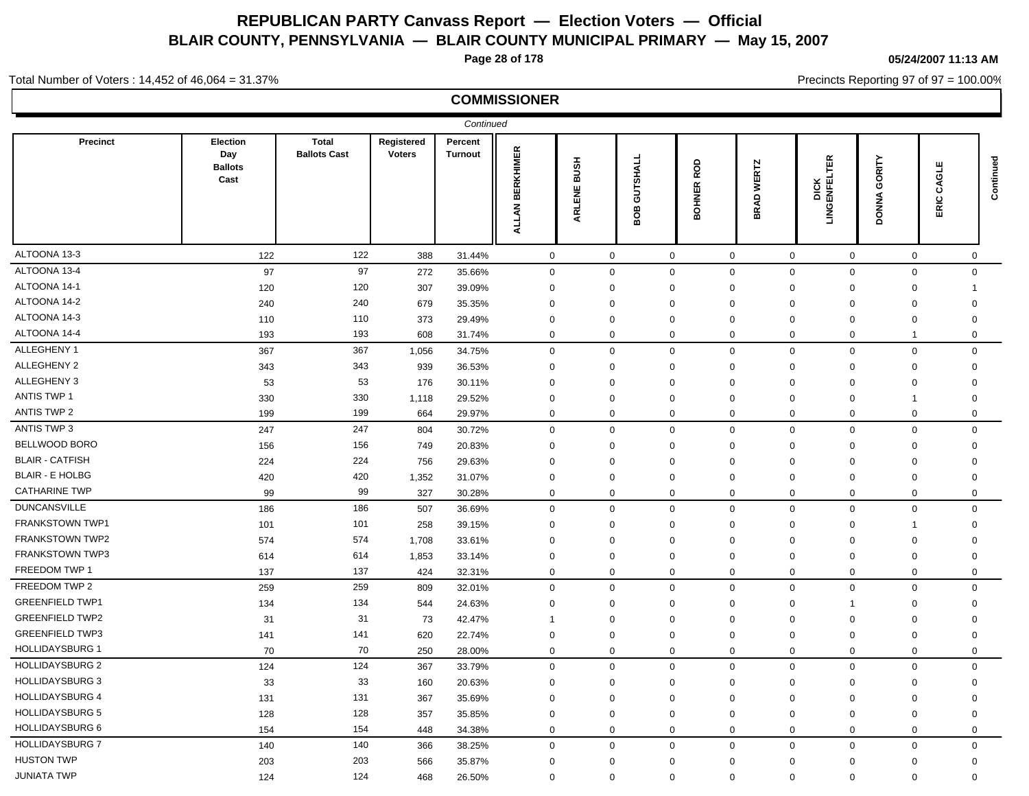# REPUBLICAN PARTY Canvass Report — Election Voters — Official

## BLAIR COUNTY, PENNSYLVANIA — BLAIR COUNTY MUNICIPAL PRIMARY — May 15, 2007

05/24/2007 11:13 AM

Total Number of Voters : 14,452 of 46,064 = 31.37%

Precincts Reporting 97 of 97 = 100.00%

### COMMISSIONER

*Continued*

| Precinct | Election Day Ballots Cast | Total Ballots Cast | Registered Voters | Percent Turnout | ALLAN BERKHIMER | ARLENE BUSH | BOB GUTSHALL | BOHNER ROD | BRAD WERTZ | DICK LINGENFELTER | DONNA GORITY | ERIC CAGLE | Continued |
|---|---|---|---|---|---|---|---|---|---|---|---|---|---|
| ALTOONA 13-3 | 122 | 122 | 388 | 31.44% | 0 | 0 | 0 | 0 | 0 | 0 | 0 | 0 | |
| ALTOONA 13-4 | 97 | 97 | 272 | 35.66% | 0 | 0 | 0 | 0 | 0 | 0 | 0 | 0 | |
| ALTOONA 14-1 | 120 | 120 | 307 | 39.09% | 0 | 0 | 0 | 0 | 0 | 0 | 0 | 1 | |
| ALTOONA 14-2 | 240 | 240 | 679 | 35.35% | 0 | 0 | 0 | 0 | 0 | 0 | 0 | 0 | |
| ALTOONA 14-3 | 110 | 110 | 373 | 29.49% | 0 | 0 | 0 | 0 | 0 | 0 | 0 | 0 | |
| ALTOONA 14-4 | 193 | 193 | 608 | 31.74% | 0 | 0 | 0 | 0 | 0 | 0 | 1 | 0 | |
| ALLEGHENY 1 | 367 | 367 | 1,056 | 34.75% | 0 | 0 | 0 | 0 | 0 | 0 | 0 | 0 | |
| ALLEGHENY 2 | 343 | 343 | 939 | 36.53% | 0 | 0 | 0 | 0 | 0 | 0 | 0 | 0 | |
| ALLEGHENY 3 | 53 | 53 | 176 | 30.11% | 0 | 0 | 0 | 0 | 0 | 0 | 0 | 0 | |
| ANTIS TWP 1 | 330 | 330 | 1,118 | 29.52% | 0 | 0 | 0 | 0 | 0 | 0 | 1 | 0 | |
| ANTIS TWP 2 | 199 | 199 | 664 | 29.97% | 0 | 0 | 0 | 0 | 0 | 0 | 0 | 0 | |
| ANTIS TWP 3 | 247 | 247 | 804 | 30.72% | 0 | 0 | 0 | 0 | 0 | 0 | 0 | 0 | |
| BELLWOOD BORO | 156 | 156 | 749 | 20.83% | 0 | 0 | 0 | 0 | 0 | 0 | 0 | 0 | |
| BLAIR - CATFISH | 224 | 224 | 756 | 29.63% | 0 | 0 | 0 | 0 | 0 | 0 | 0 | 0 | |
| BLAIR - E HOLBG | 420 | 420 | 1,352 | 31.07% | 0 | 0 | 0 | 0 | 0 | 0 | 0 | 0 | |
| CATHARINE TWP | 99 | 99 | 327 | 30.28% | 0 | 0 | 0 | 0 | 0 | 0 | 0 | 0 | |
| DUNCANSVILLE | 186 | 186 | 507 | 36.69% | 0 | 0 | 0 | 0 | 0 | 0 | 0 | 0 | |
| FRANKSTOWN TWP1 | 101 | 101 | 258 | 39.15% | 0 | 0 | 0 | 0 | 0 | 0 | 1 | 0 | |
| FRANKSTOWN TWP2 | 574 | 574 | 1,708 | 33.61% | 0 | 0 | 0 | 0 | 0 | 0 | 0 | 0 | |
| FRANKSTOWN TWP3 | 614 | 614 | 1,853 | 33.14% | 0 | 0 | 0 | 0 | 0 | 0 | 0 | 0 | |
| FREEDOM TWP 1 | 137 | 137 | 424 | 32.31% | 0 | 0 | 0 | 0 | 0 | 0 | 0 | 0 | |
| FREEDOM TWP 2 | 259 | 259 | 809 | 32.01% | 0 | 0 | 0 | 0 | 0 | 0 | 0 | 0 | |
| GREENFIELD TWP1 | 134 | 134 | 544 | 24.63% | 0 | 0 | 0 | 0 | 0 | 1 | 0 | 0 | |
| GREENFIELD TWP2 | 31 | 31 | 73 | 42.47% | 1 | 0 | 0 | 0 | 0 | 0 | 0 | 0 | |
| GREENFIELD TWP3 | 141 | 141 | 620 | 22.74% | 0 | 0 | 0 | 0 | 0 | 0 | 0 | 0 | |
| HOLLIDAYSBURG 1 | 70 | 70 | 250 | 28.00% | 0 | 0 | 0 | 0 | 0 | 0 | 0 | 0 | |
| HOLLIDAYSBURG 2 | 124 | 124 | 367 | 33.79% | 0 | 0 | 0 | 0 | 0 | 0 | 0 | 0 | |
| HOLLIDAYSBURG 3 | 33 | 33 | 160 | 20.63% | 0 | 0 | 0 | 0 | 0 | 0 | 0 | 0 | |
| HOLLIDAYSBURG 4 | 131 | 131 | 367 | 35.69% | 0 | 0 | 0 | 0 | 0 | 0 | 0 | 0 | |
| HOLLIDAYSBURG 5 | 128 | 128 | 357 | 35.85% | 0 | 0 | 0 | 0 | 0 | 0 | 0 | 0 | |
| HOLLIDAYSBURG 6 | 154 | 154 | 448 | 34.38% | 0 | 0 | 0 | 0 | 0 | 0 | 0 | 0 | |
| HOLLIDAYSBURG 7 | 140 | 140 | 366 | 38.25% | 0 | 0 | 0 | 0 | 0 | 0 | 0 | 0 | |
| HUSTON TWP | 203 | 203 | 566 | 35.87% | 0 | 0 | 0 | 0 | 0 | 0 | 0 | 0 | |
| JUNIATA TWP | 124 | 124 | 468 | 26.50% | 0 | 0 | 0 | 0 | 0 | 0 | 0 | 0 | |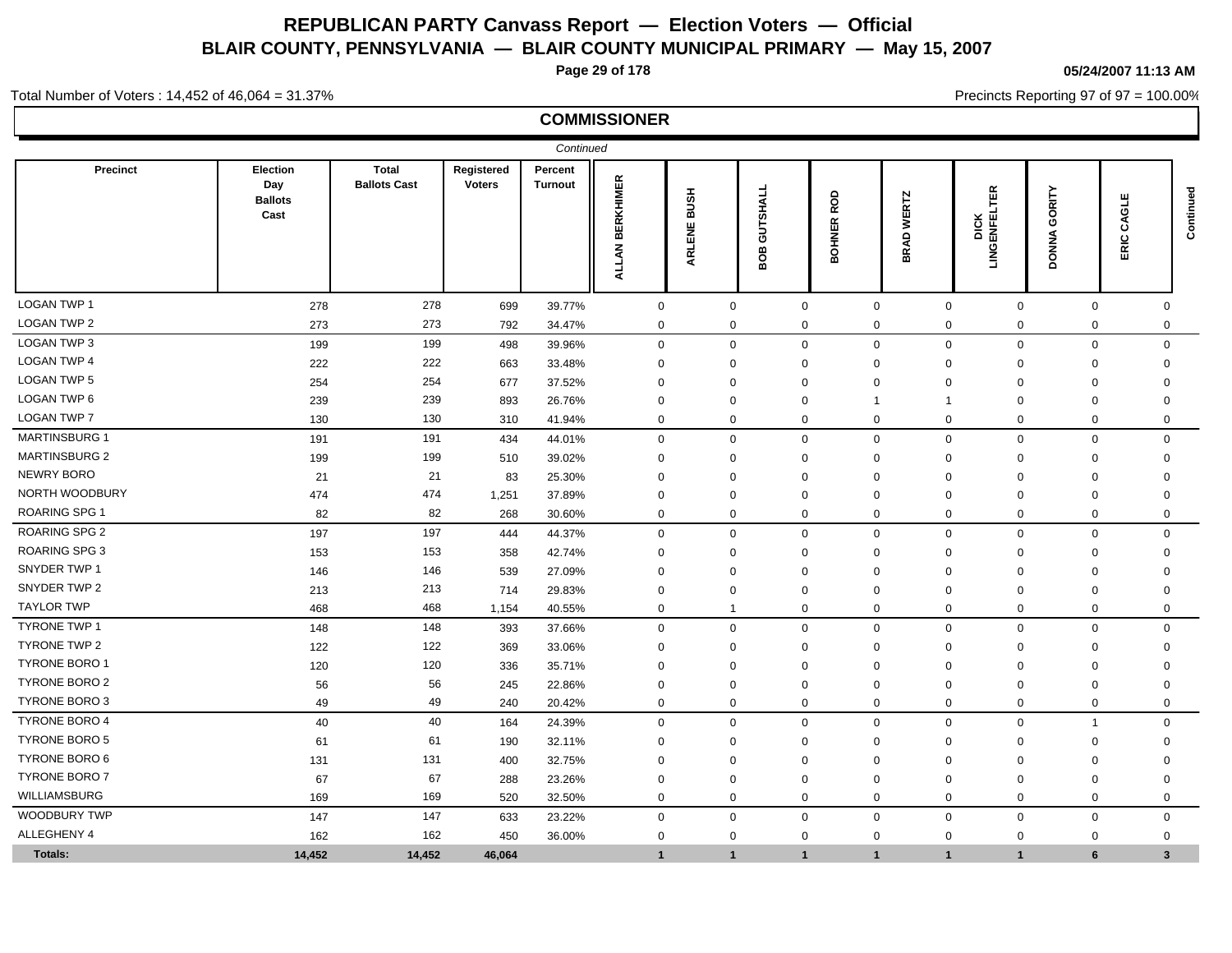# REPUBLICAN PARTY Canvass Report — Election Voters — Official
## BLAIR COUNTY, PENNSYLVANIA — BLAIR COUNTY MUNICIPAL PRIMARY — May 15, 2007

05/24/2007 11:13 AM

Total Number of Voters : 14,452 of 46,064 = 31.37%

Precincts Reporting 97 of 97 = 100.00%

### COMMISSIONER

*Continued*

| Precinct | Election Day Ballots Cast | Total Ballots Cast | Registered Voters | Percent Turnout | ALLAN BERKHIMER | ARLENE BUSH | BOB GUTSHALL | BOHNER ROD | BRAD WERTZ | DICK LINGENFELTER | DONNA GORITY | ERIC CAGLE | Continued |
|---|---|---|---|---|---|---|---|---|---|---|---|---|---|
| LOGAN TWP 1 | 278 | 278 | 699 | 39.77% | 0 | 0 | 0 | 0 | 0 | 0 | 0 | 0 | |
| LOGAN TWP 2 | 273 | 273 | 792 | 34.47% | 0 | 0 | 0 | 0 | 0 | 0 | 0 | 0 | |
| LOGAN TWP 3 | 199 | 199 | 498 | 39.96% | 0 | 0 | 0 | 0 | 0 | 0 | 0 | 0 | |
| LOGAN TWP 4 | 222 | 222 | 663 | 33.48% | 0 | 0 | 0 | 0 | 0 | 0 | 0 | 0 | |
| LOGAN TWP 5 | 254 | 254 | 677 | 37.52% | 0 | 0 | 0 | 0 | 0 | 0 | 0 | 0 | |
| LOGAN TWP 6 | 239 | 239 | 893 | 26.76% | 0 | 0 | 0 | 1 | 1 | 0 | 0 | 0 | |
| LOGAN TWP 7 | 130 | 130 | 310 | 41.94% | 0 | 0 | 0 | 0 | 0 | 0 | 0 | 0 | |
| MARTINSBURG 1 | 191 | 191 | 434 | 44.01% | 0 | 0 | 0 | 0 | 0 | 0 | 0 | 0 | |
| MARTINSBURG 2 | 199 | 199 | 510 | 39.02% | 0 | 0 | 0 | 0 | 0 | 0 | 0 | 0 | |
| NEWRY BORO | 21 | 21 | 83 | 25.30% | 0 | 0 | 0 | 0 | 0 | 0 | 0 | 0 | |
| NORTH WOODBURY | 474 | 474 | 1,251 | 37.89% | 0 | 0 | 0 | 0 | 0 | 0 | 0 | 0 | |
| ROARING SPG 1 | 82 | 82 | 268 | 30.60% | 0 | 0 | 0 | 0 | 0 | 0 | 0 | 0 | |
| ROARING SPG 2 | 197 | 197 | 444 | 44.37% | 0 | 0 | 0 | 0 | 0 | 0 | 0 | 0 | |
| ROARING SPG 3 | 153 | 153 | 358 | 42.74% | 0 | 0 | 0 | 0 | 0 | 0 | 0 | 0 | |
| SNYDER TWP 1 | 146 | 146 | 539 | 27.09% | 0 | 0 | 0 | 0 | 0 | 0 | 0 | 0 | |
| SNYDER TWP 2 | 213 | 213 | 714 | 29.83% | 0 | 0 | 0 | 0 | 0 | 0 | 0 | 0 | |
| TAYLOR TWP | 468 | 468 | 1,154 | 40.55% | 0 | 1 | 0 | 0 | 0 | 0 | 0 | 0 | |
| TYRONE TWP 1 | 148 | 148 | 393 | 37.66% | 0 | 0 | 0 | 0 | 0 | 0 | 0 | 0 | |
| TYRONE TWP 2 | 122 | 122 | 369 | 33.06% | 0 | 0 | 0 | 0 | 0 | 0 | 0 | 0 | |
| TYRONE BORO 1 | 120 | 120 | 336 | 35.71% | 0 | 0 | 0 | 0 | 0 | 0 | 0 | 0 | |
| TYRONE BORO 2 | 56 | 56 | 245 | 22.86% | 0 | 0 | 0 | 0 | 0 | 0 | 0 | 0 | |
| TYRONE BORO 3 | 49 | 49 | 240 | 20.42% | 0 | 0 | 0 | 0 | 0 | 0 | 0 | 0 | |
| TYRONE BORO 4 | 40 | 40 | 164 | 24.39% | 0 | 0 | 0 | 0 | 0 | 0 | 1 | 0 | |
| TYRONE BORO 5 | 61 | 61 | 190 | 32.11% | 0 | 0 | 0 | 0 | 0 | 0 | 0 | 0 | |
| TYRONE BORO 6 | 131 | 131 | 400 | 32.75% | 0 | 0 | 0 | 0 | 0 | 0 | 0 | 0 | |
| TYRONE BORO 7 | 67 | 67 | 288 | 23.26% | 0 | 0 | 0 | 0 | 0 | 0 | 0 | 0 | |
| WILLIAMSBURG | 169 | 169 | 520 | 32.50% | 0 | 0 | 0 | 0 | 0 | 0 | 0 | 0 | |
| WOODBURY TWP | 147 | 147 | 633 | 23.22% | 0 | 0 | 0 | 0 | 0 | 0 | 0 | 0 | |
| ALLEGHENY 4 | 162 | 162 | 450 | 36.00% | 0 | 0 | 0 | 0 | 0 | 0 | 0 | 0 | |
| **Totals:** | **14,452** | **14,452** | **46,064** | | **1** | **1** | **1** | **1** | **1** | **1** | **6** | **3** | |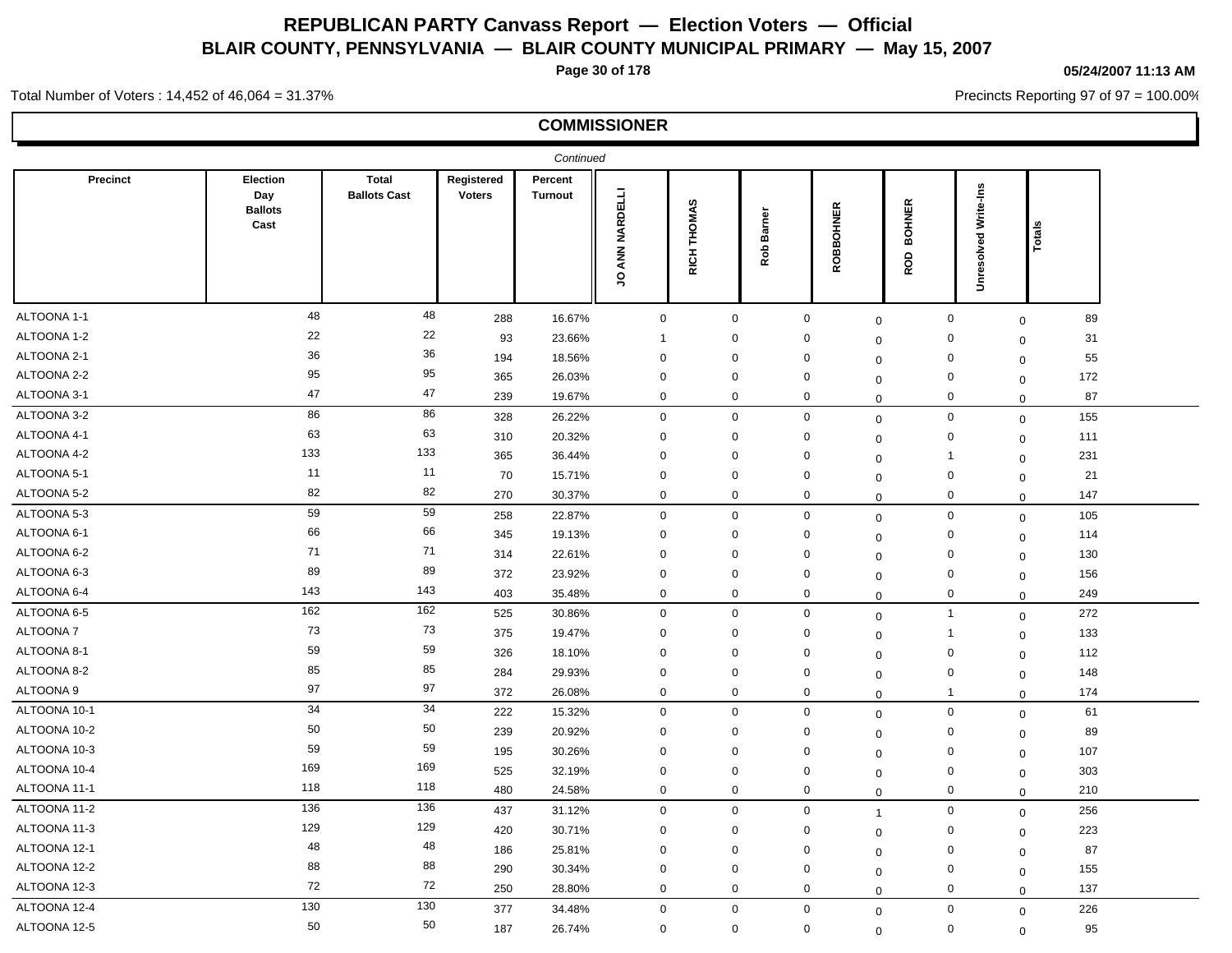# REPUBLICAN PARTY Canvass Report — Election Voters — Official

## BLAIR COUNTY, PENNSYLVANIA — BLAIR COUNTY MUNICIPAL PRIMARY — May 15, 2007

05/24/2007 11:13 AM

Total Number of Voters : 14,452 of 46,064 = 31.37%

Precincts Reporting 97 of 97 = 100.00%

### COMMISSIONER

*Continued*

| Precinct | Election Day Ballots Cast | Total Ballots Cast | Registered Voters | Percent Turnout | JO ANN NARDELLI | RICH THOMAS | Rob Barner | ROBBOHNER | ROD BOHNER | Unresolved Write-Ins | Totals |
|---|---|---|---|---|---|---|---|---|---|---|---|
| ALTOONA 1-1 | 48 | 48 | 288 | 16.67% | 0 | 0 | 0 | 0 | 0 | 0 | 89 |
| ALTOONA 1-2 | 22 | 22 | 93 | 23.66% | 1 | 0 | 0 | 0 | 0 | 0 | 31 |
| ALTOONA 2-1 | 36 | 36 | 194 | 18.56% | 0 | 0 | 0 | 0 | 0 | 0 | 55 |
| ALTOONA 2-2 | 95 | 95 | 365 | 26.03% | 0 | 0 | 0 | 0 | 0 | 0 | 172 |
| ALTOONA 3-1 | 47 | 47 | 239 | 19.67% | 0 | 0 | 0 | 0 | 0 | 0 | 87 |
| ALTOONA 3-2 | 86 | 86 | 328 | 26.22% | 0 | 0 | 0 | 0 | 0 | 0 | 155 |
| ALTOONA 4-1 | 63 | 63 | 310 | 20.32% | 0 | 0 | 0 | 0 | 0 | 0 | 111 |
| ALTOONA 4-2 | 133 | 133 | 365 | 36.44% | 0 | 0 | 0 | 0 | 1 | 0 | 231 |
| ALTOONA 5-1 | 11 | 11 | 70 | 15.71% | 0 | 0 | 0 | 0 | 0 | 0 | 21 |
| ALTOONA 5-2 | 82 | 82 | 270 | 30.37% | 0 | 0 | 0 | 0 | 0 | 0 | 147 |
| ALTOONA 5-3 | 59 | 59 | 258 | 22.87% | 0 | 0 | 0 | 0 | 0 | 0 | 105 |
| ALTOONA 6-1 | 66 | 66 | 345 | 19.13% | 0 | 0 | 0 | 0 | 0 | 0 | 114 |
| ALTOONA 6-2 | 71 | 71 | 314 | 22.61% | 0 | 0 | 0 | 0 | 0 | 0 | 130 |
| ALTOONA 6-3 | 89 | 89 | 372 | 23.92% | 0 | 0 | 0 | 0 | 0 | 0 | 156 |
| ALTOONA 6-4 | 143 | 143 | 403 | 35.48% | 0 | 0 | 0 | 0 | 0 | 0 | 249 |
| ALTOONA 6-5 | 162 | 162 | 525 | 30.86% | 0 | 0 | 0 | 0 | 1 | 0 | 272 |
| ALTOONA 7 | 73 | 73 | 375 | 19.47% | 0 | 0 | 0 | 0 | 1 | 0 | 133 |
| ALTOONA 8-1 | 59 | 59 | 326 | 18.10% | 0 | 0 | 0 | 0 | 0 | 0 | 112 |
| ALTOONA 8-2 | 85 | 85 | 284 | 29.93% | 0 | 0 | 0 | 0 | 0 | 0 | 148 |
| ALTOONA 9 | 97 | 97 | 372 | 26.08% | 0 | 0 | 0 | 0 | 1 | 0 | 174 |
| ALTOONA 10-1 | 34 | 34 | 222 | 15.32% | 0 | 0 | 0 | 0 | 0 | 0 | 61 |
| ALTOONA 10-2 | 50 | 50 | 239 | 20.92% | 0 | 0 | 0 | 0 | 0 | 0 | 89 |
| ALTOONA 10-3 | 59 | 59 | 195 | 30.26% | 0 | 0 | 0 | 0 | 0 | 0 | 107 |
| ALTOONA 10-4 | 169 | 169 | 525 | 32.19% | 0 | 0 | 0 | 0 | 0 | 0 | 303 |
| ALTOONA 11-1 | 118 | 118 | 480 | 24.58% | 0 | 0 | 0 | 0 | 0 | 0 | 210 |
| ALTOONA 11-2 | 136 | 136 | 437 | 31.12% | 0 | 0 | 0 | 1 | 0 | 0 | 256 |
| ALTOONA 11-3 | 129 | 129 | 420 | 30.71% | 0 | 0 | 0 | 0 | 0 | 0 | 223 |
| ALTOONA 12-1 | 48 | 48 | 186 | 25.81% | 0 | 0 | 0 | 0 | 0 | 0 | 87 |
| ALTOONA 12-2 | 88 | 88 | 290 | 30.34% | 0 | 0 | 0 | 0 | 0 | 0 | 155 |
| ALTOONA 12-3 | 72 | 72 | 250 | 28.80% | 0 | 0 | 0 | 0 | 0 | 0 | 137 |
| ALTOONA 12-4 | 130 | 130 | 377 | 34.48% | 0 | 0 | 0 | 0 | 0 | 0 | 226 |
| ALTOONA 12-5 | 50 | 50 | 187 | 26.74% | 0 | 0 | 0 | 0 | 0 | 0 | 95 |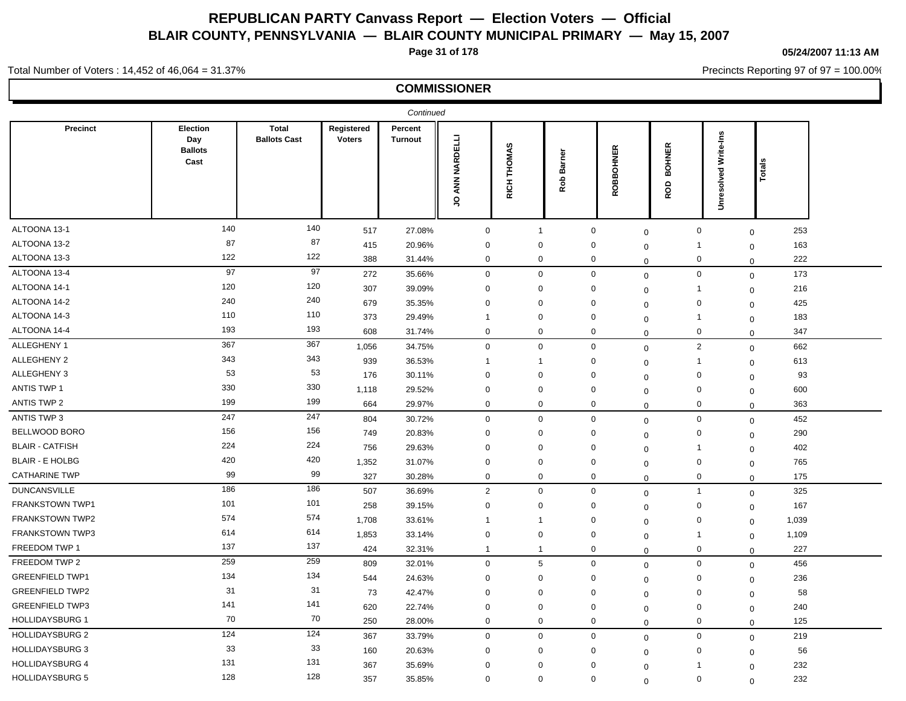# REPUBLICAN PARTY Canvass Report — Election Voters — Official

## BLAIR COUNTY, PENNSYLVANIA — BLAIR COUNTY MUNICIPAL PRIMARY — May 15, 2007

05/24/2007 11:13 AM

Total Number of Voters : 14,452 of 46,064 = 31.37%

Precincts Reporting 97 of 97 = 100.00%

### COMMISSIONER

*Continued*

| Precinct | Election Day Ballots Cast | Total Ballots Cast | Registered Voters | Percent Turnout | JO ANN NARDELLI | RICH THOMAS | Rob Barner | ROBBOHNER | ROD BOHNER | Unresolved Write-Ins | Totals |
|---|---|---|---|---|---|---|---|---|---|---|---|
| ALTOONA 13-1 | 140 | 140 | 517 | 27.08% | 0 | 1 | 0 | 0 | 0 | 0 | 253 |
| ALTOONA 13-2 | 87 | 87 | 415 | 20.96% | 0 | 0 | 0 | 0 | 1 | 0 | 163 |
| ALTOONA 13-3 | 122 | 122 | 388 | 31.44% | 0 | 0 | 0 | 0 | 0 | 0 | 222 |
| ALTOONA 13-4 | 97 | 97 | 272 | 35.66% | 0 | 0 | 0 | 0 | 0 | 0 | 173 |
| ALTOONA 14-1 | 120 | 120 | 307 | 39.09% | 0 | 0 | 0 | 0 | 1 | 0 | 216 |
| ALTOONA 14-2 | 240 | 240 | 679 | 35.35% | 0 | 0 | 0 | 0 | 0 | 0 | 425 |
| ALTOONA 14-3 | 110 | 110 | 373 | 29.49% | 1 | 0 | 0 | 0 | 1 | 0 | 183 |
| ALTOONA 14-4 | 193 | 193 | 608 | 31.74% | 0 | 0 | 0 | 0 | 0 | 0 | 347 |
| ALLEGHENY 1 | 367 | 367 | 1,056 | 34.75% | 0 | 0 | 0 | 0 | 2 | 0 | 662 |
| ALLEGHENY 2 | 343 | 343 | 939 | 36.53% | 1 | 1 | 0 | 0 | 1 | 0 | 613 |
| ALLEGHENY 3 | 53 | 53 | 176 | 30.11% | 0 | 0 | 0 | 0 | 0 | 0 | 93 |
| ANTIS TWP 1 | 330 | 330 | 1,118 | 29.52% | 0 | 0 | 0 | 0 | 0 | 0 | 600 |
| ANTIS TWP 2 | 199 | 199 | 664 | 29.97% | 0 | 0 | 0 | 0 | 0 | 0 | 363 |
| ANTIS TWP 3 | 247 | 247 | 804 | 30.72% | 0 | 0 | 0 | 0 | 0 | 0 | 452 |
| BELLWOOD BORO | 156 | 156 | 749 | 20.83% | 0 | 0 | 0 | 0 | 0 | 0 | 290 |
| BLAIR - CATFISH | 224 | 224 | 756 | 29.63% | 0 | 0 | 0 | 0 | 1 | 0 | 402 |
| BLAIR - E HOLBG | 420 | 420 | 1,352 | 31.07% | 0 | 0 | 0 | 0 | 0 | 0 | 765 |
| CATHARINE TWP | 99 | 99 | 327 | 30.28% | 0 | 0 | 0 | 0 | 0 | 0 | 175 |
| DUNCANSVILLE | 186 | 186 | 507 | 36.69% | 2 | 0 | 0 | 0 | 1 | 0 | 325 |
| FRANKSTOWN TWP1 | 101 | 101 | 258 | 39.15% | 0 | 0 | 0 | 0 | 0 | 0 | 167 |
| FRANKSTOWN TWP2 | 574 | 574 | 1,708 | 33.61% | 1 | 1 | 0 | 0 | 0 | 0 | 1,039 |
| FRANKSTOWN TWP3 | 614 | 614 | 1,853 | 33.14% | 0 | 0 | 0 | 0 | 1 | 0 | 1,109 |
| FREEDOM TWP 1 | 137 | 137 | 424 | 32.31% | 1 | 1 | 0 | 0 | 0 | 0 | 227 |
| FREEDOM TWP 2 | 259 | 259 | 809 | 32.01% | 0 | 5 | 0 | 0 | 0 | 0 | 456 |
| GREENFIELD TWP1 | 134 | 134 | 544 | 24.63% | 0 | 0 | 0 | 0 | 0 | 0 | 236 |
| GREENFIELD TWP2 | 31 | 31 | 73 | 42.47% | 0 | 0 | 0 | 0 | 0 | 0 | 58 |
| GREENFIELD TWP3 | 141 | 141 | 620 | 22.74% | 0 | 0 | 0 | 0 | 0 | 0 | 240 |
| HOLLIDAYSBURG 1 | 70 | 70 | 250 | 28.00% | 0 | 0 | 0 | 0 | 0 | 0 | 125 |
| HOLLIDAYSBURG 2 | 124 | 124 | 367 | 33.79% | 0 | 0 | 0 | 0 | 0 | 0 | 219 |
| HOLLIDAYSBURG 3 | 33 | 33 | 160 | 20.63% | 0 | 0 | 0 | 0 | 0 | 0 | 56 |
| HOLLIDAYSBURG 4 | 131 | 131 | 367 | 35.69% | 0 | 0 | 0 | 0 | 1 | 0 | 232 |
| HOLLIDAYSBURG 5 | 128 | 128 | 357 | 35.85% | 0 | 0 | 0 | 0 | 0 | 0 | 232 |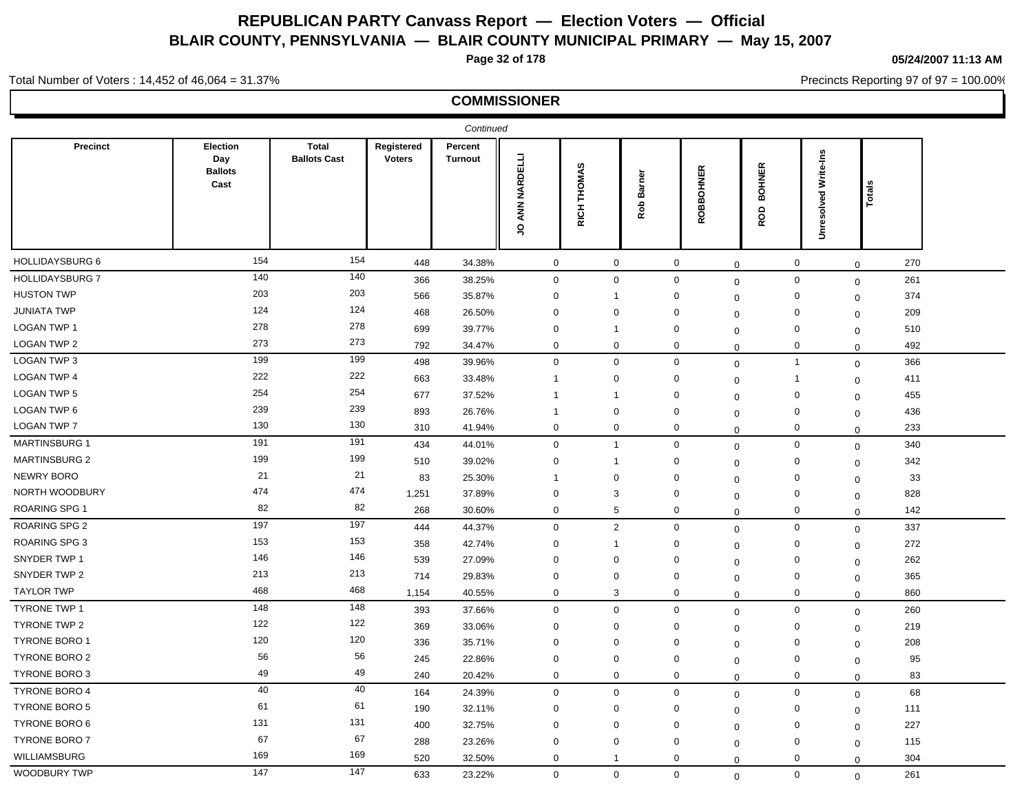# REPUBLICAN PARTY Canvass Report — Election Voters — Official

## BLAIR COUNTY, PENNSYLVANIA — BLAIR COUNTY MUNICIPAL PRIMARY — May 15, 2007

05/24/2007 11:13 AM

Total Number of Voters : 14,452 of 46,064 = 31.37%

Precincts Reporting 97 of 97 = 100.00%

### COMMISSIONER

*Continued*

| Precinct | Election Day Ballots Cast | Total Ballots Cast | Registered Voters | Percent Turnout | JO ANN NARDELLI | RICH THOMAS | Rob Barner | ROBBOHNER | ROD BOHNER | Unresolved Write-Ins | Totals |
|---|---|---|---|---|---|---|---|---|---|---|---|
| HOLLIDAYSBURG 6 | 154 | 154 | 448 | 34.38% | 0 | 0 | 0 | 0 | 0 | 0 | 270 |
| HOLLIDAYSBURG 7 | 140 | 140 | 366 | 38.25% | 0 | 0 | 0 | 0 | 0 | 0 | 261 |
| HUSTON TWP | 203 | 203 | 566 | 35.87% | 0 | 1 | 0 | 0 | 0 | 0 | 374 |
| JUNIATA TWP | 124 | 124 | 468 | 26.50% | 0 | 0 | 0 | 0 | 0 | 0 | 209 |
| LOGAN TWP 1 | 278 | 278 | 699 | 39.77% | 0 | 1 | 0 | 0 | 0 | 0 | 510 |
| LOGAN TWP 2 | 273 | 273 | 792 | 34.47% | 0 | 0 | 0 | 0 | 0 | 0 | 492 |
| LOGAN TWP 3 | 199 | 199 | 498 | 39.96% | 0 | 0 | 0 | 0 | 1 | 0 | 366 |
| LOGAN TWP 4 | 222 | 222 | 663 | 33.48% | 1 | 0 | 0 | 0 | 1 | 0 | 411 |
| LOGAN TWP 5 | 254 | 254 | 677 | 37.52% | 1 | 1 | 0 | 0 | 0 | 0 | 455 |
| LOGAN TWP 6 | 239 | 239 | 893 | 26.76% | 1 | 0 | 0 | 0 | 0 | 0 | 436 |
| LOGAN TWP 7 | 130 | 130 | 310 | 41.94% | 0 | 0 | 0 | 0 | 0 | 0 | 233 |
| MARTINSBURG 1 | 191 | 191 | 434 | 44.01% | 0 | 1 | 0 | 0 | 0 | 0 | 340 |
| MARTINSBURG 2 | 199 | 199 | 510 | 39.02% | 0 | 1 | 0 | 0 | 0 | 0 | 342 |
| NEWRY BORO | 21 | 21 | 83 | 25.30% | 1 | 0 | 0 | 0 | 0 | 0 | 33 |
| NORTH WOODBURY | 474 | 474 | 1,251 | 37.89% | 0 | 3 | 0 | 0 | 0 | 0 | 828 |
| ROARING SPG 1 | 82 | 82 | 268 | 30.60% | 0 | 5 | 0 | 0 | 0 | 0 | 142 |
| ROARING SPG 2 | 197 | 197 | 444 | 44.37% | 0 | 2 | 0 | 0 | 0 | 0 | 337 |
| ROARING SPG 3 | 153 | 153 | 358 | 42.74% | 0 | 1 | 0 | 0 | 0 | 0 | 272 |
| SNYDER TWP 1 | 146 | 146 | 539 | 27.09% | 0 | 0 | 0 | 0 | 0 | 0 | 262 |
| SNYDER TWP 2 | 213 | 213 | 714 | 29.83% | 0 | 0 | 0 | 0 | 0 | 0 | 365 |
| TAYLOR TWP | 468 | 468 | 1,154 | 40.55% | 0 | 3 | 0 | 0 | 0 | 0 | 860 |
| TYRONE TWP 1 | 148 | 148 | 393 | 37.66% | 0 | 0 | 0 | 0 | 0 | 0 | 260 |
| TYRONE TWP 2 | 122 | 122 | 369 | 33.06% | 0 | 0 | 0 | 0 | 0 | 0 | 219 |
| TYRONE BORO 1 | 120 | 120 | 336 | 35.71% | 0 | 0 | 0 | 0 | 0 | 0 | 208 |
| TYRONE BORO 2 | 56 | 56 | 245 | 22.86% | 0 | 0 | 0 | 0 | 0 | 0 | 95 |
| TYRONE BORO 3 | 49 | 49 | 240 | 20.42% | 0 | 0 | 0 | 0 | 0 | 0 | 83 |
| TYRONE BORO 4 | 40 | 40 | 164 | 24.39% | 0 | 0 | 0 | 0 | 0 | 0 | 68 |
| TYRONE BORO 5 | 61 | 61 | 190 | 32.11% | 0 | 0 | 0 | 0 | 0 | 0 | 111 |
| TYRONE BORO 6 | 131 | 131 | 400 | 32.75% | 0 | 0 | 0 | 0 | 0 | 0 | 227 |
| TYRONE BORO 7 | 67 | 67 | 288 | 23.26% | 0 | 0 | 0 | 0 | 0 | 0 | 115 |
| WILLIAMSBURG | 169 | 169 | 520 | 32.50% | 0 | 1 | 0 | 0 | 0 | 0 | 304 |
| WOODBURY TWP | 147 | 147 | 633 | 23.22% | 0 | 0 | 0 | 0 | 0 | 0 | 261 |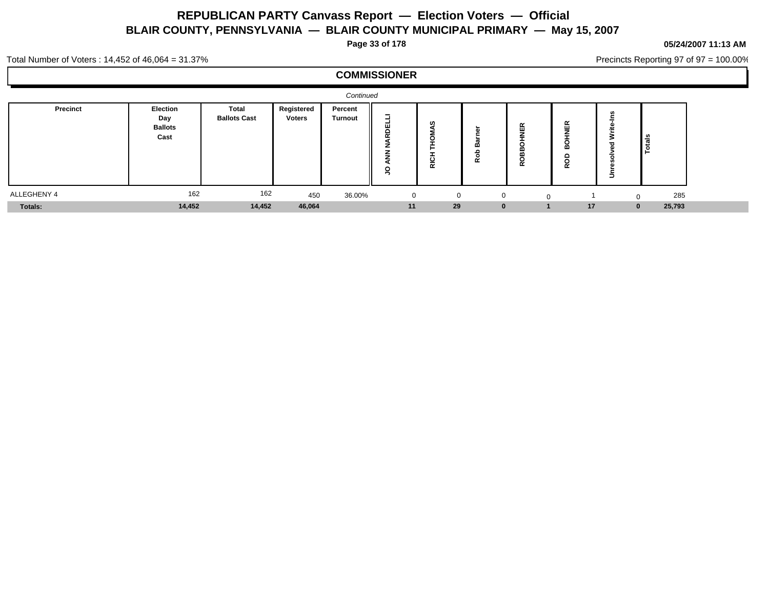# REPUBLICAN PARTY Canvass Report — Election Voters — Official

## BLAIR COUNTY, PENNSYLVANIA — BLAIR COUNTY MUNICIPAL PRIMARY — May 15, 2007

**05/24/2007 11:13 AM**

Total Number of Voters : 14,452 of 46,064 = 31.37%

Precincts Reporting 97 of 97 = 100.00%

### COMMISSIONER

*Continued*

| Precinct | Election Day Ballots Cast | Total Ballots Cast | Registered Voters | Percent Turnout | JO ANN NARDELLI | RICH THOMAS | Rob Barner | ROBBOHNER | ROD BOHNER | Unresolved Write-Ins | Totals |
|---|---|---|---|---|---|---|---|---|---|---|---|
| ALLEGHENY 4 | 162 | 162 | 450 | 36.00% | 0 | 0 | 0 | 0 | 1 | 0 | 285 |
| **Totals:** | **14,452** | **14,452** | **46,064** | | **11** | **29** | **0** | **1** | **17** | **0** | **25,793** |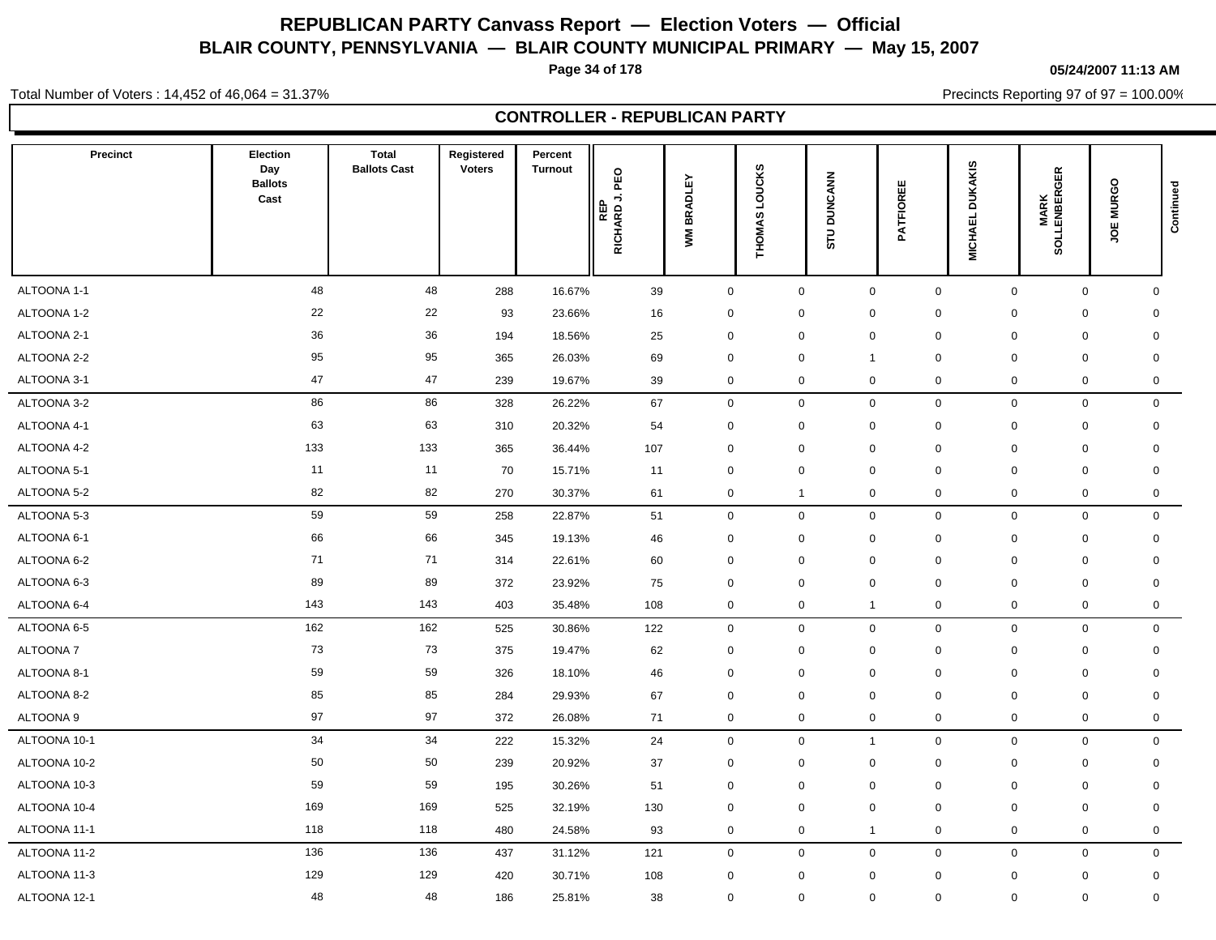# REPUBLICAN PARTY Canvass Report — Election Voters — Official

## BLAIR COUNTY, PENNSYLVANIA — BLAIR COUNTY MUNICIPAL PRIMARY — May 15, 2007

**05/24/2007 11:13 AM**

Total Number of Voters : 14,452 of 46,064 = 31.37%

Precincts Reporting 97 of 97 = 100.00%

## CONTROLLER - REPUBLICAN PARTY

| Precinct | Election Day Ballots Cast | Total Ballots Cast | Registered Voters | Percent Turnout | REP RICHARD J. PEO | WM BRADLEY | THOMAS LOUCKS | STU DUNCANN | PATFIOREE | MICHAEL DUKAKIS | MARK SOLLENBERGER | JOE MURGO | Continued |
|---|---|---|---|---|---|---|---|---|---|---|---|---|---|
| ALTOONA 1-1 | 48 | 48 | 288 | 16.67% | 39 | 0 | 0 | 0 | 0 | 0 | 0 | 0 | |
| ALTOONA 1-2 | 22 | 22 | 93 | 23.66% | 16 | 0 | 0 | 0 | 0 | 0 | 0 | 0 | |
| ALTOONA 2-1 | 36 | 36 | 194 | 18.56% | 25 | 0 | 0 | 0 | 0 | 0 | 0 | 0 | |
| ALTOONA 2-2 | 95 | 95 | 365 | 26.03% | 69 | 0 | 0 | 1 | 0 | 0 | 0 | 0 | |
| ALTOONA 3-1 | 47 | 47 | 239 | 19.67% | 39 | 0 | 0 | 0 | 0 | 0 | 0 | 0 | |
| ALTOONA 3-2 | 86 | 86 | 328 | 26.22% | 67 | 0 | 0 | 0 | 0 | 0 | 0 | 0 | |
| ALTOONA 4-1 | 63 | 63 | 310 | 20.32% | 54 | 0 | 0 | 0 | 0 | 0 | 0 | 0 | |
| ALTOONA 4-2 | 133 | 133 | 365 | 36.44% | 107 | 0 | 0 | 0 | 0 | 0 | 0 | 0 | |
| ALTOONA 5-1 | 11 | 11 | 70 | 15.71% | 11 | 0 | 0 | 0 | 0 | 0 | 0 | 0 | |
| ALTOONA 5-2 | 82 | 82 | 270 | 30.37% | 61 | 0 | 1 | 0 | 0 | 0 | 0 | 0 | |
| ALTOONA 5-3 | 59 | 59 | 258 | 22.87% | 51 | 0 | 0 | 0 | 0 | 0 | 0 | 0 | |
| ALTOONA 6-1 | 66 | 66 | 345 | 19.13% | 46 | 0 | 0 | 0 | 0 | 0 | 0 | 0 | |
| ALTOONA 6-2 | 71 | 71 | 314 | 22.61% | 60 | 0 | 0 | 0 | 0 | 0 | 0 | 0 | |
| ALTOONA 6-3 | 89 | 89 | 372 | 23.92% | 75 | 0 | 0 | 0 | 0 | 0 | 0 | 0 | |
| ALTOONA 6-4 | 143 | 143 | 403 | 35.48% | 108 | 0 | 0 | 1 | 0 | 0 | 0 | 0 | |
| ALTOONA 6-5 | 162 | 162 | 525 | 30.86% | 122 | 0 | 0 | 0 | 0 | 0 | 0 | 0 | |
| ALTOONA 7 | 73 | 73 | 375 | 19.47% | 62 | 0 | 0 | 0 | 0 | 0 | 0 | 0 | |
| ALTOONA 8-1 | 59 | 59 | 326 | 18.10% | 46 | 0 | 0 | 0 | 0 | 0 | 0 | 0 | |
| ALTOONA 8-2 | 85 | 85 | 284 | 29.93% | 67 | 0 | 0 | 0 | 0 | 0 | 0 | 0 | |
| ALTOONA 9 | 97 | 97 | 372 | 26.08% | 71 | 0 | 0 | 0 | 0 | 0 | 0 | 0 | |
| ALTOONA 10-1 | 34 | 34 | 222 | 15.32% | 24 | 0 | 0 | 1 | 0 | 0 | 0 | 0 | |
| ALTOONA 10-2 | 50 | 50 | 239 | 20.92% | 37 | 0 | 0 | 0 | 0 | 0 | 0 | 0 | |
| ALTOONA 10-3 | 59 | 59 | 195 | 30.26% | 51 | 0 | 0 | 0 | 0 | 0 | 0 | 0 | |
| ALTOONA 10-4 | 169 | 169 | 525 | 32.19% | 130 | 0 | 0 | 0 | 0 | 0 | 0 | 0 | |
| ALTOONA 11-1 | 118 | 118 | 480 | 24.58% | 93 | 0 | 0 | 1 | 0 | 0 | 0 | 0 | |
| ALTOONA 11-2 | 136 | 136 | 437 | 31.12% | 121 | 0 | 0 | 0 | 0 | 0 | 0 | 0 | |
| ALTOONA 11-3 | 129 | 129 | 420 | 30.71% | 108 | 0 | 0 | 0 | 0 | 0 | 0 | 0 | |
| ALTOONA 12-1 | 48 | 48 | 186 | 25.81% | 38 | 0 | 0 | 0 | 0 | 0 | 0 | 0 | |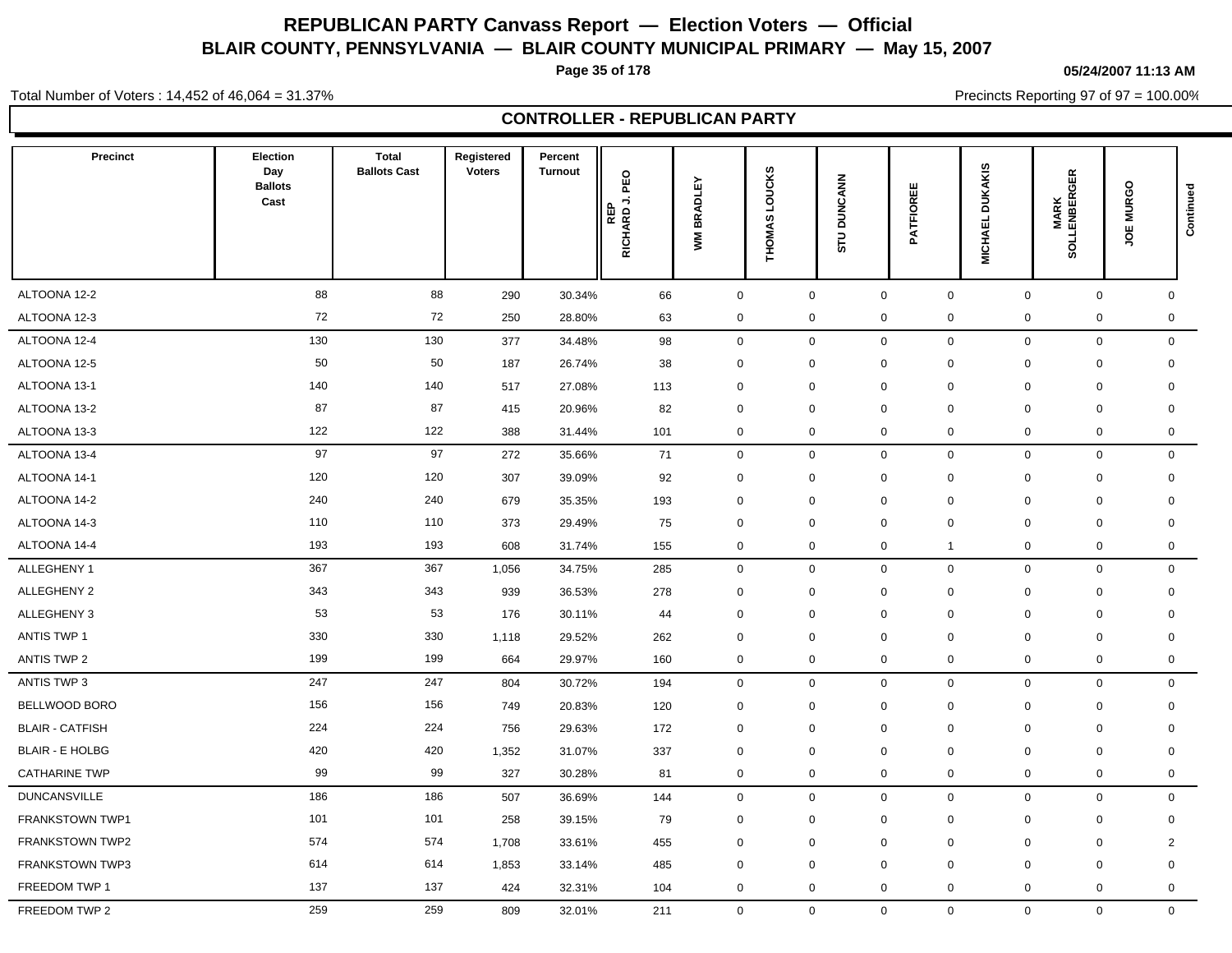# REPUBLICAN PARTY Canvass Report — Election Voters — Official

## BLAIR COUNTY, PENNSYLVANIA — BLAIR COUNTY MUNICIPAL PRIMARY — May 15, 2007

05/24/2007 11:13 AM

Total Number of Voters : 14,452 of 46,064 = 31.37%

Precincts Reporting 97 of 97 = 100.00%

### CONTROLLER - REPUBLICAN PARTY

| Precinct | Election Day Ballots Cast | Total Ballots Cast | Registered Voters | Percent Turnout | REP RICHARD J. PEO | WM BRADLEY | THOMAS LOUCKS | STU DUNCANN | PATFIOREE | MICHAEL DUKAKIS | MARK SOLLENBERGER | JOE MURGO | Continued |
|---|---|---|---|---|---|---|---|---|---|---|---|---|---|
| ALTOONA 12-2 | 88 | 88 | 290 | 30.34% | 66 | 0 | 0 | 0 | 0 | 0 | 0 | 0 | |
| ALTOONA 12-3 | 72 | 72 | 250 | 28.80% | 63 | 0 | 0 | 0 | 0 | 0 | 0 | 0 | |
| ALTOONA 12-4 | 130 | 130 | 377 | 34.48% | 98 | 0 | 0 | 0 | 0 | 0 | 0 | 0 | |
| ALTOONA 12-5 | 50 | 50 | 187 | 26.74% | 38 | 0 | 0 | 0 | 0 | 0 | 0 | 0 | |
| ALTOONA 13-1 | 140 | 140 | 517 | 27.08% | 113 | 0 | 0 | 0 | 0 | 0 | 0 | 0 | |
| ALTOONA 13-2 | 87 | 87 | 415 | 20.96% | 82 | 0 | 0 | 0 | 0 | 0 | 0 | 0 | |
| ALTOONA 13-3 | 122 | 122 | 388 | 31.44% | 101 | 0 | 0 | 0 | 0 | 0 | 0 | 0 | |
| ALTOONA 13-4 | 97 | 97 | 272 | 35.66% | 71 | 0 | 0 | 0 | 0 | 0 | 0 | 0 | |
| ALTOONA 14-1 | 120 | 120 | 307 | 39.09% | 92 | 0 | 0 | 0 | 0 | 0 | 0 | 0 | |
| ALTOONA 14-2 | 240 | 240 | 679 | 35.35% | 193 | 0 | 0 | 0 | 0 | 0 | 0 | 0 | |
| ALTOONA 14-3 | 110 | 110 | 373 | 29.49% | 75 | 0 | 0 | 0 | 0 | 0 | 0 | 0 | |
| ALTOONA 14-4 | 193 | 193 | 608 | 31.74% | 155 | 0 | 0 | 0 | 1 | 0 | 0 | 0 | |
| ALLEGHENY 1 | 367 | 367 | 1,056 | 34.75% | 285 | 0 | 0 | 0 | 0 | 0 | 0 | 0 | |
| ALLEGHENY 2 | 343 | 343 | 939 | 36.53% | 278 | 0 | 0 | 0 | 0 | 0 | 0 | 0 | |
| ALLEGHENY 3 | 53 | 53 | 176 | 30.11% | 44 | 0 | 0 | 0 | 0 | 0 | 0 | 0 | |
| ANTIS TWP 1 | 330 | 330 | 1,118 | 29.52% | 262 | 0 | 0 | 0 | 0 | 0 | 0 | 0 | |
| ANTIS TWP 2 | 199 | 199 | 664 | 29.97% | 160 | 0 | 0 | 0 | 0 | 0 | 0 | 0 | |
| ANTIS TWP 3 | 247 | 247 | 804 | 30.72% | 194 | 0 | 0 | 0 | 0 | 0 | 0 | 0 | |
| BELLWOOD BORO | 156 | 156 | 749 | 20.83% | 120 | 0 | 0 | 0 | 0 | 0 | 0 | 0 | |
| BLAIR - CATFISH | 224 | 224 | 756 | 29.63% | 172 | 0 | 0 | 0 | 0 | 0 | 0 | 0 | |
| BLAIR - E HOLBG | 420 | 420 | 1,352 | 31.07% | 337 | 0 | 0 | 0 | 0 | 0 | 0 | 0 | |
| CATHARINE TWP | 99 | 99 | 327 | 30.28% | 81 | 0 | 0 | 0 | 0 | 0 | 0 | 0 | |
| DUNCANSVILLE | 186 | 186 | 507 | 36.69% | 144 | 0 | 0 | 0 | 0 | 0 | 0 | 0 | |
| FRANKSTOWN TWP1 | 101 | 101 | 258 | 39.15% | 79 | 0 | 0 | 0 | 0 | 0 | 0 | 0 | |
| FRANKSTOWN TWP2 | 574 | 574 | 1,708 | 33.61% | 455 | 0 | 0 | 0 | 0 | 0 | 0 | 2 | |
| FRANKSTOWN TWP3 | 614 | 614 | 1,853 | 33.14% | 485 | 0 | 0 | 0 | 0 | 0 | 0 | 0 | |
| FREEDOM TWP 1 | 137 | 137 | 424 | 32.31% | 104 | 0 | 0 | 0 | 0 | 0 | 0 | 0 | |
| FREEDOM TWP 2 | 259 | 259 | 809 | 32.01% | 211 | 0 | 0 | 0 | 0 | 0 | 0 | 0 | |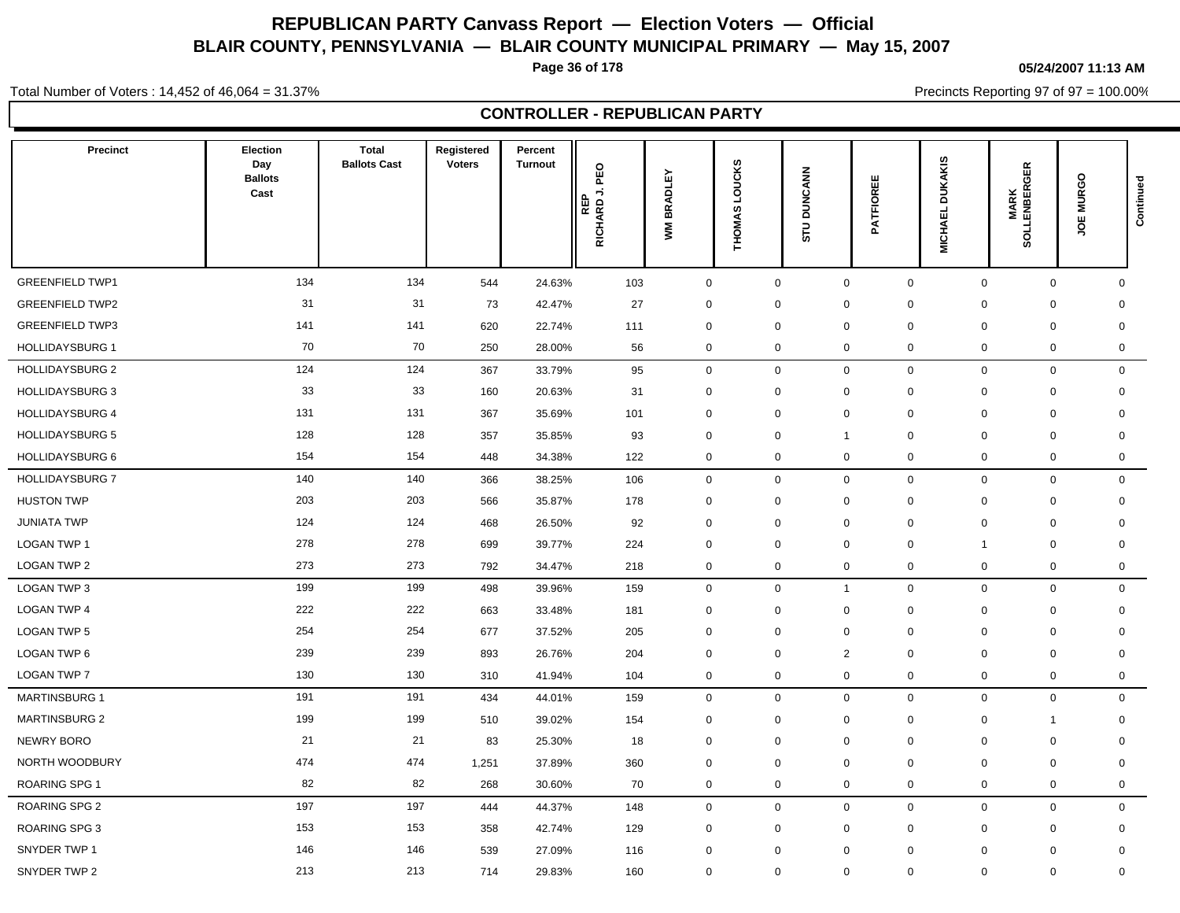# REPUBLICAN PARTY Canvass Report — Election Voters — Official

## BLAIR COUNTY, PENNSYLVANIA — BLAIR COUNTY MUNICIPAL PRIMARY — May 15, 2007

05/24/2007 11:13 AM

Total Number of Voters : 14,452 of 46,064 = 31.37%

Precincts Reporting 97 of 97 = 100.00%

### CONTROLLER - REPUBLICAN PARTY

| Precinct | Election Day Ballots Cast | Total Ballots Cast | Registered Voters | Percent Turnout | REP RICHARD J. PEO | WM BRADLEY | THOMAS LOUCKS | STU DUNCANN | PATFIOREE | MICHAEL DUKAKIS | MARK SOLLENBERGER | JOE MURGO | Continued |
|---|---|---|---|---|---|---|---|---|---|---|---|---|---|
| GREENFIELD TWP1 | 134 | 134 | 544 | 24.63% | 103 | 0 | 0 | 0 | 0 | 0 | 0 | 0 | |
| GREENFIELD TWP2 | 31 | 31 | 73 | 42.47% | 27 | 0 | 0 | 0 | 0 | 0 | 0 | 0 | |
| GREENFIELD TWP3 | 141 | 141 | 620 | 22.74% | 111 | 0 | 0 | 0 | 0 | 0 | 0 | 0 | |
| HOLLIDAYSBURG 1 | 70 | 70 | 250 | 28.00% | 56 | 0 | 0 | 0 | 0 | 0 | 0 | 0 | |
| HOLLIDAYSBURG 2 | 124 | 124 | 367 | 33.79% | 95 | 0 | 0 | 0 | 0 | 0 | 0 | 0 | |
| HOLLIDAYSBURG 3 | 33 | 33 | 160 | 20.63% | 31 | 0 | 0 | 0 | 0 | 0 | 0 | 0 | |
| HOLLIDAYSBURG 4 | 131 | 131 | 367 | 35.69% | 101 | 0 | 0 | 0 | 0 | 0 | 0 | 0 | |
| HOLLIDAYSBURG 5 | 128 | 128 | 357 | 35.85% | 93 | 0 | 0 | 1 | 0 | 0 | 0 | 0 | |
| HOLLIDAYSBURG 6 | 154 | 154 | 448 | 34.38% | 122 | 0 | 0 | 0 | 0 | 0 | 0 | 0 | |
| HOLLIDAYSBURG 7 | 140 | 140 | 366 | 38.25% | 106 | 0 | 0 | 0 | 0 | 0 | 0 | 0 | |
| HUSTON TWP | 203 | 203 | 566 | 35.87% | 178 | 0 | 0 | 0 | 0 | 0 | 0 | 0 | |
| JUNIATA TWP | 124 | 124 | 468 | 26.50% | 92 | 0 | 0 | 0 | 0 | 0 | 0 | 0 | |
| LOGAN TWP 1 | 278 | 278 | 699 | 39.77% | 224 | 0 | 0 | 0 | 0 | 1 | 0 | 0 | |
| LOGAN TWP 2 | 273 | 273 | 792 | 34.47% | 218 | 0 | 0 | 0 | 0 | 0 | 0 | 0 | |
| LOGAN TWP 3 | 199 | 199 | 498 | 39.96% | 159 | 0 | 0 | 1 | 0 | 0 | 0 | 0 | |
| LOGAN TWP 4 | 222 | 222 | 663 | 33.48% | 181 | 0 | 0 | 0 | 0 | 0 | 0 | 0 | |
| LOGAN TWP 5 | 254 | 254 | 677 | 37.52% | 205 | 0 | 0 | 0 | 0 | 0 | 0 | 0 | |
| LOGAN TWP 6 | 239 | 239 | 893 | 26.76% | 204 | 0 | 0 | 2 | 0 | 0 | 0 | 0 | |
| LOGAN TWP 7 | 130 | 130 | 310 | 41.94% | 104 | 0 | 0 | 0 | 0 | 0 | 0 | 0 | |
| MARTINSBURG 1 | 191 | 191 | 434 | 44.01% | 159 | 0 | 0 | 0 | 0 | 0 | 0 | 0 | |
| MARTINSBURG 2 | 199 | 199 | 510 | 39.02% | 154 | 0 | 0 | 0 | 0 | 0 | 1 | 0 | |
| NEWRY BORO | 21 | 21 | 83 | 25.30% | 18 | 0 | 0 | 0 | 0 | 0 | 0 | 0 | |
| NORTH WOODBURY | 474 | 474 | 1,251 | 37.89% | 360 | 0 | 0 | 0 | 0 | 0 | 0 | 0 | |
| ROARING SPG 1 | 82 | 82 | 268 | 30.60% | 70 | 0 | 0 | 0 | 0 | 0 | 0 | 0 | |
| ROARING SPG 2 | 197 | 197 | 444 | 44.37% | 148 | 0 | 0 | 0 | 0 | 0 | 0 | 0 | |
| ROARING SPG 3 | 153 | 153 | 358 | 42.74% | 129 | 0 | 0 | 0 | 0 | 0 | 0 | 0 | |
| SNYDER TWP 1 | 146 | 146 | 539 | 27.09% | 116 | 0 | 0 | 0 | 0 | 0 | 0 | 0 | |
| SNYDER TWP 2 | 213 | 213 | 714 | 29.83% | 160 | 0 | 0 | 0 | 0 | 0 | 0 | 0 | |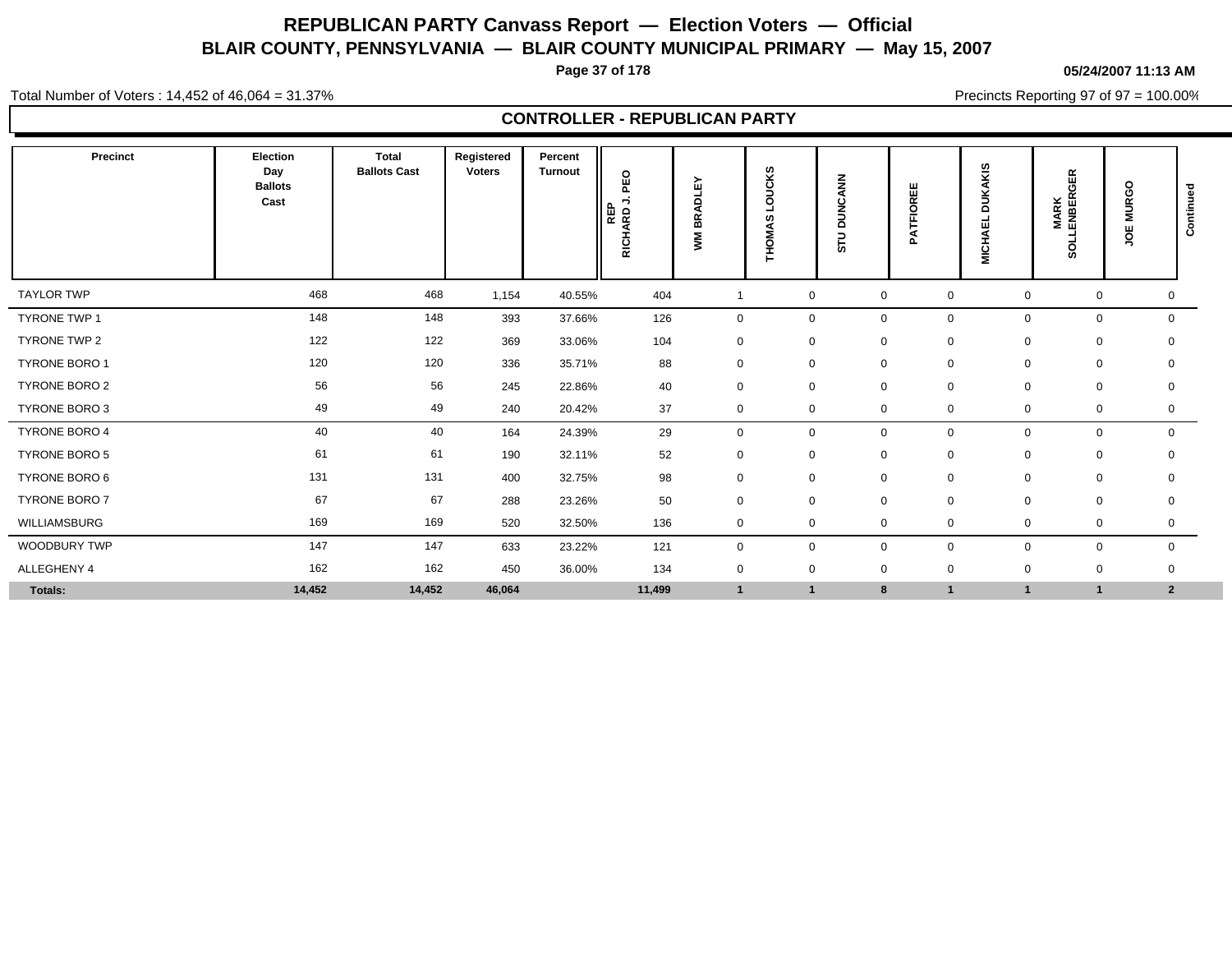# REPUBLICAN PARTY Canvass Report — Election Voters — Official

## BLAIR COUNTY, PENNSYLVANIA — BLAIR COUNTY MUNICIPAL PRIMARY — May 15, 2007

**05/24/2007 11:13 AM**

Total Number of Voters : 14,452 of 46,064 = 31.37%

Precincts Reporting 97 of 97 = 100.00%

## CONTROLLER - REPUBLICAN PARTY

| Precinct | Election Day Ballots Cast | Total Ballots Cast | Registered Voters | Percent Turnout | REP RICHARD J. PEO | WM BRADLEY | THOMAS LOUCKS | STU DUNCANN | PATFIOREE | MICHAEL DUKAKIS | MARK SOLLENBERGER | JOE MURGO | Continued |
|---|---|---|---|---|---|---|---|---|---|---|---|---|---|
| TAYLOR TWP | 468 | 468 | 1,154 | 40.55% | 404 | 1 | 0 | 0 | 0 | 0 | 0 | 0 | |
| TYRONE TWP 1 | 148 | 148 | 393 | 37.66% | 126 | 0 | 0 | 0 | 0 | 0 | 0 | 0 | |
| TYRONE TWP 2 | 122 | 122 | 369 | 33.06% | 104 | 0 | 0 | 0 | 0 | 0 | 0 | 0 | |
| TYRONE BORO 1 | 120 | 120 | 336 | 35.71% | 88 | 0 | 0 | 0 | 0 | 0 | 0 | 0 | |
| TYRONE BORO 2 | 56 | 56 | 245 | 22.86% | 40 | 0 | 0 | 0 | 0 | 0 | 0 | 0 | |
| TYRONE BORO 3 | 49 | 49 | 240 | 20.42% | 37 | 0 | 0 | 0 | 0 | 0 | 0 | 0 | |
| TYRONE BORO 4 | 40 | 40 | 164 | 24.39% | 29 | 0 | 0 | 0 | 0 | 0 | 0 | 0 | |
| TYRONE BORO 5 | 61 | 61 | 190 | 32.11% | 52 | 0 | 0 | 0 | 0 | 0 | 0 | 0 | |
| TYRONE BORO 6 | 131 | 131 | 400 | 32.75% | 98 | 0 | 0 | 0 | 0 | 0 | 0 | 0 | |
| TYRONE BORO 7 | 67 | 67 | 288 | 23.26% | 50 | 0 | 0 | 0 | 0 | 0 | 0 | 0 | |
| WILLIAMSBURG | 169 | 169 | 520 | 32.50% | 136 | 0 | 0 | 0 | 0 | 0 | 0 | 0 | |
| WOODBURY TWP | 147 | 147 | 633 | 23.22% | 121 | 0 | 0 | 0 | 0 | 0 | 0 | 0 | |
| ALLEGHENY 4 | 162 | 162 | 450 | 36.00% | 134 | 0 | 0 | 0 | 0 | 0 | 0 | 0 | |
| **Totals:** | **14,452** | **14,452** | **46,064** | | **11,499** | **1** | **1** | **8** | **1** | **1** | **1** | **2** | |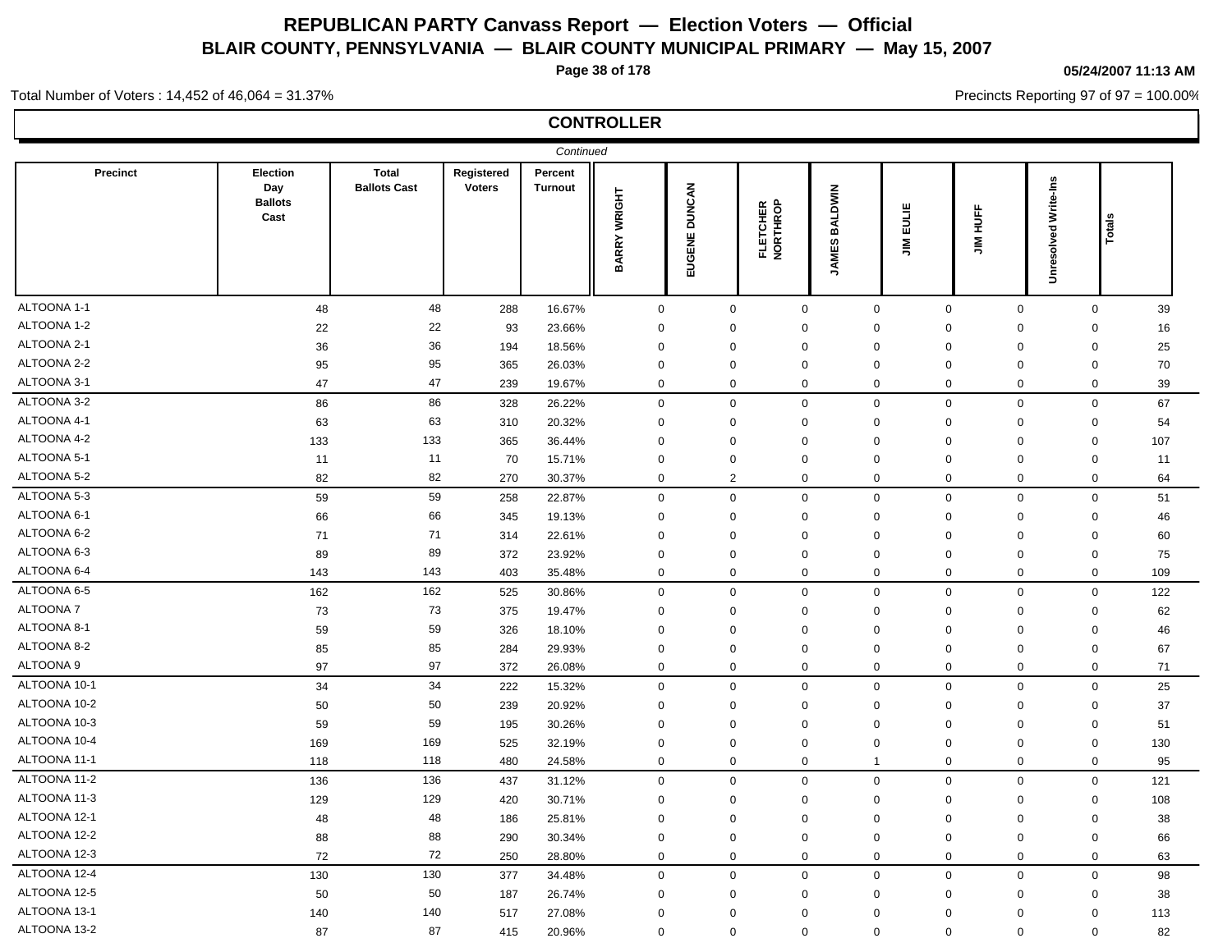# REPUBLICAN PARTY Canvass Report — Election Voters — Official

## BLAIR COUNTY, PENNSYLVANIA — BLAIR COUNTY MUNICIPAL PRIMARY — May 15, 2007

05/24/2007 11:13 AM

Total Number of Voters : 14,452 of 46,064 = 31.37%

Precincts Reporting 97 of 97 = 100.00%

### CONTROLLER

*Continued*

| Precinct | Election Day Ballots Cast | Total Ballots Cast | Registered Voters | Percent Turnout | BARRY WRIGHT | EUGENE DUNCAN | FLETCHER NORTHROP | JAMES BALDWIN | JIM EULIE | JIM HUFF | Unresolved Write-Ins | Totals |
|---|---|---|---|---|---|---|---|---|---|---|---|---|
| ALTOONA 1-1 | 48 | 48 | 288 | 16.67% | 0 | 0 | 0 | 0 | 0 | 0 | 0 | 39 |
| ALTOONA 1-2 | 22 | 22 | 93 | 23.66% | 0 | 0 | 0 | 0 | 0 | 0 | 0 | 16 |
| ALTOONA 2-1 | 36 | 36 | 194 | 18.56% | 0 | 0 | 0 | 0 | 0 | 0 | 0 | 25 |
| ALTOONA 2-2 | 95 | 95 | 365 | 26.03% | 0 | 0 | 0 | 0 | 0 | 0 | 0 | 70 |
| ALTOONA 3-1 | 47 | 47 | 239 | 19.67% | 0 | 0 | 0 | 0 | 0 | 0 | 0 | 39 |
| ALTOONA 3-2 | 86 | 86 | 328 | 26.22% | 0 | 0 | 0 | 0 | 0 | 0 | 0 | 67 |
| ALTOONA 4-1 | 63 | 63 | 310 | 20.32% | 0 | 0 | 0 | 0 | 0 | 0 | 0 | 54 |
| ALTOONA 4-2 | 133 | 133 | 365 | 36.44% | 0 | 0 | 0 | 0 | 0 | 0 | 0 | 107 |
| ALTOONA 5-1 | 11 | 11 | 70 | 15.71% | 0 | 0 | 0 | 0 | 0 | 0 | 0 | 11 |
| ALTOONA 5-2 | 82 | 82 | 270 | 30.37% | 0 | 2 | 0 | 0 | 0 | 0 | 0 | 64 |
| ALTOONA 5-3 | 59 | 59 | 258 | 22.87% | 0 | 0 | 0 | 0 | 0 | 0 | 0 | 51 |
| ALTOONA 6-1 | 66 | 66 | 345 | 19.13% | 0 | 0 | 0 | 0 | 0 | 0 | 0 | 46 |
| ALTOONA 6-2 | 71 | 71 | 314 | 22.61% | 0 | 0 | 0 | 0 | 0 | 0 | 0 | 60 |
| ALTOONA 6-3 | 89 | 89 | 372 | 23.92% | 0 | 0 | 0 | 0 | 0 | 0 | 0 | 75 |
| ALTOONA 6-4 | 143 | 143 | 403 | 35.48% | 0 | 0 | 0 | 0 | 0 | 0 | 0 | 109 |
| ALTOONA 6-5 | 162 | 162 | 525 | 30.86% | 0 | 0 | 0 | 0 | 0 | 0 | 0 | 122 |
| ALTOONA 7 | 73 | 73 | 375 | 19.47% | 0 | 0 | 0 | 0 | 0 | 0 | 0 | 62 |
| ALTOONA 8-1 | 59 | 59 | 326 | 18.10% | 0 | 0 | 0 | 0 | 0 | 0 | 0 | 46 |
| ALTOONA 8-2 | 85 | 85 | 284 | 29.93% | 0 | 0 | 0 | 0 | 0 | 0 | 0 | 67 |
| ALTOONA 9 | 97 | 97 | 372 | 26.08% | 0 | 0 | 0 | 0 | 0 | 0 | 0 | 71 |
| ALTOONA 10-1 | 34 | 34 | 222 | 15.32% | 0 | 0 | 0 | 0 | 0 | 0 | 0 | 25 |
| ALTOONA 10-2 | 50 | 50 | 239 | 20.92% | 0 | 0 | 0 | 0 | 0 | 0 | 0 | 37 |
| ALTOONA 10-3 | 59 | 59 | 195 | 30.26% | 0 | 0 | 0 | 0 | 0 | 0 | 0 | 51 |
| ALTOONA 10-4 | 169 | 169 | 525 | 32.19% | 0 | 0 | 0 | 0 | 0 | 0 | 0 | 130 |
| ALTOONA 11-1 | 118 | 118 | 480 | 24.58% | 0 | 0 | 0 | 1 | 0 | 0 | 0 | 95 |
| ALTOONA 11-2 | 136 | 136 | 437 | 31.12% | 0 | 0 | 0 | 0 | 0 | 0 | 0 | 121 |
| ALTOONA 11-3 | 129 | 129 | 420 | 30.71% | 0 | 0 | 0 | 0 | 0 | 0 | 0 | 108 |
| ALTOONA 12-1 | 48 | 48 | 186 | 25.81% | 0 | 0 | 0 | 0 | 0 | 0 | 0 | 38 |
| ALTOONA 12-2 | 88 | 88 | 290 | 30.34% | 0 | 0 | 0 | 0 | 0 | 0 | 0 | 66 |
| ALTOONA 12-3 | 72 | 72 | 250 | 28.80% | 0 | 0 | 0 | 0 | 0 | 0 | 0 | 63 |
| ALTOONA 12-4 | 130 | 130 | 377 | 34.48% | 0 | 0 | 0 | 0 | 0 | 0 | 0 | 98 |
| ALTOONA 12-5 | 50 | 50 | 187 | 26.74% | 0 | 0 | 0 | 0 | 0 | 0 | 0 | 38 |
| ALTOONA 13-1 | 140 | 140 | 517 | 27.08% | 0 | 0 | 0 | 0 | 0 | 0 | 0 | 113 |
| ALTOONA 13-2 | 87 | 87 | 415 | 20.96% | 0 | 0 | 0 | 0 | 0 | 0 | 0 | 82 |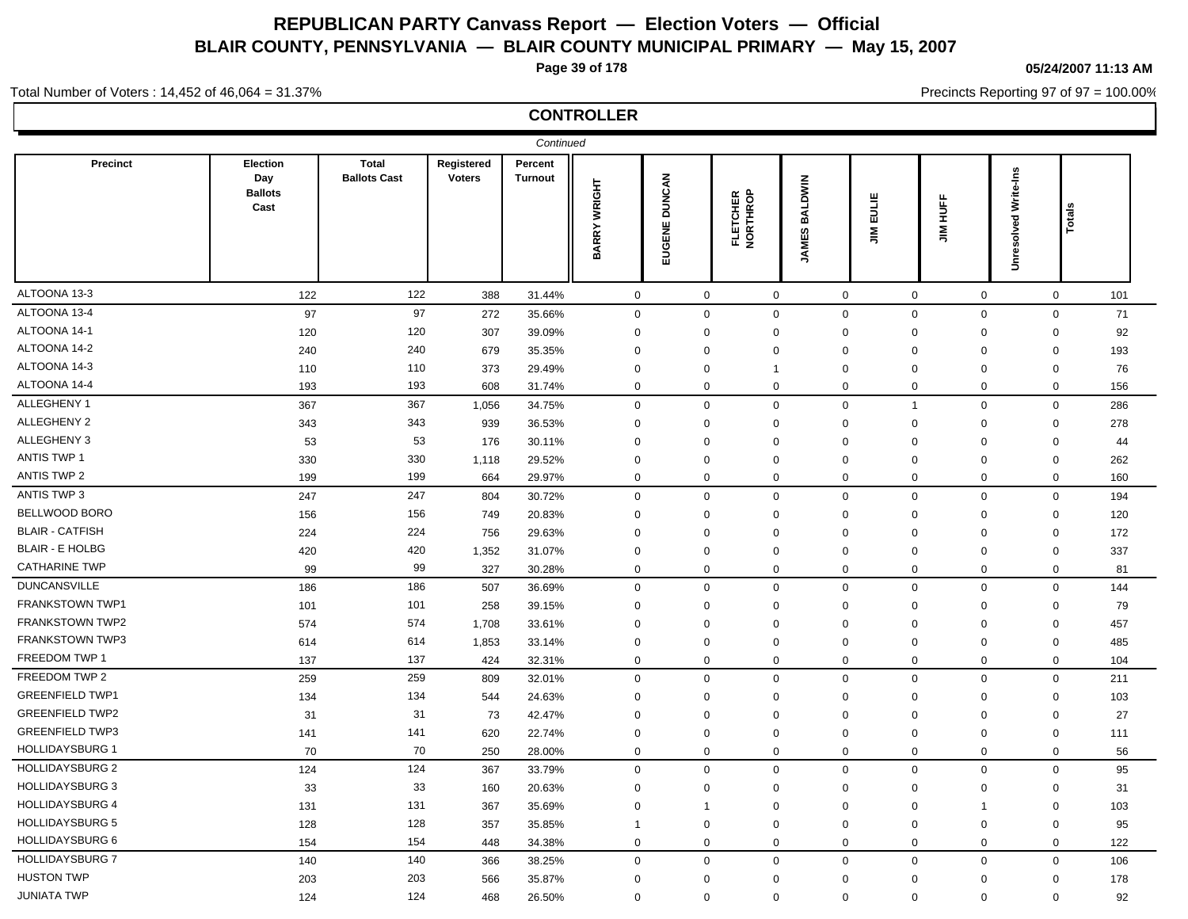# REPUBLICAN PARTY Canvass Report — Election Voters — Official

## BLAIR COUNTY, PENNSYLVANIA — BLAIR COUNTY MUNICIPAL PRIMARY — May 15, 2007

05/24/2007 11:13 AM

Total Number of Voters : 14,452 of 46,064 = 31.37%

Precincts Reporting 97 of 97 = 100.00%

## CONTROLLER

*Continued*

| Precinct | Election Day Ballots Cast | Total Ballots Cast | Registered Voters | Percent Turnout | BARRY WRIGHT | EUGENE DUNCAN | FLETCHER NORTHROP | JAMES BALDWIN | JIM EULIE | JIM HUFF | Unresolved Write-Ins | Totals |
|---|---|---|---|---|---|---|---|---|---|---|---|---|
| ALTOONA 13-3 | 122 | 122 | 388 | 31.44% | 0 | 0 | 0 | 0 | 0 | 0 | 0 | 101 |
| ALTOONA 13-4 | 97 | 97 | 272 | 35.66% | 0 | 0 | 0 | 0 | 0 | 0 | 0 | 71 |
| ALTOONA 14-1 | 120 | 120 | 307 | 39.09% | 0 | 0 | 0 | 0 | 0 | 0 | 0 | 92 |
| ALTOONA 14-2 | 240 | 240 | 679 | 35.35% | 0 | 0 | 0 | 0 | 0 | 0 | 0 | 193 |
| ALTOONA 14-3 | 110 | 110 | 373 | 29.49% | 0 | 0 | 1 | 0 | 0 | 0 | 0 | 76 |
| ALTOONA 14-4 | 193 | 193 | 608 | 31.74% | 0 | 0 | 0 | 0 | 0 | 0 | 0 | 156 |
| ALLEGHENY 1 | 367 | 367 | 1,056 | 34.75% | 0 | 0 | 0 | 0 | 1 | 0 | 0 | 286 |
| ALLEGHENY 2 | 343 | 343 | 939 | 36.53% | 0 | 0 | 0 | 0 | 0 | 0 | 0 | 278 |
| ALLEGHENY 3 | 53 | 53 | 176 | 30.11% | 0 | 0 | 0 | 0 | 0 | 0 | 0 | 44 |
| ANTIS TWP 1 | 330 | 330 | 1,118 | 29.52% | 0 | 0 | 0 | 0 | 0 | 0 | 0 | 262 |
| ANTIS TWP 2 | 199 | 199 | 664 | 29.97% | 0 | 0 | 0 | 0 | 0 | 0 | 0 | 160 |
| ANTIS TWP 3 | 247 | 247 | 804 | 30.72% | 0 | 0 | 0 | 0 | 0 | 0 | 0 | 194 |
| BELLWOOD BORO | 156 | 156 | 749 | 20.83% | 0 | 0 | 0 | 0 | 0 | 0 | 0 | 120 |
| BLAIR - CATFISH | 224 | 224 | 756 | 29.63% | 0 | 0 | 0 | 0 | 0 | 0 | 0 | 172 |
| BLAIR - E HOLBG | 420 | 420 | 1,352 | 31.07% | 0 | 0 | 0 | 0 | 0 | 0 | 0 | 337 |
| CATHARINE TWP | 99 | 99 | 327 | 30.28% | 0 | 0 | 0 | 0 | 0 | 0 | 0 | 81 |
| DUNCANSVILLE | 186 | 186 | 507 | 36.69% | 0 | 0 | 0 | 0 | 0 | 0 | 0 | 144 |
| FRANKSTOWN TWP1 | 101 | 101 | 258 | 39.15% | 0 | 0 | 0 | 0 | 0 | 0 | 0 | 79 |
| FRANKSTOWN TWP2 | 574 | 574 | 1,708 | 33.61% | 0 | 0 | 0 | 0 | 0 | 0 | 0 | 457 |
| FRANKSTOWN TWP3 | 614 | 614 | 1,853 | 33.14% | 0 | 0 | 0 | 0 | 0 | 0 | 0 | 485 |
| FREEDOM TWP 1 | 137 | 137 | 424 | 32.31% | 0 | 0 | 0 | 0 | 0 | 0 | 0 | 104 |
| FREEDOM TWP 2 | 259 | 259 | 809 | 32.01% | 0 | 0 | 0 | 0 | 0 | 0 | 0 | 211 |
| GREENFIELD TWP1 | 134 | 134 | 544 | 24.63% | 0 | 0 | 0 | 0 | 0 | 0 | 0 | 103 |
| GREENFIELD TWP2 | 31 | 31 | 73 | 42.47% | 0 | 0 | 0 | 0 | 0 | 0 | 0 | 27 |
| GREENFIELD TWP3 | 141 | 141 | 620 | 22.74% | 0 | 0 | 0 | 0 | 0 | 0 | 0 | 111 |
| HOLLIDAYSBURG 1 | 70 | 70 | 250 | 28.00% | 0 | 0 | 0 | 0 | 0 | 0 | 0 | 56 |
| HOLLIDAYSBURG 2 | 124 | 124 | 367 | 33.79% | 0 | 0 | 0 | 0 | 0 | 0 | 0 | 95 |
| HOLLIDAYSBURG 3 | 33 | 33 | 160 | 20.63% | 0 | 0 | 0 | 0 | 0 | 0 | 0 | 31 |
| HOLLIDAYSBURG 4 | 131 | 131 | 367 | 35.69% | 0 | 1 | 0 | 0 | 0 | 1 | 0 | 103 |
| HOLLIDAYSBURG 5 | 128 | 128 | 357 | 35.85% | 1 | 0 | 0 | 0 | 0 | 0 | 0 | 95 |
| HOLLIDAYSBURG 6 | 154 | 154 | 448 | 34.38% | 0 | 0 | 0 | 0 | 0 | 0 | 0 | 122 |
| HOLLIDAYSBURG 7 | 140 | 140 | 366 | 38.25% | 0 | 0 | 0 | 0 | 0 | 0 | 0 | 106 |
| HUSTON TWP | 203 | 203 | 566 | 35.87% | 0 | 0 | 0 | 0 | 0 | 0 | 0 | 178 |
| JUNIATA TWP | 124 | 124 | 468 | 26.50% | 0 | 0 | 0 | 0 | 0 | 0 | 0 | 92 |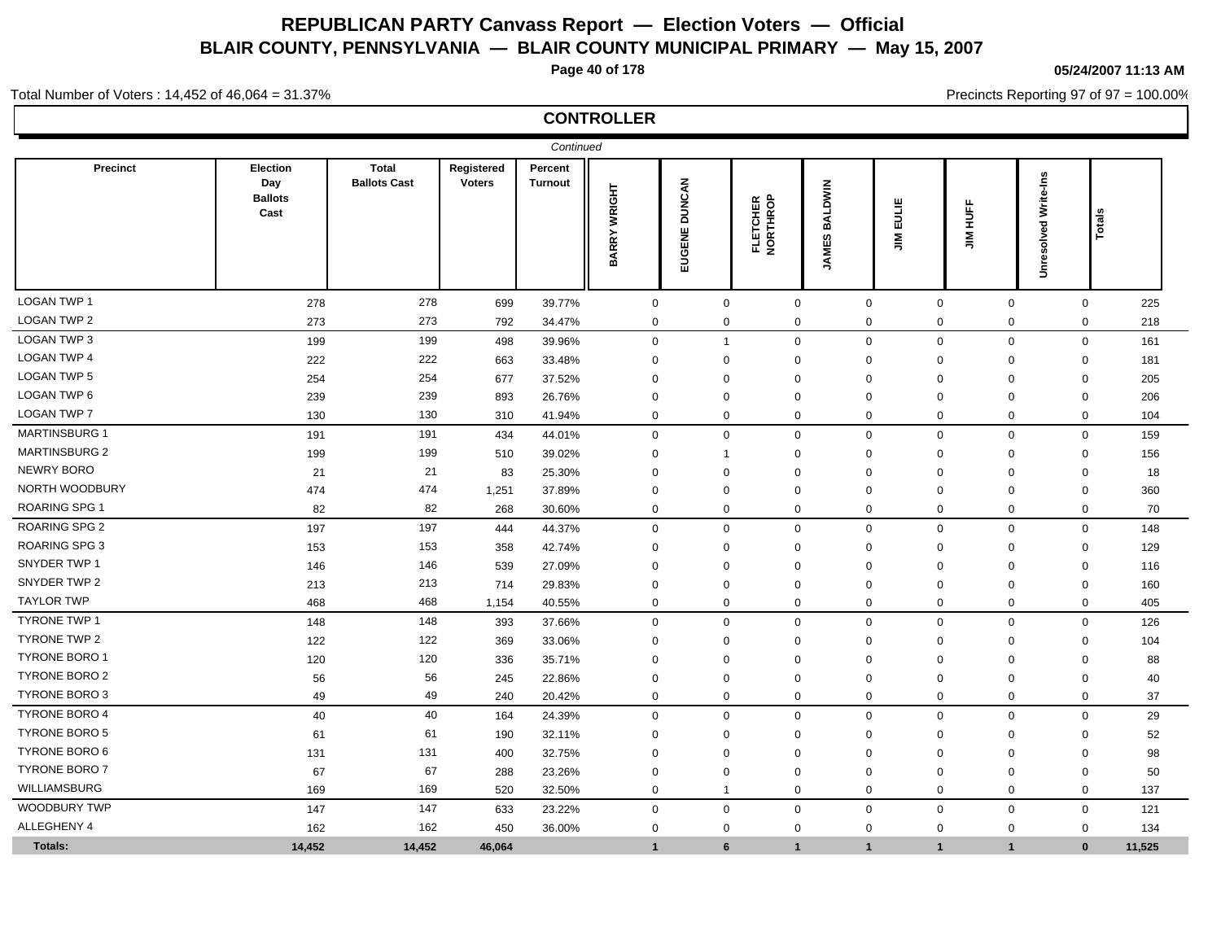# REPUBLICAN PARTY Canvass Report — Election Voters — Official

## BLAIR COUNTY, PENNSYLVANIA — BLAIR COUNTY MUNICIPAL PRIMARY — May 15, 2007

05/24/2007 11:13 AM

Total Number of Voters : 14,452 of 46,064 = 31.37%

Precincts Reporting 97 of 97 = 100.00%

## CONTROLLER

*Continued*

| Precinct | Election Day Ballots Cast | Total Ballots Cast | Registered Voters | Percent Turnout | BARRY WRIGHT | EUGENE DUNCAN | FLETCHER NORTHROP | JAMES BALDWIN | JIM EULIE | JIM HUFF | Unresolved Write-Ins | Totals |
|---|---|---|---|---|---|---|---|---|---|---|---|---|
| LOGAN TWP 1 | 278 | 278 | 699 | 39.77% | 0 | 0 | 0 | 0 | 0 | 0 | 0 | 225 |
| LOGAN TWP 2 | 273 | 273 | 792 | 34.47% | 0 | 0 | 0 | 0 | 0 | 0 | 0 | 218 |
| LOGAN TWP 3 | 199 | 199 | 498 | 39.96% | 0 | 1 | 0 | 0 | 0 | 0 | 0 | 161 |
| LOGAN TWP 4 | 222 | 222 | 663 | 33.48% | 0 | 0 | 0 | 0 | 0 | 0 | 0 | 181 |
| LOGAN TWP 5 | 254 | 254 | 677 | 37.52% | 0 | 0 | 0 | 0 | 0 | 0 | 0 | 205 |
| LOGAN TWP 6 | 239 | 239 | 893 | 26.76% | 0 | 0 | 0 | 0 | 0 | 0 | 0 | 206 |
| LOGAN TWP 7 | 130 | 130 | 310 | 41.94% | 0 | 0 | 0 | 0 | 0 | 0 | 0 | 104 |
| MARTINSBURG 1 | 191 | 191 | 434 | 44.01% | 0 | 0 | 0 | 0 | 0 | 0 | 0 | 159 |
| MARTINSBURG 2 | 199 | 199 | 510 | 39.02% | 0 | 1 | 0 | 0 | 0 | 0 | 0 | 156 |
| NEWRY BORO | 21 | 21 | 83 | 25.30% | 0 | 0 | 0 | 0 | 0 | 0 | 0 | 18 |
| NORTH WOODBURY | 474 | 474 | 1,251 | 37.89% | 0 | 0 | 0 | 0 | 0 | 0 | 0 | 360 |
| ROARING SPG 1 | 82 | 82 | 268 | 30.60% | 0 | 0 | 0 | 0 | 0 | 0 | 0 | 70 |
| ROARING SPG 2 | 197 | 197 | 444 | 44.37% | 0 | 0 | 0 | 0 | 0 | 0 | 0 | 148 |
| ROARING SPG 3 | 153 | 153 | 358 | 42.74% | 0 | 0 | 0 | 0 | 0 | 0 | 0 | 129 |
| SNYDER TWP 1 | 146 | 146 | 539 | 27.09% | 0 | 0 | 0 | 0 | 0 | 0 | 0 | 116 |
| SNYDER TWP 2 | 213 | 213 | 714 | 29.83% | 0 | 0 | 0 | 0 | 0 | 0 | 0 | 160 |
| TAYLOR TWP | 468 | 468 | 1,154 | 40.55% | 0 | 0 | 0 | 0 | 0 | 0 | 0 | 405 |
| TYRONE TWP 1 | 148 | 148 | 393 | 37.66% | 0 | 0 | 0 | 0 | 0 | 0 | 0 | 126 |
| TYRONE TWP 2 | 122 | 122 | 369 | 33.06% | 0 | 0 | 0 | 0 | 0 | 0 | 0 | 104 |
| TYRONE BORO 1 | 120 | 120 | 336 | 35.71% | 0 | 0 | 0 | 0 | 0 | 0 | 0 | 88 |
| TYRONE BORO 2 | 56 | 56 | 245 | 22.86% | 0 | 0 | 0 | 0 | 0 | 0 | 0 | 40 |
| TYRONE BORO 3 | 49 | 49 | 240 | 20.42% | 0 | 0 | 0 | 0 | 0 | 0 | 0 | 37 |
| TYRONE BORO 4 | 40 | 40 | 164 | 24.39% | 0 | 0 | 0 | 0 | 0 | 0 | 0 | 29 |
| TYRONE BORO 5 | 61 | 61 | 190 | 32.11% | 0 | 0 | 0 | 0 | 0 | 0 | 0 | 52 |
| TYRONE BORO 6 | 131 | 131 | 400 | 32.75% | 0 | 0 | 0 | 0 | 0 | 0 | 0 | 98 |
| TYRONE BORO 7 | 67 | 67 | 288 | 23.26% | 0 | 0 | 0 | 0 | 0 | 0 | 0 | 50 |
| WILLIAMSBURG | 169 | 169 | 520 | 32.50% | 0 | 1 | 0 | 0 | 0 | 0 | 0 | 137 |
| WOODBURY TWP | 147 | 147 | 633 | 23.22% | 0 | 0 | 0 | 0 | 0 | 0 | 0 | 121 |
| ALLEGHENY 4 | 162 | 162 | 450 | 36.00% | 0 | 0 | 0 | 0 | 0 | 0 | 0 | 134 |
| **Totals:** | **14,452** | **14,452** | **46,064** | | **1** | **6** | **1** | **1** | **1** | **1** | **0** | **11,525** |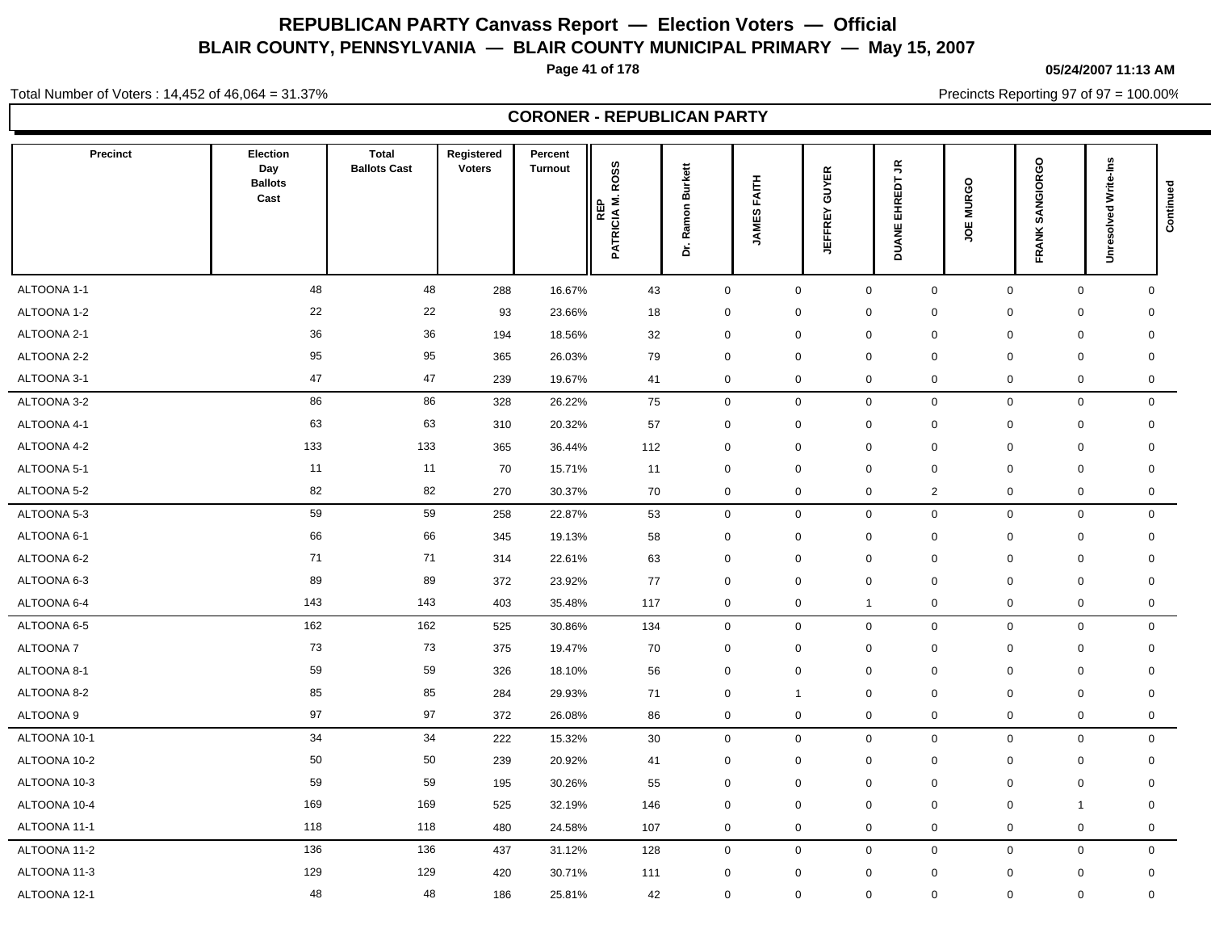# REPUBLICAN PARTY Canvass Report — Election Voters — Official

## BLAIR COUNTY, PENNSYLVANIA — BLAIR COUNTY MUNICIPAL PRIMARY — May 15, 2007

05/24/2007 11:13 AM

Total Number of Voters : 14,452 of 46,064 = 31.37%

Precincts Reporting 97 of 97 = 100.00%

### CORONER - REPUBLICAN PARTY

| Precinct | Election Day Ballots Cast | Total Ballots Cast | Registered Voters | Percent Turnout | REP PATRICIA M. ROSS | Dr. Ramon Burkett | JAMES FAITH | JEFFREY GUYER | DUANE EHREDT JR | JOE MURGO | FRANK SANGIORGO | Unresolved Write-Ins | Continued |
|---|---|---|---|---|---|---|---|---|---|---|---|---|---|
| ALTOONA 1-1 | 48 | 48 | 288 | 16.67% | 43 | 0 | 0 | 0 | 0 | 0 | 0 | 0 | |
| ALTOONA 1-2 | 22 | 22 | 93 | 23.66% | 18 | 0 | 0 | 0 | 0 | 0 | 0 | 0 | |
| ALTOONA 2-1 | 36 | 36 | 194 | 18.56% | 32 | 0 | 0 | 0 | 0 | 0 | 0 | 0 | |
| ALTOONA 2-2 | 95 | 95 | 365 | 26.03% | 79 | 0 | 0 | 0 | 0 | 0 | 0 | 0 | |
| ALTOONA 3-1 | 47 | 47 | 239 | 19.67% | 41 | 0 | 0 | 0 | 0 | 0 | 0 | 0 | |
| ALTOONA 3-2 | 86 | 86 | 328 | 26.22% | 75 | 0 | 0 | 0 | 0 | 0 | 0 | 0 | |
| ALTOONA 4-1 | 63 | 63 | 310 | 20.32% | 57 | 0 | 0 | 0 | 0 | 0 | 0 | 0 | |
| ALTOONA 4-2 | 133 | 133 | 365 | 36.44% | 112 | 0 | 0 | 0 | 0 | 0 | 0 | 0 | |
| ALTOONA 5-1 | 11 | 11 | 70 | 15.71% | 11 | 0 | 0 | 0 | 0 | 0 | 0 | 0 | |
| ALTOONA 5-2 | 82 | 82 | 270 | 30.37% | 70 | 0 | 0 | 0 | 2 | 0 | 0 | 0 | |
| ALTOONA 5-3 | 59 | 59 | 258 | 22.87% | 53 | 0 | 0 | 0 | 0 | 0 | 0 | 0 | |
| ALTOONA 6-1 | 66 | 66 | 345 | 19.13% | 58 | 0 | 0 | 0 | 0 | 0 | 0 | 0 | |
| ALTOONA 6-2 | 71 | 71 | 314 | 22.61% | 63 | 0 | 0 | 0 | 0 | 0 | 0 | 0 | |
| ALTOONA 6-3 | 89 | 89 | 372 | 23.92% | 77 | 0 | 0 | 0 | 0 | 0 | 0 | 0 | |
| ALTOONA 6-4 | 143 | 143 | 403 | 35.48% | 117 | 0 | 0 | 1 | 0 | 0 | 0 | 0 | |
| ALTOONA 6-5 | 162 | 162 | 525 | 30.86% | 134 | 0 | 0 | 0 | 0 | 0 | 0 | 0 | |
| ALTOONA 7 | 73 | 73 | 375 | 19.47% | 70 | 0 | 0 | 0 | 0 | 0 | 0 | 0 | |
| ALTOONA 8-1 | 59 | 59 | 326 | 18.10% | 56 | 0 | 0 | 0 | 0 | 0 | 0 | 0 | |
| ALTOONA 8-2 | 85 | 85 | 284 | 29.93% | 71 | 0 | 1 | 0 | 0 | 0 | 0 | 0 | |
| ALTOONA 9 | 97 | 97 | 372 | 26.08% | 86 | 0 | 0 | 0 | 0 | 0 | 0 | 0 | |
| ALTOONA 10-1 | 34 | 34 | 222 | 15.32% | 30 | 0 | 0 | 0 | 0 | 0 | 0 | 0 | |
| ALTOONA 10-2 | 50 | 50 | 239 | 20.92% | 41 | 0 | 0 | 0 | 0 | 0 | 0 | 0 | |
| ALTOONA 10-3 | 59 | 59 | 195 | 30.26% | 55 | 0 | 0 | 0 | 0 | 0 | 0 | 0 | |
| ALTOONA 10-4 | 169 | 169 | 525 | 32.19% | 146 | 0 | 0 | 0 | 0 | 0 | 1 | 0 | |
| ALTOONA 11-1 | 118 | 118 | 480 | 24.58% | 107 | 0 | 0 | 0 | 0 | 0 | 0 | 0 | |
| ALTOONA 11-2 | 136 | 136 | 437 | 31.12% | 128 | 0 | 0 | 0 | 0 | 0 | 0 | 0 | |
| ALTOONA 11-3 | 129 | 129 | 420 | 30.71% | 111 | 0 | 0 | 0 | 0 | 0 | 0 | 0 | |
| ALTOONA 12-1 | 48 | 48 | 186 | 25.81% | 42 | 0 | 0 | 0 | 0 | 0 | 0 | 0 | |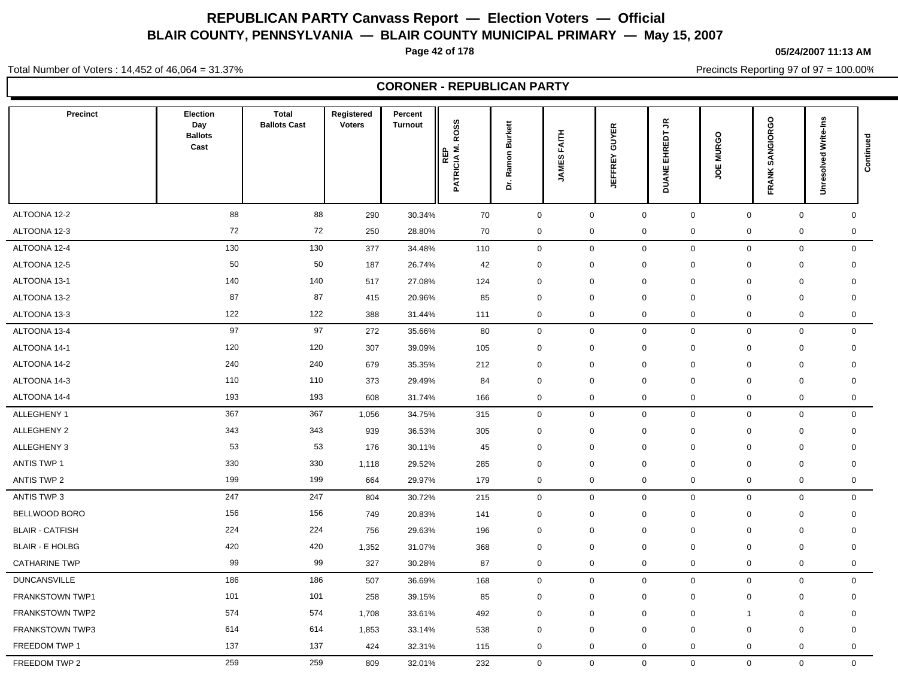# REPUBLICAN PARTY Canvass Report — Election Voters — Official

## BLAIR COUNTY, PENNSYLVANIA — BLAIR COUNTY MUNICIPAL PRIMARY — May 15, 2007

05/24/2007 11:13 AM

Total Number of Voters : 14,452 of 46,064 = 31.37%

Precincts Reporting 97 of 97 = 100.00%

## CORONER - REPUBLICAN PARTY

| Precinct | Election Day Ballots Cast | Total Ballots Cast | Registered Voters | Percent Turnout | REP PATRICIA M. ROSS | Dr. Ramon Burkett | JAMES FAITH | JEFFREY GUYER | DUANE EHREDT JR | JOE MURGO | FRANK SANGIORGO | Unresolved Write-Ins | Continued |
|---|---|---|---|---|---|---|---|---|---|---|---|---|---|
| ALTOONA 12-2 | 88 | 88 | 290 | 30.34% | 70 | 0 | 0 | 0 | 0 | 0 | 0 | 0 | |
| ALTOONA 12-3 | 72 | 72 | 250 | 28.80% | 70 | 0 | 0 | 0 | 0 | 0 | 0 | 0 | |
| ALTOONA 12-4 | 130 | 130 | 377 | 34.48% | 110 | 0 | 0 | 0 | 0 | 0 | 0 | 0 | |
| ALTOONA 12-5 | 50 | 50 | 187 | 26.74% | 42 | 0 | 0 | 0 | 0 | 0 | 0 | 0 | |
| ALTOONA 13-1 | 140 | 140 | 517 | 27.08% | 124 | 0 | 0 | 0 | 0 | 0 | 0 | 0 | |
| ALTOONA 13-2 | 87 | 87 | 415 | 20.96% | 85 | 0 | 0 | 0 | 0 | 0 | 0 | 0 | |
| ALTOONA 13-3 | 122 | 122 | 388 | 31.44% | 111 | 0 | 0 | 0 | 0 | 0 | 0 | 0 | |
| ALTOONA 13-4 | 97 | 97 | 272 | 35.66% | 80 | 0 | 0 | 0 | 0 | 0 | 0 | 0 | |
| ALTOONA 14-1 | 120 | 120 | 307 | 39.09% | 105 | 0 | 0 | 0 | 0 | 0 | 0 | 0 | |
| ALTOONA 14-2 | 240 | 240 | 679 | 35.35% | 212 | 0 | 0 | 0 | 0 | 0 | 0 | 0 | |
| ALTOONA 14-3 | 110 | 110 | 373 | 29.49% | 84 | 0 | 0 | 0 | 0 | 0 | 0 | 0 | |
| ALTOONA 14-4 | 193 | 193 | 608 | 31.74% | 166 | 0 | 0 | 0 | 0 | 0 | 0 | 0 | |
| ALLEGHENY 1 | 367 | 367 | 1,056 | 34.75% | 315 | 0 | 0 | 0 | 0 | 0 | 0 | 0 | |
| ALLEGHENY 2 | 343 | 343 | 939 | 36.53% | 305 | 0 | 0 | 0 | 0 | 0 | 0 | 0 | |
| ALLEGHENY 3 | 53 | 53 | 176 | 30.11% | 45 | 0 | 0 | 0 | 0 | 0 | 0 | 0 | |
| ANTIS TWP 1 | 330 | 330 | 1,118 | 29.52% | 285 | 0 | 0 | 0 | 0 | 0 | 0 | 0 | |
| ANTIS TWP 2 | 199 | 199 | 664 | 29.97% | 179 | 0 | 0 | 0 | 0 | 0 | 0 | 0 | |
| ANTIS TWP 3 | 247 | 247 | 804 | 30.72% | 215 | 0 | 0 | 0 | 0 | 0 | 0 | 0 | |
| BELLWOOD BORO | 156 | 156 | 749 | 20.83% | 141 | 0 | 0 | 0 | 0 | 0 | 0 | 0 | |
| BLAIR - CATFISH | 224 | 224 | 756 | 29.63% | 196 | 0 | 0 | 0 | 0 | 0 | 0 | 0 | |
| BLAIR - E HOLBG | 420 | 420 | 1,352 | 31.07% | 368 | 0 | 0 | 0 | 0 | 0 | 0 | 0 | |
| CATHARINE TWP | 99 | 99 | 327 | 30.28% | 87 | 0 | 0 | 0 | 0 | 0 | 0 | 0 | |
| DUNCANSVILLE | 186 | 186 | 507 | 36.69% | 168 | 0 | 0 | 0 | 0 | 0 | 0 | 0 | |
| FRANKSTOWN TWP1 | 101 | 101 | 258 | 39.15% | 85 | 0 | 0 | 0 | 0 | 0 | 0 | 0 | |
| FRANKSTOWN TWP2 | 574 | 574 | 1,708 | 33.61% | 492 | 0 | 0 | 0 | 0 | 1 | 0 | 0 | |
| FRANKSTOWN TWP3 | 614 | 614 | 1,853 | 33.14% | 538 | 0 | 0 | 0 | 0 | 0 | 0 | 0 | |
| FREEDOM TWP 1 | 137 | 137 | 424 | 32.31% | 115 | 0 | 0 | 0 | 0 | 0 | 0 | 0 | |
| FREEDOM TWP 2 | 259 | 259 | 809 | 32.01% | 232 | 0 | 0 | 0 | 0 | 0 | 0 | 0 | |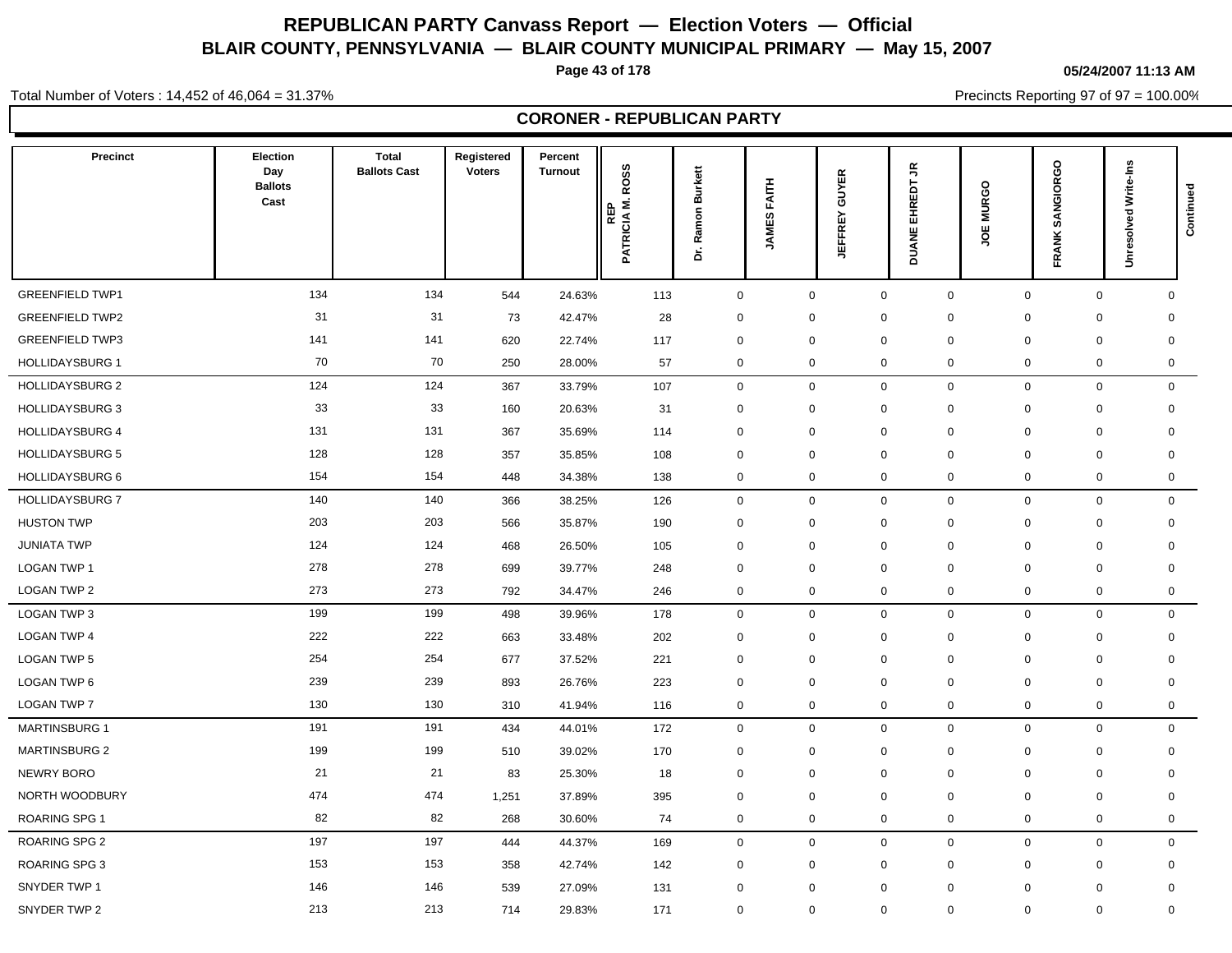# REPUBLICAN PARTY Canvass Report — Election Voters — Official

## BLAIR COUNTY, PENNSYLVANIA — BLAIR COUNTY MUNICIPAL PRIMARY — May 15, 2007

**05/24/2007 11:13 AM**

Total Number of Voters : 14,452 of 46,064 = 31.37%

Precincts Reporting 97 of 97 = 100.00%

### CORONER - REPUBLICAN PARTY

| Precinct | Election Day Ballots Cast | Total Ballots Cast | Registered Voters | Percent Turnout | REP PATRICIA M. ROSS | Dr. Ramon Burkett | JAMES FAITH | JEFFREY GUYER | DUANE EHREDT JR | JOE MURGO | FRANK SANGIORGO | Unresolved Write-Ins | Continued |
|---|---|---|---|---|---|---|---|---|---|---|---|---|---|
| GREENFIELD TWP1 | 134 | 134 | 544 | 24.63% | 113 | 0 | 0 | 0 | 0 | 0 | 0 | 0 | |
| GREENFIELD TWP2 | 31 | 31 | 73 | 42.47% | 28 | 0 | 0 | 0 | 0 | 0 | 0 | 0 | |
| GREENFIELD TWP3 | 141 | 141 | 620 | 22.74% | 117 | 0 | 0 | 0 | 0 | 0 | 0 | 0 | |
| HOLLIDAYSBURG 1 | 70 | 70 | 250 | 28.00% | 57 | 0 | 0 | 0 | 0 | 0 | 0 | 0 | |
| HOLLIDAYSBURG 2 | 124 | 124 | 367 | 33.79% | 107 | 0 | 0 | 0 | 0 | 0 | 0 | 0 | |
| HOLLIDAYSBURG 3 | 33 | 33 | 160 | 20.63% | 31 | 0 | 0 | 0 | 0 | 0 | 0 | 0 | |
| HOLLIDAYSBURG 4 | 131 | 131 | 367 | 35.69% | 114 | 0 | 0 | 0 | 0 | 0 | 0 | 0 | |
| HOLLIDAYSBURG 5 | 128 | 128 | 357 | 35.85% | 108 | 0 | 0 | 0 | 0 | 0 | 0 | 0 | |
| HOLLIDAYSBURG 6 | 154 | 154 | 448 | 34.38% | 138 | 0 | 0 | 0 | 0 | 0 | 0 | 0 | |
| HOLLIDAYSBURG 7 | 140 | 140 | 366 | 38.25% | 126 | 0 | 0 | 0 | 0 | 0 | 0 | 0 | |
| HUSTON TWP | 203 | 203 | 566 | 35.87% | 190 | 0 | 0 | 0 | 0 | 0 | 0 | 0 | |
| JUNIATA TWP | 124 | 124 | 468 | 26.50% | 105 | 0 | 0 | 0 | 0 | 0 | 0 | 0 | |
| LOGAN TWP 1 | 278 | 278 | 699 | 39.77% | 248 | 0 | 0 | 0 | 0 | 0 | 0 | 0 | |
| LOGAN TWP 2 | 273 | 273 | 792 | 34.47% | 246 | 0 | 0 | 0 | 0 | 0 | 0 | 0 | |
| LOGAN TWP 3 | 199 | 199 | 498 | 39.96% | 178 | 0 | 0 | 0 | 0 | 0 | 0 | 0 | |
| LOGAN TWP 4 | 222 | 222 | 663 | 33.48% | 202 | 0 | 0 | 0 | 0 | 0 | 0 | 0 | |
| LOGAN TWP 5 | 254 | 254 | 677 | 37.52% | 221 | 0 | 0 | 0 | 0 | 0 | 0 | 0 | |
| LOGAN TWP 6 | 239 | 239 | 893 | 26.76% | 223 | 0 | 0 | 0 | 0 | 0 | 0 | 0 | |
| LOGAN TWP 7 | 130 | 130 | 310 | 41.94% | 116 | 0 | 0 | 0 | 0 | 0 | 0 | 0 | |
| MARTINSBURG 1 | 191 | 191 | 434 | 44.01% | 172 | 0 | 0 | 0 | 0 | 0 | 0 | 0 | |
| MARTINSBURG 2 | 199 | 199 | 510 | 39.02% | 170 | 0 | 0 | 0 | 0 | 0 | 0 | 0 | |
| NEWRY BORO | 21 | 21 | 83 | 25.30% | 18 | 0 | 0 | 0 | 0 | 0 | 0 | 0 | |
| NORTH WOODBURY | 474 | 474 | 1,251 | 37.89% | 395 | 0 | 0 | 0 | 0 | 0 | 0 | 0 | |
| ROARING SPG 1 | 82 | 82 | 268 | 30.60% | 74 | 0 | 0 | 0 | 0 | 0 | 0 | 0 | |
| ROARING SPG 2 | 197 | 197 | 444 | 44.37% | 169 | 0 | 0 | 0 | 0 | 0 | 0 | 0 | |
| ROARING SPG 3 | 153 | 153 | 358 | 42.74% | 142 | 0 | 0 | 0 | 0 | 0 | 0 | 0 | |
| SNYDER TWP 1 | 146 | 146 | 539 | 27.09% | 131 | 0 | 0 | 0 | 0 | 0 | 0 | 0 | |
| SNYDER TWP 2 | 213 | 213 | 714 | 29.83% | 171 | 0 | 0 | 0 | 0 | 0 | 0 | 0 | |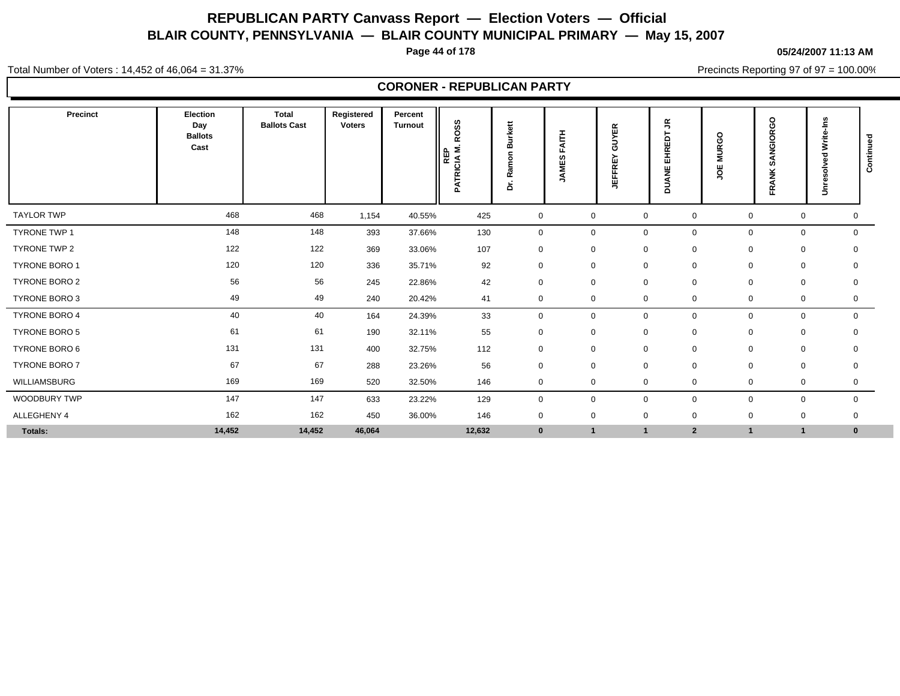# REPUBLICAN PARTY Canvass Report — Election Voters — Official

## BLAIR COUNTY, PENNSYLVANIA — BLAIR COUNTY MUNICIPAL PRIMARY — May 15, 2007

05/24/2007 11:13 AM

Total Number of Voters : 14,452 of 46,064 = 31.37%

Precincts Reporting 97 of 97 = 100.00%

### CORONER - REPUBLICAN PARTY

| Precinct | Election Day Ballots Cast | Total Ballots Cast | Registered Voters | Percent Turnout | REP PATRICIA M. ROSS | Dr. Ramon Burkett | JAMES FAITH | JEFFREY GUYER | DUANE EHREDT JR | JOE MURGO | FRANK SANGIORGO | Unresolved Write-Ins | Continued |
|---|---|---|---|---|---|---|---|---|---|---|---|---|---|
| TAYLOR TWP | 468 | 468 | 1,154 | 40.55% | 425 | 0 | 0 | 0 | 0 | 0 | 0 | 0 | |
| TYRONE TWP 1 | 148 | 148 | 393 | 37.66% | 130 | 0 | 0 | 0 | 0 | 0 | 0 | 0 | |
| TYRONE TWP 2 | 122 | 122 | 369 | 33.06% | 107 | 0 | 0 | 0 | 0 | 0 | 0 | 0 | |
| TYRONE BORO 1 | 120 | 120 | 336 | 35.71% | 92 | 0 | 0 | 0 | 0 | 0 | 0 | 0 | |
| TYRONE BORO 2 | 56 | 56 | 245 | 22.86% | 42 | 0 | 0 | 0 | 0 | 0 | 0 | 0 | |
| TYRONE BORO 3 | 49 | 49 | 240 | 20.42% | 41 | 0 | 0 | 0 | 0 | 0 | 0 | 0 | |
| TYRONE BORO 4 | 40 | 40 | 164 | 24.39% | 33 | 0 | 0 | 0 | 0 | 0 | 0 | 0 | |
| TYRONE BORO 5 | 61 | 61 | 190 | 32.11% | 55 | 0 | 0 | 0 | 0 | 0 | 0 | 0 | |
| TYRONE BORO 6 | 131 | 131 | 400 | 32.75% | 112 | 0 | 0 | 0 | 0 | 0 | 0 | 0 | |
| TYRONE BORO 7 | 67 | 67 | 288 | 23.26% | 56 | 0 | 0 | 0 | 0 | 0 | 0 | 0 | |
| WILLIAMSBURG | 169 | 169 | 520 | 32.50% | 146 | 0 | 0 | 0 | 0 | 0 | 0 | 0 | |
| WOODBURY TWP | 147 | 147 | 633 | 23.22% | 129 | 0 | 0 | 0 | 0 | 0 | 0 | 0 | |
| ALLEGHENY 4 | 162 | 162 | 450 | 36.00% | 146 | 0 | 0 | 0 | 0 | 0 | 0 | 0 | |
| **Totals:** | **14,452** | **14,452** | **46,064** | | **12,632** | **0** | **1** | **1** | **2** | **1** | **1** | **0** | |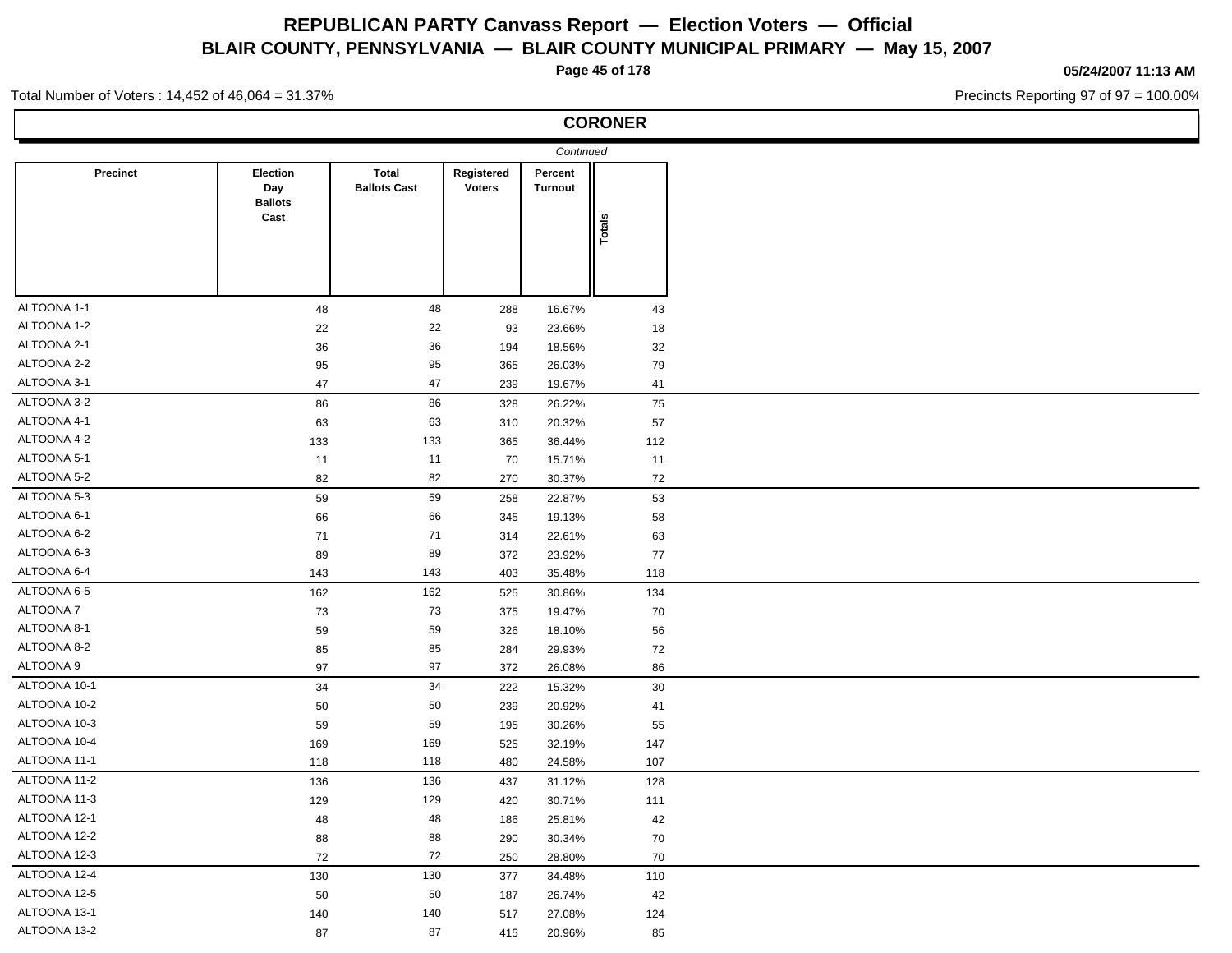# REPUBLICAN PARTY Canvass Report — Election Voters — Official

## BLAIR COUNTY, PENNSYLVANIA — BLAIR COUNTY MUNICIPAL PRIMARY — May 15, 2007

05/24/2007 11:13 AM

Total Number of Voters : 14,452 of 46,064 = 31.37%

Precincts Reporting 97 of 97 = 100.00%

### CORONER

*Continued*

| Precinct | Election Day Ballots Cast | Total Ballots Cast | Registered Voters | Percent Turnout | Totals |
|---|---|---|---|---|---|
| ALTOONA 1-1 | 48 | 48 | 288 | 16.67% | 43 |
| ALTOONA 1-2 | 22 | 22 | 93 | 23.66% | 18 |
| ALTOONA 2-1 | 36 | 36 | 194 | 18.56% | 32 |
| ALTOONA 2-2 | 95 | 95 | 365 | 26.03% | 79 |
| ALTOONA 3-1 | 47 | 47 | 239 | 19.67% | 41 |
| ALTOONA 3-2 | 86 | 86 | 328 | 26.22% | 75 |
| ALTOONA 4-1 | 63 | 63 | 310 | 20.32% | 57 |
| ALTOONA 4-2 | 133 | 133 | 365 | 36.44% | 112 |
| ALTOONA 5-1 | 11 | 11 | 70 | 15.71% | 11 |
| ALTOONA 5-2 | 82 | 82 | 270 | 30.37% | 72 |
| ALTOONA 5-3 | 59 | 59 | 258 | 22.87% | 53 |
| ALTOONA 6-1 | 66 | 66 | 345 | 19.13% | 58 |
| ALTOONA 6-2 | 71 | 71 | 314 | 22.61% | 63 |
| ALTOONA 6-3 | 89 | 89 | 372 | 23.92% | 77 |
| ALTOONA 6-4 | 143 | 143 | 403 | 35.48% | 118 |
| ALTOONA 6-5 | 162 | 162 | 525 | 30.86% | 134 |
| ALTOONA 7 | 73 | 73 | 375 | 19.47% | 70 |
| ALTOONA 8-1 | 59 | 59 | 326 | 18.10% | 56 |
| ALTOONA 8-2 | 85 | 85 | 284 | 29.93% | 72 |
| ALTOONA 9 | 97 | 97 | 372 | 26.08% | 86 |
| ALTOONA 10-1 | 34 | 34 | 222 | 15.32% | 30 |
| ALTOONA 10-2 | 50 | 50 | 239 | 20.92% | 41 |
| ALTOONA 10-3 | 59 | 59 | 195 | 30.26% | 55 |
| ALTOONA 10-4 | 169 | 169 | 525 | 32.19% | 147 |
| ALTOONA 11-1 | 118 | 118 | 480 | 24.58% | 107 |
| ALTOONA 11-2 | 136 | 136 | 437 | 31.12% | 128 |
| ALTOONA 11-3 | 129 | 129 | 420 | 30.71% | 111 |
| ALTOONA 12-1 | 48 | 48 | 186 | 25.81% | 42 |
| ALTOONA 12-2 | 88 | 88 | 290 | 30.34% | 70 |
| ALTOONA 12-3 | 72 | 72 | 250 | 28.80% | 70 |
| ALTOONA 12-4 | 130 | 130 | 377 | 34.48% | 110 |
| ALTOONA 12-5 | 50 | 50 | 187 | 26.74% | 42 |
| ALTOONA 13-1 | 140 | 140 | 517 | 27.08% | 124 |
| ALTOONA 13-2 | 87 | 87 | 415 | 20.96% | 85 |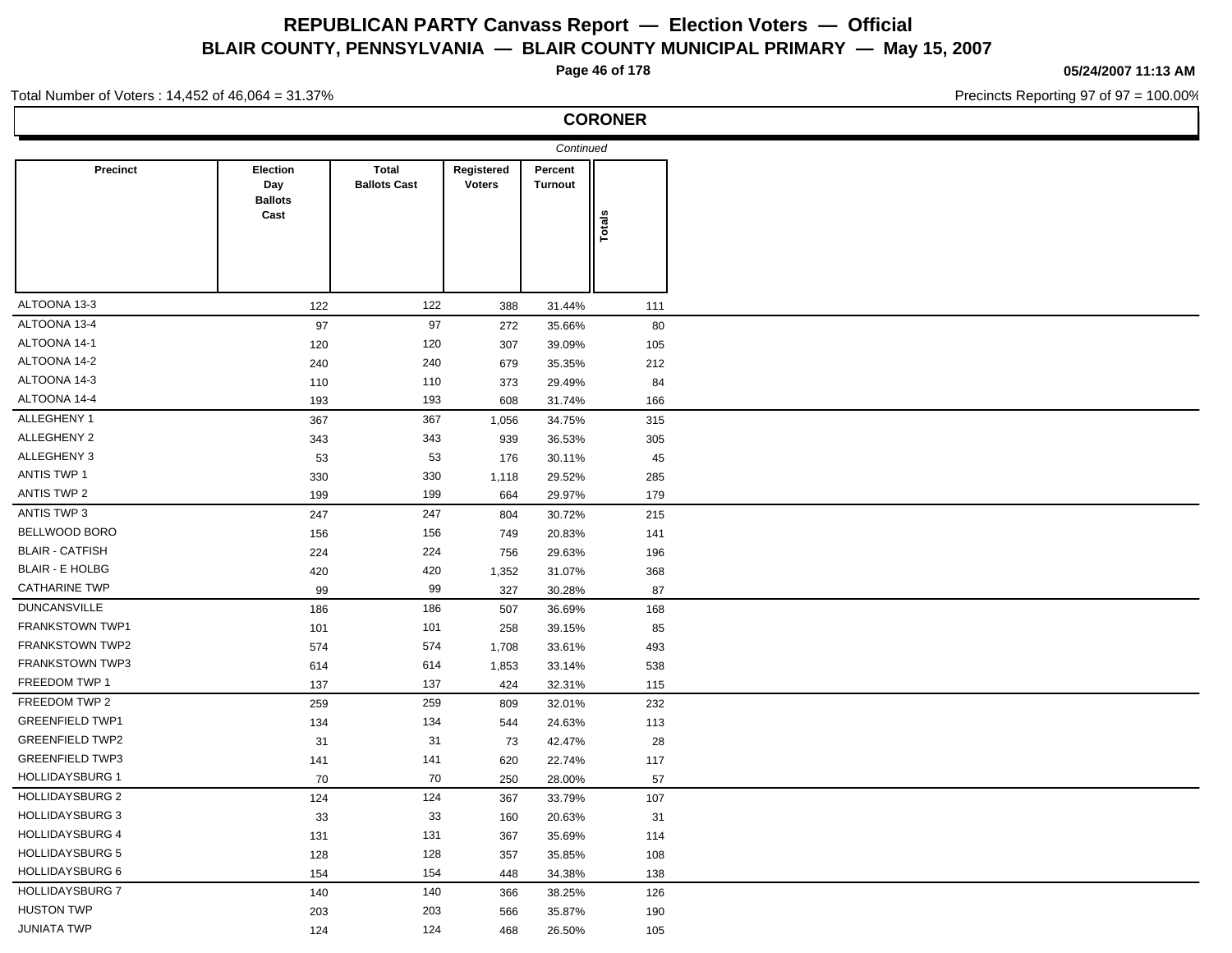# REPUBLICAN PARTY Canvass Report — Election Voters — Official

## BLAIR COUNTY, PENNSYLVANIA — BLAIR COUNTY MUNICIPAL PRIMARY — May 15, 2007

05/24/2007 11:13 AM

Total Number of Voters : 14,452 of 46,064 = 31.37%

Precincts Reporting 97 of 97 = 100.00%

### CORONER

*Continued*

| Precinct | Election Day Ballots Cast | Total Ballots Cast | Registered Voters | Percent Turnout | Totals |
|---|---|---|---|---|---|
| ALTOONA 13-3 | 122 | 122 | 388 | 31.44% | 111 |
| ALTOONA 13-4 | 97 | 97 | 272 | 35.66% | 80 |
| ALTOONA 14-1 | 120 | 120 | 307 | 39.09% | 105 |
| ALTOONA 14-2 | 240 | 240 | 679 | 35.35% | 212 |
| ALTOONA 14-3 | 110 | 110 | 373 | 29.49% | 84 |
| ALTOONA 14-4 | 193 | 193 | 608 | 31.74% | 166 |
| ALLEGHENY 1 | 367 | 367 | 1,056 | 34.75% | 315 |
| ALLEGHENY 2 | 343 | 343 | 939 | 36.53% | 305 |
| ALLEGHENY 3 | 53 | 53 | 176 | 30.11% | 45 |
| ANTIS TWP 1 | 330 | 330 | 1,118 | 29.52% | 285 |
| ANTIS TWP 2 | 199 | 199 | 664 | 29.97% | 179 |
| ANTIS TWP 3 | 247 | 247 | 804 | 30.72% | 215 |
| BELLWOOD BORO | 156 | 156 | 749 | 20.83% | 141 |
| BLAIR - CATFISH | 224 | 224 | 756 | 29.63% | 196 |
| BLAIR - E HOLBG | 420 | 420 | 1,352 | 31.07% | 368 |
| CATHARINE TWP | 99 | 99 | 327 | 30.28% | 87 |
| DUNCANSVILLE | 186 | 186 | 507 | 36.69% | 168 |
| FRANKSTOWN TWP1 | 101 | 101 | 258 | 39.15% | 85 |
| FRANKSTOWN TWP2 | 574 | 574 | 1,708 | 33.61% | 493 |
| FRANKSTOWN TWP3 | 614 | 614 | 1,853 | 33.14% | 538 |
| FREEDOM TWP 1 | 137 | 137 | 424 | 32.31% | 115 |
| FREEDOM TWP 2 | 259 | 259 | 809 | 32.01% | 232 |
| GREENFIELD TWP1 | 134 | 134 | 544 | 24.63% | 113 |
| GREENFIELD TWP2 | 31 | 31 | 73 | 42.47% | 28 |
| GREENFIELD TWP3 | 141 | 141 | 620 | 22.74% | 117 |
| HOLLIDAYSBURG 1 | 70 | 70 | 250 | 28.00% | 57 |
| HOLLIDAYSBURG 2 | 124 | 124 | 367 | 33.79% | 107 |
| HOLLIDAYSBURG 3 | 33 | 33 | 160 | 20.63% | 31 |
| HOLLIDAYSBURG 4 | 131 | 131 | 367 | 35.69% | 114 |
| HOLLIDAYSBURG 5 | 128 | 128 | 357 | 35.85% | 108 |
| HOLLIDAYSBURG 6 | 154 | 154 | 448 | 34.38% | 138 |
| HOLLIDAYSBURG 7 | 140 | 140 | 366 | 38.25% | 126 |
| HUSTON TWP | 203 | 203 | 566 | 35.87% | 190 |
| JUNIATA TWP | 124 | 124 | 468 | 26.50% | 105 |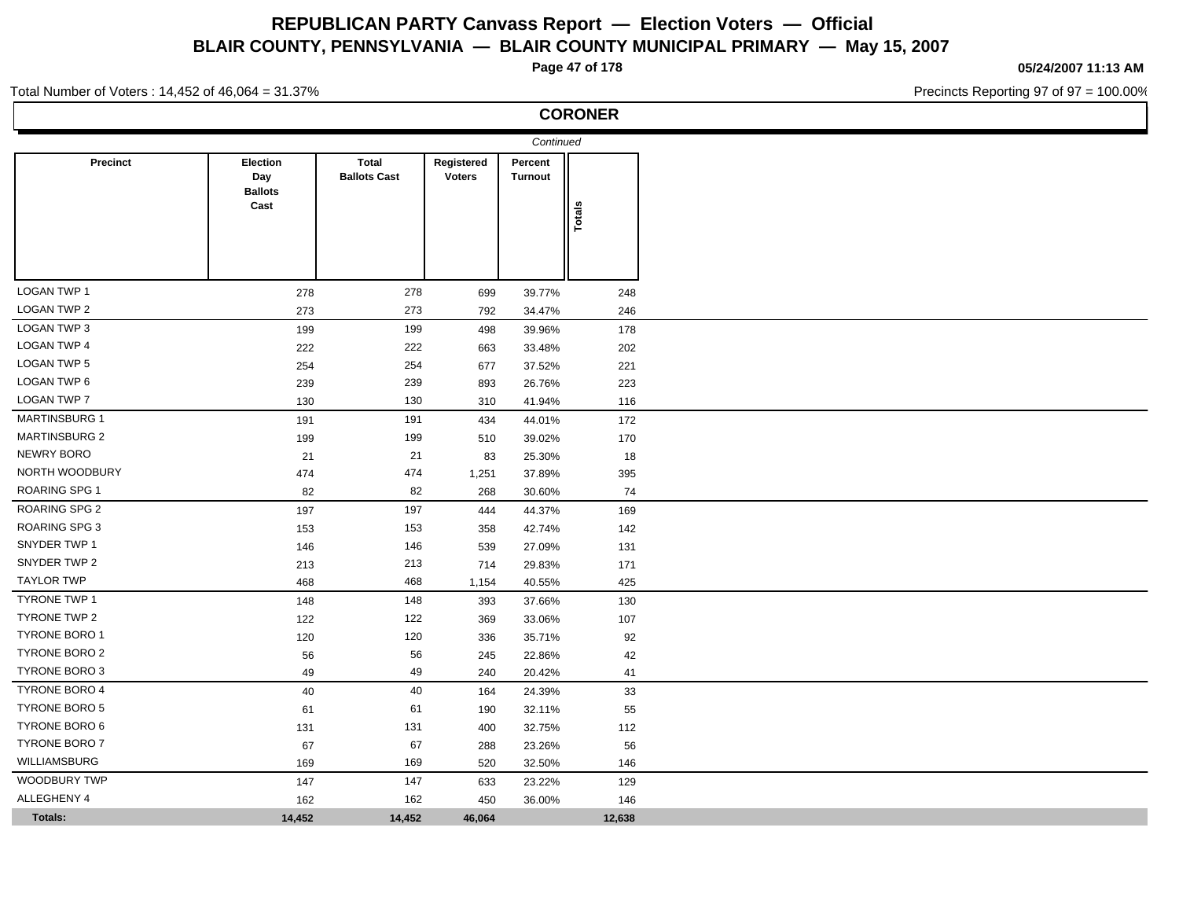# REPUBLICAN PARTY Canvass Report — Election Voters — Official

## BLAIR COUNTY, PENNSYLVANIA — BLAIR COUNTY MUNICIPAL PRIMARY — May 15, 2007

05/24/2007 11:13 AM

Total Number of Voters : 14,452 of 46,064 = 31.37%

Precincts Reporting 97 of 97 = 100.00%

### CORONER

*Continued*

| Precinct | Election Day Ballots Cast | Total Ballots Cast | Registered Voters | Percent Turnout | Totals |
|---|---|---|---|---|---|
| LOGAN TWP 1 | 278 | 278 | 699 | 39.77% | 248 |
| LOGAN TWP 2 | 273 | 273 | 792 | 34.47% | 246 |
| LOGAN TWP 3 | 199 | 199 | 498 | 39.96% | 178 |
| LOGAN TWP 4 | 222 | 222 | 663 | 33.48% | 202 |
| LOGAN TWP 5 | 254 | 254 | 677 | 37.52% | 221 |
| LOGAN TWP 6 | 239 | 239 | 893 | 26.76% | 223 |
| LOGAN TWP 7 | 130 | 130 | 310 | 41.94% | 116 |
| MARTINSBURG 1 | 191 | 191 | 434 | 44.01% | 172 |
| MARTINSBURG 2 | 199 | 199 | 510 | 39.02% | 170 |
| NEWRY BORO | 21 | 21 | 83 | 25.30% | 18 |
| NORTH WOODBURY | 474 | 474 | 1,251 | 37.89% | 395 |
| ROARING SPG 1 | 82 | 82 | 268 | 30.60% | 74 |
| ROARING SPG 2 | 197 | 197 | 444 | 44.37% | 169 |
| ROARING SPG 3 | 153 | 153 | 358 | 42.74% | 142 |
| SNYDER TWP 1 | 146 | 146 | 539 | 27.09% | 131 |
| SNYDER TWP 2 | 213 | 213 | 714 | 29.83% | 171 |
| TAYLOR TWP | 468 | 468 | 1,154 | 40.55% | 425 |
| TYRONE TWP 1 | 148 | 148 | 393 | 37.66% | 130 |
| TYRONE TWP 2 | 122 | 122 | 369 | 33.06% | 107 |
| TYRONE BORO 1 | 120 | 120 | 336 | 35.71% | 92 |
| TYRONE BORO 2 | 56 | 56 | 245 | 22.86% | 42 |
| TYRONE BORO 3 | 49 | 49 | 240 | 20.42% | 41 |
| TYRONE BORO 4 | 40 | 40 | 164 | 24.39% | 33 |
| TYRONE BORO 5 | 61 | 61 | 190 | 32.11% | 55 |
| TYRONE BORO 6 | 131 | 131 | 400 | 32.75% | 112 |
| TYRONE BORO 7 | 67 | 67 | 288 | 23.26% | 56 |
| WILLIAMSBURG | 169 | 169 | 520 | 32.50% | 146 |
| WOODBURY TWP | 147 | 147 | 633 | 23.22% | 129 |
| ALLEGHENY 4 | 162 | 162 | 450 | 36.00% | 146 |
| **Totals:** | **14,452** | **14,452** | **46,064** | | **12,638** |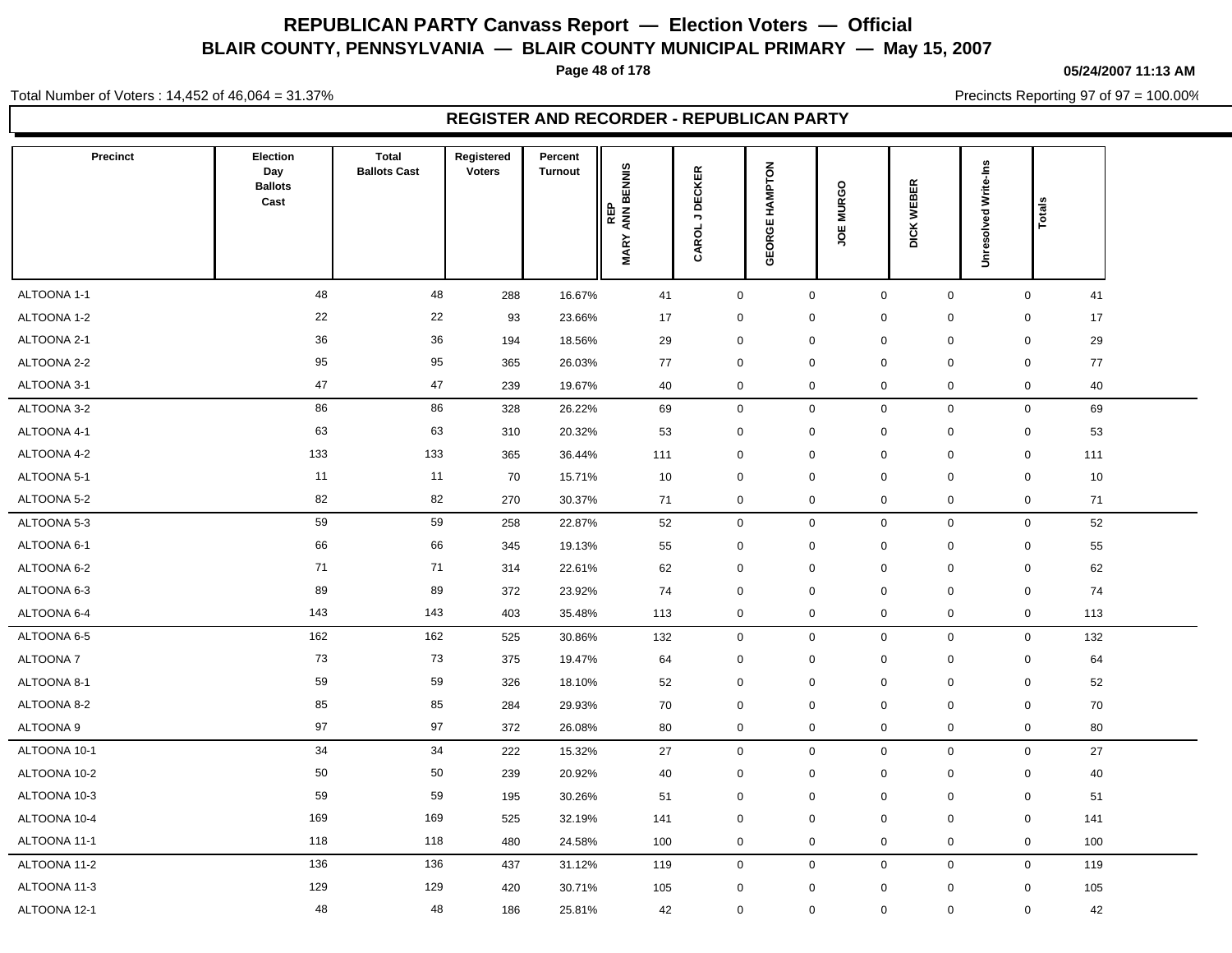# REPUBLICAN PARTY Canvass Report — Election Voters — Official

## BLAIR COUNTY, PENNSYLVANIA — BLAIR COUNTY MUNICIPAL PRIMARY — May 15, 2007

05/24/2007 11:13 AM

Total Number of Voters : 14,452 of 46,064 = 31.37%

Precincts Reporting 97 of 97 = 100.00%

## REGISTER AND RECORDER - REPUBLICAN PARTY

| Precinct | Election Day Ballots Cast | Total Ballots Cast | Registered Voters | Percent Turnout | REP MARY ANN BENNIS | CAROL J DECKER | GEORGE HAMPTON | JOE MURGO | DICK WEBER | Unresolved Write-Ins | Totals |
|---|---|---|---|---|---|---|---|---|---|---|---|
| ALTOONA 1-1 | 48 | 48 | 288 | 16.67% | 41 | 0 | 0 | 0 | 0 | 0 | 41 |
| ALTOONA 1-2 | 22 | 22 | 93 | 23.66% | 17 | 0 | 0 | 0 | 0 | 0 | 17 |
| ALTOONA 2-1 | 36 | 36 | 194 | 18.56% | 29 | 0 | 0 | 0 | 0 | 0 | 29 |
| ALTOONA 2-2 | 95 | 95 | 365 | 26.03% | 77 | 0 | 0 | 0 | 0 | 0 | 77 |
| ALTOONA 3-1 | 47 | 47 | 239 | 19.67% | 40 | 0 | 0 | 0 | 0 | 0 | 40 |
| ALTOONA 3-2 | 86 | 86 | 328 | 26.22% | 69 | 0 | 0 | 0 | 0 | 0 | 69 |
| ALTOONA 4-1 | 63 | 63 | 310 | 20.32% | 53 | 0 | 0 | 0 | 0 | 0 | 53 |
| ALTOONA 4-2 | 133 | 133 | 365 | 36.44% | 111 | 0 | 0 | 0 | 0 | 0 | 111 |
| ALTOONA 5-1 | 11 | 11 | 70 | 15.71% | 10 | 0 | 0 | 0 | 0 | 0 | 10 |
| ALTOONA 5-2 | 82 | 82 | 270 | 30.37% | 71 | 0 | 0 | 0 | 0 | 0 | 71 |
| ALTOONA 5-3 | 59 | 59 | 258 | 22.87% | 52 | 0 | 0 | 0 | 0 | 0 | 52 |
| ALTOONA 6-1 | 66 | 66 | 345 | 19.13% | 55 | 0 | 0 | 0 | 0 | 0 | 55 |
| ALTOONA 6-2 | 71 | 71 | 314 | 22.61% | 62 | 0 | 0 | 0 | 0 | 0 | 62 |
| ALTOONA 6-3 | 89 | 89 | 372 | 23.92% | 74 | 0 | 0 | 0 | 0 | 0 | 74 |
| ALTOONA 6-4 | 143 | 143 | 403 | 35.48% | 113 | 0 | 0 | 0 | 0 | 0 | 113 |
| ALTOONA 6-5 | 162 | 162 | 525 | 30.86% | 132 | 0 | 0 | 0 | 0 | 0 | 132 |
| ALTOONA 7 | 73 | 73 | 375 | 19.47% | 64 | 0 | 0 | 0 | 0 | 0 | 64 |
| ALTOONA 8-1 | 59 | 59 | 326 | 18.10% | 52 | 0 | 0 | 0 | 0 | 0 | 52 |
| ALTOONA 8-2 | 85 | 85 | 284 | 29.93% | 70 | 0 | 0 | 0 | 0 | 0 | 70 |
| ALTOONA 9 | 97 | 97 | 372 | 26.08% | 80 | 0 | 0 | 0 | 0 | 0 | 80 |
| ALTOONA 10-1 | 34 | 34 | 222 | 15.32% | 27 | 0 | 0 | 0 | 0 | 0 | 27 |
| ALTOONA 10-2 | 50 | 50 | 239 | 20.92% | 40 | 0 | 0 | 0 | 0 | 0 | 40 |
| ALTOONA 10-3 | 59 | 59 | 195 | 30.26% | 51 | 0 | 0 | 0 | 0 | 0 | 51 |
| ALTOONA 10-4 | 169 | 169 | 525 | 32.19% | 141 | 0 | 0 | 0 | 0 | 0 | 141 |
| ALTOONA 11-1 | 118 | 118 | 480 | 24.58% | 100 | 0 | 0 | 0 | 0 | 0 | 100 |
| ALTOONA 11-2 | 136 | 136 | 437 | 31.12% | 119 | 0 | 0 | 0 | 0 | 0 | 119 |
| ALTOONA 11-3 | 129 | 129 | 420 | 30.71% | 105 | 0 | 0 | 0 | 0 | 0 | 105 |
| ALTOONA 12-1 | 48 | 48 | 186 | 25.81% | 42 | 0 | 0 | 0 | 0 | 0 | 42 |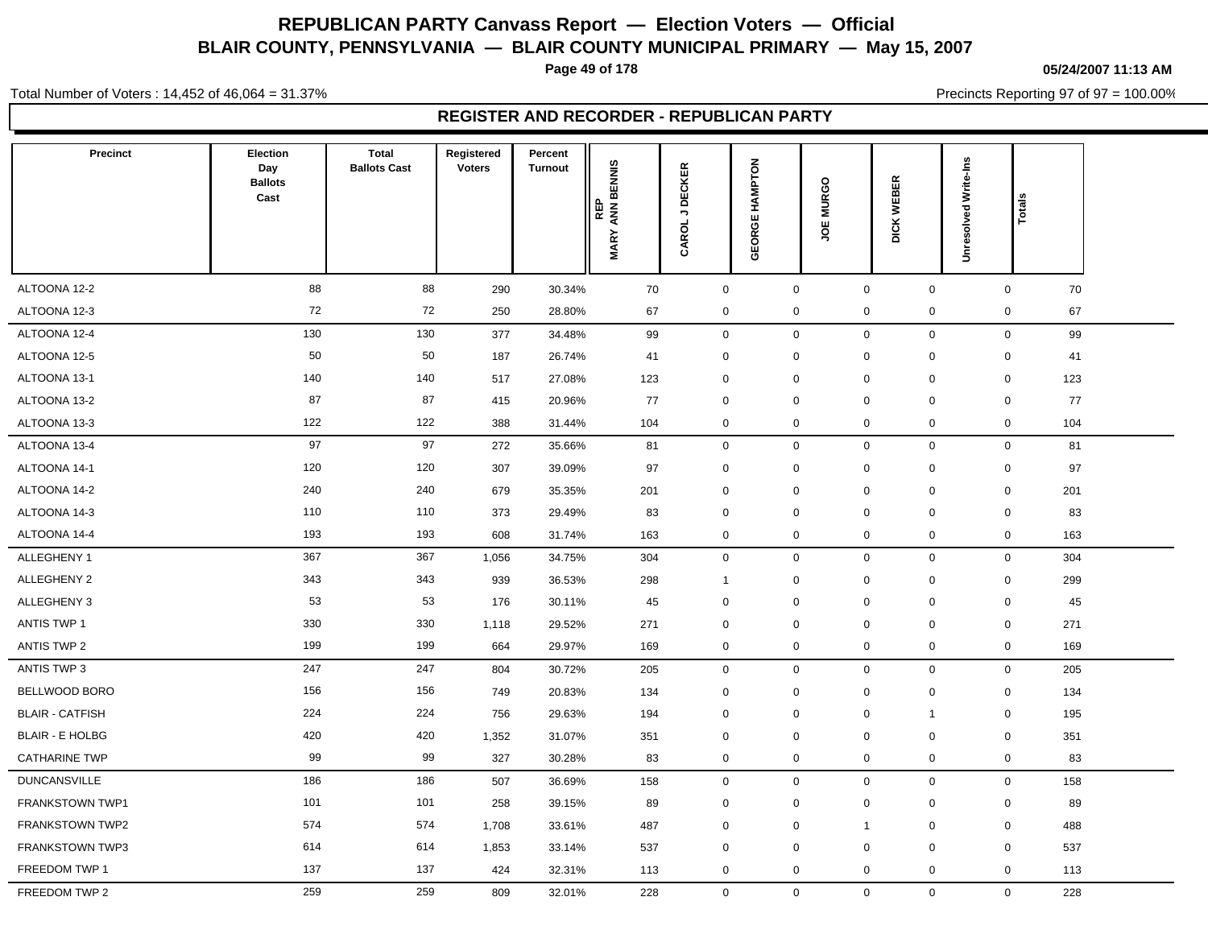# REPUBLICAN PARTY Canvass Report — Election Voters — Official

## BLAIR COUNTY, PENNSYLVANIA — BLAIR COUNTY MUNICIPAL PRIMARY — May 15, 2007

05/24/2007 11:13 AM

Total Number of Voters : 14,452 of 46,064 = 31.37%

Precincts Reporting 97 of 97 = 100.00%

## REGISTER AND RECORDER - REPUBLICAN PARTY

| Precinct | Election Day Ballots Cast | Total Ballots Cast | Registered Voters | Percent Turnout | REP MARY ANN BENNIS | CAROL J DECKER | GEORGE HAMPTON | JOE MURGO | DICK WEBER | Unresolved Write-Ins | Totals |
|---|---|---|---|---|---|---|---|---|---|---|---|
| ALTOONA 12-2 | 88 | 88 | 290 | 30.34% | 70 | 0 | 0 | 0 | 0 | 0 | 70 |
| ALTOONA 12-3 | 72 | 72 | 250 | 28.80% | 67 | 0 | 0 | 0 | 0 | 0 | 67 |
| ALTOONA 12-4 | 130 | 130 | 377 | 34.48% | 99 | 0 | 0 | 0 | 0 | 0 | 99 |
| ALTOONA 12-5 | 50 | 50 | 187 | 26.74% | 41 | 0 | 0 | 0 | 0 | 0 | 41 |
| ALTOONA 13-1 | 140 | 140 | 517 | 27.08% | 123 | 0 | 0 | 0 | 0 | 0 | 123 |
| ALTOONA 13-2 | 87 | 87 | 415 | 20.96% | 77 | 0 | 0 | 0 | 0 | 0 | 77 |
| ALTOONA 13-3 | 122 | 122 | 388 | 31.44% | 104 | 0 | 0 | 0 | 0 | 0 | 104 |
| ALTOONA 13-4 | 97 | 97 | 272 | 35.66% | 81 | 0 | 0 | 0 | 0 | 0 | 81 |
| ALTOONA 14-1 | 120 | 120 | 307 | 39.09% | 97 | 0 | 0 | 0 | 0 | 0 | 97 |
| ALTOONA 14-2 | 240 | 240 | 679 | 35.35% | 201 | 0 | 0 | 0 | 0 | 0 | 201 |
| ALTOONA 14-3 | 110 | 110 | 373 | 29.49% | 83 | 0 | 0 | 0 | 0 | 0 | 83 |
| ALTOONA 14-4 | 193 | 193 | 608 | 31.74% | 163 | 0 | 0 | 0 | 0 | 0 | 163 |
| ALLEGHENY 1 | 367 | 367 | 1,056 | 34.75% | 304 | 0 | 0 | 0 | 0 | 0 | 304 |
| ALLEGHENY 2 | 343 | 343 | 939 | 36.53% | 298 | 1 | 0 | 0 | 0 | 0 | 299 |
| ALLEGHENY 3 | 53 | 53 | 176 | 30.11% | 45 | 0 | 0 | 0 | 0 | 0 | 45 |
| ANTIS TWP 1 | 330 | 330 | 1,118 | 29.52% | 271 | 0 | 0 | 0 | 0 | 0 | 271 |
| ANTIS TWP 2 | 199 | 199 | 664 | 29.97% | 169 | 0 | 0 | 0 | 0 | 0 | 169 |
| ANTIS TWP 3 | 247 | 247 | 804 | 30.72% | 205 | 0 | 0 | 0 | 0 | 0 | 205 |
| BELLWOOD BORO | 156 | 156 | 749 | 20.83% | 134 | 0 | 0 | 0 | 0 | 0 | 134 |
| BLAIR - CATFISH | 224 | 224 | 756 | 29.63% | 194 | 0 | 0 | 0 | 1 | 0 | 195 |
| BLAIR - E HOLBG | 420 | 420 | 1,352 | 31.07% | 351 | 0 | 0 | 0 | 0 | 0 | 351 |
| CATHARINE TWP | 99 | 99 | 327 | 30.28% | 83 | 0 | 0 | 0 | 0 | 0 | 83 |
| DUNCANSVILLE | 186 | 186 | 507 | 36.69% | 158 | 0 | 0 | 0 | 0 | 0 | 158 |
| FRANKSTOWN TWP1 | 101 | 101 | 258 | 39.15% | 89 | 0 | 0 | 0 | 0 | 0 | 89 |
| FRANKSTOWN TWP2 | 574 | 574 | 1,708 | 33.61% | 487 | 0 | 0 | 1 | 0 | 0 | 488 |
| FRANKSTOWN TWP3 | 614 | 614 | 1,853 | 33.14% | 537 | 0 | 0 | 0 | 0 | 0 | 537 |
| FREEDOM TWP 1 | 137 | 137 | 424 | 32.31% | 113 | 0 | 0 | 0 | 0 | 0 | 113 |
| FREEDOM TWP 2 | 259 | 259 | 809 | 32.01% | 228 | 0 | 0 | 0 | 0 | 0 | 228 |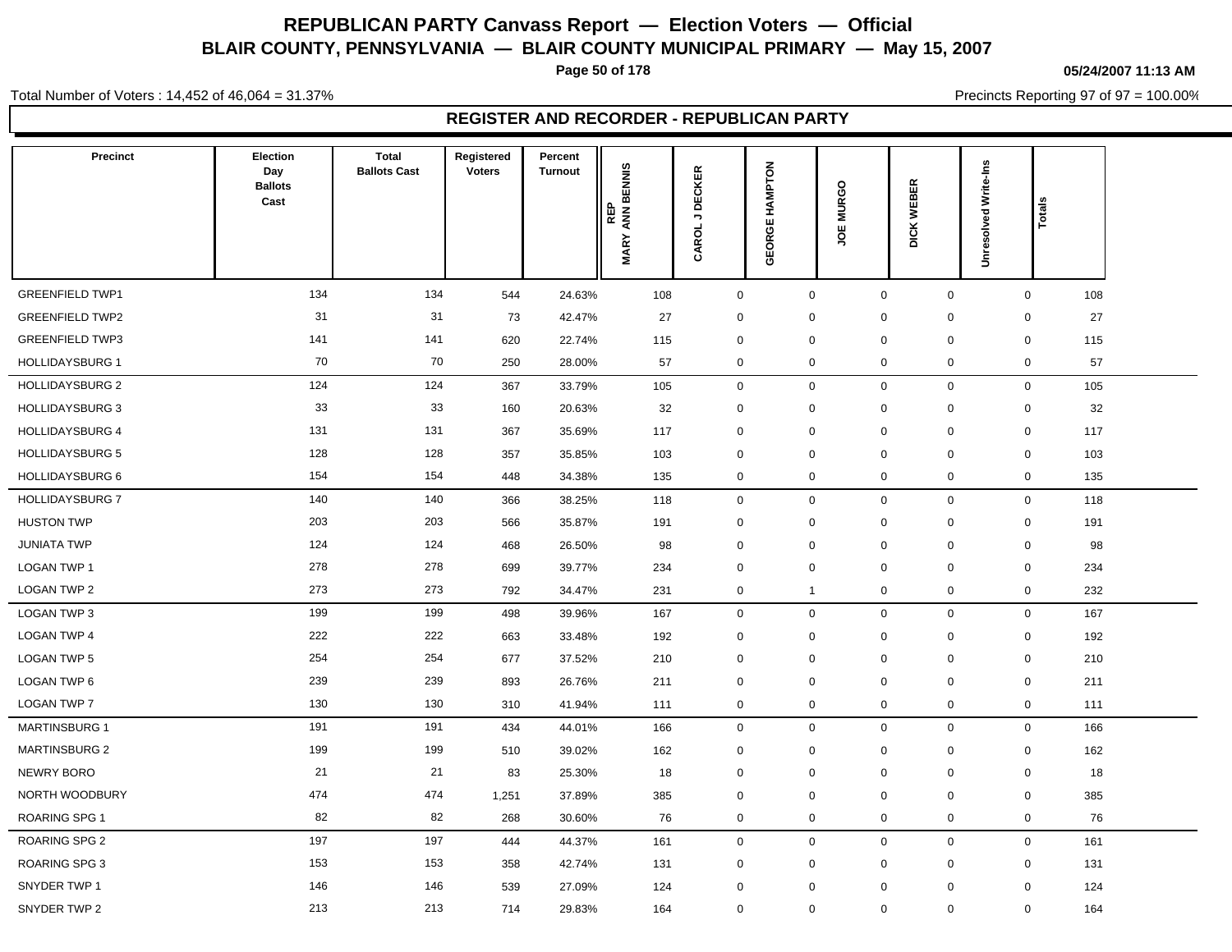# REPUBLICAN PARTY Canvass Report — Election Voters — Official

## BLAIR COUNTY, PENNSYLVANIA — BLAIR COUNTY MUNICIPAL PRIMARY — May 15, 2007

05/24/2007 11:13 AM

Total Number of Voters : 14,452 of 46,064 = 31.37%

Precincts Reporting 97 of 97 = 100.00%

## REGISTER AND RECORDER - REPUBLICAN PARTY

| Precinct | Election Day Ballots Cast | Total Ballots Cast | Registered Voters | Percent Turnout | REP MARY ANN BENNIS | CAROL J DECKER | GEORGE HAMPTON | JOE MURGO | DICK WEBER | Unresolved Write-Ins | Totals |
|---|---|---|---|---|---|---|---|---|---|---|---|
| GREENFIELD TWP1 | 134 | 134 | 544 | 24.63% | 108 | 0 | 0 | 0 | 0 | 0 | 108 |
| GREENFIELD TWP2 | 31 | 31 | 73 | 42.47% | 27 | 0 | 0 | 0 | 0 | 0 | 27 |
| GREENFIELD TWP3 | 141 | 141 | 620 | 22.74% | 115 | 0 | 0 | 0 | 0 | 0 | 115 |
| HOLLIDAYSBURG 1 | 70 | 70 | 250 | 28.00% | 57 | 0 | 0 | 0 | 0 | 0 | 57 |
| HOLLIDAYSBURG 2 | 124 | 124 | 367 | 33.79% | 105 | 0 | 0 | 0 | 0 | 0 | 105 |
| HOLLIDAYSBURG 3 | 33 | 33 | 160 | 20.63% | 32 | 0 | 0 | 0 | 0 | 0 | 32 |
| HOLLIDAYSBURG 4 | 131 | 131 | 367 | 35.69% | 117 | 0 | 0 | 0 | 0 | 0 | 117 |
| HOLLIDAYSBURG 5 | 128 | 128 | 357 | 35.85% | 103 | 0 | 0 | 0 | 0 | 0 | 103 |
| HOLLIDAYSBURG 6 | 154 | 154 | 448 | 34.38% | 135 | 0 | 0 | 0 | 0 | 0 | 135 |
| HOLLIDAYSBURG 7 | 140 | 140 | 366 | 38.25% | 118 | 0 | 0 | 0 | 0 | 0 | 118 |
| HUSTON TWP | 203 | 203 | 566 | 35.87% | 191 | 0 | 0 | 0 | 0 | 0 | 191 |
| JUNIATA TWP | 124 | 124 | 468 | 26.50% | 98 | 0 | 0 | 0 | 0 | 0 | 98 |
| LOGAN TWP 1 | 278 | 278 | 699 | 39.77% | 234 | 0 | 0 | 0 | 0 | 0 | 234 |
| LOGAN TWP 2 | 273 | 273 | 792 | 34.47% | 231 | 0 | 1 | 0 | 0 | 0 | 232 |
| LOGAN TWP 3 | 199 | 199 | 498 | 39.96% | 167 | 0 | 0 | 0 | 0 | 0 | 167 |
| LOGAN TWP 4 | 222 | 222 | 663 | 33.48% | 192 | 0 | 0 | 0 | 0 | 0 | 192 |
| LOGAN TWP 5 | 254 | 254 | 677 | 37.52% | 210 | 0 | 0 | 0 | 0 | 0 | 210 |
| LOGAN TWP 6 | 239 | 239 | 893 | 26.76% | 211 | 0 | 0 | 0 | 0 | 0 | 211 |
| LOGAN TWP 7 | 130 | 130 | 310 | 41.94% | 111 | 0 | 0 | 0 | 0 | 0 | 111 |
| MARTINSBURG 1 | 191 | 191 | 434 | 44.01% | 166 | 0 | 0 | 0 | 0 | 0 | 166 |
| MARTINSBURG 2 | 199 | 199 | 510 | 39.02% | 162 | 0 | 0 | 0 | 0 | 0 | 162 |
| NEWRY BORO | 21 | 21 | 83 | 25.30% | 18 | 0 | 0 | 0 | 0 | 0 | 18 |
| NORTH WOODBURY | 474 | 474 | 1,251 | 37.89% | 385 | 0 | 0 | 0 | 0 | 0 | 385 |
| ROARING SPG 1 | 82 | 82 | 268 | 30.60% | 76 | 0 | 0 | 0 | 0 | 0 | 76 |
| ROARING SPG 2 | 197 | 197 | 444 | 44.37% | 161 | 0 | 0 | 0 | 0 | 0 | 161 |
| ROARING SPG 3 | 153 | 153 | 358 | 42.74% | 131 | 0 | 0 | 0 | 0 | 0 | 131 |
| SNYDER TWP 1 | 146 | 146 | 539 | 27.09% | 124 | 0 | 0 | 0 | 0 | 0 | 124 |
| SNYDER TWP 2 | 213 | 213 | 714 | 29.83% | 164 | 0 | 0 | 0 | 0 | 0 | 164 |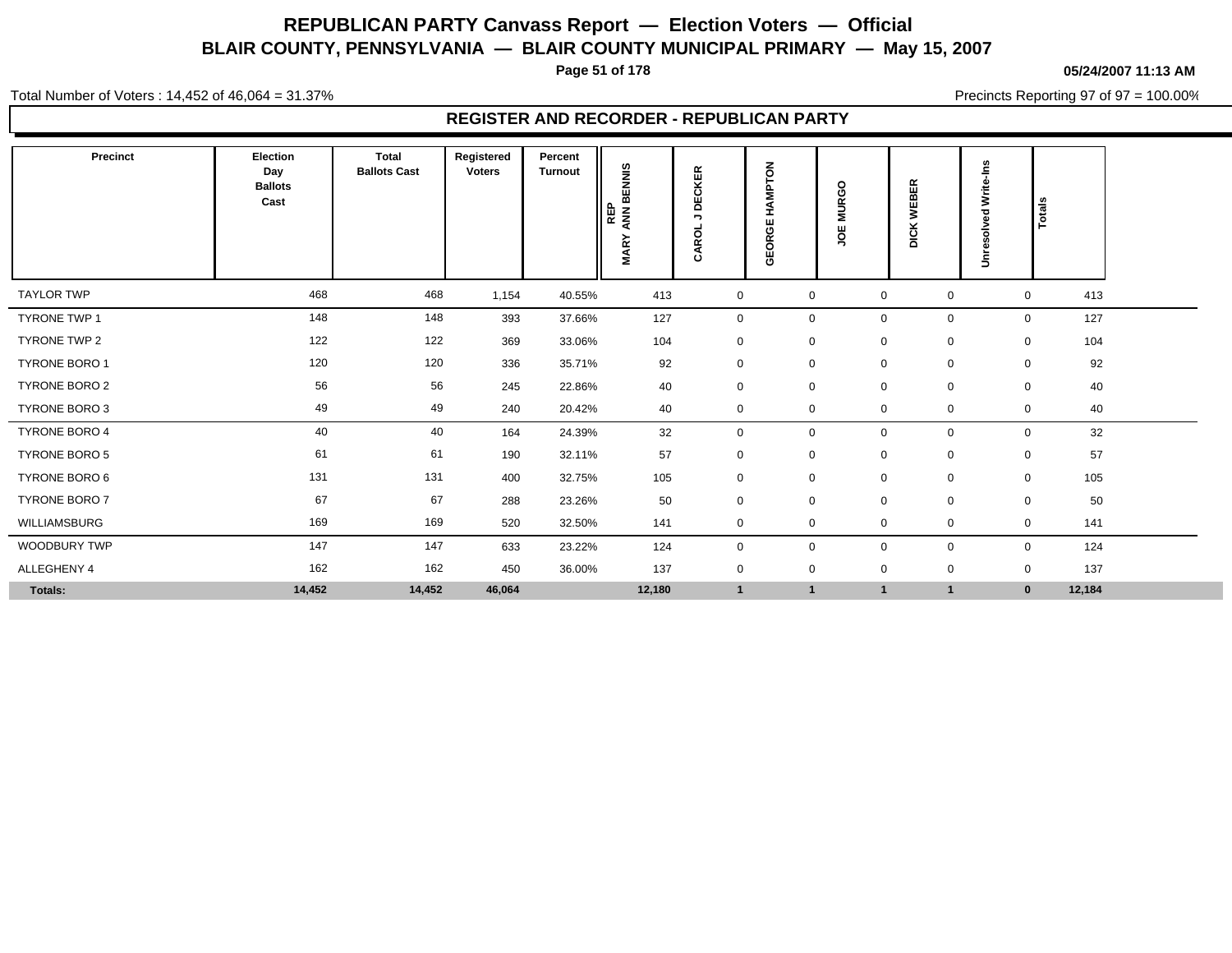# REPUBLICAN PARTY Canvass Report — Election Voters — Official

## BLAIR COUNTY, PENNSYLVANIA — BLAIR COUNTY MUNICIPAL PRIMARY — May 15, 2007

05/24/2007 11:13 AM

Total Number of Voters : 14,452 of 46,064 = 31.37%

Precincts Reporting 97 of 97 = 100.00%

## REGISTER AND RECORDER - REPUBLICAN PARTY

| Precinct | Election Day Ballots Cast | Total Ballots Cast | Registered Voters | Percent Turnout | REP MARY ANN BENNIS | CAROL J DECKER | GEORGE HAMPTON | JOE MURGO | DICK WEBER | Unresolved Write-Ins | Totals |
|---|---|---|---|---|---|---|---|---|---|---|---|
| TAYLOR TWP | 468 | 468 | 1,154 | 40.55% | 413 | 0 | 0 | 0 | 0 | 0 | 413 |
| TYRONE TWP 1 | 148 | 148 | 393 | 37.66% | 127 | 0 | 0 | 0 | 0 | 0 | 127 |
| TYRONE TWP 2 | 122 | 122 | 369 | 33.06% | 104 | 0 | 0 | 0 | 0 | 0 | 104 |
| TYRONE BORO 1 | 120 | 120 | 336 | 35.71% | 92 | 0 | 0 | 0 | 0 | 0 | 92 |
| TYRONE BORO 2 | 56 | 56 | 245 | 22.86% | 40 | 0 | 0 | 0 | 0 | 0 | 40 |
| TYRONE BORO 3 | 49 | 49 | 240 | 20.42% | 40 | 0 | 0 | 0 | 0 | 0 | 40 |
| TYRONE BORO 4 | 40 | 40 | 164 | 24.39% | 32 | 0 | 0 | 0 | 0 | 0 | 32 |
| TYRONE BORO 5 | 61 | 61 | 190 | 32.11% | 57 | 0 | 0 | 0 | 0 | 0 | 57 |
| TYRONE BORO 6 | 131 | 131 | 400 | 32.75% | 105 | 0 | 0 | 0 | 0 | 0 | 105 |
| TYRONE BORO 7 | 67 | 67 | 288 | 23.26% | 50 | 0 | 0 | 0 | 0 | 0 | 50 |
| WILLIAMSBURG | 169 | 169 | 520 | 32.50% | 141 | 0 | 0 | 0 | 0 | 0 | 141 |
| WOODBURY TWP | 147 | 147 | 633 | 23.22% | 124 | 0 | 0 | 0 | 0 | 0 | 124 |
| ALLEGHENY 4 | 162 | 162 | 450 | 36.00% | 137 | 0 | 0 | 0 | 0 | 0 | 137 |
| **Totals:** | **14,452** | **14,452** | **46,064** | | **12,180** | **1** | **1** | **1** | **1** | **0** | **12,184** |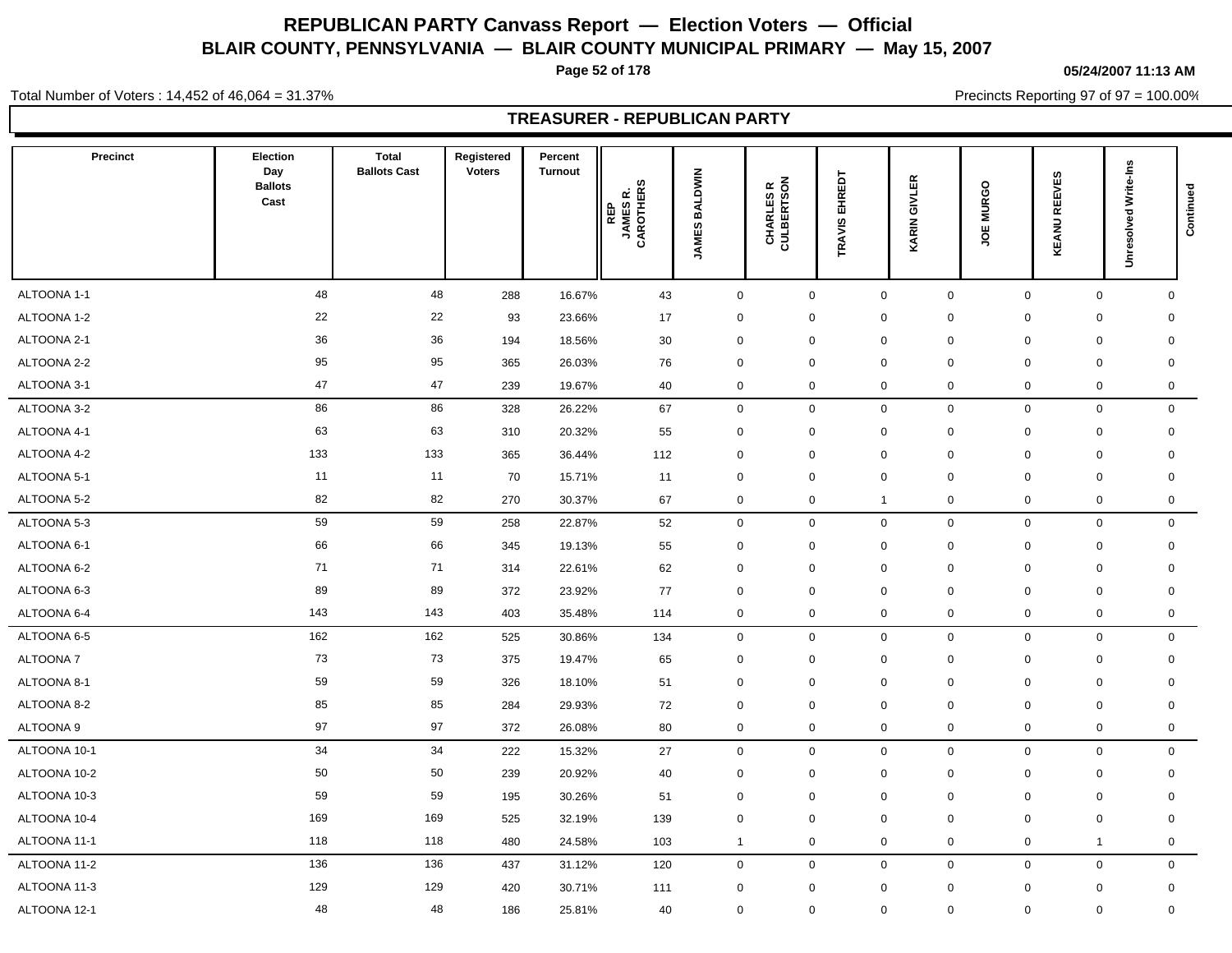# REPUBLICAN PARTY Canvass Report — Election Voters — Official

## BLAIR COUNTY, PENNSYLVANIA — BLAIR COUNTY MUNICIPAL PRIMARY — May 15, 2007

05/24/2007 11:13 AM

Total Number of Voters : 14,452 of 46,064 = 31.37%

Precincts Reporting 97 of 97 = 100.00%

### TREASURER - REPUBLICAN PARTY

| Precinct | Election Day Ballots Cast | Total Ballots Cast | Registered Voters | Percent Turnout | REP JAMES R. CAROTHERS | JAMES BALDWIN | CHARLES R CULBERTSON | TRAVIS EHREDT | KARIN GIVLER | JOE MURGO | KEANU REEVES | Unresolved Write-Ins | Continued |
|---|---|---|---|---|---|---|---|---|---|---|---|---|---|
| ALTOONA 1-1 | 48 | 48 | 288 | 16.67% | 43 | 0 | 0 | 0 | 0 | 0 | 0 | 0 | |
| ALTOONA 1-2 | 22 | 22 | 93 | 23.66% | 17 | 0 | 0 | 0 | 0 | 0 | 0 | 0 | |
| ALTOONA 2-1 | 36 | 36 | 194 | 18.56% | 30 | 0 | 0 | 0 | 0 | 0 | 0 | 0 | |
| ALTOONA 2-2 | 95 | 95 | 365 | 26.03% | 76 | 0 | 0 | 0 | 0 | 0 | 0 | 0 | |
| ALTOONA 3-1 | 47 | 47 | 239 | 19.67% | 40 | 0 | 0 | 0 | 0 | 0 | 0 | 0 | |
| ALTOONA 3-2 | 86 | 86 | 328 | 26.22% | 67 | 0 | 0 | 0 | 0 | 0 | 0 | 0 | |
| ALTOONA 4-1 | 63 | 63 | 310 | 20.32% | 55 | 0 | 0 | 0 | 0 | 0 | 0 | 0 | |
| ALTOONA 4-2 | 133 | 133 | 365 | 36.44% | 112 | 0 | 0 | 0 | 0 | 0 | 0 | 0 | |
| ALTOONA 5-1 | 11 | 11 | 70 | 15.71% | 11 | 0 | 0 | 0 | 0 | 0 | 0 | 0 | |
| ALTOONA 5-2 | 82 | 82 | 270 | 30.37% | 67 | 0 | 0 | 1 | 0 | 0 | 0 | 0 | |
| ALTOONA 5-3 | 59 | 59 | 258 | 22.87% | 52 | 0 | 0 | 0 | 0 | 0 | 0 | 0 | |
| ALTOONA 6-1 | 66 | 66 | 345 | 19.13% | 55 | 0 | 0 | 0 | 0 | 0 | 0 | 0 | |
| ALTOONA 6-2 | 71 | 71 | 314 | 22.61% | 62 | 0 | 0 | 0 | 0 | 0 | 0 | 0 | |
| ALTOONA 6-3 | 89 | 89 | 372 | 23.92% | 77 | 0 | 0 | 0 | 0 | 0 | 0 | 0 | |
| ALTOONA 6-4 | 143 | 143 | 403 | 35.48% | 114 | 0 | 0 | 0 | 0 | 0 | 0 | 0 | |
| ALTOONA 6-5 | 162 | 162 | 525 | 30.86% | 134 | 0 | 0 | 0 | 0 | 0 | 0 | 0 | |
| ALTOONA 7 | 73 | 73 | 375 | 19.47% | 65 | 0 | 0 | 0 | 0 | 0 | 0 | 0 | |
| ALTOONA 8-1 | 59 | 59 | 326 | 18.10% | 51 | 0 | 0 | 0 | 0 | 0 | 0 | 0 | |
| ALTOONA 8-2 | 85 | 85 | 284 | 29.93% | 72 | 0 | 0 | 0 | 0 | 0 | 0 | 0 | |
| ALTOONA 9 | 97 | 97 | 372 | 26.08% | 80 | 0 | 0 | 0 | 0 | 0 | 0 | 0 | |
| ALTOONA 10-1 | 34 | 34 | 222 | 15.32% | 27 | 0 | 0 | 0 | 0 | 0 | 0 | 0 | |
| ALTOONA 10-2 | 50 | 50 | 239 | 20.92% | 40 | 0 | 0 | 0 | 0 | 0 | 0 | 0 | |
| ALTOONA 10-3 | 59 | 59 | 195 | 30.26% | 51 | 0 | 0 | 0 | 0 | 0 | 0 | 0 | |
| ALTOONA 10-4 | 169 | 169 | 525 | 32.19% | 139 | 0 | 0 | 0 | 0 | 0 | 0 | 0 | |
| ALTOONA 11-1 | 118 | 118 | 480 | 24.58% | 103 | 1 | 0 | 0 | 0 | 0 | 1 | 0 | |
| ALTOONA 11-2 | 136 | 136 | 437 | 31.12% | 120 | 0 | 0 | 0 | 0 | 0 | 0 | 0 | |
| ALTOONA 11-3 | 129 | 129 | 420 | 30.71% | 111 | 0 | 0 | 0 | 0 | 0 | 0 | 0 | |
| ALTOONA 12-1 | 48 | 48 | 186 | 25.81% | 40 | 0 | 0 | 0 | 0 | 0 | 0 | 0 | |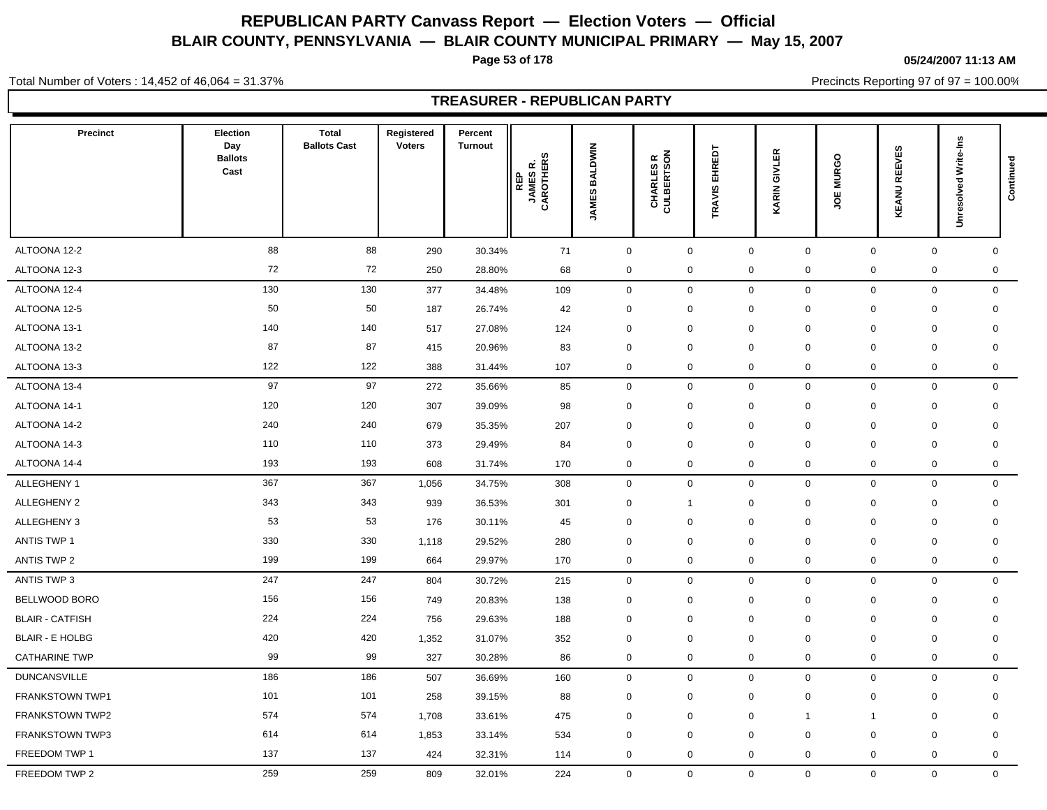# REPUBLICAN PARTY Canvass Report — Election Voters — Official

## BLAIR COUNTY, PENNSYLVANIA — BLAIR COUNTY MUNICIPAL PRIMARY — May 15, 2007

05/24/2007 11:13 AM

Total Number of Voters : 14,452 of 46,064 = 31.37%

Precincts Reporting 97 of 97 = 100.00%

### TREASURER - REPUBLICAN PARTY

| Precinct | Election Day Ballots Cast | Total Ballots Cast | Registered Voters | Percent Turnout | REP JAMES R. CAROTHERS | JAMES BALDWIN | CHARLES R CULBERTSON | TRAVIS EHREDT | KARIN GIVLER | JOE MURGO | KEANU REEVES | Unresolved Write-Ins | Continued |
|---|---|---|---|---|---|---|---|---|---|---|---|---|---|
| ALTOONA 12-2 | 88 | 88 | 290 | 30.34% | 71 | 0 | 0 | 0 | 0 | 0 | 0 | 0 | |
| ALTOONA 12-3 | 72 | 72 | 250 | 28.80% | 68 | 0 | 0 | 0 | 0 | 0 | 0 | 0 | |
| ALTOONA 12-4 | 130 | 130 | 377 | 34.48% | 109 | 0 | 0 | 0 | 0 | 0 | 0 | 0 | |
| ALTOONA 12-5 | 50 | 50 | 187 | 26.74% | 42 | 0 | 0 | 0 | 0 | 0 | 0 | 0 | |
| ALTOONA 13-1 | 140 | 140 | 517 | 27.08% | 124 | 0 | 0 | 0 | 0 | 0 | 0 | 0 | |
| ALTOONA 13-2 | 87 | 87 | 415 | 20.96% | 83 | 0 | 0 | 0 | 0 | 0 | 0 | 0 | |
| ALTOONA 13-3 | 122 | 122 | 388 | 31.44% | 107 | 0 | 0 | 0 | 0 | 0 | 0 | 0 | |
| ALTOONA 13-4 | 97 | 97 | 272 | 35.66% | 85 | 0 | 0 | 0 | 0 | 0 | 0 | 0 | |
| ALTOONA 14-1 | 120 | 120 | 307 | 39.09% | 98 | 0 | 0 | 0 | 0 | 0 | 0 | 0 | |
| ALTOONA 14-2 | 240 | 240 | 679 | 35.35% | 207 | 0 | 0 | 0 | 0 | 0 | 0 | 0 | |
| ALTOONA 14-3 | 110 | 110 | 373 | 29.49% | 84 | 0 | 0 | 0 | 0 | 0 | 0 | 0 | |
| ALTOONA 14-4 | 193 | 193 | 608 | 31.74% | 170 | 0 | 0 | 0 | 0 | 0 | 0 | 0 | |
| ALLEGHENY 1 | 367 | 367 | 1,056 | 34.75% | 308 | 0 | 0 | 0 | 0 | 0 | 0 | 0 | |
| ALLEGHENY 2 | 343 | 343 | 939 | 36.53% | 301 | 0 | 1 | 0 | 0 | 0 | 0 | 0 | |
| ALLEGHENY 3 | 53 | 53 | 176 | 30.11% | 45 | 0 | 0 | 0 | 0 | 0 | 0 | 0 | |
| ANTIS TWP 1 | 330 | 330 | 1,118 | 29.52% | 280 | 0 | 0 | 0 | 0 | 0 | 0 | 0 | |
| ANTIS TWP 2 | 199 | 199 | 664 | 29.97% | 170 | 0 | 0 | 0 | 0 | 0 | 0 | 0 | |
| ANTIS TWP 3 | 247 | 247 | 804 | 30.72% | 215 | 0 | 0 | 0 | 0 | 0 | 0 | 0 | |
| BELLWOOD BORO | 156 | 156 | 749 | 20.83% | 138 | 0 | 0 | 0 | 0 | 0 | 0 | 0 | |
| BLAIR - CATFISH | 224 | 224 | 756 | 29.63% | 188 | 0 | 0 | 0 | 0 | 0 | 0 | 0 | |
| BLAIR - E HOLBG | 420 | 420 | 1,352 | 31.07% | 352 | 0 | 0 | 0 | 0 | 0 | 0 | 0 | |
| CATHARINE TWP | 99 | 99 | 327 | 30.28% | 86 | 0 | 0 | 0 | 0 | 0 | 0 | 0 | |
| DUNCANSVILLE | 186 | 186 | 507 | 36.69% | 160 | 0 | 0 | 0 | 0 | 0 | 0 | 0 | |
| FRANKSTOWN TWP1 | 101 | 101 | 258 | 39.15% | 88 | 0 | 0 | 0 | 0 | 0 | 0 | 0 | |
| FRANKSTOWN TWP2 | 574 | 574 | 1,708 | 33.61% | 475 | 0 | 0 | 0 | 1 | 1 | 0 | 0 | |
| FRANKSTOWN TWP3 | 614 | 614 | 1,853 | 33.14% | 534 | 0 | 0 | 0 | 0 | 0 | 0 | 0 | |
| FREEDOM TWP 1 | 137 | 137 | 424 | 32.31% | 114 | 0 | 0 | 0 | 0 | 0 | 0 | 0 | |
| FREEDOM TWP 2 | 259 | 259 | 809 | 32.01% | 224 | 0 | 0 | 0 | 0 | 0 | 0 | 0 | |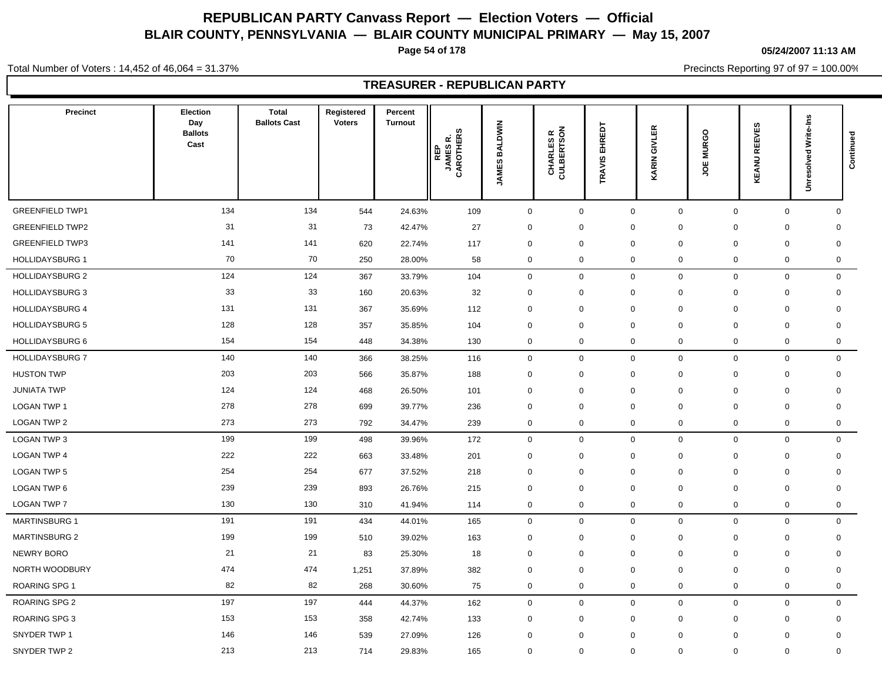# REPUBLICAN PARTY Canvass Report — Election Voters — Official

## BLAIR COUNTY, PENNSYLVANIA — BLAIR COUNTY MUNICIPAL PRIMARY — May 15, 2007

05/24/2007 11:13 AM

Total Number of Voters : 14,452 of 46,064 = 31.37%

Precincts Reporting 97 of 97 = 100.00%

### TREASURER - REPUBLICAN PARTY

| Precinct | Election Day Ballots Cast | Total Ballots Cast | Registered Voters | Percent Turnout | REP JAMES R. CAROTHERS | JAMES BALDWIN | CHARLES R CULBERTSON | TRAVIS EHREDT | KARIN GIVLER | JOE MURGO | KEANU REEVES | Unresolved Write-Ins | Continued |
|---|---|---|---|---|---|---|---|---|---|---|---|---|---|
| GREENFIELD TWP1 | 134 | 134 | 544 | 24.63% | 109 | 0 | 0 | 0 | 0 | 0 | 0 | 0 | |
| GREENFIELD TWP2 | 31 | 31 | 73 | 42.47% | 27 | 0 | 0 | 0 | 0 | 0 | 0 | 0 | |
| GREENFIELD TWP3 | 141 | 141 | 620 | 22.74% | 117 | 0 | 0 | 0 | 0 | 0 | 0 | 0 | |
| HOLLIDAYSBURG 1 | 70 | 70 | 250 | 28.00% | 58 | 0 | 0 | 0 | 0 | 0 | 0 | 0 | |
| HOLLIDAYSBURG 2 | 124 | 124 | 367 | 33.79% | 104 | 0 | 0 | 0 | 0 | 0 | 0 | 0 | |
| HOLLIDAYSBURG 3 | 33 | 33 | 160 | 20.63% | 32 | 0 | 0 | 0 | 0 | 0 | 0 | 0 | |
| HOLLIDAYSBURG 4 | 131 | 131 | 367 | 35.69% | 112 | 0 | 0 | 0 | 0 | 0 | 0 | 0 | |
| HOLLIDAYSBURG 5 | 128 | 128 | 357 | 35.85% | 104 | 0 | 0 | 0 | 0 | 0 | 0 | 0 | |
| HOLLIDAYSBURG 6 | 154 | 154 | 448 | 34.38% | 130 | 0 | 0 | 0 | 0 | 0 | 0 | 0 | |
| HOLLIDAYSBURG 7 | 140 | 140 | 366 | 38.25% | 116 | 0 | 0 | 0 | 0 | 0 | 0 | 0 | |
| HUSTON TWP | 203 | 203 | 566 | 35.87% | 188 | 0 | 0 | 0 | 0 | 0 | 0 | 0 | |
| JUNIATA TWP | 124 | 124 | 468 | 26.50% | 101 | 0 | 0 | 0 | 0 | 0 | 0 | 0 | |
| LOGAN TWP 1 | 278 | 278 | 699 | 39.77% | 236 | 0 | 0 | 0 | 0 | 0 | 0 | 0 | |
| LOGAN TWP 2 | 273 | 273 | 792 | 34.47% | 239 | 0 | 0 | 0 | 0 | 0 | 0 | 0 | |
| LOGAN TWP 3 | 199 | 199 | 498 | 39.96% | 172 | 0 | 0 | 0 | 0 | 0 | 0 | 0 | |
| LOGAN TWP 4 | 222 | 222 | 663 | 33.48% | 201 | 0 | 0 | 0 | 0 | 0 | 0 | 0 | |
| LOGAN TWP 5 | 254 | 254 | 677 | 37.52% | 218 | 0 | 0 | 0 | 0 | 0 | 0 | 0 | |
| LOGAN TWP 6 | 239 | 239 | 893 | 26.76% | 215 | 0 | 0 | 0 | 0 | 0 | 0 | 0 | |
| LOGAN TWP 7 | 130 | 130 | 310 | 41.94% | 114 | 0 | 0 | 0 | 0 | 0 | 0 | 0 | |
| MARTINSBURG 1 | 191 | 191 | 434 | 44.01% | 165 | 0 | 0 | 0 | 0 | 0 | 0 | 0 | |
| MARTINSBURG 2 | 199 | 199 | 510 | 39.02% | 163 | 0 | 0 | 0 | 0 | 0 | 0 | 0 | |
| NEWRY BORO | 21 | 21 | 83 | 25.30% | 18 | 0 | 0 | 0 | 0 | 0 | 0 | 0 | |
| NORTH WOODBURY | 474 | 474 | 1,251 | 37.89% | 382 | 0 | 0 | 0 | 0 | 0 | 0 | 0 | |
| ROARING SPG 1 | 82 | 82 | 268 | 30.60% | 75 | 0 | 0 | 0 | 0 | 0 | 0 | 0 | |
| ROARING SPG 2 | 197 | 197 | 444 | 44.37% | 162 | 0 | 0 | 0 | 0 | 0 | 0 | 0 | |
| ROARING SPG 3 | 153 | 153 | 358 | 42.74% | 133 | 0 | 0 | 0 | 0 | 0 | 0 | 0 | |
| SNYDER TWP 1 | 146 | 146 | 539 | 27.09% | 126 | 0 | 0 | 0 | 0 | 0 | 0 | 0 | |
| SNYDER TWP 2 | 213 | 213 | 714 | 29.83% | 165 | 0 | 0 | 0 | 0 | 0 | 0 | 0 | |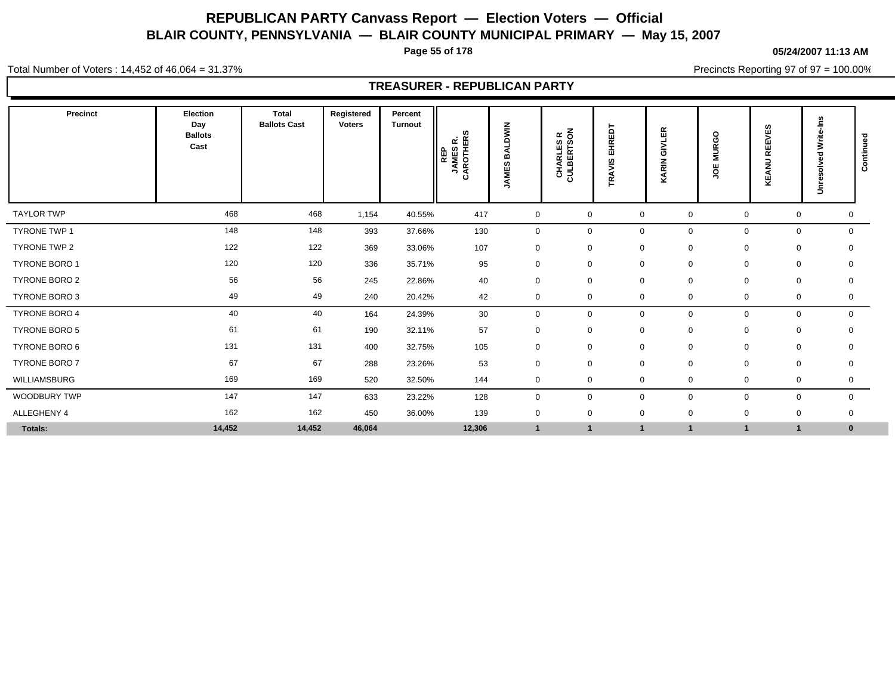# REPUBLICAN PARTY Canvass Report — Election Voters — Official

## BLAIR COUNTY, PENNSYLVANIA — BLAIR COUNTY MUNICIPAL PRIMARY — May 15, 2007

05/24/2007 11:13 AM

Total Number of Voters : 14,452 of 46,064 = 31.37%

Precincts Reporting 97 of 97 = 100.00%

### TREASURER - REPUBLICAN PARTY

| Precinct | Election Day Ballots Cast | Total Ballots Cast | Registered Voters | Percent Turnout | REP JAMES R. CAROTHERS | JAMES BALDWIN | CHARLES R CULBERTSON | TRAVIS EHREDT | KARIN GIVLER | JOE MURGO | KEANU REEVES | Unresolved Write-Ins | Continued |
|---|---|---|---|---|---|---|---|---|---|---|---|---|---|
| TAYLOR TWP | 468 | 468 | 1,154 | 40.55% | 417 | 0 | 0 | 0 | 0 | 0 | 0 | 0 | |
| TYRONE TWP 1 | 148 | 148 | 393 | 37.66% | 130 | 0 | 0 | 0 | 0 | 0 | 0 | 0 | |
| TYRONE TWP 2 | 122 | 122 | 369 | 33.06% | 107 | 0 | 0 | 0 | 0 | 0 | 0 | 0 | |
| TYRONE BORO 1 | 120 | 120 | 336 | 35.71% | 95 | 0 | 0 | 0 | 0 | 0 | 0 | 0 | |
| TYRONE BORO 2 | 56 | 56 | 245 | 22.86% | 40 | 0 | 0 | 0 | 0 | 0 | 0 | 0 | |
| TYRONE BORO 3 | 49 | 49 | 240 | 20.42% | 42 | 0 | 0 | 0 | 0 | 0 | 0 | 0 | |
| TYRONE BORO 4 | 40 | 40 | 164 | 24.39% | 30 | 0 | 0 | 0 | 0 | 0 | 0 | 0 | |
| TYRONE BORO 5 | 61 | 61 | 190 | 32.11% | 57 | 0 | 0 | 0 | 0 | 0 | 0 | 0 | |
| TYRONE BORO 6 | 131 | 131 | 400 | 32.75% | 105 | 0 | 0 | 0 | 0 | 0 | 0 | 0 | |
| TYRONE BORO 7 | 67 | 67 | 288 | 23.26% | 53 | 0 | 0 | 0 | 0 | 0 | 0 | 0 | |
| WILLIAMSBURG | 169 | 169 | 520 | 32.50% | 144 | 0 | 0 | 0 | 0 | 0 | 0 | 0 | |
| WOODBURY TWP | 147 | 147 | 633 | 23.22% | 128 | 0 | 0 | 0 | 0 | 0 | 0 | 0 | |
| ALLEGHENY 4 | 162 | 162 | 450 | 36.00% | 139 | 0 | 0 | 0 | 0 | 0 | 0 | 0 | |
| **Totals:** | **14,452** | **14,452** | **46,064** | | **12,306** | **1** | **1** | **1** | **1** | **1** | **1** | **0** | |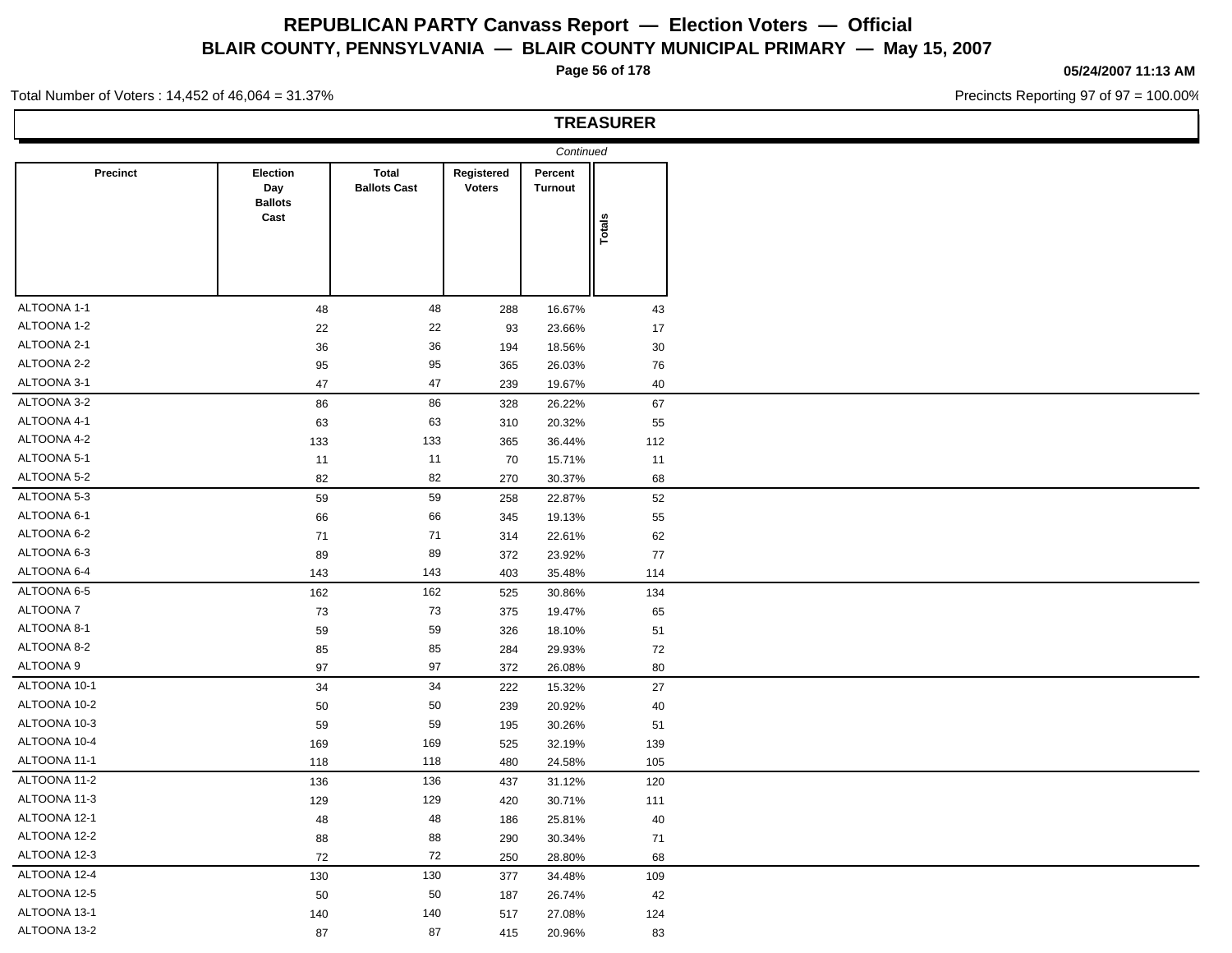# REPUBLICAN PARTY Canvass Report — Election Voters — Official

## BLAIR COUNTY, PENNSYLVANIA — BLAIR COUNTY MUNICIPAL PRIMARY — May 15, 2007

05/24/2007 11:13 AM

Total Number of Voters : 14,452 of 46,064 = 31.37%

Precincts Reporting 97 of 97 = 100.00%

### TREASURER

*Continued*

| Precinct | Election Day Ballots Cast | Total Ballots Cast | Registered Voters | Percent Turnout | Totals |
|---|---|---|---|---|---|
| ALTOONA 1-1 | 48 | 48 | 288 | 16.67% | 43 |
| ALTOONA 1-2 | 22 | 22 | 93 | 23.66% | 17 |
| ALTOONA 2-1 | 36 | 36 | 194 | 18.56% | 30 |
| ALTOONA 2-2 | 95 | 95 | 365 | 26.03% | 76 |
| ALTOONA 3-1 | 47 | 47 | 239 | 19.67% | 40 |
| ALTOONA 3-2 | 86 | 86 | 328 | 26.22% | 67 |
| ALTOONA 4-1 | 63 | 63 | 310 | 20.32% | 55 |
| ALTOONA 4-2 | 133 | 133 | 365 | 36.44% | 112 |
| ALTOONA 5-1 | 11 | 11 | 70 | 15.71% | 11 |
| ALTOONA 5-2 | 82 | 82 | 270 | 30.37% | 68 |
| ALTOONA 5-3 | 59 | 59 | 258 | 22.87% | 52 |
| ALTOONA 6-1 | 66 | 66 | 345 | 19.13% | 55 |
| ALTOONA 6-2 | 71 | 71 | 314 | 22.61% | 62 |
| ALTOONA 6-3 | 89 | 89 | 372 | 23.92% | 77 |
| ALTOONA 6-4 | 143 | 143 | 403 | 35.48% | 114 |
| ALTOONA 6-5 | 162 | 162 | 525 | 30.86% | 134 |
| ALTOONA 7 | 73 | 73 | 375 | 19.47% | 65 |
| ALTOONA 8-1 | 59 | 59 | 326 | 18.10% | 51 |
| ALTOONA 8-2 | 85 | 85 | 284 | 29.93% | 72 |
| ALTOONA 9 | 97 | 97 | 372 | 26.08% | 80 |
| ALTOONA 10-1 | 34 | 34 | 222 | 15.32% | 27 |
| ALTOONA 10-2 | 50 | 50 | 239 | 20.92% | 40 |
| ALTOONA 10-3 | 59 | 59 | 195 | 30.26% | 51 |
| ALTOONA 10-4 | 169 | 169 | 525 | 32.19% | 139 |
| ALTOONA 11-1 | 118 | 118 | 480 | 24.58% | 105 |
| ALTOONA 11-2 | 136 | 136 | 437 | 31.12% | 120 |
| ALTOONA 11-3 | 129 | 129 | 420 | 30.71% | 111 |
| ALTOONA 12-1 | 48 | 48 | 186 | 25.81% | 40 |
| ALTOONA 12-2 | 88 | 88 | 290 | 30.34% | 71 |
| ALTOONA 12-3 | 72 | 72 | 250 | 28.80% | 68 |
| ALTOONA 12-4 | 130 | 130 | 377 | 34.48% | 109 |
| ALTOONA 12-5 | 50 | 50 | 187 | 26.74% | 42 |
| ALTOONA 13-1 | 140 | 140 | 517 | 27.08% | 124 |
| ALTOONA 13-2 | 87 | 87 | 415 | 20.96% | 83 |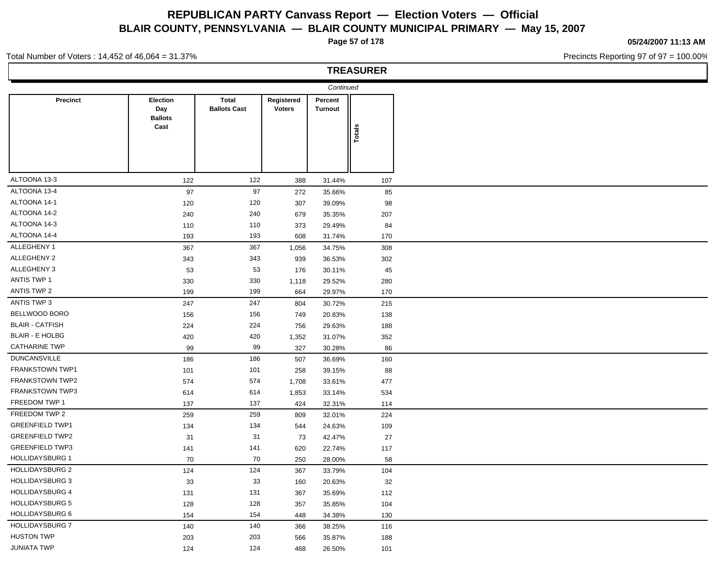# REPUBLICAN PARTY Canvass Report — Election Voters — Official
## BLAIR COUNTY, PENNSYLVANIA — BLAIR COUNTY MUNICIPAL PRIMARY — May 15, 2007

05/24/2007 11:13 AM

Total Number of Voters : 14,452 of 46,064 = 31.37%

Precincts Reporting 97 of 97 = 100.00%

### TREASURER

*Continued*

| Precinct | Election Day Ballots Cast | Total Ballots Cast | Registered Voters | Percent Turnout | Totals |
|---|---|---|---|---|---|
| ALTOONA 13-3 | 122 | 122 | 388 | 31.44% | 107 |
| ALTOONA 13-4 | 97 | 97 | 272 | 35.66% | 85 |
| ALTOONA 14-1 | 120 | 120 | 307 | 39.09% | 98 |
| ALTOONA 14-2 | 240 | 240 | 679 | 35.35% | 207 |
| ALTOONA 14-3 | 110 | 110 | 373 | 29.49% | 84 |
| ALTOONA 14-4 | 193 | 193 | 608 | 31.74% | 170 |
| ALLEGHENY 1 | 367 | 367 | 1,056 | 34.75% | 308 |
| ALLEGHENY 2 | 343 | 343 | 939 | 36.53% | 302 |
| ALLEGHENY 3 | 53 | 53 | 176 | 30.11% | 45 |
| ANTIS TWP 1 | 330 | 330 | 1,118 | 29.52% | 280 |
| ANTIS TWP 2 | 199 | 199 | 664 | 29.97% | 170 |
| ANTIS TWP 3 | 247 | 247 | 804 | 30.72% | 215 |
| BELLWOOD BORO | 156 | 156 | 749 | 20.83% | 138 |
| BLAIR - CATFISH | 224 | 224 | 756 | 29.63% | 188 |
| BLAIR - E HOLBG | 420 | 420 | 1,352 | 31.07% | 352 |
| CATHARINE TWP | 99 | 99 | 327 | 30.28% | 86 |
| DUNCANSVILLE | 186 | 186 | 507 | 36.69% | 160 |
| FRANKSTOWN TWP1 | 101 | 101 | 258 | 39.15% | 88 |
| FRANKSTOWN TWP2 | 574 | 574 | 1,708 | 33.61% | 477 |
| FRANKSTOWN TWP3 | 614 | 614 | 1,853 | 33.14% | 534 |
| FREEDOM TWP 1 | 137 | 137 | 424 | 32.31% | 114 |
| FREEDOM TWP 2 | 259 | 259 | 809 | 32.01% | 224 |
| GREENFIELD TWP1 | 134 | 134 | 544 | 24.63% | 109 |
| GREENFIELD TWP2 | 31 | 31 | 73 | 42.47% | 27 |
| GREENFIELD TWP3 | 141 | 141 | 620 | 22.74% | 117 |
| HOLLIDAYSBURG 1 | 70 | 70 | 250 | 28.00% | 58 |
| HOLLIDAYSBURG 2 | 124 | 124 | 367 | 33.79% | 104 |
| HOLLIDAYSBURG 3 | 33 | 33 | 160 | 20.63% | 32 |
| HOLLIDAYSBURG 4 | 131 | 131 | 367 | 35.69% | 112 |
| HOLLIDAYSBURG 5 | 128 | 128 | 357 | 35.85% | 104 |
| HOLLIDAYSBURG 6 | 154 | 154 | 448 | 34.38% | 130 |
| HOLLIDAYSBURG 7 | 140 | 140 | 366 | 38.25% | 116 |
| HUSTON TWP | 203 | 203 | 566 | 35.87% | 188 |
| JUNIATA TWP | 124 | 124 | 468 | 26.50% | 101 |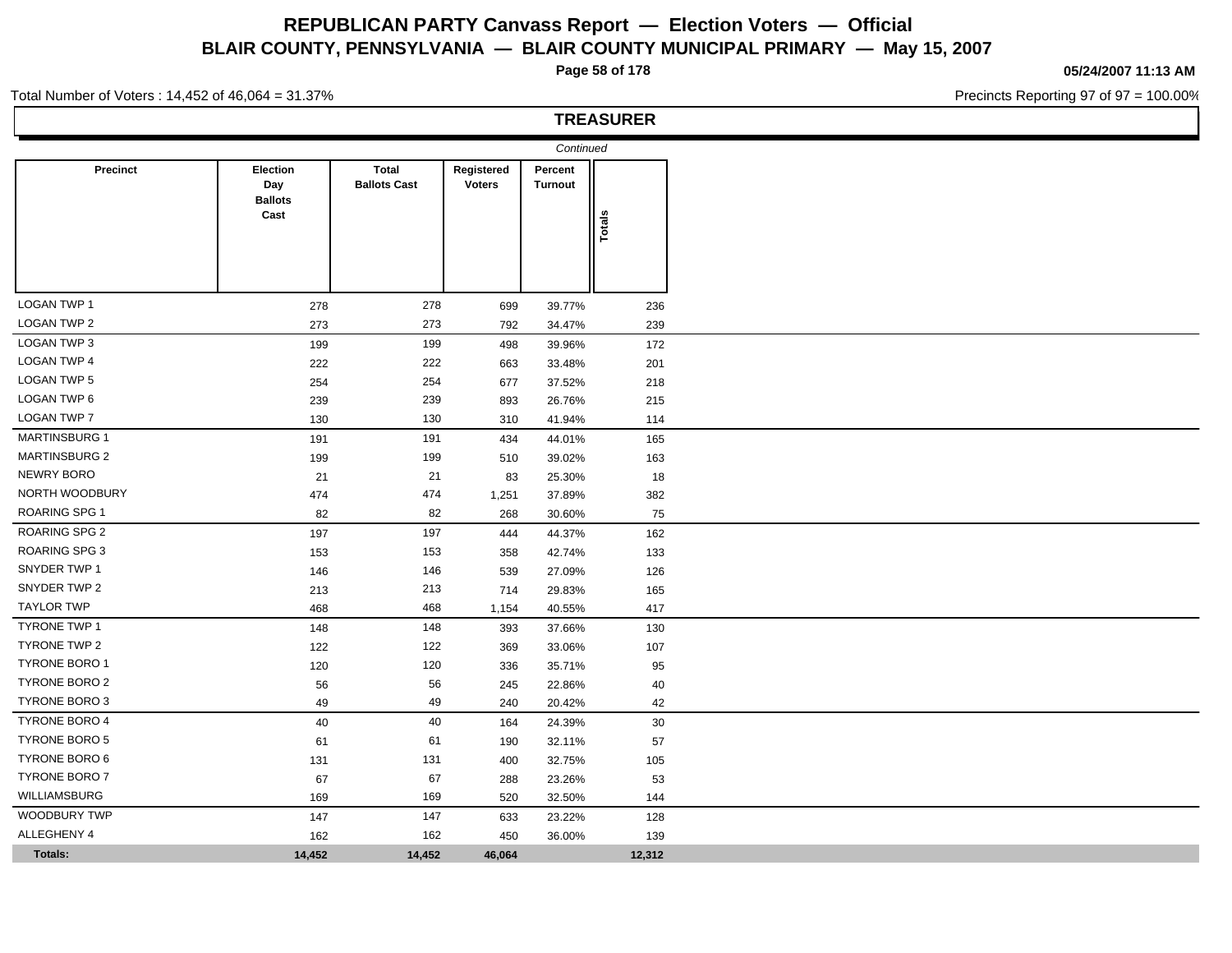# REPUBLICAN PARTY Canvass Report — Election Voters — Official

## BLAIR COUNTY, PENNSYLVANIA — BLAIR COUNTY MUNICIPAL PRIMARY — May 15, 2007

05/24/2007 11:13 AM

Total Number of Voters : 14,452 of 46,064 = 31.37%

Precincts Reporting 97 of 97 = 100.00%

### TREASURER

*Continued*

| Precinct | Election Day Ballots Cast | Total Ballots Cast | Registered Voters | Percent Turnout | Totals |
|---|---|---|---|---|---|
| LOGAN TWP 1 | 278 | 278 | 699 | 39.77% | 236 |
| LOGAN TWP 2 | 273 | 273 | 792 | 34.47% | 239 |
| LOGAN TWP 3 | 199 | 199 | 498 | 39.96% | 172 |
| LOGAN TWP 4 | 222 | 222 | 663 | 33.48% | 201 |
| LOGAN TWP 5 | 254 | 254 | 677 | 37.52% | 218 |
| LOGAN TWP 6 | 239 | 239 | 893 | 26.76% | 215 |
| LOGAN TWP 7 | 130 | 130 | 310 | 41.94% | 114 |
| MARTINSBURG 1 | 191 | 191 | 434 | 44.01% | 165 |
| MARTINSBURG 2 | 199 | 199 | 510 | 39.02% | 163 |
| NEWRY BORO | 21 | 21 | 83 | 25.30% | 18 |
| NORTH WOODBURY | 474 | 474 | 1,251 | 37.89% | 382 |
| ROARING SPG 1 | 82 | 82 | 268 | 30.60% | 75 |
| ROARING SPG 2 | 197 | 197 | 444 | 44.37% | 162 |
| ROARING SPG 3 | 153 | 153 | 358 | 42.74% | 133 |
| SNYDER TWP 1 | 146 | 146 | 539 | 27.09% | 126 |
| SNYDER TWP 2 | 213 | 213 | 714 | 29.83% | 165 |
| TAYLOR TWP | 468 | 468 | 1,154 | 40.55% | 417 |
| TYRONE TWP 1 | 148 | 148 | 393 | 37.66% | 130 |
| TYRONE TWP 2 | 122 | 122 | 369 | 33.06% | 107 |
| TYRONE BORO 1 | 120 | 120 | 336 | 35.71% | 95 |
| TYRONE BORO 2 | 56 | 56 | 245 | 22.86% | 40 |
| TYRONE BORO 3 | 49 | 49 | 240 | 20.42% | 42 |
| TYRONE BORO 4 | 40 | 40 | 164 | 24.39% | 30 |
| TYRONE BORO 5 | 61 | 61 | 190 | 32.11% | 57 |
| TYRONE BORO 6 | 131 | 131 | 400 | 32.75% | 105 |
| TYRONE BORO 7 | 67 | 67 | 288 | 23.26% | 53 |
| WILLIAMSBURG | 169 | 169 | 520 | 32.50% | 144 |
| WOODBURY TWP | 147 | 147 | 633 | 23.22% | 128 |
| ALLEGHENY 4 | 162 | 162 | 450 | 36.00% | 139 |
| **Totals:** | **14,452** | **14,452** | **46,064** | | **12,312** |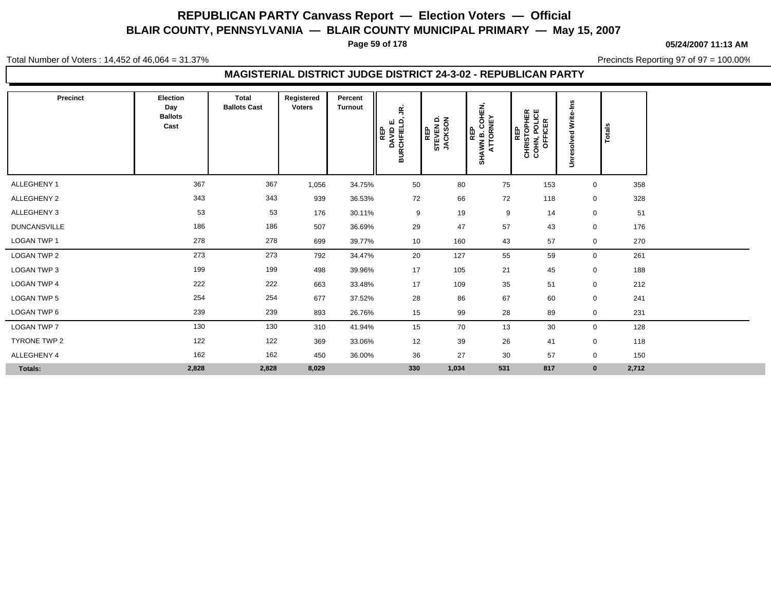# REPUBLICAN PARTY Canvass Report — Election Voters — Official

## BLAIR COUNTY, PENNSYLVANIA — BLAIR COUNTY MUNICIPAL PRIMARY — May 15, 2007

**05/24/2007 11:13 AM**

Total Number of Voters : 14,452 of 46,064 = 31.37%

Precincts Reporting 97 of 97 = 100.00%

### MAGISTERIAL DISTRICT JUDGE DISTRICT 24-3-02 - REPUBLICAN PARTY

| Precinct | Election Day Ballots Cast | Total Ballots Cast | Registered Voters | Percent Turnout | REP DAVID E. BURCHFIELD, JR. | REP STEVEN D. JACKSON | REP SHAWN B. COHEN, ATTORNEY | REP CHRISTOPHER COHN, POLICE OFFICER | Unresolved Write-Ins | Totals |
|---|---|---|---|---|---|---|---|---|---|---|
| ALLEGHENY 1 | 367 | 367 | 1,056 | 34.75% | 50 | 80 | 75 | 153 | 0 | 358 |
| ALLEGHENY 2 | 343 | 343 | 939 | 36.53% | 72 | 66 | 72 | 118 | 0 | 328 |
| ALLEGHENY 3 | 53 | 53 | 176 | 30.11% | 9 | 19 | 9 | 14 | 0 | 51 |
| DUNCANSVILLE | 186 | 186 | 507 | 36.69% | 29 | 47 | 57 | 43 | 0 | 176 |
| LOGAN TWP 1 | 278 | 278 | 699 | 39.77% | 10 | 160 | 43 | 57 | 0 | 270 |
| LOGAN TWP 2 | 273 | 273 | 792 | 34.47% | 20 | 127 | 55 | 59 | 0 | 261 |
| LOGAN TWP 3 | 199 | 199 | 498 | 39.96% | 17 | 105 | 21 | 45 | 0 | 188 |
| LOGAN TWP 4 | 222 | 222 | 663 | 33.48% | 17 | 109 | 35 | 51 | 0 | 212 |
| LOGAN TWP 5 | 254 | 254 | 677 | 37.52% | 28 | 86 | 67 | 60 | 0 | 241 |
| LOGAN TWP 6 | 239 | 239 | 893 | 26.76% | 15 | 99 | 28 | 89 | 0 | 231 |
| LOGAN TWP 7 | 130 | 130 | 310 | 41.94% | 15 | 70 | 13 | 30 | 0 | 128 |
| TYRONE TWP 2 | 122 | 122 | 369 | 33.06% | 12 | 39 | 26 | 41 | 0 | 118 |
| ALLEGHENY 4 | 162 | 162 | 450 | 36.00% | 36 | 27 | 30 | 57 | 0 | 150 |
| **Totals:** | **2,828** | **2,828** | **8,029** | | **330** | **1,034** | **531** | **817** | **0** | **2,712** |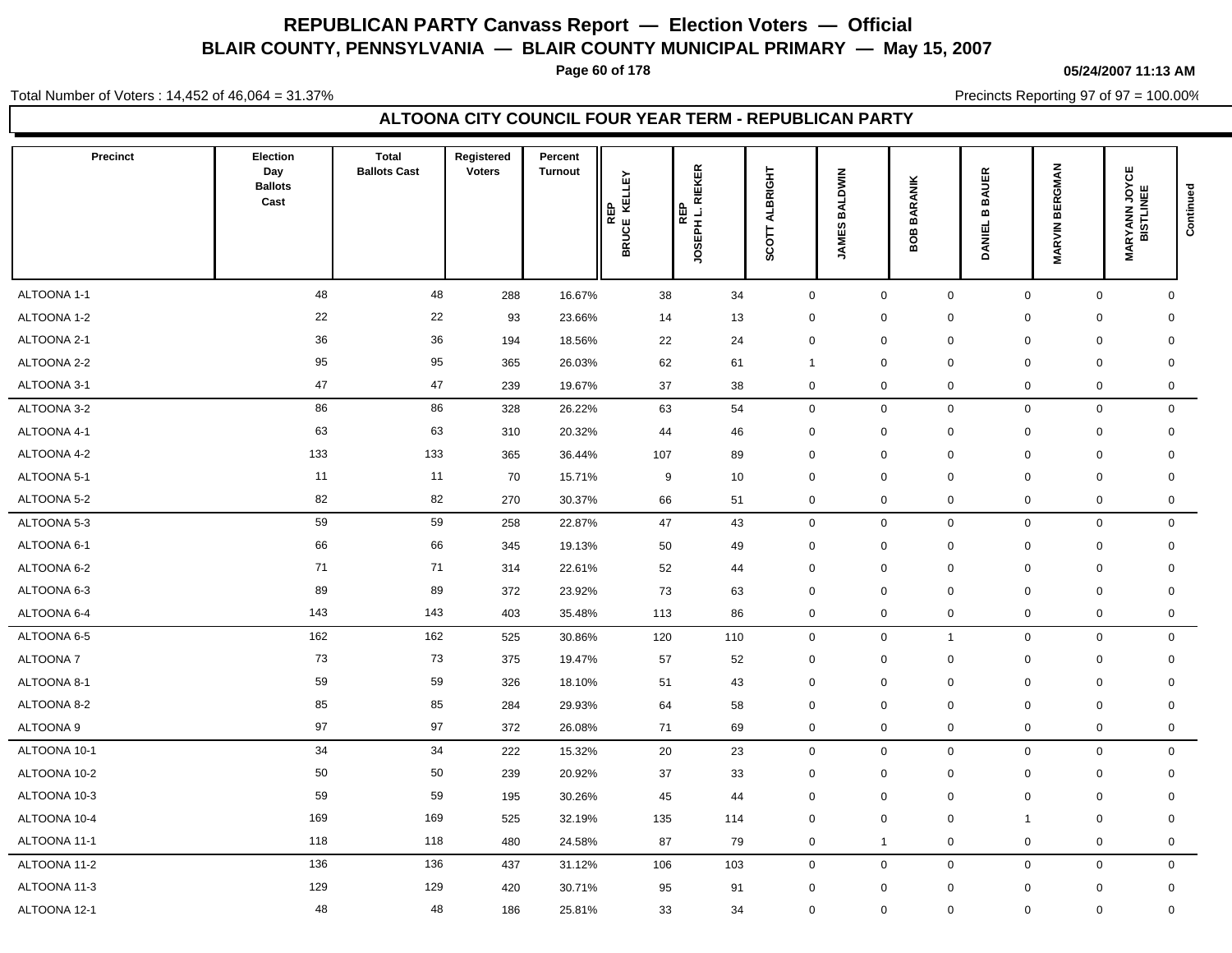# REPUBLICAN PARTY Canvass Report — Election Voters — Official

## BLAIR COUNTY, PENNSYLVANIA — BLAIR COUNTY MUNICIPAL PRIMARY — May 15, 2007

05/24/2007 11:13 AM

Total Number of Voters : 14,452 of 46,064 = 31.37%

Precincts Reporting 97 of 97 = 100.00%

### ALTOONA CITY COUNCIL FOUR YEAR TERM - REPUBLICAN PARTY

| Precinct | Election Day Ballots Cast | Total Ballots Cast | Registered Voters | Percent Turnout | REP BRUCE KELLEY | REP JOSEPH L. RIEKER | SCOTT ALBRIGHT | JAMES BALDWIN | BOB BARANIK | DANIEL B BAUER | MARVIN BERGMAN | MARYANN JOYCE BISTLINEE | Continued |
|---|---|---|---|---|---|---|---|---|---|---|---|---|---|
| ALTOONA 1-1 | 48 | 48 | 288 | 16.67% | 38 | 34 | 0 | 0 | 0 | 0 | 0 | 0 | |
| ALTOONA 1-2 | 22 | 22 | 93 | 23.66% | 14 | 13 | 0 | 0 | 0 | 0 | 0 | 0 | |
| ALTOONA 2-1 | 36 | 36 | 194 | 18.56% | 22 | 24 | 0 | 0 | 0 | 0 | 0 | 0 | |
| ALTOONA 2-2 | 95 | 95 | 365 | 26.03% | 62 | 61 | 1 | 0 | 0 | 0 | 0 | 0 | |
| ALTOONA 3-1 | 47 | 47 | 239 | 19.67% | 37 | 38 | 0 | 0 | 0 | 0 | 0 | 0 | |
| ALTOONA 3-2 | 86 | 86 | 328 | 26.22% | 63 | 54 | 0 | 0 | 0 | 0 | 0 | 0 | |
| ALTOONA 4-1 | 63 | 63 | 310 | 20.32% | 44 | 46 | 0 | 0 | 0 | 0 | 0 | 0 | |
| ALTOONA 4-2 | 133 | 133 | 365 | 36.44% | 107 | 89 | 0 | 0 | 0 | 0 | 0 | 0 | |
| ALTOONA 5-1 | 11 | 11 | 70 | 15.71% | 9 | 10 | 0 | 0 | 0 | 0 | 0 | 0 | |
| ALTOONA 5-2 | 82 | 82 | 270 | 30.37% | 66 | 51 | 0 | 0 | 0 | 0 | 0 | 0 | |
| ALTOONA 5-3 | 59 | 59 | 258 | 22.87% | 47 | 43 | 0 | 0 | 0 | 0 | 0 | 0 | |
| ALTOONA 6-1 | 66 | 66 | 345 | 19.13% | 50 | 49 | 0 | 0 | 0 | 0 | 0 | 0 | |
| ALTOONA 6-2 | 71 | 71 | 314 | 22.61% | 52 | 44 | 0 | 0 | 0 | 0 | 0 | 0 | |
| ALTOONA 6-3 | 89 | 89 | 372 | 23.92% | 73 | 63 | 0 | 0 | 0 | 0 | 0 | 0 | |
| ALTOONA 6-4 | 143 | 143 | 403 | 35.48% | 113 | 86 | 0 | 0 | 0 | 0 | 0 | 0 | |
| ALTOONA 6-5 | 162 | 162 | 525 | 30.86% | 120 | 110 | 0 | 0 | 1 | 0 | 0 | 0 | |
| ALTOONA 7 | 73 | 73 | 375 | 19.47% | 57 | 52 | 0 | 0 | 0 | 0 | 0 | 0 | |
| ALTOONA 8-1 | 59 | 59 | 326 | 18.10% | 51 | 43 | 0 | 0 | 0 | 0 | 0 | 0 | |
| ALTOONA 8-2 | 85 | 85 | 284 | 29.93% | 64 | 58 | 0 | 0 | 0 | 0 | 0 | 0 | |
| ALTOONA 9 | 97 | 97 | 372 | 26.08% | 71 | 69 | 0 | 0 | 0 | 0 | 0 | 0 | |
| ALTOONA 10-1 | 34 | 34 | 222 | 15.32% | 20 | 23 | 0 | 0 | 0 | 0 | 0 | 0 | |
| ALTOONA 10-2 | 50 | 50 | 239 | 20.92% | 37 | 33 | 0 | 0 | 0 | 0 | 0 | 0 | |
| ALTOONA 10-3 | 59 | 59 | 195 | 30.26% | 45 | 44 | 0 | 0 | 0 | 0 | 0 | 0 | |
| ALTOONA 10-4 | 169 | 169 | 525 | 32.19% | 135 | 114 | 0 | 0 | 0 | 1 | 0 | 0 | |
| ALTOONA 11-1 | 118 | 118 | 480 | 24.58% | 87 | 79 | 0 | 1 | 0 | 0 | 0 | 0 | |
| ALTOONA 11-2 | 136 | 136 | 437 | 31.12% | 106 | 103 | 0 | 0 | 0 | 0 | 0 | 0 | |
| ALTOONA 11-3 | 129 | 129 | 420 | 30.71% | 95 | 91 | 0 | 0 | 0 | 0 | 0 | 0 | |
| ALTOONA 12-1 | 48 | 48 | 186 | 25.81% | 33 | 34 | 0 | 0 | 0 | 0 | 0 | 0 | |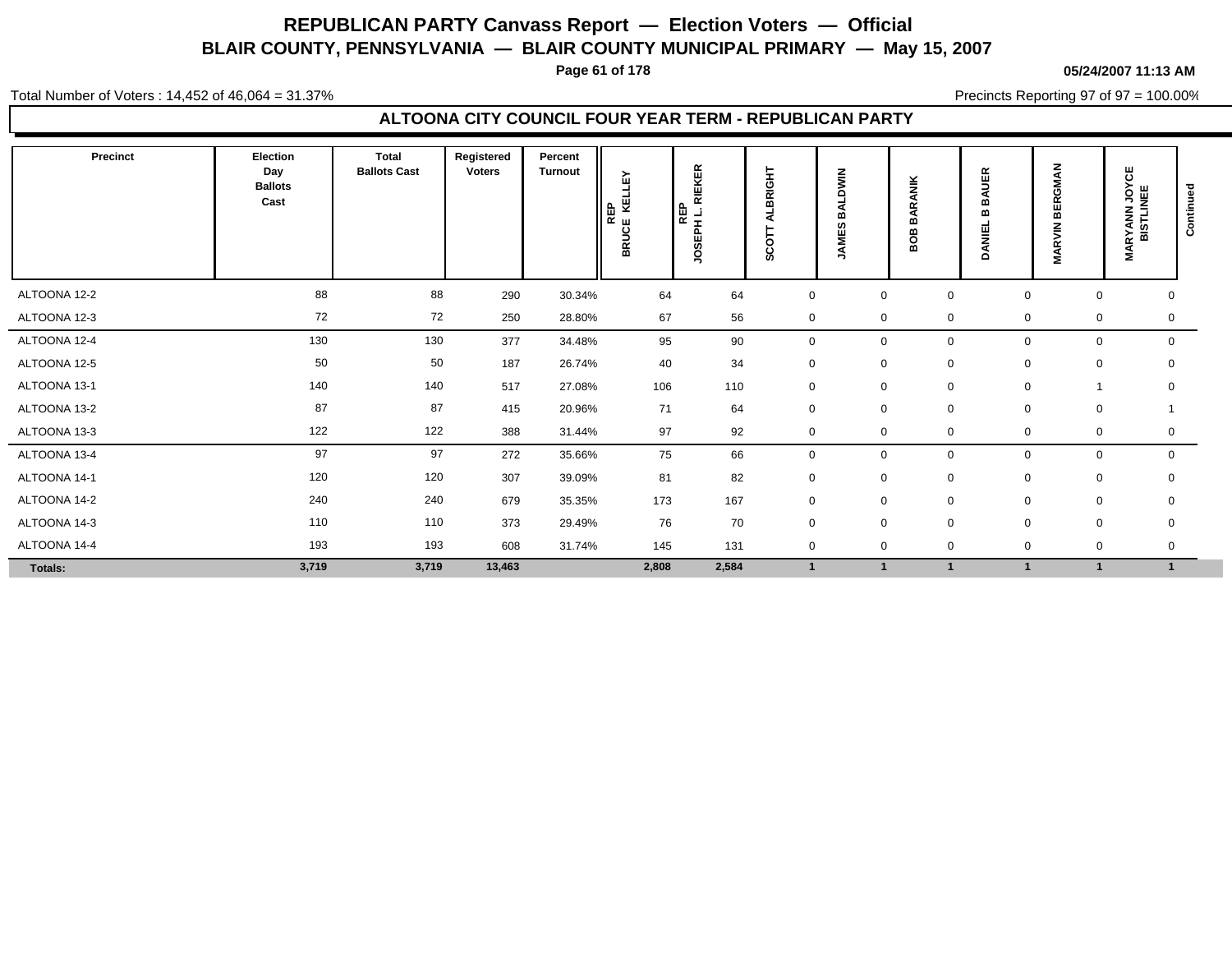# REPUBLICAN PARTY Canvass Report — Election Voters — Official

## BLAIR COUNTY, PENNSYLVANIA — BLAIR COUNTY MUNICIPAL PRIMARY — May 15, 2007

05/24/2007 11:13 AM

Total Number of Voters : 14,452 of 46,064 = 31.37%

Precincts Reporting 97 of 97 = 100.00%

### ALTOONA CITY COUNCIL FOUR YEAR TERM - REPUBLICAN PARTY

| Precinct | Election Day Ballots Cast | Total Ballots Cast | Registered Voters | Percent Turnout | REP BRUCE KELLEY | REP JOSEPH L. RIEKER | SCOTT ALBRIGHT | JAMES BALDWIN | BOB BARANIK | DANIEL B BAUER | MARVIN BERGMAN | MARYANN JOYCE BISTLINEE | Continued |
|---|---|---|---|---|---|---|---|---|---|---|---|---|---|
| ALTOONA 12-2 | 88 | 88 | 290 | 30.34% | 64 | 64 | 0 | 0 | 0 | 0 | 0 | 0 | |
| ALTOONA 12-3 | 72 | 72 | 250 | 28.80% | 67 | 56 | 0 | 0 | 0 | 0 | 0 | 0 | |
| ALTOONA 12-4 | 130 | 130 | 377 | 34.48% | 95 | 90 | 0 | 0 | 0 | 0 | 0 | 0 | |
| ALTOONA 12-5 | 50 | 50 | 187 | 26.74% | 40 | 34 | 0 | 0 | 0 | 0 | 0 | 0 | |
| ALTOONA 13-1 | 140 | 140 | 517 | 27.08% | 106 | 110 | 0 | 0 | 0 | 0 | 1 | 0 | |
| ALTOONA 13-2 | 87 | 87 | 415 | 20.96% | 71 | 64 | 0 | 0 | 0 | 0 | 0 | 1 | |
| ALTOONA 13-3 | 122 | 122 | 388 | 31.44% | 97 | 92 | 0 | 0 | 0 | 0 | 0 | 0 | |
| ALTOONA 13-4 | 97 | 97 | 272 | 35.66% | 75 | 66 | 0 | 0 | 0 | 0 | 0 | 0 | |
| ALTOONA 14-1 | 120 | 120 | 307 | 39.09% | 81 | 82 | 0 | 0 | 0 | 0 | 0 | 0 | |
| ALTOONA 14-2 | 240 | 240 | 679 | 35.35% | 173 | 167 | 0 | 0 | 0 | 0 | 0 | 0 | |
| ALTOONA 14-3 | 110 | 110 | 373 | 29.49% | 76 | 70 | 0 | 0 | 0 | 0 | 0 | 0 | |
| ALTOONA 14-4 | 193 | 193 | 608 | 31.74% | 145 | 131 | 0 | 0 | 0 | 0 | 0 | 0 | |
| **Totals:** | **3,719** | **3,719** | **13,463** | | **2,808** | **2,584** | **1** | **1** | **1** | **1** | **1** | **1** | |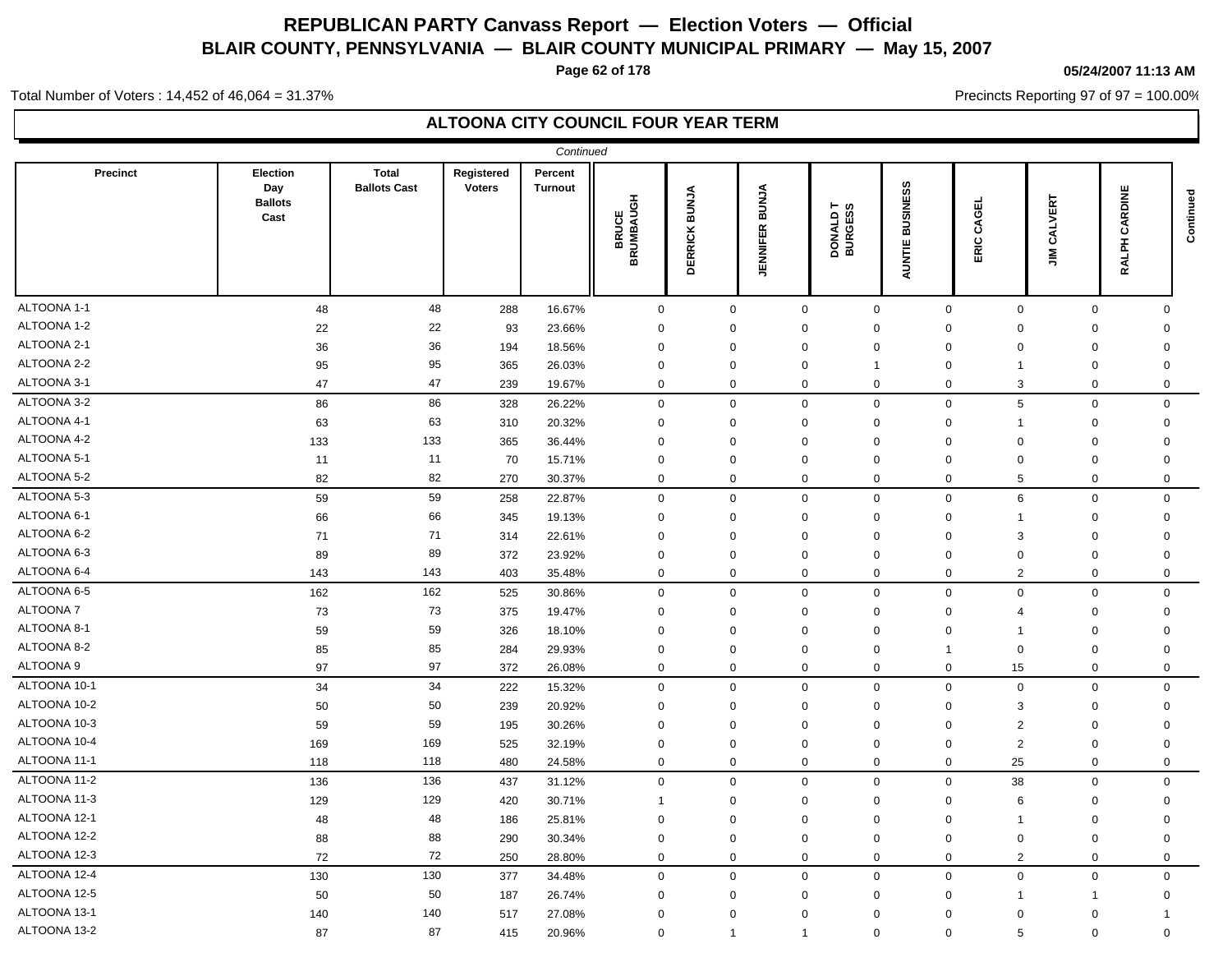# REPUBLICAN PARTY Canvass Report — Election Voters — Official

## BLAIR COUNTY, PENNSYLVANIA — BLAIR COUNTY MUNICIPAL PRIMARY — May 15, 2007

05/24/2007 11:13 AM

Total Number of Voters : 14,452 of 46,064 = 31.37%

Precincts Reporting 97 of 97 = 100.00%

### ALTOONA CITY COUNCIL FOUR YEAR TERM

*Continued*

| Precinct | Election Day Ballots Cast | Total Ballots Cast | Registered Voters | Percent Turnout | BRUCE BRUMBAUGH | DERRICK BUNJA | JENNIFER BUNJA | DONALD T BURGESS | AUNTIE BUSINESS | ERIC CAGEL | JIM CALVERT | RALPH CARDINE |
|---|---|---|---|---|---|---|---|---|---|---|---|---|
| ALTOONA 1-1 | 48 | 48 | 288 | 16.67% | 0 | 0 | 0 | 0 | 0 | 0 | 0 | 0 |
| ALTOONA 1-2 | 22 | 22 | 93 | 23.66% | 0 | 0 | 0 | 0 | 0 | 0 | 0 | 0 |
| ALTOONA 2-1 | 36 | 36 | 194 | 18.56% | 0 | 0 | 0 | 0 | 0 | 0 | 0 | 0 |
| ALTOONA 2-2 | 95 | 95 | 365 | 26.03% | 0 | 0 | 0 | 1 | 0 | 1 | 0 | 0 |
| ALTOONA 3-1 | 47 | 47 | 239 | 19.67% | 0 | 0 | 0 | 0 | 0 | 3 | 0 | 0 |
| ALTOONA 3-2 | 86 | 86 | 328 | 26.22% | 0 | 0 | 0 | 0 | 0 | 5 | 0 | 0 |
| ALTOONA 4-1 | 63 | 63 | 310 | 20.32% | 0 | 0 | 0 | 0 | 0 | 1 | 0 | 0 |
| ALTOONA 4-2 | 133 | 133 | 365 | 36.44% | 0 | 0 | 0 | 0 | 0 | 0 | 0 | 0 |
| ALTOONA 5-1 | 11 | 11 | 70 | 15.71% | 0 | 0 | 0 | 0 | 0 | 0 | 0 | 0 |
| ALTOONA 5-2 | 82 | 82 | 270 | 30.37% | 0 | 0 | 0 | 0 | 0 | 5 | 0 | 0 |
| ALTOONA 5-3 | 59 | 59 | 258 | 22.87% | 0 | 0 | 0 | 0 | 0 | 6 | 0 | 0 |
| ALTOONA 6-1 | 66 | 66 | 345 | 19.13% | 0 | 0 | 0 | 0 | 0 | 1 | 0 | 0 |
| ALTOONA 6-2 | 71 | 71 | 314 | 22.61% | 0 | 0 | 0 | 0 | 0 | 3 | 0 | 0 |
| ALTOONA 6-3 | 89 | 89 | 372 | 23.92% | 0 | 0 | 0 | 0 | 0 | 0 | 0 | 0 |
| ALTOONA 6-4 | 143 | 143 | 403 | 35.48% | 0 | 0 | 0 | 0 | 0 | 2 | 0 | 0 |
| ALTOONA 6-5 | 162 | 162 | 525 | 30.86% | 0 | 0 | 0 | 0 | 0 | 0 | 0 | 0 |
| ALTOONA 7 | 73 | 73 | 375 | 19.47% | 0 | 0 | 0 | 0 | 0 | 4 | 0 | 0 |
| ALTOONA 8-1 | 59 | 59 | 326 | 18.10% | 0 | 0 | 0 | 0 | 0 | 1 | 0 | 0 |
| ALTOONA 8-2 | 85 | 85 | 284 | 29.93% | 0 | 0 | 0 | 0 | 1 | 0 | 0 | 0 |
| ALTOONA 9 | 97 | 97 | 372 | 26.08% | 0 | 0 | 0 | 0 | 0 | 15 | 0 | 0 |
| ALTOONA 10-1 | 34 | 34 | 222 | 15.32% | 0 | 0 | 0 | 0 | 0 | 0 | 0 | 0 |
| ALTOONA 10-2 | 50 | 50 | 239 | 20.92% | 0 | 0 | 0 | 0 | 0 | 3 | 0 | 0 |
| ALTOONA 10-3 | 59 | 59 | 195 | 30.26% | 0 | 0 | 0 | 0 | 0 | 2 | 0 | 0 |
| ALTOONA 10-4 | 169 | 169 | 525 | 32.19% | 0 | 0 | 0 | 0 | 0 | 2 | 0 | 0 |
| ALTOONA 11-1 | 118 | 118 | 480 | 24.58% | 0 | 0 | 0 | 0 | 0 | 25 | 0 | 0 |
| ALTOONA 11-2 | 136 | 136 | 437 | 31.12% | 0 | 0 | 0 | 0 | 0 | 38 | 0 | 0 |
| ALTOONA 11-3 | 129 | 129 | 420 | 30.71% | 1 | 0 | 0 | 0 | 0 | 6 | 0 | 0 |
| ALTOONA 12-1 | 48 | 48 | 186 | 25.81% | 0 | 0 | 0 | 0 | 0 | 1 | 0 | 0 |
| ALTOONA 12-2 | 88 | 88 | 290 | 30.34% | 0 | 0 | 0 | 0 | 0 | 0 | 0 | 0 |
| ALTOONA 12-3 | 72 | 72 | 250 | 28.80% | 0 | 0 | 0 | 0 | 0 | 2 | 0 | 0 |
| ALTOONA 12-4 | 130 | 130 | 377 | 34.48% | 0 | 0 | 0 | 0 | 0 | 0 | 0 | 0 |
| ALTOONA 12-5 | 50 | 50 | 187 | 26.74% | 0 | 0 | 0 | 0 | 0 | 1 | 1 | 0 |
| ALTOONA 13-1 | 140 | 140 | 517 | 27.08% | 0 | 0 | 0 | 0 | 0 | 0 | 0 | 1 |
| ALTOONA 13-2 | 87 | 87 | 415 | 20.96% | 0 | 1 | 1 | 0 | 0 | 5 | 0 | 0 |

*Continued*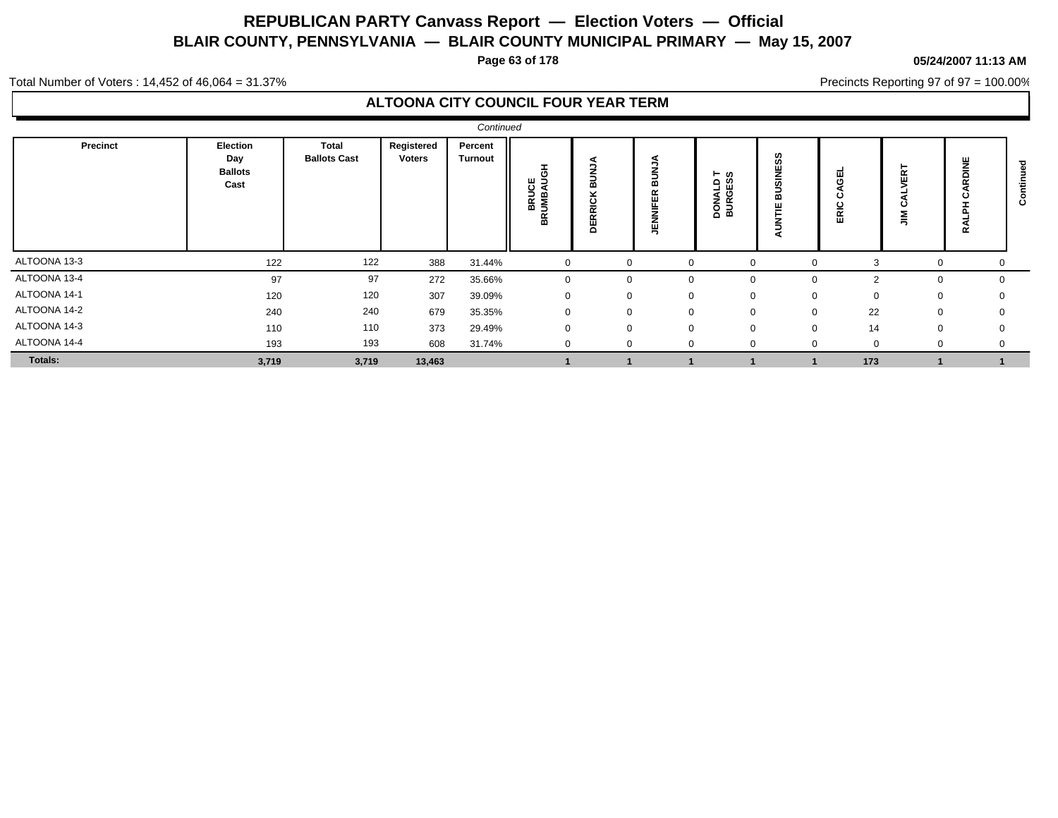# REPUBLICAN PARTY Canvass Report — Election Voters — Official

## BLAIR COUNTY, PENNSYLVANIA — BLAIR COUNTY MUNICIPAL PRIMARY — May 15, 2007

**05/24/2007 11:13 AM**

Total Number of Voters : 14,452 of 46,064 = 31.37%

Precincts Reporting 97 of 97 = 100.00%

### ALTOONA CITY COUNCIL FOUR YEAR TERM

*Continued*

| Precinct | Election Day Ballots Cast | Total Ballots Cast | Registered Voters | Percent Turnout | BRUCE BRUMBAUGH | DERRICK BUNJA | JENNIFER BUNJA | DONALD T BURGESS | AUNTIE BUSINESS | ERIC CAGEL | JIM CALVERT | RALPH CARDINE | Continued |
|---|---|---|---|---|---|---|---|---|---|---|---|---|---|
| ALTOONA 13-3 | 122 | 122 | 388 | 31.44% | 0 | 0 | 0 | 0 | 0 | 3 | 0 | 0 | |
| ALTOONA 13-4 | 97 | 97 | 272 | 35.66% | 0 | 0 | 0 | 0 | 0 | 2 | 0 | 0 | |
| ALTOONA 14-1 | 120 | 120 | 307 | 39.09% | 0 | 0 | 0 | 0 | 0 | 0 | 0 | 0 | |
| ALTOONA 14-2 | 240 | 240 | 679 | 35.35% | 0 | 0 | 0 | 0 | 0 | 22 | 0 | 0 | |
| ALTOONA 14-3 | 110 | 110 | 373 | 29.49% | 0 | 0 | 0 | 0 | 0 | 14 | 0 | 0 | |
| ALTOONA 14-4 | 193 | 193 | 608 | 31.74% | 0 | 0 | 0 | 0 | 0 | 0 | 0 | 0 | |
| **Totals:** | **3,719** | **3,719** | **13,463** | | **1** | **1** | **1** | **1** | **1** | **173** | **1** | **1** | |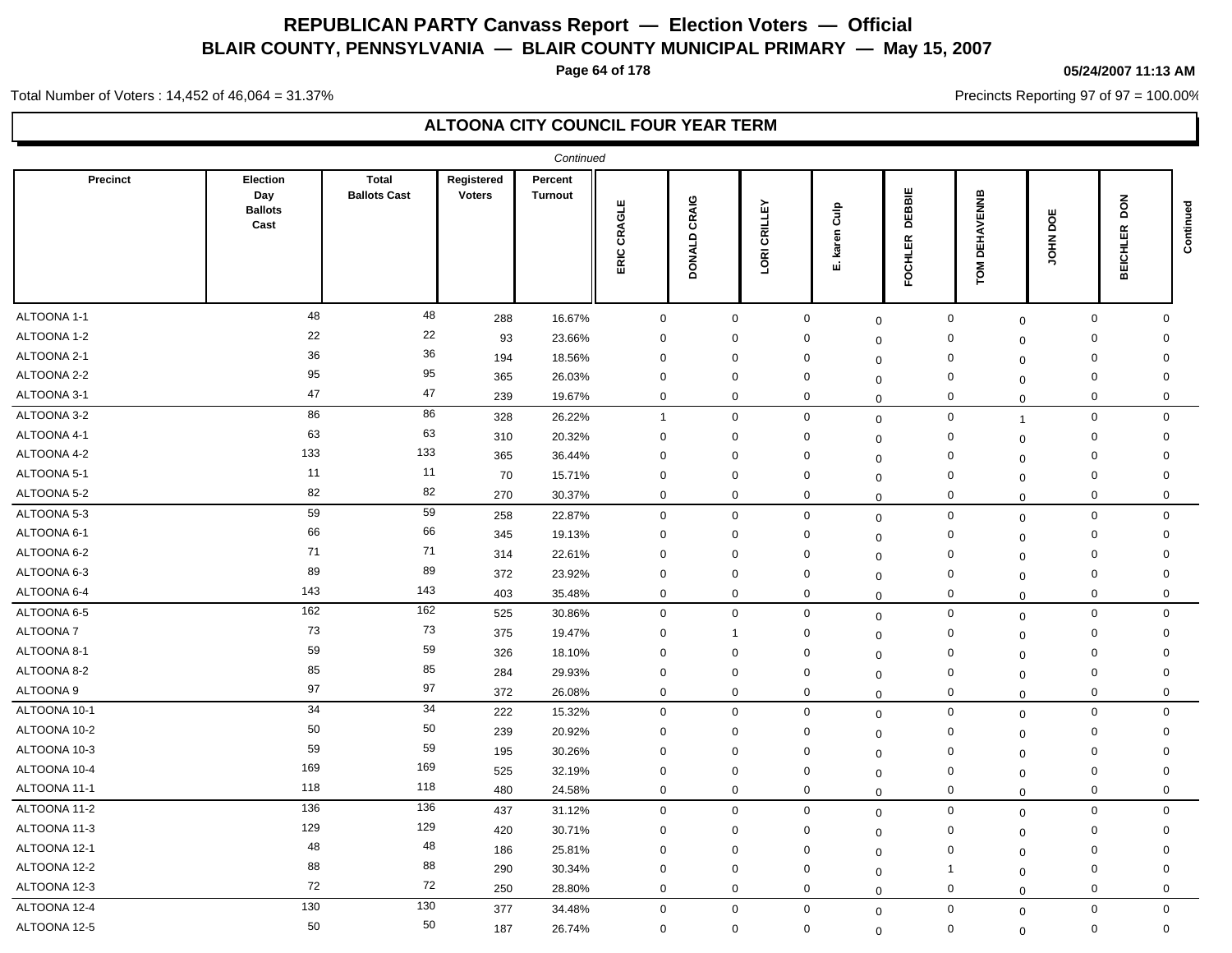# REPUBLICAN PARTY Canvass Report — Election Voters — Official

## BLAIR COUNTY, PENNSYLVANIA — BLAIR COUNTY MUNICIPAL PRIMARY — May 15, 2007

05/24/2007 11:13 AM

Total Number of Voters : 14,452 of 46,064 = 31.37%

Precincts Reporting 97 of 97 = 100.00%

### ALTOONA CITY COUNCIL FOUR YEAR TERM

*Continued*

| Precinct | Election Day Ballots Cast | Total Ballots Cast | Registered Voters | Percent Turnout | ERIC CRAGLE | DONALD CRAIG | LORI CRILLEY | E. karen Culp | FOCHLER DEBBIE | TOM DEHAVENNB | JOHN DOE | BEICHLER DON | Continued |
|---|---|---|---|---|---|---|---|---|---|---|---|---|---|
| ALTOONA 1-1 | 48 | 48 | 288 | 16.67% | 0 | 0 | 0 | 0 | 0 | 0 | 0 | 0 | |
| ALTOONA 1-2 | 22 | 22 | 93 | 23.66% | 0 | 0 | 0 | 0 | 0 | 0 | 0 | 0 | |
| ALTOONA 2-1 | 36 | 36 | 194 | 18.56% | 0 | 0 | 0 | 0 | 0 | 0 | 0 | 0 | |
| ALTOONA 2-2 | 95 | 95 | 365 | 26.03% | 0 | 0 | 0 | 0 | 0 | 0 | 0 | 0 | |
| ALTOONA 3-1 | 47 | 47 | 239 | 19.67% | 0 | 0 | 0 | 0 | 0 | 0 | 0 | 0 | |
| ALTOONA 3-2 | 86 | 86 | 328 | 26.22% | 1 | 0 | 0 | 0 | 0 | 1 | 0 | 0 | |
| ALTOONA 4-1 | 63 | 63 | 310 | 20.32% | 0 | 0 | 0 | 0 | 0 | 0 | 0 | 0 | |
| ALTOONA 4-2 | 133 | 133 | 365 | 36.44% | 0 | 0 | 0 | 0 | 0 | 0 | 0 | 0 | |
| ALTOONA 5-1 | 11 | 11 | 70 | 15.71% | 0 | 0 | 0 | 0 | 0 | 0 | 0 | 0 | |
| ALTOONA 5-2 | 82 | 82 | 270 | 30.37% | 0 | 0 | 0 | 0 | 0 | 0 | 0 | 0 | |
| ALTOONA 5-3 | 59 | 59 | 258 | 22.87% | 0 | 0 | 0 | 0 | 0 | 0 | 0 | 0 | |
| ALTOONA 6-1 | 66 | 66 | 345 | 19.13% | 0 | 0 | 0 | 0 | 0 | 0 | 0 | 0 | |
| ALTOONA 6-2 | 71 | 71 | 314 | 22.61% | 0 | 0 | 0 | 0 | 0 | 0 | 0 | 0 | |
| ALTOONA 6-3 | 89 | 89 | 372 | 23.92% | 0 | 0 | 0 | 0 | 0 | 0 | 0 | 0 | |
| ALTOONA 6-4 | 143 | 143 | 403 | 35.48% | 0 | 0 | 0 | 0 | 0 | 0 | 0 | 0 | |
| ALTOONA 6-5 | 162 | 162 | 525 | 30.86% | 0 | 0 | 0 | 0 | 0 | 0 | 0 | 0 | |
| ALTOONA 7 | 73 | 73 | 375 | 19.47% | 0 | 1 | 0 | 0 | 0 | 0 | 0 | 0 | |
| ALTOONA 8-1 | 59 | 59 | 326 | 18.10% | 0 | 0 | 0 | 0 | 0 | 0 | 0 | 0 | |
| ALTOONA 8-2 | 85 | 85 | 284 | 29.93% | 0 | 0 | 0 | 0 | 0 | 0 | 0 | 0 | |
| ALTOONA 9 | 97 | 97 | 372 | 26.08% | 0 | 0 | 0 | 0 | 0 | 0 | 0 | 0 | |
| ALTOONA 10-1 | 34 | 34 | 222 | 15.32% | 0 | 0 | 0 | 0 | 0 | 0 | 0 | 0 | |
| ALTOONA 10-2 | 50 | 50 | 239 | 20.92% | 0 | 0 | 0 | 0 | 0 | 0 | 0 | 0 | |
| ALTOONA 10-3 | 59 | 59 | 195 | 30.26% | 0 | 0 | 0 | 0 | 0 | 0 | 0 | 0 | |
| ALTOONA 10-4 | 169 | 169 | 525 | 32.19% | 0 | 0 | 0 | 0 | 0 | 0 | 0 | 0 | |
| ALTOONA 11-1 | 118 | 118 | 480 | 24.58% | 0 | 0 | 0 | 0 | 0 | 0 | 0 | 0 | |
| ALTOONA 11-2 | 136 | 136 | 437 | 31.12% | 0 | 0 | 0 | 0 | 0 | 0 | 0 | 0 | |
| ALTOONA 11-3 | 129 | 129 | 420 | 30.71% | 0 | 0 | 0 | 0 | 0 | 0 | 0 | 0 | |
| ALTOONA 12-1 | 48 | 48 | 186 | 25.81% | 0 | 0 | 0 | 0 | 0 | 0 | 0 | 0 | |
| ALTOONA 12-2 | 88 | 88 | 290 | 30.34% | 0 | 0 | 0 | 0 | 1 | 0 | 0 | 0 | |
| ALTOONA 12-3 | 72 | 72 | 250 | 28.80% | 0 | 0 | 0 | 0 | 0 | 0 | 0 | 0 | |
| ALTOONA 12-4 | 130 | 130 | 377 | 34.48% | 0 | 0 | 0 | 0 | 0 | 0 | 0 | 0 | |
| ALTOONA 12-5 | 50 | 50 | 187 | 26.74% | 0 | 0 | 0 | 0 | 0 | 0 | 0 | 0 | |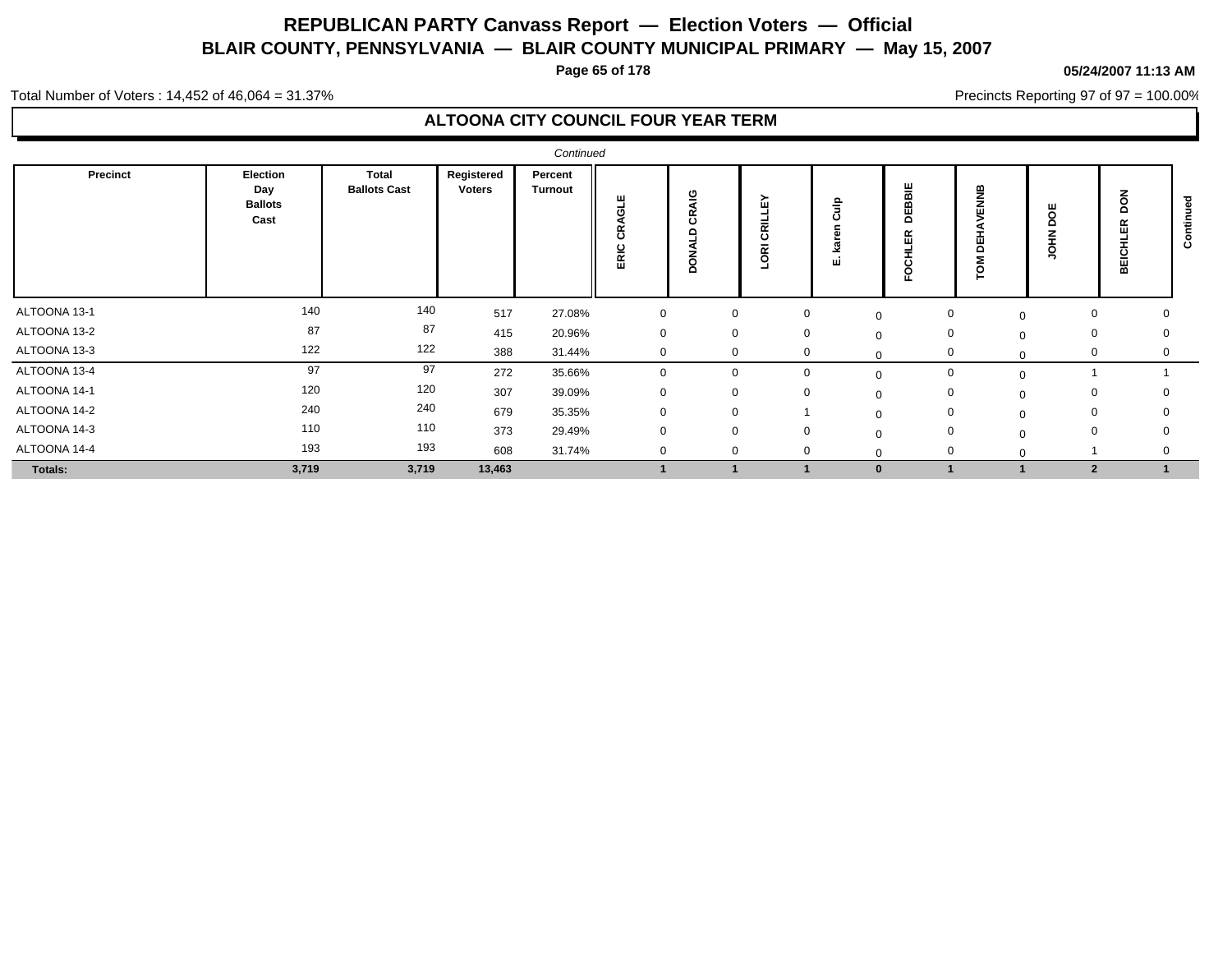# REPUBLICAN PARTY Canvass Report — Election Voters — Official

## BLAIR COUNTY, PENNSYLVANIA — BLAIR COUNTY MUNICIPAL PRIMARY — May 15, 2007

05/24/2007 11:13 AM

Total Number of Voters : 14,452 of 46,064 = 31.37%

Precincts Reporting 97 of 97 = 100.00%

### ALTOONA CITY COUNCIL FOUR YEAR TERM

*Continued*

| Precinct | Election Day Ballots Cast | Total Ballots Cast | Registered Voters | Percent Turnout | ERIC CRAGLE | DONALD CRAIG | LORI CRILLEY | E. karen Culp | FOCHLER DEBBIE | TOM DEHAVENNB | JOHN DOE | BEICHLER DON |
|---|---|---|---|---|---|---|---|---|---|---|---|---|
| ALTOONA 13-1 | 140 | 140 | 517 | 27.08% | 0 | 0 | 0 | 0 | 0 | 0 | 0 | 0 |
| ALTOONA 13-2 | 87 | 87 | 415 | 20.96% | 0 | 0 | 0 | 0 | 0 | 0 | 0 | 0 |
| ALTOONA 13-3 | 122 | 122 | 388 | 31.44% | 0 | 0 | 0 | 0 | 0 | 0 | 0 | 0 |
| ALTOONA 13-4 | 97 | 97 | 272 | 35.66% | 0 | 0 | 0 | 0 | 0 | 0 | 1 | 1 |
| ALTOONA 14-1 | 120 | 120 | 307 | 39.09% | 0 | 0 | 0 | 0 | 0 | 0 | 0 | 0 |
| ALTOONA 14-2 | 240 | 240 | 679 | 35.35% | 0 | 0 | 1 | 0 | 0 | 0 | 0 | 0 |
| ALTOONA 14-3 | 110 | 110 | 373 | 29.49% | 0 | 0 | 0 | 0 | 0 | 0 | 0 | 0 |
| ALTOONA 14-4 | 193 | 193 | 608 | 31.74% | 0 | 0 | 0 | 0 | 0 | 0 | 1 | 0 |
| **Totals:** | **3,719** | **3,719** | **13,463** | | **1** | **1** | **1** | **0** | **1** | **1** | **2** | **1** |

*Continued*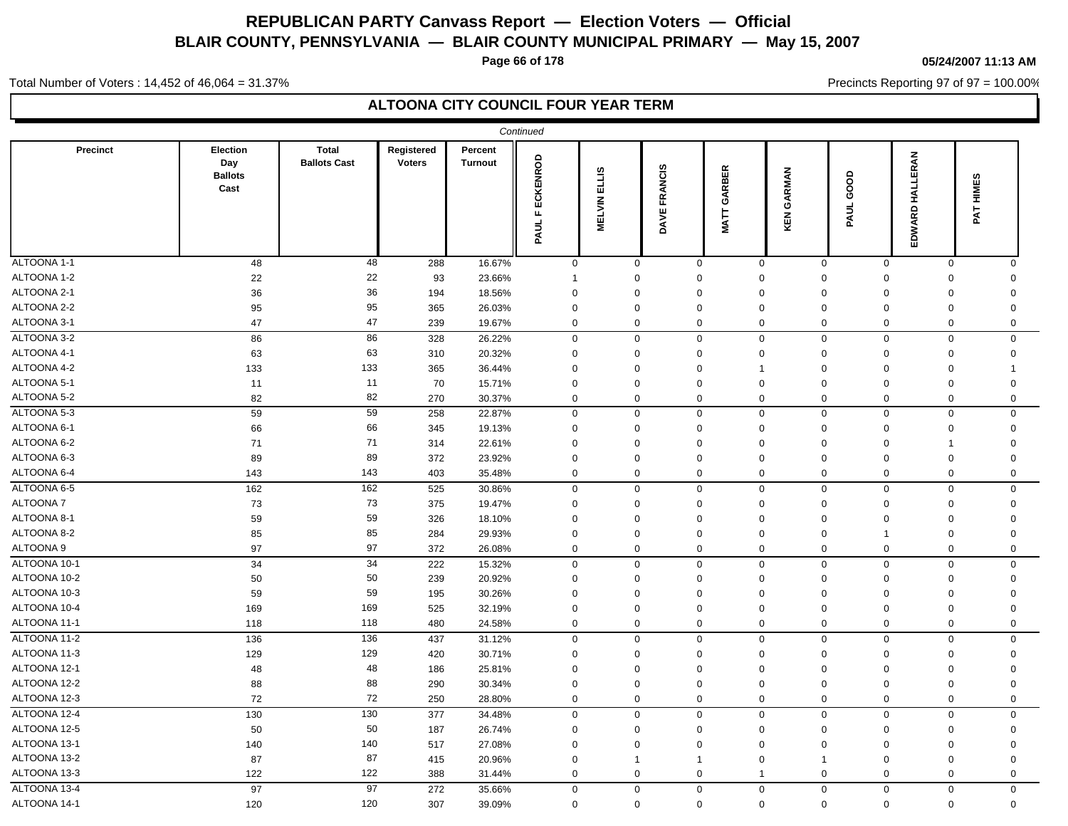# REPUBLICAN PARTY Canvass Report — Election Voters — Official

## BLAIR COUNTY, PENNSYLVANIA — BLAIR COUNTY MUNICIPAL PRIMARY — May 15, 2007

05/24/2007 11:13 AM

Total Number of Voters : 14,452 of 46,064 = 31.37%

Precincts Reporting 97 of 97 = 100.00%

### ALTOONA CITY COUNCIL FOUR YEAR TERM

*Continued*

| Precinct | Election Day Ballots Cast | Total Ballots Cast | Registered Voters | Percent Turnout | PAUL F ECKENROD | MELVIN ELLIS | DAVE FRANCIS | MATT GARBER | KEN GARMAN | PAUL GOOD | EDWARD HALLERAN | PAT HIMES |
|---|---|---|---|---|---|---|---|---|---|---|---|---|
| ALTOONA 1-1 | 48 | 48 | 288 | 16.67% | 0 | 0 | 0 | 0 | 0 | 0 | 0 | 0 |
| ALTOONA 1-2 | 22 | 22 | 93 | 23.66% | 1 | 0 | 0 | 0 | 0 | 0 | 0 | 0 |
| ALTOONA 2-1 | 36 | 36 | 194 | 18.56% | 0 | 0 | 0 | 0 | 0 | 0 | 0 | 0 |
| ALTOONA 2-2 | 95 | 95 | 365 | 26.03% | 0 | 0 | 0 | 0 | 0 | 0 | 0 | 0 |
| ALTOONA 3-1 | 47 | 47 | 239 | 19.67% | 0 | 0 | 0 | 0 | 0 | 0 | 0 | 0 |
| ALTOONA 3-2 | 86 | 86 | 328 | 26.22% | 0 | 0 | 0 | 0 | 0 | 0 | 0 | 0 |
| ALTOONA 4-1 | 63 | 63 | 310 | 20.32% | 0 | 0 | 0 | 0 | 0 | 0 | 0 | 0 |
| ALTOONA 4-2 | 133 | 133 | 365 | 36.44% | 0 | 0 | 0 | 1 | 0 | 0 | 0 | 1 |
| ALTOONA 5-1 | 11 | 11 | 70 | 15.71% | 0 | 0 | 0 | 0 | 0 | 0 | 0 | 0 |
| ALTOONA 5-2 | 82 | 82 | 270 | 30.37% | 0 | 0 | 0 | 0 | 0 | 0 | 0 | 0 |
| ALTOONA 5-3 | 59 | 59 | 258 | 22.87% | 0 | 0 | 0 | 0 | 0 | 0 | 0 | 0 |
| ALTOONA 6-1 | 66 | 66 | 345 | 19.13% | 0 | 0 | 0 | 0 | 0 | 0 | 0 | 0 |
| ALTOONA 6-2 | 71 | 71 | 314 | 22.61% | 0 | 0 | 0 | 0 | 0 | 0 | 1 | 0 |
| ALTOONA 6-3 | 89 | 89 | 372 | 23.92% | 0 | 0 | 0 | 0 | 0 | 0 | 0 | 0 |
| ALTOONA 6-4 | 143 | 143 | 403 | 35.48% | 0 | 0 | 0 | 0 | 0 | 0 | 0 | 0 |
| ALTOONA 6-5 | 162 | 162 | 525 | 30.86% | 0 | 0 | 0 | 0 | 0 | 0 | 0 | 0 |
| ALTOONA 7 | 73 | 73 | 375 | 19.47% | 0 | 0 | 0 | 0 | 0 | 0 | 0 | 0 |
| ALTOONA 8-1 | 59 | 59 | 326 | 18.10% | 0 | 0 | 0 | 0 | 0 | 0 | 0 | 0 |
| ALTOONA 8-2 | 85 | 85 | 284 | 29.93% | 0 | 0 | 0 | 0 | 0 | 1 | 0 | 0 |
| ALTOONA 9 | 97 | 97 | 372 | 26.08% | 0 | 0 | 0 | 0 | 0 | 0 | 0 | 0 |
| ALTOONA 10-1 | 34 | 34 | 222 | 15.32% | 0 | 0 | 0 | 0 | 0 | 0 | 0 | 0 |
| ALTOONA 10-2 | 50 | 50 | 239 | 20.92% | 0 | 0 | 0 | 0 | 0 | 0 | 0 | 0 |
| ALTOONA 10-3 | 59 | 59 | 195 | 30.26% | 0 | 0 | 0 | 0 | 0 | 0 | 0 | 0 |
| ALTOONA 10-4 | 169 | 169 | 525 | 32.19% | 0 | 0 | 0 | 0 | 0 | 0 | 0 | 0 |
| ALTOONA 11-1 | 118 | 118 | 480 | 24.58% | 0 | 0 | 0 | 0 | 0 | 0 | 0 | 0 |
| ALTOONA 11-2 | 136 | 136 | 437 | 31.12% | 0 | 0 | 0 | 0 | 0 | 0 | 0 | 0 |
| ALTOONA 11-3 | 129 | 129 | 420 | 30.71% | 0 | 0 | 0 | 0 | 0 | 0 | 0 | 0 |
| ALTOONA 12-1 | 48 | 48 | 186 | 25.81% | 0 | 0 | 0 | 0 | 0 | 0 | 0 | 0 |
| ALTOONA 12-2 | 88 | 88 | 290 | 30.34% | 0 | 0 | 0 | 0 | 0 | 0 | 0 | 0 |
| ALTOONA 12-3 | 72 | 72 | 250 | 28.80% | 0 | 0 | 0 | 0 | 0 | 0 | 0 | 0 |
| ALTOONA 12-4 | 130 | 130 | 377 | 34.48% | 0 | 0 | 0 | 0 | 0 | 0 | 0 | 0 |
| ALTOONA 12-5 | 50 | 50 | 187 | 26.74% | 0 | 0 | 0 | 0 | 0 | 0 | 0 | 0 |
| ALTOONA 13-1 | 140 | 140 | 517 | 27.08% | 0 | 0 | 0 | 0 | 0 | 0 | 0 | 0 |
| ALTOONA 13-2 | 87 | 87 | 415 | 20.96% | 0 | 1 | 1 | 0 | 1 | 0 | 0 | 0 |
| ALTOONA 13-3 | 122 | 122 | 388 | 31.44% | 0 | 0 | 0 | 1 | 0 | 0 | 0 | 0 |
| ALTOONA 13-4 | 97 | 97 | 272 | 35.66% | 0 | 0 | 0 | 0 | 0 | 0 | 0 | 0 |
| ALTOONA 14-1 | 120 | 120 | 307 | 39.09% | 0 | 0 | 0 | 0 | 0 | 0 | 0 | 0 |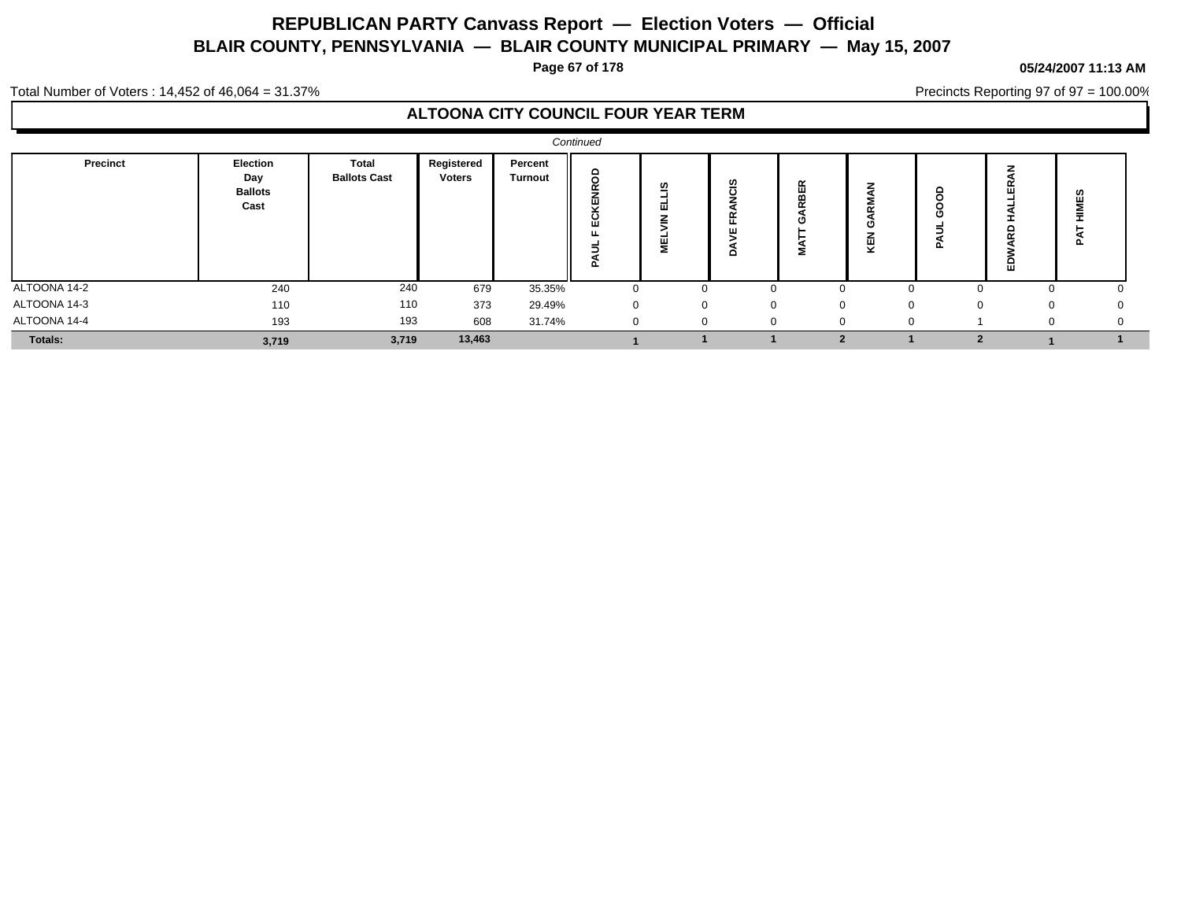# REPUBLICAN PARTY Canvass Report — Election Voters — Official

## BLAIR COUNTY, PENNSYLVANIA — BLAIR COUNTY MUNICIPAL PRIMARY — May 15, 2007

05/24/2007 11:13 AM

Total Number of Voters : 14,452 of 46,064 = 31.37%

Precincts Reporting 97 of 97 = 100.00%

### ALTOONA CITY COUNCIL FOUR YEAR TERM

*Continued*

| Precinct | Election Day Ballots Cast | Total Ballots Cast | Registered Voters | Percent Turnout | PAUL F ECKENROD | MELVIN ELLIS | DAVE FRANCIS | MATT GARBER | KEN GARMAN | PAUL GOOD | EDWARD HALLERAN | PAT HIMES |
|---|---|---|---|---|---|---|---|---|---|---|---|---|
| ALTOONA 14-2 | 240 | 240 | 679 | 35.35% | 0 | 0 | 0 | 0 | 0 | 0 | 0 | 0 |
| ALTOONA 14-3 | 110 | 110 | 373 | 29.49% | 0 | 0 | 0 | 0 | 0 | 0 | 0 | 0 |
| ALTOONA 14-4 | 193 | 193 | 608 | 31.74% | 0 | 0 | 0 | 0 | 0 | 1 | 0 | 0 |
| **Totals:** | **3,719** | **3,719** | **13,463** | | **1** | **1** | **1** | **2** | **1** | **2** | **1** | **1** |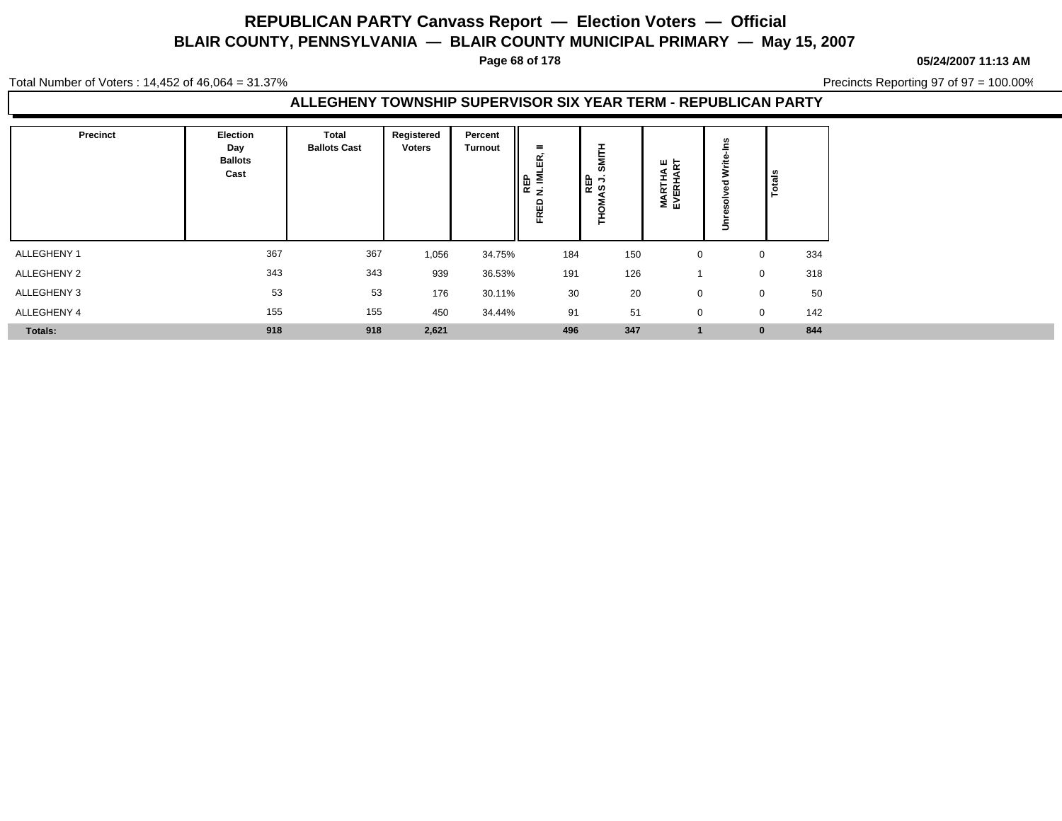# REPUBLICAN PARTY Canvass Report — Election Voters — Official

## BLAIR COUNTY, PENNSYLVANIA — BLAIR COUNTY MUNICIPAL PRIMARY — May 15, 2007

05/24/2007 11:13 AM

Total Number of Voters : 14,452 of 46,064 = 31.37%

Precincts Reporting 97 of 97 = 100.00%

### ALLEGHENY TOWNSHIP SUPERVISOR SIX YEAR TERM - REPUBLICAN PARTY

| Precinct | Election Day Ballots Cast | Total Ballots Cast | Registered Voters | Percent Turnout | REP FRED N. IMLER, II | REP THOMAS J. SMITH | MARTHA E EVERHART | Unresolved Write-Ins | Totals |
|---|---|---|---|---|---|---|---|---|---|
| ALLEGHENY 1 | 367 | 367 | 1,056 | 34.75% | 184 | 150 | 0 | 0 | 334 |
| ALLEGHENY 2 | 343 | 343 | 939 | 36.53% | 191 | 126 | 1 | 0 | 318 |
| ALLEGHENY 3 | 53 | 53 | 176 | 30.11% | 30 | 20 | 0 | 0 | 50 |
| ALLEGHENY 4 | 155 | 155 | 450 | 34.44% | 91 | 51 | 0 | 0 | 142 |
| **Totals:** | **918** | **918** | **2,621** | | **496** | **347** | **1** | **0** | **844** |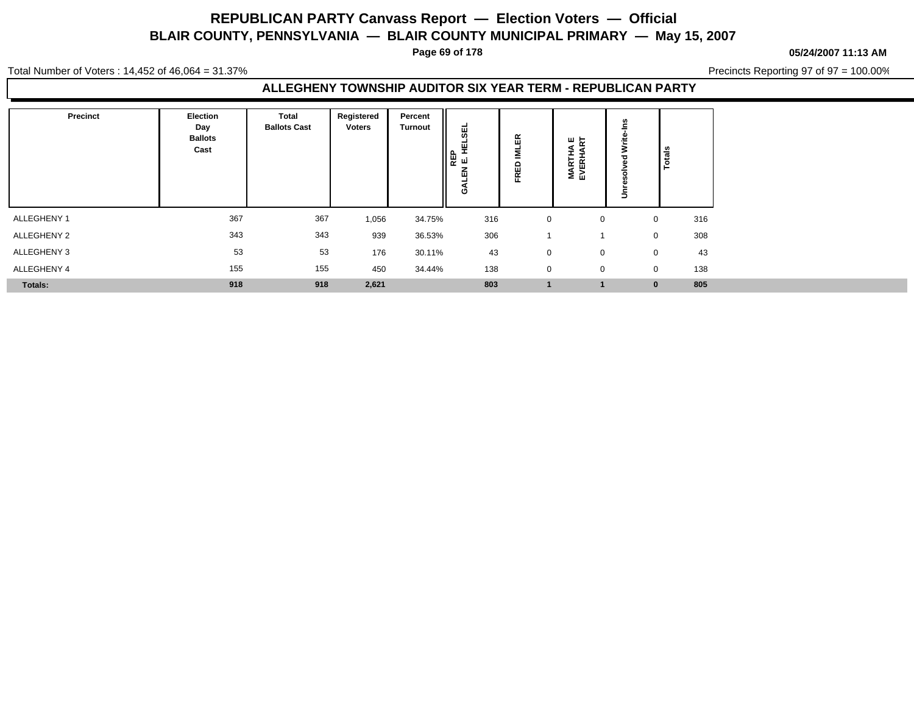# REPUBLICAN PARTY Canvass Report — Election Voters — Official

## BLAIR COUNTY, PENNSYLVANIA — BLAIR COUNTY MUNICIPAL PRIMARY — May 15, 2007

05/24/2007 11:13 AM

Total Number of Voters : 14,452 of 46,064 = 31.37%

Precincts Reporting 97 of 97 = 100.00%

### ALLEGHENY TOWNSHIP AUDITOR SIX YEAR TERM - REPUBLICAN PARTY

| Precinct | Election Day Ballots Cast | Total Ballots Cast | Registered Voters | Percent Turnout | REP GALEN E. HELSEL | FRED IMLER | MARTHA E EVERHART | Unresolved Write-Ins | Totals |
|---|---|---|---|---|---|---|---|---|---|
| ALLEGHENY 1 | 367 | 367 | 1,056 | 34.75% | 316 | 0 | 0 | 0 | 316 |
| ALLEGHENY 2 | 343 | 343 | 939 | 36.53% | 306 | 1 | 1 | 0 | 308 |
| ALLEGHENY 3 | 53 | 53 | 176 | 30.11% | 43 | 0 | 0 | 0 | 43 |
| ALLEGHENY 4 | 155 | 155 | 450 | 34.44% | 138 | 0 | 0 | 0 | 138 |
| **Totals:** | **918** | **918** | **2,621** | | **803** | **1** | **1** | **0** | **805** |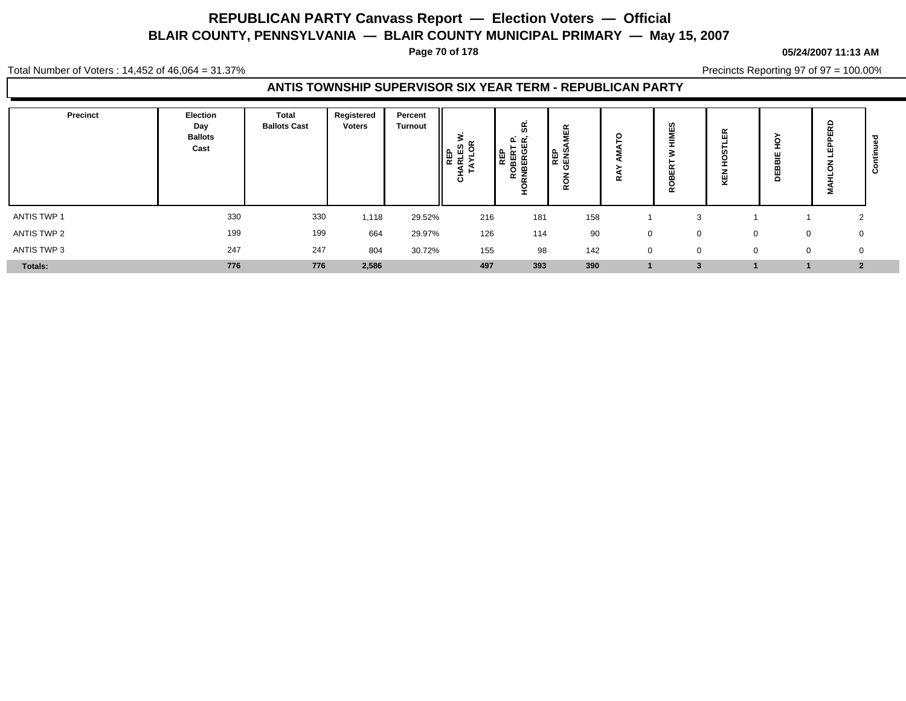# REPUBLICAN PARTY Canvass Report — Election Voters — Official

## BLAIR COUNTY, PENNSYLVANIA — BLAIR COUNTY MUNICIPAL PRIMARY — May 15, 2007

05/24/2007 11:13 AM

Total Number of Voters : 14,452 of 46,064 = 31.37%

Precincts Reporting 97 of 97 = 100.00%

### ANTIS TOWNSHIP SUPERVISOR SIX YEAR TERM - REPUBLICAN PARTY

| Precinct | Election Day Ballots Cast | Total Ballots Cast | Registered Voters | Percent Turnout | REP CHARLES W. TAYLOR | REP ROBERT P. HORNBERGER, SR. | REP RON GENSAMER | RAY AMATO | ROBERT W HIMES | KEN HOSTLER | DEBBIE HOY | MAHLON LEPPERD | Continued |
|---|---|---|---|---|---|---|---|---|---|---|---|---|---|
| ANTIS TWP 1 | 330 | 330 | 1,118 | 29.52% | 216 | 181 | 158 | 1 | 3 | 1 | 1 | 2 | |
| ANTIS TWP 2 | 199 | 199 | 664 | 29.97% | 126 | 114 | 90 | 0 | 0 | 0 | 0 | 0 | |
| ANTIS TWP 3 | 247 | 247 | 804 | 30.72% | 155 | 98 | 142 | 0 | 0 | 0 | 0 | 0 | |
| **Totals:** | **776** | **776** | **2,586** | | **497** | **393** | **390** | **1** | **3** | **1** | **1** | **2** | |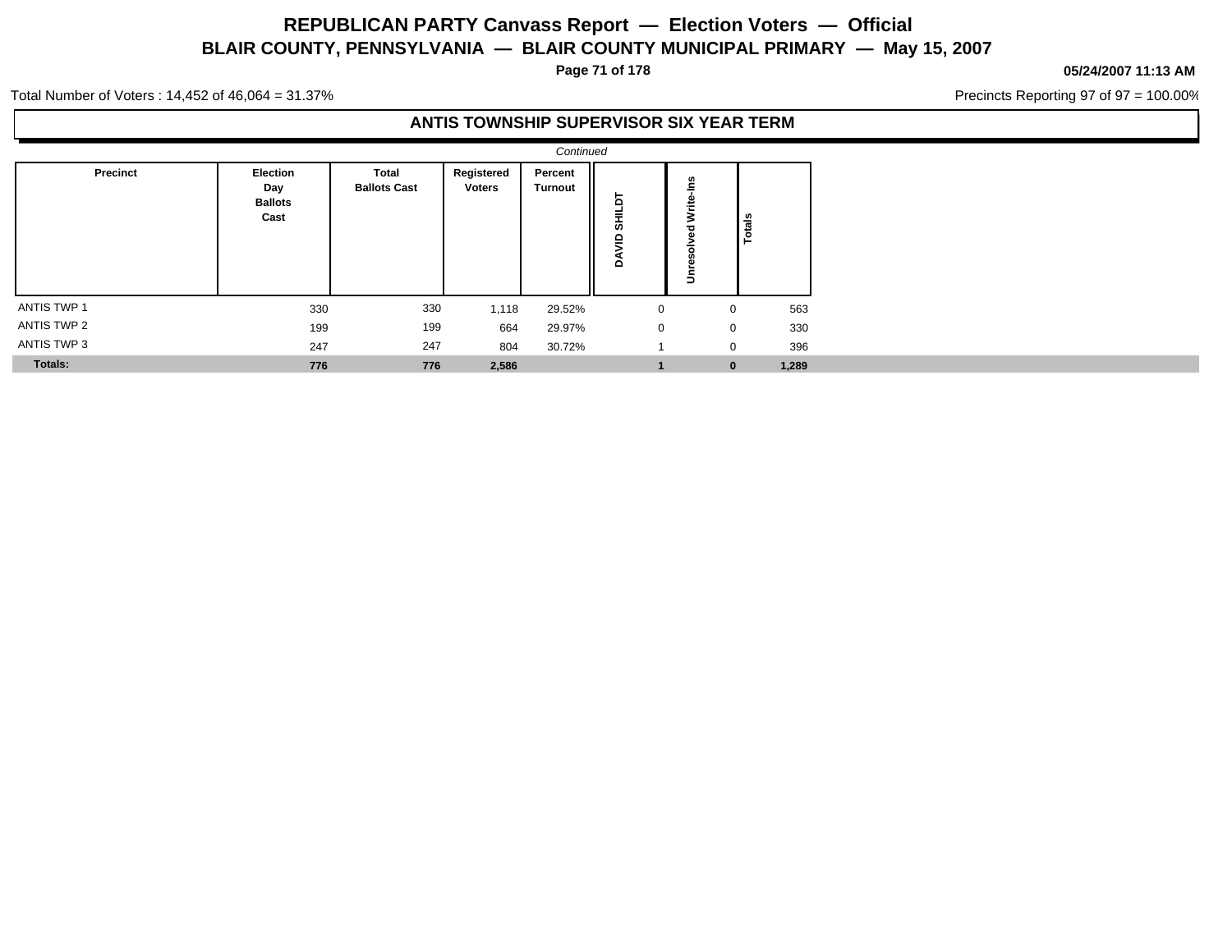# REPUBLICAN PARTY Canvass Report — Election Voters — Official

## BLAIR COUNTY, PENNSYLVANIA — BLAIR COUNTY MUNICIPAL PRIMARY — May 15, 2007

**05/24/2007 11:13 AM**

Total Number of Voters : 14,452 of 46,064 = 31.37%

Precincts Reporting 97 of 97 = 100.00%

### ANTIS TOWNSHIP SUPERVISOR SIX YEAR TERM

*Continued*

| Precinct | Election Day Ballots Cast | Total Ballots Cast | Registered Voters | Percent Turnout | DAVID SHILDT | Unresolved Write-Ins | Totals |
|---|---|---|---|---|---|---|---|
| ANTIS TWP 1 | 330 | 330 | 1,118 | 29.52% | 0 | 0 | 563 |
| ANTIS TWP 2 | 199 | 199 | 664 | 29.97% | 0 | 0 | 330 |
| ANTIS TWP 3 | 247 | 247 | 804 | 30.72% | 1 | 0 | 396 |
| **Totals:** | **776** | **776** | **2,586** | | **1** | **0** | **1,289** |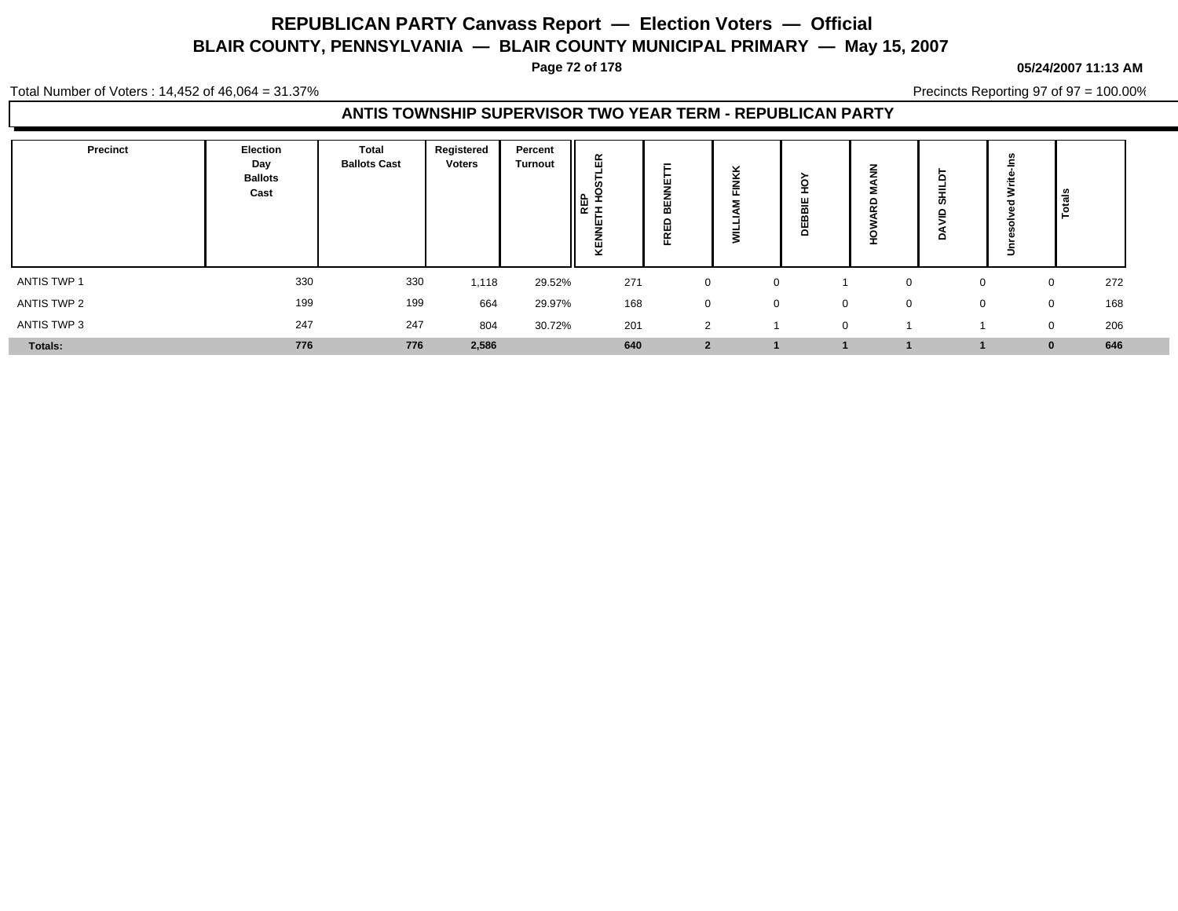# REPUBLICAN PARTY Canvass Report — Election Voters — Official

## BLAIR COUNTY, PENNSYLVANIA — BLAIR COUNTY MUNICIPAL PRIMARY — May 15, 2007

05/24/2007 11:13 AM

Total Number of Voters : 14,452 of 46,064 = 31.37%

Precincts Reporting 97 of 97 = 100.00%

### ANTIS TOWNSHIP SUPERVISOR TWO YEAR TERM - REPUBLICAN PARTY

| Precinct | Election Day Ballots Cast | Total Ballots Cast | Registered Voters | Percent Turnout | REP KENNETH HOSTLER | FRED BENNETTI | WILLIAM FINKK | DEBBIE HOY | HOWARD MANN | DAVID SHILDT | Unresolved Write-Ins | Totals |
|---|---|---|---|---|---|---|---|---|---|---|---|---|
| ANTIS TWP 1 | 330 | 330 | 1,118 | 29.52% | 271 | 0 | 0 | 1 | 0 | 0 | 0 | 272 |
| ANTIS TWP 2 | 199 | 199 | 664 | 29.97% | 168 | 0 | 0 | 0 | 0 | 0 | 0 | 168 |
| ANTIS TWP 3 | 247 | 247 | 804 | 30.72% | 201 | 2 | 1 | 0 | 1 | 1 | 0 | 206 |
| **Totals:** | **776** | **776** | **2,586** | | **640** | **2** | **1** | **1** | **1** | **1** | **0** | **646** |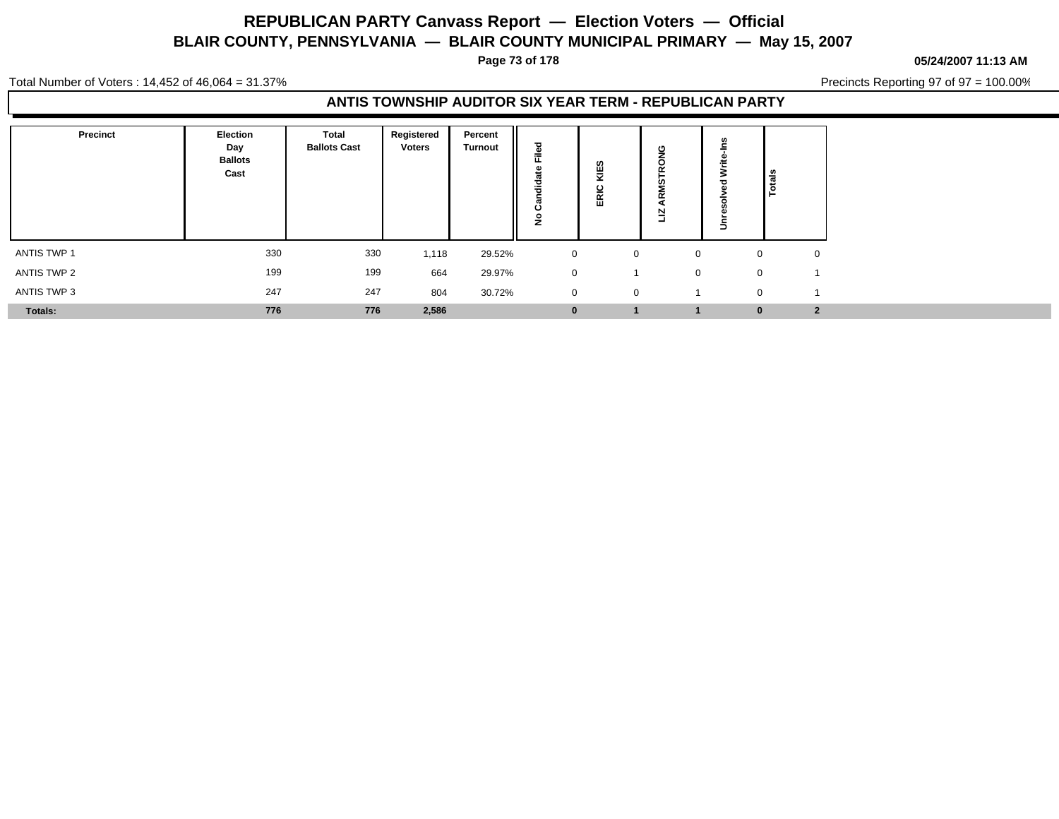# REPUBLICAN PARTY Canvass Report — Election Voters — Official

## BLAIR COUNTY, PENNSYLVANIA — BLAIR COUNTY MUNICIPAL PRIMARY — May 15, 2007

05/24/2007 11:13 AM

Total Number of Voters : 14,452 of 46,064 = 31.37%

Precincts Reporting 97 of 97 = 100.00%

### ANTIS TOWNSHIP AUDITOR SIX YEAR TERM - REPUBLICAN PARTY

| Precinct | Election Day Ballots Cast | Total Ballots Cast | Registered Voters | Percent Turnout | No Candidate Filed | ERIC KIES | LIZ ARMSTRONG | Unresolved Write-Ins | Totals |
|---|---|---|---|---|---|---|---|---|---|
| ANTIS TWP 1 | 330 | 330 | 1,118 | 29.52% | 0 | 0 | 0 | 0 | 0 |
| ANTIS TWP 2 | 199 | 199 | 664 | 29.97% | 0 | 1 | 0 | 0 | 1 |
| ANTIS TWP 3 | 247 | 247 | 804 | 30.72% | 0 | 0 | 1 | 0 | 1 |
| **Totals:** | **776** | **776** | **2,586** | | **0** | **1** | **1** | **0** | **2** |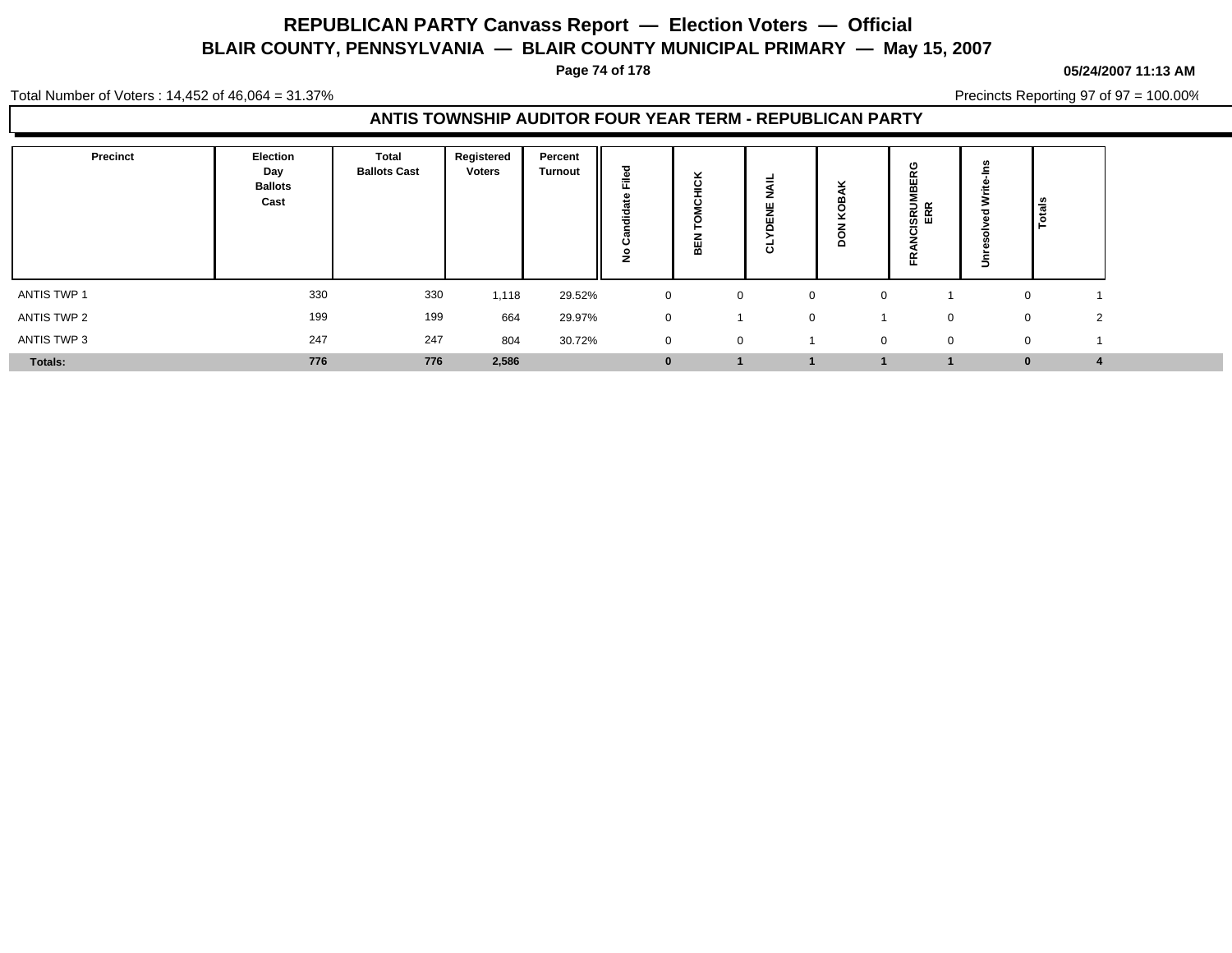# REPUBLICAN PARTY Canvass Report — Election Voters — Official

## BLAIR COUNTY, PENNSYLVANIA — BLAIR COUNTY MUNICIPAL PRIMARY — May 15, 2007

05/24/2007 11:13 AM

Total Number of Voters : 14,452 of 46,064 = 31.37%

Precincts Reporting 97 of 97 = 100.00%

### ANTIS TOWNSHIP AUDITOR FOUR YEAR TERM - REPUBLICAN PARTY

| Precinct | Election Day Ballots Cast | Total Ballots Cast | Registered Voters | Percent Turnout | No Candidate Filed | BEN TOMCHICK | CLYDENE NAIL | DON KOBAK | FRANCISRUMBERGERR | Unresolved Write-Ins | Totals |
|---|---|---|---|---|---|---|---|---|---|---|---|
| ANTIS TWP 1 | 330 | 330 | 1,118 | 29.52% | 0 | 0 | 0 | 0 | 1 | 0 | 1 |
| ANTIS TWP 2 | 199 | 199 | 664 | 29.97% | 0 | 1 | 0 | 1 | 0 | 0 | 2 |
| ANTIS TWP 3 | 247 | 247 | 804 | 30.72% | 0 | 0 | 1 | 0 | 0 | 0 | 1 |
| **Totals:** | **776** | **776** | **2,586** | | **0** | **1** | **1** | **1** | **1** | **0** | **4** |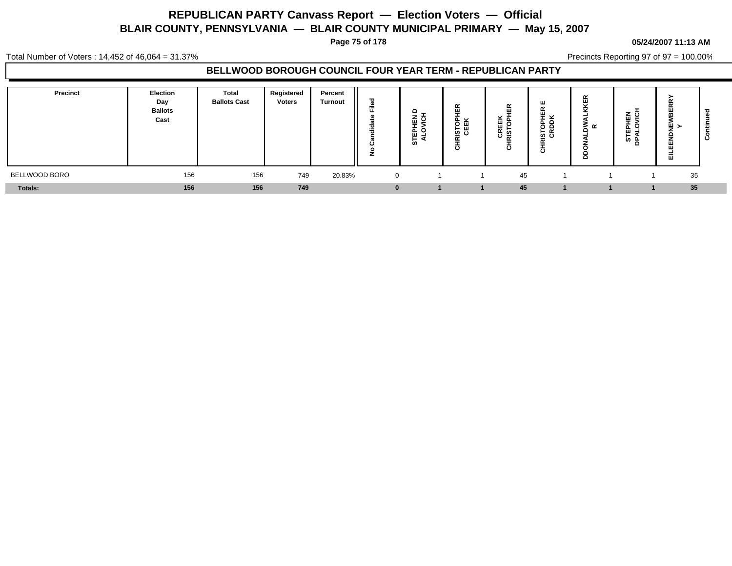# REPUBLICAN PARTY Canvass Report — Election Voters — Official

## BLAIR COUNTY, PENNSYLVANIA — BLAIR COUNTY MUNICIPAL PRIMARY — May 15, 2007

05/24/2007 11:13 AM

Total Number of Voters : 14,452 of 46,064 = 31.37%

Precincts Reporting 97 of 97 = 100.00%

### BELLWOOD BOROUGH COUNCIL FOUR YEAR TERM - REPUBLICAN PARTY

| Precinct | Election Day Ballots Cast | Total Ballots Cast | Registered Voters | Percent Turnout | No Candidate Filed | STEPHEN D ALOVICH | CHRISTOPHER CEEK | CREEK CHRISTOPHER | CHRISTOPHER E CRDDK | DDONALDWALKKER R | STEPHEN DPALOVICH | EILEENDNEWBERRY Y | Continued |
|---|---|---|---|---|---|---|---|---|---|---|---|---|---|
| BELLWOOD BORO | 156 | 156 | 749 | 20.83% | 0 | 1 | 1 | 45 | 1 | 1 | 1 | 35 | |
| **Totals:** | **156** | **156** | **749** | | **0** | **1** | **1** | **45** | **1** | **1** | **1** | **35** | |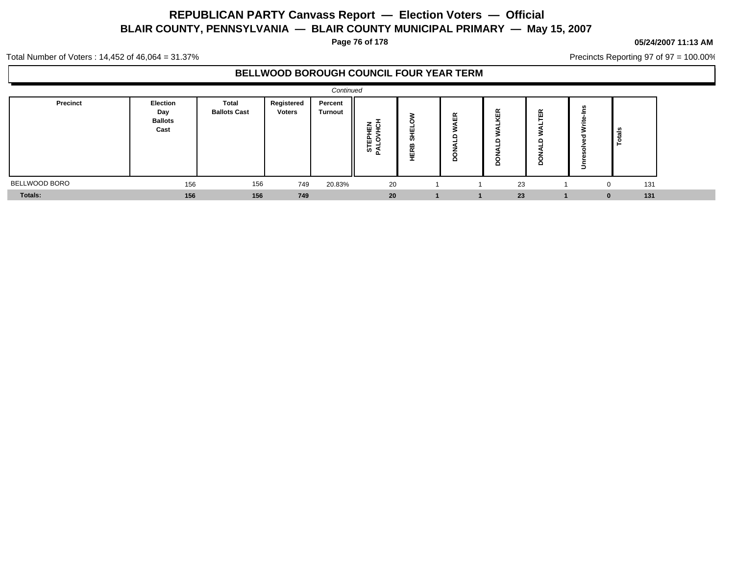# REPUBLICAN PARTY Canvass Report — Election Voters — Official

## BLAIR COUNTY, PENNSYLVANIA — BLAIR COUNTY MUNICIPAL PRIMARY — May 15, 2007

05/24/2007 11:13 AM

Total Number of Voters : 14,452 of 46,064 = 31.37%

Precincts Reporting 97 of 97 = 100.00%

### BELLWOOD BOROUGH COUNCIL FOUR YEAR TERM

*Continued*

| Precinct | Election Day Ballots Cast | Total Ballots Cast | Registered Voters | Percent Turnout | STEPHEN PALOVHCH | HERB SHELOW | DONALD WAER | DONALD WALKER | DONALD WALTER | Unresolved Write-Ins | Totals |
|---|---|---|---|---|---|---|---|---|---|---|---|
| BELLWOOD BORO | 156 | 156 | 749 | 20.83% | 20 | 1 | 1 | 23 | 1 | 0 | 131 |
| **Totals:** | **156** | **156** | **749** | | **20** | **1** | **1** | **23** | **1** | **0** | **131** |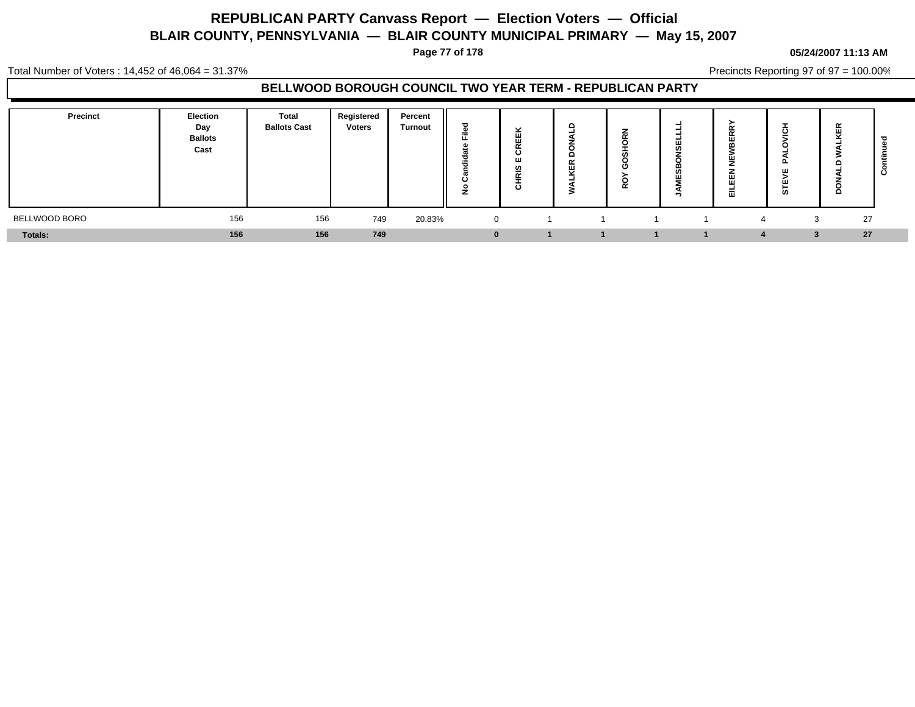# REPUBLICAN PARTY Canvass Report — Election Voters — Official

## BLAIR COUNTY, PENNSYLVANIA — BLAIR COUNTY MUNICIPAL PRIMARY — May 15, 2007

05/24/2007 11:13 AM

Total Number of Voters : 14,452 of 46,064 = 31.37%

Precincts Reporting 97 of 97 = 100.00%

### BELLWOOD BOROUGH COUNCIL TWO YEAR TERM - REPUBLICAN PARTY

| Precinct | Election Day Ballots Cast | Total Ballots Cast | Registered Voters | Percent Turnout | No Candidate Filed | CHRIS E CREEK | WALKER DONALD | ROY GOSHORN | JAMESBONSELLLL | EILEEN NEWBERRY | STEVE PALOVICH | DONALD WALKER | Continued |
|---|---|---|---|---|---|---|---|---|---|---|---|---|---|
| BELLWOOD BORO | 156 | 156 | 749 | 20.83% | 0 | 1 | 1 | 1 | 1 | 4 | 3 | 27 | |
| **Totals:** | **156** | **156** | **749** | | **0** | **1** | **1** | **1** | **1** | **4** | **3** | **27** | |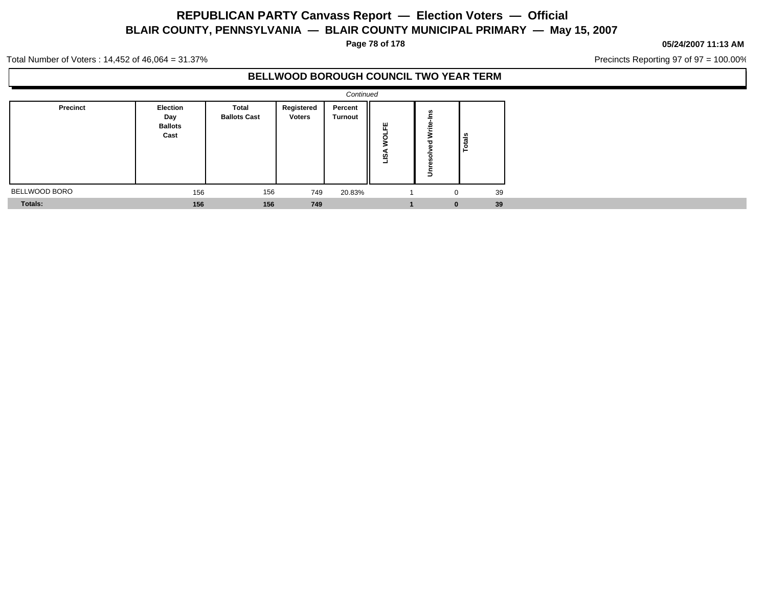# REPUBLICAN PARTY Canvass Report — Election Voters — Official

## BLAIR COUNTY, PENNSYLVANIA — BLAIR COUNTY MUNICIPAL PRIMARY — May 15, 2007

**05/24/2007 11:13 AM**

Total Number of Voters : 14,452 of 46,064 = 31.37%

Precincts Reporting 97 of 97 = 100.00%

### BELLWOOD BOROUGH COUNCIL TWO YEAR TERM

*Continued*

| Precinct | Election Day Ballots Cast | Total Ballots Cast | Registered Voters | Percent Turnout | LISA WOLFE | Unresolved Write-Ins | Totals |
|---|---|---|---|---|---|---|---|
| BELLWOOD BORO | 156 | 156 | 749 | 20.83% | 1 | 0 | 39 |
| **Totals:** | **156** | **156** | **749** | | **1** | **0** | **39** |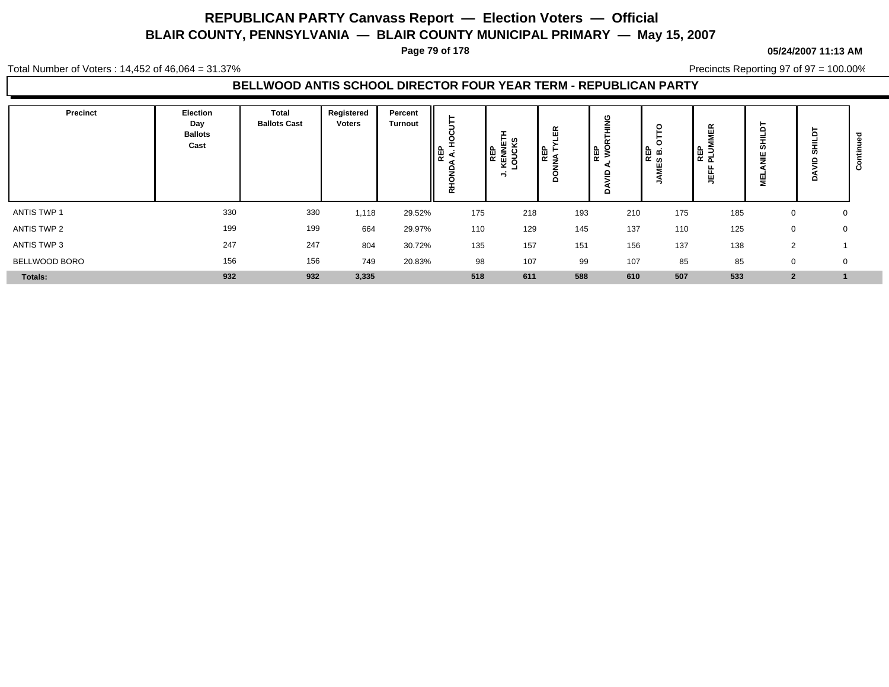# REPUBLICAN PARTY Canvass Report — Election Voters — Official

## BLAIR COUNTY, PENNSYLVANIA — BLAIR COUNTY MUNICIPAL PRIMARY — May 15, 2007

05/24/2007 11:13 AM

Total Number of Voters : 14,452 of 46,064 = 31.37%

Precincts Reporting 97 of 97 = 100.00%

### BELLWOOD ANTIS SCHOOL DIRECTOR FOUR YEAR TERM - REPUBLICAN PARTY

| Precinct | Election Day Ballots Cast | Total Ballots Cast | Registered Voters | Percent Turnout | REP RHONDA A. HOCUTT | REP J. KENNETH LOUCKS | REP DONNA TYLER | REP DAVID A. WORTHING | REP JAMES B. OTTO | REP JEFF PLUMMER | MELANIE SHILDT | DAVID SHILDT | Continued |
|---|---|---|---|---|---|---|---|---|---|---|---|---|---|
| ANTIS TWP 1 | 330 | 330 | 1,118 | 29.52% | 175 | 218 | 193 | 210 | 175 | 185 | 0 | 0 | |
| ANTIS TWP 2 | 199 | 199 | 664 | 29.97% | 110 | 129 | 145 | 137 | 110 | 125 | 0 | 0 | |
| ANTIS TWP 3 | 247 | 247 | 804 | 30.72% | 135 | 157 | 151 | 156 | 137 | 138 | 2 | 1 | |
| BELLWOOD BORO | 156 | 156 | 749 | 20.83% | 98 | 107 | 99 | 107 | 85 | 85 | 0 | 0 | |
| **Totals:** | **932** | **932** | **3,335** | | **518** | **611** | **588** | **610** | **507** | **533** | **2** | **1** | |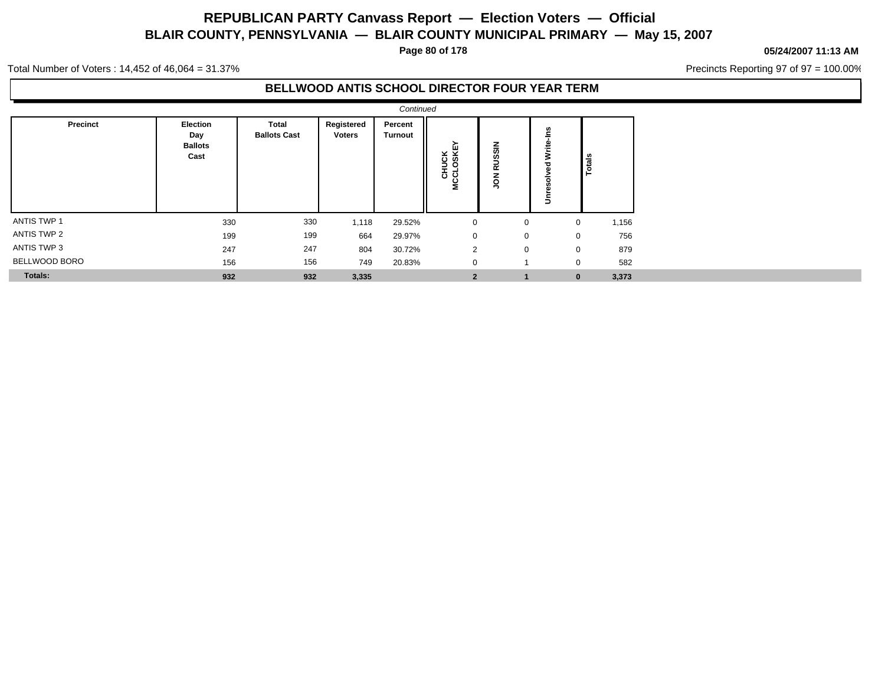# REPUBLICAN PARTY Canvass Report — Election Voters — Official

## BLAIR COUNTY, PENNSYLVANIA — BLAIR COUNTY MUNICIPAL PRIMARY — May 15, 2007

**05/24/2007 11:13 AM**

Total Number of Voters : 14,452 of 46,064 = 31.37%

Precincts Reporting 97 of 97 = 100.00%

### BELLWOOD ANTIS SCHOOL DIRECTOR FOUR YEAR TERM

*Continued*

| Precinct | Election Day Ballots Cast | Total Ballots Cast | Registered Voters | Percent Turnout | CHUCK MCCLOSKEY | JON RUSSIN | Unresolved Write-Ins | Totals |
|---|---|---|---|---|---|---|---|---|
| ANTIS TWP 1 | 330 | 330 | 1,118 | 29.52% | 0 | 0 | 0 | 1,156 |
| ANTIS TWP 2 | 199 | 199 | 664 | 29.97% | 0 | 0 | 0 | 756 |
| ANTIS TWP 3 | 247 | 247 | 804 | 30.72% | 2 | 0 | 0 | 879 |
| BELLWOOD BORO | 156 | 156 | 749 | 20.83% | 0 | 1 | 0 | 582 |
| **Totals:** | **932** | **932** | **3,335** | | **2** | **1** | **0** | **3,373** |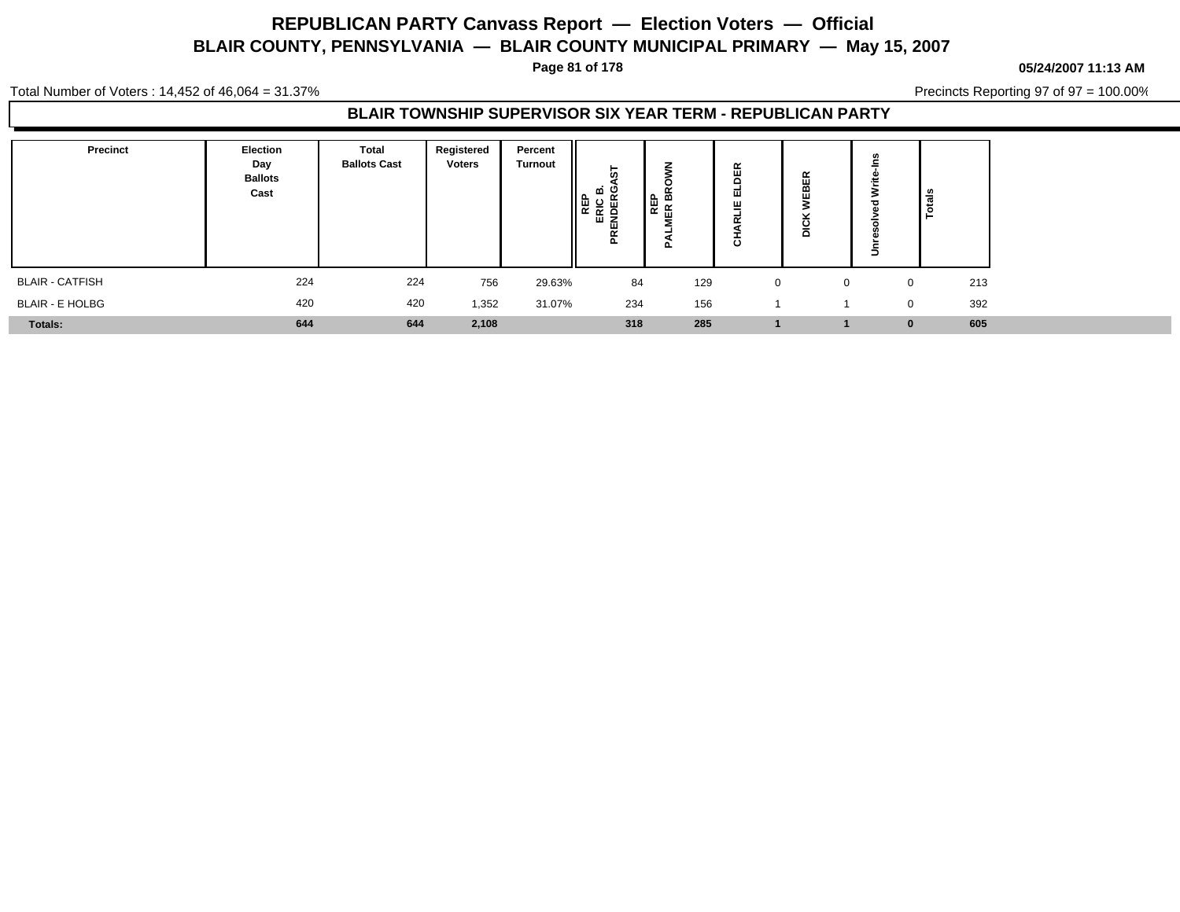# REPUBLICAN PARTY Canvass Report — Election Voters — Official

## BLAIR COUNTY, PENNSYLVANIA — BLAIR COUNTY MUNICIPAL PRIMARY — May 15, 2007

05/24/2007 11:13 AM

Total Number of Voters : 14,452 of 46,064 = 31.37%

Precincts Reporting 97 of 97 = 100.00%

### BLAIR TOWNSHIP SUPERVISOR SIX YEAR TERM - REPUBLICAN PARTY

| Precinct | Election Day Ballots Cast | Total Ballots Cast | Registered Voters | Percent Turnout | REP ERIC B. PRENDERGAST | REP PALMER BROWN | CHARLIE ELDER | DICK WEBER | Unresolved Write-Ins | Totals |
|---|---|---|---|---|---|---|---|---|---|---|
| BLAIR - CATFISH | 224 | 224 | 756 | 29.63% | 84 | 129 | 0 | 0 | 0 | 213 |
| BLAIR - E HOLBG | 420 | 420 | 1,352 | 31.07% | 234 | 156 | 1 | 1 | 0 | 392 |
| **Totals:** | **644** | **644** | **2,108** | | **318** | **285** | **1** | **1** | **0** | **605** |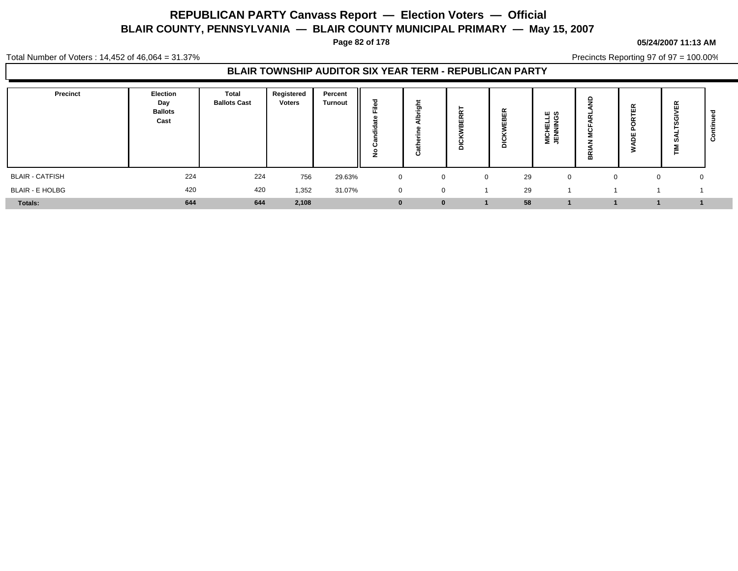# REPUBLICAN PARTY Canvass Report — Election Voters — Official

## BLAIR COUNTY, PENNSYLVANIA — BLAIR COUNTY MUNICIPAL PRIMARY — May 15, 2007

05/24/2007 11:13 AM

Total Number of Voters : 14,452 of 46,064 = 31.37%

Precincts Reporting 97 of 97 = 100.00%

### BLAIR TOWNSHIP AUDITOR SIX YEAR TERM - REPUBLICAN PARTY

| Precinct | Election Day Ballots Cast | Total Ballots Cast | Registered Voters | Percent Turnout | No Candidate Filed | Catherine Albright | DICKWBERRT | DICKWEBER | MICHELLE JENNINGS | BRIAN MCFARLAND | WADE PORTER | TIM SALTSGIVER | Continued |
|---|---|---|---|---|---|---|---|---|---|---|---|---|---|
| BLAIR - CATFISH | 224 | 224 | 756 | 29.63% | 0 | 0 | 0 | 29 | 0 | 0 | 0 | 0 | |
| BLAIR - E HOLBG | 420 | 420 | 1,352 | 31.07% | 0 | 0 | 1 | 29 | 1 | 1 | 1 | 1 | |
| **Totals:** | **644** | **644** | **2,108** | | **0** | **0** | **1** | **58** | **1** | **1** | **1** | **1** | |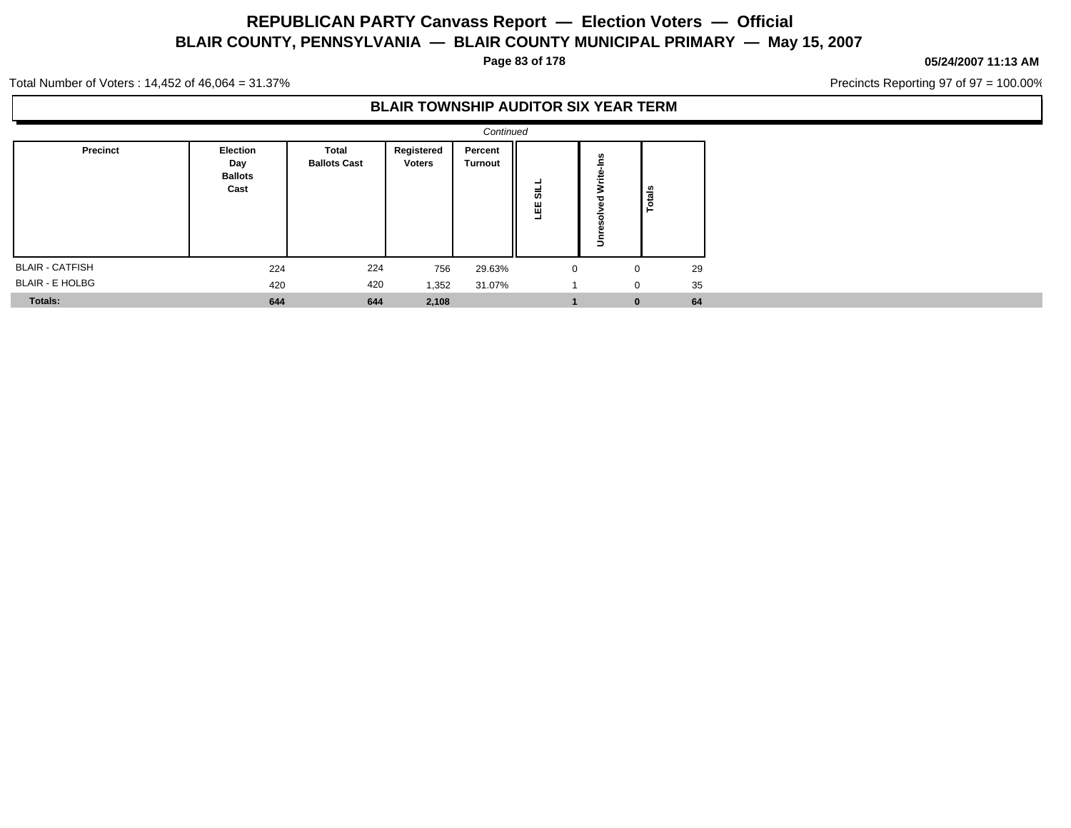# REPUBLICAN PARTY Canvass Report — Election Voters — Official

## BLAIR COUNTY, PENNSYLVANIA — BLAIR COUNTY MUNICIPAL PRIMARY — May 15, 2007

05/24/2007 11:13 AM

Total Number of Voters : 14,452 of 46,064 = 31.37%

Precincts Reporting 97 of 97 = 100.00%

### BLAIR TOWNSHIP AUDITOR SIX YEAR TERM

*Continued*

| Precinct | Election Day Ballots Cast | Total Ballots Cast | Registered Voters | Percent Turnout | LEE SILL | Unresolved Write-Ins | Totals |
|---|---|---|---|---|---|---|---|
| BLAIR - CATFISH | 224 | 224 | 756 | 29.63% | 0 | 0 | 29 |
| BLAIR - E HOLBG | 420 | 420 | 1,352 | 31.07% | 1 | 0 | 35 |
| **Totals:** | **644** | **644** | **2,108** | | **1** | **0** | **64** |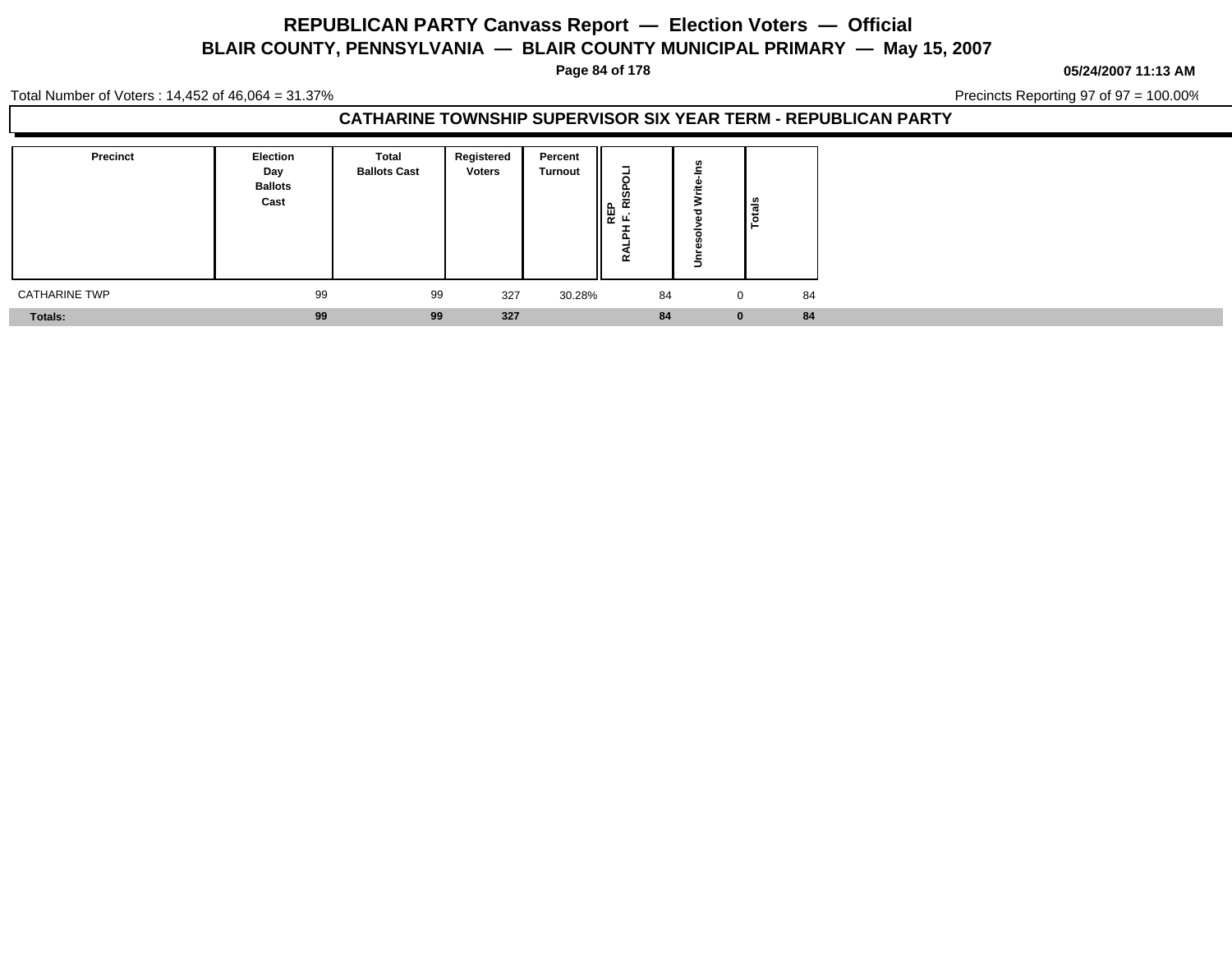# REPUBLICAN PARTY Canvass Report — Election Voters — Official

## BLAIR COUNTY, PENNSYLVANIA — BLAIR COUNTY MUNICIPAL PRIMARY — May 15, 2007

05/24/2007 11:13 AM

Total Number of Voters : 14,452 of 46,064 = 31.37%

Precincts Reporting 97 of 97 = 100.00%

### CATHARINE TOWNSHIP SUPERVISOR SIX YEAR TERM - REPUBLICAN PARTY

| Precinct | Election Day Ballots Cast | Total Ballots Cast | Registered Voters | Percent Turnout | REP RALPH F. RISPOLI | Unresolved Write-Ins | Totals |
|---|---|---|---|---|---|---|---|
| CATHARINE TWP | 99 | 99 | 327 | 30.28% | 84 | 0 | 84 |
| **Totals:** | **99** | **99** | **327** | | **84** | **0** | **84** |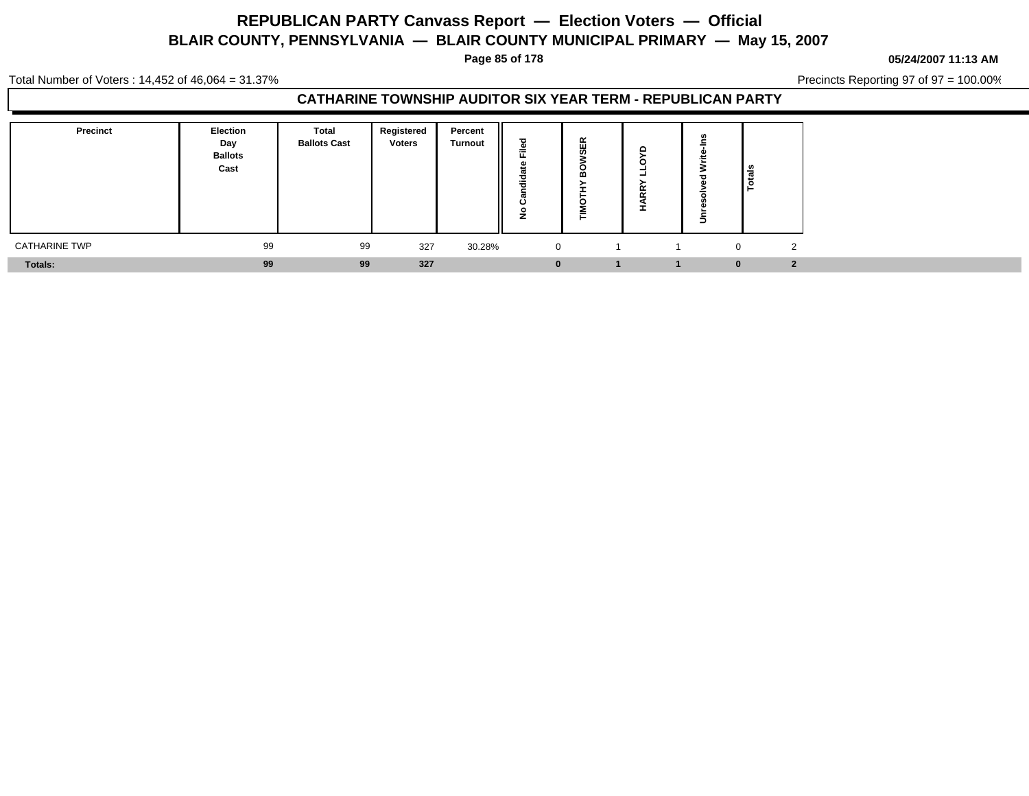# REPUBLICAN PARTY Canvass Report — Election Voters — Official

## BLAIR COUNTY, PENNSYLVANIA — BLAIR COUNTY MUNICIPAL PRIMARY — May 15, 2007

05/24/2007 11:13 AM

Total Number of Voters : 14,452 of 46,064 = 31.37%

Precincts Reporting 97 of 97 = 100.00%

### CATHARINE TOWNSHIP AUDITOR SIX YEAR TERM - REPUBLICAN PARTY

| Precinct | Election Day Ballots Cast | Total Ballots Cast | Registered Voters | Percent Turnout | No Candidate Filed | TIMOTHY BOWSER | HARRY LLOYD | Unresolved Write-Ins | Totals |
|---|---|---|---|---|---|---|---|---|---|
| CATHARINE TWP | 99 | 99 | 327 | 30.28% | 0 | 1 | 1 | 0 | 2 |
| **Totals:** | **99** | **99** | **327** | | **0** | **1** | **1** | **0** | **2** |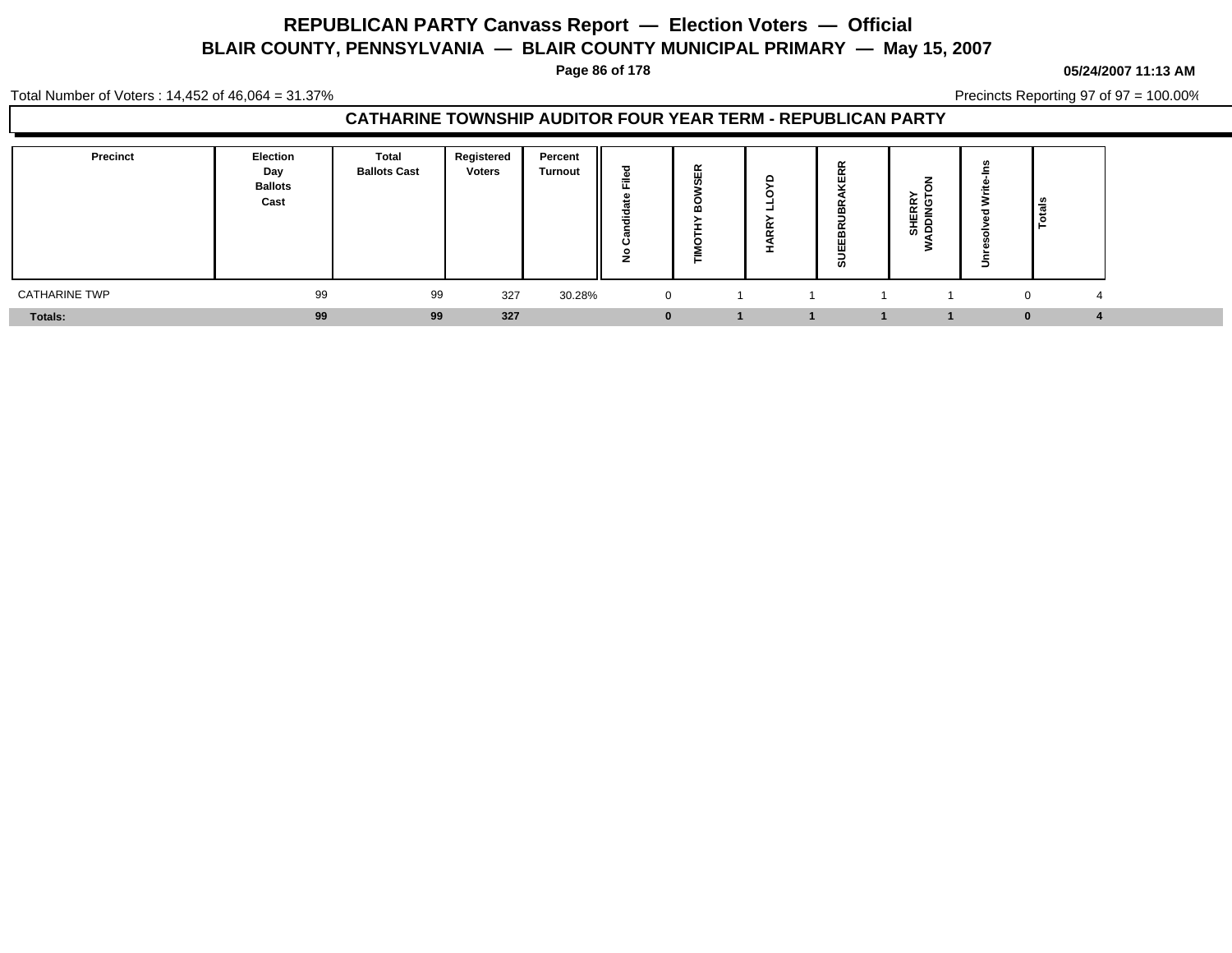# REPUBLICAN PARTY Canvass Report — Election Voters — Official

## BLAIR COUNTY, PENNSYLVANIA — BLAIR COUNTY MUNICIPAL PRIMARY — May 15, 2007

05/24/2007 11:13 AM

Total Number of Voters : 14,452 of 46,064 = 31.37%

Precincts Reporting 97 of 97 = 100.00%

### CATHARINE TOWNSHIP AUDITOR FOUR YEAR TERM - REPUBLICAN PARTY

| Precinct | Election Day Ballots Cast | Total Ballots Cast | Registered Voters | Percent Turnout | No Candidate Filed | TIMOTHY BOWSER | HARRY LLOYD | SUEEBRUBRAKERR | SHERRY WADDINGTON | Unresolved Write-Ins | Totals |
|---|---|---|---|---|---|---|---|---|---|---|---|
| CATHARINE TWP | 99 | 99 | 327 | 30.28% | 0 | 1 | 1 | 1 | 1 | 0 | 4 |
| **Totals:** | **99** | **99** | **327** | | **0** | **1** | **1** | **1** | **1** | **0** | **4** |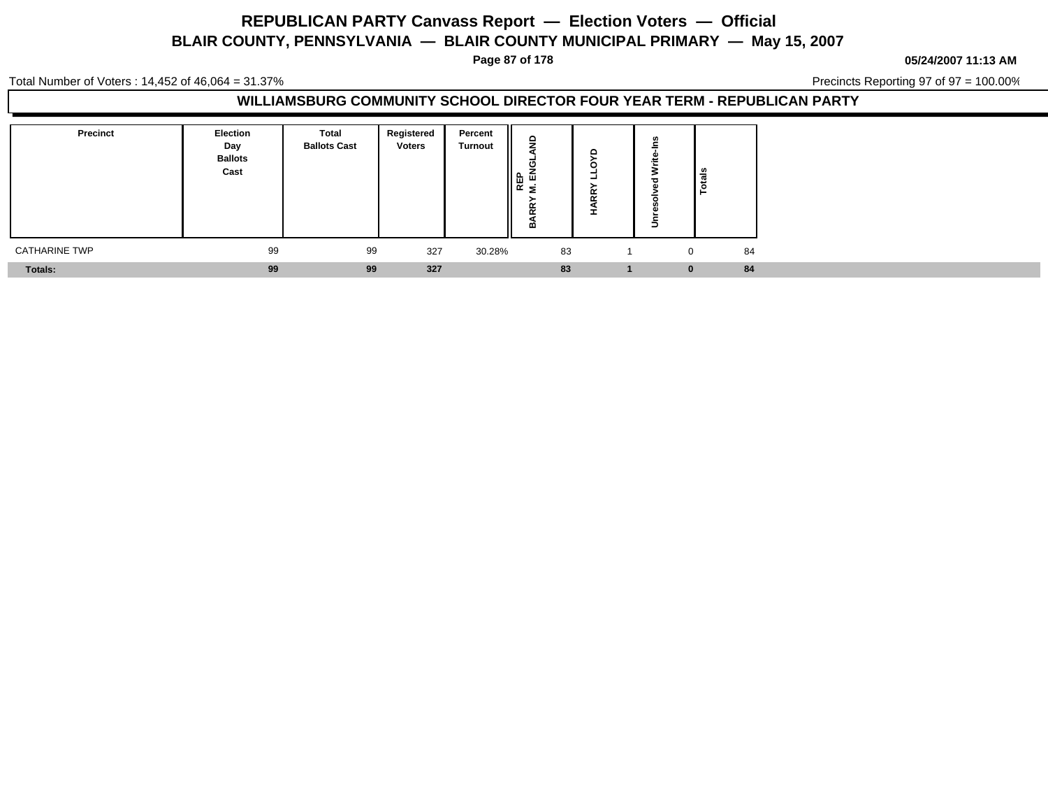# REPUBLICAN PARTY Canvass Report — Election Voters — Official

## BLAIR COUNTY, PENNSYLVANIA — BLAIR COUNTY MUNICIPAL PRIMARY — May 15, 2007

05/24/2007 11:13 AM

Total Number of Voters : 14,452 of 46,064 = 31.37%

Precincts Reporting 97 of 97 = 100.00%

### WILLIAMSBURG COMMUNITY SCHOOL DIRECTOR FOUR YEAR TERM - REPUBLICAN PARTY

| Precinct | Election Day Ballots Cast | Total Ballots Cast | Registered Voters | Percent Turnout | REP BARRY M. ENGLAND | HARRY LLOYD | Unresolved Write-Ins | Totals |
|---|---|---|---|---|---|---|---|---|
| CATHARINE TWP | 99 | 99 | 327 | 30.28% | 83 | 1 | 0 | 84 |
| **Totals:** | **99** | **99** | **327** | | **83** | **1** | **0** | **84** |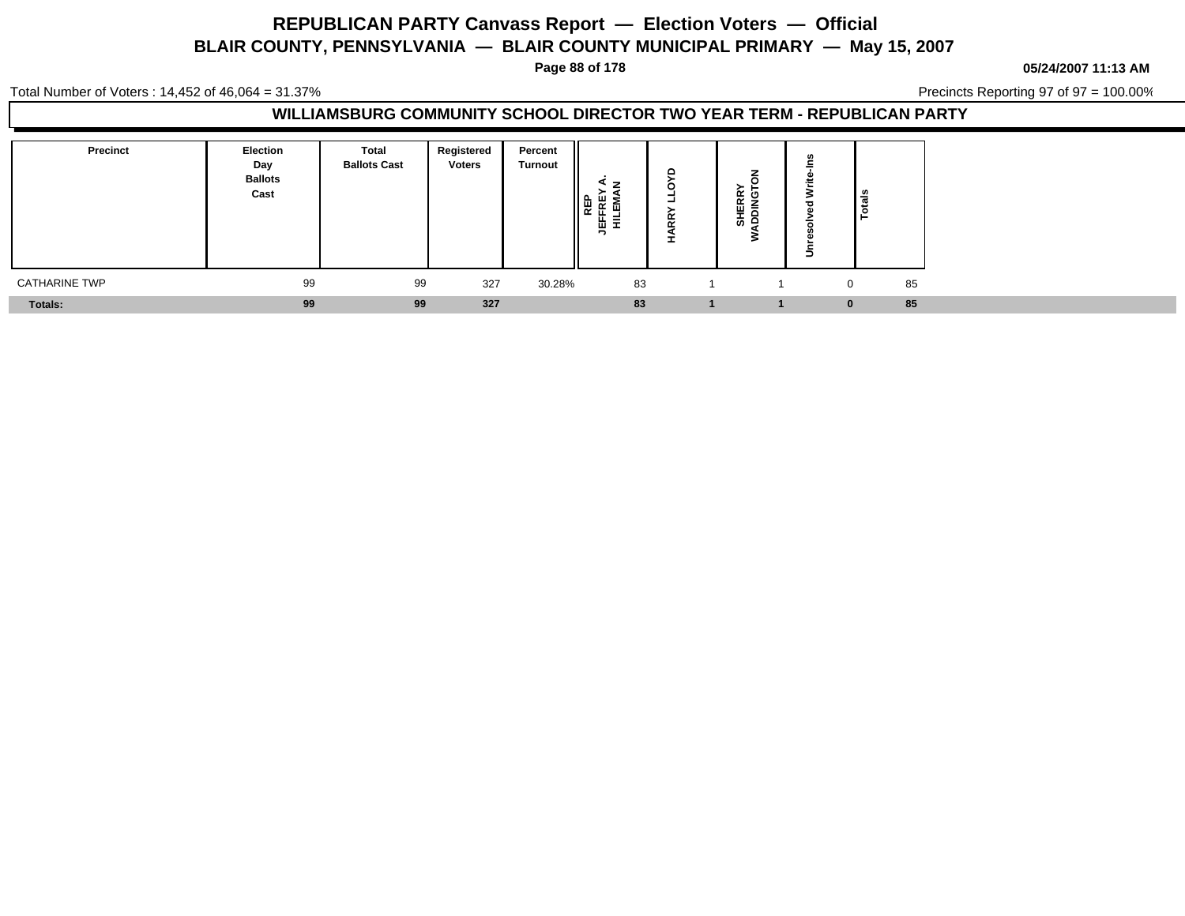# REPUBLICAN PARTY Canvass Report — Election Voters — Official

## BLAIR COUNTY, PENNSYLVANIA — BLAIR COUNTY MUNICIPAL PRIMARY — May 15, 2007

05/24/2007 11:13 AM

Total Number of Voters : 14,452 of 46,064 = 31.37%

Precincts Reporting 97 of 97 = 100.00%

### WILLIAMSBURG COMMUNITY SCHOOL DIRECTOR TWO YEAR TERM - REPUBLICAN PARTY

| Precinct | Election Day Ballots Cast | Total Ballots Cast | Registered Voters | Percent Turnout | REP JEFFREY A. HILEMAN | HARRY LLOYD | SHERRY WADDINGTON | Unresolved Write-Ins | Totals |
|---|---|---|---|---|---|---|---|---|---|
| CATHARINE TWP | 99 | 99 | 327 | 30.28% | 83 | 1 | 1 | 0 | 85 |
| **Totals:** | **99** | **99** | **327** | | **83** | **1** | **1** | **0** | **85** |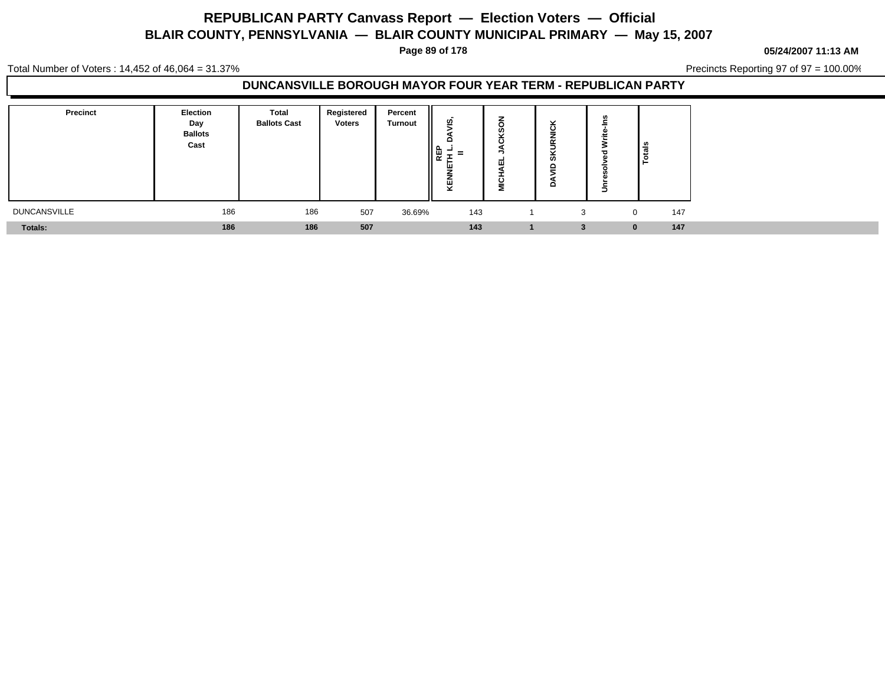# REPUBLICAN PARTY Canvass Report — Election Voters — Official

## BLAIR COUNTY, PENNSYLVANIA — BLAIR COUNTY MUNICIPAL PRIMARY — May 15, 2007

05/24/2007 11:13 AM

Total Number of Voters : 14,452 of 46,064 = 31.37%

Precincts Reporting 97 of 97 = 100.00%

### DUNCANSVILLE BOROUGH MAYOR FOUR YEAR TERM - REPUBLICAN PARTY

| Precinct | Election Day Ballots Cast | Total Ballots Cast | Registered Voters | Percent Turnout | REP KENNETH L. DAVIS, II | MICHAEL JACKSON | DAVID SKURNICK | Unresolved Write-Ins | Totals |
|---|---|---|---|---|---|---|---|---|---|
| DUNCANSVILLE | 186 | 186 | 507 | 36.69% | 143 | 1 | 3 | 0 | 147 |
| **Totals:** | **186** | **186** | **507** | | **143** | **1** | **3** | **0** | **147** |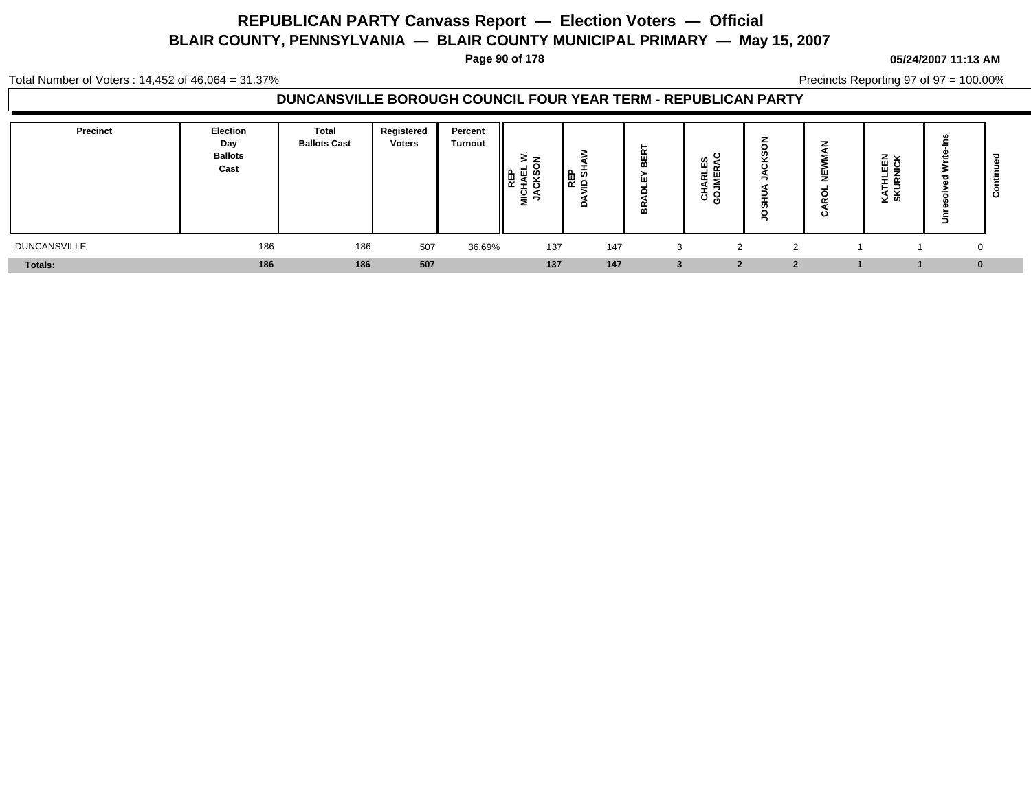# REPUBLICAN PARTY Canvass Report — Election Voters — Official

## BLAIR COUNTY, PENNSYLVANIA — BLAIR COUNTY MUNICIPAL PRIMARY — May 15, 2007

**05/24/2007 11:13 AM**

Total Number of Voters : 14,452 of 46,064 = 31.37%

Precincts Reporting 97 of 97 = 100.00%

### DUNCANSVILLE BOROUGH COUNCIL FOUR YEAR TERM - REPUBLICAN PARTY

| Precinct | Election Day Ballots Cast | Total Ballots Cast | Registered Voters | Percent Turnout | REP MICHAEL W. JACKSON | REP DAVID SHAW | BRADLEY BERT | CHARLES GOJMERAC | JOSHUA JACKSON | CAROL NEWMAN | KATHLEEN SKURNICK | Unresolved Write-Ins | Continued |
|---|---|---|---|---|---|---|---|---|---|---|---|---|---|
| DUNCANSVILLE | 186 | 186 | 507 | 36.69% | 137 | 147 | 3 | 2 | 2 | 1 | 1 | 0 | |
| **Totals:** | **186** | **186** | **507** | | **137** | **147** | **3** | **2** | **2** | **1** | **1** | **0** | |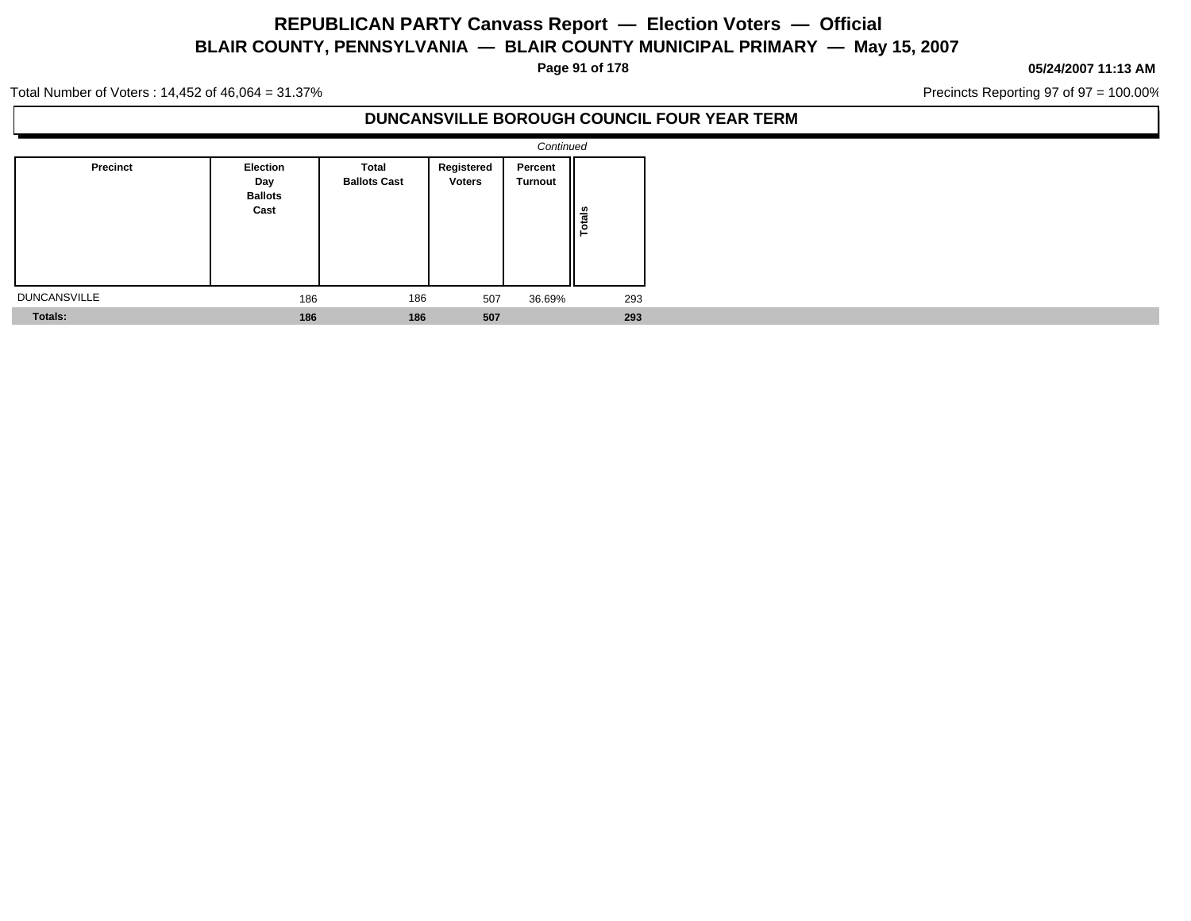# REPUBLICAN PARTY Canvass Report — Election Voters — Official

## BLAIR COUNTY, PENNSYLVANIA — BLAIR COUNTY MUNICIPAL PRIMARY — May 15, 2007

**05/24/2007 11:13 AM**

Total Number of Voters : 14,452 of 46,064 = 31.37%

Precincts Reporting 97 of 97 = 100.00%

### DUNCANSVILLE BOROUGH COUNCIL FOUR YEAR TERM

*Continued*

| Precinct | Election Day Ballots Cast | Total Ballots Cast | Registered Voters | Percent Turnout | Totals |
|---|---|---|---|---|---|
| DUNCANSVILLE | 186 | 186 | 507 | 36.69% | 293 |
| **Totals:** | **186** | **186** | **507** | | **293** |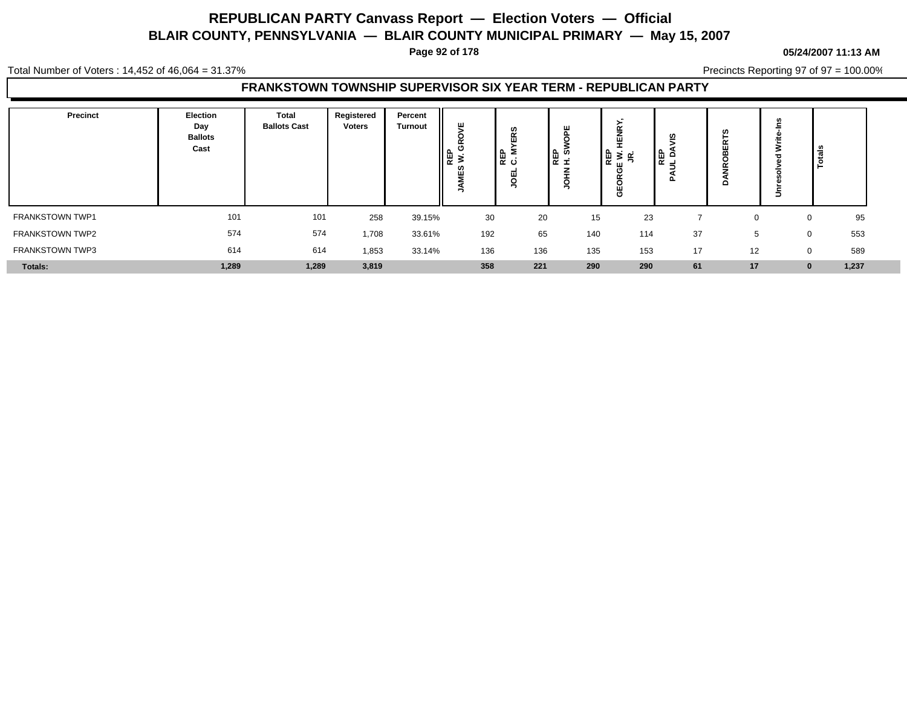# REPUBLICAN PARTY Canvass Report — Election Voters — Official

## BLAIR COUNTY, PENNSYLVANIA — BLAIR COUNTY MUNICIPAL PRIMARY — May 15, 2007

05/24/2007 11:13 AM

Total Number of Voters : 14,452 of 46,064 = 31.37%

Precincts Reporting 97 of 97 = 100.00%

### FRANKSTOWN TOWNSHIP SUPERVISOR SIX YEAR TERM - REPUBLICAN PARTY

| Precinct | Election Day Ballots Cast | Total Ballots Cast | Registered Voters | Percent Turnout | REP JAMES W. GROVE | REP JOEL C. MYERS | REP JOHN H. SWOPE | REP GEORGE W. HENRY, JR. | REP PAUL DAVIS | DANROBERTS | Unresolved Write-Ins | Totals |
|---|---|---|---|---|---|---|---|---|---|---|---|---|
| FRANKSTOWN TWP1 | 101 | 101 | 258 | 39.15% | 30 | 20 | 15 | 23 | 7 | 0 | 0 | 95 |
| FRANKSTOWN TWP2 | 574 | 574 | 1,708 | 33.61% | 192 | 65 | 140 | 114 | 37 | 5 | 0 | 553 |
| FRANKSTOWN TWP3 | 614 | 614 | 1,853 | 33.14% | 136 | 136 | 135 | 153 | 17 | 12 | 0 | 589 |
| **Totals:** | **1,289** | **1,289** | **3,819** | | **358** | **221** | **290** | **290** | **61** | **17** | **0** | **1,237** |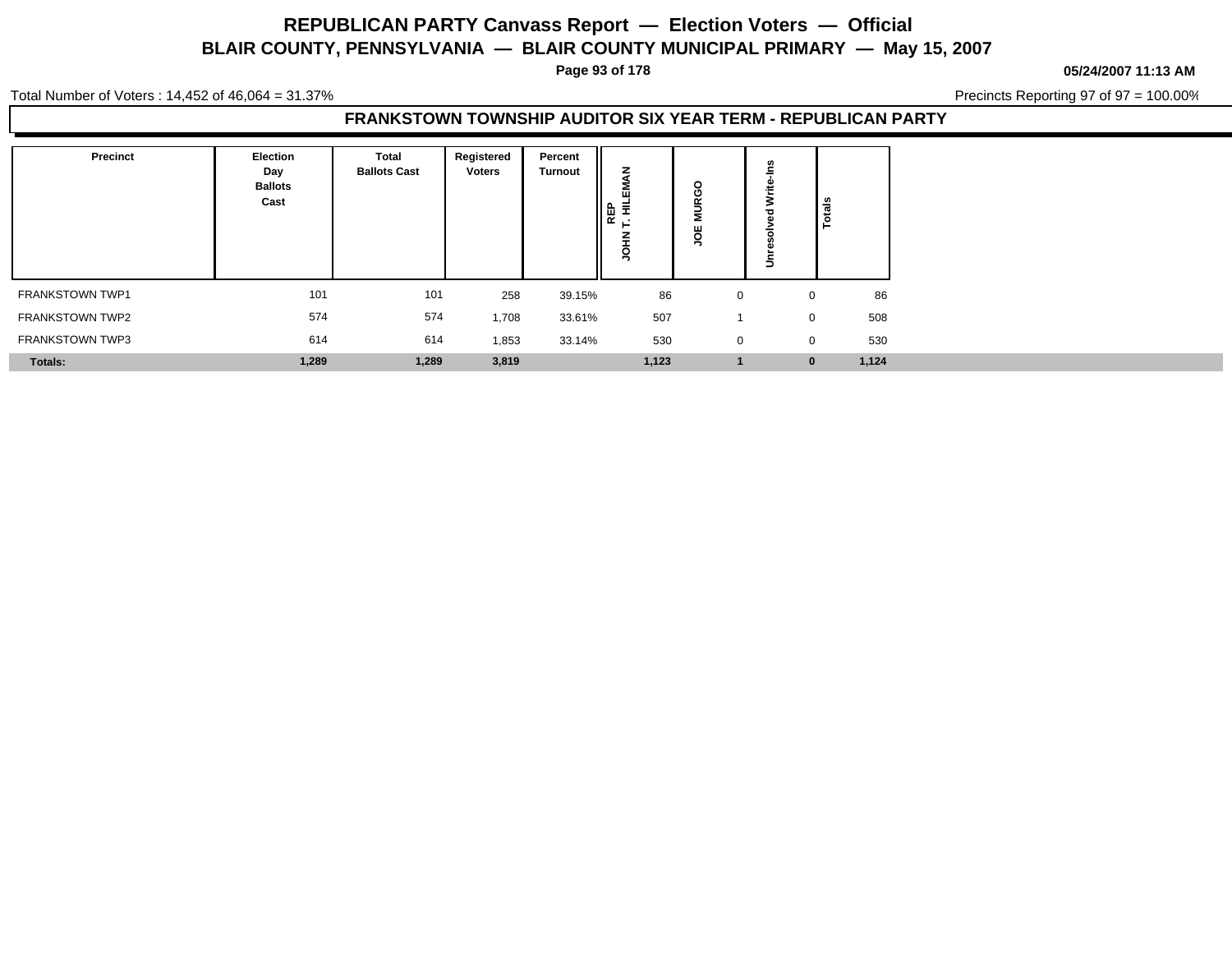# REPUBLICAN PARTY Canvass Report — Election Voters — Official

## BLAIR COUNTY, PENNSYLVANIA — BLAIR COUNTY MUNICIPAL PRIMARY — May 15, 2007

05/24/2007 11:13 AM

Total Number of Voters : 14,452 of 46,064 = 31.37%

Precincts Reporting 97 of 97 = 100.00%

### FRANKSTOWN TOWNSHIP AUDITOR SIX YEAR TERM - REPUBLICAN PARTY

| Precinct | Election Day Ballots Cast | Total Ballots Cast | Registered Voters | Percent Turnout | REP JOHN T. HILEMAN | JOE MURGO | Unresolved Write-Ins | Totals |
|---|---|---|---|---|---|---|---|---|
| FRANKSTOWN TWP1 | 101 | 101 | 258 | 39.15% | 86 | 0 | 0 | 86 |
| FRANKSTOWN TWP2 | 574 | 574 | 1,708 | 33.61% | 507 | 1 | 0 | 508 |
| FRANKSTOWN TWP3 | 614 | 614 | 1,853 | 33.14% | 530 | 0 | 0 | 530 |
| **Totals:** | **1,289** | **1,289** | **3,819** | | **1,123** | **1** | **0** | **1,124** |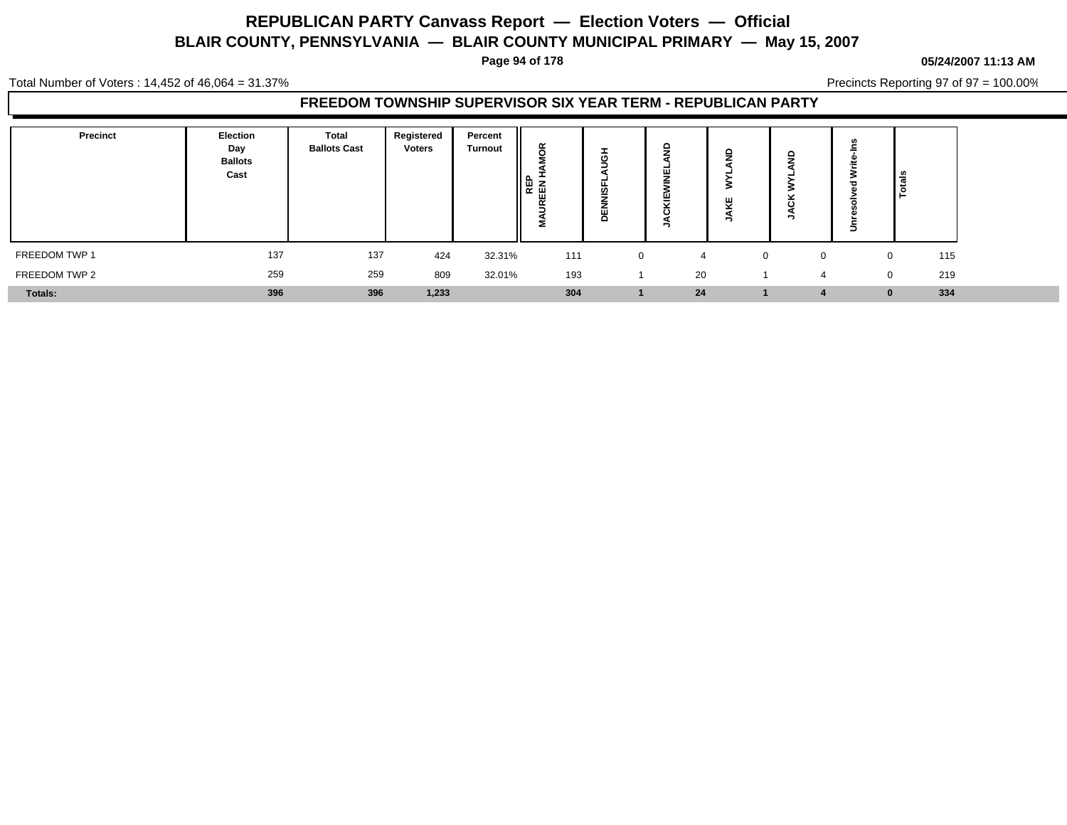# REPUBLICAN PARTY Canvass Report — Election Voters — Official

## BLAIR COUNTY, PENNSYLVANIA — BLAIR COUNTY MUNICIPAL PRIMARY — May 15, 2007

05/24/2007 11:13 AM

Total Number of Voters : 14,452 of 46,064 = 31.37%

Precincts Reporting 97 of 97 = 100.00%

### FREEDOM TOWNSHIP SUPERVISOR SIX YEAR TERM - REPUBLICAN PARTY

| Precinct | Election Day Ballots Cast | Total Ballots Cast | Registered Voters | Percent Turnout | REP MAUREEN HAMOR | DENNISFLAUGH | JACKIEWINELAND | JAKE WYLAND | JACK WYLAND | Unresolved Write-Ins | Totals |
|---|---|---|---|---|---|---|---|---|---|---|---|
| FREEDOM TWP 1 | 137 | 137 | 424 | 32.31% | 111 | 0 | 4 | 0 | 0 | 0 | 115 |
| FREEDOM TWP 2 | 259 | 259 | 809 | 32.01% | 193 | 1 | 20 | 1 | 4 | 0 | 219 |
| **Totals:** | **396** | **396** | **1,233** | | **304** | **1** | **24** | **1** | **4** | **0** | **334** |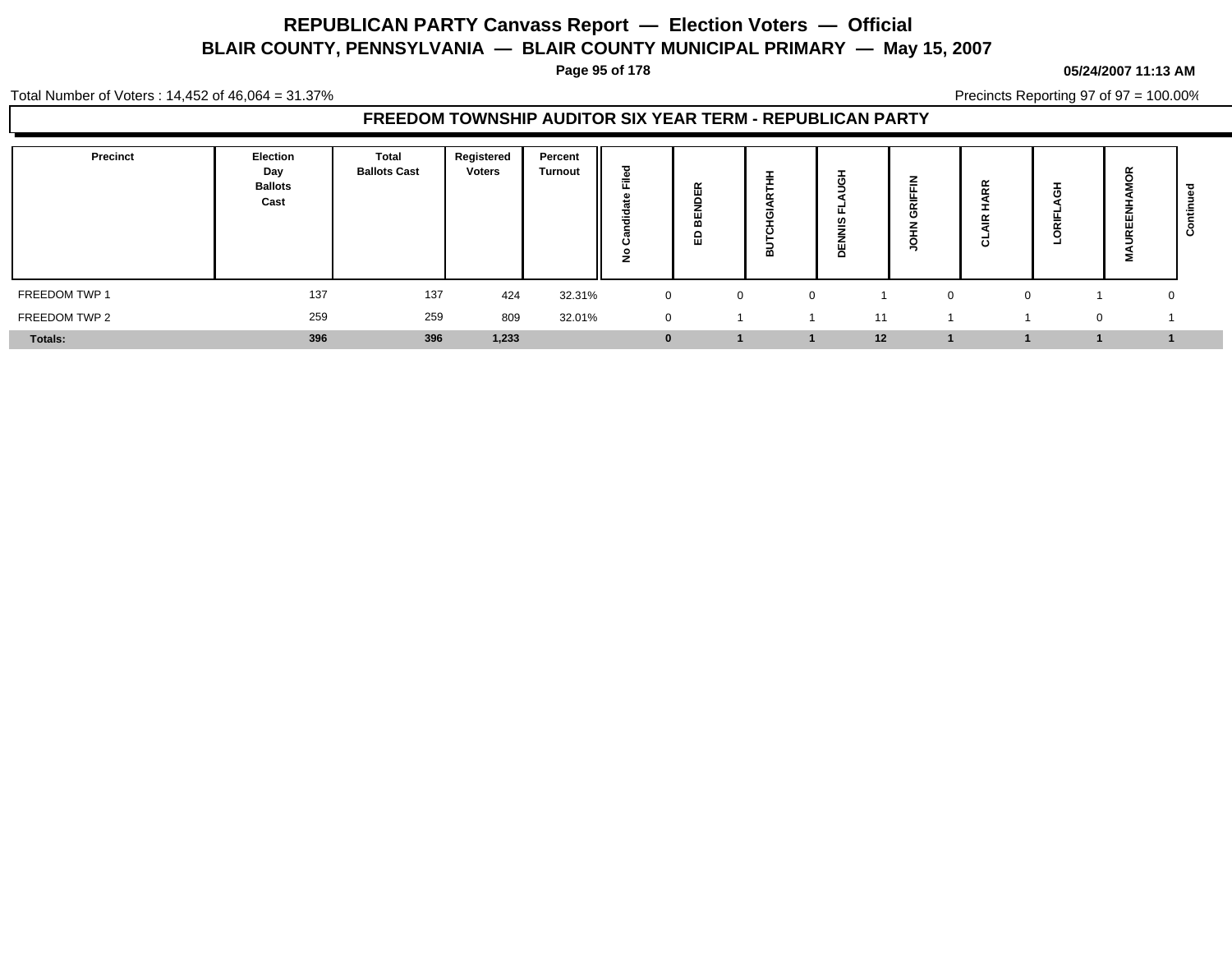# REPUBLICAN PARTY Canvass Report — Election Voters — Official

## BLAIR COUNTY, PENNSYLVANIA — BLAIR COUNTY MUNICIPAL PRIMARY — May 15, 2007

05/24/2007 11:13 AM

Total Number of Voters : 14,452 of 46,064 = 31.37%

Precincts Reporting 97 of 97 = 100.00%

### FREEDOM TOWNSHIP AUDITOR SIX YEAR TERM - REPUBLICAN PARTY

| Precinct | Election Day Ballots Cast | Total Ballots Cast | Registered Voters | Percent Turnout | No Candidate Filed | ED BENDER | BUTCHGIARTHH | DENNIS FLAUGH | JOHN GRIFFIN | CLAIR HARR | LORIFLAGH | MAUREENHAMOR | Continued |
|---|---|---|---|---|---|---|---|---|---|---|---|---|---|
| FREEDOM TWP 1 | 137 | 137 | 424 | 32.31% | 0 | 0 | 0 | 1 | 0 | 0 | 1 | 0 | |
| FREEDOM TWP 2 | 259 | 259 | 809 | 32.01% | 0 | 1 | 1 | 11 | 1 | 1 | 0 | 1 | |
| **Totals:** | **396** | **396** | **1,233** | | **0** | **1** | **1** | **12** | **1** | **1** | **1** | **1** | |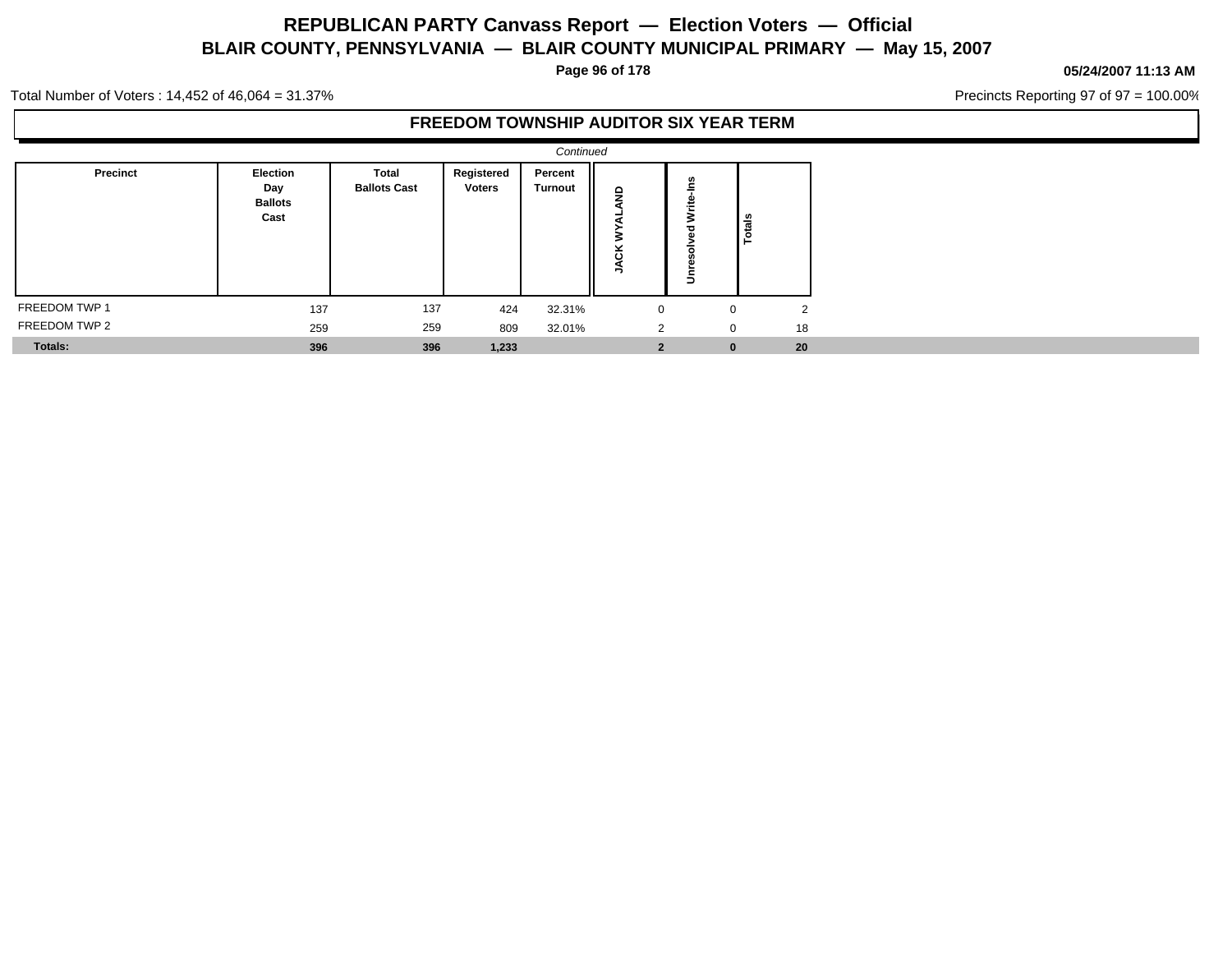# REPUBLICAN PARTY Canvass Report — Election Voters — Official

## BLAIR COUNTY, PENNSYLVANIA — BLAIR COUNTY MUNICIPAL PRIMARY — May 15, 2007

05/24/2007 11:13 AM

Total Number of Voters : 14,452 of 46,064 = 31.37%

Precincts Reporting 97 of 97 = 100.00%

### FREEDOM TOWNSHIP AUDITOR SIX YEAR TERM

*Continued*

| Precinct | Election Day Ballots Cast | Total Ballots Cast | Registered Voters | Percent Turnout | JACK WYALAND | Unresolved Write-Ins | Totals |
|---|---|---|---|---|---|---|---|
| FREEDOM TWP 1 | 137 | 137 | 424 | 32.31% | 0 | 0 | 2 |
| FREEDOM TWP 2 | 259 | 259 | 809 | 32.01% | 2 | 0 | 18 |
| **Totals:** | **396** | **396** | **1,233** | | **2** | **0** | **20** |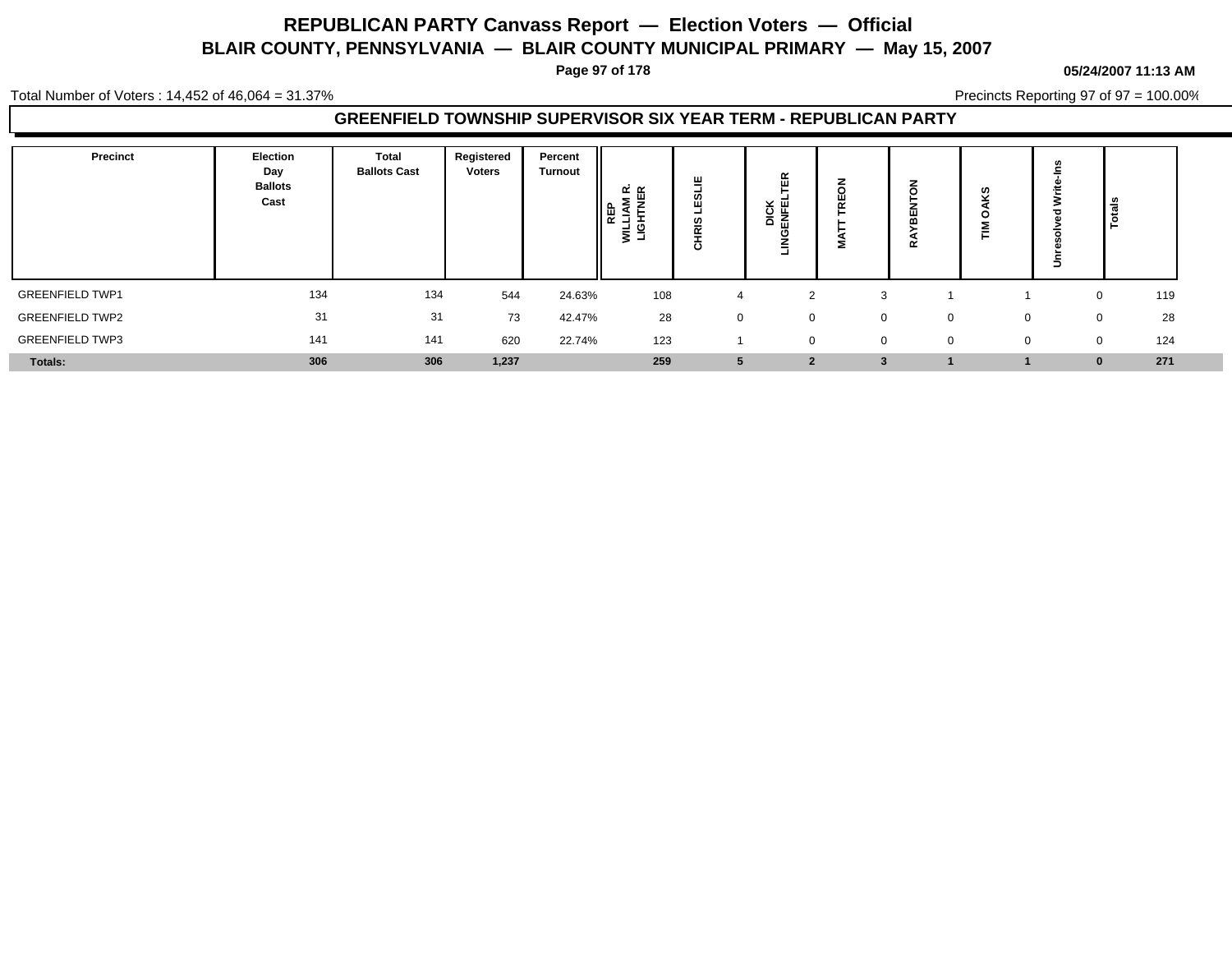# REPUBLICAN PARTY Canvass Report — Election Voters — Official

## BLAIR COUNTY, PENNSYLVANIA — BLAIR COUNTY MUNICIPAL PRIMARY — May 15, 2007

05/24/2007 11:13 AM

Total Number of Voters : 14,452 of 46,064 = 31.37%

Precincts Reporting 97 of 97 = 100.00%

### GREENFIELD TOWNSHIP SUPERVISOR SIX YEAR TERM - REPUBLICAN PARTY

| Precinct | Election Day Ballots Cast | Total Ballots Cast | Registered Voters | Percent Turnout | REP WILLIAM R. LIGHTNER | CHRIS LESLIE | DICK LINGENFELTER | MATT TREON | RAYBENTON | TIM OAKS | Unresolved Write-Ins | Totals |
|---|---|---|---|---|---|---|---|---|---|---|---|---|
| GREENFIELD TWP1 | 134 | 134 | 544 | 24.63% | 108 | 4 | 2 | 3 | 1 | 1 | 0 | 119 |
| GREENFIELD TWP2 | 31 | 31 | 73 | 42.47% | 28 | 0 | 0 | 0 | 0 | 0 | 0 | 28 |
| GREENFIELD TWP3 | 141 | 141 | 620 | 22.74% | 123 | 1 | 0 | 0 | 0 | 0 | 0 | 124 |
| **Totals:** | **306** | **306** | **1,237** | | **259** | **5** | **2** | **3** | **1** | **1** | **0** | **271** |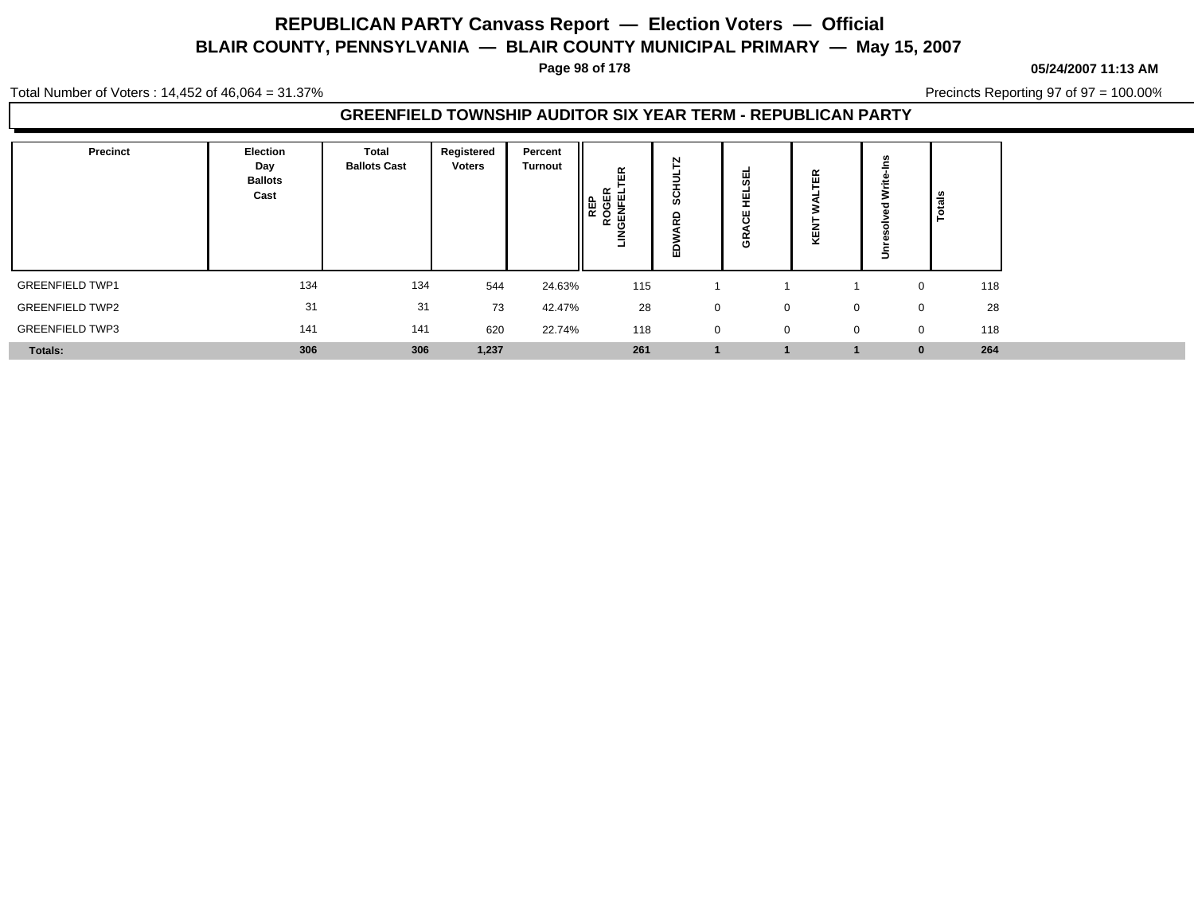# REPUBLICAN PARTY Canvass Report — Election Voters — Official

## BLAIR COUNTY, PENNSYLVANIA — BLAIR COUNTY MUNICIPAL PRIMARY — May 15, 2007

05/24/2007 11:13 AM

Total Number of Voters : 14,452 of 46,064 = 31.37%

Precincts Reporting 97 of 97 = 100.00%

### GREENFIELD TOWNSHIP AUDITOR SIX YEAR TERM - REPUBLICAN PARTY

| Precinct | Election Day Ballots Cast | Total Ballots Cast | Registered Voters | Percent Turnout | REP ROGER LINGENFELTER | EDWARD SCHULTZ | GRACE HELSEL | KENT WALTER | Unresolved Write-Ins | Totals |
|---|---|---|---|---|---|---|---|---|---|---|
| GREENFIELD TWP1 | 134 | 134 | 544 | 24.63% | 115 | 1 | 1 | 1 | 0 | 118 |
| GREENFIELD TWP2 | 31 | 31 | 73 | 42.47% | 28 | 0 | 0 | 0 | 0 | 28 |
| GREENFIELD TWP3 | 141 | 141 | 620 | 22.74% | 118 | 0 | 0 | 0 | 0 | 118 |
| **Totals:** | **306** | **306** | **1,237** | | **261** | **1** | **1** | **1** | **0** | **264** |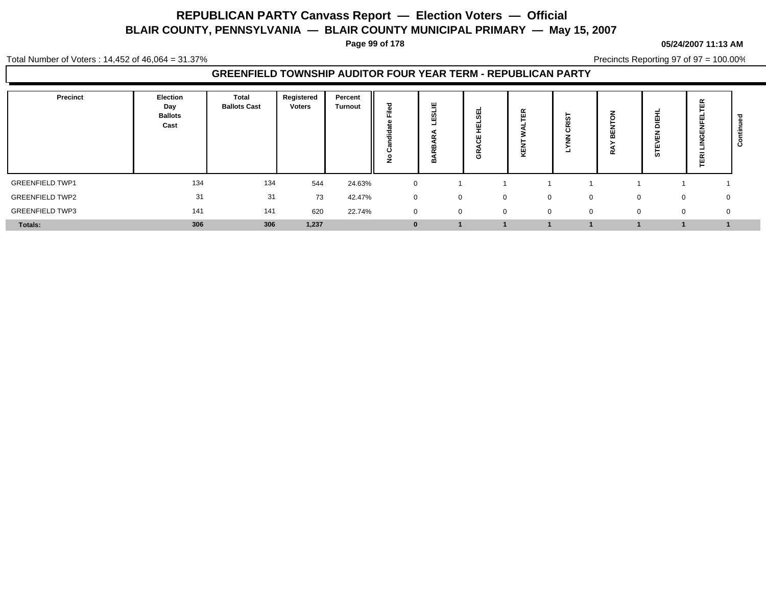# REPUBLICAN PARTY Canvass Report — Election Voters — Official

## BLAIR COUNTY, PENNSYLVANIA — BLAIR COUNTY MUNICIPAL PRIMARY — May 15, 2007

**05/24/2007 11:13 AM**

Total Number of Voters : 14,452 of 46,064 = 31.37%

Precincts Reporting 97 of 97 = 100.00%

### GREENFIELD TOWNSHIP AUDITOR FOUR YEAR TERM - REPUBLICAN PARTY

| Precinct | Election Day Ballots Cast | Total Ballots Cast | Registered Voters | Percent Turnout | No Candidate Filed | BARBARA LESLIE | GRACE HELSEL | KENT WALTER | LYNN CRIST | RAY BENTON | STEVEN DIEHL | TERI LINGENFELTER | Continued |
|---|---|---|---|---|---|---|---|---|---|---|---|---|---|
| GREENFIELD TWP1 | 134 | 134 | 544 | 24.63% | 0 | 1 | 1 | 1 | 1 | 1 | 1 | 1 | |
| GREENFIELD TWP2 | 31 | 31 | 73 | 42.47% | 0 | 0 | 0 | 0 | 0 | 0 | 0 | 0 | |
| GREENFIELD TWP3 | 141 | 141 | 620 | 22.74% | 0 | 0 | 0 | 0 | 0 | 0 | 0 | 0 | |
| **Totals:** | **306** | **306** | **1,237** | | **0** | **1** | **1** | **1** | **1** | **1** | **1** | **1** | |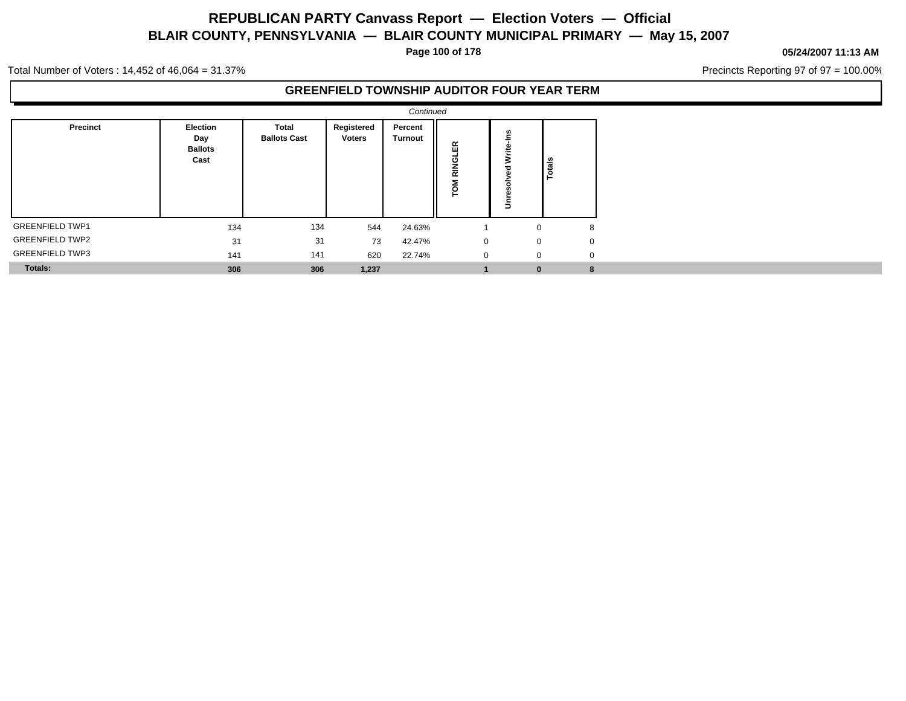# REPUBLICAN PARTY Canvass Report — Election Voters — Official

## BLAIR COUNTY, PENNSYLVANIA — BLAIR COUNTY MUNICIPAL PRIMARY — May 15, 2007

**05/24/2007 11:13 AM**

Total Number of Voters : 14,452 of 46,064 = 31.37%

Precincts Reporting 97 of 97 = 100.00%

### GREENFIELD TOWNSHIP AUDITOR FOUR YEAR TERM

*Continued*

| Precinct | Election Day Ballots Cast | Total Ballots Cast | Registered Voters | Percent Turnout | TOM RINGLER | Unresolved Write-Ins | Totals |
|---|---|---|---|---|---|---|---|
| GREENFIELD TWP1 | 134 | 134 | 544 | 24.63% | 1 | 0 | 8 |
| GREENFIELD TWP2 | 31 | 31 | 73 | 42.47% | 0 | 0 | 0 |
| GREENFIELD TWP3 | 141 | 141 | 620 | 22.74% | 0 | 0 | 0 |
| **Totals:** | **306** | **306** | **1,237** | | **1** | **0** | **8** |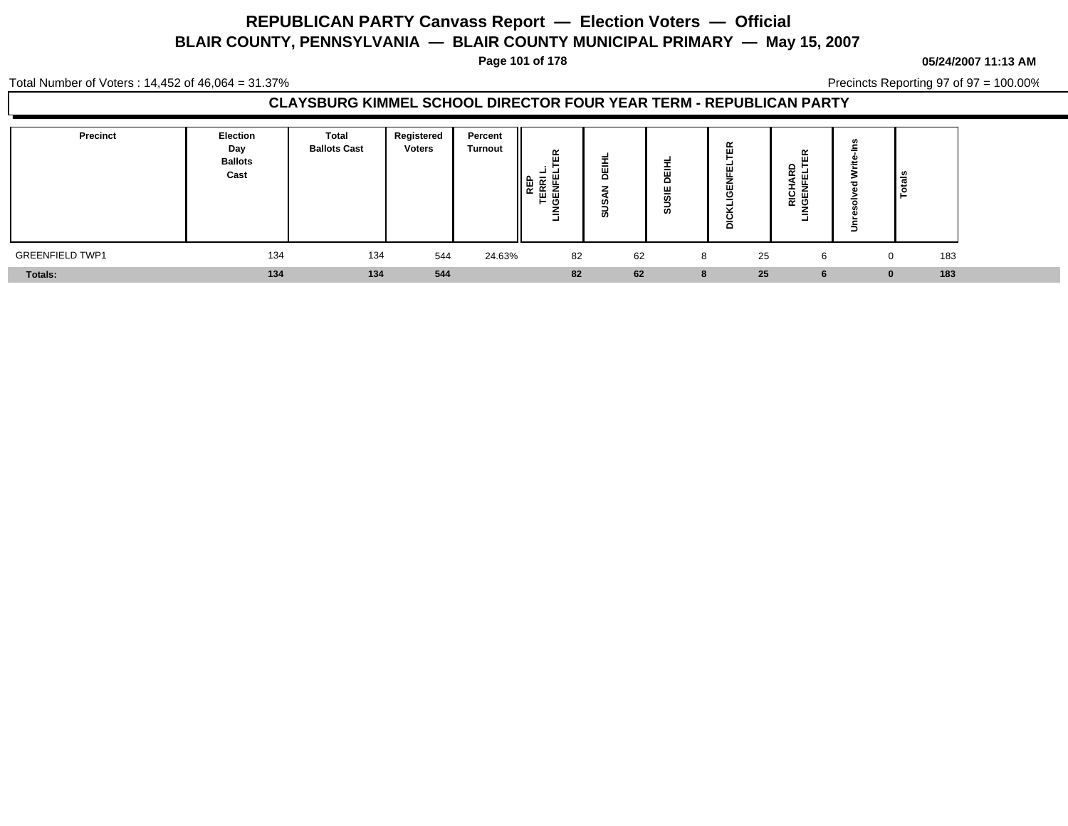# REPUBLICAN PARTY Canvass Report — Election Voters — Official

## BLAIR COUNTY, PENNSYLVANIA — BLAIR COUNTY MUNICIPAL PRIMARY — May 15, 2007

05/24/2007 11:13 AM

Total Number of Voters : 14,452 of 46,064 = 31.37%

Precincts Reporting 97 of 97 = 100.00%

### CLAYSBURG KIMMEL SCHOOL DIRECTOR FOUR YEAR TERM - REPUBLICAN PARTY

| Precinct | Election Day Ballots Cast | Total Ballots Cast | Registered Voters | Percent Turnout | REP TERRI L. LINGENFELTER | SUSAN DEIHL | SUSIE DEIHL | DICKLIGENFELTER | RICHARD LINGENFELTER | Unresolved Write-Ins | Totals |
|---|---|---|---|---|---|---|---|---|---|---|---|
| GREENFIELD TWP1 | 134 | 134 | 544 | 24.63% | 82 | 62 | 8 | 25 | 6 | 0 | 183 |
| **Totals:** | **134** | **134** | **544** | | **82** | **62** | **8** | **25** | **6** | **0** | **183** |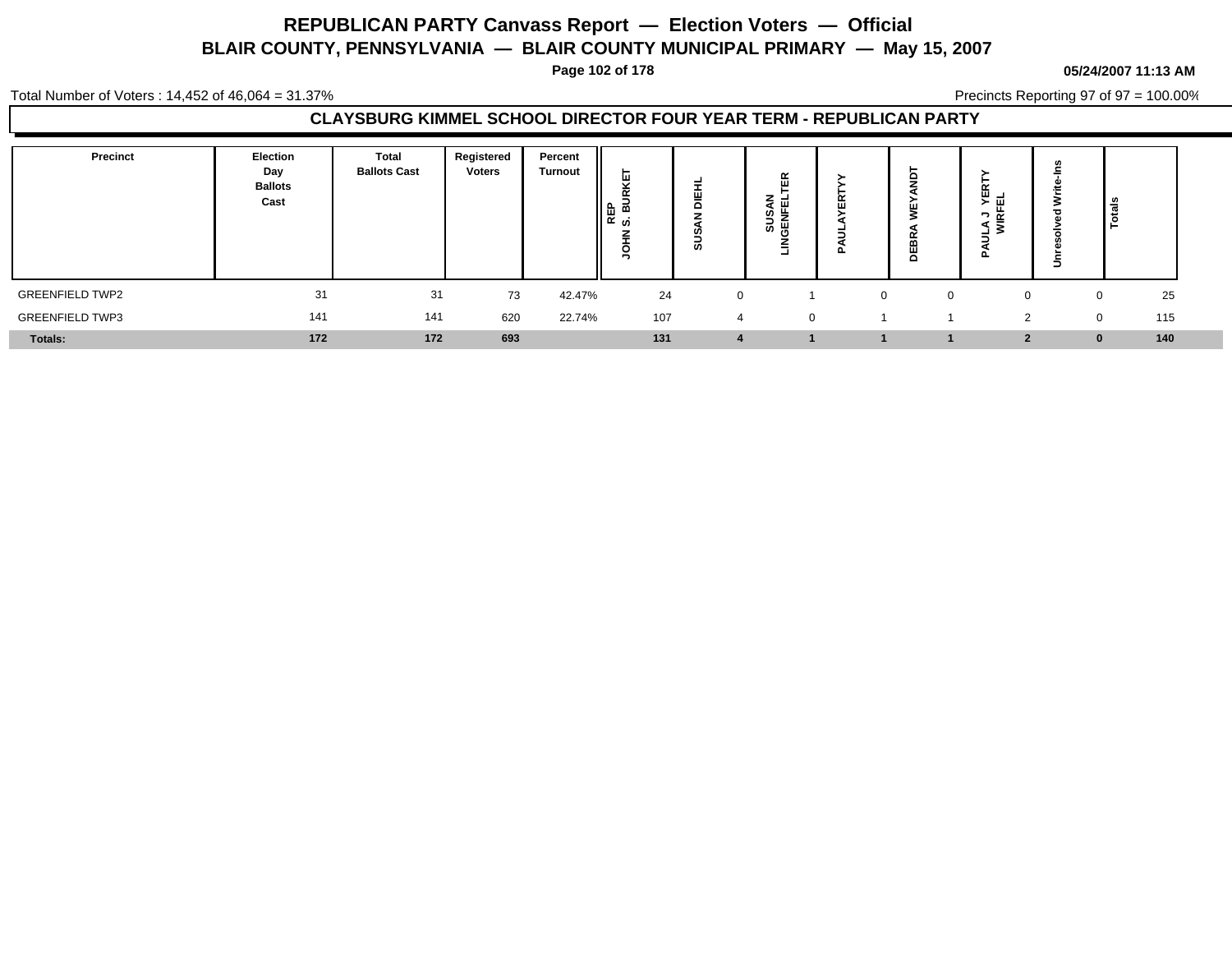# REPUBLICAN PARTY Canvass Report — Election Voters — Official

## BLAIR COUNTY, PENNSYLVANIA — BLAIR COUNTY MUNICIPAL PRIMARY — May 15, 2007

**05/24/2007 11:13 AM**

Total Number of Voters : 14,452 of 46,064 = 31.37%

Precincts Reporting 97 of 97 = 100.00%

### CLAYSBURG KIMMEL SCHOOL DIRECTOR FOUR YEAR TERM - REPUBLICAN PARTY

| Precinct | Election Day Ballots Cast | Total Ballots Cast | Registered Voters | Percent Turnout | REP JOHN S. BURKET | SUSAN DIEHL | SUSAN LINGENFELTER | PAULAYERTYY | DEBRA WEYANDT | PAULA J YERTY WIRFEL | Unresolved Write-Ins | Totals |
|---|---|---|---|---|---|---|---|---|---|---|---|---|
| GREENFIELD TWP2 | 31 | 31 | 73 | 42.47% | 24 | 0 | 1 | 0 | 0 | 0 | 0 | 25 |
| GREENFIELD TWP3 | 141 | 141 | 620 | 22.74% | 107 | 4 | 0 | 1 | 1 | 2 | 0 | 115 |
| **Totals:** | **172** | **172** | **693** | | **131** | **4** | **1** | **1** | **1** | **2** | **0** | **140** |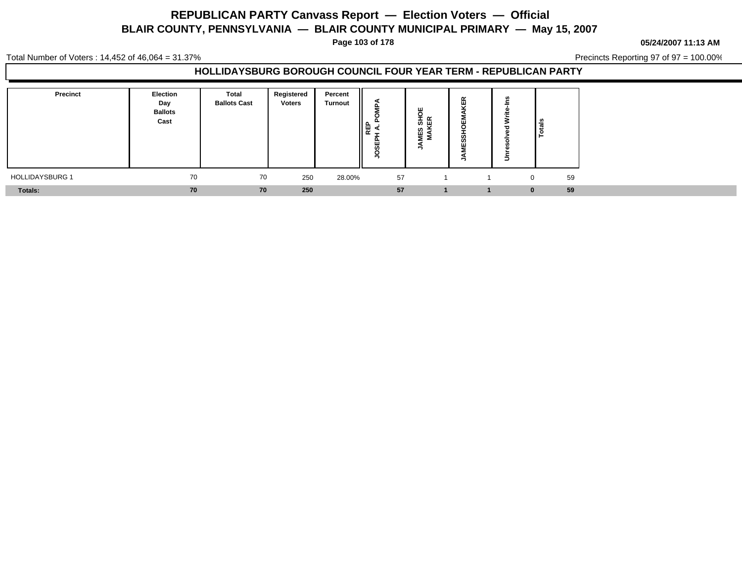# REPUBLICAN PARTY Canvass Report — Election Voters — Official

## BLAIR COUNTY, PENNSYLVANIA — BLAIR COUNTY MUNICIPAL PRIMARY — May 15, 2007

**05/24/2007 11:13 AM**

Total Number of Voters : 14,452 of 46,064 = 31.37%

Precincts Reporting 97 of 97 = 100.00%

### HOLLIDAYSBURG BOROUGH COUNCIL FOUR YEAR TERM - REPUBLICAN PARTY

| Precinct | Election Day Ballots Cast | Total Ballots Cast | Registered Voters | Percent Turnout | REP JOSEPH A. POMPA | JAMES SHOE MAKER | JAMESSHOEMAKER | Unresolved Write-Ins | Totals |
|---|---|---|---|---|---|---|---|---|---|
| HOLLIDAYSBURG 1 | 70 | 70 | 250 | 28.00% | 57 | 1 | 1 | 0 | 59 |
| **Totals:** | **70** | **70** | **250** | | **57** | **1** | **1** | **0** | **59** |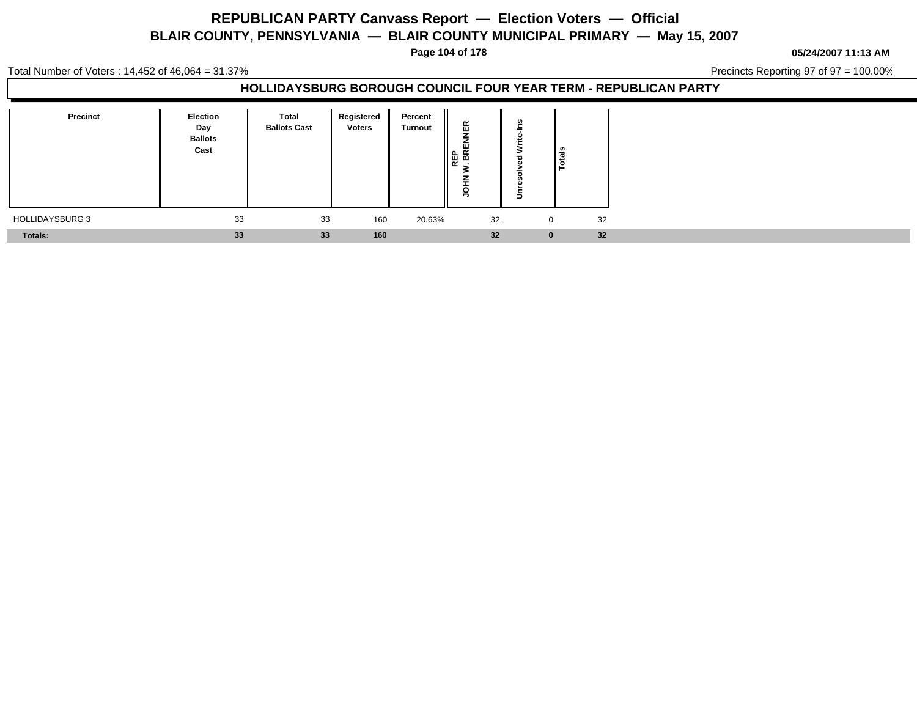# REPUBLICAN PARTY Canvass Report — Election Voters — Official

## BLAIR COUNTY, PENNSYLVANIA — BLAIR COUNTY MUNICIPAL PRIMARY — May 15, 2007

05/24/2007 11:13 AM

Total Number of Voters : 14,452 of 46,064 = 31.37%

Precincts Reporting 97 of 97 = 100.00%

### HOLLIDAYSBURG BOROUGH COUNCIL FOUR YEAR TERM - REPUBLICAN PARTY

| Precinct | Election Day Ballots Cast | Total Ballots Cast | Registered Voters | Percent Turnout | REP JOHN W. BRENNER | Unresolved Write-Ins | Totals |
|---|---|---|---|---|---|---|---|
| HOLLIDAYSBURG 3 | 33 | 33 | 160 | 20.63% | 32 | 0 | 32 |
| **Totals:** | **33** | **33** | **160** | | **32** | **0** | **32** |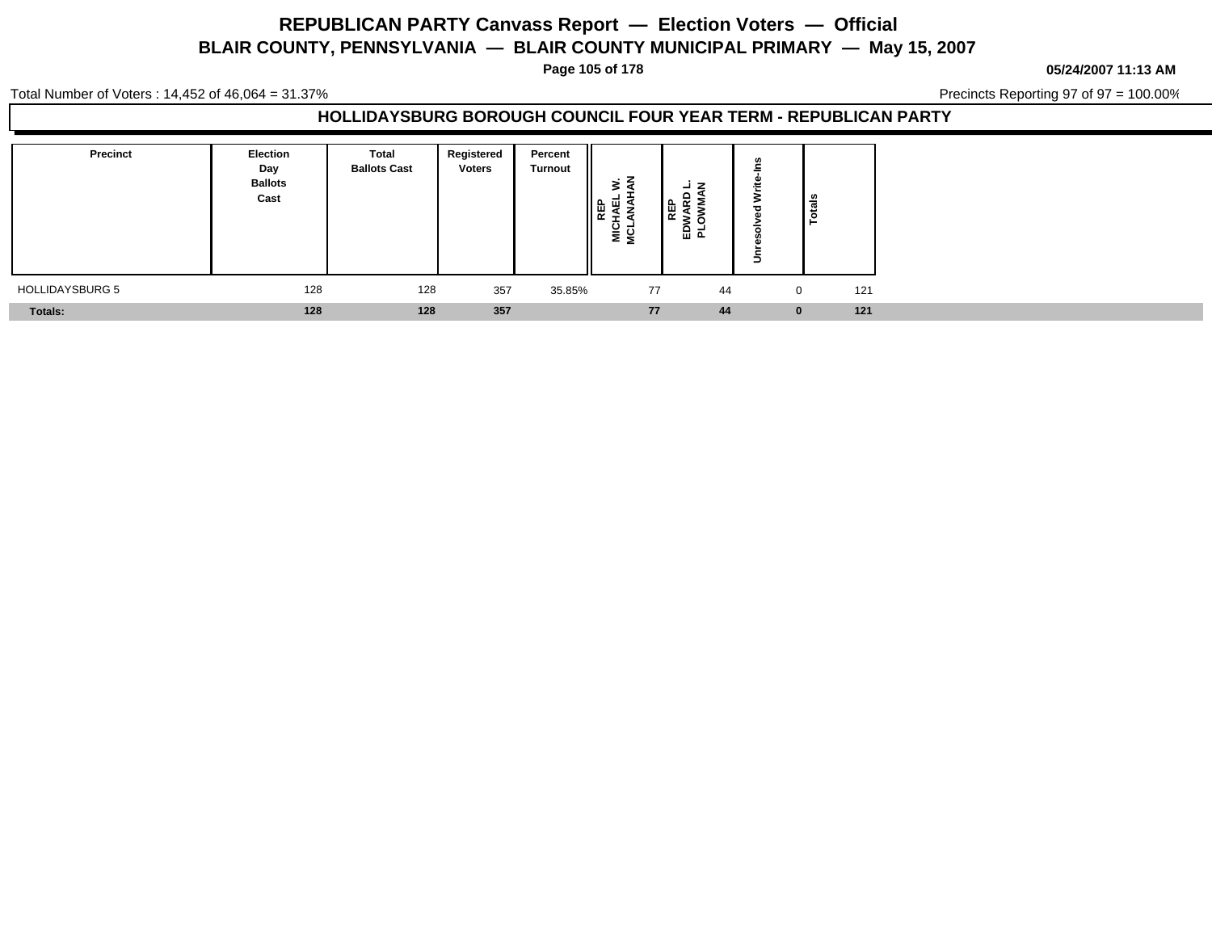# REPUBLICAN PARTY Canvass Report — Election Voters — Official

## BLAIR COUNTY, PENNSYLVANIA — BLAIR COUNTY MUNICIPAL PRIMARY — May 15, 2007

05/24/2007 11:13 AM

Total Number of Voters : 14,452 of 46,064 = 31.37%

Precincts Reporting 97 of 97 = 100.00%

### HOLLIDAYSBURG BOROUGH COUNCIL FOUR YEAR TERM - REPUBLICAN PARTY

| Precinct | Election Day Ballots Cast | Total Ballots Cast | Registered Voters | Percent Turnout | REP MICHAEL W. MCLANAHAN | REP EDWARD L. PLOWMAN | Unresolved Write-Ins | Totals |
|---|---|---|---|---|---|---|---|---|
| HOLLIDAYSBURG 5 | 128 | 128 | 357 | 35.85% | 77 | 44 | 0 | 121 |
| **Totals:** | **128** | **128** | **357** | | **77** | **44** | **0** | **121** |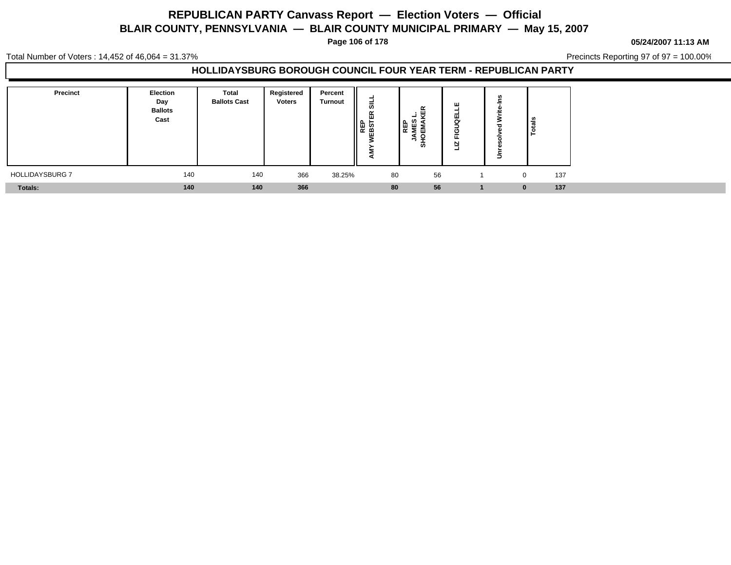# REPUBLICAN PARTY Canvass Report — Election Voters — Official

## BLAIR COUNTY, PENNSYLVANIA — BLAIR COUNTY MUNICIPAL PRIMARY — May 15, 2007

**05/24/2007 11:13 AM**

Total Number of Voters : 14,452 of 46,064 = 31.37%

Precincts Reporting 97 of 97 = 100.00%

### HOLLIDAYSBURG BOROUGH COUNCIL FOUR YEAR TERM - REPUBLICAN PARTY

| Precinct | Election Day Ballots Cast | Total Ballots Cast | Registered Voters | Percent Turnout | REP AMY WEBSTER SILL | REP JAMES L. SHOEMAKER | LIZ FIGUOELLE | Unresolved Write-Ins | Totals |
|---|---|---|---|---|---|---|---|---|---|
| HOLLIDAYSBURG 7 | 140 | 140 | 366 | 38.25% | 80 | 56 | 1 | 0 | 137 |
| **Totals:** | **140** | **140** | **366** | | **80** | **56** | **1** | **0** | **137** |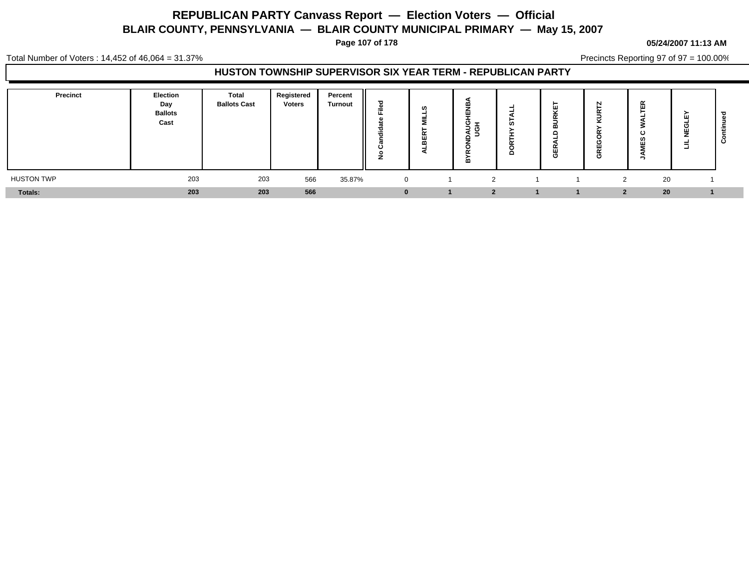# REPUBLICAN PARTY Canvass Report — Election Voters — Official

## BLAIR COUNTY, PENNSYLVANIA — BLAIR COUNTY MUNICIPAL PRIMARY — May 15, 2007

**05/24/2007 11:13 AM**

Total Number of Voters : 14,452 of 46,064 = 31.37%

Precincts Reporting 97 of 97 = 100.00%

### HUSTON TOWNSHIP SUPERVISOR SIX YEAR TERM - REPUBLICAN PARTY

| Precinct | Election Day Ballots Cast | Total Ballots Cast | Registered Voters | Percent Turnout | No Candidate Filed | ALBERT MILLS | BYRONDAUGHENBAUGH | DORTHY STALL | GERALD BURKET | GREGORY KURTZ | JAMES C WALTER | LIL NEGLEY | Continued |
|---|---|---|---|---|---|---|---|---|---|---|---|---|---|
| HUSTON TWP | 203 | 203 | 566 | 35.87% | 0 | 1 | 2 | 1 | 1 | 2 | 20 | 1 | |
| **Totals:** | **203** | **203** | **566** | | **0** | **1** | **2** | **1** | **1** | **2** | **20** | **1** | |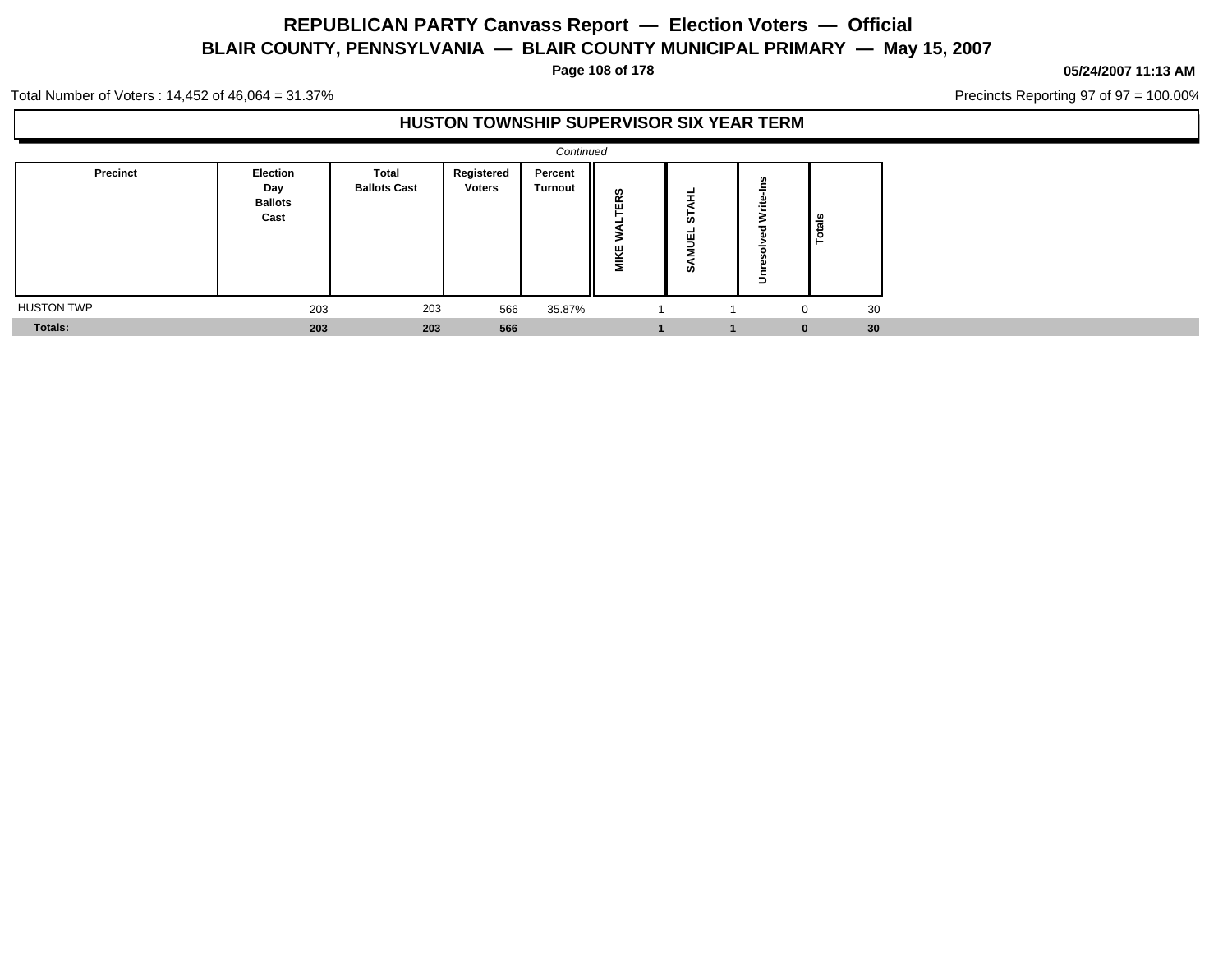# REPUBLICAN PARTY Canvass Report — Election Voters — Official

## BLAIR COUNTY, PENNSYLVANIA — BLAIR COUNTY MUNICIPAL PRIMARY — May 15, 2007

05/24/2007 11:13 AM

Total Number of Voters : 14,452 of 46,064 = 31.37%

Precincts Reporting 97 of 97 = 100.00%

### HUSTON TOWNSHIP SUPERVISOR SIX YEAR TERM

*Continued*

| Precinct | Election Day Ballots Cast | Total Ballots Cast | Registered Voters | Percent Turnout | MIKE WALTERS | SAMUEL STAHL | Unresolved Write-Ins | Totals |
|---|---|---|---|---|---|---|---|---|
| HUSTON TWP | 203 | 203 | 566 | 35.87% | 1 | 1 | 0 | 30 |
| **Totals:** | **203** | **203** | **566** | | **1** | **1** | **0** | **30** |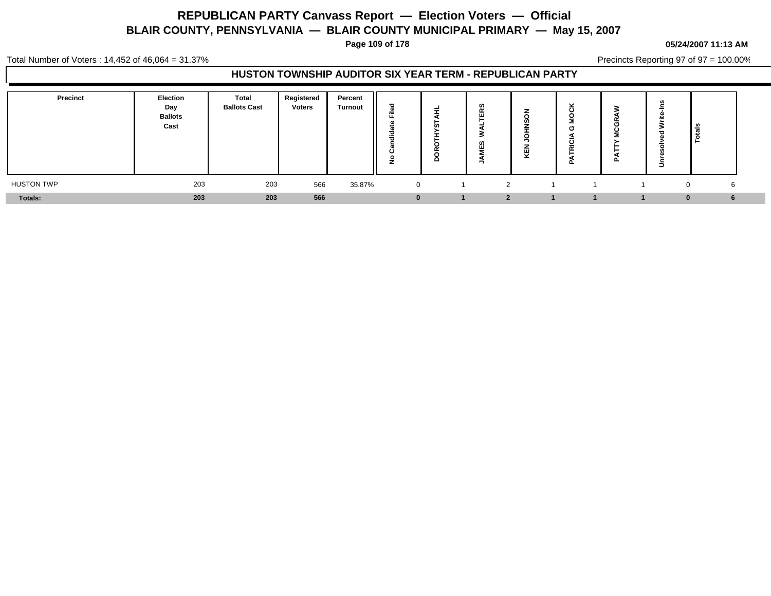# REPUBLICAN PARTY Canvass Report — Election Voters — Official

## BLAIR COUNTY, PENNSYLVANIA — BLAIR COUNTY MUNICIPAL PRIMARY — May 15, 2007

05/24/2007 11:13 AM

Total Number of Voters : 14,452 of 46,064 = 31.37%

Precincts Reporting 97 of 97 = 100.00%

### HUSTON TOWNSHIP AUDITOR SIX YEAR TERM - REPUBLICAN PARTY

| Precinct | Election Day Ballots Cast | Total Ballots Cast | Registered Voters | Percent Turnout | No Candidate Filed | DOROTHYSTAHL | JAMES WALTERS | KEN JOHNSON | PATRICIA G MOCK | PATTY MCGRAW | Unresolved Write-Ins | Totals |
|---|---|---|---|---|---|---|---|---|---|---|---|---|
| HUSTON TWP | 203 | 203 | 566 | 35.87% | 0 | 1 | 2 | 1 | 1 | 1 | 0 | 6 |
| **Totals:** | **203** | **203** | **566** | | **0** | **1** | **2** | **1** | **1** | **1** | **0** | **6** |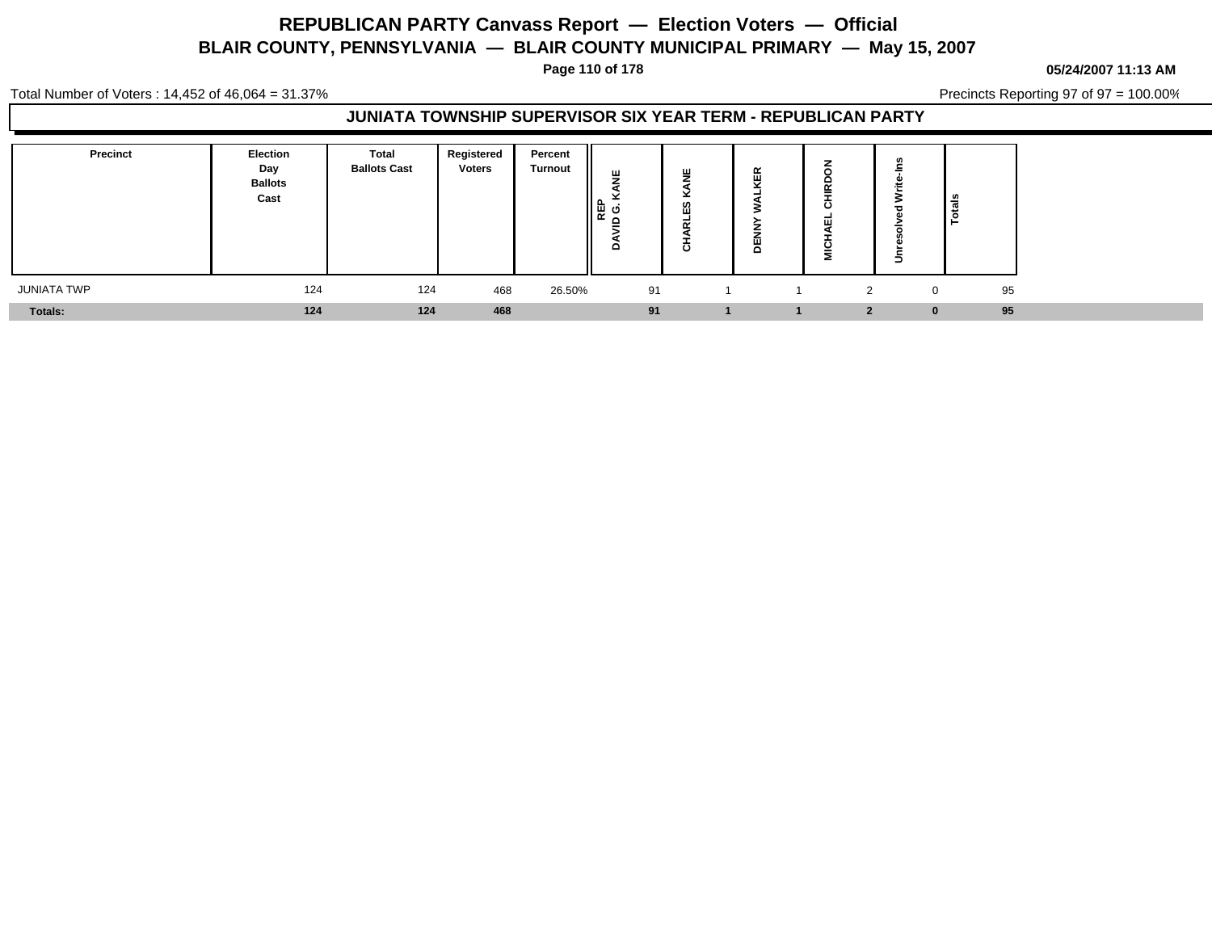# REPUBLICAN PARTY Canvass Report — Election Voters — Official

## BLAIR COUNTY, PENNSYLVANIA — BLAIR COUNTY MUNICIPAL PRIMARY — May 15, 2007

05/24/2007 11:13 AM

Total Number of Voters : 14,452 of 46,064 = 31.37%

Precincts Reporting 97 of 97 = 100.00%

### JUNIATA TOWNSHIP SUPERVISOR SIX YEAR TERM - REPUBLICAN PARTY

| Precinct | Election Day Ballots Cast | Total Ballots Cast | Registered Voters | Percent Turnout | REP DAVID G. KANE | CHARLES KANE | DENNY WALKER | MICHAEL CHIRDON | Unresolved Write-Ins | Totals |
|---|---|---|---|---|---|---|---|---|---|---|
| JUNIATA TWP | 124 | 124 | 468 | 26.50% | 91 | 1 | 1 | 2 | 0 | 95 |
| **Totals:** | **124** | **124** | **468** | | **91** | **1** | **1** | **2** | **0** | **95** |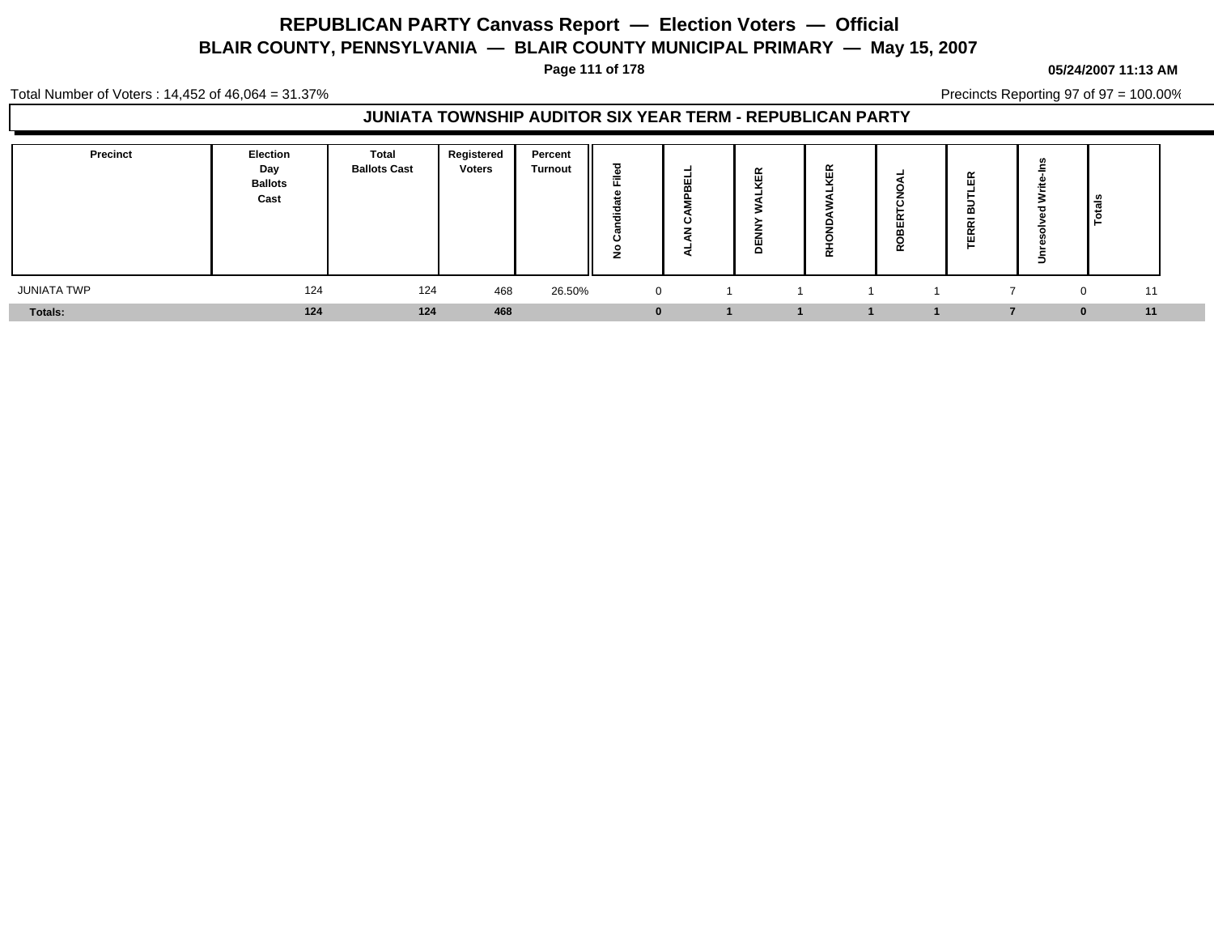# REPUBLICAN PARTY Canvass Report — Election Voters — Official

## BLAIR COUNTY, PENNSYLVANIA — BLAIR COUNTY MUNICIPAL PRIMARY — May 15, 2007

05/24/2007 11:13 AM

Total Number of Voters : 14,452 of 46,064 = 31.37%

Precincts Reporting 97 of 97 = 100.00%

### JUNIATA TOWNSHIP AUDITOR SIX YEAR TERM - REPUBLICAN PARTY

| Precinct | Election Day Ballots Cast | Total Ballots Cast | Registered Voters | Percent Turnout | No Candidate Filed | ALAN CAMPBELL | DENNY WALKER | RHONDAWALKER | ROBERTCNOAL | TERRI BUTLER | Unresolved Write-Ins | Totals |
|---|---|---|---|---|---|---|---|---|---|---|---|---|
| JUNIATA TWP | 124 | 124 | 468 | 26.50% | 0 | 1 | 1 | 1 | 1 | 7 | 0 | 11 |
| **Totals:** | **124** | **124** | **468** | | **0** | **1** | **1** | **1** | **1** | **7** | **0** | **11** |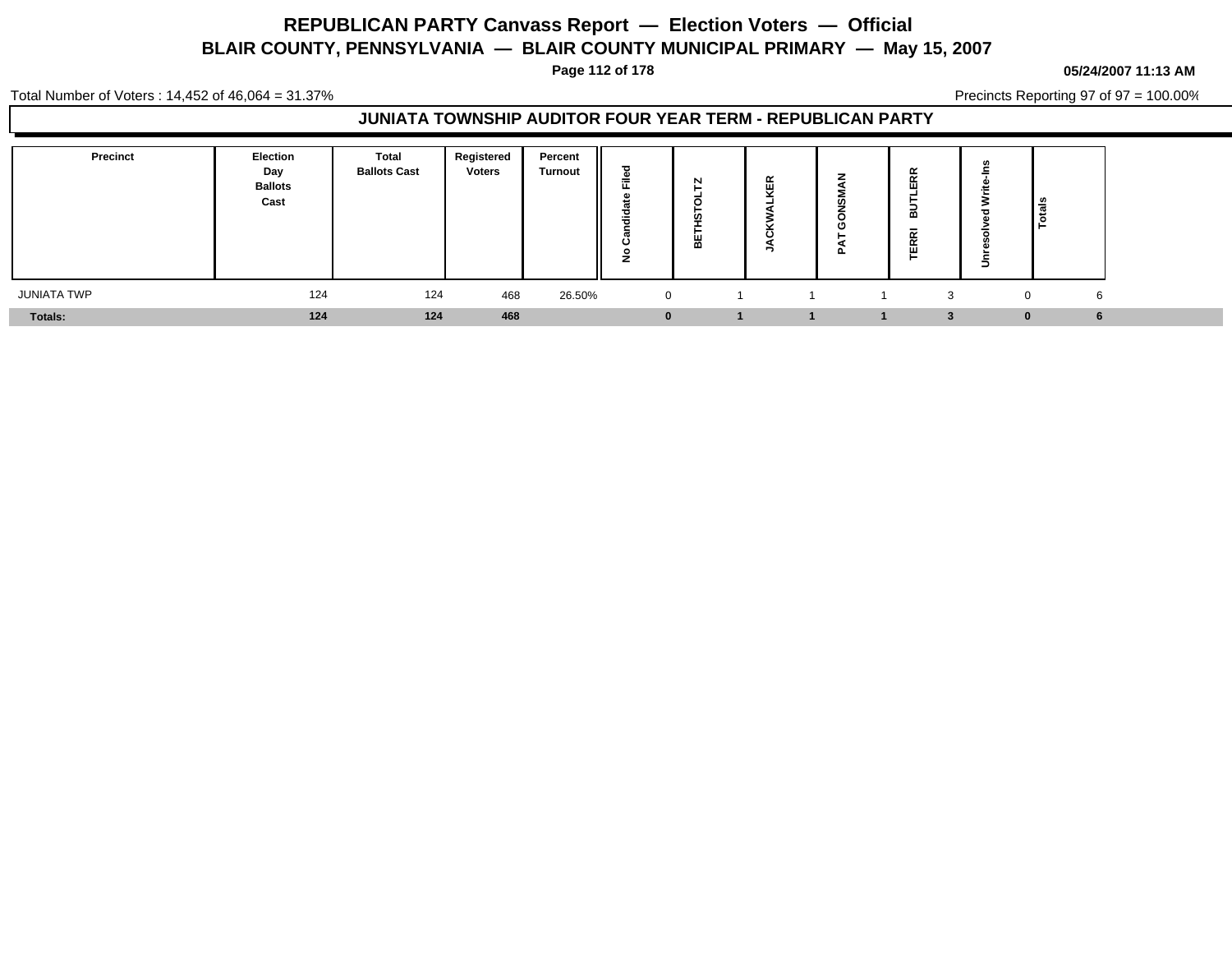# REPUBLICAN PARTY Canvass Report — Election Voters — Official

## BLAIR COUNTY, PENNSYLVANIA — BLAIR COUNTY MUNICIPAL PRIMARY — May 15, 2007

05/24/2007 11:13 AM

Total Number of Voters : 14,452 of 46,064 = 31.37%

Precincts Reporting 97 of 97 = 100.00%

### JUNIATA TOWNSHIP AUDITOR FOUR YEAR TERM - REPUBLICAN PARTY

| Precinct | Election Day Ballots Cast | Total Ballots Cast | Registered Voters | Percent Turnout | No Candidate Filed | BETHSTOLTZ | JACKWALKER | PAT GONSMAN | TERRI BUTLERR | Unresolved Write-Ins | Totals |
|---|---|---|---|---|---|---|---|---|---|---|---|
| JUNIATA TWP | 124 | 124 | 468 | 26.50% | 0 | 1 | 1 | 1 | 3 | 0 | 6 |
| **Totals:** | **124** | **124** | **468** | | **0** | **1** | **1** | **1** | **3** | **0** | **6** |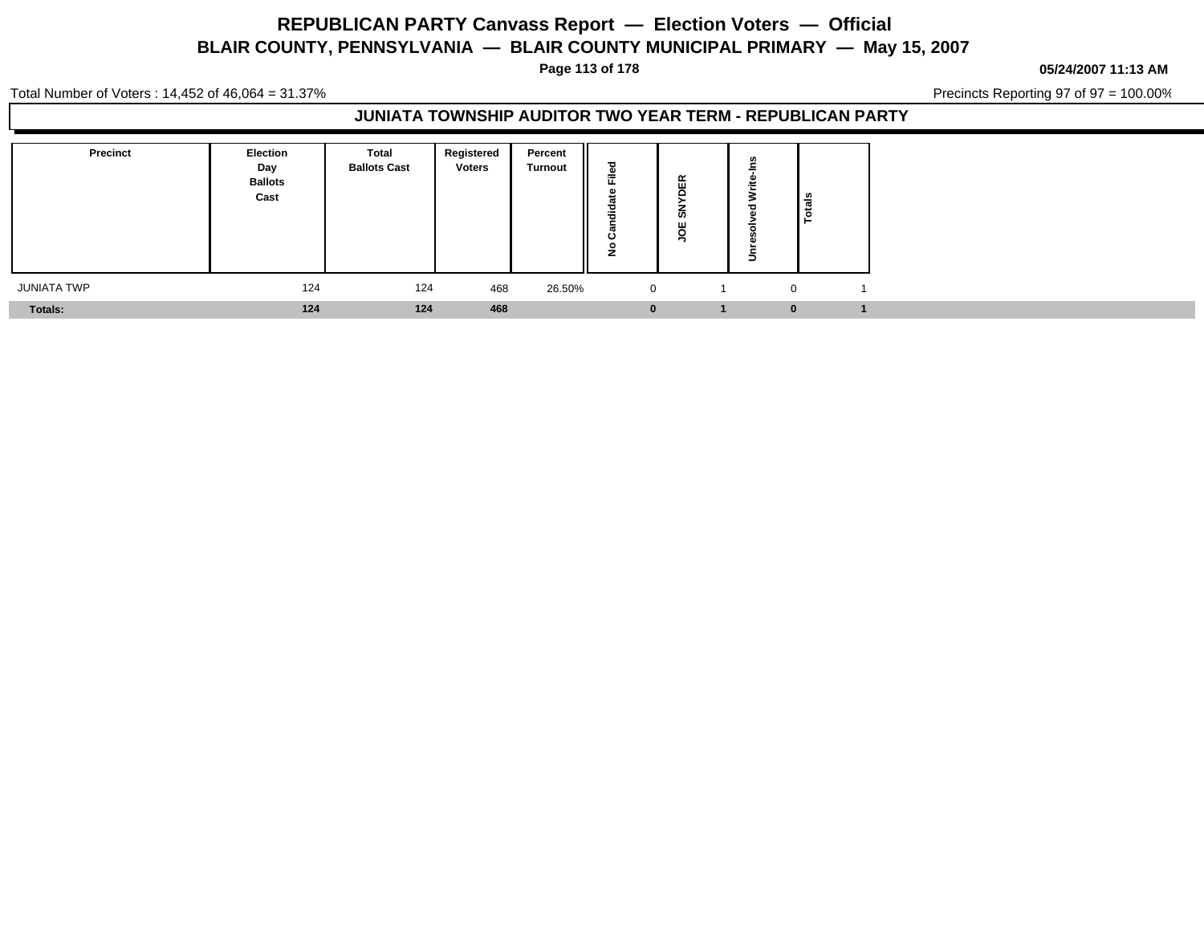# REPUBLICAN PARTY Canvass Report — Election Voters — Official

## BLAIR COUNTY, PENNSYLVANIA — BLAIR COUNTY MUNICIPAL PRIMARY — May 15, 2007

05/24/2007 11:13 AM

Total Number of Voters : 14,452 of 46,064 = 31.37%

Precincts Reporting 97 of 97 = 100.00%

### JUNIATA TOWNSHIP AUDITOR TWO YEAR TERM - REPUBLICAN PARTY

| Precinct | Election Day Ballots Cast | Total Ballots Cast | Registered Voters | Percent Turnout | No Candidate Filed | JOE SNYDER | Unresolved Write-Ins | Totals |
|---|---|---|---|---|---|---|---|---|
| JUNIATA TWP | 124 | 124 | 468 | 26.50% | 0 | 1 | 0 | 1 |
| **Totals:** | **124** | **124** | **468** | | **0** | **1** | **0** | **1** |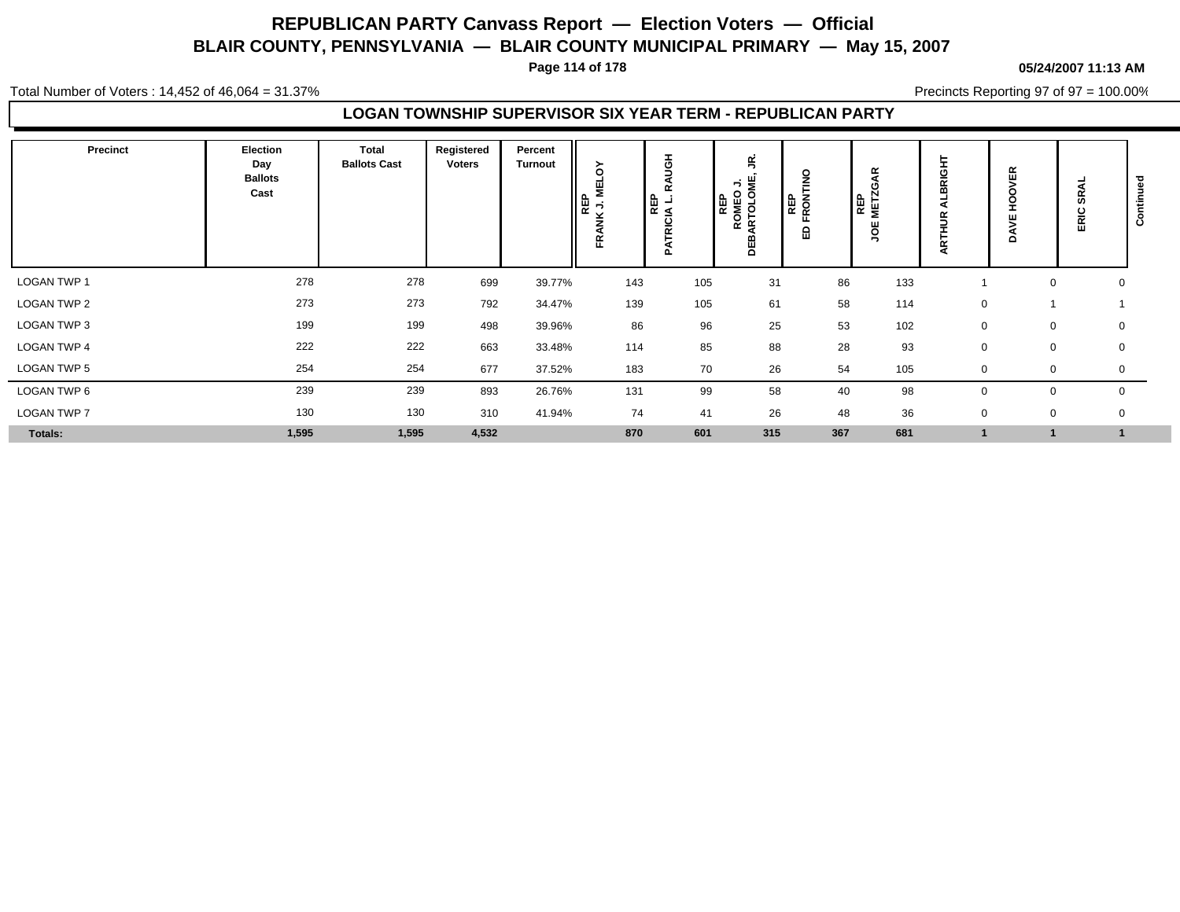# REPUBLICAN PARTY Canvass Report — Election Voters — Official

## BLAIR COUNTY, PENNSYLVANIA — BLAIR COUNTY MUNICIPAL PRIMARY — May 15, 2007

**05/24/2007 11:13 AM**

Total Number of Voters : 14,452 of 46,064 = 31.37%

Precincts Reporting 97 of 97 = 100.00%

### LOGAN TOWNSHIP SUPERVISOR SIX YEAR TERM - REPUBLICAN PARTY

| Precinct | Election Day Ballots Cast | Total Ballots Cast | Registered Voters | Percent Turnout | REP FRANK J. MELOY | REP PATRICIA L. RAUGH | REP ROMEO J. DEBARTOLOME, JR. | REP ED FRONTINO | REP JOE METZGAR | ARTHUR ALBRIGHT | DAVE HOOVER | ERIC SRAL | Continued |
|---|---|---|---|---|---|---|---|---|---|---|---|---|---|
| LOGAN TWP 1 | 278 | 278 | 699 | 39.77% | 143 | 105 | 31 | 86 | 133 | 1 | 0 | 0 | |
| LOGAN TWP 2 | 273 | 273 | 792 | 34.47% | 139 | 105 | 61 | 58 | 114 | 0 | 1 | 1 | |
| LOGAN TWP 3 | 199 | 199 | 498 | 39.96% | 86 | 96 | 25 | 53 | 102 | 0 | 0 | 0 | |
| LOGAN TWP 4 | 222 | 222 | 663 | 33.48% | 114 | 85 | 88 | 28 | 93 | 0 | 0 | 0 | |
| LOGAN TWP 5 | 254 | 254 | 677 | 37.52% | 183 | 70 | 26 | 54 | 105 | 0 | 0 | 0 | |
| LOGAN TWP 6 | 239 | 239 | 893 | 26.76% | 131 | 99 | 58 | 40 | 98 | 0 | 0 | 0 | |
| LOGAN TWP 7 | 130 | 130 | 310 | 41.94% | 74 | 41 | 26 | 48 | 36 | 0 | 0 | 0 | |
| **Totals:** | **1,595** | **1,595** | **4,532** | | **870** | **601** | **315** | **367** | **681** | **1** | **1** | **1** | |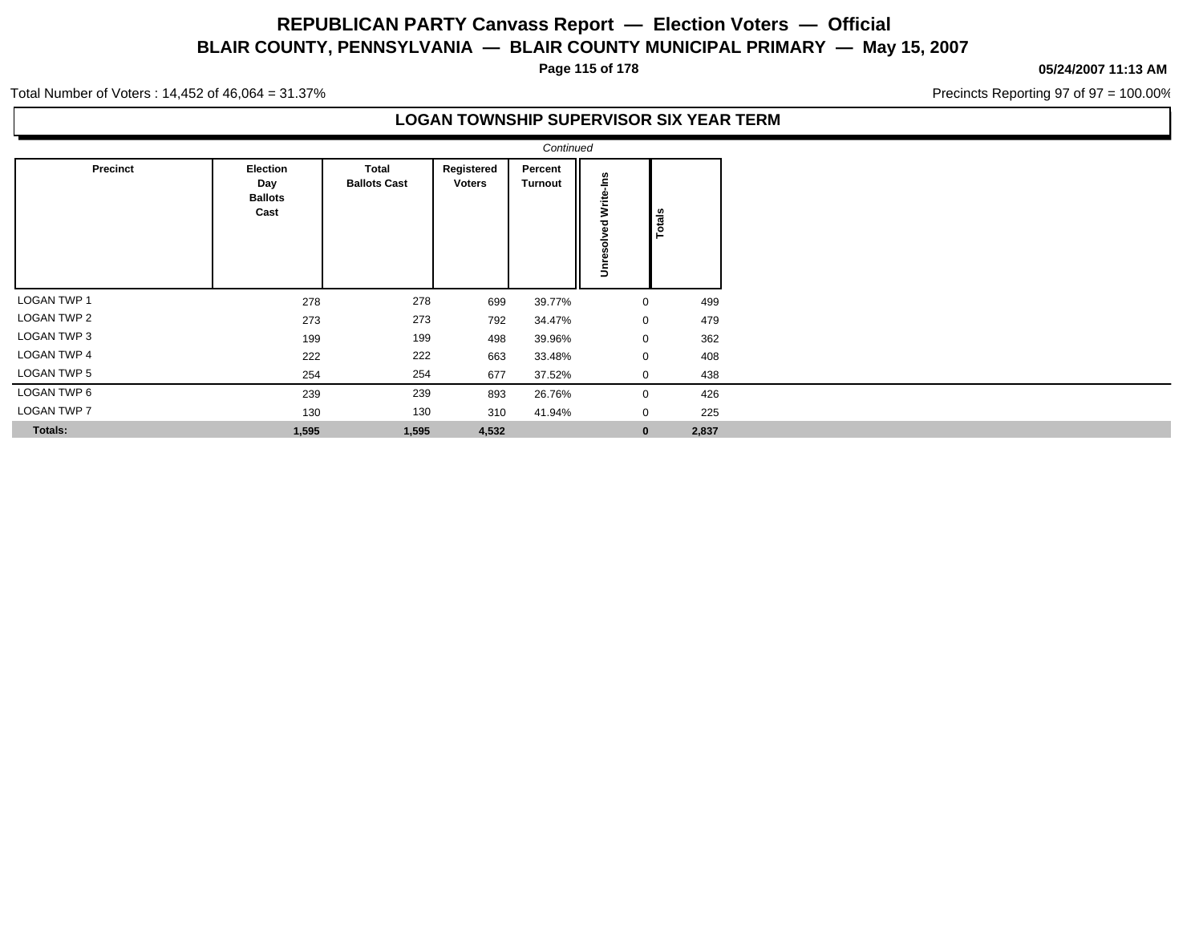# REPUBLICAN PARTY Canvass Report — Election Voters — Official
## BLAIR COUNTY, PENNSYLVANIA — BLAIR COUNTY MUNICIPAL PRIMARY — May 15, 2007

**05/24/2007 11:13 AM**

Total Number of Voters : 14,452 of 46,064 = 31.37%

Precincts Reporting 97 of 97 = 100.00%

### LOGAN TOWNSHIP SUPERVISOR SIX YEAR TERM

*Continued*

| Precinct | Election Day Ballots Cast | Total Ballots Cast | Registered Voters | Percent Turnout | Unresolved Write-Ins | Totals |
|---|---|---|---|---|---|---|
| LOGAN TWP 1 | 278 | 278 | 699 | 39.77% | 0 | 499 |
| LOGAN TWP 2 | 273 | 273 | 792 | 34.47% | 0 | 479 |
| LOGAN TWP 3 | 199 | 199 | 498 | 39.96% | 0 | 362 |
| LOGAN TWP 4 | 222 | 222 | 663 | 33.48% | 0 | 408 |
| LOGAN TWP 5 | 254 | 254 | 677 | 37.52% | 0 | 438 |
| LOGAN TWP 6 | 239 | 239 | 893 | 26.76% | 0 | 426 |
| LOGAN TWP 7 | 130 | 130 | 310 | 41.94% | 0 | 225 |
| **Totals:** | **1,595** | **1,595** | **4,532** | | **0** | **2,837** |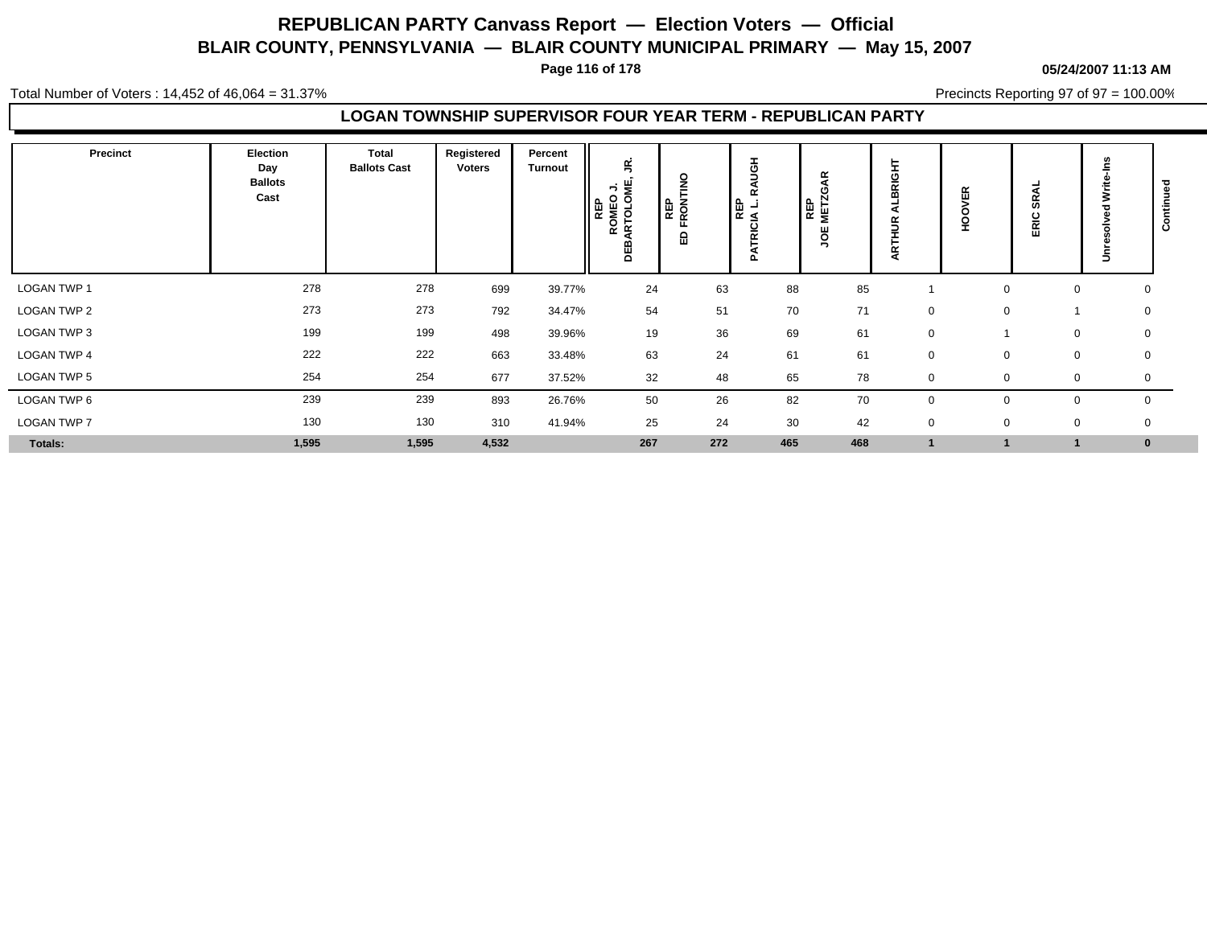# REPUBLICAN PARTY Canvass Report — Election Voters — Official

## BLAIR COUNTY, PENNSYLVANIA — BLAIR COUNTY MUNICIPAL PRIMARY — May 15, 2007

**05/24/2007 11:13 AM**

Total Number of Voters : 14,452 of 46,064 = 31.37%

Precincts Reporting 97 of 97 = 100.00%

### LOGAN TOWNSHIP SUPERVISOR FOUR YEAR TERM - REPUBLICAN PARTY

| Precinct | Election Day Ballots Cast | Total Ballots Cast | Registered Voters | Percent Turnout | REP ROMEO J. DEBARTOLOME, JR. | REP ED FRONTINO | REP PATRICIA L. RAUGH | REP JOE METZGAR | ARTHUR ALBRIGHT | HOOVER | ERIC SRAL | Unresolved Write-Ins |
|---|---|---|---|---|---|---|---|---|---|---|---|---|
| LOGAN TWP 1 | 278 | 278 | 699 | 39.77% | 24 | 63 | 88 | 85 | 1 | 0 | 0 | 0 |
| LOGAN TWP 2 | 273 | 273 | 792 | 34.47% | 54 | 51 | 70 | 71 | 0 | 0 | 1 | 0 |
| LOGAN TWP 3 | 199 | 199 | 498 | 39.96% | 19 | 36 | 69 | 61 | 0 | 1 | 0 | 0 |
| LOGAN TWP 4 | 222 | 222 | 663 | 33.48% | 63 | 24 | 61 | 61 | 0 | 0 | 0 | 0 |
| LOGAN TWP 5 | 254 | 254 | 677 | 37.52% | 32 | 48 | 65 | 78 | 0 | 0 | 0 | 0 |
| LOGAN TWP 6 | 239 | 239 | 893 | 26.76% | 50 | 26 | 82 | 70 | 0 | 0 | 0 | 0 |
| LOGAN TWP 7 | 130 | 130 | 310 | 41.94% | 25 | 24 | 30 | 42 | 0 | 0 | 0 | 0 |
| **Totals:** | **1,595** | **1,595** | **4,532** | | **267** | **272** | **465** | **468** | **1** | **1** | **1** | **0** |

Continued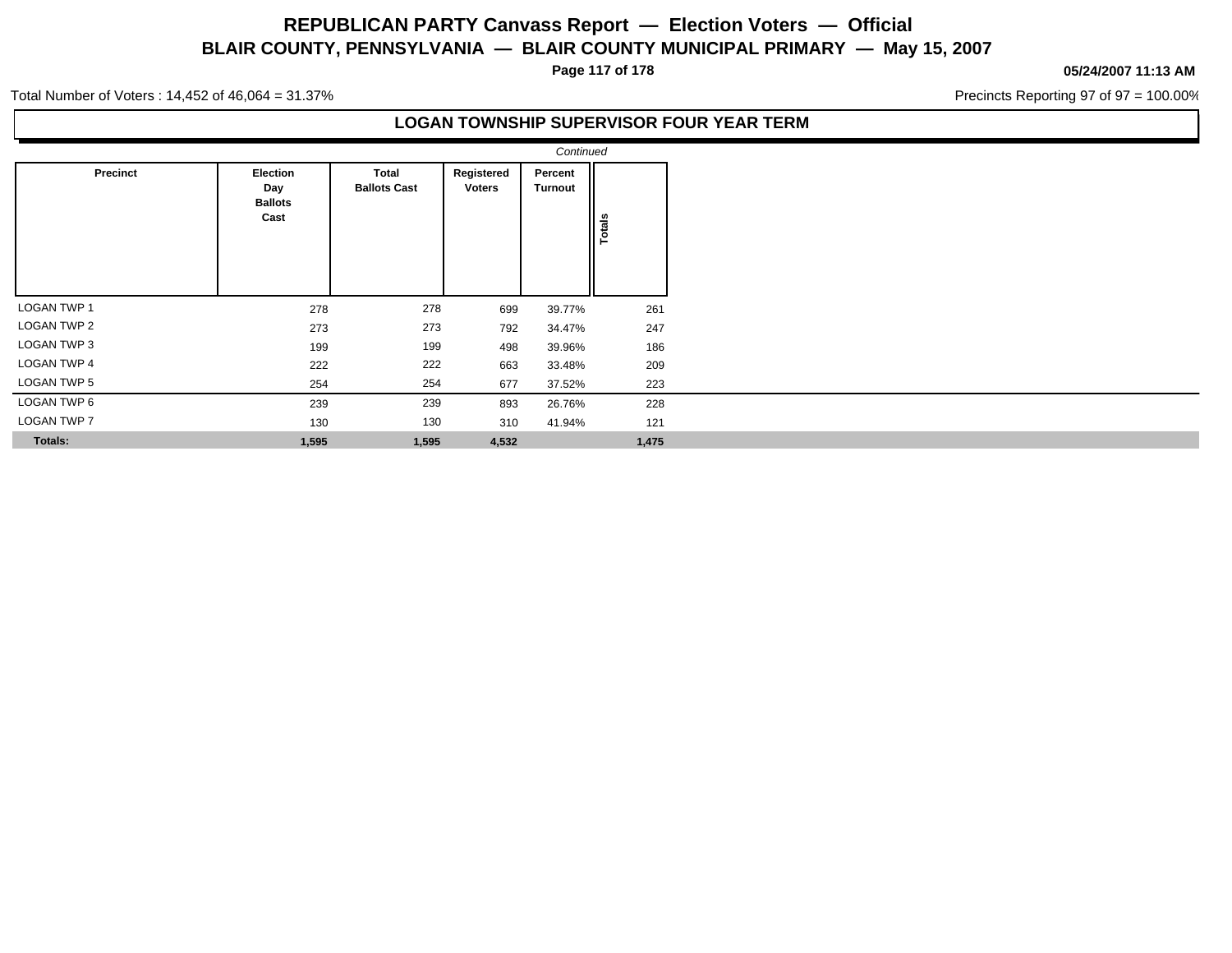# REPUBLICAN PARTY Canvass Report — Election Voters — Official

## BLAIR COUNTY, PENNSYLVANIA — BLAIR COUNTY MUNICIPAL PRIMARY — May 15, 2007

05/24/2007 11:13 AM

Total Number of Voters : 14,452 of 46,064 = 31.37%

Precincts Reporting 97 of 97 = 100.00%

### LOGAN TOWNSHIP SUPERVISOR FOUR YEAR TERM

*Continued*

| Precinct | Election Day Ballots Cast | Total Ballots Cast | Registered Voters | Percent Turnout | Totals |
|---|---|---|---|---|---|
| LOGAN TWP 1 | 278 | 278 | 699 | 39.77% | 261 |
| LOGAN TWP 2 | 273 | 273 | 792 | 34.47% | 247 |
| LOGAN TWP 3 | 199 | 199 | 498 | 39.96% | 186 |
| LOGAN TWP 4 | 222 | 222 | 663 | 33.48% | 209 |
| LOGAN TWP 5 | 254 | 254 | 677 | 37.52% | 223 |
| LOGAN TWP 6 | 239 | 239 | 893 | 26.76% | 228 |
| LOGAN TWP 7 | 130 | 130 | 310 | 41.94% | 121 |
| **Totals:** | **1,595** | **1,595** | **4,532** | | **1,475** |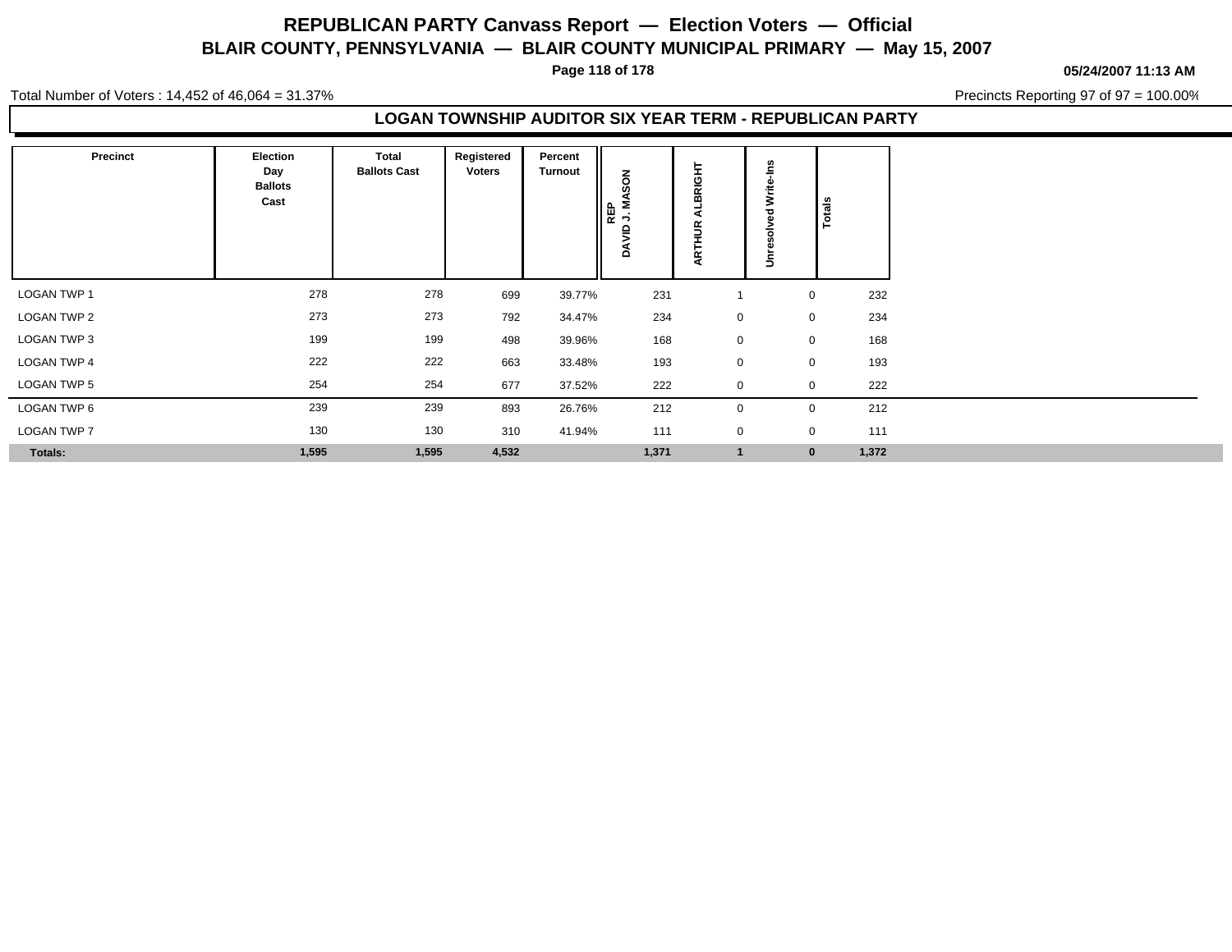# REPUBLICAN PARTY Canvass Report — Election Voters — Official

## BLAIR COUNTY, PENNSYLVANIA — BLAIR COUNTY MUNICIPAL PRIMARY — May 15, 2007

05/24/2007 11:13 AM

Total Number of Voters : 14,452 of 46,064 = 31.37%

Precincts Reporting 97 of 97 = 100.00%

### LOGAN TOWNSHIP AUDITOR SIX YEAR TERM - REPUBLICAN PARTY

| Precinct | Election Day Ballots Cast | Total Ballots Cast | Registered Voters | Percent Turnout | REP DAVID J. MASON | ARTHUR ALBRIGHT | Unresolved Write-Ins | Totals |
|---|---|---|---|---|---|---|---|---|
| LOGAN TWP 1 | 278 | 278 | 699 | 39.77% | 231 | 1 | 0 | 232 |
| LOGAN TWP 2 | 273 | 273 | 792 | 34.47% | 234 | 0 | 0 | 234 |
| LOGAN TWP 3 | 199 | 199 | 498 | 39.96% | 168 | 0 | 0 | 168 |
| LOGAN TWP 4 | 222 | 222 | 663 | 33.48% | 193 | 0 | 0 | 193 |
| LOGAN TWP 5 | 254 | 254 | 677 | 37.52% | 222 | 0 | 0 | 222 |
| LOGAN TWP 6 | 239 | 239 | 893 | 26.76% | 212 | 0 | 0 | 212 |
| LOGAN TWP 7 | 130 | 130 | 310 | 41.94% | 111 | 0 | 0 | 111 |
| **Totals:** | **1,595** | **1,595** | **4,532** | | **1,371** | **1** | **0** | **1,372** |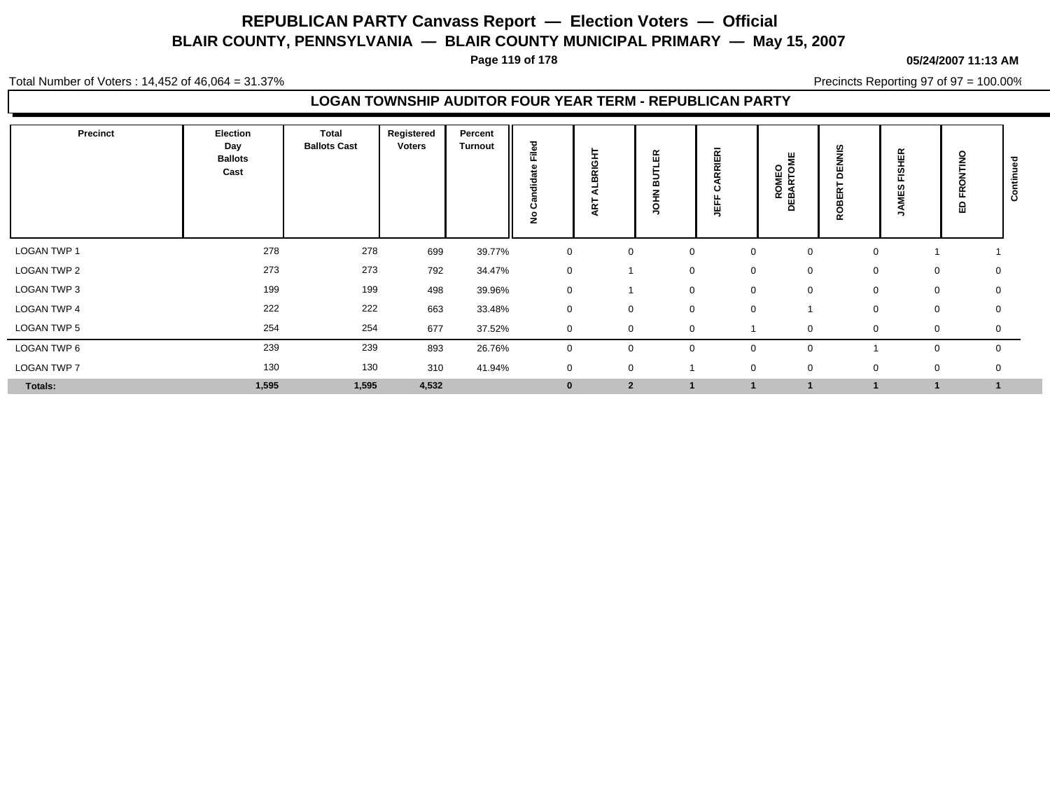# REPUBLICAN PARTY Canvass Report — Election Voters — Official

## BLAIR COUNTY, PENNSYLVANIA — BLAIR COUNTY MUNICIPAL PRIMARY — May 15, 2007

**05/24/2007 11:13 AM**

Total Number of Voters : 14,452 of 46,064 = 31.37%

Precincts Reporting 97 of 97 = 100.00%

### LOGAN TOWNSHIP AUDITOR FOUR YEAR TERM - REPUBLICAN PARTY

| Precinct | Election Day Ballots Cast | Total Ballots Cast | Registered Voters | Percent Turnout | No Candidate Filed | ART ALBRIGHT | JOHN BUTLER | JEFF CARRIERI | ROMEO DEBARTOME | ROBERT DENNIS | JAMES FISHER | ED FRONTINO | Continued |
|---|---|---|---|---|---|---|---|---|---|---|---|---|---|
| LOGAN TWP 1 | 278 | 278 | 699 | 39.77% | 0 | 0 | 0 | 0 | 0 | 0 | 1 | 1 | |
| LOGAN TWP 2 | 273 | 273 | 792 | 34.47% | 0 | 1 | 0 | 0 | 0 | 0 | 0 | 0 | |
| LOGAN TWP 3 | 199 | 199 | 498 | 39.96% | 0 | 1 | 0 | 0 | 0 | 0 | 0 | 0 | |
| LOGAN TWP 4 | 222 | 222 | 663 | 33.48% | 0 | 0 | 0 | 0 | 1 | 0 | 0 | 0 | |
| LOGAN TWP 5 | 254 | 254 | 677 | 37.52% | 0 | 0 | 0 | 1 | 0 | 0 | 0 | 0 | |
| LOGAN TWP 6 | 239 | 239 | 893 | 26.76% | 0 | 0 | 0 | 0 | 0 | 1 | 0 | 0 | |
| LOGAN TWP 7 | 130 | 130 | 310 | 41.94% | 0 | 0 | 1 | 0 | 0 | 0 | 0 | 0 | |
| **Totals:** | **1,595** | **1,595** | **4,532** | | **0** | **2** | **1** | **1** | **1** | **1** | **1** | **1** | |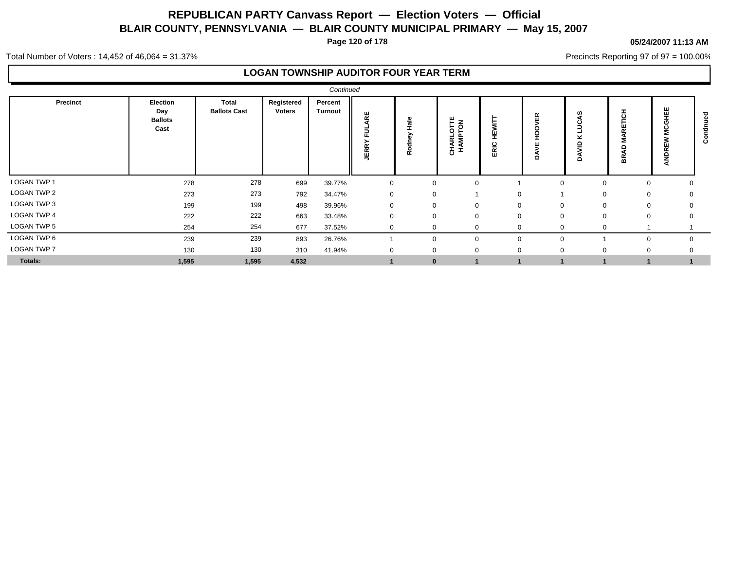# REPUBLICAN PARTY Canvass Report — Election Voters — Official

## BLAIR COUNTY, PENNSYLVANIA — BLAIR COUNTY MUNICIPAL PRIMARY — May 15, 2007

05/24/2007 11:13 AM

Total Number of Voters : 14,452 of 46,064 = 31.37%

Precincts Reporting 97 of 97 = 100.00%

### LOGAN TOWNSHIP AUDITOR FOUR YEAR TERM

*Continued*

| Precinct | Election Day Ballots Cast | Total Ballots Cast | Registered Voters | Percent Turnout | JERRY FULARE | Rodney Hale | CHARLOTTE HAMPTON | ERIC HEWITT | DAVE HOOVER | DAVID K LUCAS | BRAD MARETICH | ANDREW MCGHEE | Continued |
|---|---|---|---|---|---|---|---|---|---|---|---|---|---|
| LOGAN TWP 1 | 278 | 278 | 699 | 39.77% | 0 | 0 | 0 | 1 | 0 | 0 | 0 | 0 | |
| LOGAN TWP 2 | 273 | 273 | 792 | 34.47% | 0 | 0 | 1 | 0 | 1 | 0 | 0 | 0 | |
| LOGAN TWP 3 | 199 | 199 | 498 | 39.96% | 0 | 0 | 0 | 0 | 0 | 0 | 0 | 0 | |
| LOGAN TWP 4 | 222 | 222 | 663 | 33.48% | 0 | 0 | 0 | 0 | 0 | 0 | 0 | 0 | |
| LOGAN TWP 5 | 254 | 254 | 677 | 37.52% | 0 | 0 | 0 | 0 | 0 | 0 | 1 | 1 | |
| LOGAN TWP 6 | 239 | 239 | 893 | 26.76% | 1 | 0 | 0 | 0 | 0 | 1 | 0 | 0 | |
| LOGAN TWP 7 | 130 | 130 | 310 | 41.94% | 0 | 0 | 0 | 0 | 0 | 0 | 0 | 0 | |
| **Totals:** | **1,595** | **1,595** | **4,532** | | **1** | **0** | **1** | **1** | **1** | **1** | **1** | **1** | |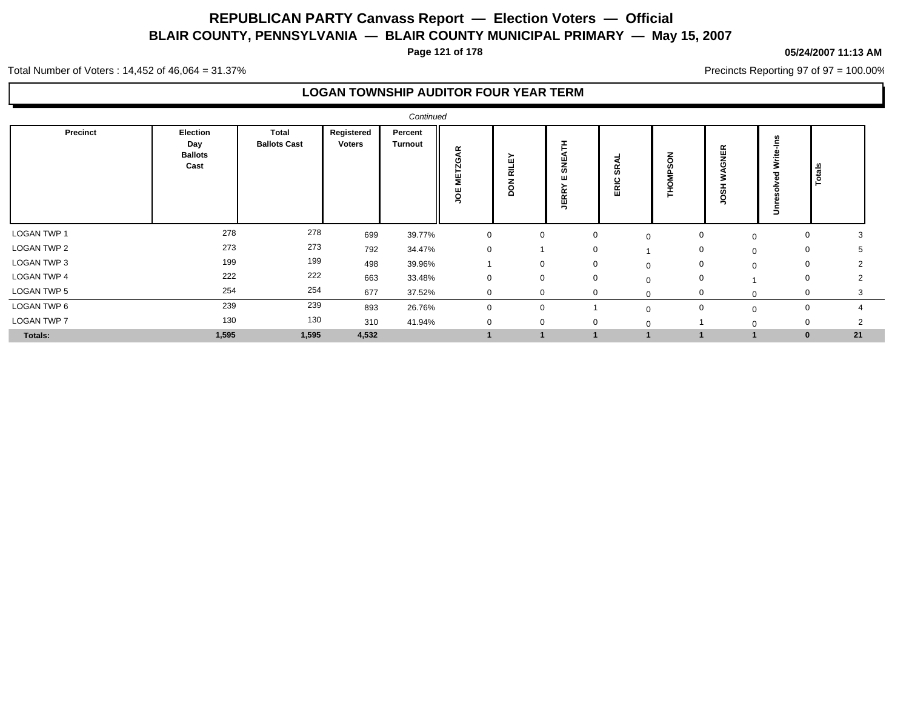# REPUBLICAN PARTY Canvass Report — Election Voters — Official

## BLAIR COUNTY, PENNSYLVANIA — BLAIR COUNTY MUNICIPAL PRIMARY — May 15, 2007

05/24/2007 11:13 AM

Total Number of Voters : 14,452 of 46,064 = 31.37%

Precincts Reporting 97 of 97 = 100.00%

### LOGAN TOWNSHIP AUDITOR FOUR YEAR TERM

*Continued*

| Precinct | Election Day Ballots Cast | Total Ballots Cast | Registered Voters | Percent Turnout | JOE METZGAR | DON RILEY | JERRY E SNEATH | ERIC SRAL | THOMPSON | JOSH WAGNER | Unresolved Write-Ins | Totals |
|---|---|---|---|---|---|---|---|---|---|---|---|---|
| LOGAN TWP 1 | 278 | 278 | 699 | 39.77% | 0 | 0 | 0 | 0 | 0 | 0 | 0 | 3 |
| LOGAN TWP 2 | 273 | 273 | 792 | 34.47% | 0 | 1 | 0 | 1 | 0 | 0 | 0 | 5 |
| LOGAN TWP 3 | 199 | 199 | 498 | 39.96% | 1 | 0 | 0 | 0 | 0 | 0 | 0 | 2 |
| LOGAN TWP 4 | 222 | 222 | 663 | 33.48% | 0 | 0 | 0 | 0 | 0 | 1 | 0 | 2 |
| LOGAN TWP 5 | 254 | 254 | 677 | 37.52% | 0 | 0 | 0 | 0 | 0 | 0 | 0 | 3 |
| LOGAN TWP 6 | 239 | 239 | 893 | 26.76% | 0 | 0 | 1 | 0 | 0 | 0 | 0 | 4 |
| LOGAN TWP 7 | 130 | 130 | 310 | 41.94% | 0 | 0 | 0 | 0 | 1 | 0 | 0 | 2 |
| **Totals:** | **1,595** | **1,595** | **4,532** | | **1** | **1** | **1** | **1** | **1** | **1** | **0** | **21** |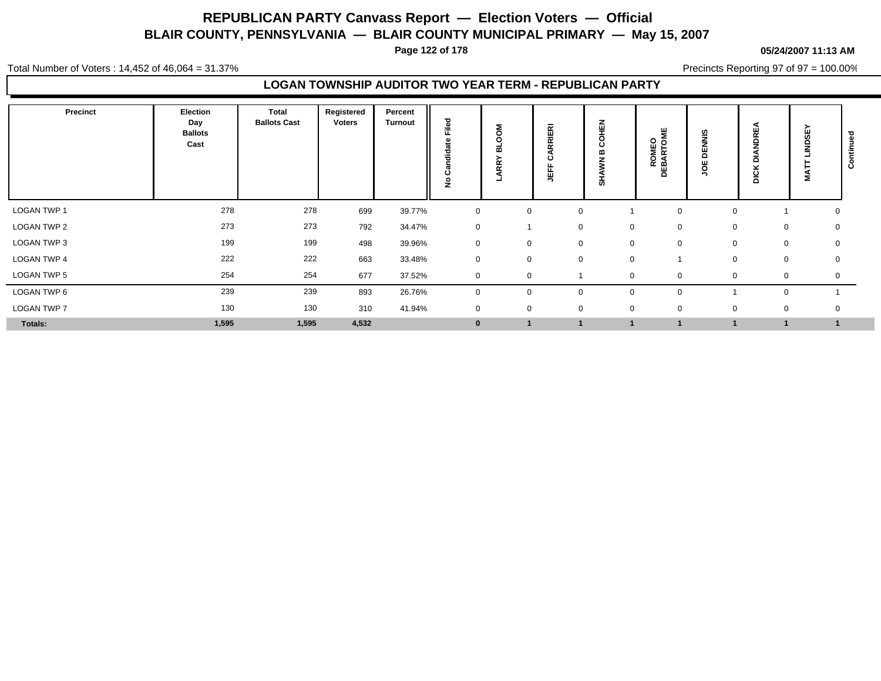# REPUBLICAN PARTY Canvass Report — Election Voters — Official

## BLAIR COUNTY, PENNSYLVANIA — BLAIR COUNTY MUNICIPAL PRIMARY — May 15, 2007

**05/24/2007 11:13 AM**

Total Number of Voters : 14,452 of 46,064 = 31.37%

Precincts Reporting 97 of 97 = 100.00%

### LOGAN TOWNSHIP AUDITOR TWO YEAR TERM - REPUBLICAN PARTY

| Precinct | Election Day Ballots Cast | Total Ballots Cast | Registered Voters | Percent Turnout | No Candidate Filed | LARRY BLOOM | JEFF CARRIERI | SHAWN B COHEN | ROMEO DEBARTOME | JOE DENNIS | DICK DIANDREA | MATT LINDSEY | Continued |
|---|---|---|---|---|---|---|---|---|---|---|---|---|---|
| LOGAN TWP 1 | 278 | 278 | 699 | 39.77% | 0 | 0 | 0 | 1 | 0 | 0 | 1 | 0 | |
| LOGAN TWP 2 | 273 | 273 | 792 | 34.47% | 0 | 1 | 0 | 0 | 0 | 0 | 0 | 0 | |
| LOGAN TWP 3 | 199 | 199 | 498 | 39.96% | 0 | 0 | 0 | 0 | 0 | 0 | 0 | 0 | |
| LOGAN TWP 4 | 222 | 222 | 663 | 33.48% | 0 | 0 | 0 | 0 | 1 | 0 | 0 | 0 | |
| LOGAN TWP 5 | 254 | 254 | 677 | 37.52% | 0 | 0 | 1 | 0 | 0 | 0 | 0 | 0 | |
| LOGAN TWP 6 | 239 | 239 | 893 | 26.76% | 0 | 0 | 0 | 0 | 0 | 1 | 0 | 1 | |
| LOGAN TWP 7 | 130 | 130 | 310 | 41.94% | 0 | 0 | 0 | 0 | 0 | 0 | 0 | 0 | |
| **Totals:** | **1,595** | **1,595** | **4,532** | | **0** | **1** | **1** | **1** | **1** | **1** | **1** | **1** | |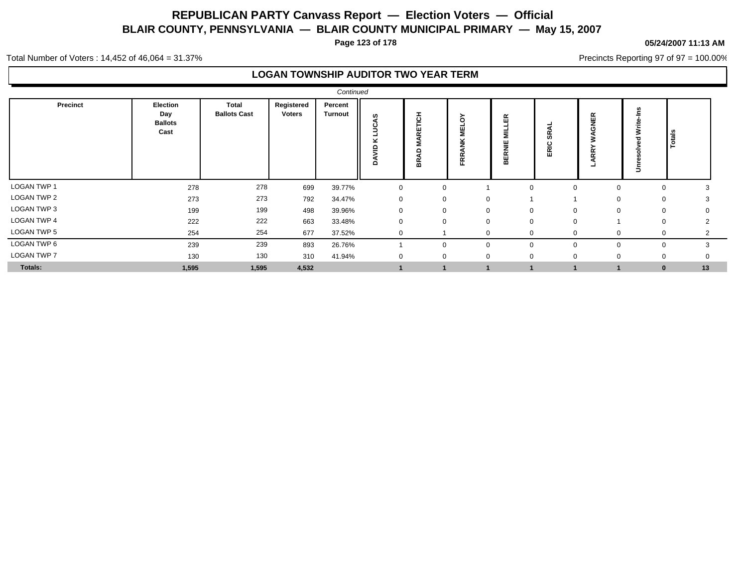# REPUBLICAN PARTY Canvass Report — Election Voters — Official

## BLAIR COUNTY, PENNSYLVANIA — BLAIR COUNTY MUNICIPAL PRIMARY — May 15, 2007

**05/24/2007 11:13 AM**

Total Number of Voters : 14,452 of 46,064 = 31.37%

Precincts Reporting 97 of 97 = 100.00%

### LOGAN TOWNSHIP AUDITOR TWO YEAR TERM

*Continued*

| Precinct | Election Day Ballots Cast | Total Ballots Cast | Registered Voters | Percent Turnout | DAVID K LUCAS | BRAD MARETICH | FRRANK MELOY | BERNIE MILLER | ERIC SRAL | LARRY WAGNER | Unresolved Write-Ins | Totals |
|---|---|---|---|---|---|---|---|---|---|---|---|---|
| LOGAN TWP 1 | 278 | 278 | 699 | 39.77% | 0 | 0 | 1 | 0 | 0 | 0 | 0 | 3 |
| LOGAN TWP 2 | 273 | 273 | 792 | 34.47% | 0 | 0 | 0 | 1 | 1 | 0 | 0 | 3 |
| LOGAN TWP 3 | 199 | 199 | 498 | 39.96% | 0 | 0 | 0 | 0 | 0 | 0 | 0 | 0 |
| LOGAN TWP 4 | 222 | 222 | 663 | 33.48% | 0 | 0 | 0 | 0 | 0 | 1 | 0 | 2 |
| LOGAN TWP 5 | 254 | 254 | 677 | 37.52% | 0 | 1 | 0 | 0 | 0 | 0 | 0 | 2 |
| LOGAN TWP 6 | 239 | 239 | 893 | 26.76% | 1 | 0 | 0 | 0 | 0 | 0 | 0 | 3 |
| LOGAN TWP 7 | 130 | 130 | 310 | 41.94% | 0 | 0 | 0 | 0 | 0 | 0 | 0 | 0 |
| **Totals:** | **1,595** | **1,595** | **4,532** | | **1** | **1** | **1** | **1** | **1** | **1** | **0** | **13** |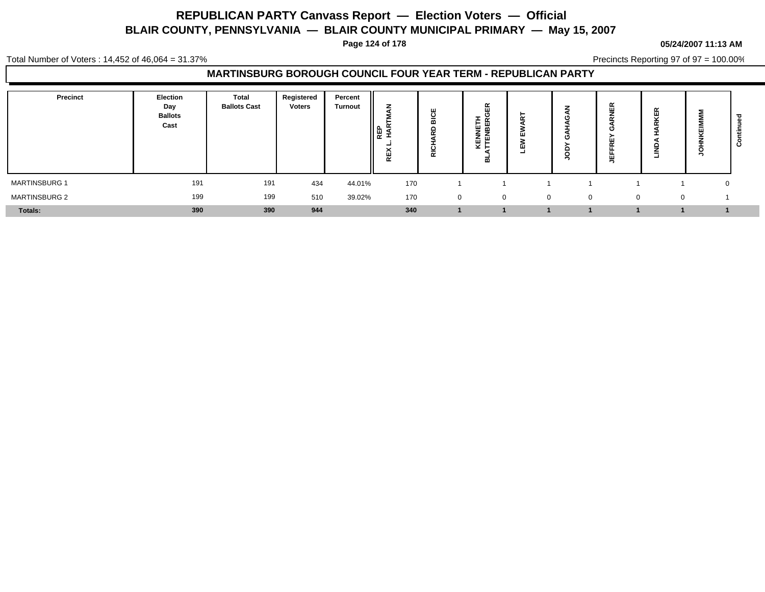# REPUBLICAN PARTY Canvass Report — Election Voters — Official

## BLAIR COUNTY, PENNSYLVANIA — BLAIR COUNTY MUNICIPAL PRIMARY — May 15, 2007

05/24/2007 11:13 AM

Total Number of Voters : 14,452 of 46,064 = 31.37%

Precincts Reporting 97 of 97 = 100.00%

### MARTINSBURG BOROUGH COUNCIL FOUR YEAR TERM - REPUBLICAN PARTY

| Precinct | Election Day Ballots Cast | Total Ballots Cast | Registered Voters | Percent Turnout | REP REX L. HARTMAN | RICHARD BICE | KENNETH BLATTENBERGER | LEW EWART | JODY GAHAGAN | JEFFREY GARNER | LINDA HARKER | JOHNKEIMMM | Continued |
|---|---|---|---|---|---|---|---|---|---|---|---|---|---|
| MARTINSBURG 1 | 191 | 191 | 434 | 44.01% | 170 | 1 | 1 | 1 | 1 | 1 | 1 | 0 | |
| MARTINSBURG 2 | 199 | 199 | 510 | 39.02% | 170 | 0 | 0 | 0 | 0 | 0 | 0 | 1 | |
| **Totals:** | **390** | **390** | **944** | | **340** | **1** | **1** | **1** | **1** | **1** | **1** | **1** | |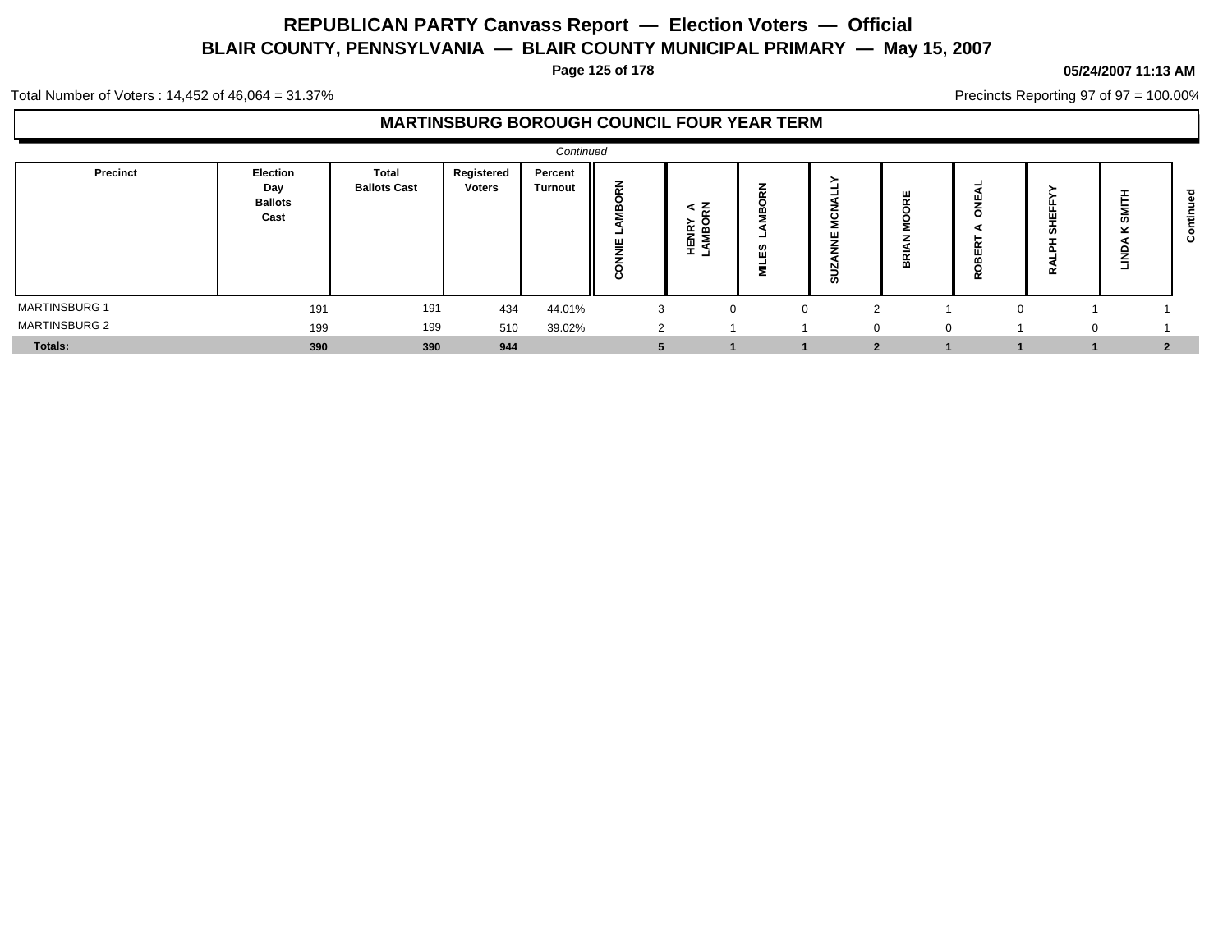# REPUBLICAN PARTY Canvass Report — Election Voters — Official

## BLAIR COUNTY, PENNSYLVANIA — BLAIR COUNTY MUNICIPAL PRIMARY — May 15, 2007

**05/24/2007 11:13 AM**

Total Number of Voters : 14,452 of 46,064 = 31.37%

Precincts Reporting 97 of 97 = 100.00%

### MARTINSBURG BOROUGH COUNCIL FOUR YEAR TERM

*Continued*

| Precinct | Election Day Ballots Cast | Total Ballots Cast | Registered Voters | Percent Turnout | CONNIE LAMBORN | HENRY A LAMBORN | MILES LAMBORN | SUZANNE MCNALLY | BRIAN MOORE | ROBERT A ONEAL | RALPH SHEFFYY | LINDA K SMITH |
|---|---|---|---|---|---|---|---|---|---|---|---|---|
| MARTINSBURG 1 | 191 | 191 | 434 | 44.01% | 3 | 0 | 0 | 2 | 1 | 0 | 1 | 1 |
| MARTINSBURG 2 | 199 | 199 | 510 | 39.02% | 2 | 1 | 1 | 0 | 0 | 1 | 0 | 1 |
| **Totals:** | **390** | **390** | **944** | | **5** | **1** | **1** | **2** | **1** | **1** | **1** | **2** |

*Continued*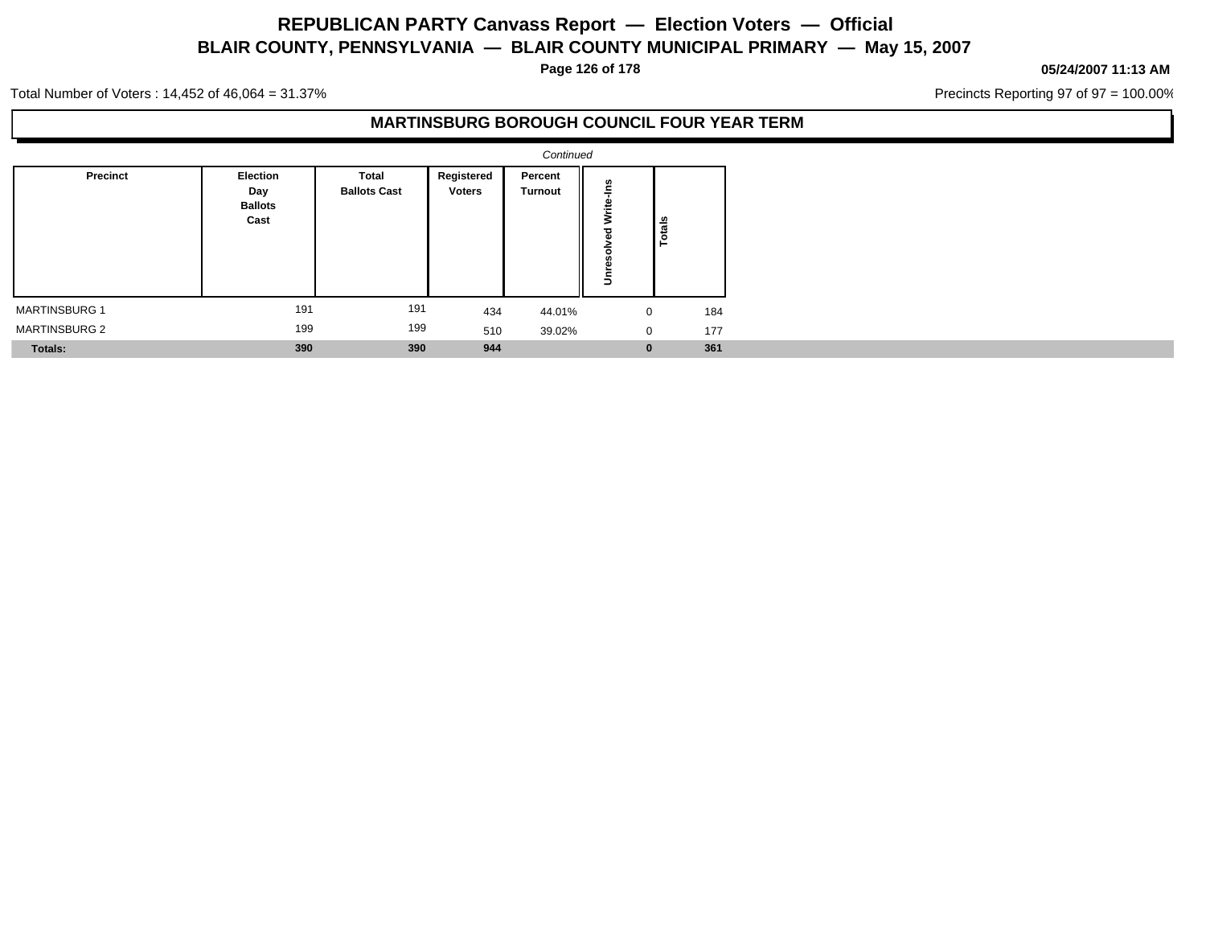# REPUBLICAN PARTY Canvass Report — Election Voters — Official
## BLAIR COUNTY, PENNSYLVANIA — BLAIR COUNTY MUNICIPAL PRIMARY — May 15, 2007

05/24/2007 11:13 AM

Total Number of Voters : 14,452 of 46,064 = 31.37%

Precincts Reporting 97 of 97 = 100.00%

### MARTINSBURG BOROUGH COUNCIL FOUR YEAR TERM

*Continued*

| Precinct | Election Day Ballots Cast | Total Ballots Cast | Registered Voters | Percent Turnout | Unresolved Write-Ins | Totals |
|---|---|---|---|---|---|---|
| MARTINSBURG 1 | 191 | 191 | 434 | 44.01% | 0 | 184 |
| MARTINSBURG 2 | 199 | 199 | 510 | 39.02% | 0 | 177 |
| **Totals:** | **390** | **390** | **944** | | **0** | **361** |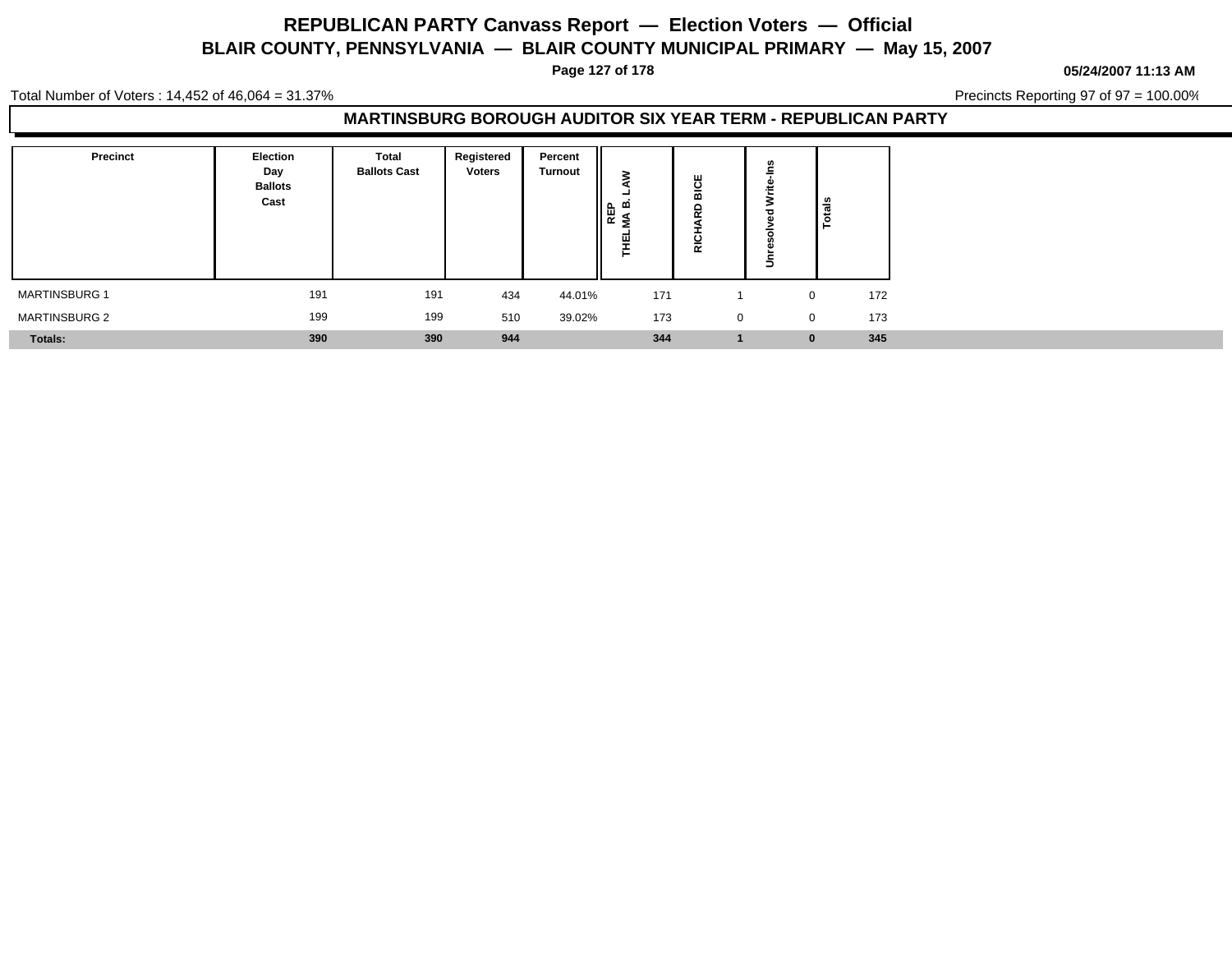# REPUBLICAN PARTY Canvass Report — Election Voters — Official

## BLAIR COUNTY, PENNSYLVANIA — BLAIR COUNTY MUNICIPAL PRIMARY — May 15, 2007

05/24/2007 11:13 AM

Total Number of Voters : 14,452 of 46,064 = 31.37%

Precincts Reporting 97 of 97 = 100.00%

### MARTINSBURG BOROUGH AUDITOR SIX YEAR TERM - REPUBLICAN PARTY

| Precinct | Election Day Ballots Cast | Total Ballots Cast | Registered Voters | Percent Turnout | REP THELMA B. LAW | RICHARD BICE | Unresolved Write-Ins | Totals |
|---|---|---|---|---|---|---|---|---|
| MARTINSBURG 1 | 191 | 191 | 434 | 44.01% | 171 | 1 | 0 | 172 |
| MARTINSBURG 2 | 199 | 199 | 510 | 39.02% | 173 | 0 | 0 | 173 |
| **Totals:** | **390** | **390** | **944** | | **344** | **1** | **0** | **345** |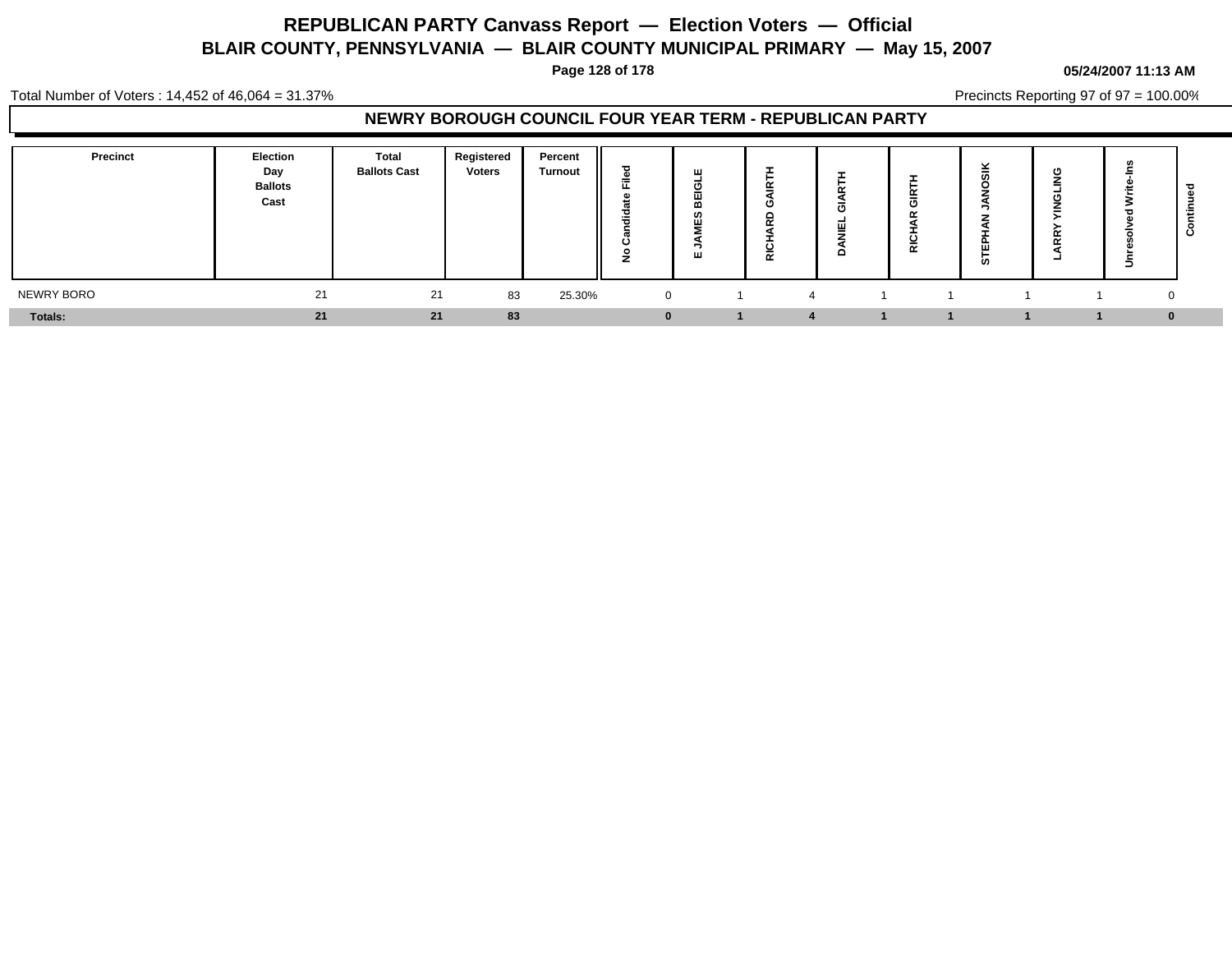# REPUBLICAN PARTY Canvass Report — Election Voters — Official

## BLAIR COUNTY, PENNSYLVANIA — BLAIR COUNTY MUNICIPAL PRIMARY — May 15, 2007

05/24/2007 11:13 AM

Total Number of Voters : 14,452 of 46,064 = 31.37%

Precincts Reporting 97 of 97 = 100.00%

### NEWRY BOROUGH COUNCIL FOUR YEAR TERM - REPUBLICAN PARTY

| Precinct | Election Day Ballots Cast | Total Ballots Cast | Registered Voters | Percent Turnout | No Candidate Filed | E JAMES BEIGLE | RICHARD GAIRTH | DANIEL GIARTH | RICHAR GIRTH | STEPHAN JANOSIK | LARRY YINGLING | Unresolved Write-Ins | Continued |
|---|---|---|---|---|---|---|---|---|---|---|---|---|---|
| NEWRY BORO | 21 | 21 | 83 | 25.30% | 0 | 1 | 4 | 1 | 1 | 1 | 1 | 0 | |
| **Totals:** | **21** | **21** | **83** | | **0** | **1** | **4** | **1** | **1** | **1** | **1** | **0** | |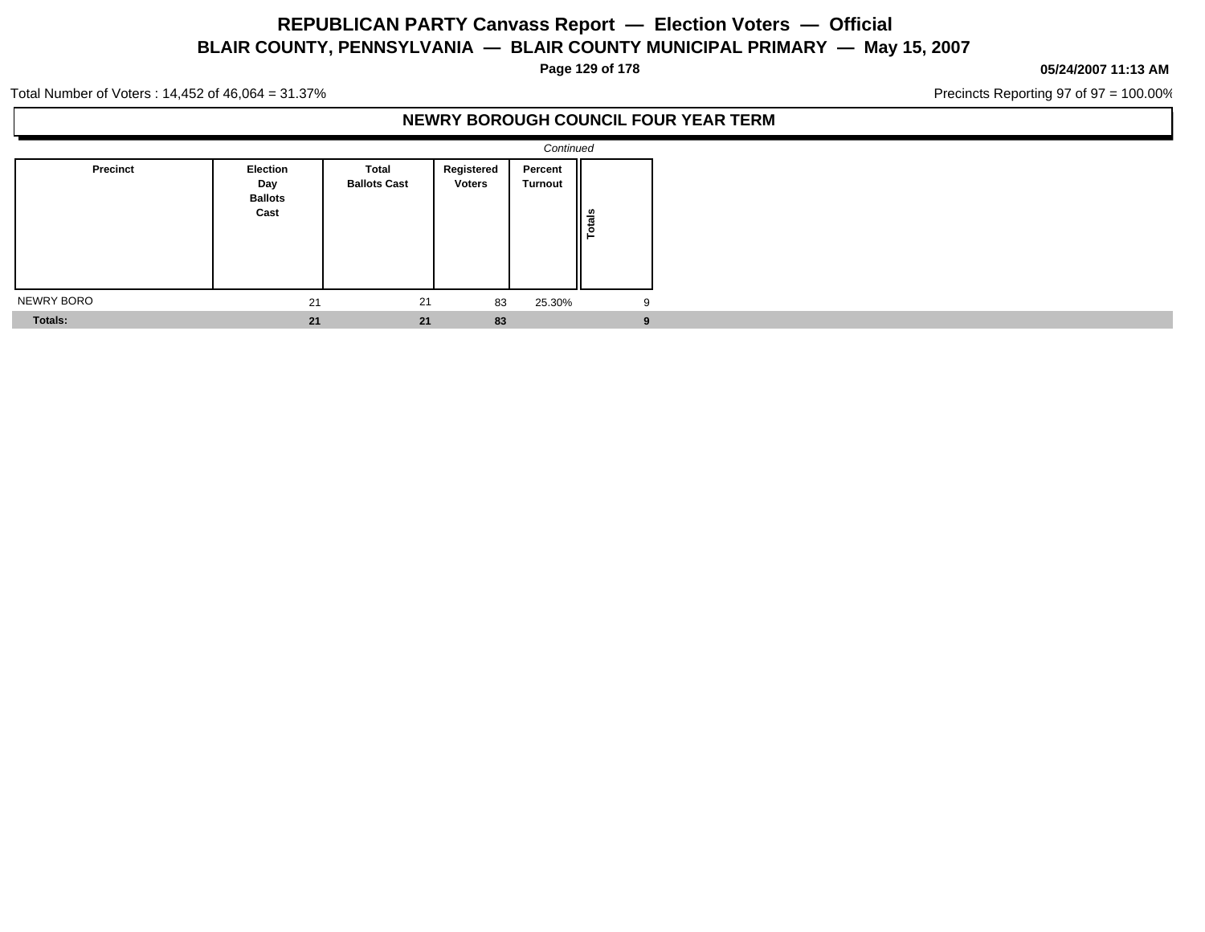# REPUBLICAN PARTY Canvass Report — Election Voters — Official

## BLAIR COUNTY, PENNSYLVANIA — BLAIR COUNTY MUNICIPAL PRIMARY — May 15, 2007

05/24/2007 11:13 AM

Total Number of Voters : 14,452 of 46,064 = 31.37%

Precincts Reporting 97 of 97 = 100.00%

### NEWRY BOROUGH COUNCIL FOUR YEAR TERM

*Continued*

| Precinct | Election Day Ballots Cast | Total Ballots Cast | Registered Voters | Percent Turnout | Totals |
|---|---|---|---|---|---|
| NEWRY BORO | 21 | 21 | 83 | 25.30% | 9 |
| **Totals:** | **21** | **21** | **83** | | **9** |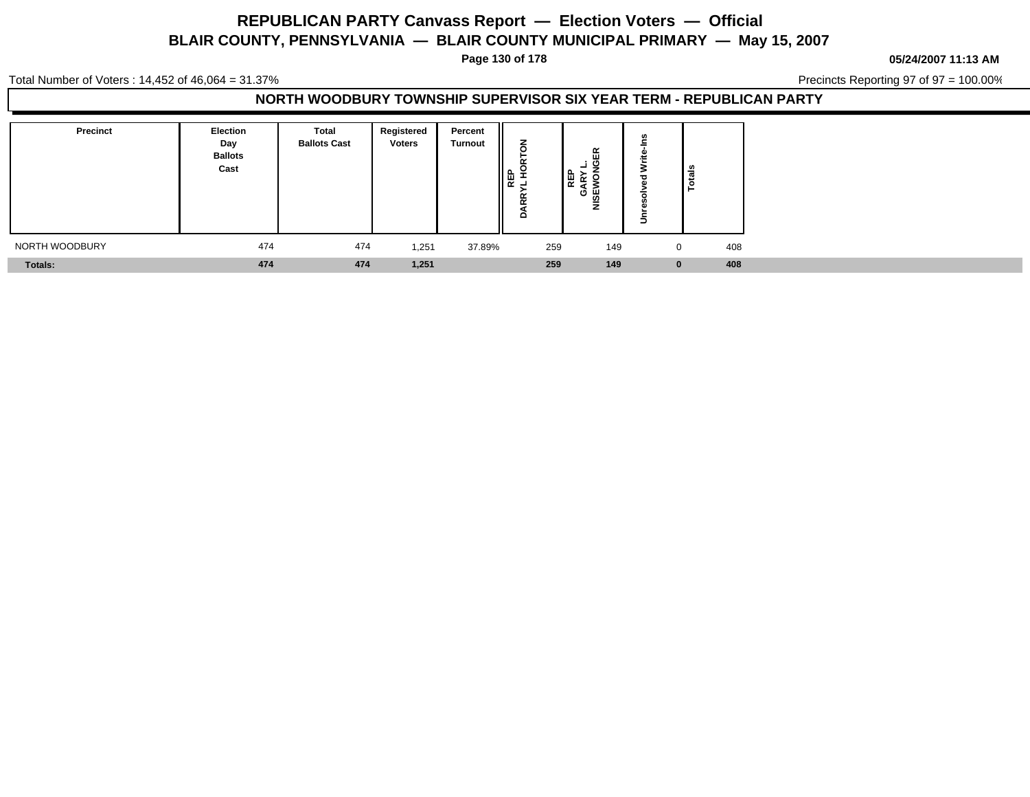# REPUBLICAN PARTY Canvass Report — Election Voters — Official

## BLAIR COUNTY, PENNSYLVANIA — BLAIR COUNTY MUNICIPAL PRIMARY — May 15, 2007

**05/24/2007 11:13 AM**

Total Number of Voters : 14,452 of 46,064 = 31.37%

Precincts Reporting 97 of 97 = 100.00%

### NORTH WOODBURY TOWNSHIP SUPERVISOR SIX YEAR TERM - REPUBLICAN PARTY

| Precinct | Election Day Ballots Cast | Total Ballots Cast | Registered Voters | Percent Turnout | REP DARRYL HORTON | REP GARY L. NISEWONGER | Unresolved Write-Ins | Totals |
|---|---|---|---|---|---|---|---|---|
| NORTH WOODBURY | 474 | 474 | 1,251 | 37.89% | 259 | 149 | 0 | 408 |
| **Totals:** | **474** | **474** | **1,251** | | **259** | **149** | **0** | **408** |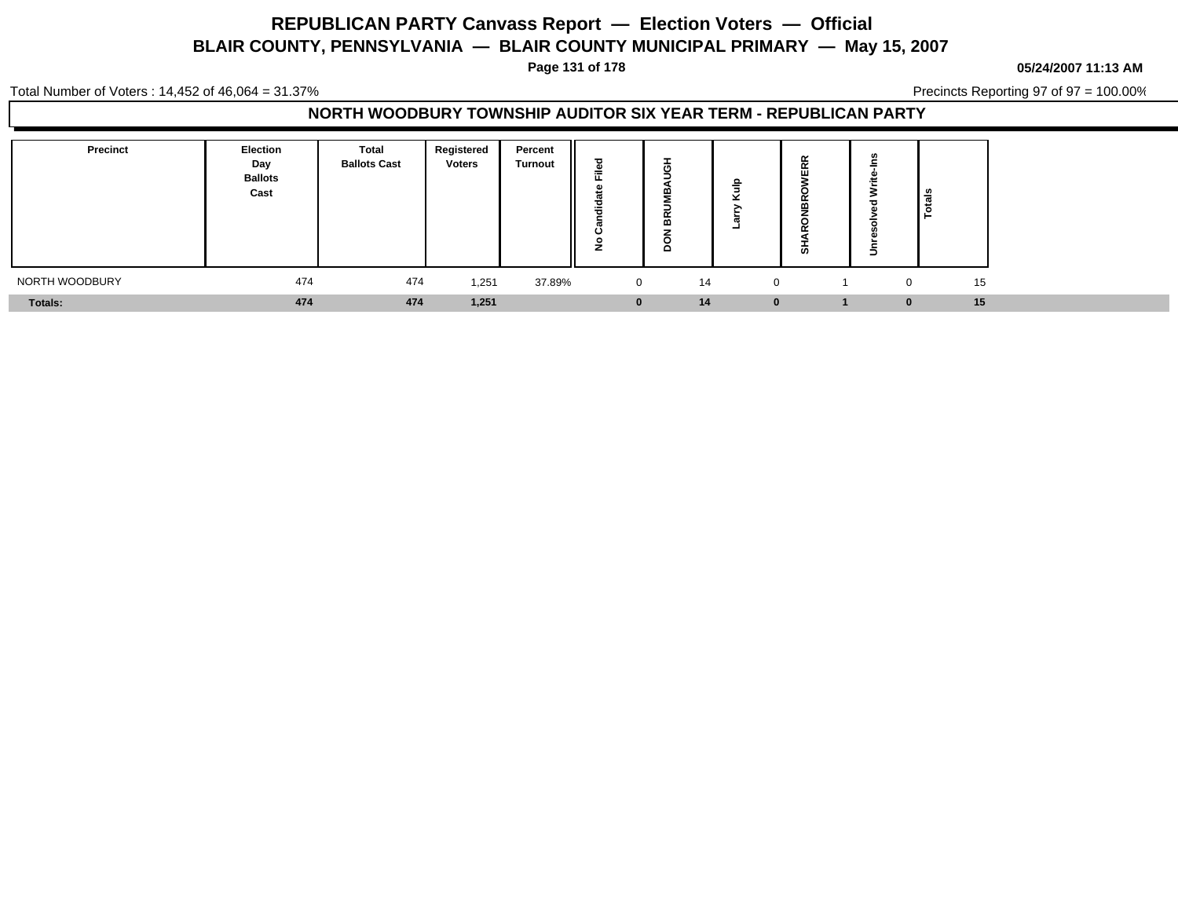# REPUBLICAN PARTY Canvass Report — Election Voters — Official

## BLAIR COUNTY, PENNSYLVANIA — BLAIR COUNTY MUNICIPAL PRIMARY — May 15, 2007

**05/24/2007 11:13 AM**

Total Number of Voters : 14,452 of 46,064 = 31.37%

Precincts Reporting 97 of 97 = 100.00%

### NORTH WOODBURY TOWNSHIP AUDITOR SIX YEAR TERM - REPUBLICAN PARTY

| Precinct | Election Day Ballots Cast | Total Ballots Cast | Registered Voters | Percent Turnout | No Candidate Filed | DON BRUMBAUGH | Larry Kulp | SHARONBROWERR | Unresolved Write-Ins | Totals |
|---|---|---|---|---|---|---|---|---|---|---|
| NORTH WOODBURY | 474 | 474 | 1,251 | 37.89% | 0 | 14 | 0 | 1 | 0 | 15 |
| **Totals:** | **474** | **474** | **1,251** | | **0** | **14** | **0** | **1** | **0** | **15** |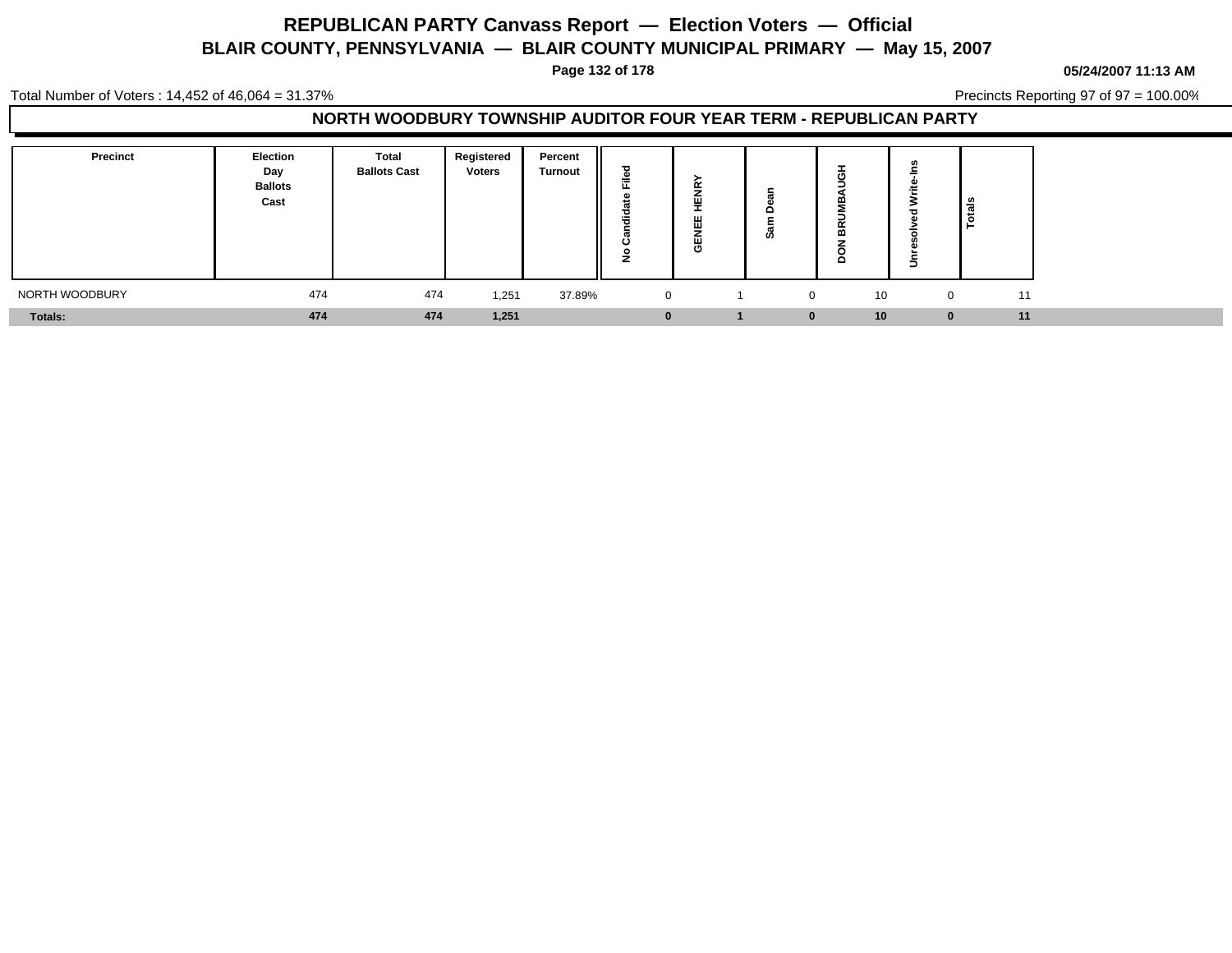# REPUBLICAN PARTY Canvass Report — Election Voters — Official

## BLAIR COUNTY, PENNSYLVANIA — BLAIR COUNTY MUNICIPAL PRIMARY — May 15, 2007

05/24/2007 11:13 AM

Total Number of Voters : 14,452 of 46,064 = 31.37%

Precincts Reporting 97 of 97 = 100.00%

### NORTH WOODBURY TOWNSHIP AUDITOR FOUR YEAR TERM - REPUBLICAN PARTY

| Precinct | Election Day Ballots Cast | Total Ballots Cast | Registered Voters | Percent Turnout | No Candidate Filed | GENEE HENRY | Sam Dean | DON BRUMBAUGH | Unresolved Write-Ins | Totals |
|---|---|---|---|---|---|---|---|---|---|---|
| NORTH WOODBURY | 474 | 474 | 1,251 | 37.89% | 0 | 1 | 0 | 10 | 0 | 11 |
| **Totals:** | **474** | **474** | **1,251** | | **0** | **1** | **0** | **10** | **0** | **11** |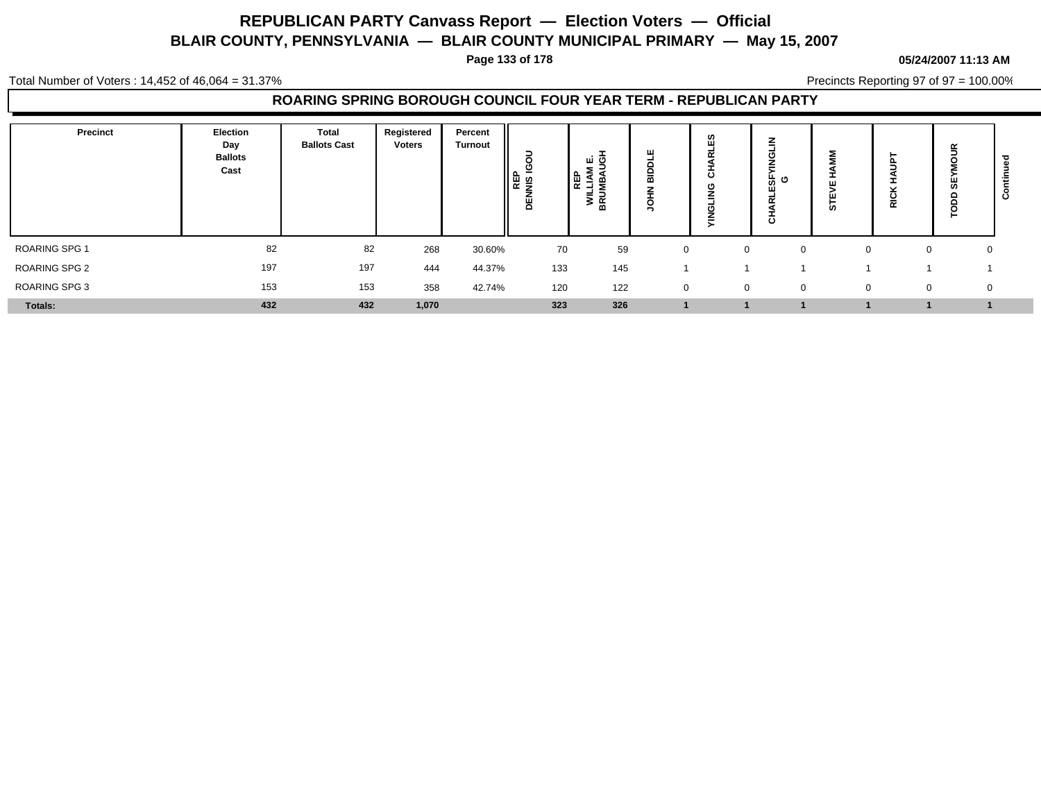# REPUBLICAN PARTY Canvass Report — Election Voters — Official

## BLAIR COUNTY, PENNSYLVANIA — BLAIR COUNTY MUNICIPAL PRIMARY — May 15, 2007

05/24/2007 11:13 AM

Total Number of Voters : 14,452 of 46,064 = 31.37%

Precincts Reporting 97 of 97 = 100.00%

### ROARING SPRING BOROUGH COUNCIL FOUR YEAR TERM - REPUBLICAN PARTY

| Precinct | Election Day Ballots Cast | Total Ballots Cast | Registered Voters | Percent Turnout | REP DENNIS IGOU | REP WILLIAM E. BRUMBAUGH | JOHN BIDDLE | YINGLING CHARLES | CHARLESFYINGLIN G | STEVE HAMM | RICK HAUPT | TODD SEYMOUR | Continued |
|---|---|---|---|---|---|---|---|---|---|---|---|---|---|
| ROARING SPG 1 | 82 | 82 | 268 | 30.60% | 70 | 59 | 0 | 0 | 0 | 0 | 0 | 0 | |
| ROARING SPG 2 | 197 | 197 | 444 | 44.37% | 133 | 145 | 1 | 1 | 1 | 1 | 1 | 1 | |
| ROARING SPG 3 | 153 | 153 | 358 | 42.74% | 120 | 122 | 0 | 0 | 0 | 0 | 0 | 0 | |
| **Totals:** | **432** | **432** | **1,070** | | **323** | **326** | **1** | **1** | **1** | **1** | **1** | **1** | |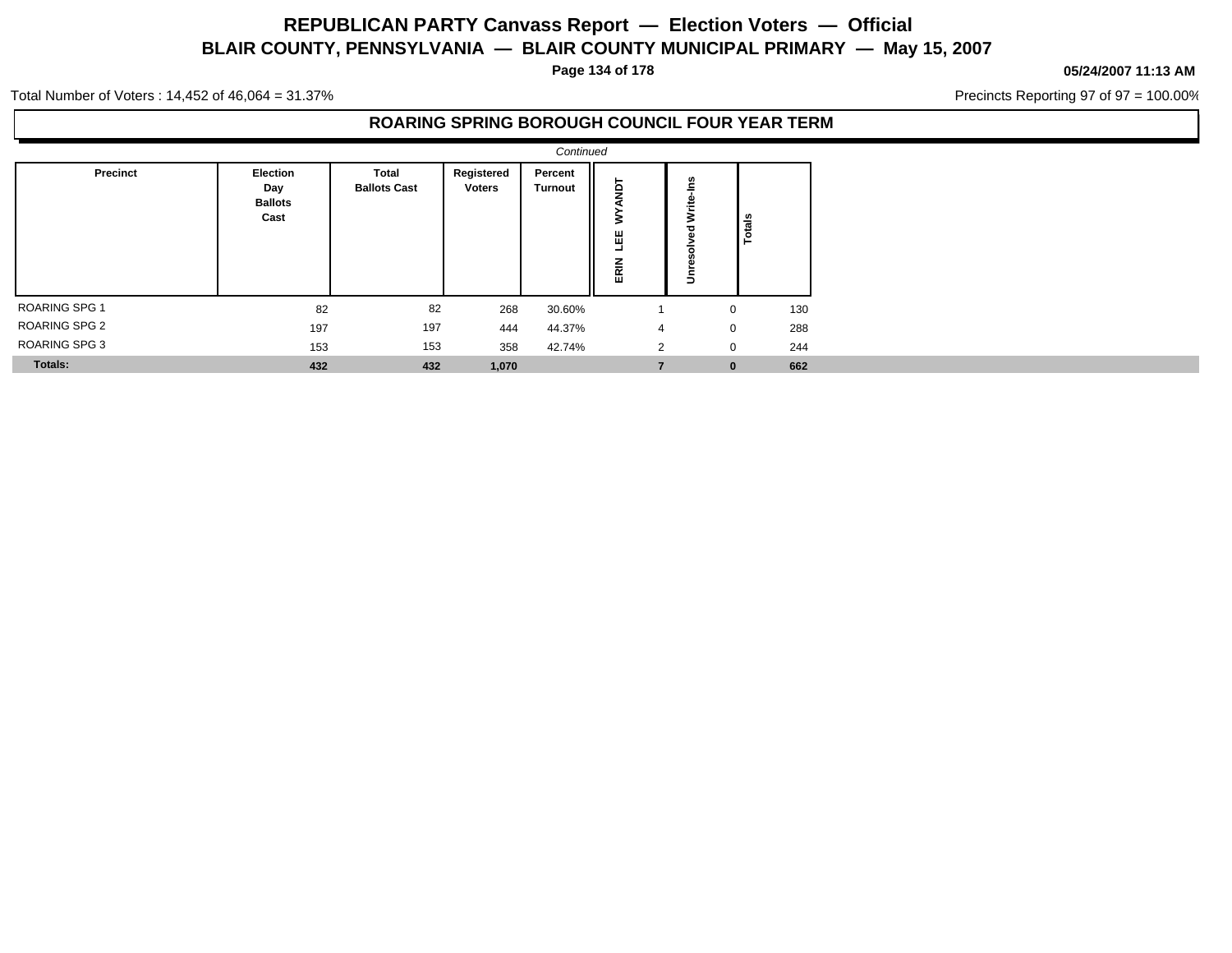# REPUBLICAN PARTY Canvass Report — Election Voters — Official

## BLAIR COUNTY, PENNSYLVANIA — BLAIR COUNTY MUNICIPAL PRIMARY — May 15, 2007

05/24/2007 11:13 AM

Total Number of Voters : 14,452 of 46,064 = 31.37%

Precincts Reporting 97 of 97 = 100.00%

### ROARING SPRING BOROUGH COUNCIL FOUR YEAR TERM

*Continued*

| Precinct | Election Day Ballots Cast | Total Ballots Cast | Registered Voters | Percent Turnout | ERIN LEE WYANDT | Unresolved Write-Ins | Totals |
|---|---|---|---|---|---|---|---|
| ROARING SPG 1 | 82 | 82 | 268 | 30.60% | 1 | 0 | 130 |
| ROARING SPG 2 | 197 | 197 | 444 | 44.37% | 4 | 0 | 288 |
| ROARING SPG 3 | 153 | 153 | 358 | 42.74% | 2 | 0 | 244 |
| **Totals:** | **432** | **432** | **1,070** | | **7** | **0** | **662** |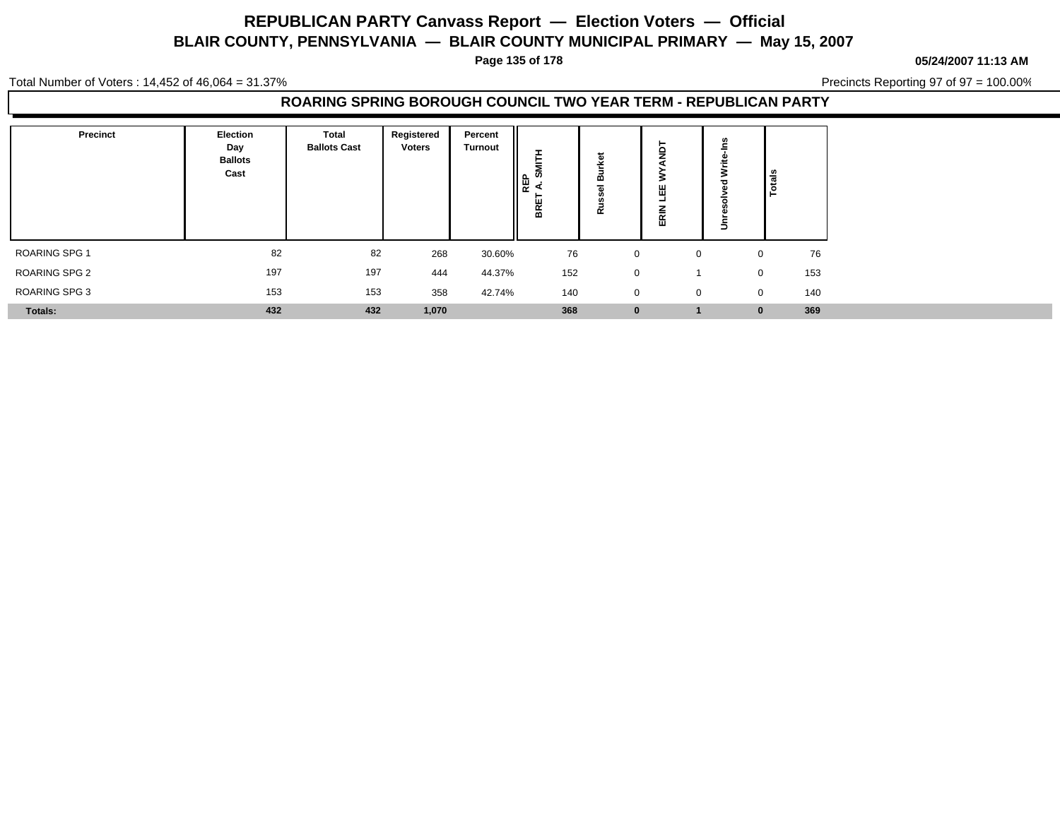# REPUBLICAN PARTY Canvass Report — Election Voters — Official

## BLAIR COUNTY, PENNSYLVANIA — BLAIR COUNTY MUNICIPAL PRIMARY — May 15, 2007

**05/24/2007 11:13 AM**

Total Number of Voters : 14,452 of 46,064 = 31.37%

Precincts Reporting 97 of 97 = 100.00%

### ROARING SPRING BOROUGH COUNCIL TWO YEAR TERM - REPUBLICAN PARTY

| Precinct | Election Day Ballots Cast | Total Ballots Cast | Registered Voters | Percent Turnout | REP BRET A. SMITH | Russel Burket | ERIN LEE WYANDT | Unresolved Write-Ins | Totals |
|---|---|---|---|---|---|---|---|---|---|
| ROARING SPG 1 | 82 | 82 | 268 | 30.60% | 76 | 0 | 0 | 0 | 76 |
| ROARING SPG 2 | 197 | 197 | 444 | 44.37% | 152 | 0 | 1 | 0 | 153 |
| ROARING SPG 3 | 153 | 153 | 358 | 42.74% | 140 | 0 | 0 | 0 | 140 |
| **Totals:** | **432** | **432** | **1,070** | | **368** | **0** | **1** | **0** | **369** |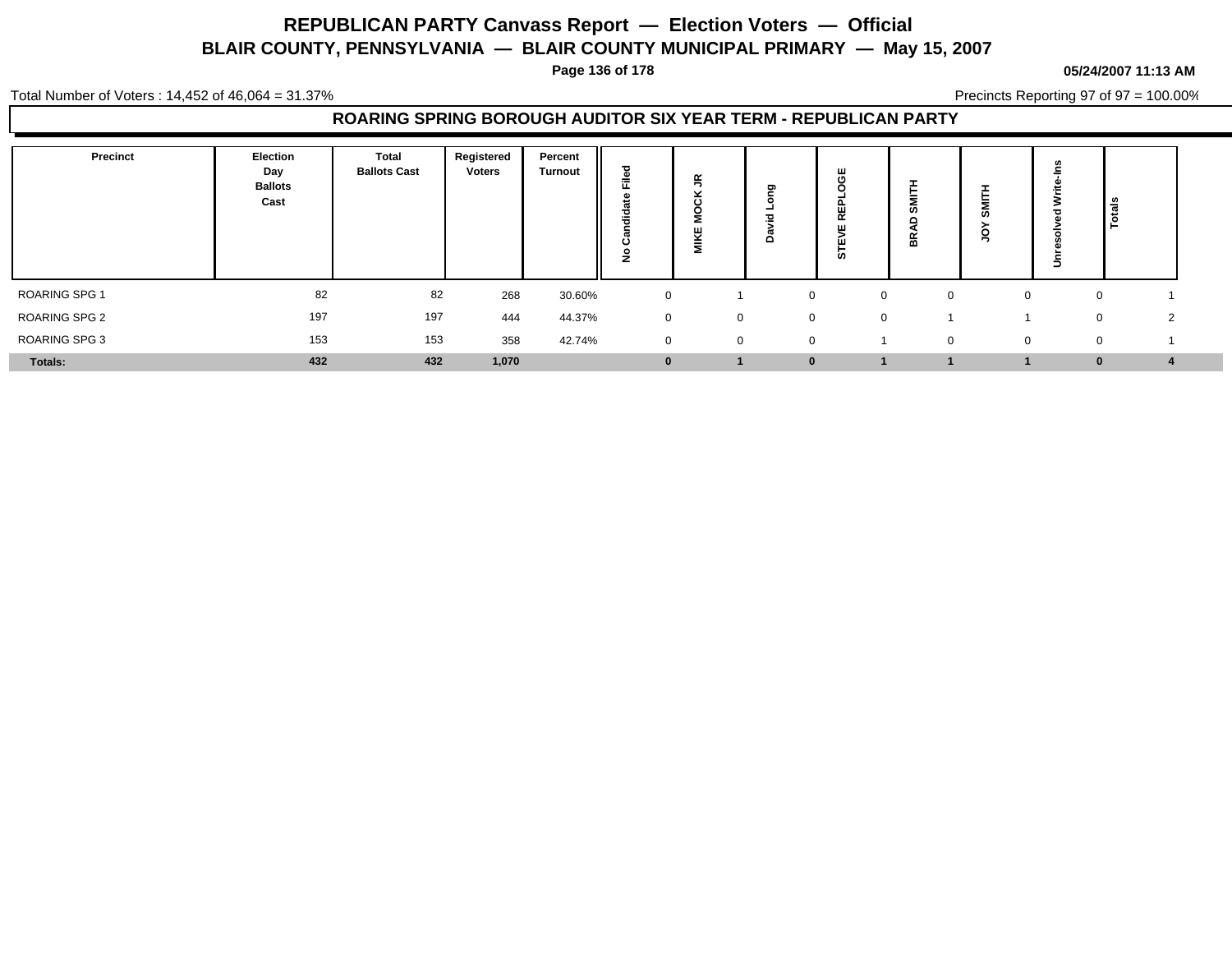# REPUBLICAN PARTY Canvass Report — Election Voters — Official

## BLAIR COUNTY, PENNSYLVANIA — BLAIR COUNTY MUNICIPAL PRIMARY — May 15, 2007

**05/24/2007 11:13 AM**

Total Number of Voters : 14,452 of 46,064 = 31.37%

Precincts Reporting 97 of 97 = 100.00%

### ROARING SPRING BOROUGH AUDITOR SIX YEAR TERM - REPUBLICAN PARTY

| Precinct | Election Day Ballots Cast | Total Ballots Cast | Registered Voters | Percent Turnout | No Candidate Filed | MIKE MOCK JR | David Long | STEVE REPLOGE | BRAD SMITH | JOY SMITH | Unresolved Write-Ins | Totals |
|---|---|---|---|---|---|---|---|---|---|---|---|---|
| ROARING SPG 1 | 82 | 82 | 268 | 30.60% | 0 | 1 | 0 | 0 | 0 | 0 | 0 | 1 |
| ROARING SPG 2 | 197 | 197 | 444 | 44.37% | 0 | 0 | 0 | 0 | 1 | 1 | 0 | 2 |
| ROARING SPG 3 | 153 | 153 | 358 | 42.74% | 0 | 0 | 0 | 1 | 0 | 0 | 0 | 1 |
| **Totals:** | **432** | **432** | **1,070** | | **0** | **1** | **0** | **1** | **1** | **1** | **0** | **4** |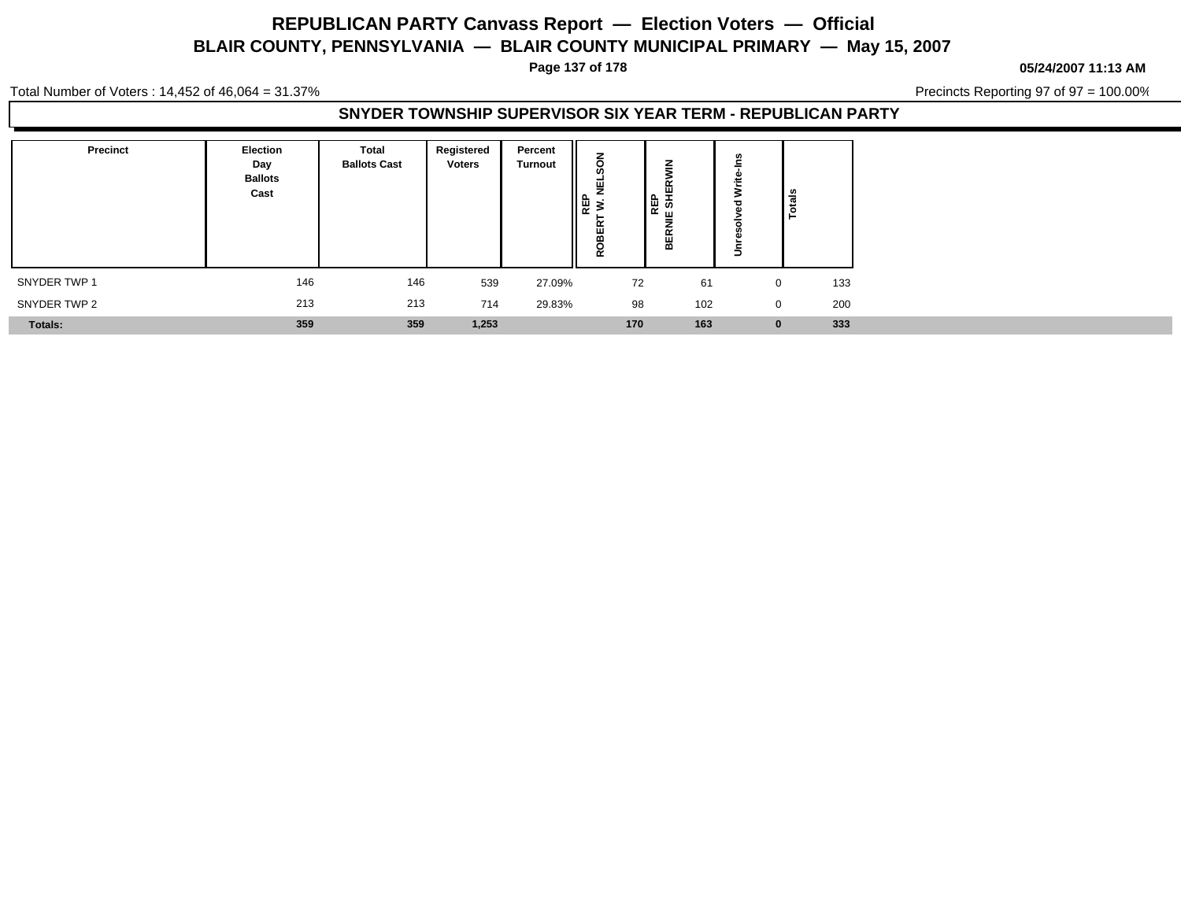# REPUBLICAN PARTY Canvass Report — Election Voters — Official

## BLAIR COUNTY, PENNSYLVANIA — BLAIR COUNTY MUNICIPAL PRIMARY — May 15, 2007

05/24/2007 11:13 AM

Total Number of Voters : 14,452 of 46,064 = 31.37%

Precincts Reporting 97 of 97 = 100.00%

### SNYDER TOWNSHIP SUPERVISOR SIX YEAR TERM - REPUBLICAN PARTY

| Precinct | Election Day Ballots Cast | Total Ballots Cast | Registered Voters | Percent Turnout | REP ROBERT W. NELSON | REP BERNIE SHERWIN | Unresolved Write-Ins | Totals |
|---|---|---|---|---|---|---|---|---|
| SNYDER TWP 1 | 146 | 146 | 539 | 27.09% | 72 | 61 | 0 | 133 |
| SNYDER TWP 2 | 213 | 213 | 714 | 29.83% | 98 | 102 | 0 | 200 |
| **Totals:** | **359** | **359** | **1,253** | | **170** | **163** | **0** | **333** |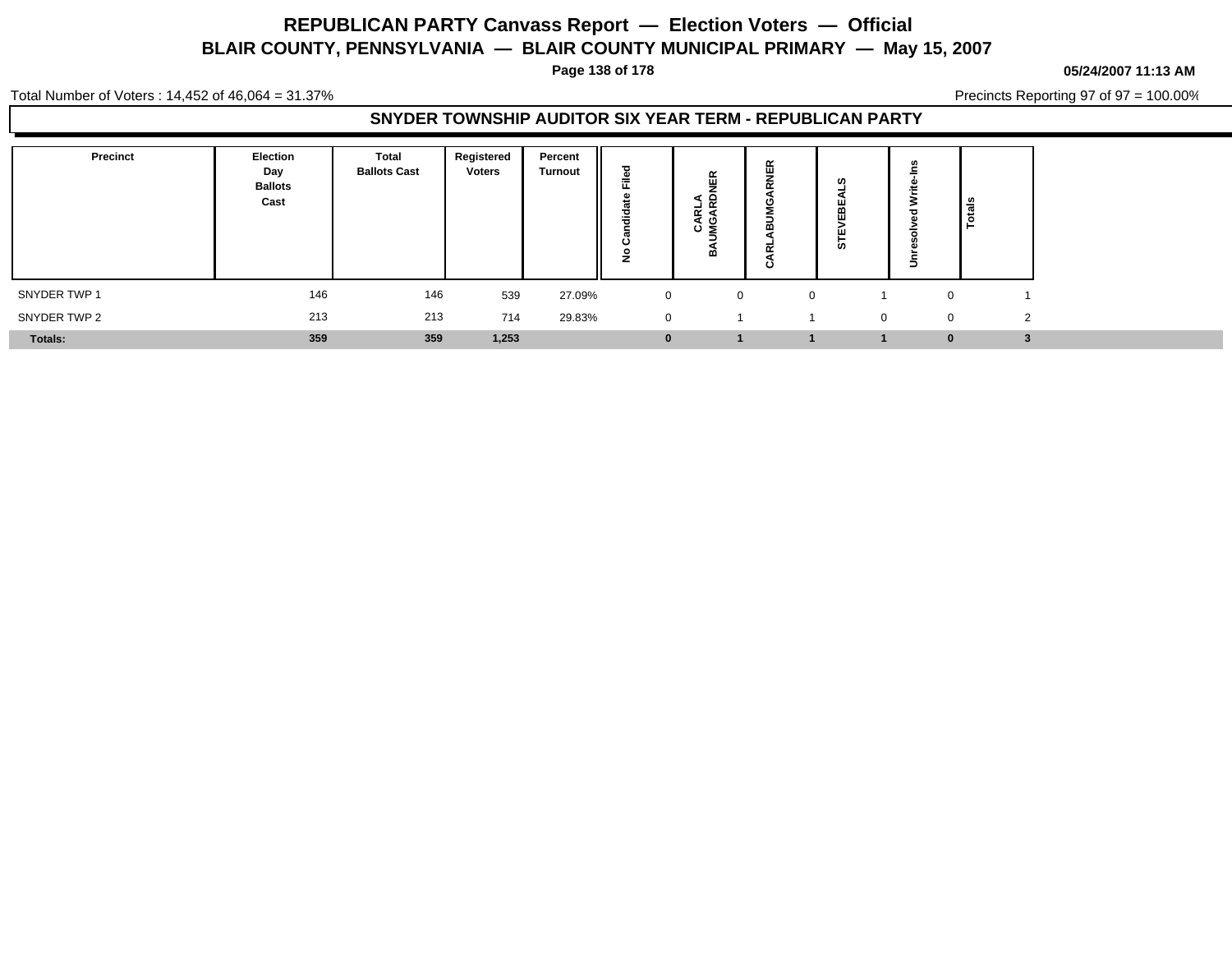# REPUBLICAN PARTY Canvass Report — Election Voters — Official

## BLAIR COUNTY, PENNSYLVANIA — BLAIR COUNTY MUNICIPAL PRIMARY — May 15, 2007

05/24/2007 11:13 AM

Total Number of Voters : 14,452 of 46,064 = 31.37%

Precincts Reporting 97 of 97 = 100.00%

### SNYDER TOWNSHIP AUDITOR SIX YEAR TERM - REPUBLICAN PARTY

| Precinct | Election Day Ballots Cast | Total Ballots Cast | Registered Voters | Percent Turnout | No Candidate Filed | CARLA BAUMGARDNER | CARLABUMGARNER | STEVEBEALS | Unresolved Write-Ins | Totals |
|---|---|---|---|---|---|---|---|---|---|---|
| SNYDER TWP 1 | 146 | 146 | 539 | 27.09% | 0 | 0 | 0 | 1 | 0 | 1 |
| SNYDER TWP 2 | 213 | 213 | 714 | 29.83% | 0 | 1 | 1 | 0 | 0 | 2 |
| **Totals:** | **359** | **359** | **1,253** | | **0** | **1** | **1** | **1** | **0** | **3** |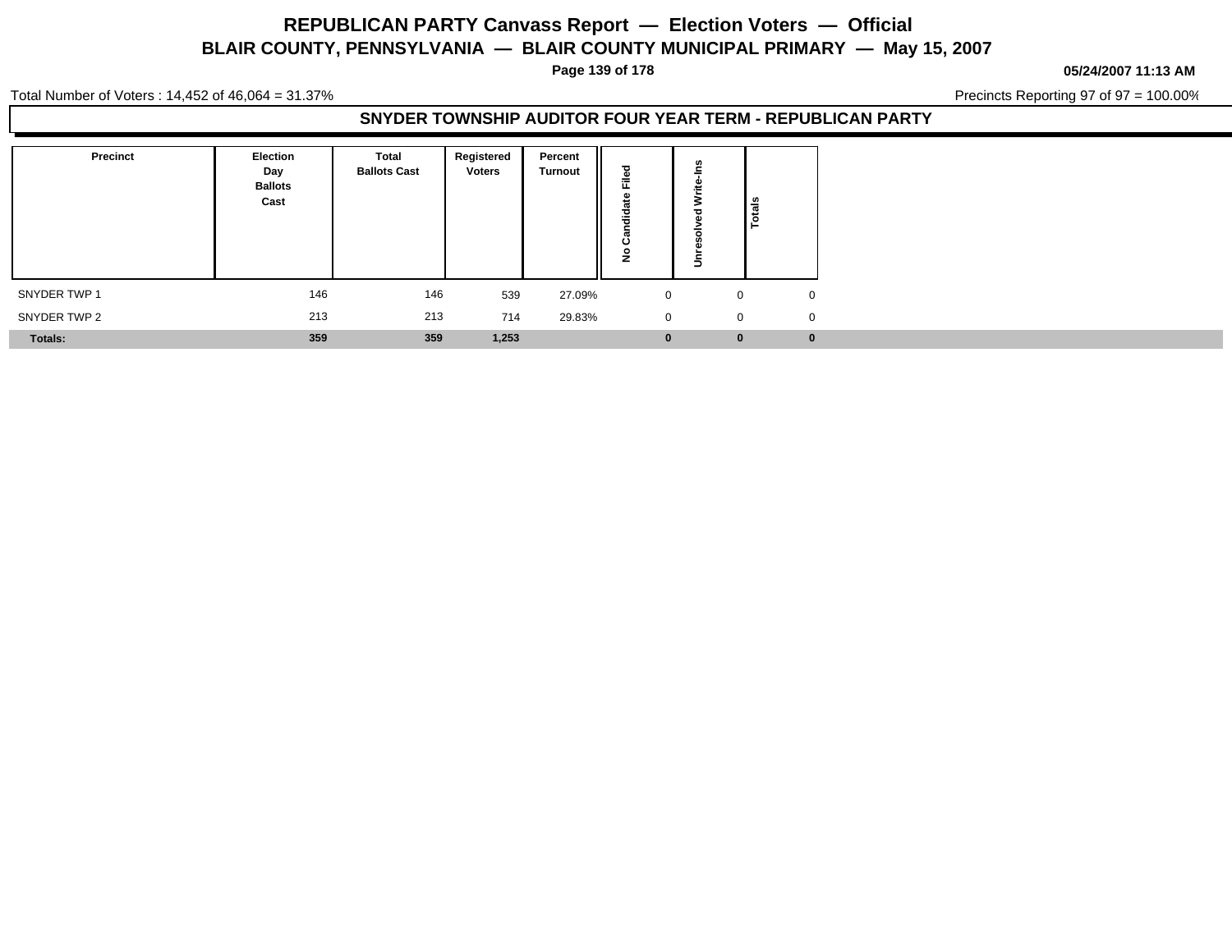# REPUBLICAN PARTY Canvass Report — Election Voters — Official

## BLAIR COUNTY, PENNSYLVANIA — BLAIR COUNTY MUNICIPAL PRIMARY — May 15, 2007

05/24/2007 11:13 AM

Total Number of Voters : 14,452 of 46,064 = 31.37%

Precincts Reporting 97 of 97 = 100.00%

### SNYDER TOWNSHIP AUDITOR FOUR YEAR TERM - REPUBLICAN PARTY

| Precinct | Election Day Ballots Cast | Total Ballots Cast | Registered Voters | Percent Turnout | No Candidate Filed | Unresolved Write-Ins | Totals |
|---|---|---|---|---|---|---|---|
| SNYDER TWP 1 | 146 | 146 | 539 | 27.09% | 0 | 0 | 0 |
| SNYDER TWP 2 | 213 | 213 | 714 | 29.83% | 0 | 0 | 0 |
| **Totals:** | **359** | **359** | **1,253** | | **0** | **0** | **0** |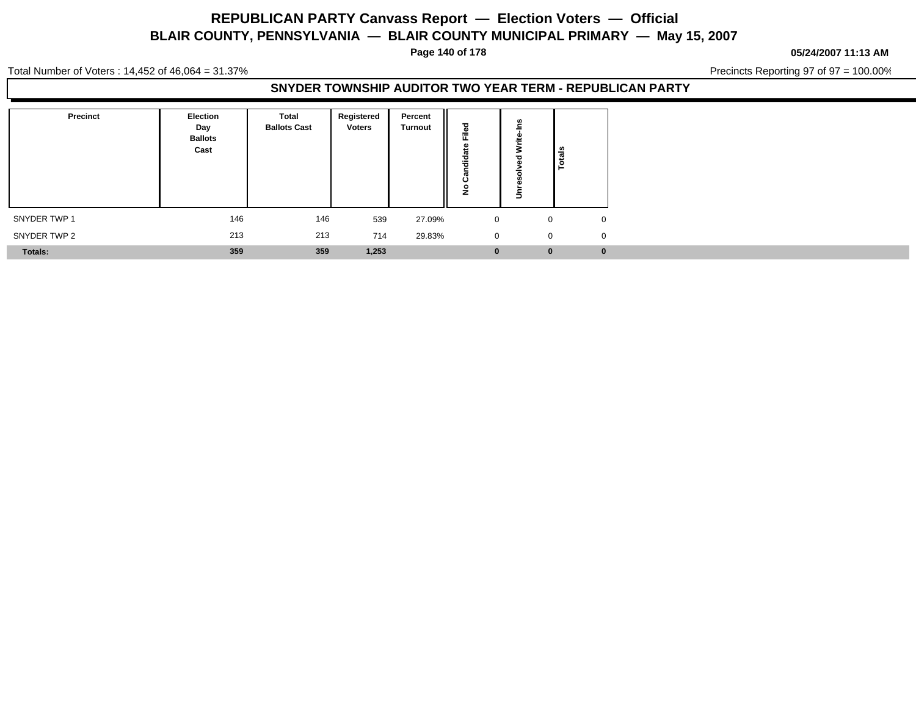# REPUBLICAN PARTY Canvass Report — Election Voters — Official

## BLAIR COUNTY, PENNSYLVANIA — BLAIR COUNTY MUNICIPAL PRIMARY — May 15, 2007

05/24/2007 11:13 AM

Total Number of Voters : 14,452 of 46,064 = 31.37%

Precincts Reporting 97 of 97 = 100.00%

### SNYDER TOWNSHIP AUDITOR TWO YEAR TERM - REPUBLICAN PARTY

| Precinct | Election Day Ballots Cast | Total Ballots Cast | Registered Voters | Percent Turnout | No Candidate Filed | Unresolved Write-Ins | Totals |
|---|---|---|---|---|---|---|---|
| SNYDER TWP 1 | 146 | 146 | 539 | 27.09% | 0 | 0 | 0 |
| SNYDER TWP 2 | 213 | 213 | 714 | 29.83% | 0 | 0 | 0 |
| **Totals:** | **359** | **359** | **1,253** | | **0** | **0** | **0** |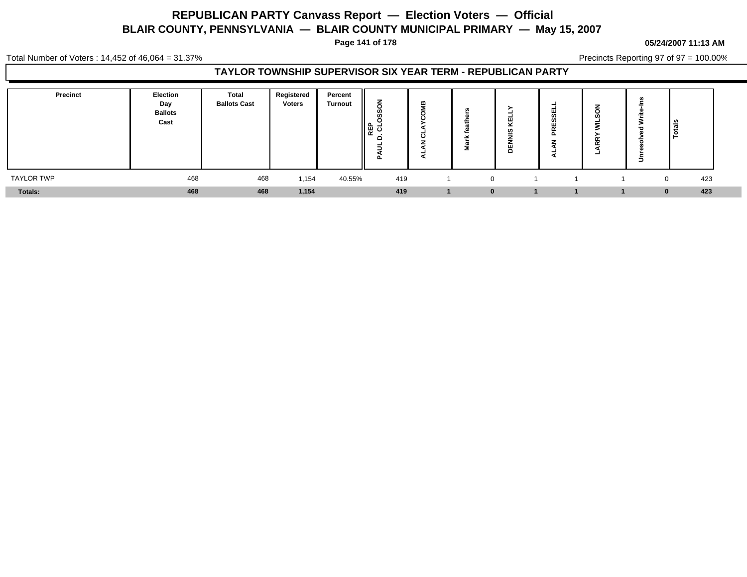# REPUBLICAN PARTY Canvass Report — Election Voters — Official

## BLAIR COUNTY, PENNSYLVANIA — BLAIR COUNTY MUNICIPAL PRIMARY — May 15, 2007

05/24/2007 11:13 AM

Total Number of Voters : 14,452 of 46,064 = 31.37%

Precincts Reporting 97 of 97 = 100.00%

### TAYLOR TOWNSHIP SUPERVISOR SIX YEAR TERM - REPUBLICAN PARTY

| Precinct | Election Day Ballots Cast | Total Ballots Cast | Registered Voters | Percent Turnout | REP PAUL D. CLOSSON | ALAN CLAYCOMB | Mark feathers | DENNIS KELLY | ALAN PRESSELL | LARRY WILSON | Unresolved Write-Ins | Totals |
|---|---|---|---|---|---|---|---|---|---|---|---|---|
| TAYLOR TWP | 468 | 468 | 1,154 | 40.55% | 419 | 1 | 0 | 1 | 1 | 1 | 0 | 423 |
| **Totals:** | **468** | **468** | **1,154** | | **419** | **1** | **0** | **1** | **1** | **1** | **0** | **423** |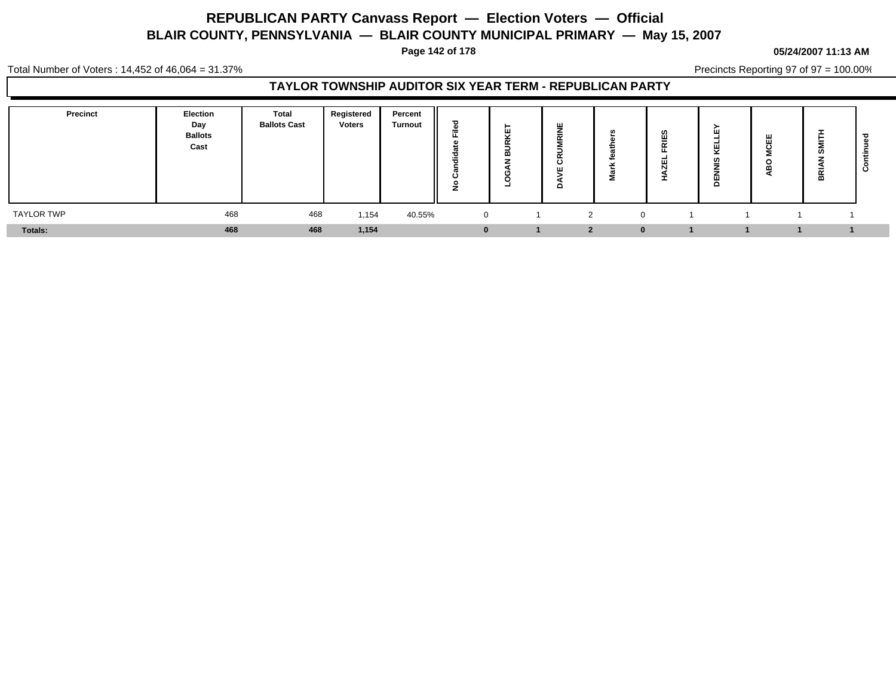# REPUBLICAN PARTY Canvass Report — Election Voters — Official

## BLAIR COUNTY, PENNSYLVANIA — BLAIR COUNTY MUNICIPAL PRIMARY — May 15, 2007

05/24/2007 11:13 AM

Total Number of Voters : 14,452 of 46,064 = 31.37%

Precincts Reporting 97 of 97 = 100.00%

### TAYLOR TOWNSHIP AUDITOR SIX YEAR TERM - REPUBLICAN PARTY

| Precinct | Election Day Ballots Cast | Total Ballots Cast | Registered Voters | Percent Turnout | No Candidate Filed | LOGAN BURKET | DAVE CRUMRINE | Mark feathers | HAZEL FRIES | DENNIS KELLEY | ABO MCEE | BRIAN SMITH | Continued |
|---|---|---|---|---|---|---|---|---|---|---|---|---|---|
| TAYLOR TWP | 468 | 468 | 1,154 | 40.55% | 0 | 1 | 2 | 0 | 1 | 1 | 1 | 1 | |
| **Totals:** | **468** | **468** | **1,154** | | **0** | **1** | **2** | **0** | **1** | **1** | **1** | **1** | |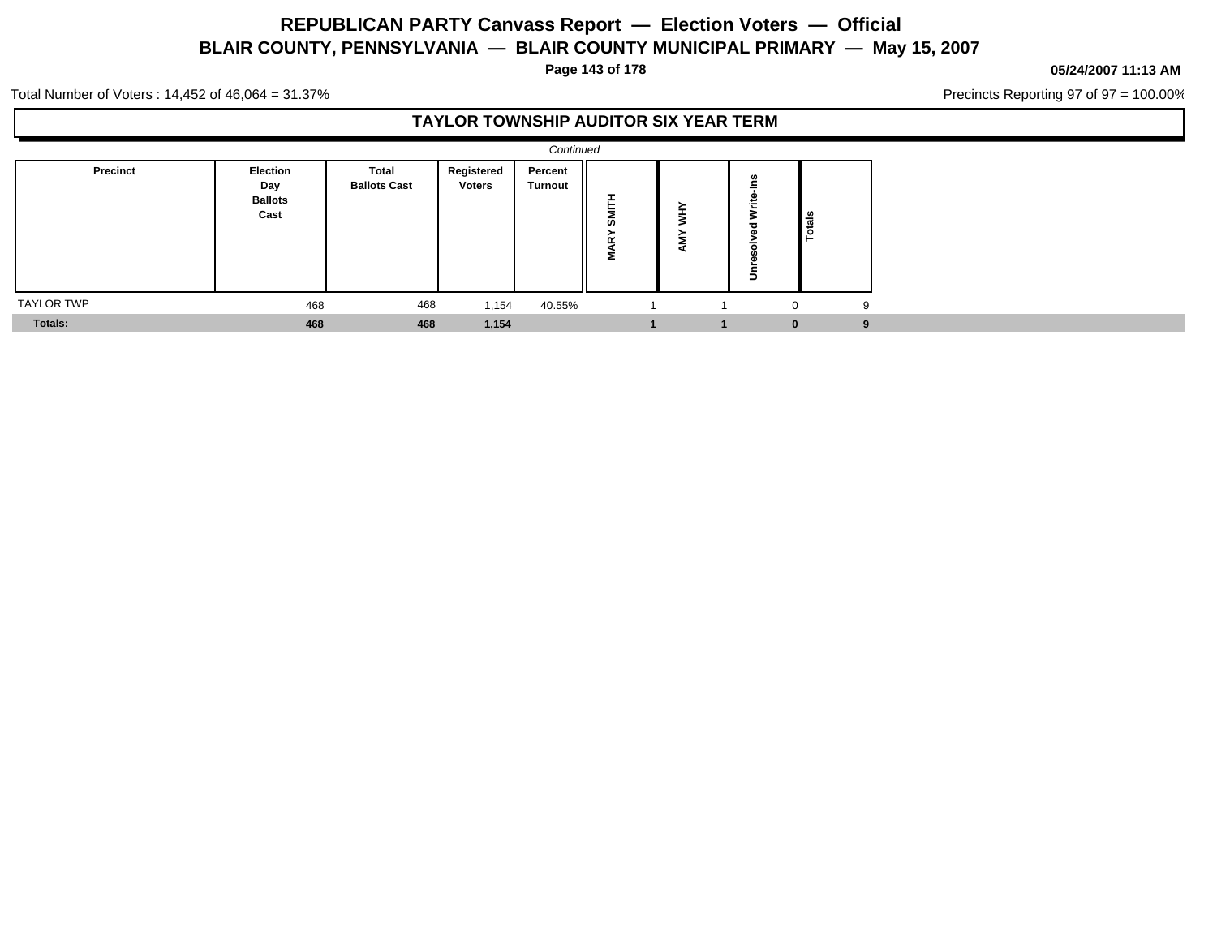# REPUBLICAN PARTY Canvass Report — Election Voters — Official

## BLAIR COUNTY, PENNSYLVANIA — BLAIR COUNTY MUNICIPAL PRIMARY — May 15, 2007

**05/24/2007 11:13 AM**

Total Number of Voters : 14,452 of 46,064 = 31.37%

Precincts Reporting 97 of 97 = 100.00%

### TAYLOR TOWNSHIP AUDITOR SIX YEAR TERM

*Continued*

| Precinct | Election Day Ballots Cast | Total Ballots Cast | Registered Voters | Percent Turnout | MARY SMITH | AMY WHY | Unresolved Write-Ins | Totals |
|---|---|---|---|---|---|---|---|---|
| TAYLOR TWP | 468 | 468 | 1,154 | 40.55% | 1 | 1 | 0 | 9 |
| **Totals:** | **468** | **468** | **1,154** | | **1** | **1** | **0** | **9** |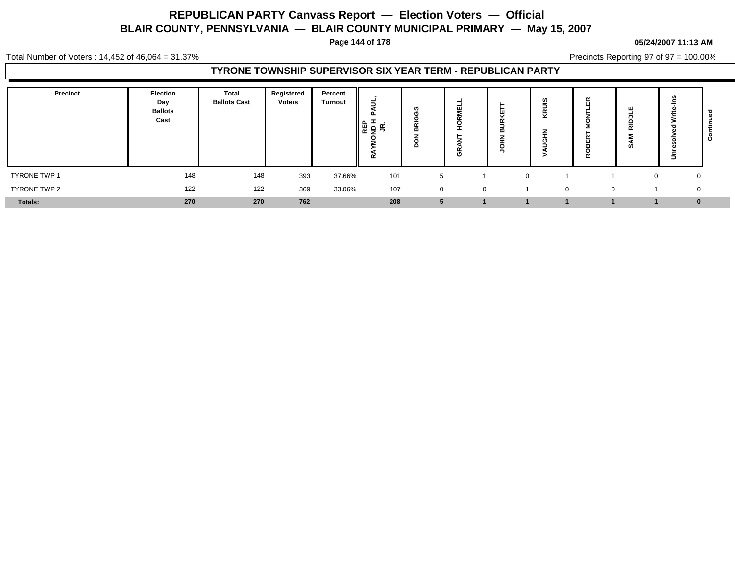# REPUBLICAN PARTY Canvass Report — Election Voters — Official

## BLAIR COUNTY, PENNSYLVANIA — BLAIR COUNTY MUNICIPAL PRIMARY — May 15, 2007

05/24/2007 11:13 AM

Total Number of Voters : 14,452 of 46,064 = 31.37%

Precincts Reporting 97 of 97 = 100.00%

### TYRONE TOWNSHIP SUPERVISOR SIX YEAR TERM - REPUBLICAN PARTY

| Precinct | Election Day Ballots Cast | Total Ballots Cast | Registered Voters | Percent Turnout | REP RAYMOND H. PAUL, JR. | DON BRIGGS | GRANT HORMELL | JOHN BURKETT | VAUGHN KRUIS | ROBERT MONTLER | SAM RIDDLE | Unresolved Write-Ins | Continued |
|---|---|---|---|---|---|---|---|---|---|---|---|---|---|
| TYRONE TWP 1 | 148 | 148 | 393 | 37.66% | 101 | 5 | 1 | 0 | 1 | 1 | 0 | 0 | |
| TYRONE TWP 2 | 122 | 122 | 369 | 33.06% | 107 | 0 | 0 | 1 | 0 | 0 | 1 | 0 | |
| **Totals:** | **270** | **270** | **762** | | **208** | **5** | **1** | **1** | **1** | **1** | **1** | **0** | |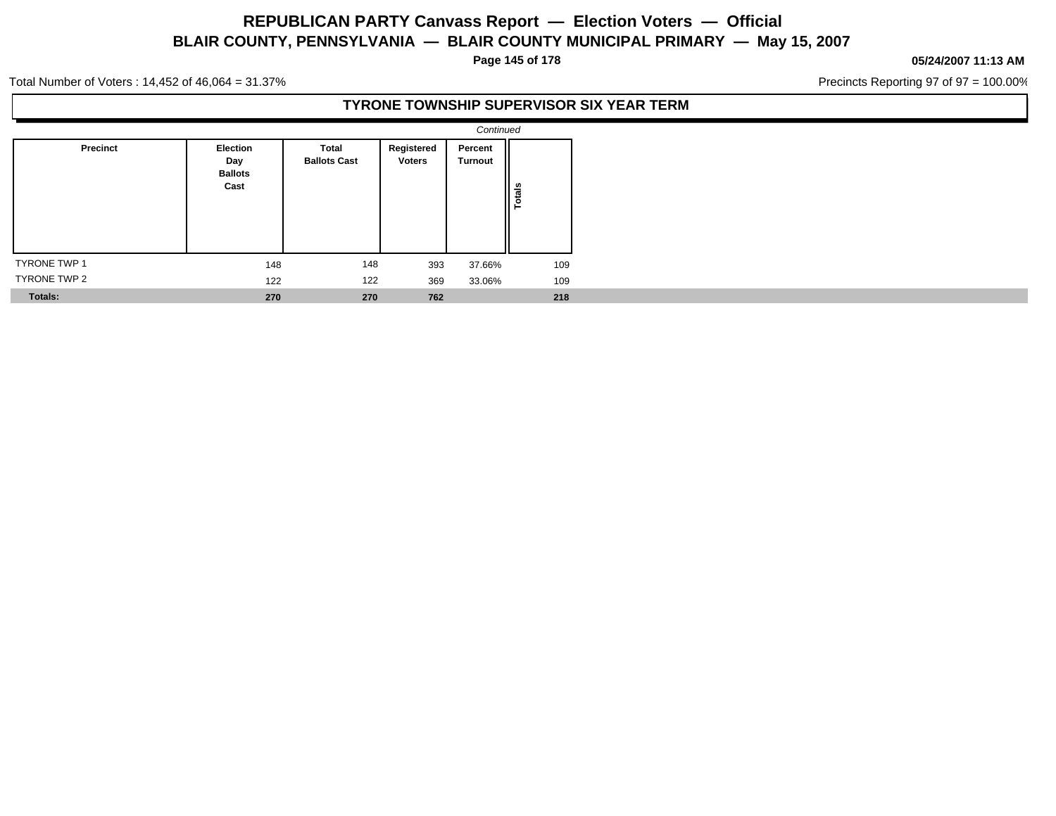# REPUBLICAN PARTY Canvass Report — Election Voters — Official

## BLAIR COUNTY, PENNSYLVANIA — BLAIR COUNTY MUNICIPAL PRIMARY — May 15, 2007

**05/24/2007 11:13 AM**

Total Number of Voters : 14,452 of 46,064 = 31.37%

Precincts Reporting 97 of 97 = 100.00%

### TYRONE TOWNSHIP SUPERVISOR SIX YEAR TERM

*Continued*

| Precinct | Election Day Ballots Cast | Total Ballots Cast | Registered Voters | Percent Turnout | Totals |
|---|---|---|---|---|---|
| TYRONE TWP 1 | 148 | 148 | 393 | 37.66% | 109 |
| TYRONE TWP 2 | 122 | 122 | 369 | 33.06% | 109 |
| **Totals:** | **270** | **270** | **762** | | **218** |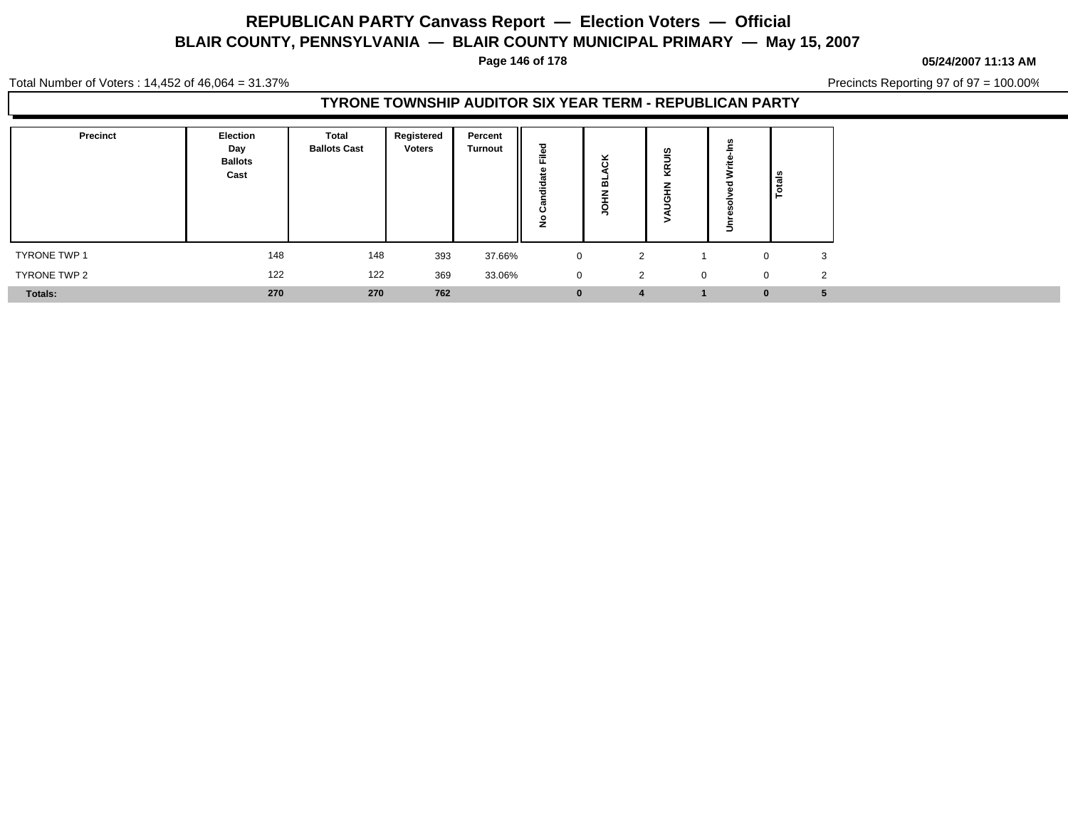# REPUBLICAN PARTY Canvass Report — Election Voters — Official

## BLAIR COUNTY, PENNSYLVANIA — BLAIR COUNTY MUNICIPAL PRIMARY — May 15, 2007

05/24/2007 11:13 AM

Total Number of Voters : 14,452 of 46,064 = 31.37%

Precincts Reporting 97 of 97 = 100.00%

### TYRONE TOWNSHIP AUDITOR SIX YEAR TERM - REPUBLICAN PARTY

| Precinct | Election Day Ballots Cast | Total Ballots Cast | Registered Voters | Percent Turnout | No Candidate Filed | JOHN BLACK | VAUGHN KRUIS | Unresolved Write-Ins | Totals |
|---|---|---|---|---|---|---|---|---|---|
| TYRONE TWP 1 | 148 | 148 | 393 | 37.66% | 0 | 2 | 1 | 0 | 3 |
| TYRONE TWP 2 | 122 | 122 | 369 | 33.06% | 0 | 2 | 0 | 0 | 2 |
| **Totals:** | **270** | **270** | **762** | | **0** | **4** | **1** | **0** | **5** |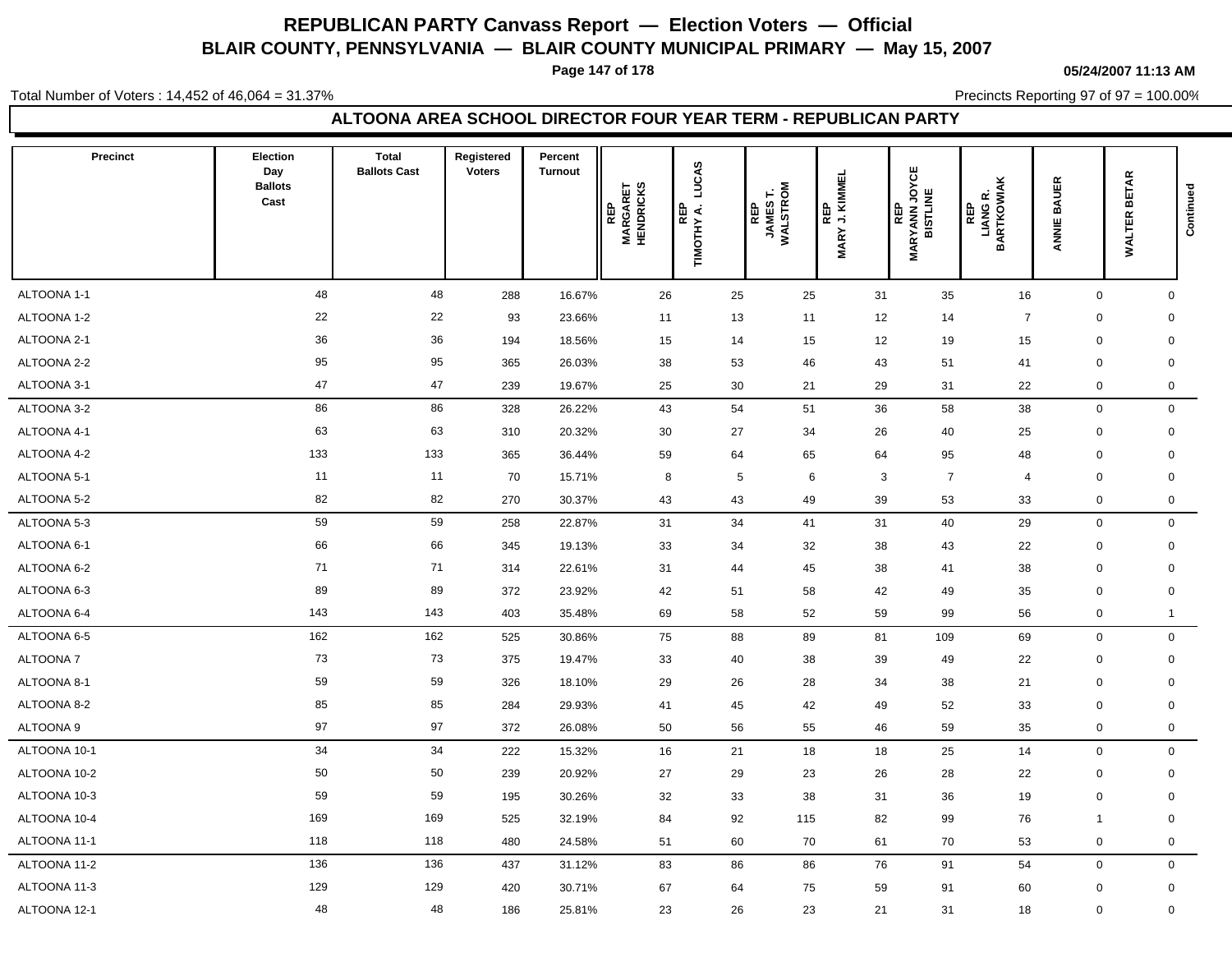# REPUBLICAN PARTY Canvass Report — Election Voters — Official

## BLAIR COUNTY, PENNSYLVANIA — BLAIR COUNTY MUNICIPAL PRIMARY — May 15, 2007

05/24/2007 11:13 AM

Total Number of Voters : 14,452 of 46,064 = 31.37%

Precincts Reporting 97 of 97 = 100.00%

### ALTOONA AREA SCHOOL DIRECTOR FOUR YEAR TERM - REPUBLICAN PARTY

| Precinct | Election Day Ballots Cast | Total Ballots Cast | Registered Voters | Percent Turnout | REP MARGARET HENDRICKS | REP TIMOTHY A. LUCAS | REP JAMES T. WALSTROM | REP MARY J. KIMMEL | REP MARYANN JOYCE BISTLINE | REP LIANG R. BARTKOWIAK | ANNIE BAUER | WALTER BETAR | Continued |
|---|---|---|---|---|---|---|---|---|---|---|---|---|---|
| ALTOONA 1-1 | 48 | 48 | 288 | 16.67% | 26 | 25 | 25 | 31 | 35 | 16 | 0 | 0 | |
| ALTOONA 1-2 | 22 | 22 | 93 | 23.66% | 11 | 13 | 11 | 12 | 14 | 7 | 0 | 0 | |
| ALTOONA 2-1 | 36 | 36 | 194 | 18.56% | 15 | 14 | 15 | 12 | 19 | 15 | 0 | 0 | |
| ALTOONA 2-2 | 95 | 95 | 365 | 26.03% | 38 | 53 | 46 | 43 | 51 | 41 | 0 | 0 | |
| ALTOONA 3-1 | 47 | 47 | 239 | 19.67% | 25 | 30 | 21 | 29 | 31 | 22 | 0 | 0 | |
| ALTOONA 3-2 | 86 | 86 | 328 | 26.22% | 43 | 54 | 51 | 36 | 58 | 38 | 0 | 0 | |
| ALTOONA 4-1 | 63 | 63 | 310 | 20.32% | 30 | 27 | 34 | 26 | 40 | 25 | 0 | 0 | |
| ALTOONA 4-2 | 133 | 133 | 365 | 36.44% | 59 | 64 | 65 | 64 | 95 | 48 | 0 | 0 | |
| ALTOONA 5-1 | 11 | 11 | 70 | 15.71% | 8 | 5 | 6 | 3 | 7 | 4 | 0 | 0 | |
| ALTOONA 5-2 | 82 | 82 | 270 | 30.37% | 43 | 43 | 49 | 39 | 53 | 33 | 0 | 0 | |
| ALTOONA 5-3 | 59 | 59 | 258 | 22.87% | 31 | 34 | 41 | 31 | 40 | 29 | 0 | 0 | |
| ALTOONA 6-1 | 66 | 66 | 345 | 19.13% | 33 | 34 | 32 | 38 | 43 | 22 | 0 | 0 | |
| ALTOONA 6-2 | 71 | 71 | 314 | 22.61% | 31 | 44 | 45 | 38 | 41 | 38 | 0 | 0 | |
| ALTOONA 6-3 | 89 | 89 | 372 | 23.92% | 42 | 51 | 58 | 42 | 49 | 35 | 0 | 0 | |
| ALTOONA 6-4 | 143 | 143 | 403 | 35.48% | 69 | 58 | 52 | 59 | 99 | 56 | 0 | 1 | |
| ALTOONA 6-5 | 162 | 162 | 525 | 30.86% | 75 | 88 | 89 | 81 | 109 | 69 | 0 | 0 | |
| ALTOONA 7 | 73 | 73 | 375 | 19.47% | 33 | 40 | 38 | 39 | 49 | 22 | 0 | 0 | |
| ALTOONA 8-1 | 59 | 59 | 326 | 18.10% | 29 | 26 | 28 | 34 | 38 | 21 | 0 | 0 | |
| ALTOONA 8-2 | 85 | 85 | 284 | 29.93% | 41 | 45 | 42 | 49 | 52 | 33 | 0 | 0 | |
| ALTOONA 9 | 97 | 97 | 372 | 26.08% | 50 | 56 | 55 | 46 | 59 | 35 | 0 | 0 | |
| ALTOONA 10-1 | 34 | 34 | 222 | 15.32% | 16 | 21 | 18 | 18 | 25 | 14 | 0 | 0 | |
| ALTOONA 10-2 | 50 | 50 | 239 | 20.92% | 27 | 29 | 23 | 26 | 28 | 22 | 0 | 0 | |
| ALTOONA 10-3 | 59 | 59 | 195 | 30.26% | 32 | 33 | 38 | 31 | 36 | 19 | 0 | 0 | |
| ALTOONA 10-4 | 169 | 169 | 525 | 32.19% | 84 | 92 | 115 | 82 | 99 | 76 | 1 | 0 | |
| ALTOONA 11-1 | 118 | 118 | 480 | 24.58% | 51 | 60 | 70 | 61 | 70 | 53 | 0 | 0 | |
| ALTOONA 11-2 | 136 | 136 | 437 | 31.12% | 83 | 86 | 86 | 76 | 91 | 54 | 0 | 0 | |
| ALTOONA 11-3 | 129 | 129 | 420 | 30.71% | 67 | 64 | 75 | 59 | 91 | 60 | 0 | 0 | |
| ALTOONA 12-1 | 48 | 48 | 186 | 25.81% | 23 | 26 | 23 | 21 | 31 | 18 | 0 | 0 | |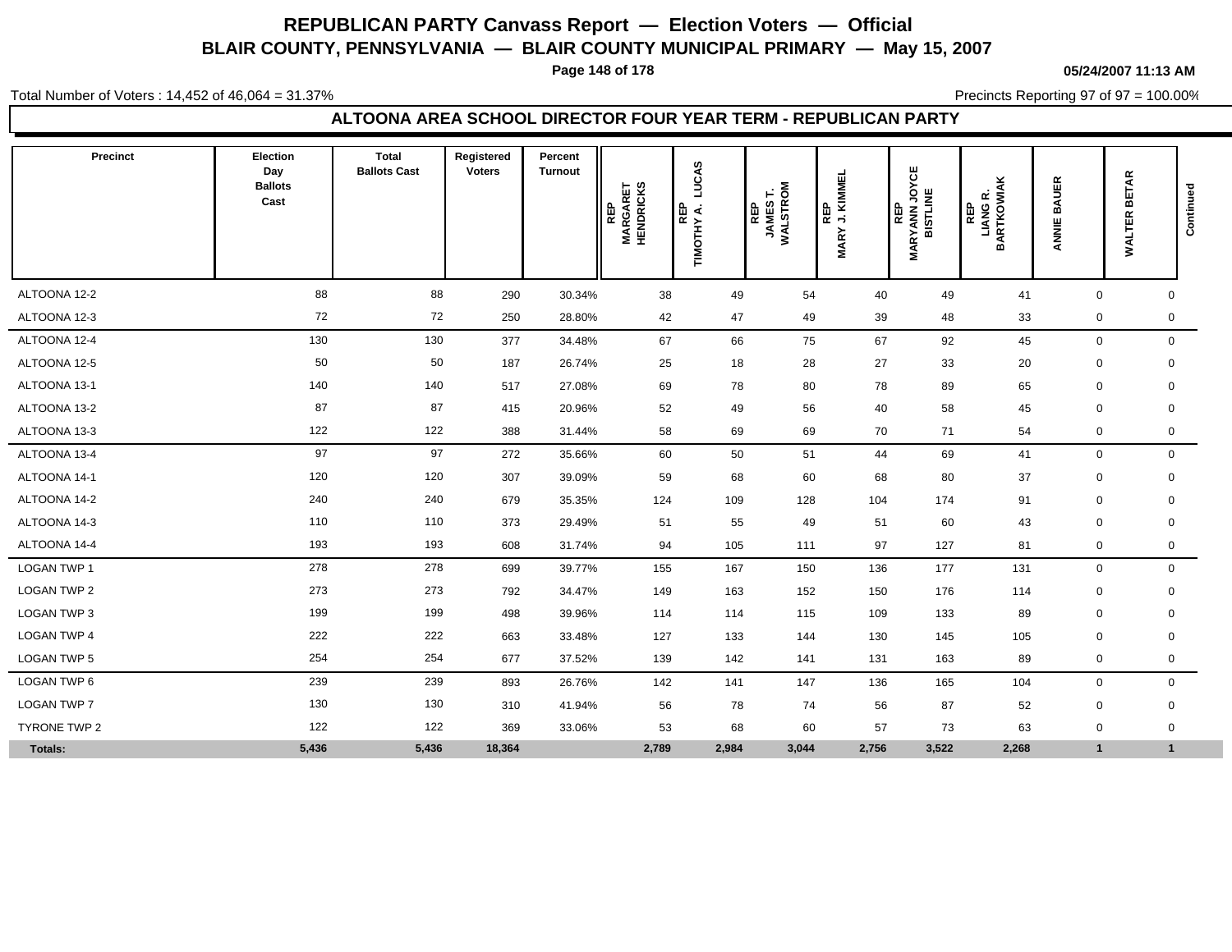# REPUBLICAN PARTY Canvass Report — Election Voters — Official

## BLAIR COUNTY, PENNSYLVANIA — BLAIR COUNTY MUNICIPAL PRIMARY — May 15, 2007

05/24/2007 11:13 AM

Total Number of Voters : 14,452 of 46,064 = 31.37%

Precincts Reporting 97 of 97 = 100.00%

### ALTOONA AREA SCHOOL DIRECTOR FOUR YEAR TERM - REPUBLICAN PARTY

| Precinct | Election Day Ballots Cast | Total Ballots Cast | Registered Voters | Percent Turnout | REP MARGARET HENDRICKS | REP TIMOTHY A. LUCAS | REP JAMES T. WALSTROM | REP MARY J. KIMMEL | REP MARYANN JOYCE BISTLINE | REP LIANG R. BARTKOWIAK | ANNIE BAUER | WALTER BETAR | Continued |
|---|---|---|---|---|---|---|---|---|---|---|---|---|---|
| ALTOONA 12-2 | 88 | 88 | 290 | 30.34% | 38 | 49 | 54 | 40 | 49 | 41 | 0 | 0 | |
| ALTOONA 12-3 | 72 | 72 | 250 | 28.80% | 42 | 47 | 49 | 39 | 48 | 33 | 0 | 0 | |
| ALTOONA 12-4 | 130 | 130 | 377 | 34.48% | 67 | 66 | 75 | 67 | 92 | 45 | 0 | 0 | |
| ALTOONA 12-5 | 50 | 50 | 187 | 26.74% | 25 | 18 | 28 | 27 | 33 | 20 | 0 | 0 | |
| ALTOONA 13-1 | 140 | 140 | 517 | 27.08% | 69 | 78 | 80 | 78 | 89 | 65 | 0 | 0 | |
| ALTOONA 13-2 | 87 | 87 | 415 | 20.96% | 52 | 49 | 56 | 40 | 58 | 45 | 0 | 0 | |
| ALTOONA 13-3 | 122 | 122 | 388 | 31.44% | 58 | 69 | 69 | 70 | 71 | 54 | 0 | 0 | |
| ALTOONA 13-4 | 97 | 97 | 272 | 35.66% | 60 | 50 | 51 | 44 | 69 | 41 | 0 | 0 | |
| ALTOONA 14-1 | 120 | 120 | 307 | 39.09% | 59 | 68 | 60 | 68 | 80 | 37 | 0 | 0 | |
| ALTOONA 14-2 | 240 | 240 | 679 | 35.35% | 124 | 109 | 128 | 104 | 174 | 91 | 0 | 0 | |
| ALTOONA 14-3 | 110 | 110 | 373 | 29.49% | 51 | 55 | 49 | 51 | 60 | 43 | 0 | 0 | |
| ALTOONA 14-4 | 193 | 193 | 608 | 31.74% | 94 | 105 | 111 | 97 | 127 | 81 | 0 | 0 | |
| LOGAN TWP 1 | 278 | 278 | 699 | 39.77% | 155 | 167 | 150 | 136 | 177 | 131 | 0 | 0 | |
| LOGAN TWP 2 | 273 | 273 | 792 | 34.47% | 149 | 163 | 152 | 150 | 176 | 114 | 0 | 0 | |
| LOGAN TWP 3 | 199 | 199 | 498 | 39.96% | 114 | 114 | 115 | 109 | 133 | 89 | 0 | 0 | |
| LOGAN TWP 4 | 222 | 222 | 663 | 33.48% | 127 | 133 | 144 | 130 | 145 | 105 | 0 | 0 | |
| LOGAN TWP 5 | 254 | 254 | 677 | 37.52% | 139 | 142 | 141 | 131 | 163 | 89 | 0 | 0 | |
| LOGAN TWP 6 | 239 | 239 | 893 | 26.76% | 142 | 141 | 147 | 136 | 165 | 104 | 0 | 0 | |
| LOGAN TWP 7 | 130 | 130 | 310 | 41.94% | 56 | 78 | 74 | 56 | 87 | 52 | 0 | 0 | |
| TYRONE TWP 2 | 122 | 122 | 369 | 33.06% | 53 | 68 | 60 | 57 | 73 | 63 | 0 | 0 | |
| **Totals:** | **5,436** | **5,436** | **18,364** | | **2,789** | **2,984** | **3,044** | **2,756** | **3,522** | **2,268** | **1** | **1** | |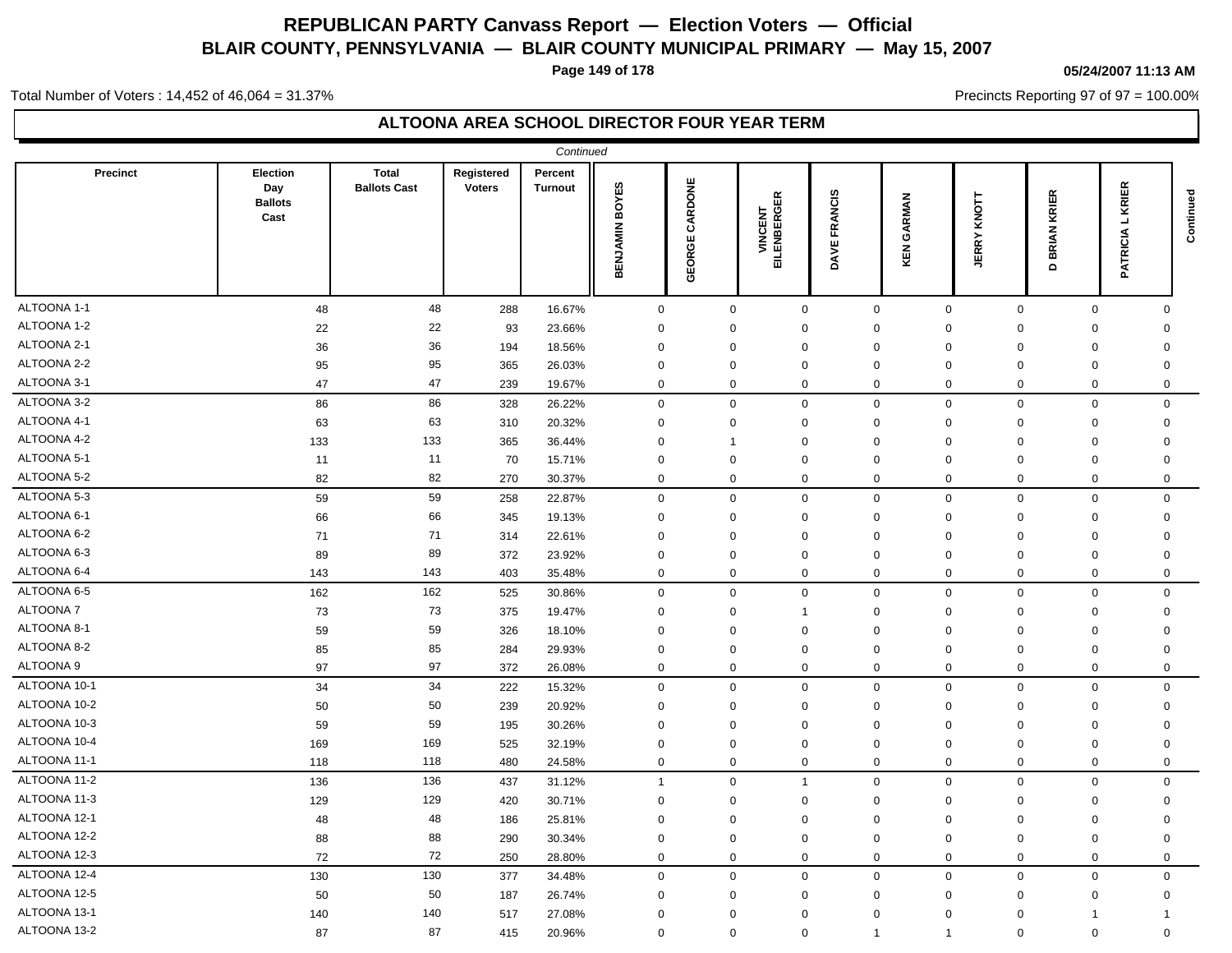# REPUBLICAN PARTY Canvass Report — Election Voters — Official

## BLAIR COUNTY, PENNSYLVANIA — BLAIR COUNTY MUNICIPAL PRIMARY — May 15, 2007

05/24/2007 11:13 AM

Total Number of Voters : 14,452 of 46,064 = 31.37%

Precincts Reporting 97 of 97 = 100.00%

### ALTOONA AREA SCHOOL DIRECTOR FOUR YEAR TERM

*Continued*

| Precinct | Election Day Ballots Cast | Total Ballots Cast | Registered Voters | Percent Turnout | BENJAMIN BOYES | GEORGE CARDONE | VINCENT EILENBERGER | DAVE FRANCIS | KEN GARMAN | JERRY KNOTT | D BRIAN KRIER | PATRICIA L KRIER | Continued |
|---|---|---|---|---|---|---|---|---|---|---|---|---|---|
| ALTOONA 1-1 | 48 | 48 | 288 | 16.67% | 0 | 0 | 0 | 0 | 0 | 0 | 0 | 0 | |
| ALTOONA 1-2 | 22 | 22 | 93 | 23.66% | 0 | 0 | 0 | 0 | 0 | 0 | 0 | 0 | |
| ALTOONA 2-1 | 36 | 36 | 194 | 18.56% | 0 | 0 | 0 | 0 | 0 | 0 | 0 | 0 | |
| ALTOONA 2-2 | 95 | 95 | 365 | 26.03% | 0 | 0 | 0 | 0 | 0 | 0 | 0 | 0 | |
| ALTOONA 3-1 | 47 | 47 | 239 | 19.67% | 0 | 0 | 0 | 0 | 0 | 0 | 0 | 0 | |
| ALTOONA 3-2 | 86 | 86 | 328 | 26.22% | 0 | 0 | 0 | 0 | 0 | 0 | 0 | 0 | |
| ALTOONA 4-1 | 63 | 63 | 310 | 20.32% | 0 | 0 | 0 | 0 | 0 | 0 | 0 | 0 | |
| ALTOONA 4-2 | 133 | 133 | 365 | 36.44% | 0 | 1 | 0 | 0 | 0 | 0 | 0 | 0 | |
| ALTOONA 5-1 | 11 | 11 | 70 | 15.71% | 0 | 0 | 0 | 0 | 0 | 0 | 0 | 0 | |
| ALTOONA 5-2 | 82 | 82 | 270 | 30.37% | 0 | 0 | 0 | 0 | 0 | 0 | 0 | 0 | |
| ALTOONA 5-3 | 59 | 59 | 258 | 22.87% | 0 | 0 | 0 | 0 | 0 | 0 | 0 | 0 | |
| ALTOONA 6-1 | 66 | 66 | 345 | 19.13% | 0 | 0 | 0 | 0 | 0 | 0 | 0 | 0 | |
| ALTOONA 6-2 | 71 | 71 | 314 | 22.61% | 0 | 0 | 0 | 0 | 0 | 0 | 0 | 0 | |
| ALTOONA 6-3 | 89 | 89 | 372 | 23.92% | 0 | 0 | 0 | 0 | 0 | 0 | 0 | 0 | |
| ALTOONA 6-4 | 143 | 143 | 403 | 35.48% | 0 | 0 | 0 | 0 | 0 | 0 | 0 | 0 | |
| ALTOONA 6-5 | 162 | 162 | 525 | 30.86% | 0 | 0 | 0 | 0 | 0 | 0 | 0 | 0 | |
| ALTOONA 7 | 73 | 73 | 375 | 19.47% | 0 | 0 | 1 | 0 | 0 | 0 | 0 | 0 | |
| ALTOONA 8-1 | 59 | 59 | 326 | 18.10% | 0 | 0 | 0 | 0 | 0 | 0 | 0 | 0 | |
| ALTOONA 8-2 | 85 | 85 | 284 | 29.93% | 0 | 0 | 0 | 0 | 0 | 0 | 0 | 0 | |
| ALTOONA 9 | 97 | 97 | 372 | 26.08% | 0 | 0 | 0 | 0 | 0 | 0 | 0 | 0 | |
| ALTOONA 10-1 | 34 | 34 | 222 | 15.32% | 0 | 0 | 0 | 0 | 0 | 0 | 0 | 0 | |
| ALTOONA 10-2 | 50 | 50 | 239 | 20.92% | 0 | 0 | 0 | 0 | 0 | 0 | 0 | 0 | |
| ALTOONA 10-3 | 59 | 59 | 195 | 30.26% | 0 | 0 | 0 | 0 | 0 | 0 | 0 | 0 | |
| ALTOONA 10-4 | 169 | 169 | 525 | 32.19% | 0 | 0 | 0 | 0 | 0 | 0 | 0 | 0 | |
| ALTOONA 11-1 | 118 | 118 | 480 | 24.58% | 0 | 0 | 0 | 0 | 0 | 0 | 0 | 0 | |
| ALTOONA 11-2 | 136 | 136 | 437 | 31.12% | 1 | 0 | 1 | 0 | 0 | 0 | 0 | 0 | |
| ALTOONA 11-3 | 129 | 129 | 420 | 30.71% | 0 | 0 | 0 | 0 | 0 | 0 | 0 | 0 | |
| ALTOONA 12-1 | 48 | 48 | 186 | 25.81% | 0 | 0 | 0 | 0 | 0 | 0 | 0 | 0 | |
| ALTOONA 12-2 | 88 | 88 | 290 | 30.34% | 0 | 0 | 0 | 0 | 0 | 0 | 0 | 0 | |
| ALTOONA 12-3 | 72 | 72 | 250 | 28.80% | 0 | 0 | 0 | 0 | 0 | 0 | 0 | 0 | |
| ALTOONA 12-4 | 130 | 130 | 377 | 34.48% | 0 | 0 | 0 | 0 | 0 | 0 | 0 | 0 | |
| ALTOONA 12-5 | 50 | 50 | 187 | 26.74% | 0 | 0 | 0 | 0 | 0 | 0 | 0 | 0 | |
| ALTOONA 13-1 | 140 | 140 | 517 | 27.08% | 0 | 0 | 0 | 0 | 0 | 0 | 1 | 1 | |
| ALTOONA 13-2 | 87 | 87 | 415 | 20.96% | 0 | 0 | 0 | 1 | 1 | 0 | 0 | 0 | |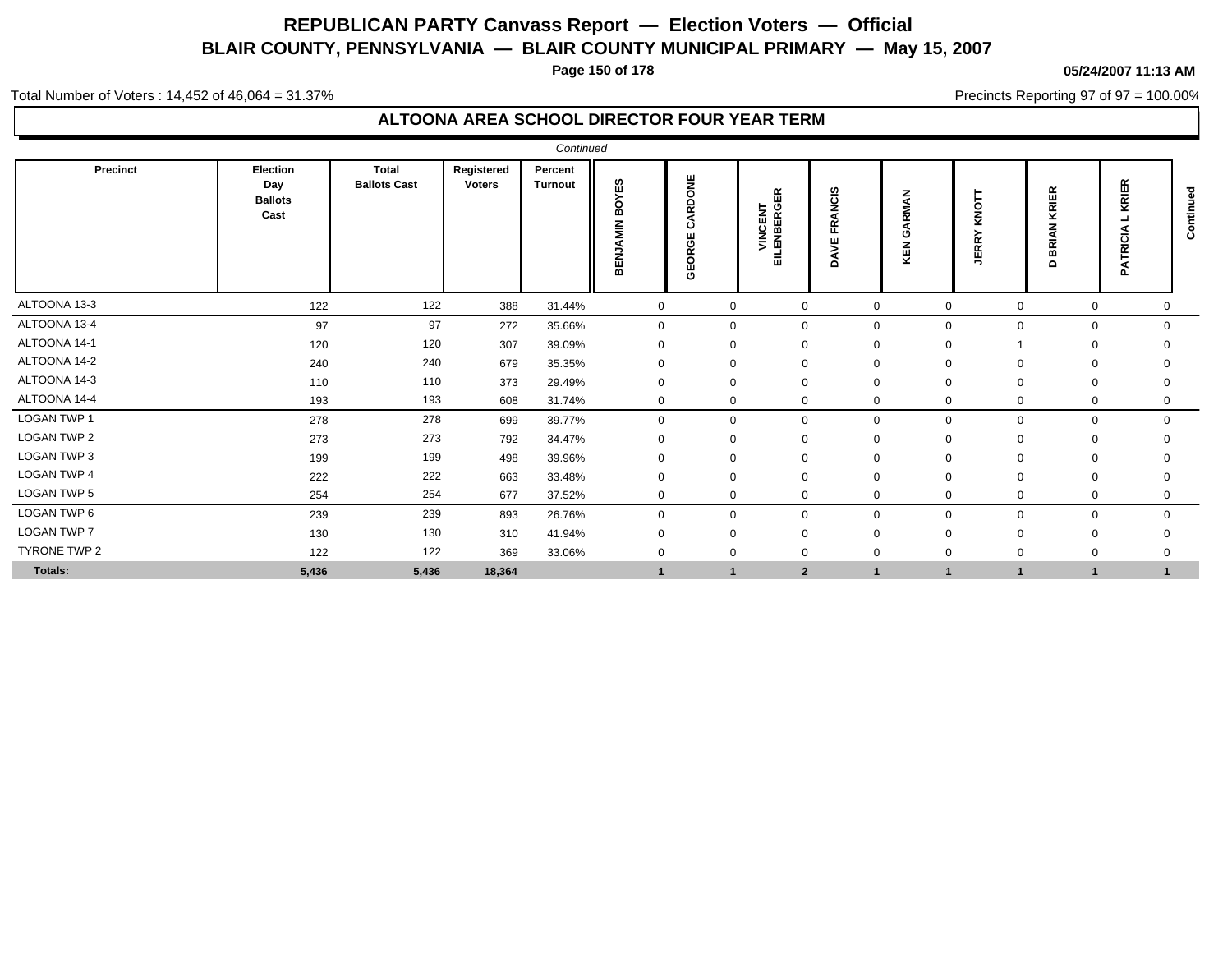# REPUBLICAN PARTY Canvass Report — Election Voters — Official

## BLAIR COUNTY, PENNSYLVANIA — BLAIR COUNTY MUNICIPAL PRIMARY — May 15, 2007

05/24/2007 11:13 AM

Total Number of Voters : 14,452 of 46,064 = 31.37%

Precincts Reporting 97 of 97 = 100.00%

### ALTOONA AREA SCHOOL DIRECTOR FOUR YEAR TERM

*Continued*

| Precinct | Election Day Ballots Cast | Total Ballots Cast | Registered Voters | Percent Turnout | BENJAMIN BOYES | GEORGE CARDONE | VINCENT EILENBERGER | DAVE FRANCIS | KEN GARMAN | JERRY KNOTT | D BRIAN KRIER | PATRICIA L KRIER |
|---|---|---|---|---|---|---|---|---|---|---|---|---|
| ALTOONA 13-3 | 122 | 122 | 388 | 31.44% | 0 | 0 | 0 | 0 | 0 | 0 | 0 | 0 |
| ALTOONA 13-4 | 97 | 97 | 272 | 35.66% | 0 | 0 | 0 | 0 | 0 | 0 | 0 | 0 |
| ALTOONA 14-1 | 120 | 120 | 307 | 39.09% | 0 | 0 | 0 | 0 | 0 | 1 | 0 | 0 |
| ALTOONA 14-2 | 240 | 240 | 679 | 35.35% | 0 | 0 | 0 | 0 | 0 | 0 | 0 | 0 |
| ALTOONA 14-3 | 110 | 110 | 373 | 29.49% | 0 | 0 | 0 | 0 | 0 | 0 | 0 | 0 |
| ALTOONA 14-4 | 193 | 193 | 608 | 31.74% | 0 | 0 | 0 | 0 | 0 | 0 | 0 | 0 |
| LOGAN TWP 1 | 278 | 278 | 699 | 39.77% | 0 | 0 | 0 | 0 | 0 | 0 | 0 | 0 |
| LOGAN TWP 2 | 273 | 273 | 792 | 34.47% | 0 | 0 | 0 | 0 | 0 | 0 | 0 | 0 |
| LOGAN TWP 3 | 199 | 199 | 498 | 39.96% | 0 | 0 | 0 | 0 | 0 | 0 | 0 | 0 |
| LOGAN TWP 4 | 222 | 222 | 663 | 33.48% | 0 | 0 | 0 | 0 | 0 | 0 | 0 | 0 |
| LOGAN TWP 5 | 254 | 254 | 677 | 37.52% | 0 | 0 | 0 | 0 | 0 | 0 | 0 | 0 |
| LOGAN TWP 6 | 239 | 239 | 893 | 26.76% | 0 | 0 | 0 | 0 | 0 | 0 | 0 | 0 |
| LOGAN TWP 7 | 130 | 130 | 310 | 41.94% | 0 | 0 | 0 | 0 | 0 | 0 | 0 | 0 |
| TYRONE TWP 2 | 122 | 122 | 369 | 33.06% | 0 | 0 | 0 | 0 | 0 | 0 | 0 | 0 |
| **Totals:** | **5,436** | **5,436** | **18,364** | | **1** | **1** | **2** | **1** | **1** | **1** | **1** | **1** |

*Continued*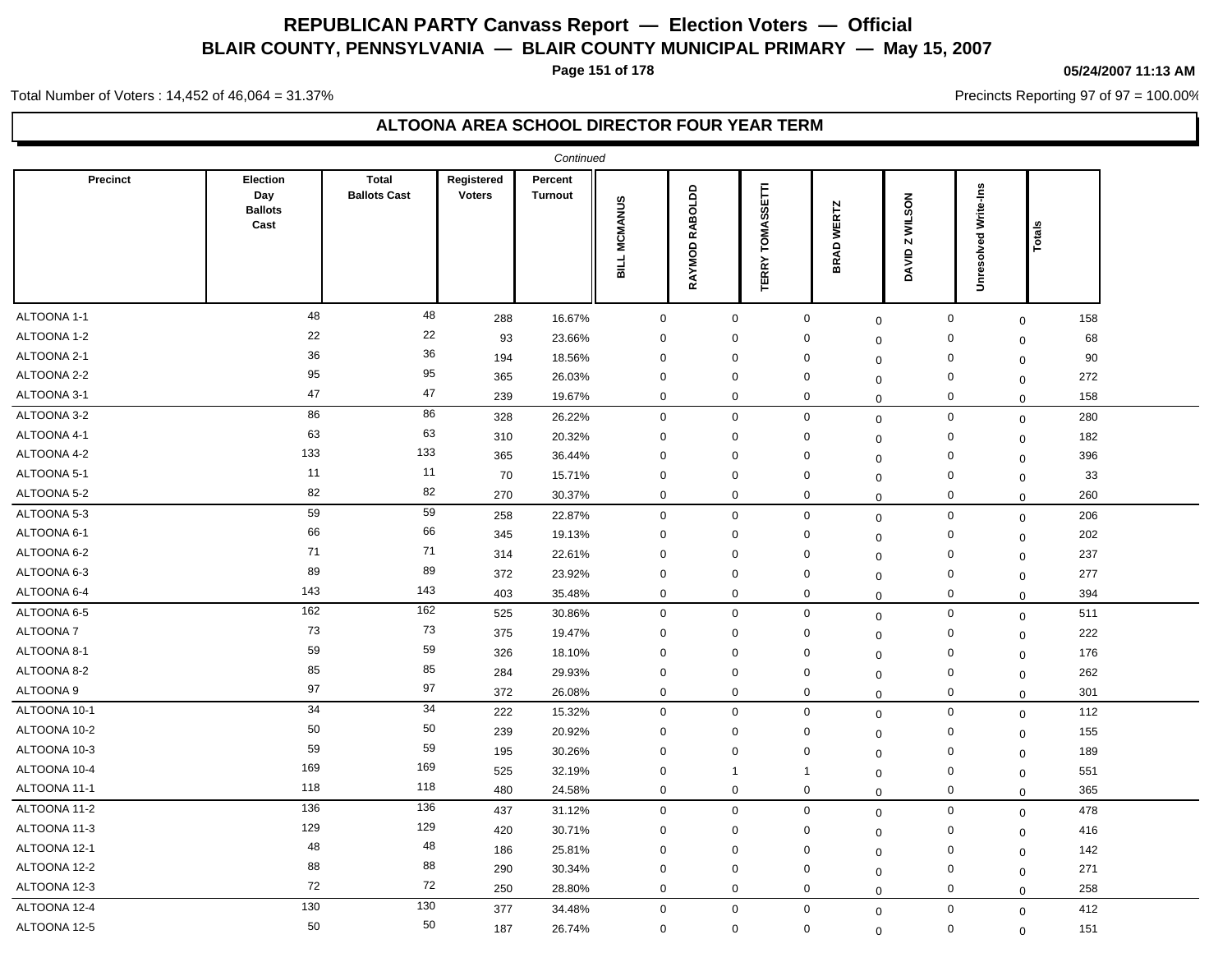# REPUBLICAN PARTY Canvass Report — Election Voters — Official

## BLAIR COUNTY, PENNSYLVANIA — BLAIR COUNTY MUNICIPAL PRIMARY — May 15, 2007

05/24/2007 11:13 AM

Total Number of Voters : 14,452 of 46,064 = 31.37%

Precincts Reporting 97 of 97 = 100.00%

### ALTOONA AREA SCHOOL DIRECTOR FOUR YEAR TERM

*Continued*

| Precinct | Election Day Ballots Cast | Total Ballots Cast | Registered Voters | Percent Turnout | BILL MCMANUS | RAYMOD RABOLDD | TERRY TOMASSETTI | BRAD WERTZ | DAVID Z WILSON | Unresolved Write-Ins | Totals |
|---|---|---|---|---|---|---|---|---|---|---|---|
| ALTOONA 1-1 | 48 | 48 | 288 | 16.67% | 0 | 0 | 0 | 0 | 0 | 0 | 158 |
| ALTOONA 1-2 | 22 | 22 | 93 | 23.66% | 0 | 0 | 0 | 0 | 0 | 0 | 68 |
| ALTOONA 2-1 | 36 | 36 | 194 | 18.56% | 0 | 0 | 0 | 0 | 0 | 0 | 90 |
| ALTOONA 2-2 | 95 | 95 | 365 | 26.03% | 0 | 0 | 0 | 0 | 0 | 0 | 272 |
| ALTOONA 3-1 | 47 | 47 | 239 | 19.67% | 0 | 0 | 0 | 0 | 0 | 0 | 158 |
| ALTOONA 3-2 | 86 | 86 | 328 | 26.22% | 0 | 0 | 0 | 0 | 0 | 0 | 280 |
| ALTOONA 4-1 | 63 | 63 | 310 | 20.32% | 0 | 0 | 0 | 0 | 0 | 0 | 182 |
| ALTOONA 4-2 | 133 | 133 | 365 | 36.44% | 0 | 0 | 0 | 0 | 0 | 0 | 396 |
| ALTOONA 5-1 | 11 | 11 | 70 | 15.71% | 0 | 0 | 0 | 0 | 0 | 0 | 33 |
| ALTOONA 5-2 | 82 | 82 | 270 | 30.37% | 0 | 0 | 0 | 0 | 0 | 0 | 260 |
| ALTOONA 5-3 | 59 | 59 | 258 | 22.87% | 0 | 0 | 0 | 0 | 0 | 0 | 206 |
| ALTOONA 6-1 | 66 | 66 | 345 | 19.13% | 0 | 0 | 0 | 0 | 0 | 0 | 202 |
| ALTOONA 6-2 | 71 | 71 | 314 | 22.61% | 0 | 0 | 0 | 0 | 0 | 0 | 237 |
| ALTOONA 6-3 | 89 | 89 | 372 | 23.92% | 0 | 0 | 0 | 0 | 0 | 0 | 277 |
| ALTOONA 6-4 | 143 | 143 | 403 | 35.48% | 0 | 0 | 0 | 0 | 0 | 0 | 394 |
| ALTOONA 6-5 | 162 | 162 | 525 | 30.86% | 0 | 0 | 0 | 0 | 0 | 0 | 511 |
| ALTOONA 7 | 73 | 73 | 375 | 19.47% | 0 | 0 | 0 | 0 | 0 | 0 | 222 |
| ALTOONA 8-1 | 59 | 59 | 326 | 18.10% | 0 | 0 | 0 | 0 | 0 | 0 | 176 |
| ALTOONA 8-2 | 85 | 85 | 284 | 29.93% | 0 | 0 | 0 | 0 | 0 | 0 | 262 |
| ALTOONA 9 | 97 | 97 | 372 | 26.08% | 0 | 0 | 0 | 0 | 0 | 0 | 301 |
| ALTOONA 10-1 | 34 | 34 | 222 | 15.32% | 0 | 0 | 0 | 0 | 0 | 0 | 112 |
| ALTOONA 10-2 | 50 | 50 | 239 | 20.92% | 0 | 0 | 0 | 0 | 0 | 0 | 155 |
| ALTOONA 10-3 | 59 | 59 | 195 | 30.26% | 0 | 0 | 0 | 0 | 0 | 0 | 189 |
| ALTOONA 10-4 | 169 | 169 | 525 | 32.19% | 0 | 1 | 1 | 0 | 0 | 0 | 551 |
| ALTOONA 11-1 | 118 | 118 | 480 | 24.58% | 0 | 0 | 0 | 0 | 0 | 0 | 365 |
| ALTOONA 11-2 | 136 | 136 | 437 | 31.12% | 0 | 0 | 0 | 0 | 0 | 0 | 478 |
| ALTOONA 11-3 | 129 | 129 | 420 | 30.71% | 0 | 0 | 0 | 0 | 0 | 0 | 416 |
| ALTOONA 12-1 | 48 | 48 | 186 | 25.81% | 0 | 0 | 0 | 0 | 0 | 0 | 142 |
| ALTOONA 12-2 | 88 | 88 | 290 | 30.34% | 0 | 0 | 0 | 0 | 0 | 0 | 271 |
| ALTOONA 12-3 | 72 | 72 | 250 | 28.80% | 0 | 0 | 0 | 0 | 0 | 0 | 258 |
| ALTOONA 12-4 | 130 | 130 | 377 | 34.48% | 0 | 0 | 0 | 0 | 0 | 0 | 412 |
| ALTOONA 12-5 | 50 | 50 | 187 | 26.74% | 0 | 0 | 0 | 0 | 0 | 0 | 151 |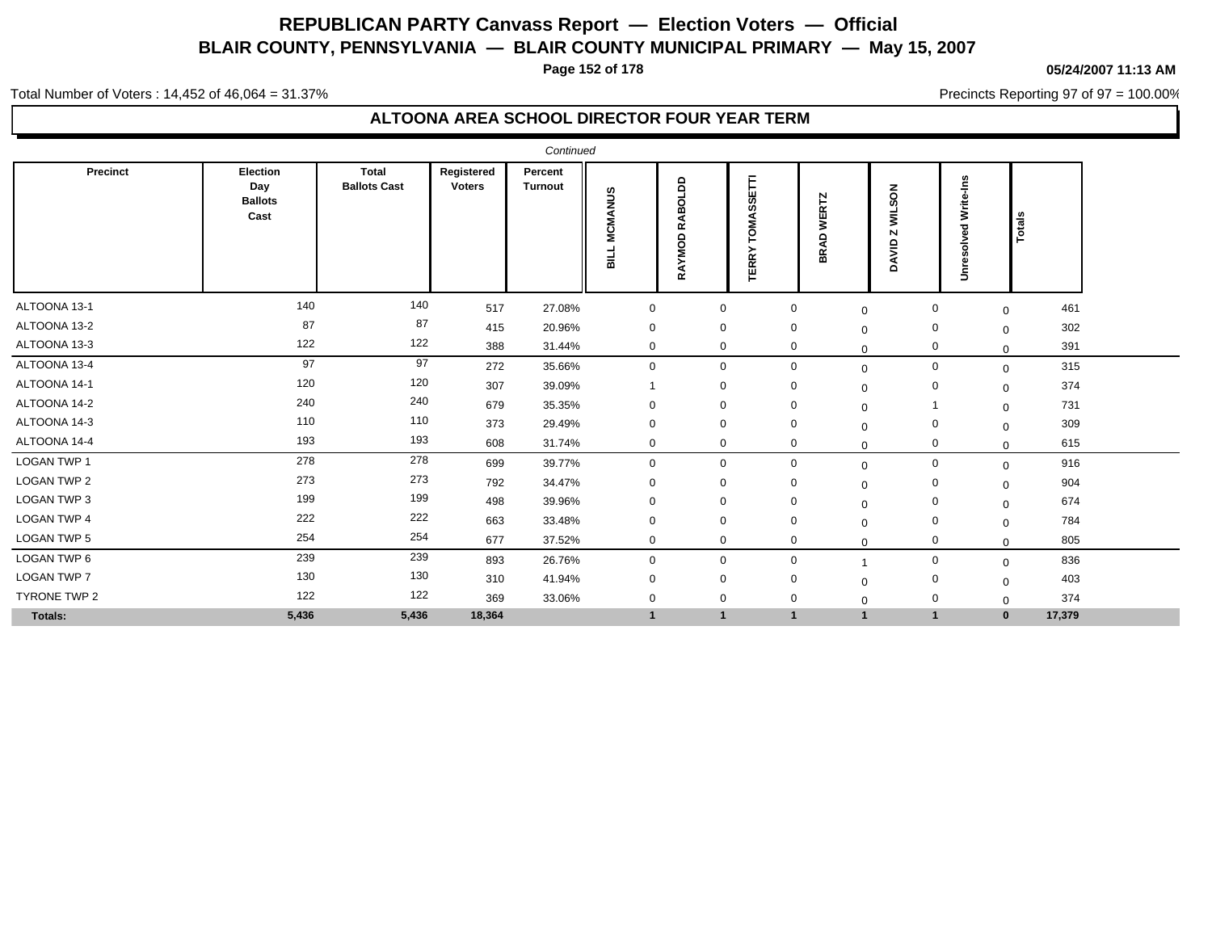# REPUBLICAN PARTY Canvass Report — Election Voters — Official

## BLAIR COUNTY, PENNSYLVANIA — BLAIR COUNTY MUNICIPAL PRIMARY — May 15, 2007

05/24/2007 11:13 AM

Total Number of Voters : 14,452 of 46,064 = 31.37%

Precincts Reporting 97 of 97 = 100.00%

### ALTOONA AREA SCHOOL DIRECTOR FOUR YEAR TERM

*Continued*

| Precinct | Election Day Ballots Cast | Total Ballots Cast | Registered Voters | Percent Turnout | BILL MCMANUS | RAYMOD RABOLDD | TERRY TOMASSETTI | BRAD WERTZ | DAVID Z WILSON | Unresolved Write-Ins | Totals |
|---|---|---|---|---|---|---|---|---|---|---|---|
| ALTOONA 13-1 | 140 | 140 | 517 | 27.08% | 0 | 0 | 0 | 0 | 0 | 0 | 461 |
| ALTOONA 13-2 | 87 | 87 | 415 | 20.96% | 0 | 0 | 0 | 0 | 0 | 0 | 302 |
| ALTOONA 13-3 | 122 | 122 | 388 | 31.44% | 0 | 0 | 0 | 0 | 0 | 0 | 391 |
| ALTOONA 13-4 | 97 | 97 | 272 | 35.66% | 0 | 0 | 0 | 0 | 0 | 0 | 315 |
| ALTOONA 14-1 | 120 | 120 | 307 | 39.09% | 1 | 0 | 0 | 0 | 0 | 0 | 374 |
| ALTOONA 14-2 | 240 | 240 | 679 | 35.35% | 0 | 0 | 0 | 0 | 1 | 0 | 731 |
| ALTOONA 14-3 | 110 | 110 | 373 | 29.49% | 0 | 0 | 0 | 0 | 0 | 0 | 309 |
| ALTOONA 14-4 | 193 | 193 | 608 | 31.74% | 0 | 0 | 0 | 0 | 0 | 0 | 615 |
| LOGAN TWP 1 | 278 | 278 | 699 | 39.77% | 0 | 0 | 0 | 0 | 0 | 0 | 916 |
| LOGAN TWP 2 | 273 | 273 | 792 | 34.47% | 0 | 0 | 0 | 0 | 0 | 0 | 904 |
| LOGAN TWP 3 | 199 | 199 | 498 | 39.96% | 0 | 0 | 0 | 0 | 0 | 0 | 674 |
| LOGAN TWP 4 | 222 | 222 | 663 | 33.48% | 0 | 0 | 0 | 0 | 0 | 0 | 784 |
| LOGAN TWP 5 | 254 | 254 | 677 | 37.52% | 0 | 0 | 0 | 0 | 0 | 0 | 805 |
| LOGAN TWP 6 | 239 | 239 | 893 | 26.76% | 0 | 0 | 0 | 1 | 0 | 0 | 836 |
| LOGAN TWP 7 | 130 | 130 | 310 | 41.94% | 0 | 0 | 0 | 0 | 0 | 0 | 403 |
| TYRONE TWP 2 | 122 | 122 | 369 | 33.06% | 0 | 0 | 0 | 0 | 0 | 0 | 374 |
| **Totals:** | **5,436** | **5,436** | **18,364** | | **1** | **1** | **1** | **1** | **1** | **0** | **17,379** |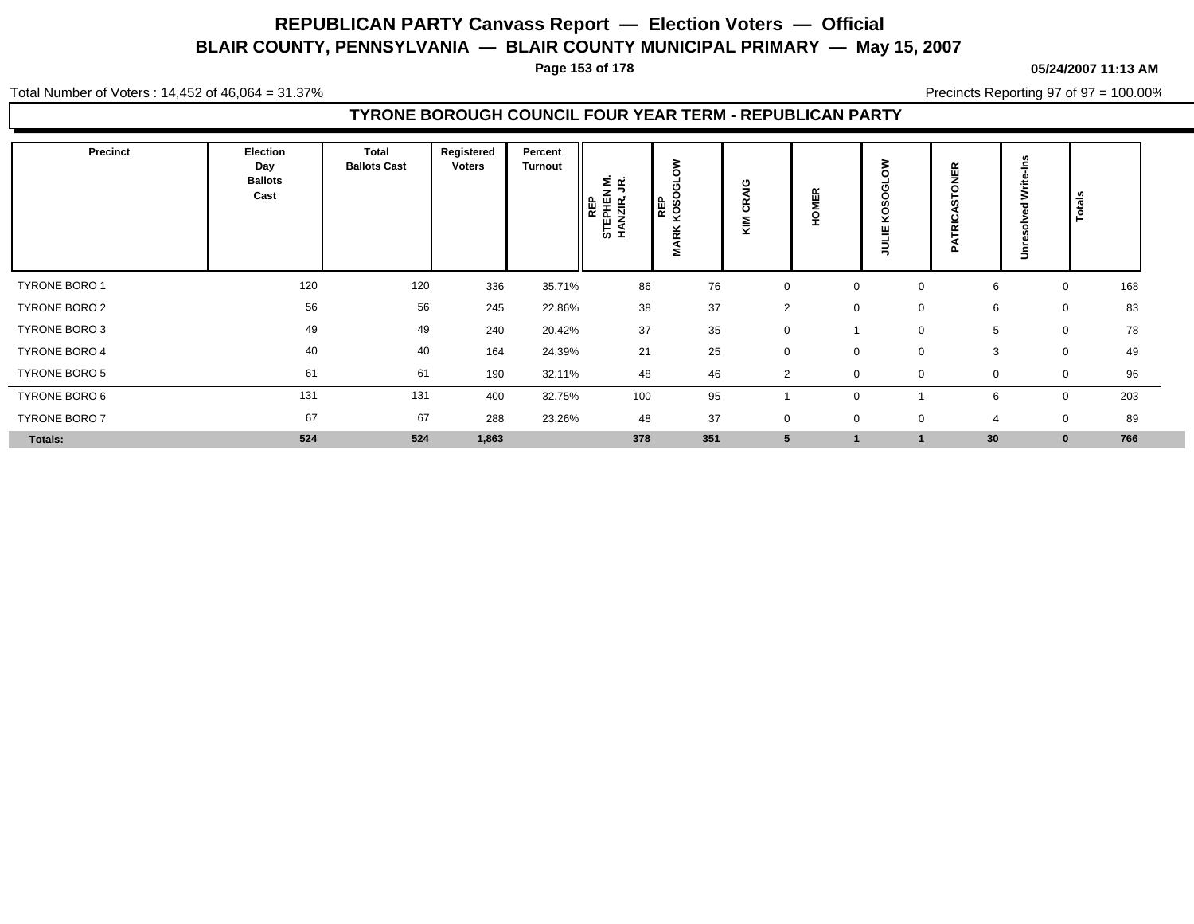# REPUBLICAN PARTY Canvass Report — Election Voters — Official

## BLAIR COUNTY, PENNSYLVANIA — BLAIR COUNTY MUNICIPAL PRIMARY — May 15, 2007

05/24/2007 11:13 AM

Total Number of Voters : 14,452 of 46,064 = 31.37%

Precincts Reporting 97 of 97 = 100.00%

### TYRONE BOROUGH COUNCIL FOUR YEAR TERM - REPUBLICAN PARTY

| Precinct | Election Day Ballots Cast | Total Ballots Cast | Registered Voters | Percent Turnout | REP STEPHEN M. HANZIR, JR. | REP MARK KOSOGLOW | KIM CRAIG | HOMER | JULIE KOSOGLOW | PATRICASTONER | Unresolved Write-Ins | Totals |
|---|---|---|---|---|---|---|---|---|---|---|---|---|
| TYRONE BORO 1 | 120 | 120 | 336 | 35.71% | 86 | 76 | 0 | 0 | 0 | 6 | 0 | 168 |
| TYRONE BORO 2 | 56 | 56 | 245 | 22.86% | 38 | 37 | 2 | 0 | 0 | 6 | 0 | 83 |
| TYRONE BORO 3 | 49 | 49 | 240 | 20.42% | 37 | 35 | 0 | 1 | 0 | 5 | 0 | 78 |
| TYRONE BORO 4 | 40 | 40 | 164 | 24.39% | 21 | 25 | 0 | 0 | 0 | 3 | 0 | 49 |
| TYRONE BORO 5 | 61 | 61 | 190 | 32.11% | 48 | 46 | 2 | 0 | 0 | 0 | 0 | 96 |
| TYRONE BORO 6 | 131 | 131 | 400 | 32.75% | 100 | 95 | 1 | 0 | 1 | 6 | 0 | 203 |
| TYRONE BORO 7 | 67 | 67 | 288 | 23.26% | 48 | 37 | 0 | 0 | 0 | 4 | 0 | 89 |
| **Totals:** | **524** | **524** | **1,863** | | **378** | **351** | **5** | **1** | **1** | **30** | **0** | **766** |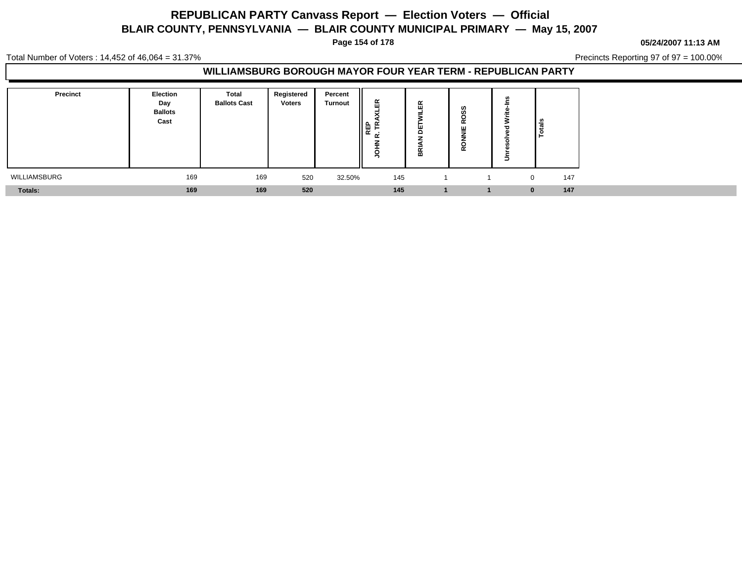# REPUBLICAN PARTY Canvass Report — Election Voters — Official

## BLAIR COUNTY, PENNSYLVANIA — BLAIR COUNTY MUNICIPAL PRIMARY — May 15, 2007

05/24/2007 11:13 AM

Total Number of Voters : 14,452 of 46,064 = 31.37%

Precincts Reporting 97 of 97 = 100.00%

### WILLIAMSBURG BOROUGH MAYOR FOUR YEAR TERM - REPUBLICAN PARTY

| Precinct | Election Day Ballots Cast | Total Ballots Cast | Registered Voters | Percent Turnout | REP JOHN R. TRAXLER | BRIAN DETWILER | RONNIE ROSS | Unresolved Write-Ins | Totals |
|---|---|---|---|---|---|---|---|---|---|
| WILLIAMSBURG | 169 | 169 | 520 | 32.50% | 145 | 1 | 1 | 0 | 147 |
| **Totals:** | **169** | **169** | **520** | | **145** | **1** | **1** | **0** | **147** |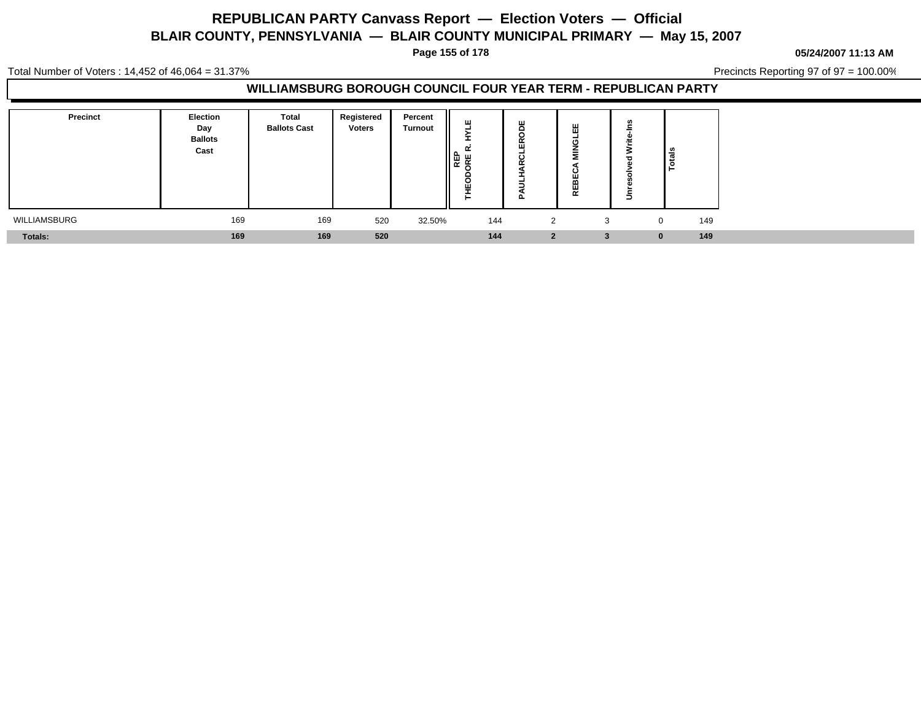# REPUBLICAN PARTY Canvass Report — Election Voters — Official

## BLAIR COUNTY, PENNSYLVANIA — BLAIR COUNTY MUNICIPAL PRIMARY — May 15, 2007

05/24/2007 11:13 AM

Total Number of Voters : 14,452 of 46,064 = 31.37%

Precincts Reporting 97 of 97 = 100.00%

### WILLIAMSBURG BOROUGH COUNCIL FOUR YEAR TERM - REPUBLICAN PARTY

| Precinct | Election Day Ballots Cast | Total Ballots Cast | Registered Voters | Percent Turnout | REP THEODORE R. HYLE | PAULHARCLERODE | REBECA MINGLEE | Unresolved Write-Ins | Totals |
|---|---|---|---|---|---|---|---|---|---|
| WILLIAMSBURG | 169 | 169 | 520 | 32.50% | 144 | 2 | 3 | 0 | 149 |
| **Totals:** | **169** | **169** | **520** | | **144** | **2** | **3** | **0** | **149** |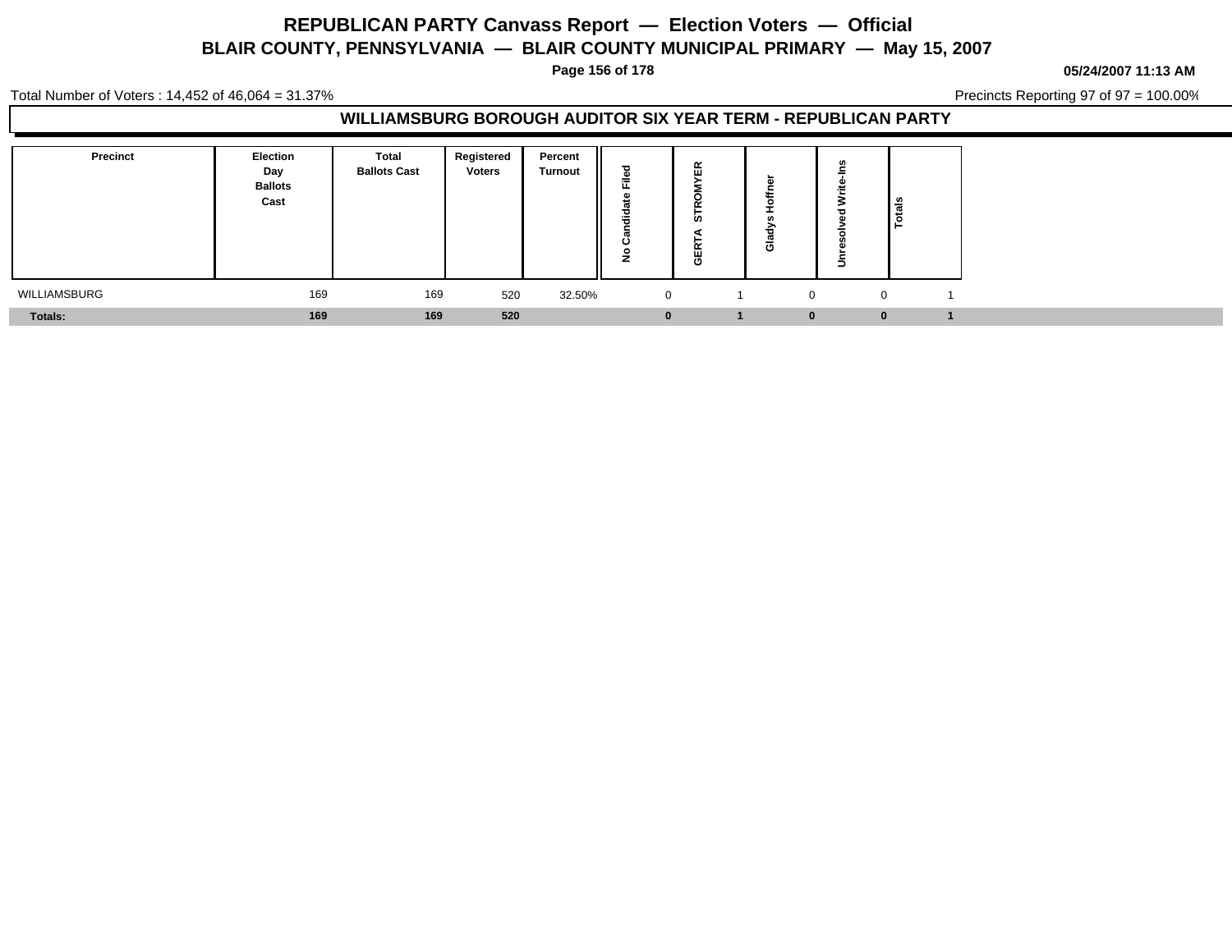# REPUBLICAN PARTY Canvass Report — Election Voters — Official

## BLAIR COUNTY, PENNSYLVANIA — BLAIR COUNTY MUNICIPAL PRIMARY — May 15, 2007

**05/24/2007 11:13 AM**

Total Number of Voters : 14,452 of 46,064 = 31.37%

Precincts Reporting 97 of 97 = 100.00%

### WILLIAMSBURG BOROUGH AUDITOR SIX YEAR TERM - REPUBLICAN PARTY

| Precinct | Election Day Ballots Cast | Total Ballots Cast | Registered Voters | Percent Turnout | No Candidate Filed | GERTA STROMYER | Gladys Hoffner | Unresolved Write-Ins | Totals |
|---|---|---|---|---|---|---|---|---|---|
| WILLIAMSBURG | 169 | 169 | 520 | 32.50% | 0 | 1 | 0 | 0 | 1 |
| **Totals:** | **169** | **169** | **520** | | **0** | **1** | **0** | **0** | **1** |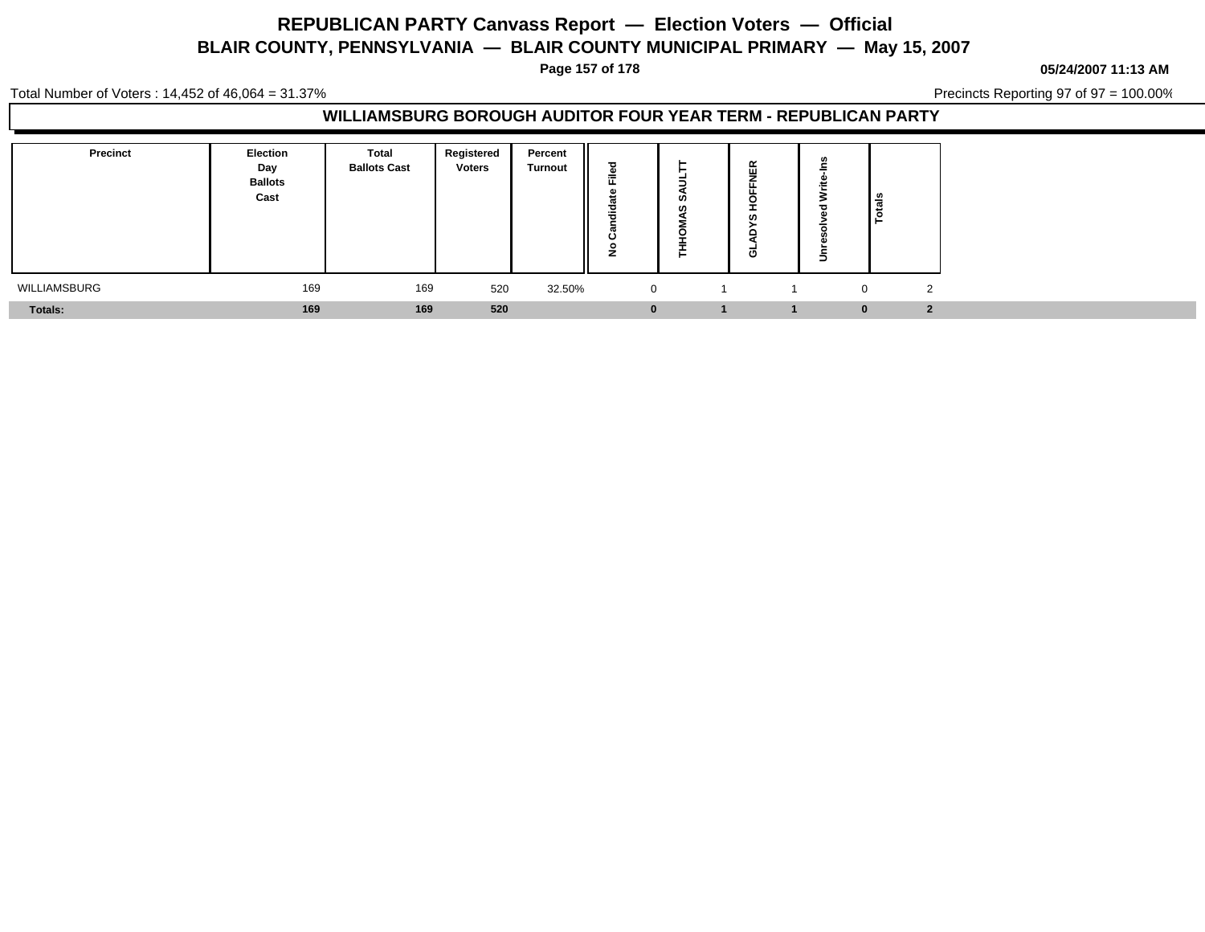# REPUBLICAN PARTY Canvass Report — Election Voters — Official

## BLAIR COUNTY, PENNSYLVANIA — BLAIR COUNTY MUNICIPAL PRIMARY — May 15, 2007

05/24/2007 11:13 AM

Total Number of Voters : 14,452 of 46,064 = 31.37%

Precincts Reporting 97 of 97 = 100.00%

### WILLIAMSBURG BOROUGH AUDITOR FOUR YEAR TERM - REPUBLICAN PARTY

| Precinct | Election Day Ballots Cast | Total Ballots Cast | Registered Voters | Percent Turnout | No Candidate Filed | THHOMAS SAULTT | GLADYS HOFFNER | Unresolved Write-Ins | Totals |
|---|---|---|---|---|---|---|---|---|---|
| WILLIAMSBURG | 169 | 169 | 520 | 32.50% | 0 | 1 | 1 | 0 | 2 |
| **Totals:** | **169** | **169** | **520** | | **0** | **1** | **1** | **0** | **2** |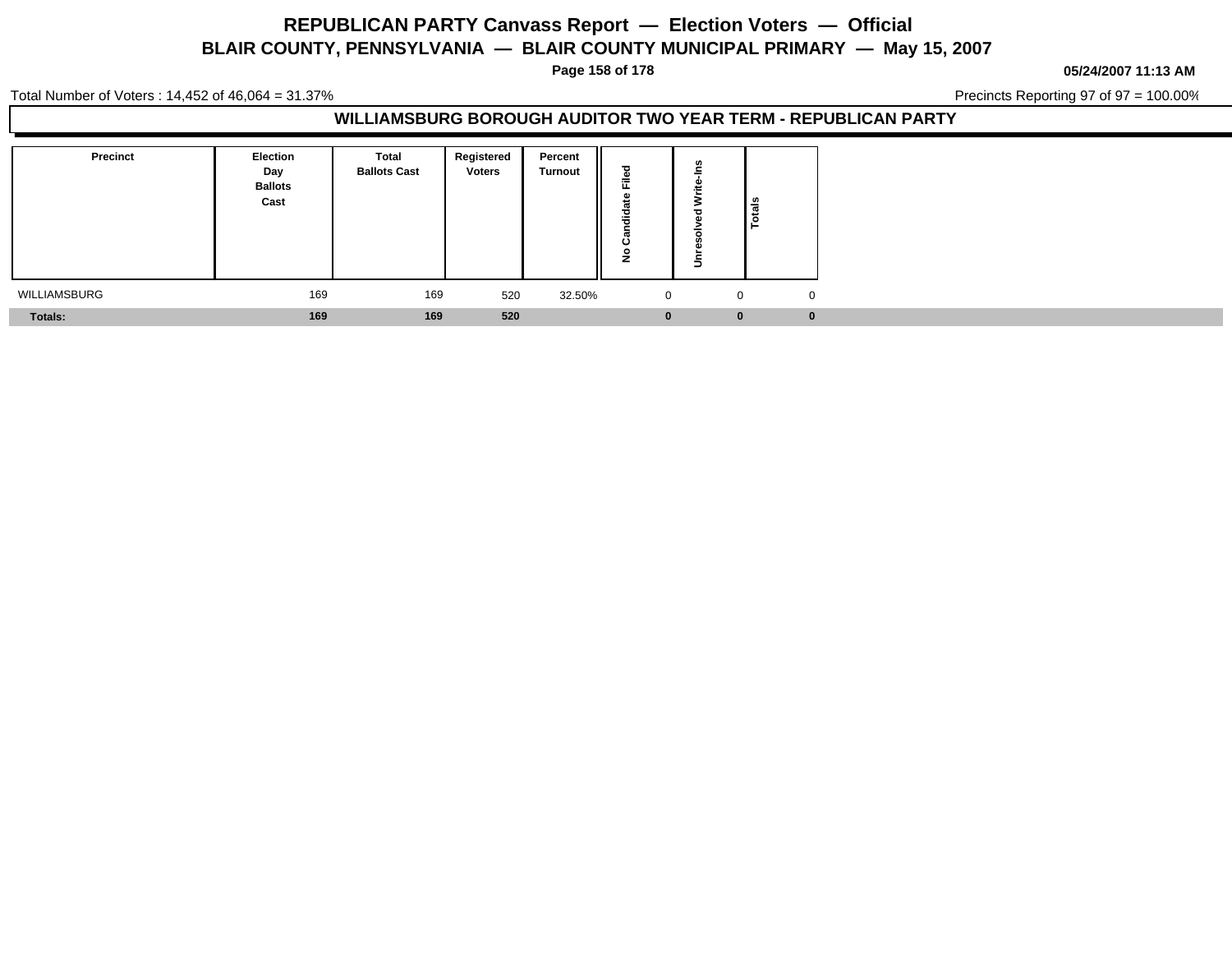# REPUBLICAN PARTY Canvass Report — Election Voters — Official

## BLAIR COUNTY, PENNSYLVANIA — BLAIR COUNTY MUNICIPAL PRIMARY — May 15, 2007

05/24/2007 11:13 AM

Total Number of Voters : 14,452 of 46,064 = 31.37%

Precincts Reporting 97 of 97 = 100.00%

### WILLIAMSBURG BOROUGH AUDITOR TWO YEAR TERM - REPUBLICAN PARTY

| Precinct | Election Day Ballots Cast | Total Ballots Cast | Registered Voters | Percent Turnout | No Candidate Filed | Unresolved Write-Ins | Totals |
|---|---|---|---|---|---|---|---|
| WILLIAMSBURG | 169 | 169 | 520 | 32.50% | 0 | 0 | 0 |
| **Totals:** | **169** | **169** | **520** | | **0** | **0** | **0** |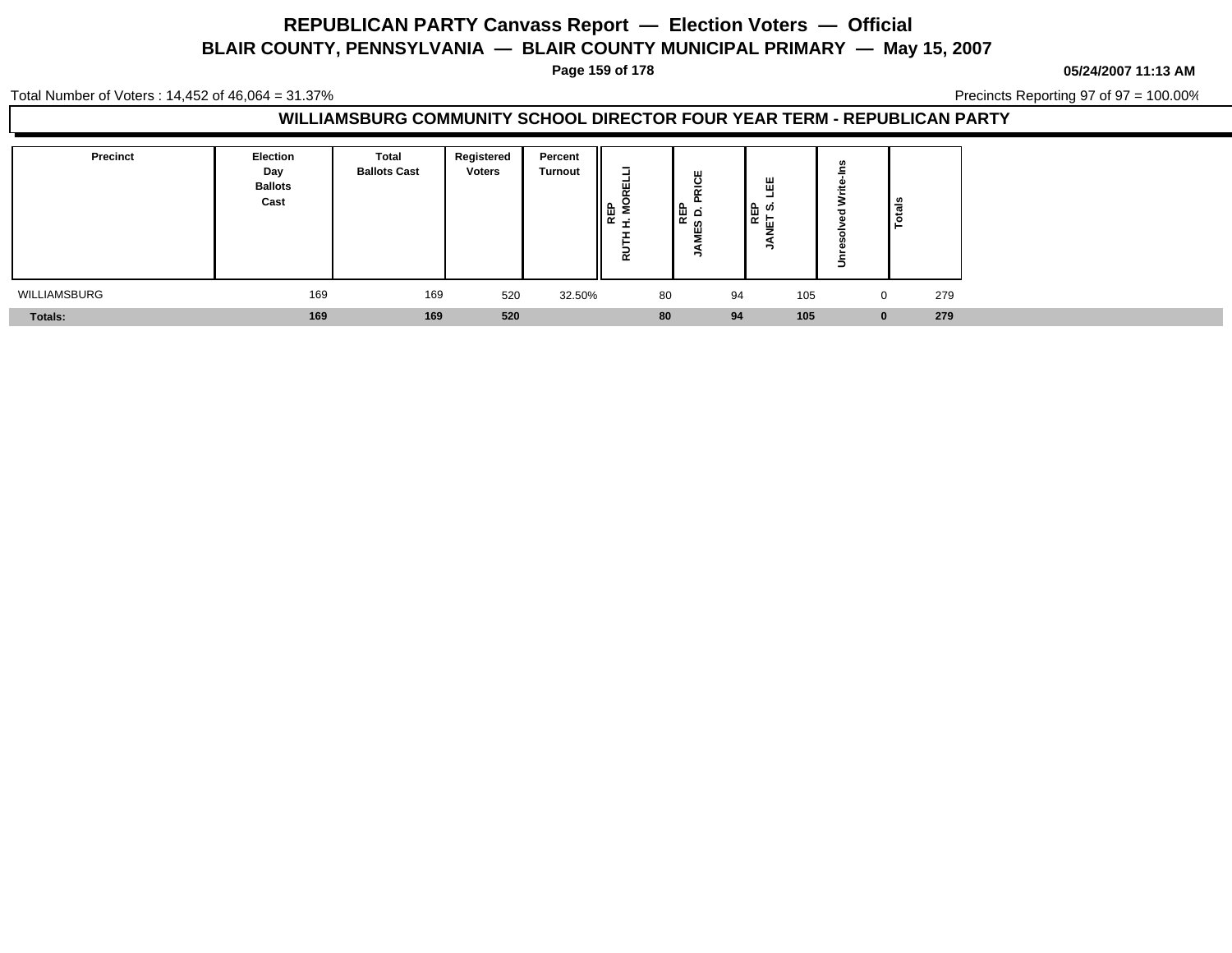# REPUBLICAN PARTY Canvass Report — Election Voters — Official

## BLAIR COUNTY, PENNSYLVANIA — BLAIR COUNTY MUNICIPAL PRIMARY — May 15, 2007

05/24/2007 11:13 AM

Total Number of Voters : 14,452 of 46,064 = 31.37%

Precincts Reporting 97 of 97 = 100.00%

### WILLIAMSBURG COMMUNITY SCHOOL DIRECTOR FOUR YEAR TERM - REPUBLICAN PARTY

| Precinct | Election Day Ballots Cast | Total Ballots Cast | Registered Voters | Percent Turnout | REP RUTH H. MORELLI | REP JAMES D. PRICE | REP JANET S. LEE | Unresolved Write-Ins | Totals |
|---|---|---|---|---|---|---|---|---|---|
| WILLIAMSBURG | 169 | 169 | 520 | 32.50% | 80 | 94 | 105 | 0 | 279 |
| **Totals:** | **169** | **169** | **520** | | **80** | **94** | **105** | **0** | **279** |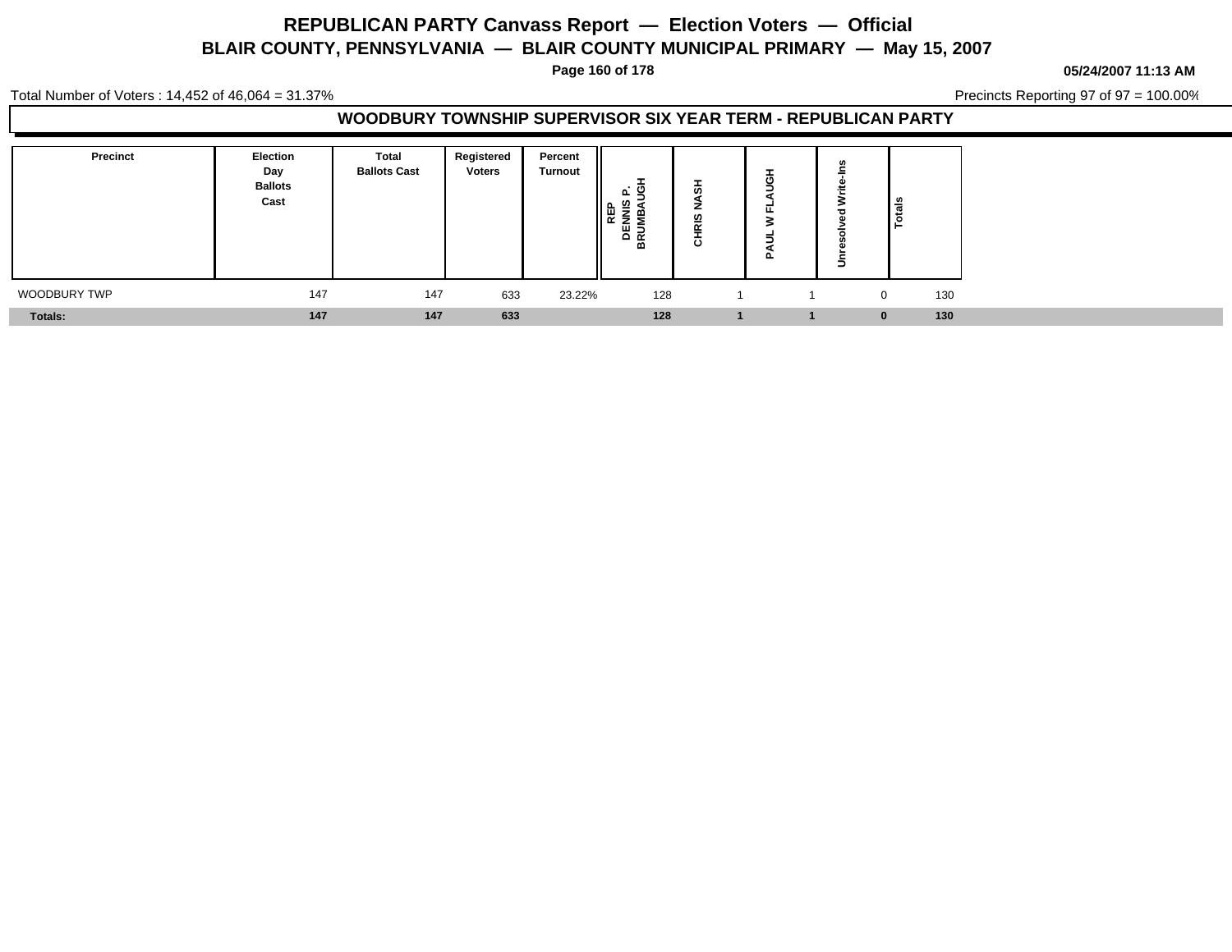# REPUBLICAN PARTY Canvass Report — Election Voters — Official

## BLAIR COUNTY, PENNSYLVANIA — BLAIR COUNTY MUNICIPAL PRIMARY — May 15, 2007

05/24/2007 11:13 AM

Total Number of Voters : 14,452 of 46,064 = 31.37%

Precincts Reporting 97 of 97 = 100.00%

### WOODBURY TOWNSHIP SUPERVISOR SIX YEAR TERM - REPUBLICAN PARTY

| Precinct | Election Day Ballots Cast | Total Ballots Cast | Registered Voters | Percent Turnout | REP DENNIS P. BRUMBAUGH | CHRIS NASH | PAUL W FLAUGH | Unresolved Write-Ins | Totals |
|---|---|---|---|---|---|---|---|---|---|
| WOODBURY TWP | 147 | 147 | 633 | 23.22% | 128 | 1 | 1 | 0 | 130 |
| **Totals:** | **147** | **147** | **633** | | **128** | **1** | **1** | **0** | **130** |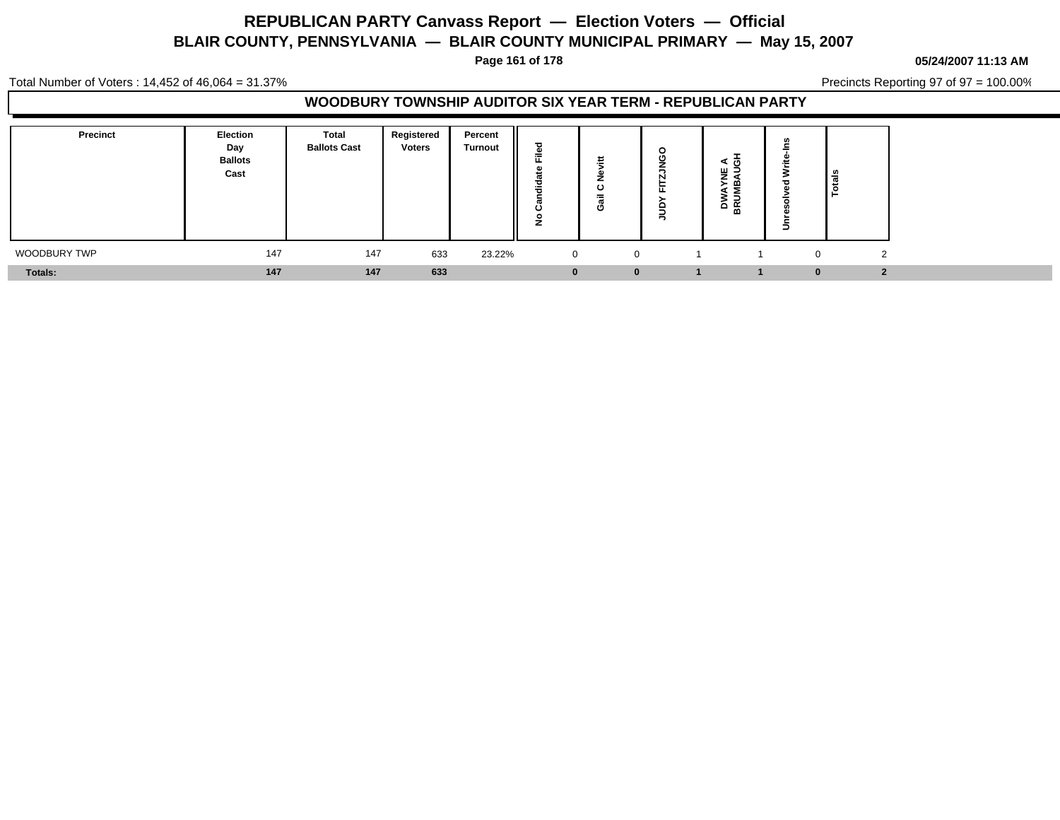# REPUBLICAN PARTY Canvass Report — Election Voters — Official

## BLAIR COUNTY, PENNSYLVANIA — BLAIR COUNTY MUNICIPAL PRIMARY — May 15, 2007

05/24/2007 11:13 AM

Total Number of Voters : 14,452 of 46,064 = 31.37%

Precincts Reporting 97 of 97 = 100.00%

### WOODBURY TOWNSHIP AUDITOR SIX YEAR TERM - REPUBLICAN PARTY

| Precinct | Election Day Ballots Cast | Total Ballots Cast | Registered Voters | Percent Turnout | No Candidate Filed | Gail C Nevitt | JUDY FITZJNGO | DWAYNE A BRUMBAUGH | Unresolved Write-Ins | Totals |
|---|---|---|---|---|---|---|---|---|---|---|
| WOODBURY TWP | 147 | 147 | 633 | 23.22% | 0 | 0 | 1 | 1 | 0 | 2 |
| **Totals:** | **147** | **147** | **633** | | **0** | **0** | **1** | **1** | **0** | **2** |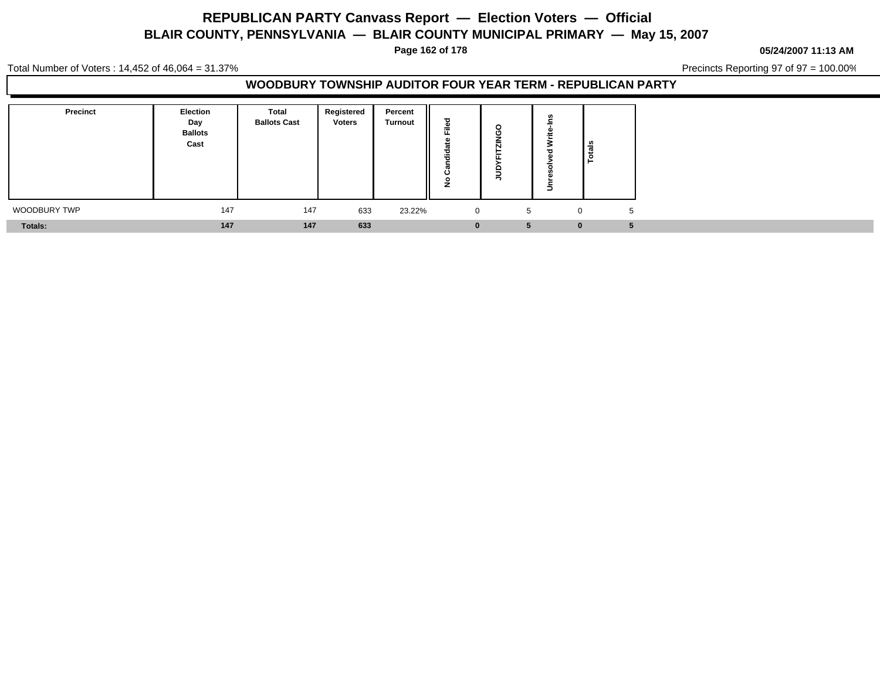# REPUBLICAN PARTY Canvass Report — Election Voters — Official

## BLAIR COUNTY, PENNSYLVANIA — BLAIR COUNTY MUNICIPAL PRIMARY — May 15, 2007

05/24/2007 11:13 AM

Total Number of Voters : 14,452 of 46,064 = 31.37%

Precincts Reporting 97 of 97 = 100.00%

### WOODBURY TOWNSHIP AUDITOR FOUR YEAR TERM - REPUBLICAN PARTY

| Precinct | Election Day Ballots Cast | Total Ballots Cast | Registered Voters | Percent Turnout | No Candidate Filed | JUDYFITZINGO | Unresolved Write-Ins | Totals |
|---|---|---|---|---|---|---|---|---|
| WOODBURY TWP | 147 | 147 | 633 | 23.22% | 0 | 5 | 0 | 5 |
| **Totals:** | **147** | **147** | **633** | | **0** | **5** | **0** | **5** |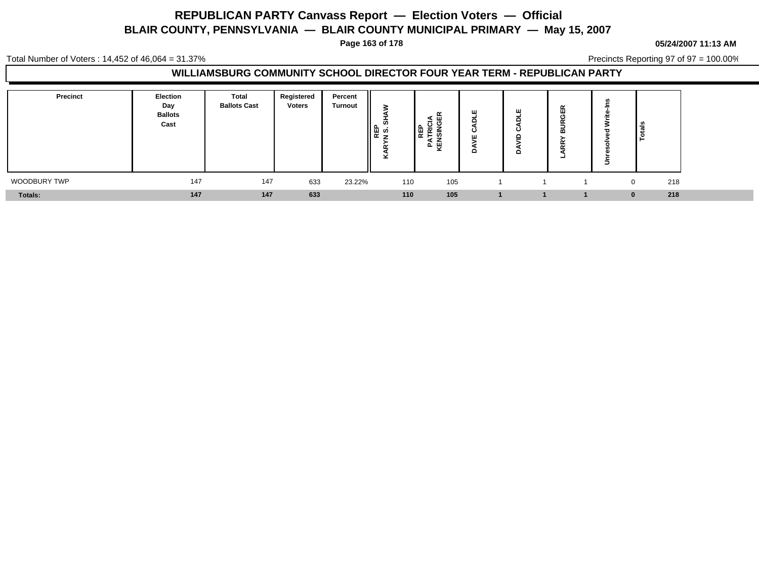# REPUBLICAN PARTY Canvass Report — Election Voters — Official

## BLAIR COUNTY, PENNSYLVANIA — BLAIR COUNTY MUNICIPAL PRIMARY — May 15, 2007

05/24/2007 11:13 AM

Total Number of Voters : 14,452 of 46,064 = 31.37%

Precincts Reporting 97 of 97 = 100.00%

### WILLIAMSBURG COMMUNITY SCHOOL DIRECTOR FOUR YEAR TERM - REPUBLICAN PARTY

| Precinct | Election Day Ballots Cast | Total Ballots Cast | Registered Voters | Percent Turnout | REP KARYN S. SHAW | REP PATRICIA KENSINGER | DAVE CADLE | DAVID CADLE | LARRY BURGER | Unresolved Write-Ins | Totals |
|---|---|---|---|---|---|---|---|---|---|---|---|
| WOODBURY TWP | 147 | 147 | 633 | 23.22% | 110 | 105 | 1 | 1 | 1 | 0 | 218 |
| **Totals:** | **147** | **147** | **633** | | **110** | **105** | **1** | **1** | **1** | **0** | **218** |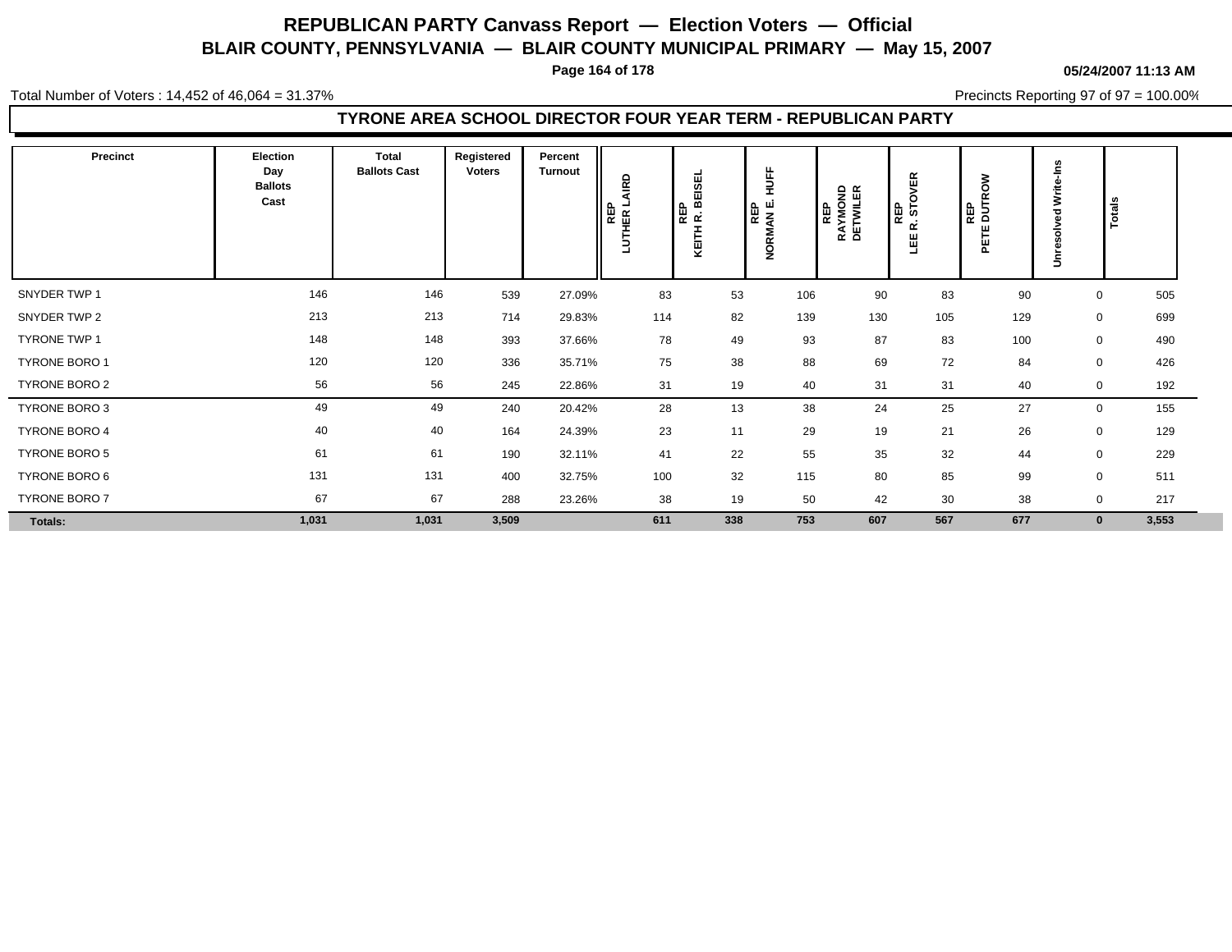# REPUBLICAN PARTY Canvass Report — Election Voters — Official

## BLAIR COUNTY, PENNSYLVANIA — BLAIR COUNTY MUNICIPAL PRIMARY — May 15, 2007

**05/24/2007 11:13 AM**

Total Number of Voters : 14,452 of 46,064 = 31.37%

Precincts Reporting 97 of 97 = 100.00%

### TYRONE AREA SCHOOL DIRECTOR FOUR YEAR TERM - REPUBLICAN PARTY

| Precinct | Election Day Ballots Cast | Total Ballots Cast | Registered Voters | Percent Turnout | REP LUTHER LAIRD | REP KEITH R. BEISEL | REP NORMAN E. HUFF | REP RAYMOND DETWILER | REP LEE R. STOVER | REP PETE DUTROW | Unresolved Write-Ins | Totals |
|---|---|---|---|---|---|---|---|---|---|---|---|---|
| SNYDER TWP 1 | 146 | 146 | 539 | 27.09% | 83 | 53 | 106 | 90 | 83 | 90 | 0 | 505 |
| SNYDER TWP 2 | 213 | 213 | 714 | 29.83% | 114 | 82 | 139 | 130 | 105 | 129 | 0 | 699 |
| TYRONE TWP 1 | 148 | 148 | 393 | 37.66% | 78 | 49 | 93 | 87 | 83 | 100 | 0 | 490 |
| TYRONE BORO 1 | 120 | 120 | 336 | 35.71% | 75 | 38 | 88 | 69 | 72 | 84 | 0 | 426 |
| TYRONE BORO 2 | 56 | 56 | 245 | 22.86% | 31 | 19 | 40 | 31 | 31 | 40 | 0 | 192 |
| TYRONE BORO 3 | 49 | 49 | 240 | 20.42% | 28 | 13 | 38 | 24 | 25 | 27 | 0 | 155 |
| TYRONE BORO 4 | 40 | 40 | 164 | 24.39% | 23 | 11 | 29 | 19 | 21 | 26 | 0 | 129 |
| TYRONE BORO 5 | 61 | 61 | 190 | 32.11% | 41 | 22 | 55 | 35 | 32 | 44 | 0 | 229 |
| TYRONE BORO 6 | 131 | 131 | 400 | 32.75% | 100 | 32 | 115 | 80 | 85 | 99 | 0 | 511 |
| TYRONE BORO 7 | 67 | 67 | 288 | 23.26% | 38 | 19 | 50 | 42 | 30 | 38 | 0 | 217 |
| **Totals:** | **1,031** | **1,031** | **3,509** | | **611** | **338** | **753** | **607** | **567** | **677** | **0** | **3,553** |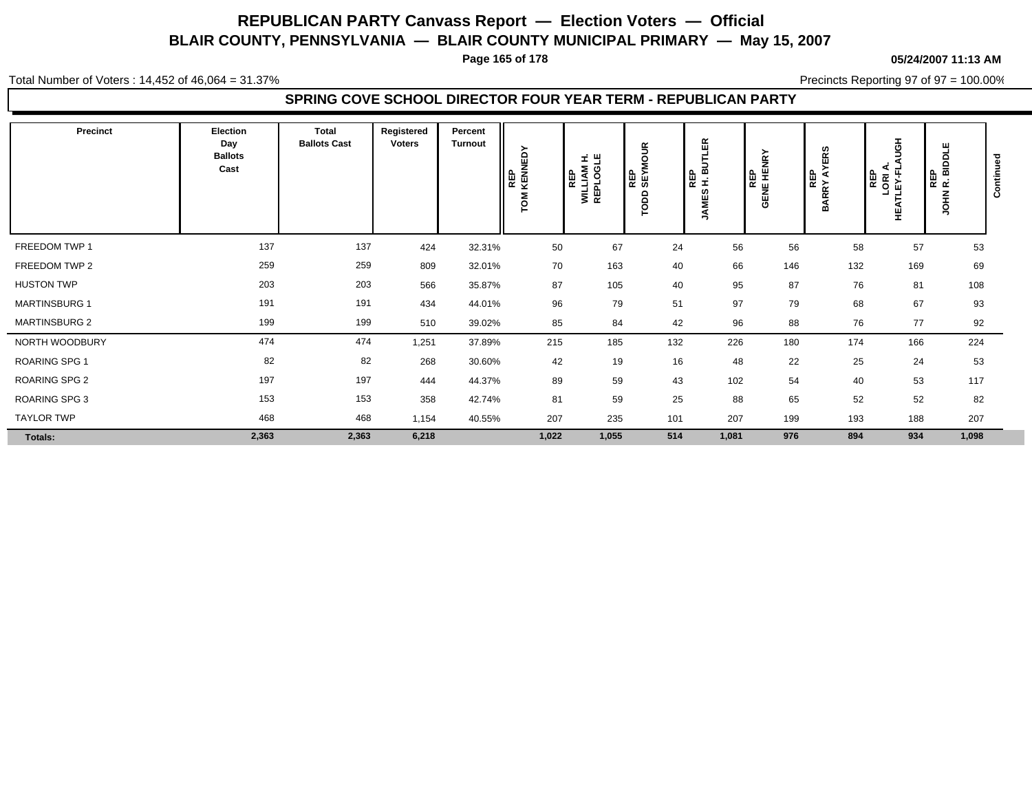# REPUBLICAN PARTY Canvass Report — Election Voters — Official

## BLAIR COUNTY, PENNSYLVANIA — BLAIR COUNTY MUNICIPAL PRIMARY — May 15, 2007

**05/24/2007 11:13 AM**

Total Number of Voters : 14,452 of 46,064 = 31.37%

Precincts Reporting 97 of 97 = 100.00%

### SPRING COVE SCHOOL DIRECTOR FOUR YEAR TERM - REPUBLICAN PARTY

| Precinct | Election Day Ballots Cast | Total Ballots Cast | Registered Voters | Percent Turnout | REP TOM KENNEDY | REP WILLIAM H. REPLOGLE | REP TODD SEYMOUR | REP JAMES H. BUTLER | REP GENE HENRY | REP BARRY AYERS | REP LORI A. HEATLEY-FLAUGH | REP JOHN R. BIDDLE | Continued |
|---|---|---|---|---|---|---|---|---|---|---|---|---|---|
| FREEDOM TWP 1 | 137 | 137 | 424 | 32.31% | 50 | 67 | 24 | 56 | 56 | 58 | 57 | 53 | |
| FREEDOM TWP 2 | 259 | 259 | 809 | 32.01% | 70 | 163 | 40 | 66 | 146 | 132 | 169 | 69 | |
| HUSTON TWP | 203 | 203 | 566 | 35.87% | 87 | 105 | 40 | 95 | 87 | 76 | 81 | 108 | |
| MARTINSBURG 1 | 191 | 191 | 434 | 44.01% | 96 | 79 | 51 | 97 | 79 | 68 | 67 | 93 | |
| MARTINSBURG 2 | 199 | 199 | 510 | 39.02% | 85 | 84 | 42 | 96 | 88 | 76 | 77 | 92 | |
| NORTH WOODBURY | 474 | 474 | 1,251 | 37.89% | 215 | 185 | 132 | 226 | 180 | 174 | 166 | 224 | |
| ROARING SPG 1 | 82 | 82 | 268 | 30.60% | 42 | 19 | 16 | 48 | 22 | 25 | 24 | 53 | |
| ROARING SPG 2 | 197 | 197 | 444 | 44.37% | 89 | 59 | 43 | 102 | 54 | 40 | 53 | 117 | |
| ROARING SPG 3 | 153 | 153 | 358 | 42.74% | 81 | 59 | 25 | 88 | 65 | 52 | 52 | 82 | |
| TAYLOR TWP | 468 | 468 | 1,154 | 40.55% | 207 | 235 | 101 | 207 | 199 | 193 | 188 | 207 | |
| **Totals:** | **2,363** | **2,363** | **6,218** | | **1,022** | **1,055** | **514** | **1,081** | **976** | **894** | **934** | **1,098** | |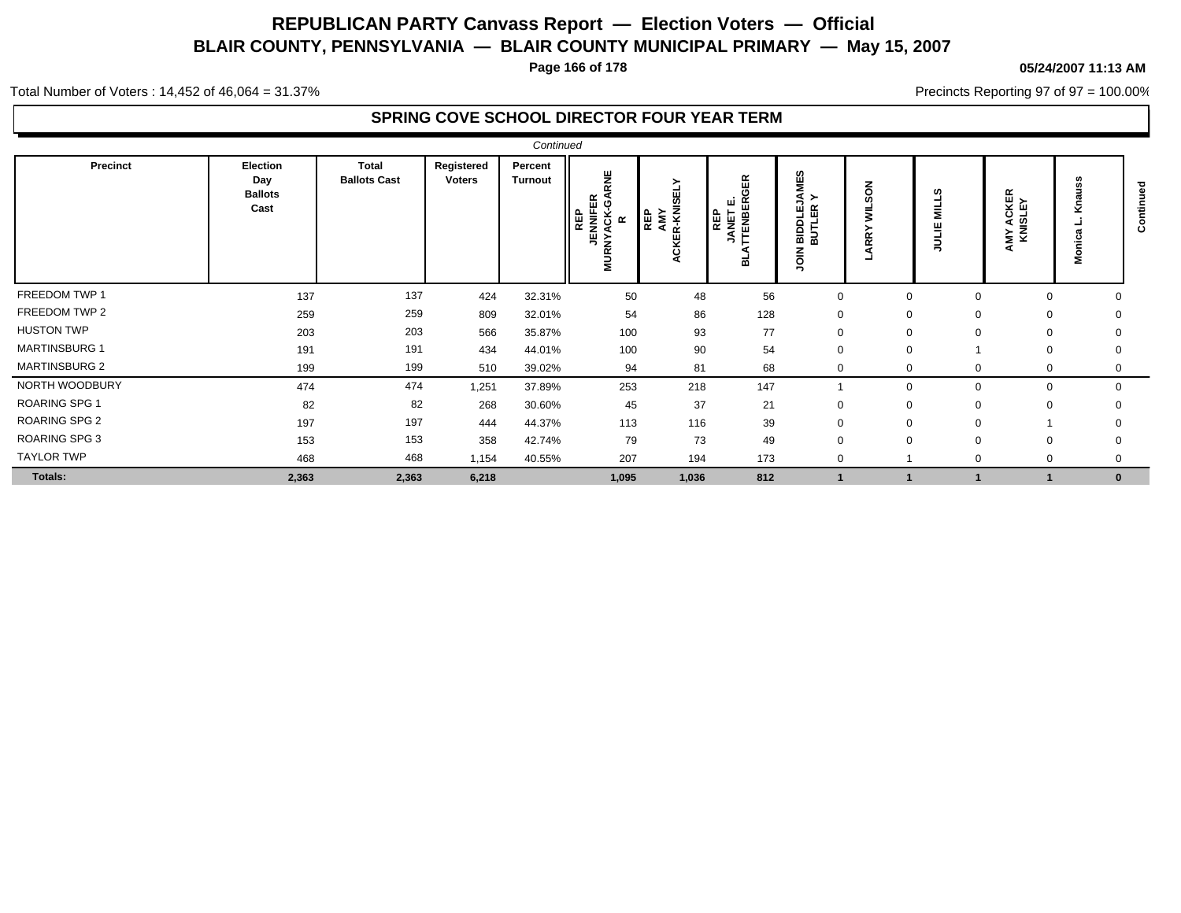# REPUBLICAN PARTY Canvass Report — Election Voters — Official

## BLAIR COUNTY, PENNSYLVANIA — BLAIR COUNTY MUNICIPAL PRIMARY — May 15, 2007

05/24/2007 11:13 AM

Total Number of Voters : 14,452 of 46,064 = 31.37%

Precincts Reporting 97 of 97 = 100.00%

### SPRING COVE SCHOOL DIRECTOR FOUR YEAR TERM

*Continued*

| Precinct | Election Day Ballots Cast | Total Ballots Cast | Registered Voters | Percent Turnout | REP JENNIFER MURNYACK-GARNER | REP AMY ACKER-KNISELY | REP JANET E. BLATTENBERGER | JOIN BIDDLEJAMES BUTLER Y | LARRY WILSON | JULIE MILLS | AMY ACKER KNISLEY | Monica L. Knauss |
|---|---|---|---|---|---|---|---|---|---|---|---|---|
| FREEDOM TWP 1 | 137 | 137 | 424 | 32.31% | 50 | 48 | 56 | 0 | 0 | 0 | 0 | 0 |
| FREEDOM TWP 2 | 259 | 259 | 809 | 32.01% | 54 | 86 | 128 | 0 | 0 | 0 | 0 | 0 |
| HUSTON TWP | 203 | 203 | 566 | 35.87% | 100 | 93 | 77 | 0 | 0 | 0 | 0 | 0 |
| MARTINSBURG 1 | 191 | 191 | 434 | 44.01% | 100 | 90 | 54 | 0 | 0 | 1 | 0 | 0 |
| MARTINSBURG 2 | 199 | 199 | 510 | 39.02% | 94 | 81 | 68 | 0 | 0 | 0 | 0 | 0 |
| NORTH WOODBURY | 474 | 474 | 1,251 | 37.89% | 253 | 218 | 147 | 1 | 0 | 0 | 0 | 0 |
| ROARING SPG 1 | 82 | 82 | 268 | 30.60% | 45 | 37 | 21 | 0 | 0 | 0 | 0 | 0 |
| ROARING SPG 2 | 197 | 197 | 444 | 44.37% | 113 | 116 | 39 | 0 | 0 | 0 | 1 | 0 |
| ROARING SPG 3 | 153 | 153 | 358 | 42.74% | 79 | 73 | 49 | 0 | 0 | 0 | 0 | 0 |
| TAYLOR TWP | 468 | 468 | 1,154 | 40.55% | 207 | 194 | 173 | 0 | 1 | 0 | 0 | 0 |
| **Totals:** | **2,363** | **2,363** | **6,218** | | **1,095** | **1,036** | **812** | **1** | **1** | **1** | **1** | **0** |

*Continued*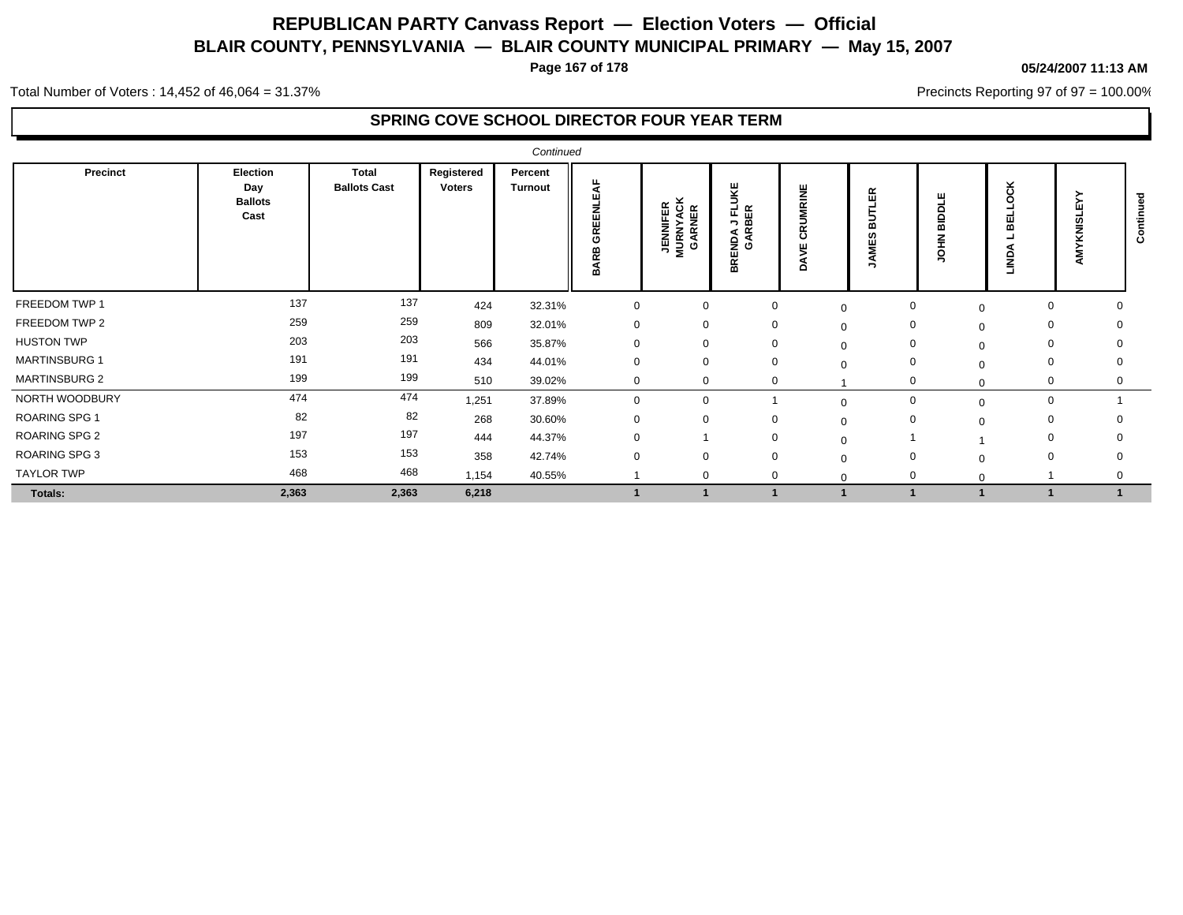# REPUBLICAN PARTY Canvass Report — Election Voters — Official

## BLAIR COUNTY, PENNSYLVANIA — BLAIR COUNTY MUNICIPAL PRIMARY — May 15, 2007

05/24/2007 11:13 AM

Total Number of Voters : 14,452 of 46,064 = 31.37%

Precincts Reporting 97 of 97 = 100.00%

### SPRING COVE SCHOOL DIRECTOR FOUR YEAR TERM

*Continued*

| Precinct | Election Day Ballots Cast | Total Ballots Cast | Registered Voters | Percent Turnout | BARB GREENLEAF | JENNIFER MURNYACK GARNER | BRENDA J FLUKE GARBER | DAVE CRUMRINE | JAMES BUTLER | JOHN BIDDLE | LINDA L BELLOCK | AMYKNISLEYY |
|---|---|---|---|---|---|---|---|---|---|---|---|---|
| FREEDOM TWP 1 | 137 | 137 | 424 | 32.31% | 0 | 0 | 0 | 0 | 0 | 0 | 0 | 0 |
| FREEDOM TWP 2 | 259 | 259 | 809 | 32.01% | 0 | 0 | 0 | 0 | 0 | 0 | 0 | 0 |
| HUSTON TWP | 203 | 203 | 566 | 35.87% | 0 | 0 | 0 | 0 | 0 | 0 | 0 | 0 |
| MARTINSBURG 1 | 191 | 191 | 434 | 44.01% | 0 | 0 | 0 | 0 | 0 | 0 | 0 | 0 |
| MARTINSBURG 2 | 199 | 199 | 510 | 39.02% | 0 | 0 | 0 | 1 | 0 | 0 | 0 | 0 |
| NORTH WOODBURY | 474 | 474 | 1,251 | 37.89% | 0 | 0 | 1 | 0 | 0 | 0 | 0 | 1 |
| ROARING SPG 1 | 82 | 82 | 268 | 30.60% | 0 | 0 | 0 | 0 | 0 | 0 | 0 | 0 |
| ROARING SPG 2 | 197 | 197 | 444 | 44.37% | 0 | 1 | 0 | 0 | 1 | 1 | 0 | 0 |
| ROARING SPG 3 | 153 | 153 | 358 | 42.74% | 0 | 0 | 0 | 0 | 0 | 0 | 0 | 0 |
| TAYLOR TWP | 468 | 468 | 1,154 | 40.55% | 1 | 0 | 0 | 0 | 0 | 0 | 1 | 0 |
| **Totals:** | **2,363** | **2,363** | **6,218** | | **1** | **1** | **1** | **1** | **1** | **1** | **1** | **1** |

Continued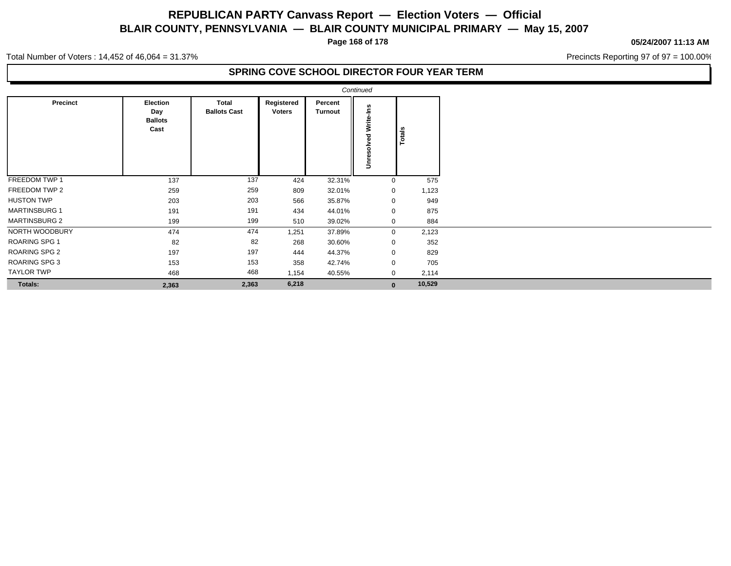# REPUBLICAN PARTY Canvass Report — Election Voters — Official

## BLAIR COUNTY, PENNSYLVANIA — BLAIR COUNTY MUNICIPAL PRIMARY — May 15, 2007

05/24/2007 11:13 AM

Total Number of Voters : 14,452 of 46,064 = 31.37%

Precincts Reporting 97 of 97 = 100.00%

### SPRING COVE SCHOOL DIRECTOR FOUR YEAR TERM

*Continued*

| Precinct | Election Day Ballots Cast | Total Ballots Cast | Registered Voters | Percent Turnout | Unresolved Write-Ins | Totals |
|---|---|---|---|---|---|---|
| FREEDOM TWP 1 | 137 | 137 | 424 | 32.31% | 0 | 575 |
| FREEDOM TWP 2 | 259 | 259 | 809 | 32.01% | 0 | 1,123 |
| HUSTON TWP | 203 | 203 | 566 | 35.87% | 0 | 949 |
| MARTINSBURG 1 | 191 | 191 | 434 | 44.01% | 0 | 875 |
| MARTINSBURG 2 | 199 | 199 | 510 | 39.02% | 0 | 884 |
| NORTH WOODBURY | 474 | 474 | 1,251 | 37.89% | 0 | 2,123 |
| ROARING SPG 1 | 82 | 82 | 268 | 30.60% | 0 | 352 |
| ROARING SPG 2 | 197 | 197 | 444 | 44.37% | 0 | 829 |
| ROARING SPG 3 | 153 | 153 | 358 | 42.74% | 0 | 705 |
| TAYLOR TWP | 468 | 468 | 1,154 | 40.55% | 0 | 2,114 |
| **Totals:** | **2,363** | **2,363** | **6,218** | | **0** | **10,529** |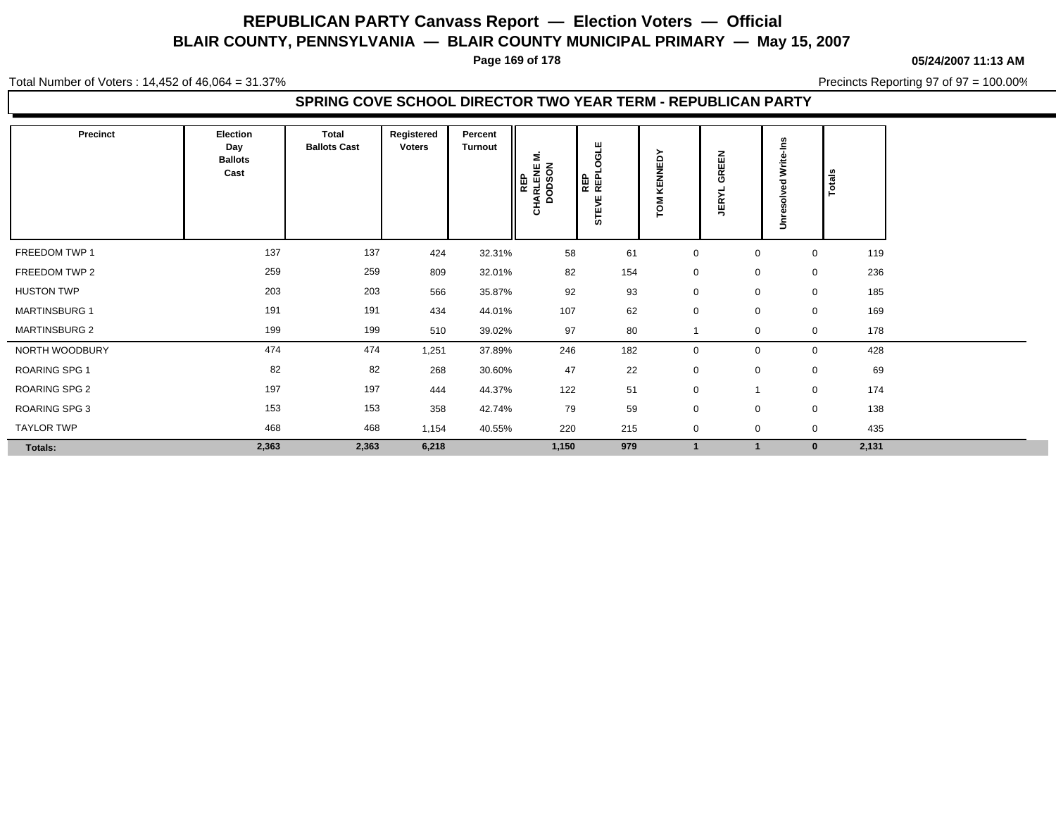# REPUBLICAN PARTY Canvass Report — Election Voters — Official

## BLAIR COUNTY, PENNSYLVANIA — BLAIR COUNTY MUNICIPAL PRIMARY — May 15, 2007

**05/24/2007 11:13 AM**

Total Number of Voters : 14,452 of 46,064 = 31.37%

Precincts Reporting 97 of 97 = 100.00%

### SPRING COVE SCHOOL DIRECTOR TWO YEAR TERM - REPUBLICAN PARTY

| Precinct | Election Day Ballots Cast | Total Ballots Cast | Registered Voters | Percent Turnout | REP CHARLENE M. DODSON | REP STEVE REPLOGLE | TOM KENNEDY | JERYL GREEN | Unresolved Write-Ins | Totals |
|---|---|---|---|---|---|---|---|---|---|---|
| FREEDOM TWP 1 | 137 | 137 | 424 | 32.31% | 58 | 61 | 0 | 0 | 0 | 119 |
| FREEDOM TWP 2 | 259 | 259 | 809 | 32.01% | 82 | 154 | 0 | 0 | 0 | 236 |
| HUSTON TWP | 203 | 203 | 566 | 35.87% | 92 | 93 | 0 | 0 | 0 | 185 |
| MARTINSBURG 1 | 191 | 191 | 434 | 44.01% | 107 | 62 | 0 | 0 | 0 | 169 |
| MARTINSBURG 2 | 199 | 199 | 510 | 39.02% | 97 | 80 | 1 | 0 | 0 | 178 |
| NORTH WOODBURY | 474 | 474 | 1,251 | 37.89% | 246 | 182 | 0 | 0 | 0 | 428 |
| ROARING SPG 1 | 82 | 82 | 268 | 30.60% | 47 | 22 | 0 | 0 | 0 | 69 |
| ROARING SPG 2 | 197 | 197 | 444 | 44.37% | 122 | 51 | 0 | 1 | 0 | 174 |
| ROARING SPG 3 | 153 | 153 | 358 | 42.74% | 79 | 59 | 0 | 0 | 0 | 138 |
| TAYLOR TWP | 468 | 468 | 1,154 | 40.55% | 220 | 215 | 0 | 0 | 0 | 435 |
| **Totals:** | **2,363** | **2,363** | **6,218** | | **1,150** | **979** | **1** | **1** | **0** | **2,131** |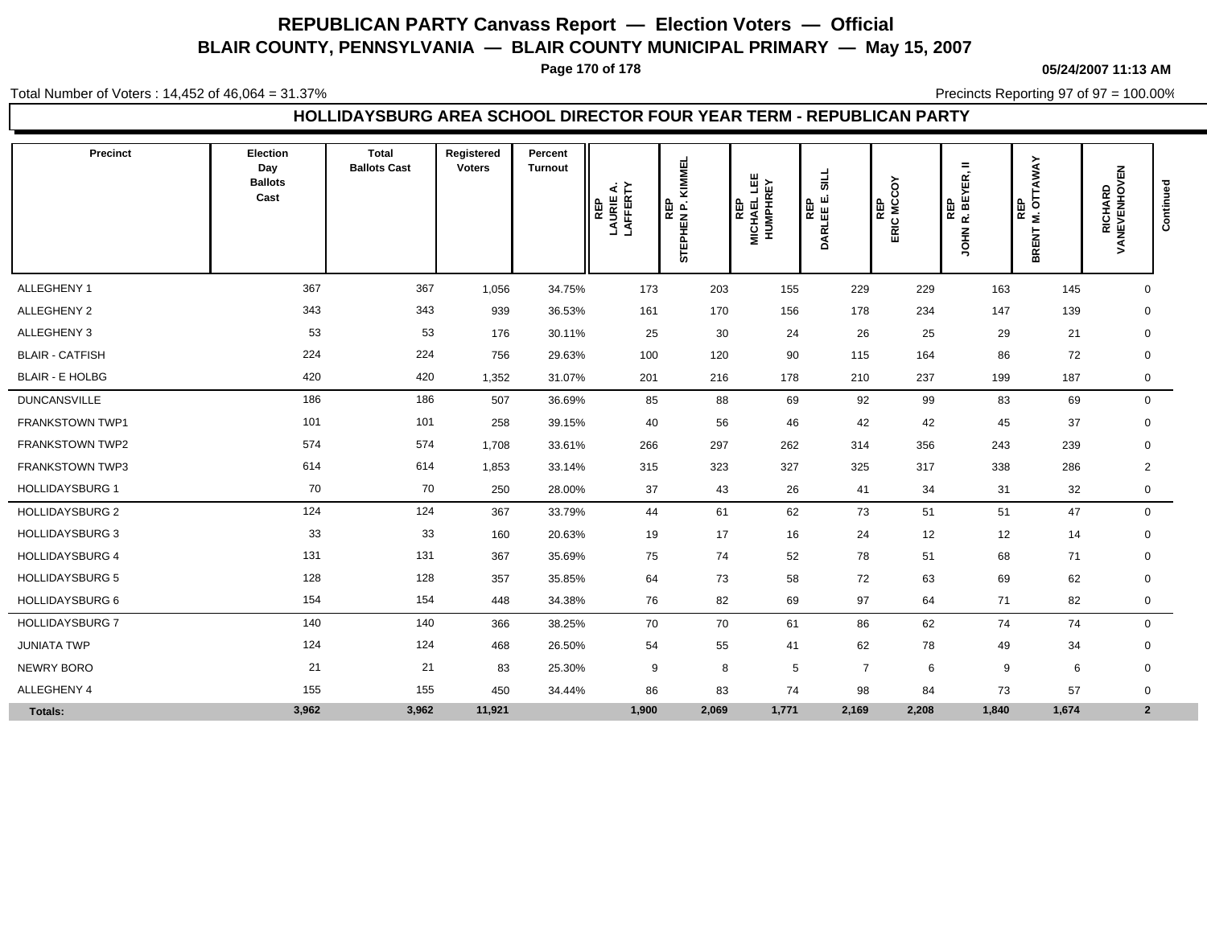# REPUBLICAN PARTY Canvass Report — Election Voters — Official

## BLAIR COUNTY, PENNSYLVANIA — BLAIR COUNTY MUNICIPAL PRIMARY — May 15, 2007

05/24/2007 11:13 AM

Total Number of Voters : 14,452 of 46,064 = 31.37%

Precincts Reporting 97 of 97 = 100.00%

### HOLLIDAYSBURG AREA SCHOOL DIRECTOR FOUR YEAR TERM - REPUBLICAN PARTY

| Precinct | Election Day Ballots Cast | Total Ballots Cast | Registered Voters | Percent Turnout | REP LAURIE A. LAFFERTY | REP STEPHEN P. KIMMEL | REP MICHAEL LEE HUMPHREY | REP DARLEE E. SILL | REP ERIC MCCOY | REP JOHN R. BEYER, II | REP BRENT M. OTTAWAY | RICHARD VANEVENHOVEN | Continued |
|---|---|---|---|---|---|---|---|---|---|---|---|---|---|
| ALLEGHENY 1 | 367 | 367 | 1,056 | 34.75% | 173 | 203 | 155 | 229 | 229 | 163 | 145 | 0 | |
| ALLEGHENY 2 | 343 | 343 | 939 | 36.53% | 161 | 170 | 156 | 178 | 234 | 147 | 139 | 0 | |
| ALLEGHENY 3 | 53 | 53 | 176 | 30.11% | 25 | 30 | 24 | 26 | 25 | 29 | 21 | 0 | |
| BLAIR - CATFISH | 224 | 224 | 756 | 29.63% | 100 | 120 | 90 | 115 | 164 | 86 | 72 | 0 | |
| BLAIR - E HOLBG | 420 | 420 | 1,352 | 31.07% | 201 | 216 | 178 | 210 | 237 | 199 | 187 | 0 | |
| DUNCANSVILLE | 186 | 186 | 507 | 36.69% | 85 | 88 | 69 | 92 | 99 | 83 | 69 | 0 | |
| FRANKSTOWN TWP1 | 101 | 101 | 258 | 39.15% | 40 | 56 | 46 | 42 | 42 | 45 | 37 | 0 | |
| FRANKSTOWN TWP2 | 574 | 574 | 1,708 | 33.61% | 266 | 297 | 262 | 314 | 356 | 243 | 239 | 0 | |
| FRANKSTOWN TWP3 | 614 | 614 | 1,853 | 33.14% | 315 | 323 | 327 | 325 | 317 | 338 | 286 | 2 | |
| HOLLIDAYSBURG 1 | 70 | 70 | 250 | 28.00% | 37 | 43 | 26 | 41 | 34 | 31 | 32 | 0 | |
| HOLLIDAYSBURG 2 | 124 | 124 | 367 | 33.79% | 44 | 61 | 62 | 73 | 51 | 51 | 47 | 0 | |
| HOLLIDAYSBURG 3 | 33 | 33 | 160 | 20.63% | 19 | 17 | 16 | 24 | 12 | 12 | 14 | 0 | |
| HOLLIDAYSBURG 4 | 131 | 131 | 367 | 35.69% | 75 | 74 | 52 | 78 | 51 | 68 | 71 | 0 | |
| HOLLIDAYSBURG 5 | 128 | 128 | 357 | 35.85% | 64 | 73 | 58 | 72 | 63 | 69 | 62 | 0 | |
| HOLLIDAYSBURG 6 | 154 | 154 | 448 | 34.38% | 76 | 82 | 69 | 97 | 64 | 71 | 82 | 0 | |
| HOLLIDAYSBURG 7 | 140 | 140 | 366 | 38.25% | 70 | 70 | 61 | 86 | 62 | 74 | 74 | 0 | |
| JUNIATA TWP | 124 | 124 | 468 | 26.50% | 54 | 55 | 41 | 62 | 78 | 49 | 34 | 0 | |
| NEWRY BORO | 21 | 21 | 83 | 25.30% | 9 | 8 | 5 | 7 | 6 | 9 | 6 | 0 | |
| ALLEGHENY 4 | 155 | 155 | 450 | 34.44% | 86 | 83 | 74 | 98 | 84 | 73 | 57 | 0 | |
| **Totals:** | **3,962** | **3,962** | **11,921** | | **1,900** | **2,069** | **1,771** | **2,169** | **2,208** | **1,840** | **1,674** | **2** | |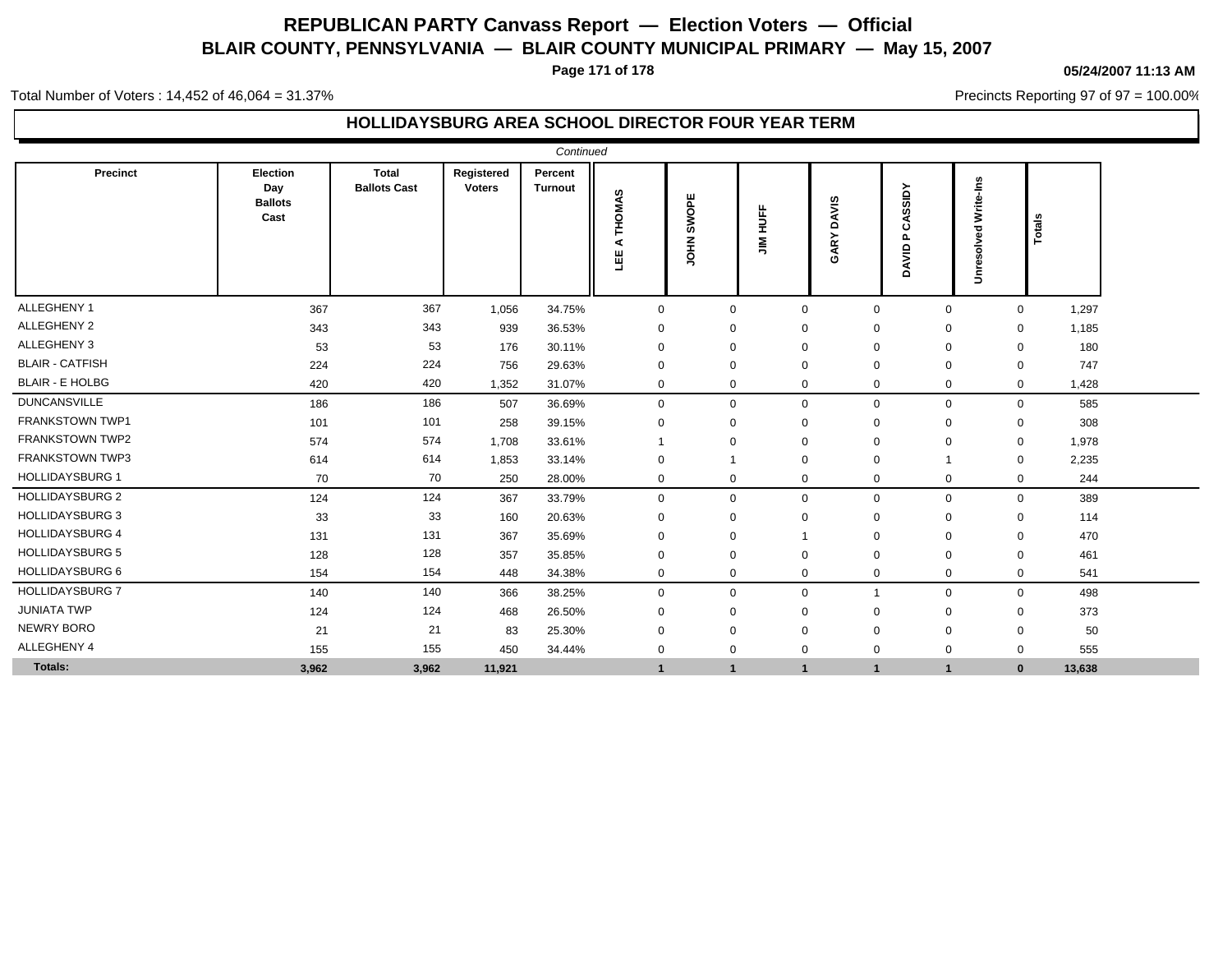# REPUBLICAN PARTY Canvass Report — Election Voters — Official

## BLAIR COUNTY, PENNSYLVANIA — BLAIR COUNTY MUNICIPAL PRIMARY — May 15, 2007

05/24/2007 11:13 AM

Total Number of Voters : 14,452 of 46,064 = 31.37%

Precincts Reporting 97 of 97 = 100.00%

### HOLLIDAYSBURG AREA SCHOOL DIRECTOR FOUR YEAR TERM

*Continued*

| Precinct | Election Day Ballots Cast | Total Ballots Cast | Registered Voters | Percent Turnout | LEE A THOMAS | JOHN SWOPE | JIM HUFF | GARY DAVIS | DAVID P CASSIDY | Unresolved Write-Ins | Totals |
|---|---|---|---|---|---|---|---|---|---|---|---|
| ALLEGHENY 1 | 367 | 367 | 1,056 | 34.75% | 0 | 0 | 0 | 0 | 0 | 0 | 1,297 |
| ALLEGHENY 2 | 343 | 343 | 939 | 36.53% | 0 | 0 | 0 | 0 | 0 | 0 | 1,185 |
| ALLEGHENY 3 | 53 | 53 | 176 | 30.11% | 0 | 0 | 0 | 0 | 0 | 0 | 180 |
| BLAIR - CATFISH | 224 | 224 | 756 | 29.63% | 0 | 0 | 0 | 0 | 0 | 0 | 747 |
| BLAIR - E HOLBG | 420 | 420 | 1,352 | 31.07% | 0 | 0 | 0 | 0 | 0 | 0 | 1,428 |
| DUNCANSVILLE | 186 | 186 | 507 | 36.69% | 0 | 0 | 0 | 0 | 0 | 0 | 585 |
| FRANKSTOWN TWP1 | 101 | 101 | 258 | 39.15% | 0 | 0 | 0 | 0 | 0 | 0 | 308 |
| FRANKSTOWN TWP2 | 574 | 574 | 1,708 | 33.61% | 1 | 0 | 0 | 0 | 0 | 0 | 1,978 |
| FRANKSTOWN TWP3 | 614 | 614 | 1,853 | 33.14% | 0 | 1 | 0 | 0 | 1 | 0 | 2,235 |
| HOLLIDAYSBURG 1 | 70 | 70 | 250 | 28.00% | 0 | 0 | 0 | 0 | 0 | 0 | 244 |
| HOLLIDAYSBURG 2 | 124 | 124 | 367 | 33.79% | 0 | 0 | 0 | 0 | 0 | 0 | 389 |
| HOLLIDAYSBURG 3 | 33 | 33 | 160 | 20.63% | 0 | 0 | 0 | 0 | 0 | 0 | 114 |
| HOLLIDAYSBURG 4 | 131 | 131 | 367 | 35.69% | 0 | 0 | 1 | 0 | 0 | 0 | 470 |
| HOLLIDAYSBURG 5 | 128 | 128 | 357 | 35.85% | 0 | 0 | 0 | 0 | 0 | 0 | 461 |
| HOLLIDAYSBURG 6 | 154 | 154 | 448 | 34.38% | 0 | 0 | 0 | 0 | 0 | 0 | 541 |
| HOLLIDAYSBURG 7 | 140 | 140 | 366 | 38.25% | 0 | 0 | 0 | 1 | 0 | 0 | 498 |
| JUNIATA TWP | 124 | 124 | 468 | 26.50% | 0 | 0 | 0 | 0 | 0 | 0 | 373 |
| NEWRY BORO | 21 | 21 | 83 | 25.30% | 0 | 0 | 0 | 0 | 0 | 0 | 50 |
| ALLEGHENY 4 | 155 | 155 | 450 | 34.44% | 0 | 0 | 0 | 0 | 0 | 0 | 555 |
| **Totals:** | **3,962** | **3,962** | **11,921** | | **1** | **1** | **1** | **1** | **1** | **0** | **13,638** |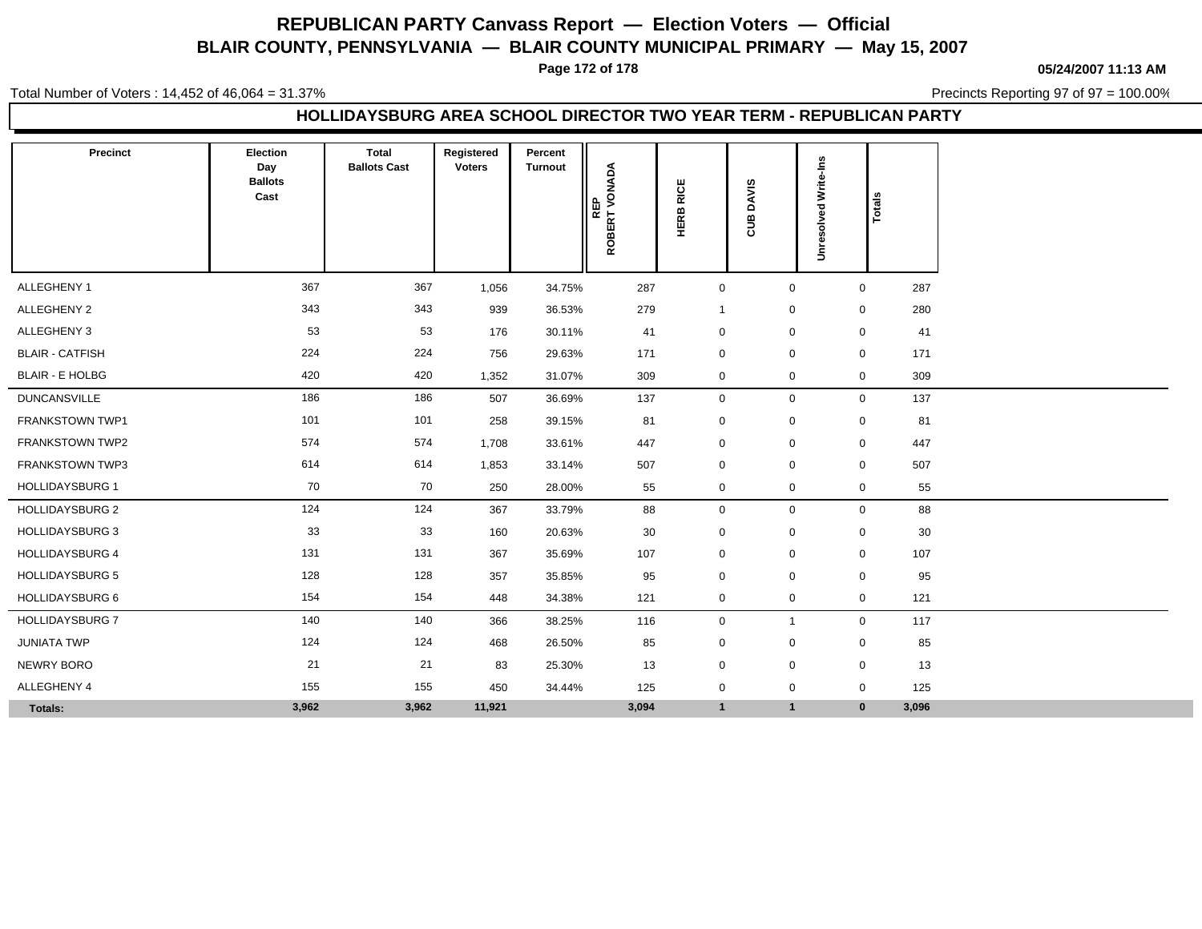# REPUBLICAN PARTY Canvass Report — Election Voters — Official

## BLAIR COUNTY, PENNSYLVANIA — BLAIR COUNTY MUNICIPAL PRIMARY — May 15, 2007

05/24/2007 11:13 AM

Total Number of Voters : 14,452 of 46,064 = 31.37%

Precincts Reporting 97 of 97 = 100.00%

### HOLLIDAYSBURG AREA SCHOOL DIRECTOR TWO YEAR TERM - REPUBLICAN PARTY

| Precinct | Election Day Ballots Cast | Total Ballots Cast | Registered Voters | Percent Turnout | REP ROBERT VONADA | HERB RICE | CUB DAVIS | Unresolved Write-Ins | Totals |
|---|---|---|---|---|---|---|---|---|---|
| ALLEGHENY 1 | 367 | 367 | 1,056 | 34.75% | 287 | 0 | 0 | 0 | 287 |
| ALLEGHENY 2 | 343 | 343 | 939 | 36.53% | 279 | 1 | 0 | 0 | 280 |
| ALLEGHENY 3 | 53 | 53 | 176 | 30.11% | 41 | 0 | 0 | 0 | 41 |
| BLAIR - CATFISH | 224 | 224 | 756 | 29.63% | 171 | 0 | 0 | 0 | 171 |
| BLAIR - E HOLBG | 420 | 420 | 1,352 | 31.07% | 309 | 0 | 0 | 0 | 309 |
| DUNCANSVILLE | 186 | 186 | 507 | 36.69% | 137 | 0 | 0 | 0 | 137 |
| FRANKSTOWN TWP1 | 101 | 101 | 258 | 39.15% | 81 | 0 | 0 | 0 | 81 |
| FRANKSTOWN TWP2 | 574 | 574 | 1,708 | 33.61% | 447 | 0 | 0 | 0 | 447 |
| FRANKSTOWN TWP3 | 614 | 614 | 1,853 | 33.14% | 507 | 0 | 0 | 0 | 507 |
| HOLLIDAYSBURG 1 | 70 | 70 | 250 | 28.00% | 55 | 0 | 0 | 0 | 55 |
| HOLLIDAYSBURG 2 | 124 | 124 | 367 | 33.79% | 88 | 0 | 0 | 0 | 88 |
| HOLLIDAYSBURG 3 | 33 | 33 | 160 | 20.63% | 30 | 0 | 0 | 0 | 30 |
| HOLLIDAYSBURG 4 | 131 | 131 | 367 | 35.69% | 107 | 0 | 0 | 0 | 107 |
| HOLLIDAYSBURG 5 | 128 | 128 | 357 | 35.85% | 95 | 0 | 0 | 0 | 95 |
| HOLLIDAYSBURG 6 | 154 | 154 | 448 | 34.38% | 121 | 0 | 0 | 0 | 121 |
| HOLLIDAYSBURG 7 | 140 | 140 | 366 | 38.25% | 116 | 0 | 1 | 0 | 117 |
| JUNIATA TWP | 124 | 124 | 468 | 26.50% | 85 | 0 | 0 | 0 | 85 |
| NEWRY BORO | 21 | 21 | 83 | 25.30% | 13 | 0 | 0 | 0 | 13 |
| ALLEGHENY 4 | 155 | 155 | 450 | 34.44% | 125 | 0 | 0 | 0 | 125 |
| **Totals:** | **3,962** | **3,962** | **11,921** | | **3,094** | **1** | **1** | **0** | **3,096** |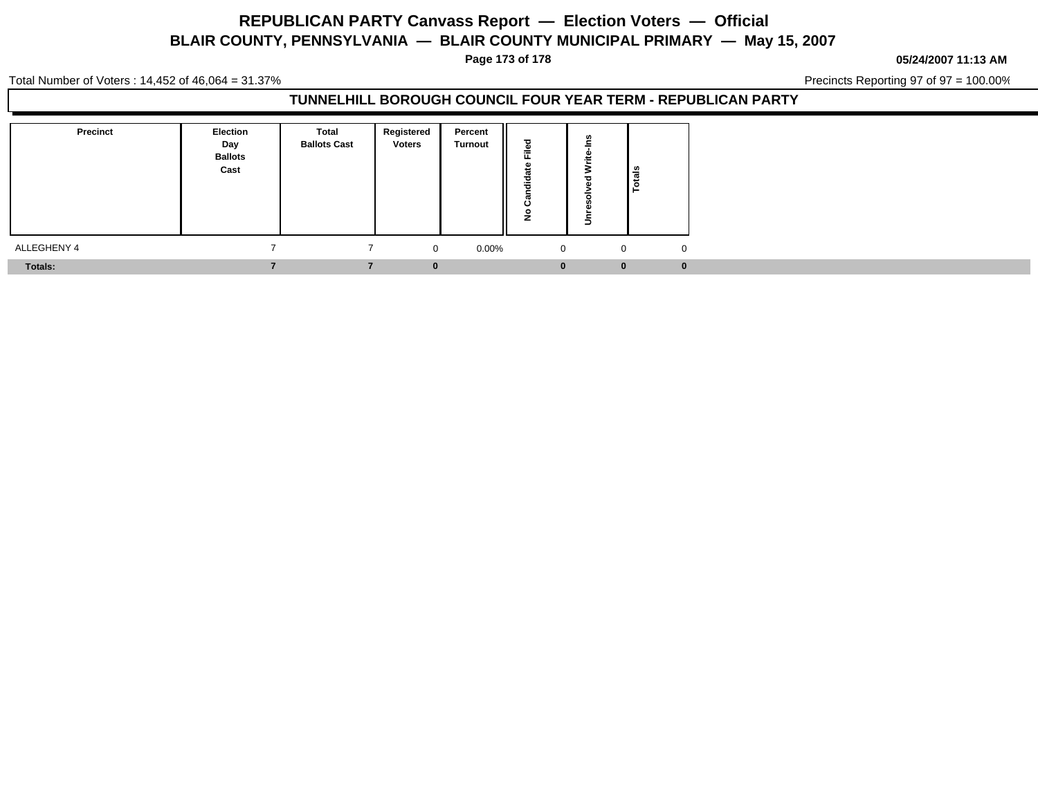# REPUBLICAN PARTY Canvass Report — Election Voters — Official

## BLAIR COUNTY, PENNSYLVANIA — BLAIR COUNTY MUNICIPAL PRIMARY — May 15, 2007

05/24/2007 11:13 AM

Total Number of Voters : 14,452 of 46,064 = 31.37%

Precincts Reporting 97 of 97 = 100.00%

### TUNNELHILL BOROUGH COUNCIL FOUR YEAR TERM - REPUBLICAN PARTY

| Precinct | Election Day Ballots Cast | Total Ballots Cast | Registered Voters | Percent Turnout | No Candidate Filed | Unresolved Write-Ins | Totals |
|---|---|---|---|---|---|---|---|
| ALLEGHENY 4 | 7 | 7 | 0 | 0.00% | 0 | 0 | 0 |
| **Totals:** | **7** | **7** | **0** | | **0** | **0** | **0** |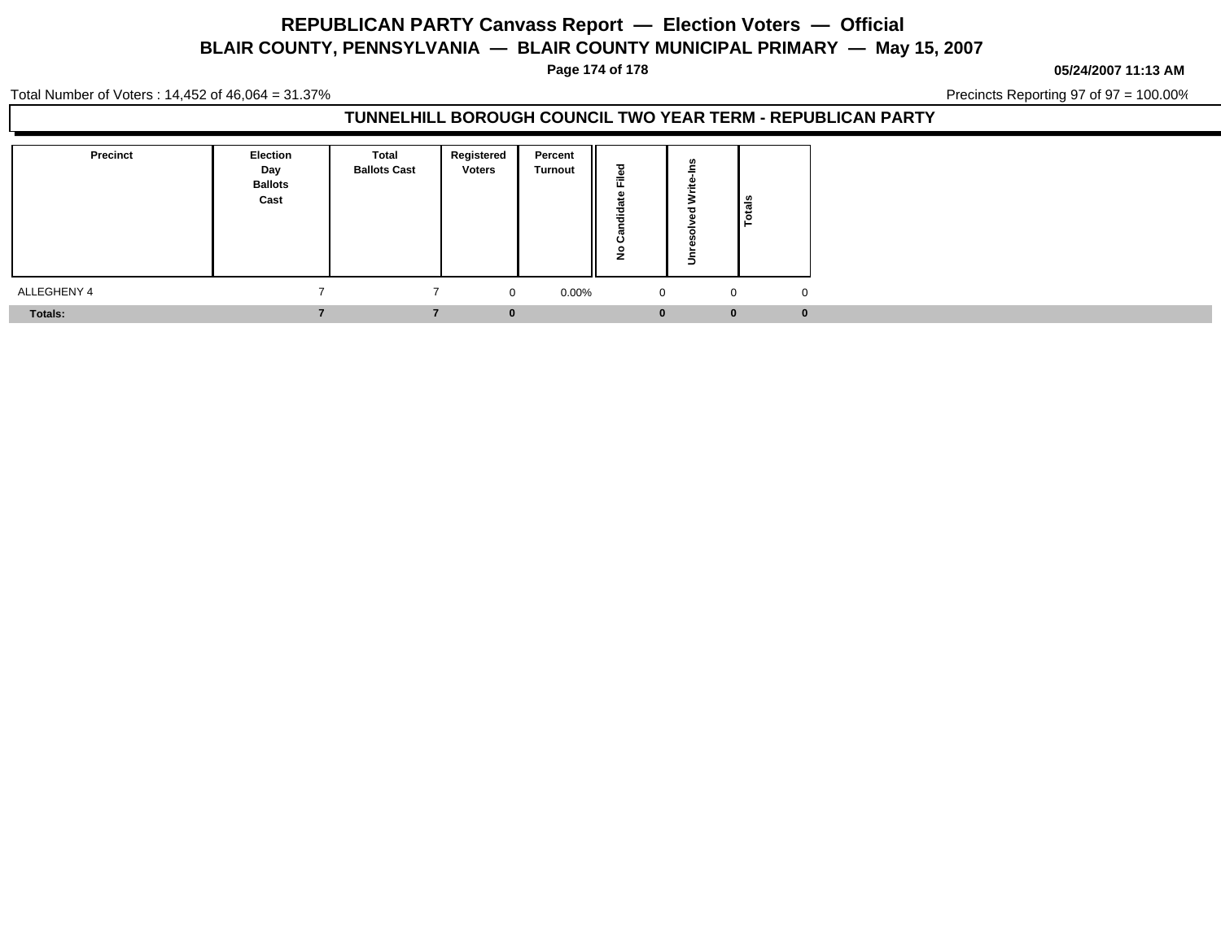# REPUBLICAN PARTY Canvass Report — Election Voters — Official

## BLAIR COUNTY, PENNSYLVANIA — BLAIR COUNTY MUNICIPAL PRIMARY — May 15, 2007

05/24/2007 11:13 AM

Total Number of Voters : 14,452 of 46,064 = 31.37%

Precincts Reporting 97 of 97 = 100.00%

### TUNNELHILL BOROUGH COUNCIL TWO YEAR TERM - REPUBLICAN PARTY

| Precinct | Election Day Ballots Cast | Total Ballots Cast | Registered Voters | Percent Turnout | No Candidate Filed | Unresolved Write-Ins | Totals |
|---|---|---|---|---|---|---|---|
| ALLEGHENY 4 | 7 | 7 | 0 | 0.00% | 0 | 0 | 0 |
| **Totals:** | **7** | **7** | **0** | | **0** | **0** | **0** |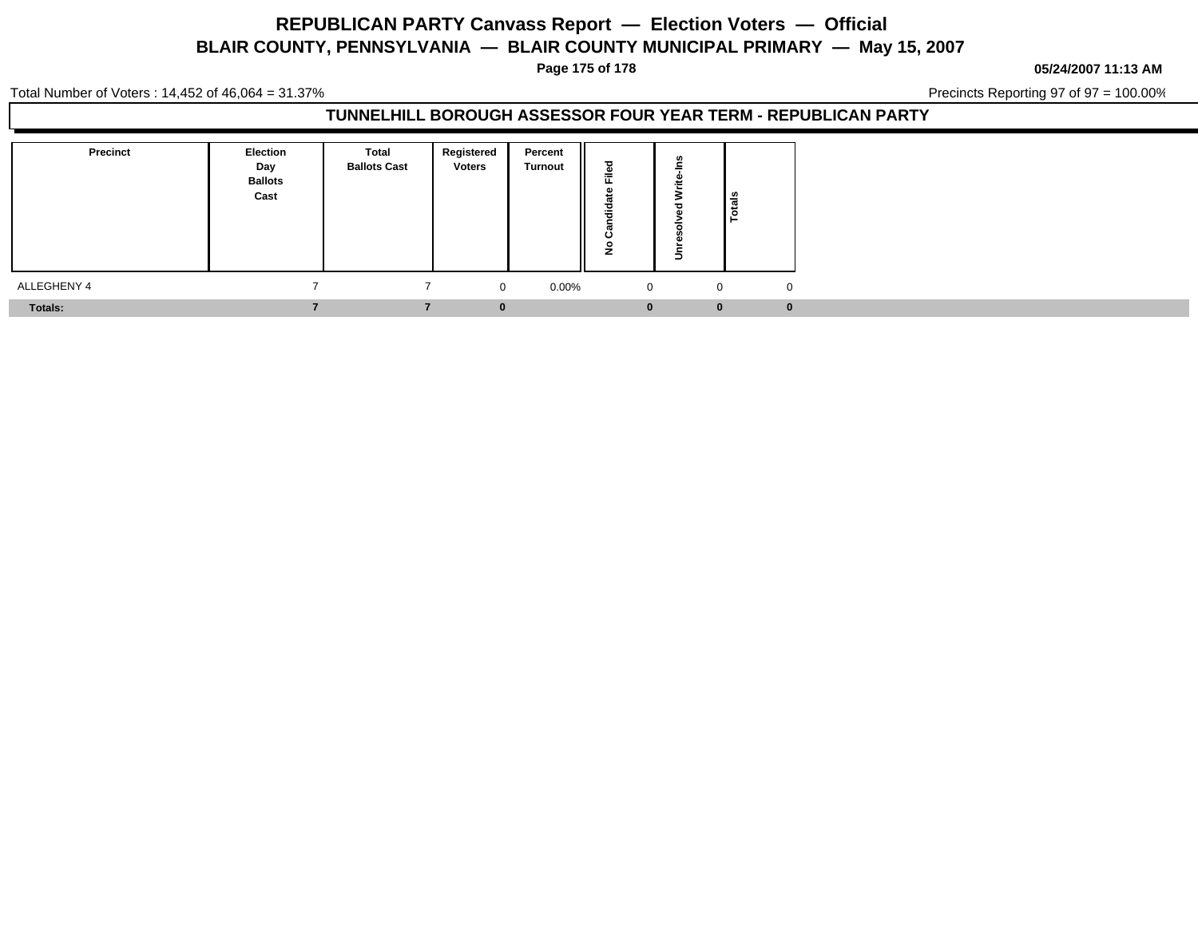# REPUBLICAN PARTY Canvass Report — Election Voters — Official

## BLAIR COUNTY, PENNSYLVANIA — BLAIR COUNTY MUNICIPAL PRIMARY — May 15, 2007

05/24/2007 11:13 AM

Total Number of Voters : 14,452 of 46,064 = 31.37%

Precincts Reporting 97 of 97 = 100.00%

### TUNNELHILL BOROUGH ASSESSOR FOUR YEAR TERM - REPUBLICAN PARTY

| Precinct | Election Day Ballots Cast | Total Ballots Cast | Registered Voters | Percent Turnout | No Candidate Filed | Unresolved Write-Ins | Totals |
|---|---|---|---|---|---|---|---|
| ALLEGHENY 4 | 7 | 7 | 0 | 0.00% | 0 | 0 | 0 |
| **Totals:** | **7** | **7** | **0** | | **0** | **0** | **0** |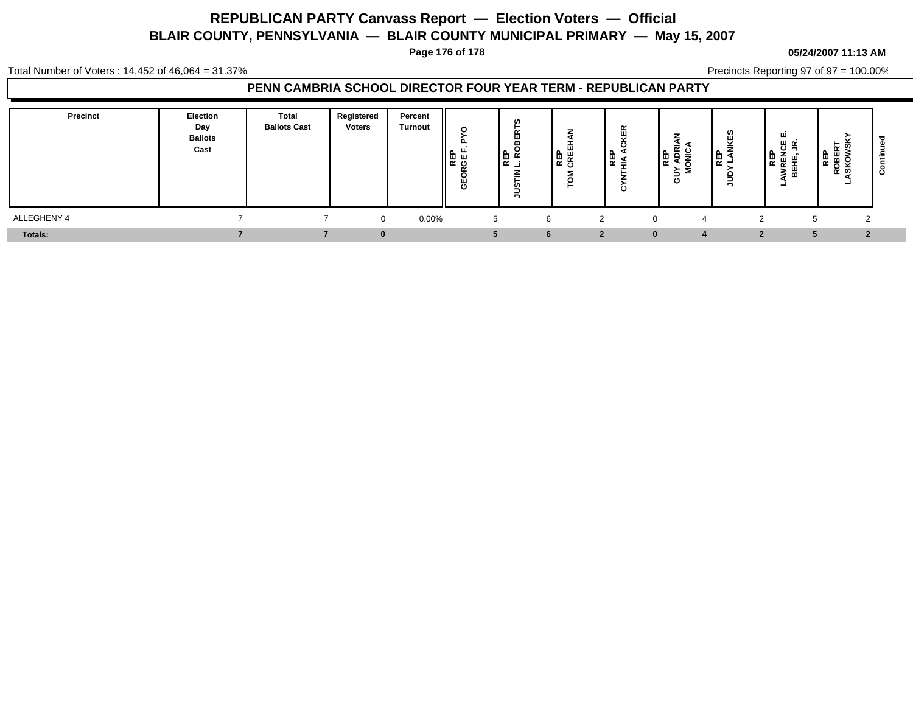# REPUBLICAN PARTY Canvass Report — Election Voters — Official

## BLAIR COUNTY, PENNSYLVANIA — BLAIR COUNTY MUNICIPAL PRIMARY — May 15, 2007

05/24/2007 11:13 AM

Total Number of Voters : 14,452 of 46,064 = 31.37%

Precincts Reporting 97 of 97 = 100.00%

### PENN CAMBRIA SCHOOL DIRECTOR FOUR YEAR TERM - REPUBLICAN PARTY

| Precinct | Election Day Ballots Cast | Total Ballots Cast | Registered Voters | Percent Turnout | REP GEORGE F. PYO | REP JUSTIN L. ROBERTS | REP TOM CREEHAN | REP CYNTHIA ACKER | REP GUY ADRIAN MONICA | REP JUDY LANKES | REP LAWRENCE E. BEHE, JR. | REP ROBERT LASKOWSKY | Continued |
|---|---|---|---|---|---|---|---|---|---|---|---|---|---|
| ALLEGHENY 4 | 7 | 7 | 0 | 0.00% | 5 | 6 | 2 | 0 | 4 | 2 | 5 | 2 | |
| **Totals:** | **7** | **7** | **0** | | **5** | **6** | **2** | **0** | **4** | **2** | **5** | **2** | |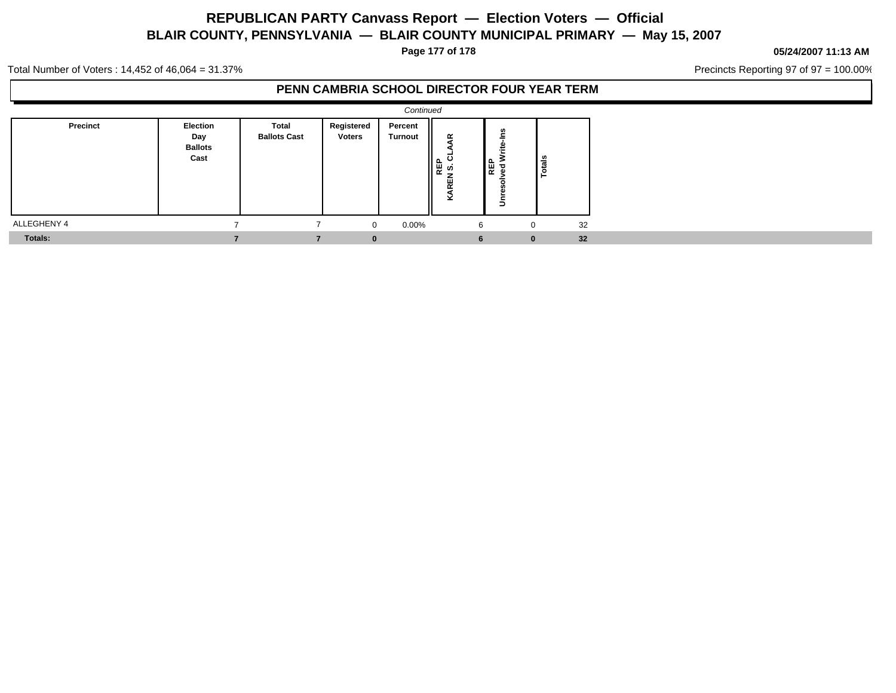# REPUBLICAN PARTY Canvass Report — Election Voters — Official

## BLAIR COUNTY, PENNSYLVANIA — BLAIR COUNTY MUNICIPAL PRIMARY — May 15, 2007

05/24/2007 11:13 AM

Total Number of Voters : 14,452 of 46,064 = 31.37%

Precincts Reporting 97 of 97 = 100.00%

### PENN CAMBRIA SCHOOL DIRECTOR FOUR YEAR TERM

*Continued*

| Precinct | Election Day Ballots Cast | Total Ballots Cast | Registered Voters | Percent Turnout | REP KAREN S. CLAAR | REP Unresolved Write-Ins | Totals |
|---|---|---|---|---|---|---|---|
| ALLEGHENY 4 | 7 | 7 | 0 | 0.00% | 6 | 0 | 32 |
| **Totals:** | **7** | **7** | **0** | | **6** | **0** | **32** |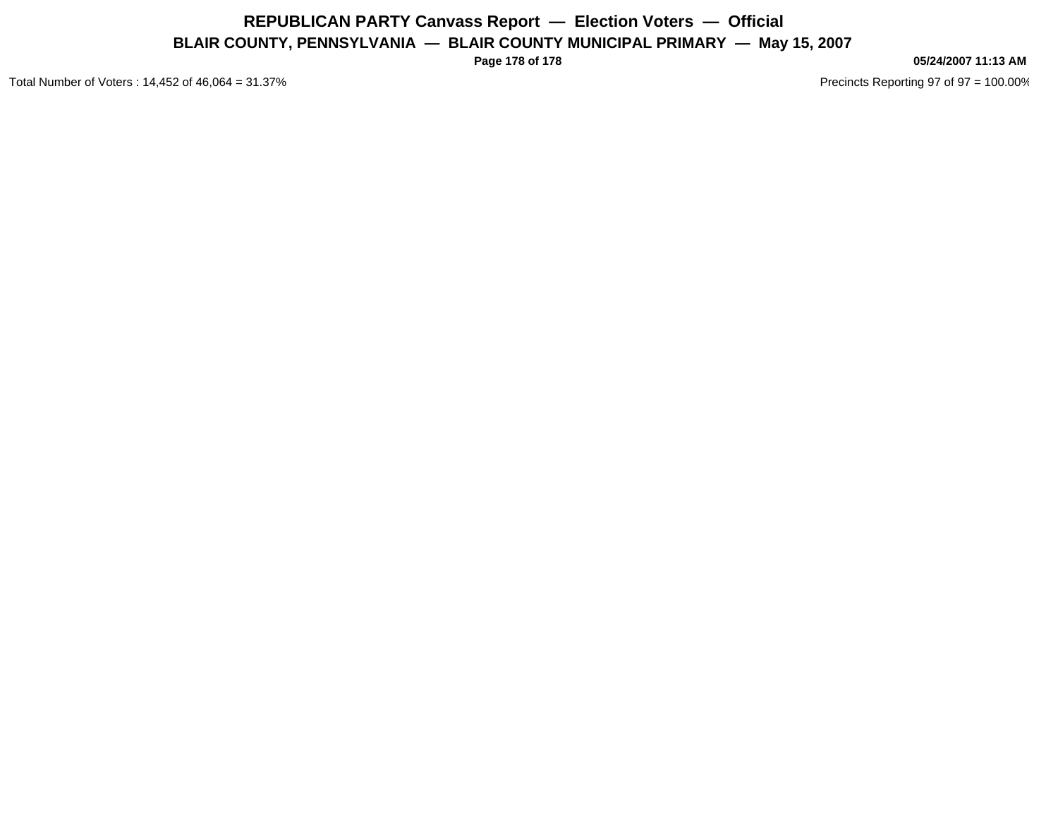# REPUBLICAN PARTY Canvass Report — Election Voters — Official

## BLAIR COUNTY, PENNSYLVANIA — BLAIR COUNTY MUNICIPAL PRIMARY — May 15, 2007

**05/24/2007 11:13 AM**

Total Number of Voters : 14,452 of 46,064 = 31.37%

Precincts Reporting 97 of 97 = 100.00%